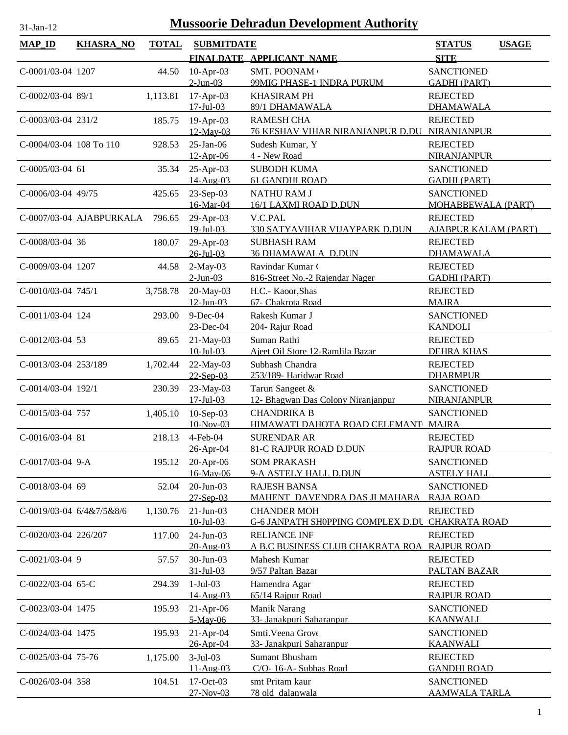# Mussoorie Dehradun Development Authority

31-Jan-12

| MAP_ID | KHASRA_NO | TOTAL | SUBMITDATE / FINALDATE | APPLICANT_NAME | STATUS / SITE | USAGE |
|---|---|---|---|---|---|---|
| C-0001/03-04 | 1207 | 44.50 | 10-Apr-03<br>2-Jun-03 | SMT. POONAM (<br>99MIG PHASE-1 INDRA PURUM | SANCTIONED<br>GADHI (PART) | |
| C-0002/03-04 | 89/1 | 1,113.81 | 17-Apr-03<br>17-Jul-03 | KHASIRAM PH<br>89/1 DHAMAWALA | REJECTED<br>DHAMAWALA | |
| C-0003/03-04 | 231/2 | 185.75 | 19-Apr-03<br>12-May-03 | RAMESH CHA<br>76 KESHAV VIHAR NIRANJANPUR D.DU | REJECTED<br>NIRANJANPUR | |
| C-0004/03-04 | 108 To 110 | 928.53 | 25-Jan-06<br>12-Apr-06 | Sudesh Kumar, Y<br>4 - New Road | REJECTED<br>NIRANJANPUR | |
| C-0005/03-04 | 61 | 35.34 | 25-Apr-03<br>14-Aug-03 | SUBODH KUMA<br>61 GANDHI ROAD | SANCTIONED<br>GADHI (PART) | |
| C-0006/03-04 | 49/75 | 425.65 | 23-Sep-03<br>16-Mar-04 | NATHU RAM J<br>16/1 LAXMI ROAD D.DUN | SANCTIONED<br>MOHABBEWALA (PART) | |
| C-0007/03-04 | AJABPURKALA | 796.65 | 29-Apr-03<br>19-Jul-03 | V.C.PAL<br>330 SATYAVIHAR VIJAYPARK D.DUN | REJECTED<br>AJABPUR KALAM (PART) | |
| C-0008/03-04 | 36 | 180.07 | 29-Apr-03<br>26-Jul-03 | SUBHASH RAM<br>36 DHAMAWALA D.DUN | REJECTED<br>DHAMAWALA | |
| C-0009/03-04 | 1207 | 44.58 | 2-May-03<br>2-Jun-03 | Ravindar Kumar (<br>816-Street No.-2 Rajendar Nager | REJECTED<br>GADHI (PART) | |
| C-0010/03-04 | 745/1 | 3,758.78 | 20-May-03<br>12-Jun-03 | H.C.- Kaoor,Shas<br>67- Chakrota Road | REJECTED<br>MAJRA | |
| C-0011/03-04 | 124 | 293.00 | 9-Dec-04<br>23-Dec-04 | Rakesh Kumar J<br>204- Rajur Road | SANCTIONED<br>KANDOLI | |
| C-0012/03-04 | 53 | 89.65 | 21-May-03<br>10-Jul-03 | Suman Rathi<br>Ajeet Oil Store 12-Ramlila Bazar | REJECTED<br>DEHRA KHAS | |
| C-0013/03-04 | 253/189 | 1,702.44 | 22-May-03<br>22-Sep-03 | Subhash Chandra<br>253/189- Haridwar Road | REJECTED<br>DHARMPUR | |
| C-0014/03-04 | 192/1 | 230.39 | 23-May-03<br>17-Jul-03 | Tarun Sangeet &<br>12- Bhagwan Das Colony Niranjanpur | SANCTIONED<br>NIRANJANPUR | |
| C-0015/03-04 | 757 | 1,405.10 | 10-Sep-03<br>10-Nov-03 | CHANDRIKA B<br>HIMAWATI DAHOTA ROAD CELEMANT( | SANCTIONED<br>MAJRA | |
| C-0016/03-04 | 81 | 218.13 | 4-Feb-04<br>26-Apr-04 | SURENDAR AR<br>81-C RAJPUR ROAD D.DUN | REJECTED<br>RAJPUR ROAD | |
| C-0017/03-04 | 9-A | 195.12 | 20-Apr-06<br>16-May-06 | SOM PRAKASH<br>9-A ASTELY HALL D.DUN | SANCTIONED<br>ASTELY HALL | |
| C-0018/03-04 | 69 | 52.04 | 20-Jun-03<br>27-Sep-03 | RAJESH BANSA<br>MAHENT DAVENDRA DAS JI MAHARA | SANCTIONED<br>RAJA ROAD | |
| C-0019/03-04 | 6/4&7/5&8/6 | 1,130.76 | 21-Jun-03<br>10-Jul-03 | CHANDER MOH<br>G-6 JANPATH SH0PPING COMPLEX D.DU | REJECTED<br>CHAKRATA ROAD | |
| C-0020/03-04 | 226/207 | 117.00 | 24-Jun-03<br>20-Aug-03 | RELIANCE INF<br>A B.C BUSINESS CLUB CHAKRATA ROA | REJECTED<br>RAJPUR ROAD | |
| C-0021/03-04 | 9 | 57.57 | 30-Jun-03<br>31-Jul-03 | Mahesh Kumar<br>9/57 Paltan Bazar | REJECTED<br>PALTAN BAZAR | |
| C-0022/03-04 | 65-C | 294.39 | 1-Jul-03<br>14-Aug-03 | Hamendra Agar<br>65/14 Rajpur Road | REJECTED<br>RAJPUR ROAD | |
| C-0023/03-04 | 1475 | 195.93 | 21-Apr-06<br>5-May-06 | Manik Narang<br>33- Janakpuri Saharanpur | SANCTIONED<br>KAANWALI | |
| C-0024/03-04 | 1475 | 195.93 | 21-Apr-04<br>26-Apr-04 | Smti.Veena Grove<br>33- Janakpuri Saharanpur | SANCTIONED<br>KAANWALI | |
| C-0025/03-04 | 75-76 | 1,175.00 | 3-Jul-03<br>11-Aug-03 | Sumant Bhusham<br>C/O- 16-A- Subhas Road | REJECTED<br>GANDHI ROAD | |
| C-0026/03-04 | 358 | 104.51 | 17-Oct-03<br>27-Nov-03 | smt Pritam kaur<br>78 old dalanwala | SANCTIONED<br>AAMWALA TARLA | |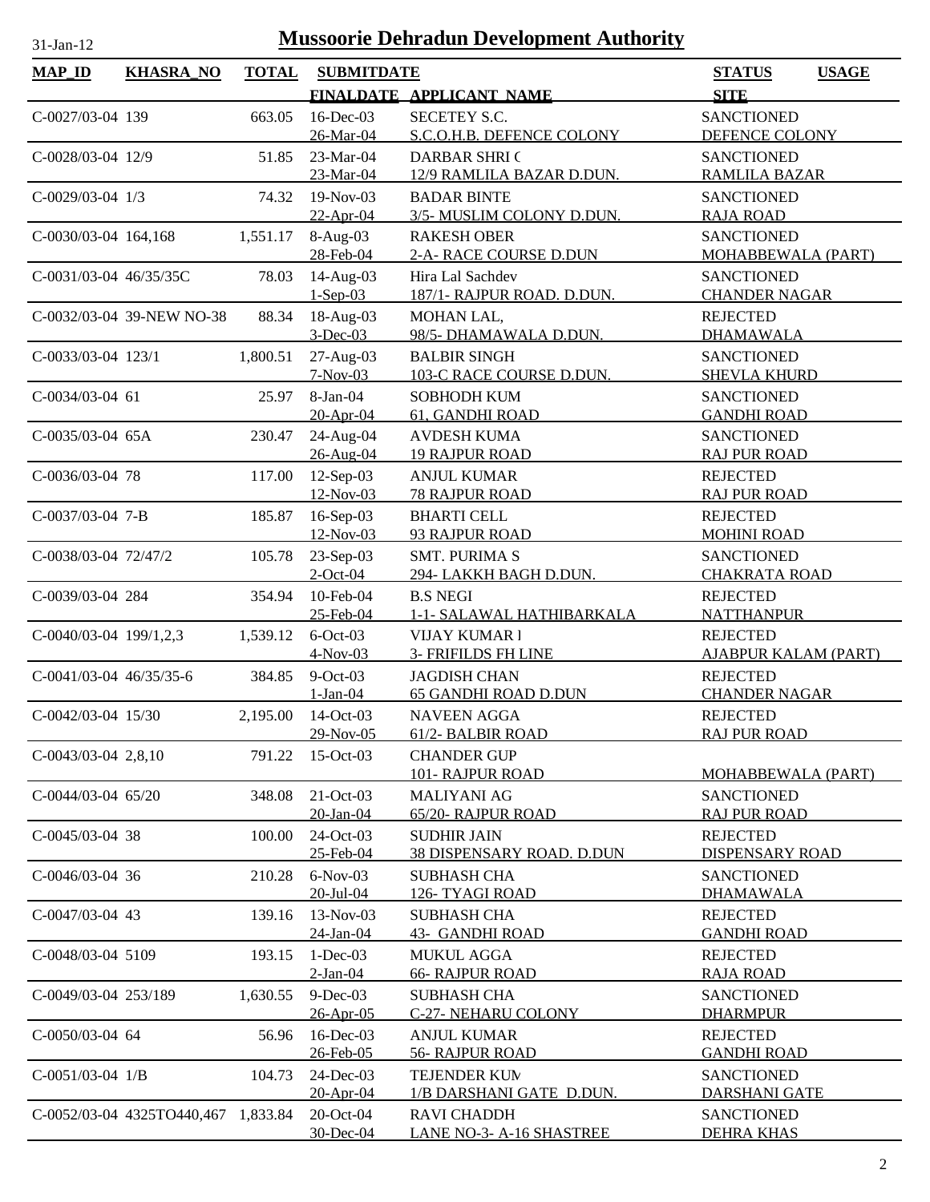# Mussoorie Dehradun Development Authority

31-Jan-12

| MAP_ID | KHASRA_NO | TOTAL | SUBMITDATE / FINALDATE | APPLICANT_NAME | STATUS / SITE | USAGE |
|---|---|---|---|---|---|---|
| C-0027/03-04 | 139 | 663.05 | 16-Dec-03 / 26-Mar-04 | SECETEY S.C. / S.C.O.H.B. DEFENCE COLONY | SANCTIONED / DEFENCE COLONY | |
| C-0028/03-04 | 12/9 | 51.85 | 23-Mar-04 / 23-Mar-04 | DARBAR SHRI ( / 12/9 RAMLILA BAZAR D.DUN. | SANCTIONED / RAMLILA BAZAR | |
| C-0029/03-04 | 1/3 | 74.32 | 19-Nov-03 / 22-Apr-04 | BADAR BINTE / 3/5- MUSLIM COLONY D.DUN. | SANCTIONED / RAJA ROAD | |
| C-0030/03-04 | 164,168 | 1,551.17 | 8-Aug-03 / 28-Feb-04 | RAKESH OBER / 2-A- RACE COURSE D.DUN | SANCTIONED / MOHABBEWALA (PART) | |
| C-0031/03-04 | 46/35/35C | 78.03 | 14-Aug-03 / 1-Sep-03 | Hira Lal Sachdev / 187/1- RAJPUR ROAD. D.DUN. | SANCTIONED / CHANDER NAGAR | |
| C-0032/03-04 | 39-NEW NO-38 | 88.34 | 18-Aug-03 / 3-Dec-03 | MOHAN LAL, / 98/5- DHAMAWALA D.DUN. | REJECTED / DHAMAWALA | |
| C-0033/03-04 | 123/1 | 1,800.51 | 27-Aug-03 / 7-Nov-03 | BALBIR SINGH / 103-C RACE COURSE D.DUN. | SANCTIONED / SHEVLA KHURD | |
| C-0034/03-04 | 61 | 25.97 | 8-Jan-04 / 20-Apr-04 | SOBHODH KUM / 61, GANDHI ROAD | SANCTIONED / GANDHI ROAD | |
| C-0035/03-04 | 65A | 230.47 | 24-Aug-04 / 26-Aug-04 | AVDESH KUMA / 19 RAJPUR ROAD | SANCTIONED / RAJ PUR ROAD | |
| C-0036/03-04 | 78 | 117.00 | 12-Sep-03 / 12-Nov-03 | ANJUL KUMAR / 78 RAJPUR ROAD | REJECTED / RAJ PUR ROAD | |
| C-0037/03-04 | 7-B | 185.87 | 16-Sep-03 / 12-Nov-03 | BHARTI CELL / 93 RAJPUR ROAD | REJECTED / MOHINI ROAD | |
| C-0038/03-04 | 72/47/2 | 105.78 | 23-Sep-03 / 2-Oct-04 | SMT. PURIMA S / 294- LAKKH BAGH D.DUN. | SANCTIONED / CHAKRATA ROAD | |
| C-0039/03-04 | 284 | 354.94 | 10-Feb-04 / 25-Feb-04 | B.S NEGI / 1-1- SALAWAL HATHIBARKALA | REJECTED / NATTHANPUR | |
| C-0040/03-04 | 199/1,2,3 | 1,539.12 | 6-Oct-03 / 4-Nov-03 | VIJAY KUMAR I / 3- FRIFILDS FH LINE | REJECTED / AJABPUR KALAM (PART) | |
| C-0041/03-04 | 46/35/35-6 | 384.85 | 9-Oct-03 / 1-Jan-04 | JAGDISH CHAN / 65 GANDHI ROAD D.DUN | REJECTED / CHANDER NAGAR | |
| C-0042/03-04 | 15/30 | 2,195.00 | 14-Oct-03 / 29-Nov-05 | NAVEEN AGGA / 61/2- BALBIR ROAD | REJECTED / RAJ PUR ROAD | |
| C-0043/03-04 | 2,8,10 | 791.22 | 15-Oct-03 | CHANDER GUP / 101- RAJPUR ROAD | MOHABBEWALA (PART) | |
| C-0044/03-04 | 65/20 | 348.08 | 21-Oct-03 / 20-Jan-04 | MALIYANI AG / 65/20- RAJPUR ROAD | SANCTIONED / RAJ PUR ROAD | |
| C-0045/03-04 | 38 | 100.00 | 24-Oct-03 / 25-Feb-04 | SUDHIR JAIN / 38 DISPENSARY ROAD. D.DUN | REJECTED / DISPENSARY ROAD | |
| C-0046/03-04 | 36 | 210.28 | 6-Nov-03 / 20-Jul-04 | SUBHASH CHA / 126- TYAGI ROAD | SANCTIONED / DHAMAWALA | |
| C-0047/03-04 | 43 | 139.16 | 13-Nov-03 / 24-Jan-04 | SUBHASH CHA / 43- GANDHI ROAD | REJECTED / GANDHI ROAD | |
| C-0048/03-04 | 5109 | 193.15 | 1-Dec-03 / 2-Jan-04 | MUKUL AGGA / 66- RAJPUR ROAD | REJECTED / RAJA ROAD | |
| C-0049/03-04 | 253/189 | 1,630.55 | 9-Dec-03 / 26-Apr-05 | SUBHASH CHA / C-27- NEHARU COLONY | SANCTIONED / DHARMPUR | |
| C-0050/03-04 | 64 | 56.96 | 16-Dec-03 / 26-Feb-05 | ANJUL KUMAR / 56- RAJPUR ROAD | REJECTED / GANDHI ROAD | |
| C-0051/03-04 | 1/B | 104.73 | 24-Dec-03 / 20-Apr-04 | TEJENDER KUM / 1/B DARSHANI GATE D.DUN. | SANCTIONED / DARSHANI GATE | |
| C-0052/03-04 | 4325TO440,467 | 1,833.84 | 20-Oct-04 / 30-Dec-04 | RAVI CHADDH / LANE NO-3- A-16 SHASTREE | SANCTIONED / DEHRA KHAS | |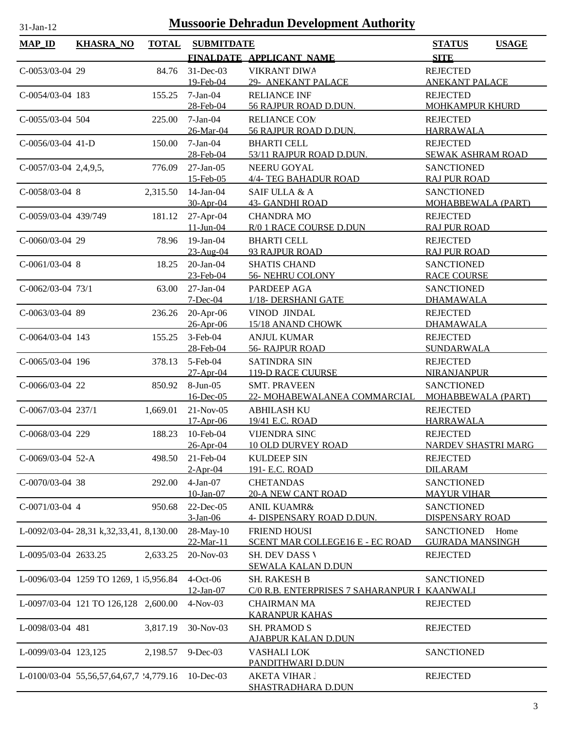# Mussoorie Dehradun Development Authority

31-Jan-12

| MAP_ID | KHASRA_NO | TOTAL | SUBMITDATE / FINALDATE | APPLICANT_NAME | STATUS / SITE | USAGE |
|---|---|---|---|---|---|---|
| C-0053/03-04 | 29 | 84.76 | 31-Dec-03<br>19-Feb-04 | VIKRANT DIWA<br>29- ANEKANT PALACE | REJECTED<br>ANEKANT PALACE | |
| C-0054/03-04 | 183 | 155.25 | 7-Jan-04<br>28-Feb-04 | RELIANCE INF<br>56 RAJPUR ROAD D.DUN. | REJECTED<br>MOHKAMPUR KHURD | |
| C-0055/03-04 | 504 | 225.00 | 7-Jan-04<br>26-Mar-04 | RELIANCE COM<br>56 RAJPUR ROAD D.DUN. | REJECTED<br>HARRAWALA | |
| C-0056/03-04 | 41-D | 150.00 | 7-Jan-04<br>28-Feb-04 | BHARTI CELL<br>53/11 RAJPUR ROAD D.DUN. | REJECTED<br>SEWAK ASHRAM ROAD | |
| C-0057/03-04 | 2,4,9,5, | 776.09 | 27-Jan-05<br>15-Feb-05 | NEERU GOYAL<br>4/4- TEG BAHADUR ROAD | SANCTIONED<br>RAJ PUR ROAD | |
| C-0058/03-04 | 8 | 2,315.50 | 14-Jan-04<br>30-Apr-04 | SAIF ULLA & A<br>43- GANDHI ROAD | SANCTIONED<br>MOHABBEWALA (PART) | |
| C-0059/03-04 | 439/749 | 181.12 | 27-Apr-04<br>11-Jun-04 | CHANDRA MO<br>R/0 1 RACE COURSE D.DUN | REJECTED<br>RAJ PUR ROAD | |
| C-0060/03-04 | 29 | 78.96 | 19-Jan-04<br>23-Aug-04 | BHARTI CELL<br>93 RAJPUR ROAD | REJECTED<br>RAJ PUR ROAD | |
| C-0061/03-04 | 8 | 18.25 | 20-Jan-04<br>23-Feb-04 | SHATIS CHAND<br>56- NEHRU COLONY | SANCTIONED<br>RACE COURSE | |
| C-0062/03-04 | 73/1 | 63.00 | 27-Jan-04<br>7-Dec-04 | PARDEEP AGA<br>1/18- DERSHANI GATE | SANCTIONED<br>DHAMAWALA | |
| C-0063/03-04 | 89 | 236.26 | 20-Apr-06<br>26-Apr-06 | VINOD JINDAL<br>15/18 ANAND CHOWK | REJECTED<br>DHAMAWALA | |
| C-0064/03-04 | 143 | 155.25 | 3-Feb-04<br>28-Feb-04 | ANJUL KUMAR<br>56- RAJPUR ROAD | REJECTED<br>SUNDARWALA | |
| C-0065/03-04 | 196 | 378.13 | 5-Feb-04<br>27-Apr-04 | SATINDRA SIN<br>119-D RACE CUURSE | REJECTED<br>NIRANJANPUR | |
| C-0066/03-04 | 22 | 850.92 | 8-Jun-05<br>16-Dec-05 | SMT. PRAVEEN<br>22- MOHABEWALANEA COMMARCIAL | SANCTIONED<br>MOHABBEWALA (PART) | |
| C-0067/03-04 | 237/1 | 1,669.01 | 21-Nov-05<br>17-Apr-06 | ABHILASH KU<br>19/41 E.C. ROAD | REJECTED<br>HARRAWALA | |
| C-0068/03-04 | 229 | 188.23 | 10-Feb-04<br>26-Apr-04 | VIJENDRA SINC<br>10 OLD DURVEY ROAD | REJECTED<br>NARDEV SHASTRI MARG | |
| C-0069/03-04 | 52-A | 498.50 | 21-Feb-04<br>2-Apr-04 | KULDEEP SIN<br>191- E.C. ROAD | REJECTED<br>DILARAM | |
| C-0070/03-04 | 38 | 292.00 | 4-Jan-07<br>10-Jan-07 | CHETANDAS<br>20-A NEW CANT ROAD | SANCTIONED<br>MAYUR VIHAR | |
| C-0071/03-04 | 4 | 950.68 | 22-Dec-05<br>3-Jan-06 | ANIL KUAMR&<br>4- DISPENSARY ROAD D.DUN. | SANCTIONED<br>DISPENSARY ROAD | |
| L-0092/03-04- | 28,31 k,32,33,41, | 8,130.00 | 28-May-10<br>22-Mar-11 | FRIEND HOUSI<br>SCENT MAR COLLEGE16 E - EC ROAD | SANCTIONED<br>GUJRADA MANSINGH | Home |
| L-0095/03-04 | 2633.25 | 2,633.25 | 20-Nov-03 | SH. DEV DASS \<br>SEWALA KALAN D.DUN | REJECTED | |
| L-0096/03-04 | 1259 TO 1269, 1 | 5,956.84 | 4-Oct-06<br>12-Jan-07 | SH. RAKESH B<br>C/0 R.B. ENTERPRISES 7 SAHARANPUR I | SANCTIONED<br>KAANWALI | |
| L-0097/03-04 | 121 TO 126,128 | 2,600.00 | 4-Nov-03 | CHAIRMAN MA<br>KARANPUR KAHAS | REJECTED | |
| L-0098/03-04 | 481 | 3,817.19 | 30-Nov-03 | SH. PRAMOD S<br>AJABPUR KALAN D.DUN | REJECTED | |
| L-0099/03-04 | 123,125 | 2,198.57 | 9-Dec-03 | VASHALI LOK<br>PANDITHWARI D.DUN | SANCTIONED | |
| L-0100/03-04 | 55,56,57,64,67,7 | 24,779.16 | 10-Dec-03 | AKETA VIHAR J<br>SHASTRADHARA D.DUN | REJECTED | |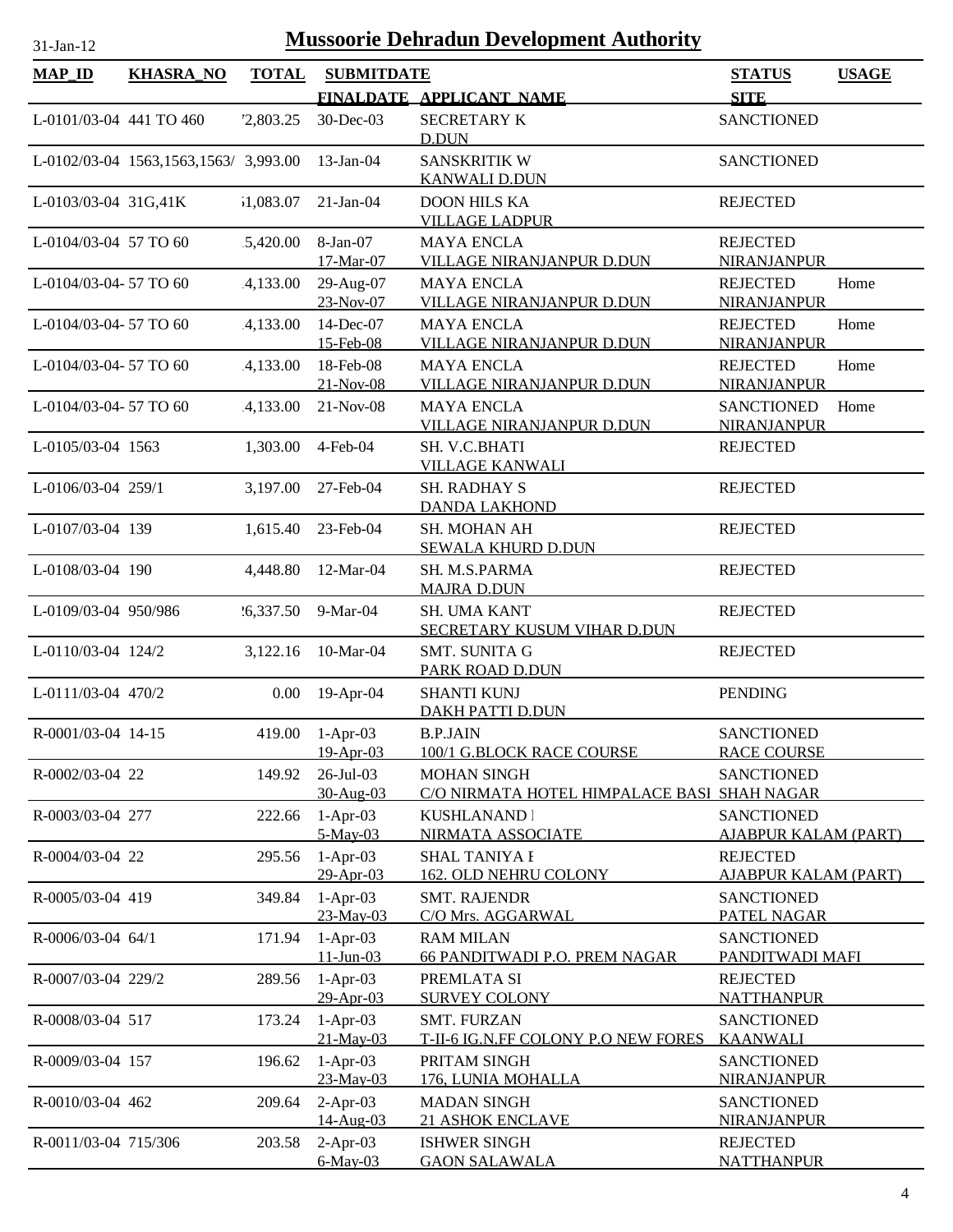# Mussoorie Dehradun Development Authority

31-Jan-12

| MAP_ID | KHASRA_NO | TOTAL | SUBMITDATE / FINALDATE | APPLICANT_NAME | STATUS / SITE | USAGE |
|---|---|---|---|---|---|---|
| L-0101/03-04 | 441 TO 460 | '2,803.25 | 30-Dec-03 | SECRETARY K D.DUN | SANCTIONED | |
| L-0102/03-04 | 1563,1563,1563/ | 3,993.00 | 13-Jan-04 | SANSKRITIK W KANWALI D.DUN | SANCTIONED | |
| L-0103/03-04 | 31G,41K | ;1,083.07 | 21-Jan-04 | DOON HILS KA VILLAGE LADPUR | REJECTED | |
| L-0104/03-04 | 57 TO 60 | .5,420.00 | 8-Jan-07 17-Mar-07 | MAYA ENCLA VILLAGE NIRANJANPUR D.DUN | REJECTED NIRANJANPUR | |
| L-0104/03-04- | 57 TO 60 | .4,133.00 | 29-Aug-07 23-Nov-07 | MAYA ENCLA VILLAGE NIRANJANPUR D.DUN | REJECTED NIRANJANPUR | Home |
| L-0104/03-04- | 57 TO 60 | .4,133.00 | 14-Dec-07 15-Feb-08 | MAYA ENCLA VILLAGE NIRANJANPUR D.DUN | REJECTED NIRANJANPUR | Home |
| L-0104/03-04- | 57 TO 60 | .4,133.00 | 18-Feb-08 21-Nov-08 | MAYA ENCLA VILLAGE NIRANJANPUR D.DUN | REJECTED NIRANJANPUR | Home |
| L-0104/03-04- | 57 TO 60 | .4,133.00 | 21-Nov-08 | MAYA ENCLA VILLAGE NIRANJANPUR D.DUN | SANCTIONED NIRANJANPUR | Home |
| L-0105/03-04 | 1563 | 1,303.00 | 4-Feb-04 | SH. V.C.BHATI VILLAGE KANWALI | REJECTED | |
| L-0106/03-04 | 259/1 | 3,197.00 | 27-Feb-04 | SH. RADHAY S DANDA LAKHOND | REJECTED | |
| L-0107/03-04 | 139 | 1,615.40 | 23-Feb-04 | SH. MOHAN AH SEWALA KHURD D.DUN | REJECTED | |
| L-0108/03-04 | 190 | 4,448.80 | 12-Mar-04 | SH. M.S.PARMA MAJRA D.DUN | REJECTED | |
| L-0109/03-04 | 950/986 | !6,337.50 | 9-Mar-04 | SH. UMA KANT SECRETARY KUSUM VIHAR D.DUN | REJECTED | |
| L-0110/03-04 | 124/2 | 3,122.16 | 10-Mar-04 | SMT. SUNITA G PARK ROAD D.DUN | REJECTED | |
| L-0111/03-04 | 470/2 | 0.00 | 19-Apr-04 | SHANTI KUNJ DAKH PATTI D.DUN | PENDING | |
| R-0001/03-04 | 14-15 | 419.00 | 1-Apr-03 19-Apr-03 | B.P.JAIN 100/1 G.BLOCK RACE COURSE | SANCTIONED RACE COURSE | |
| R-0002/03-04 | 22 | 149.92 | 26-Jul-03 30-Aug-03 | MOHAN SINGH C/O NIRMATA HOTEL HIMPALACE BASI | SANCTIONED SHAH NAGAR | |
| R-0003/03-04 | 277 | 222.66 | 1-Apr-03 5-May-03 | KUSHLANAND I NIRMATA ASSOCIATE | SANCTIONED AJABPUR KALAM (PART) | |
| R-0004/03-04 | 22 | 295.56 | 1-Apr-03 29-Apr-03 | SHAL TANIYA I 162. OLD NEHRU COLONY | REJECTED AJABPUR KALAM (PART) | |
| R-0005/03-04 | 419 | 349.84 | 1-Apr-03 23-May-03 | SMT. RAJENDR C/O Mrs. AGGARWAL | SANCTIONED PATEL NAGAR | |
| R-0006/03-04 | 64/1 | 171.94 | 1-Apr-03 11-Jun-03 | RAM MILAN 66 PANDITWADI P.O. PREM NAGAR | SANCTIONED PANDITWADI MAFI | |
| R-0007/03-04 | 229/2 | 289.56 | 1-Apr-03 29-Apr-03 | PREMLATA SI SURVEY COLONY | REJECTED NATTHANPUR | |
| R-0008/03-04 | 517 | 173.24 | 1-Apr-03 21-May-03 | SMT. FURZAN T-II-6 IG.N.FF COLONY P.O NEW FORES | SANCTIONED KAANWALI | |
| R-0009/03-04 | 157 | 196.62 | 1-Apr-03 23-May-03 | PRITAM SINGH 176, LUNIA MOHALLA | SANCTIONED NIRANJANPUR | |
| R-0010/03-04 | 462 | 209.64 | 2-Apr-03 14-Aug-03 | MADAN SINGH 21 ASHOK ENCLAVE | SANCTIONED NIRANJANPUR | |
| R-0011/03-04 | 715/306 | 203.58 | 2-Apr-03 6-May-03 | ISHWER SINGH GAON SALAWALA | REJECTED NATTHANPUR | |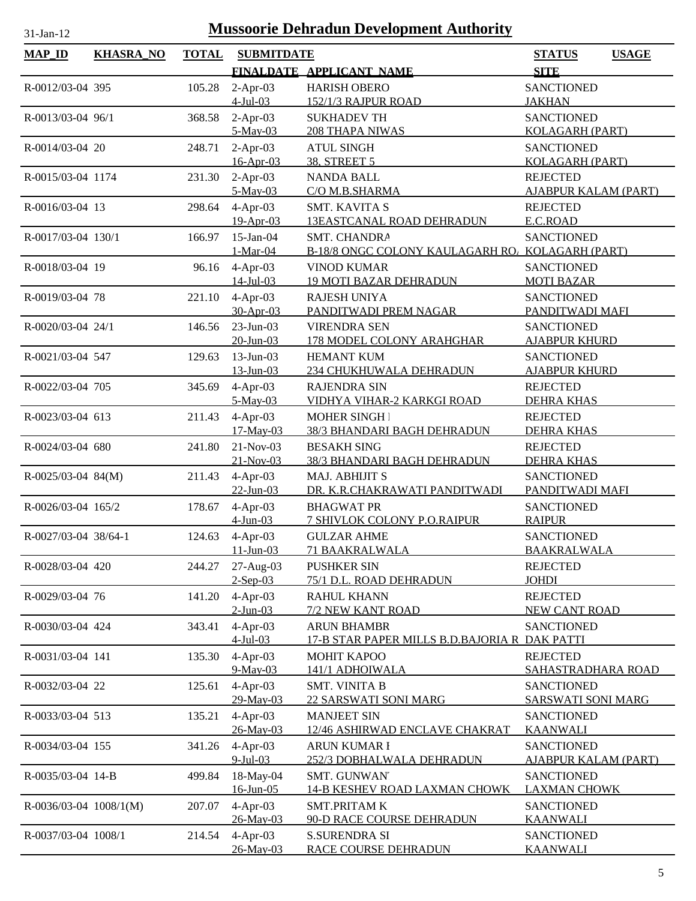# Mussoorie Dehradun Development Authority

31-Jan-12

| MAP_ID | KHASRA_NO | TOTAL | SUBMITDATE / FINALDATE | APPLICANT_NAME | STATUS / SITE | USAGE |
|---|---|---|---|---|---|---|
| R-0012/03-04 | 395 | 105.28 | 2-Apr-03 / 4-Jul-03 | HARISH OBERO / 152/1/3 RAJPUR ROAD | SANCTIONED / JAKHAN | |
| R-0013/03-04 | 96/1 | 368.58 | 2-Apr-03 / 5-May-03 | SUKHADEV TH / 208 THAPA NIWAS | SANCTIONED / KOLAGARH (PART) | |
| R-0014/03-04 | 20 | 248.71 | 2-Apr-03 / 16-Apr-03 | ATUL SINGH / 38, STREET 5 | SANCTIONED / KOLAGARH (PART) | |
| R-0015/03-04 | 1174 | 231.30 | 2-Apr-03 / 5-May-03 | NANDA BALL / C/O M.B.SHARMA | REJECTED / AJABPUR KALAM (PART) | |
| R-0016/03-04 | 13 | 298.64 | 4-Apr-03 / 19-Apr-03 | SMT. KAVITA S / 13EASTCANAL ROAD DEHRADUN | REJECTED / E.C.ROAD | |
| R-0017/03-04 | 130/1 | 166.97 | 15-Jan-04 / 1-Mar-04 | SMT. CHANDRA / B-18/8 ONGC COLONY KAULAGARH RO. | SANCTIONED / KOLAGARH (PART) | |
| R-0018/03-04 | 19 | 96.16 | 4-Apr-03 / 14-Jul-03 | VINOD KUMAR / 19 MOTI BAZAR DEHRADUN | SANCTIONED / MOTI BAZAR | |
| R-0019/03-04 | 78 | 221.10 | 4-Apr-03 / 30-Apr-03 | RAJESH UNIYA / PANDITWADI PREM NAGAR | SANCTIONED / PANDITWADI MAFI | |
| R-0020/03-04 | 24/1 | 146.56 | 23-Jun-03 / 20-Jun-03 | VIRENDRA SEN / 178 MODEL COLONY ARAHGHAR | SANCTIONED / AJABPUR KHURD | |
| R-0021/03-04 | 547 | 129.63 | 13-Jun-03 / 13-Jun-03 | HEMANT KUM / 234 CHUKHUWALA DEHRADUN | SANCTIONED / AJABPUR KHURD | |
| R-0022/03-04 | 705 | 345.69 | 4-Apr-03 / 5-May-03 | RAJENDRA SIN / VIDHYA VIHAR-2 KARKGI ROAD | REJECTED / DEHRA KHAS | |
| R-0023/03-04 | 613 | 211.43 | 4-Apr-03 / 17-May-03 | MOHER SINGH / 38/3 BHANDARI BAGH DEHRADUN | REJECTED / DEHRA KHAS | |
| R-0024/03-04 | 680 | 241.80 | 21-Nov-03 / 21-Nov-03 | BESAKH SING / 38/3 BHANDARI BAGH DEHRADUN | REJECTED / DEHRA KHAS | |
| R-0025/03-04 | 84(M) | 211.43 | 4-Apr-03 / 22-Jun-03 | MAJ. ABHIJIT S / DR. K.R.CHAKRAWATI PANDITWADI | SANCTIONED / PANDITWADI MAFI | |
| R-0026/03-04 | 165/2 | 178.67 | 4-Apr-03 / 4-Jun-03 | BHAGWAT PR / 7 SHIVLOK COLONY P.O.RAIPUR | SANCTIONED / RAIPUR | |
| R-0027/03-04 | 38/64-1 | 124.63 | 4-Apr-03 / 11-Jun-03 | GULZAR AHME / 71 BAAKRALWALA | SANCTIONED / BAAKRALWALA | |
| R-0028/03-04 | 420 | 244.27 | 27-Aug-03 / 2-Sep-03 | PUSHKER SIN / 75/1 D.L. ROAD DEHRADUN | REJECTED / JOHDI | |
| R-0029/03-04 | 76 | 141.20 | 4-Apr-03 / 2-Jun-03 | RAHUL KHANN / 7/2 NEW KANT ROAD | REJECTED / NEW CANT ROAD | |
| R-0030/03-04 | 424 | 343.41 | 4-Apr-03 / 4-Jul-03 | ARUN BHAMBR / 17-B STAR PAPER MILLS B.D.BAJORIA R | SANCTIONED / DAK PATTI | |
| R-0031/03-04 | 141 | 135.30 | 4-Apr-03 / 9-May-03 | MOHIT KAPOO / 141/1 ADHOIWALA | REJECTED / SAHASTRADHARA ROAD | |
| R-0032/03-04 | 22 | 125.61 | 4-Apr-03 / 29-May-03 | SMT. VINITA B / 22 SARSWATI SONI MARG | SANCTIONED / SARSWATI SONI MARG | |
| R-0033/03-04 | 513 | 135.21 | 4-Apr-03 / 26-May-03 | MANJEET SIN / 12/46 ASHIRWAD ENCLAVE CHAKRAT | SANCTIONED / KAANWALI | |
| R-0034/03-04 | 155 | 341.26 | 4-Apr-03 / 9-Jul-03 | ARUN KUMAR / 252/3 DOBHALWALA DEHRADUN | SANCTIONED / AJABPUR KALAM (PART) | |
| R-0035/03-04 | 14-B | 499.84 | 18-May-04 / 16-Jun-05 | SMT. GUNWAN / 14-B KESHEV ROAD LAXMAN CHOWK | SANCTIONED / LAXMAN CHOWK | |
| R-0036/03-04 | 1008/1(M) | 207.07 | 4-Apr-03 / 26-May-03 | SMT.PRITAM K / 90-D RACE COURSE DEHRADUN | SANCTIONED / KAANWALI | |
| R-0037/03-04 | 1008/1 | 214.54 | 4-Apr-03 / 26-May-03 | S.SURENDRA SI / RACE COURSE DEHRADUN | SANCTIONED / KAANWALI | |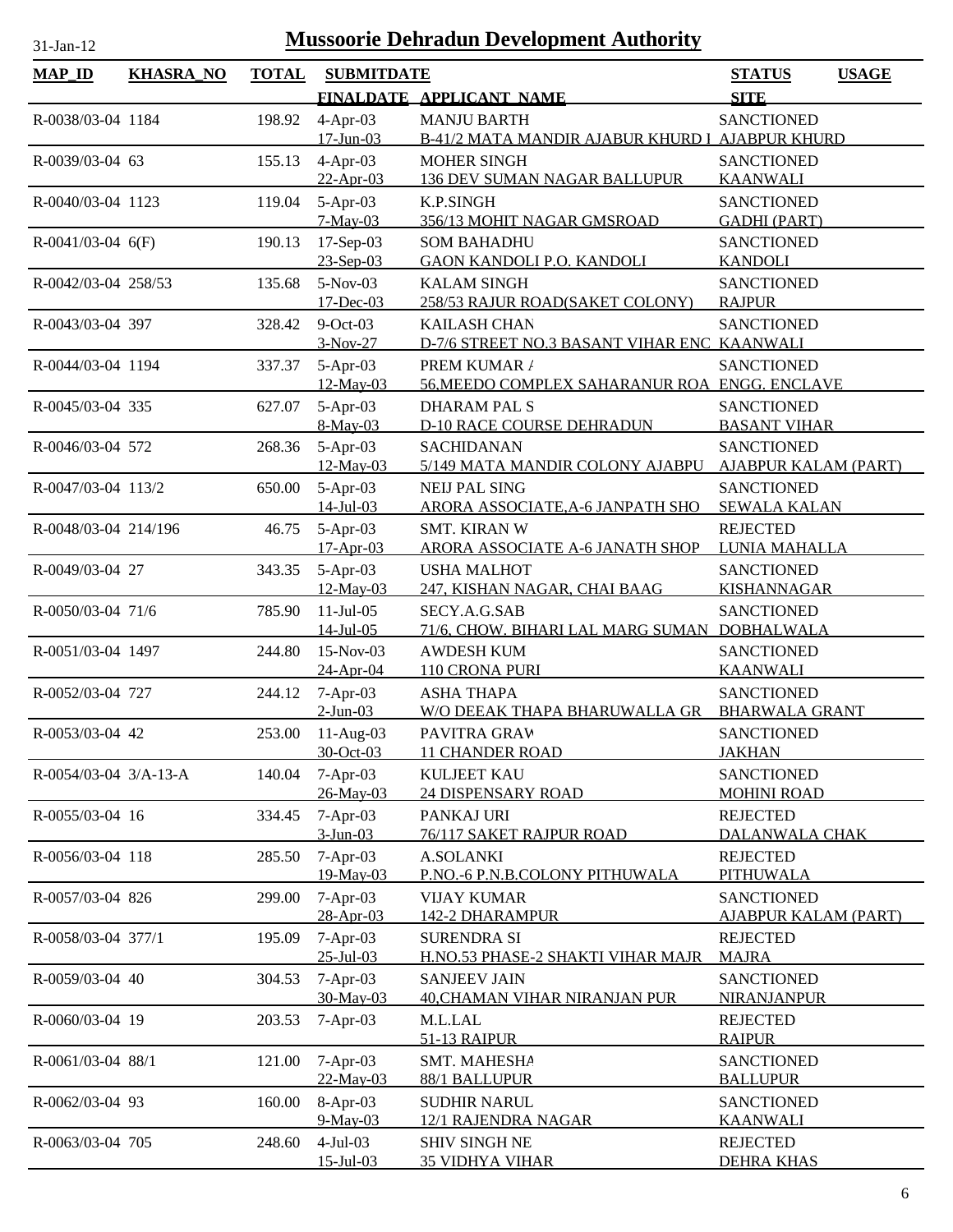# Mussoorie Dehradun Development Authority

31-Jan-12

| MAP_ID | KHASRA_NO | TOTAL | SUBMITDATE / FINALDATE | APPLICANT_NAME | STATUS / SITE | USAGE |
|---|---|---|---|---|---|---|
| R-0038/03-04 | 1184 | 198.92 | 4-Apr-03<br>17-Jun-03 | MANJU BARTH<br>B-41/2 MATA MANDIR AJABUR KHURD I | SANCTIONED<br>AJABPUR KHURD | |
| R-0039/03-04 | 63 | 155.13 | 4-Apr-03<br>22-Apr-03 | MOHER SINGH<br>136 DEV SUMAN NAGAR BALLUPUR | SANCTIONED<br>KAANWALI | |
| R-0040/03-04 | 1123 | 119.04 | 5-Apr-03<br>7-May-03 | K.P.SINGH<br>356/13 MOHIT NAGAR GMSROAD | SANCTIONED<br>GADHI (PART) | |
| R-0041/03-04 | 6(F) | 190.13 | 17-Sep-03<br>23-Sep-03 | SOM BAHADHU<br>GAON KANDOLI P.O. KANDOLI | SANCTIONED<br>KANDOLI | |
| R-0042/03-04 | 258/53 | 135.68 | 5-Nov-03<br>17-Dec-03 | KALAM SINGH<br>258/53 RAJUR ROAD(SAKET COLONY) | SANCTIONED<br>RAJPUR | |
| R-0043/03-04 | 397 | 328.42 | 9-Oct-03<br>3-Nov-27 | KAILASH CHAN<br>D-7/6 STREET NO.3 BASANT VIHAR ENC | SANCTIONED<br>KAANWALI | |
| R-0044/03-04 | 1194 | 337.37 | 5-Apr-03<br>12-May-03 | PREM KUMAR /<br>56,MEEDO COMPLEX SAHARANUR ROA | SANCTIONED<br>ENGG. ENCLAVE | |
| R-0045/03-04 | 335 | 627.07 | 5-Apr-03<br>8-May-03 | DHARAM PAL S<br>D-10 RACE COURSE DEHRADUN | SANCTIONED<br>BASANT VIHAR | |
| R-0046/03-04 | 572 | 268.36 | 5-Apr-03<br>12-May-03 | SACHIDANAN<br>5/149 MATA MANDIR COLONY AJABPU | SANCTIONED<br>AJABPUR KALAM (PART) | |
| R-0047/03-04 | 113/2 | 650.00 | 5-Apr-03<br>14-Jul-03 | NEIJ PAL SING<br>ARORA ASSOCIATE,A-6 JANPATH SHO | SANCTIONED<br>SEWALA KALAN | |
| R-0048/03-04 | 214/196 | 46.75 | 5-Apr-03<br>17-Apr-03 | SMT. KIRAN W<br>ARORA ASSOCIATE A-6 JANATH SHOP | REJECTED<br>LUNIA MAHALLA | |
| R-0049/03-04 | 27 | 343.35 | 5-Apr-03<br>12-May-03 | USHA MALHOT<br>247, KISHAN NAGAR, CHAI BAAG | SANCTIONED<br>KISHANNAGAR | |
| R-0050/03-04 | 71/6 | 785.90 | 11-Jul-05<br>14-Jul-05 | SECY.A.G.SAB<br>71/6, CHOW. BIHARI LAL MARG SUMAN | SANCTIONED<br>DOBHALWALA | |
| R-0051/03-04 | 1497 | 244.80 | 15-Nov-03<br>24-Apr-04 | AWDESH KUM<br>110 CRONA PURI | SANCTIONED<br>KAANWALI | |
| R-0052/03-04 | 727 | 244.12 | 7-Apr-03<br>2-Jun-03 | ASHA THAPA<br>W/O DEEAK THAPA BHARUWALLA GR | SANCTIONED<br>BHARWALA GRANT | |
| R-0053/03-04 | 42 | 253.00 | 11-Aug-03<br>30-Oct-03 | PAVITRA GRAW<br>11 CHANDER ROAD | SANCTIONED<br>JAKHAN | |
| R-0054/03-04 | 3/A-13-A | 140.04 | 7-Apr-03<br>26-May-03 | KULJEET KAU<br>24 DISPENSARY ROAD | SANCTIONED<br>MOHINI ROAD | |
| R-0055/03-04 | 16 | 334.45 | 7-Apr-03<br>3-Jun-03 | PANKAJ URI<br>76/117 SAKET RAJPUR ROAD | REJECTED<br>DALANWALA CHAK | |
| R-0056/03-04 | 118 | 285.50 | 7-Apr-03<br>19-May-03 | A.SOLANKI<br>P.NO.-6 P.N.B.COLONY PITHUWALA | REJECTED<br>PITHUWALA | |
| R-0057/03-04 | 826 | 299.00 | 7-Apr-03<br>28-Apr-03 | VIJAY KUMAR<br>142-2 DHARAMPUR | SANCTIONED<br>AJABPUR KALAM (PART) | |
| R-0058/03-04 | 377/1 | 195.09 | 7-Apr-03<br>25-Jul-03 | SURENDRA SI<br>H.NO.53 PHASE-2 SHAKTI VIHAR MAJR | REJECTED<br>MAJRA | |
| R-0059/03-04 | 40 | 304.53 | 7-Apr-03<br>30-May-03 | SANJEEV JAIN<br>40,CHAMAN VIHAR NIRANJAN PUR | SANCTIONED<br>NIRANJANPUR | |
| R-0060/03-04 | 19 | 203.53 | 7-Apr-03 | M.L.LAL<br>51-13 RAIPUR | REJECTED<br>RAIPUR | |
| R-0061/03-04 | 88/1 | 121.00 | 7-Apr-03<br>22-May-03 | SMT. MAHESHA<br>88/1 BALLUPUR | SANCTIONED<br>BALLUPUR | |
| R-0062/03-04 | 93 | 160.00 | 8-Apr-03<br>9-May-03 | SUDHIR NARUL<br>12/1 RAJENDRA NAGAR | SANCTIONED<br>KAANWALI | |
| R-0063/03-04 | 705 | 248.60 | 4-Jul-03<br>15-Jul-03 | SHIV SINGH NE<br>35 VIDHYA VIHAR | REJECTED<br>DEHRA KHAS | |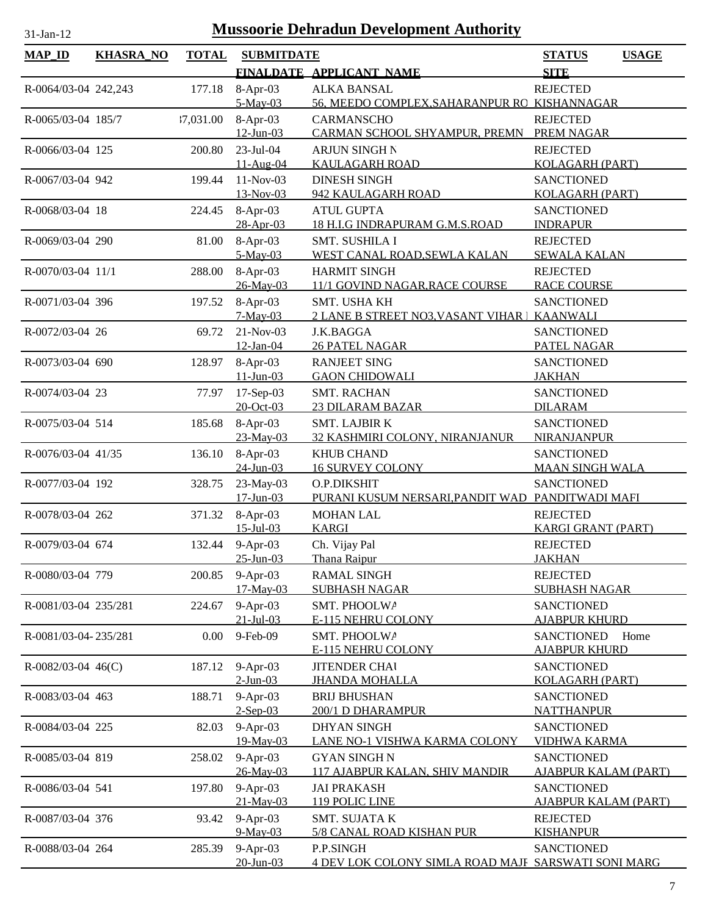# Mussoorie Dehradun Development Authority

31-Jan-12

| MAP_ID | KHASRA_NO | TOTAL | SUBMITDATE / FINALDATE | APPLICANT_NAME | STATUS / SITE | USAGE |
|---|---|---|---|---|---|---|
| R-0064/03-04 | 242,243 | 177.18 | 8-Apr-03<br>5-May-03 | ALKA BANSAL<br>56, MEEDO COMPLEX,SAHARANPUR RO | REJECTED<br>KISHANNAGAR | |
| R-0065/03-04 | 185/7 | 37,031.00 | 8-Apr-03<br>12-Jun-03 | CARMANSCHO<br>CARMAN SCHOOL SHYAMPUR, PREMN | REJECTED<br>PREM NAGAR | |
| R-0066/03-04 | 125 | 200.80 | 23-Jul-04<br>11-Aug-04 | ARJUN SINGH N<br>KAULAGARH ROAD | REJECTED<br>KOLAGARH (PART) | |
| R-0067/03-04 | 942 | 199.44 | 11-Nov-03<br>13-Nov-03 | DINESH SINGH<br>942 KAULAGARH ROAD | SANCTIONED<br>KOLAGARH (PART) | |
| R-0068/03-04 | 18 | 224.45 | 8-Apr-03<br>28-Apr-03 | ATUL GUPTA<br>18 H.I.G INDRAPURAM G.M.S.ROAD | SANCTIONED<br>INDRAPUR | |
| R-0069/03-04 | 290 | 81.00 | 8-Apr-03<br>5-May-03 | SMT. SUSHILA I<br>WEST CANAL ROAD,SEWLA KALAN | REJECTED<br>SEWALA KALAN | |
| R-0070/03-04 | 11/1 | 288.00 | 8-Apr-03<br>26-May-03 | HARMIT SINGH<br>11/1 GOVIND NAGAR,RACE COURSE | REJECTED<br>RACE COURSE | |
| R-0071/03-04 | 396 | 197.52 | 8-Apr-03<br>7-May-03 | SMT. USHA KH<br>2 LANE B STREET NO3,VASANT VIHAR I | SANCTIONED<br>KAANWALI | |
| R-0072/03-04 | 26 | 69.72 | 21-Nov-03<br>12-Jan-04 | J.K.BAGGA<br>26 PATEL NAGAR | SANCTIONED<br>PATEL NAGAR | |
| R-0073/03-04 | 690 | 128.97 | 8-Apr-03<br>11-Jun-03 | RANJEET SING<br>GAON CHIDOWALI | SANCTIONED<br>JAKHAN | |
| R-0074/03-04 | 23 | 77.97 | 17-Sep-03<br>20-Oct-03 | SMT. RACHAN<br>23 DILARAM BAZAR | SANCTIONED<br>DILARAM | |
| R-0075/03-04 | 514 | 185.68 | 8-Apr-03<br>23-May-03 | SMT. LAJBIR K<br>32 KASHMIRI COLONY, NIRANJANUR | SANCTIONED<br>NIRANJANPUR | |
| R-0076/03-04 | 41/35 | 136.10 | 8-Apr-03<br>24-Jun-03 | KHUB CHAND<br>16 SURVEY COLONY | SANCTIONED<br>MAAN SINGH WALA | |
| R-0077/03-04 | 192 | 328.75 | 23-May-03<br>17-Jun-03 | O.P.DIKSHIT<br>PURANI KUSUM NERSARI,PANDIT WAD | SANCTIONED<br>PANDITWADI MAFI | |
| R-0078/03-04 | 262 | 371.32 | 8-Apr-03<br>15-Jul-03 | MOHAN LAL<br>KARGI | REJECTED<br>KARGI GRANT (PART) | |
| R-0079/03-04 | 674 | 132.44 | 9-Apr-03<br>25-Jun-03 | Ch. Vijay Pal<br>Thana Raipur | REJECTED<br>JAKHAN | |
| R-0080/03-04 | 779 | 200.85 | 9-Apr-03<br>17-May-03 | RAMAL SINGH<br>SUBHASH NAGAR | REJECTED<br>SUBHASH NAGAR | |
| R-0081/03-04 | 235/281 | 224.67 | 9-Apr-03<br>21-Jul-03 | SMT. PHOOLWA<br>E-115 NEHRU COLONY | SANCTIONED<br>AJABPUR KHURD | |
| R-0081/03-04- | 235/281 | 0.00 | 9-Feb-09 | SMT. PHOOLWA<br>E-115 NEHRU COLONY | SANCTIONED<br>AJABPUR KHURD | Home |
| R-0082/03-04 | 46(C) | 187.12 | 9-Apr-03<br>2-Jun-03 | JITENDER CHAU<br>JHANDA MOHALLA | SANCTIONED<br>KOLAGARH (PART) | |
| R-0083/03-04 | 463 | 188.71 | 9-Apr-03<br>2-Sep-03 | BRIJ BHUSHAN<br>200/1 D DHARAMPUR | SANCTIONED<br>NATTHANPUR | |
| R-0084/03-04 | 225 | 82.03 | 9-Apr-03<br>19-May-03 | DHYAN SINGH<br>LANE NO-1 VISHWA KARMA COLONY | SANCTIONED<br>VIDHWA KARMA | |
| R-0085/03-04 | 819 | 258.02 | 9-Apr-03<br>26-May-03 | GYAN SINGH N<br>117 AJABPUR KALAN, SHIV MANDIR | SANCTIONED<br>AJABPUR KALAM (PART) | |
| R-0086/03-04 | 541 | 197.80 | 9-Apr-03<br>21-May-03 | JAI PRAKASH<br>119 POLIC LINE | SANCTIONED<br>AJABPUR KALAM (PART) | |
| R-0087/03-04 | 376 | 93.42 | 9-Apr-03<br>9-May-03 | SMT. SUJATA K<br>5/8 CANAL ROAD KISHAN PUR | REJECTED<br>KISHANPUR | |
| R-0088/03-04 | 264 | 285.39 | 9-Apr-03<br>20-Jun-03 | P.P.SINGH<br>4 DEV LOK COLONY SIMLA ROAD MAJF | SANCTIONED<br>SARSWATI SONI MARG | |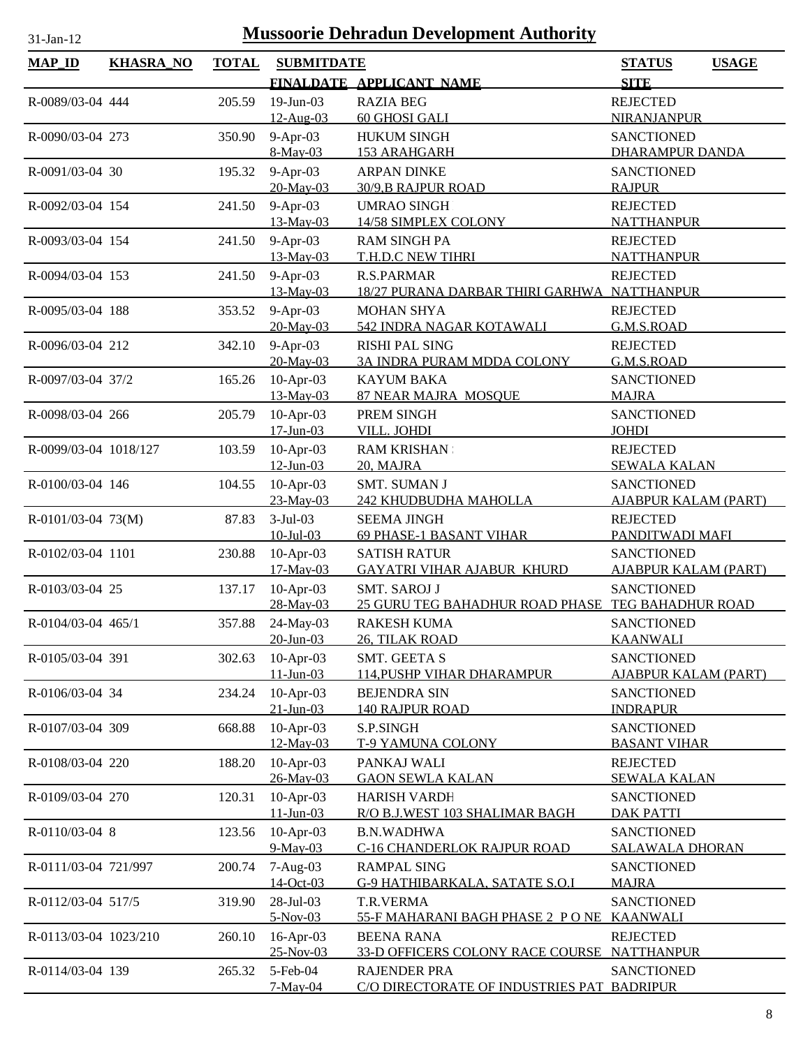# Mussoorie Dehradun Development Authority

31-Jan-12

| MAP_ID | KHASRA_NO | TOTAL | SUBMITDATE / FINALDATE | APPLICANT_NAME | STATUS / SITE | USAGE |
|---|---|---|---|---|---|---|
| R-0089/03-04 | 444 | 205.59 | 19-Jun-03 / 12-Aug-03 | RAZIA BEG / 60 GHOSI GALI | REJECTED / NIRANJANPUR | |
| R-0090/03-04 | 273 | 350.90 | 9-Apr-03 / 8-May-03 | HUKUM SINGH / 153 ARAHGARH | SANCTIONED / DHARAMPUR DANDA | |
| R-0091/03-04 | 30 | 195.32 | 9-Apr-03 / 20-May-03 | ARPAN DINKE / 30/9,B RAJPUR ROAD | SANCTIONED / RAJPUR | |
| R-0092/03-04 | 154 | 241.50 | 9-Apr-03 / 13-May-03 | UMRAO SINGH / 14/58 SIMPLEX COLONY | REJECTED / NATTHANPUR | |
| R-0093/03-04 | 154 | 241.50 | 9-Apr-03 / 13-May-03 | RAM SINGH PA / T.H.D.C NEW TIHRI | REJECTED / NATTHANPUR | |
| R-0094/03-04 | 153 | 241.50 | 9-Apr-03 / 13-May-03 | R.S.PARMAR / 18/27 PURANA DARBAR THIRI GARHWA | REJECTED / NATTHANPUR | |
| R-0095/03-04 | 188 | 353.52 | 9-Apr-03 / 20-May-03 | MOHAN SHYA / 542 INDRA NAGAR KOTAWALI | REJECTED / G.M.S.ROAD | |
| R-0096/03-04 | 212 | 342.10 | 9-Apr-03 / 20-May-03 | RISHI PAL SING / 3A INDRA PURAM MDDA COLONY | REJECTED / G.M.S.ROAD | |
| R-0097/03-04 | 37/2 | 165.26 | 10-Apr-03 / 13-May-03 | KAYUM BAKA / 87 NEAR MAJRA MOSQUE | SANCTIONED / MAJRA | |
| R-0098/03-04 | 266 | 205.79 | 10-Apr-03 / 17-Jun-03 | PREM SINGH / VILL. JOHDI | SANCTIONED / JOHDI | |
| R-0099/03-04 | 1018/127 | 103.59 | 10-Apr-03 / 12-Jun-03 | RAM KRISHAN / 20, MAJRA | REJECTED / SEWALA KALAN | |
| R-0100/03-04 | 146 | 104.55 | 10-Apr-03 / 23-May-03 | SMT. SUMAN J / 242 KHUDBUDHA MAHOLLA | SANCTIONED / AJABPUR KALAM (PART) | |
| R-0101/03-04 | 73(M) | 87.83 | 3-Jul-03 / 10-Jul-03 | SEEMA JINGH / 69 PHASE-1 BASANT VIHAR | REJECTED / PANDITWADI MAFI | |
| R-0102/03-04 | 1101 | 230.88 | 10-Apr-03 / 17-May-03 | SATISH RATUR / GAYATRI VIHAR AJABUR KHURD | SANCTIONED / AJABPUR KALAM (PART) | |
| R-0103/03-04 | 25 | 137.17 | 10-Apr-03 / 28-May-03 | SMT. SAROJ J / 25 GURU TEG BAHADHUR ROAD PHASE | SANCTIONED / TEG BAHADHUR ROAD | |
| R-0104/03-04 | 465/1 | 357.88 | 24-May-03 / 20-Jun-03 | RAKESH KUMA / 26, TILAK ROAD | SANCTIONED / KAANWALI | |
| R-0105/03-04 | 391 | 302.63 | 10-Apr-03 / 11-Jun-03 | SMT. GEETA S / 114,PUSHP VIHAR DHARAMPUR | SANCTIONED / AJABPUR KALAM (PART) | |
| R-0106/03-04 | 34 | 234.24 | 10-Apr-03 / 21-Jun-03 | BEJENDRA SIN / 140 RAJPUR ROAD | SANCTIONED / INDRAPUR | |
| R-0107/03-04 | 309 | 668.88 | 10-Apr-03 / 12-May-03 | S.P.SINGH / T-9 YAMUNA COLONY | SANCTIONED / BASANT VIHAR | |
| R-0108/03-04 | 220 | 188.20 | 10-Apr-03 / 26-May-03 | PANKAJ WALI / GAON SEWLA KALAN | REJECTED / SEWALA KALAN | |
| R-0109/03-04 | 270 | 120.31 | 10-Apr-03 / 11-Jun-03 | HARISH VARDH / R/O B.J.WEST 103 SHALIMAR BAGH | SANCTIONED / DAK PATTI | |
| R-0110/03-04 | 8 | 123.56 | 10-Apr-03 / 9-May-03 | B.N.WADHWA / C-16 CHANDERLOK RAJPUR ROAD | SANCTIONED / SALAWALA DHORAN | |
| R-0111/03-04 | 721/997 | 200.74 | 7-Aug-03 / 14-Oct-03 | RAMPAL SING / G-9 HATHIBARKALA, SATATE S.O.I | SANCTIONED / MAJRA | |
| R-0112/03-04 | 517/5 | 319.90 | 28-Jul-03 / 5-Nov-03 | T.R.VERMA / 55-F MAHARANI BAGH PHASE 2 P O NE | SANCTIONED / KAANWALI | |
| R-0113/03-04 | 1023/210 | 260.10 | 16-Apr-03 / 25-Nov-03 | BEENA RANA / 33-D OFFICERS COLONY RACE COURSE | REJECTED / NATTHANPUR | |
| R-0114/03-04 | 139 | 265.32 | 5-Feb-04 / 7-May-04 | RAJENDER PRA / C/O DIRECTORATE OF INDUSTRIES PAT | SANCTIONED / BADRIPUR | |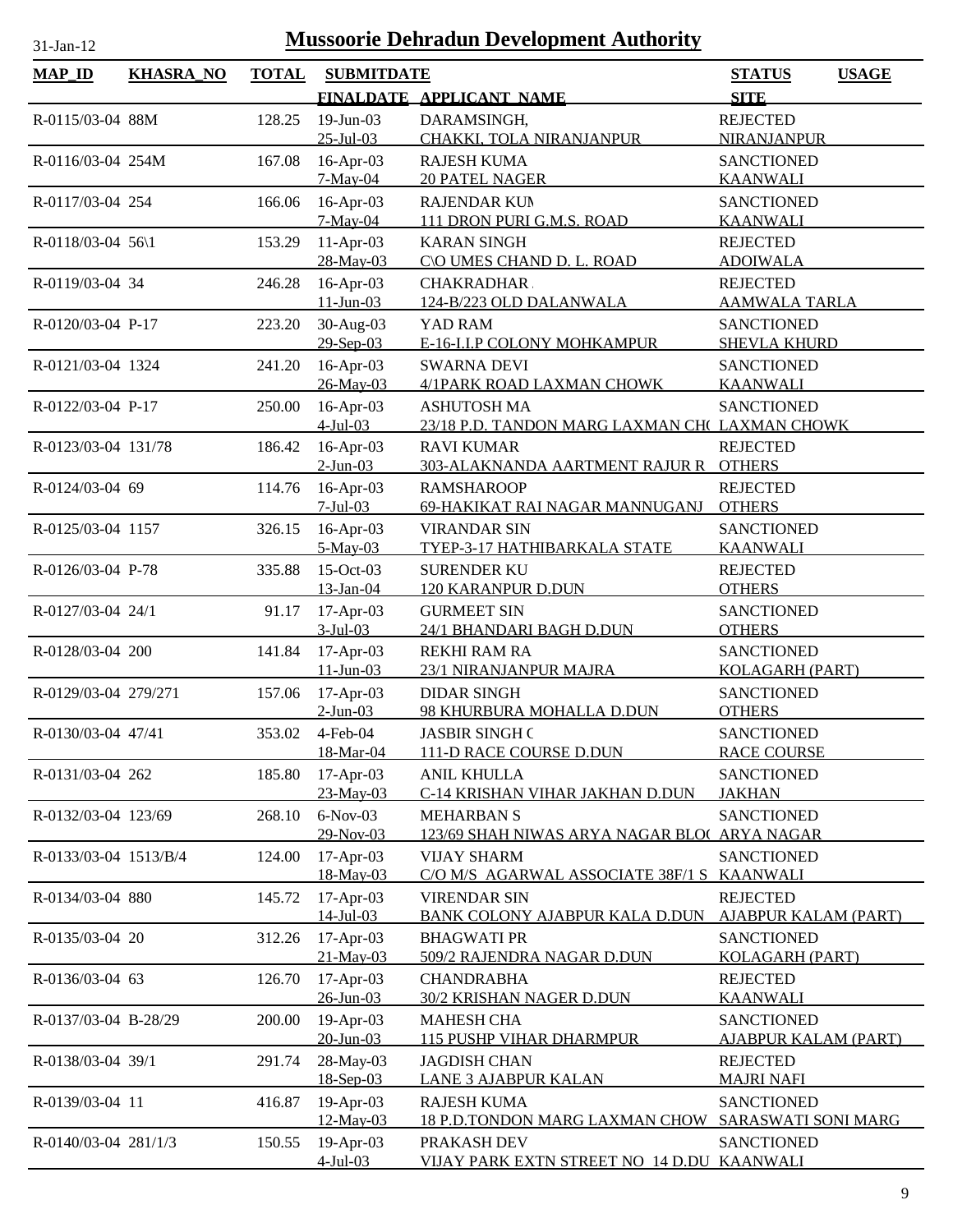# Mussoorie Dehradun Development Authority

31-Jan-12

| MAP_ID | KHASRA_NO | TOTAL | SUBMITDATE / FINALDATE | APPLICANT_NAME | STATUS / SITE | USAGE |
|---|---|---|---|---|---|---|
| R-0115/03-04 | 88M | 128.25 | 19-Jun-03 / 25-Jul-03 | DARAMSINGH, / CHAKKI, TOLA NIRANJANPUR | REJECTED / NIRANJANPUR | |
| R-0116/03-04 | 254M | 167.08 | 16-Apr-03 / 7-May-04 | RAJESH KUMA / 20 PATEL NAGER | SANCTIONED / KAANWALI | |
| R-0117/03-04 | 254 | 166.06 | 16-Apr-03 / 7-May-04 | RAJENDAR KUM / 111 DRON PURI G.M.S. ROAD | SANCTIONED / KAANWALI | |
| R-0118/03-04 | 56\1 | 153.29 | 11-Apr-03 / 28-May-03 | KARAN SINGH / C\O UMES CHAND D. L. ROAD | REJECTED / ADOIWALA | |
| R-0119/03-04 | 34 | 246.28 | 16-Apr-03 / 11-Jun-03 | CHAKRADHAR / 124-B/223 OLD DALANWALA | REJECTED / AAMWALA TARLA | |
| R-0120/03-04 | P-17 | 223.20 | 30-Aug-03 / 29-Sep-03 | YAD RAM / E-16-I.I.P COLONY MOHKAMPUR | SANCTIONED / SHEVLA KHURD | |
| R-0121/03-04 | 1324 | 241.20 | 16-Apr-03 / 26-May-03 | SWARNA DEVI / 4/1PARK ROAD LAXMAN CHOWK | SANCTIONED / KAANWALI | |
| R-0122/03-04 | P-17 | 250.00 | 16-Apr-03 / 4-Jul-03 | ASHUTOSH MA / 23/18 P.D. TANDON MARG LAXMAN CH( | SANCTIONED / LAXMAN CHOWK | |
| R-0123/03-04 | 131/78 | 186.42 | 16-Apr-03 / 2-Jun-03 | RAVI KUMAR / 303-ALAKNANDA AARTMENT RAJUR R | REJECTED / OTHERS | |
| R-0124/03-04 | 69 | 114.76 | 16-Apr-03 / 7-Jul-03 | RAMSHAROOP / 69-HAKIKAT RAI NAGAR MANNUGANJ | REJECTED / OTHERS | |
| R-0125/03-04 | 1157 | 326.15 | 16-Apr-03 / 5-May-03 | VIRANDAR SIN / TYEP-3-17 HATHIBARKALA STATE | SANCTIONED / KAANWALI | |
| R-0126/03-04 | P-78 | 335.88 | 15-Oct-03 / 13-Jan-04 | SURENDER KU / 120 KARANPUR D.DUN | REJECTED / OTHERS | |
| R-0127/03-04 | 24/1 | 91.17 | 17-Apr-03 / 3-Jul-03 | GURMEET SIN / 24/1 BHANDARI BAGH D.DUN | SANCTIONED / OTHERS | |
| R-0128/03-04 | 200 | 141.84 | 17-Apr-03 / 11-Jun-03 | REKHI RAM RA / 23/1 NIRANJANPUR MAJRA | SANCTIONED / KOLAGARH (PART) | |
| R-0129/03-04 | 279/271 | 157.06 | 17-Apr-03 / 2-Jun-03 | DIDAR SINGH / 98 KHURBURA MOHALLA D.DUN | SANCTIONED / OTHERS | |
| R-0130/03-04 | 47/41 | 353.02 | 4-Feb-04 / 18-Mar-04 | JASBIR SINGH ( / 111-D RACE COURSE D.DUN | SANCTIONED / RACE COURSE | |
| R-0131/03-04 | 262 | 185.80 | 17-Apr-03 / 23-May-03 | ANIL KHULLA / C-14 KRISHAN VIHAR JAKHAN D.DUN | SANCTIONED / JAKHAN | |
| R-0132/03-04 | 123/69 | 268.10 | 6-Nov-03 / 29-Nov-03 | MEHARBAN S / 123/69 SHAH NIWAS ARYA NAGAR BLO( | SANCTIONED / ARYA NAGAR | |
| R-0133/03-04 | 1513/B/4 | 124.00 | 17-Apr-03 / 18-May-03 | VIJAY SHARM / C/O M/S AGARWAL ASSOCIATE 38F/1 S | SANCTIONED / KAANWALI | |
| R-0134/03-04 | 880 | 145.72 | 17-Apr-03 / 14-Jul-03 | VIRENDAR SIN / BANK COLONY AJABPUR KALA D.DUN | REJECTED / AJABPUR KALAM (PART) | |
| R-0135/03-04 | 20 | 312.26 | 17-Apr-03 / 21-May-03 | BHAGWATI PR / 509/2 RAJENDRA NAGAR D.DUN | SANCTIONED / KOLAGARH (PART) | |
| R-0136/03-04 | 63 | 126.70 | 17-Apr-03 / 26-Jun-03 | CHANDRABHA / 30/2 KRISHAN NAGER D.DUN | REJECTED / KAANWALI | |
| R-0137/03-04 | B-28/29 | 200.00 | 19-Apr-03 / 20-Jun-03 | MAHESH CHA / 115 PUSHP VIHAR DHARMPUR | SANCTIONED / AJABPUR KALAM (PART) | |
| R-0138/03-04 | 39/1 | 291.74 | 28-May-03 / 18-Sep-03 | JAGDISH CHAN / LANE 3 AJABPUR KALAN | REJECTED / MAJRI NAFI | |
| R-0139/03-04 | 11 | 416.87 | 19-Apr-03 / 12-May-03 | RAJESH KUMA / 18 P.D.TONDON MARG LAXMAN CHOW | SANCTIONED / SARASWATI SONI MARG | |
| R-0140/03-04 | 281/1/3 | 150.55 | 19-Apr-03 / 4-Jul-03 | PRAKASH DEV / VIJAY PARK EXTN STREET NO 14 D.DU | SANCTIONED / KAANWALI | |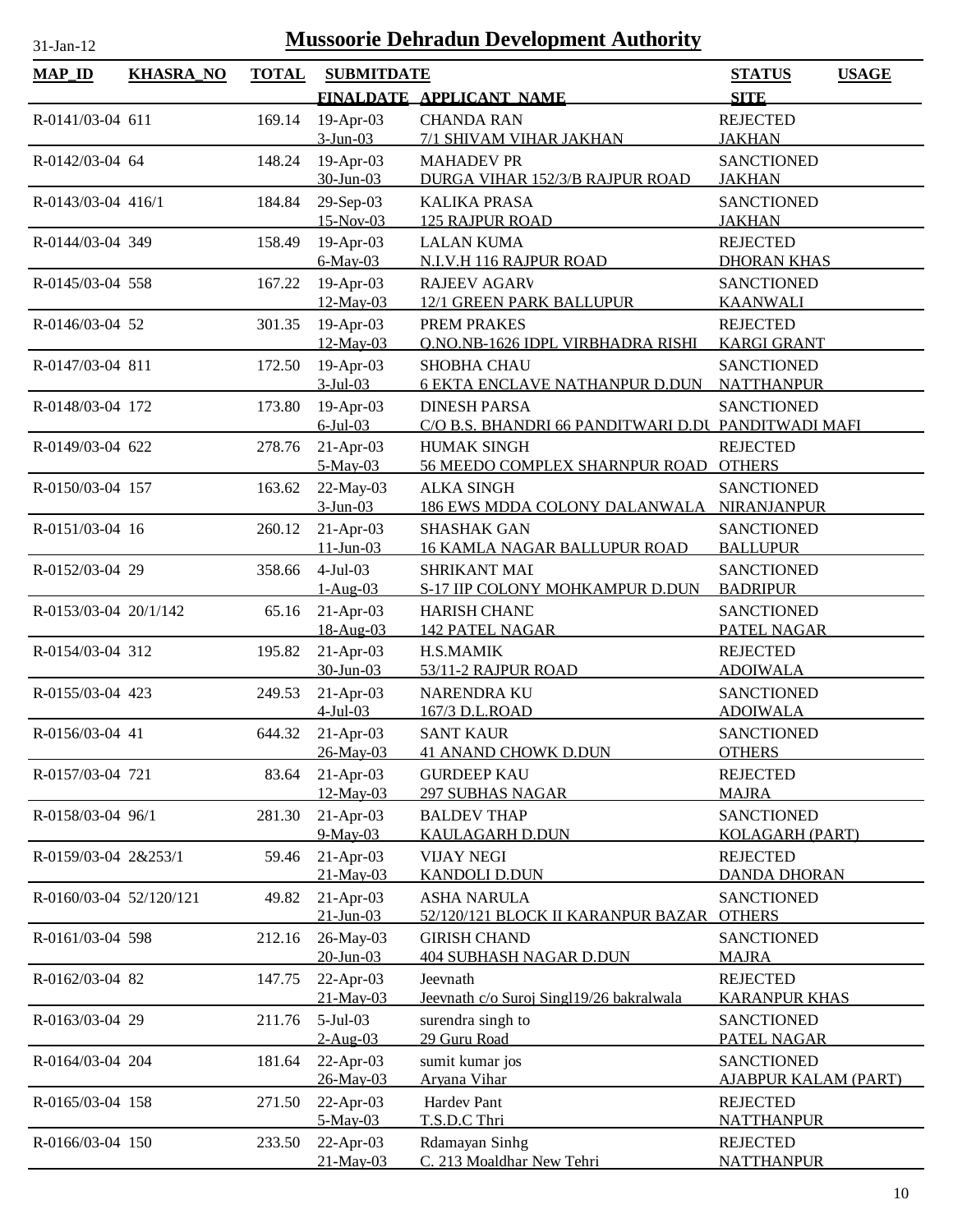# Mussoorie Dehradun Development Authority

31-Jan-12

| MAP_ID | KHASRA_NO | TOTAL | SUBMITDATE | | STATUS | USAGE |
|---|---|---|---|---|---|---|
| | | | FINALDATE | APPLICANT_NAME | SITE | |
| R-0141/03-04 | 611 | 169.14 | 19-Apr-03 | CHANDA RAN | REJECTED | |
| | | | 3-Jun-03 | 7/1 SHIVAM VIHAR JAKHAN | JAKHAN | |
| R-0142/03-04 | 64 | 148.24 | 19-Apr-03 | MAHADEV PR | SANCTIONED | |
| | | | 30-Jun-03 | DURGA VIHAR 152/3/B RAJPUR ROAD | JAKHAN | |
| R-0143/03-04 | 416/1 | 184.84 | 29-Sep-03 | KALIKA PRASA | SANCTIONED | |
| | | | 15-Nov-03 | 125 RAJPUR ROAD | JAKHAN | |
| R-0144/03-04 | 349 | 158.49 | 19-Apr-03 | LALAN KUMA | REJECTED | |
| | | | 6-May-03 | N.I.V.H 116 RAJPUR ROAD | DHORAN KHAS | |
| R-0145/03-04 | 558 | 167.22 | 19-Apr-03 | RAJEEV AGARV | SANCTIONED | |
| | | | 12-May-03 | 12/1 GREEN PARK BALLUPUR | KAANWALI | |
| R-0146/03-04 | 52 | 301.35 | 19-Apr-03 | PREM PRAKES | REJECTED | |
| | | | 12-May-03 | Q.NO.NB-1626 IDPL VIRBHADRA RISHI | KARGI GRANT | |
| R-0147/03-04 | 811 | 172.50 | 19-Apr-03 | SHOBHA CHAU | SANCTIONED | |
| | | | 3-Jul-03 | 6 EKTA ENCLAVE NATHANPUR D.DUN | NATTHANPUR | |
| R-0148/03-04 | 172 | 173.80 | 19-Apr-03 | DINESH PARSA | SANCTIONED | |
| | | | 6-Jul-03 | C/O B.S. BHANDRI 66 PANDITWARI D.DU | PANDITWADI MAFI | |
| R-0149/03-04 | 622 | 278.76 | 21-Apr-03 | HUMAK SINGH | REJECTED | |
| | | | 5-May-03 | 56 MEEDO COMPLEX SHARNPUR ROAD | OTHERS | |
| R-0150/03-04 | 157 | 163.62 | 22-May-03 | ALKA SINGH | SANCTIONED | |
| | | | 3-Jun-03 | 186 EWS MDDA COLONY DALANWALA | NIRANJANPUR | |
| R-0151/03-04 | 16 | 260.12 | 21-Apr-03 | SHASHAK GAN | SANCTIONED | |
| | | | 11-Jun-03 | 16 KAMLA NAGAR BALLUPUR ROAD | BALLUPUR | |
| R-0152/03-04 | 29 | 358.66 | 4-Jul-03 | SHRIKANT MAI | SANCTIONED | |
| | | | 1-Aug-03 | S-17 IIP COLONY MOHKAMPUR D.DUN | BADRIPUR | |
| R-0153/03-04 | 20/1/142 | 65.16 | 21-Apr-03 | HARISH CHANE | SANCTIONED | |
| | | | 18-Aug-03 | 142 PATEL NAGAR | PATEL NAGAR | |
| R-0154/03-04 | 312 | 195.82 | 21-Apr-03 | H.S.MAMIK | REJECTED | |
| | | | 30-Jun-03 | 53/11-2 RAJPUR ROAD | ADOIWALA | |
| R-0155/03-04 | 423 | 249.53 | 21-Apr-03 | NARENDRA KU | SANCTIONED | |
| | | | 4-Jul-03 | 167/3 D.L.ROAD | ADOIWALA | |
| R-0156/03-04 | 41 | 644.32 | 21-Apr-03 | SANT KAUR | SANCTIONED | |
| | | | 26-May-03 | 41 ANAND CHOWK D.DUN | OTHERS | |
| R-0157/03-04 | 721 | 83.64 | 21-Apr-03 | GURDEEP KAU | REJECTED | |
| | | | 12-May-03 | 297 SUBHAS NAGAR | MAJRA | |
| R-0158/03-04 | 96/1 | 281.30 | 21-Apr-03 | BALDEV THAP | SANCTIONED | |
| | | | 9-May-03 | KAULAGARH D.DUN | KOLAGARH (PART) | |
| R-0159/03-04 | 2&253/1 | 59.46 | 21-Apr-03 | VIJAY NEGI | REJECTED | |
| | | | 21-May-03 | KANDOLI D.DUN | DANDA DHORAN | |
| R-0160/03-04 | 52/120/121 | 49.82 | 21-Apr-03 | ASHA NARULA | SANCTIONED | |
| | | | 21-Jun-03 | 52/120/121 BLOCK II KARANPUR BAZAR | OTHERS | |
| R-0161/03-04 | 598 | 212.16 | 26-May-03 | GIRISH CHAND | SANCTIONED | |
| | | | 20-Jun-03 | 404 SUBHASH NAGAR D.DUN | MAJRA | |
| R-0162/03-04 | 82 | 147.75 | 22-Apr-03 | Jeevnath | REJECTED | |
| | | | 21-May-03 | Jeevnath c/o Suroj Singl19/26 bakralwala | KARANPUR KHAS | |
| R-0163/03-04 | 29 | 211.76 | 5-Jul-03 | surendra singh to | SANCTIONED | |
| | | | 2-Aug-03 | 29 Guru Road | PATEL NAGAR | |
| R-0164/03-04 | 204 | 181.64 | 22-Apr-03 | sumit kumar jos | SANCTIONED | |
| | | | 26-May-03 | Aryana Vihar | AJABPUR KALAM (PART) | |
| R-0165/03-04 | 158 | 271.50 | 22-Apr-03 | Hardev Pant | REJECTED | |
| | | | 5-May-03 | T.S.D.C Thri | NATTHANPUR | |
| R-0166/03-04 | 150 | 233.50 | 22-Apr-03 | Rdamayan Sinhg | REJECTED | |
| | | | 21-May-03 | C. 213 Moaldhar New Tehri | NATTHANPUR | |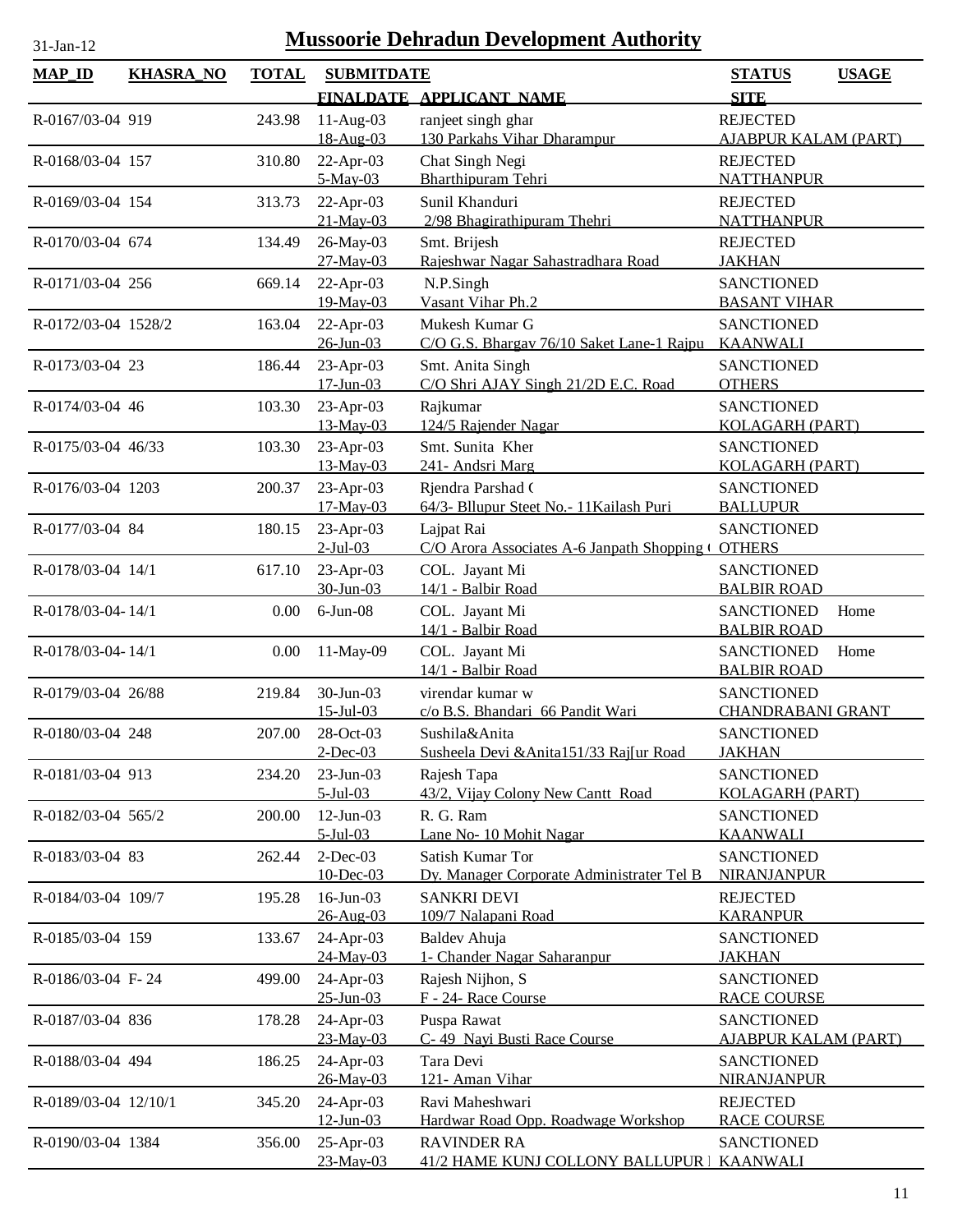31-Jan-12

# Mussoorie Dehradun Development Authority

| MAP_ID | KHASRA_NO | TOTAL | SUBMITDATE / FINALDATE | APPLICANT_NAME | STATUS / SITE | USAGE |
|---|---|---|---|---|---|---|
| R-0167/03-04 | 919 | 243.98 | 11-Aug-03<br>18-Aug-03 | ranjeet singh ghar<br>130 Parkahs Vihar Dharampur | REJECTED<br>AJABPUR KALAM (PART) | |
| R-0168/03-04 | 157 | 310.80 | 22-Apr-03<br>5-May-03 | Chat Singh Negi<br>Bharthipuram Tehri | REJECTED<br>NATTHANPUR | |
| R-0169/03-04 | 154 | 313.73 | 22-Apr-03<br>21-May-03 | Sunil Khanduri<br>2/98 Bhagirathipuram Thehri | REJECTED<br>NATTHANPUR | |
| R-0170/03-04 | 674 | 134.49 | 26-May-03<br>27-May-03 | Smt. Brijesh<br>Rajeshwar Nagar Sahastradhara Road | REJECTED<br>JAKHAN | |
| R-0171/03-04 | 256 | 669.14 | 22-Apr-03<br>19-May-03 | N.P.Singh<br>Vasant Vihar Ph.2 | SANCTIONED<br>BASANT VIHAR | |
| R-0172/03-04 | 1528/2 | 163.04 | 22-Apr-03<br>26-Jun-03 | Mukesh Kumar G<br>C/O G.S. Bhargav 76/10 Saket Lane-1 Rajpu | SANCTIONED<br>KAANWALI | |
| R-0173/03-04 | 23 | 186.44 | 23-Apr-03<br>17-Jun-03 | Smt. Anita Singh<br>C/O Shri AJAY Singh 21/2D E.C. Road | SANCTIONED<br>OTHERS | |
| R-0174/03-04 | 46 | 103.30 | 23-Apr-03<br>13-May-03 | Rajkumar<br>124/5 Rajender Nagar | SANCTIONED<br>KOLAGARH (PART) | |
| R-0175/03-04 | 46/33 | 103.30 | 23-Apr-03<br>13-May-03 | Smt. Sunita Kher<br>241- Andsri Marg | SANCTIONED<br>KOLAGARH (PART) | |
| R-0176/03-04 | 1203 | 200.37 | 23-Apr-03<br>17-May-03 | Rjendra Parshad (<br>64/3- Bllupur Steet No.- 11Kailash Puri | SANCTIONED<br>BALLUPUR | |
| R-0177/03-04 | 84 | 180.15 | 23-Apr-03<br>2-Jul-03 | Lajpat Rai<br>C/O Arora Associates A-6 Janpath Shopping ( | SANCTIONED<br>OTHERS | |
| R-0178/03-04 | 14/1 | 617.10 | 23-Apr-03<br>30-Jun-03 | COL. Jayant Mi<br>14/1 - Balbir Road | SANCTIONED<br>BALBIR ROAD | |
| R-0178/03-04- | 14/1 | 0.00 | 6-Jun-08 | COL. Jayant Mi<br>14/1 - Balbir Road | SANCTIONED<br>BALBIR ROAD | Home |
| R-0178/03-04- | 14/1 | 0.00 | 11-May-09 | COL. Jayant Mi<br>14/1 - Balbir Road | SANCTIONED<br>BALBIR ROAD | Home |
| R-0179/03-04 | 26/88 | 219.84 | 30-Jun-03<br>15-Jul-03 | virendar kumar w<br>c/o B.S. Bhandari 66 Pandit Wari | SANCTIONED<br>CHANDRABANI GRANT | |
| R-0180/03-04 | 248 | 207.00 | 28-Oct-03<br>2-Dec-03 | Sushila&Anita<br>Susheela Devi &Anita151/33 Raj[ur Road | SANCTIONED<br>JAKHAN | |
| R-0181/03-04 | 913 | 234.20 | 23-Jun-03<br>5-Jul-03 | Rajesh Tapa<br>43/2, Vijay Colony New Cantt Road | SANCTIONED<br>KOLAGARH (PART) | |
| R-0182/03-04 | 565/2 | 200.00 | 12-Jun-03<br>5-Jul-03 | R. G. Ram<br>Lane No- 10 Mohit Nagar | SANCTIONED<br>KAANWALI | |
| R-0183/03-04 | 83 | 262.44 | 2-Dec-03<br>10-Dec-03 | Satish Kumar Tor<br>Dy. Manager Corporate Administrater Tel B | SANCTIONED<br>NIRANJANPUR | |
| R-0184/03-04 | 109/7 | 195.28 | 16-Jun-03<br>26-Aug-03 | SANKRI DEVI<br>109/7 Nalapani Road | REJECTED<br>KARANPUR | |
| R-0185/03-04 | 159 | 133.67 | 24-Apr-03<br>24-May-03 | Baldev Ahuja<br>1- Chander Nagar Saharanpur | SANCTIONED<br>JAKHAN | |
| R-0186/03-04 | F- 24 | 499.00 | 24-Apr-03<br>25-Jun-03 | Rajesh Nijhon, S<br>F - 24- Race Course | SANCTIONED<br>RACE COURSE | |
| R-0187/03-04 | 836 | 178.28 | 24-Apr-03<br>23-May-03 | Puspa Rawat<br>C- 49 Nayi Busti Race Course | SANCTIONED<br>AJABPUR KALAM (PART) | |
| R-0188/03-04 | 494 | 186.25 | 24-Apr-03<br>26-May-03 | Tara Devi<br>121- Aman Vihar | SANCTIONED<br>NIRANJANPUR | |
| R-0189/03-04 | 12/10/1 | 345.20 | 24-Apr-03<br>12-Jun-03 | Ravi Maheshwari<br>Hardwar Road Opp. Roadwage Workshop | REJECTED<br>RACE COURSE | |
| R-0190/03-04 | 1384 | 356.00 | 25-Apr-03<br>23-May-03 | RAVINDER RA<br>41/2 HAME KUNJ COLLONY BALLUPUR I | SANCTIONED<br>KAANWALI | |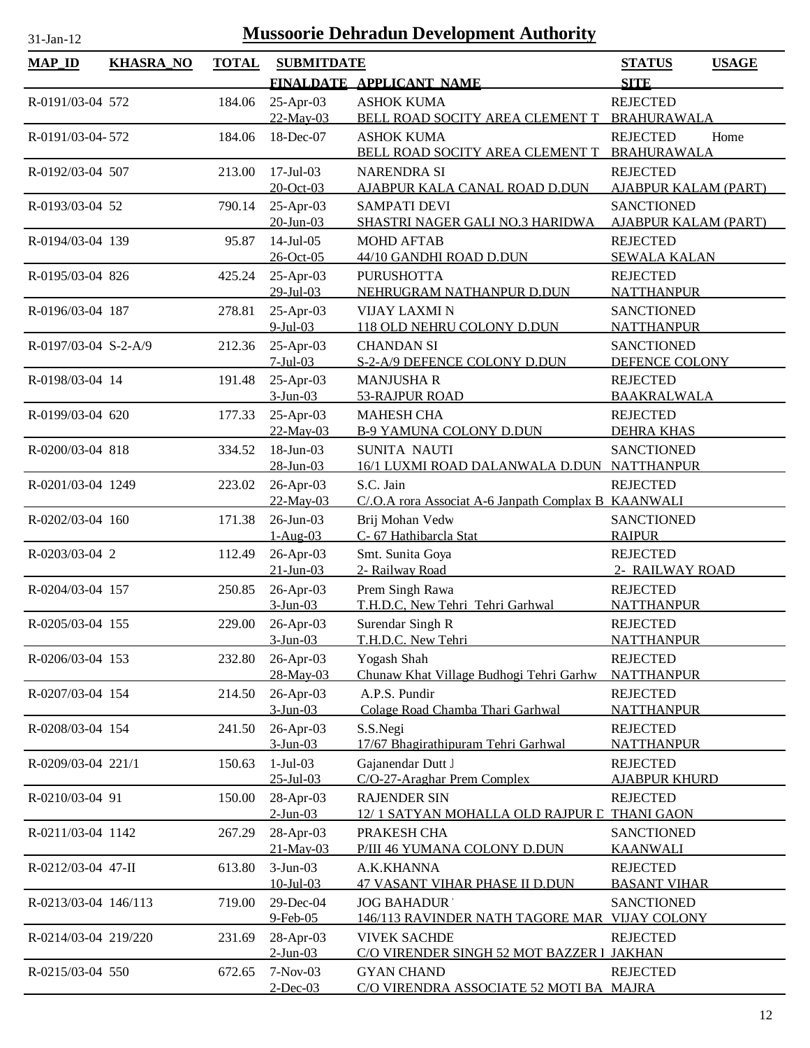# Mussoorie Dehradun Development Authority

31-Jan-12

| MAP_ID | KHASRA_NO | TOTAL | SUBMITDATE | | STATUS | USAGE |
|---|---|---|---|---|---|---|
| | | | FINALDATE | APPLICANT_NAME | SITE | |
| R-0191/03-04 | 572 | 184.06 | 25-Apr-03 | ASHOK KUMA | REJECTED | |
| | | | 22-May-03 | BELL ROAD SOCITY AREA CLEMENT T | BRAHURAWALA | |
| R-0191/03-04- | 572 | 184.06 | 18-Dec-07 | ASHOK KUMA | REJECTED | Home |
| | | | | BELL ROAD SOCITY AREA CLEMENT T | BRAHURAWALA | |
| R-0192/03-04 | 507 | 213.00 | 17-Jul-03 | NARENDRA SI | REJECTED | |
| | | | 20-Oct-03 | AJABPUR KALA CANAL ROAD D.DUN | AJABPUR KALAM (PART) | |
| R-0193/03-04 | 52 | 790.14 | 25-Apr-03 | SAMPATI DEVI | SANCTIONED | |
| | | | 20-Jun-03 | SHASTRI NAGER GALI NO.3 HARIDWA | AJABPUR KALAM (PART) | |
| R-0194/03-04 | 139 | 95.87 | 14-Jul-05 | MOHD AFTAB | REJECTED | |
| | | | 26-Oct-05 | 44/10 GANDHI ROAD D.DUN | SEWALA KALAN | |
| R-0195/03-04 | 826 | 425.24 | 25-Apr-03 | PURUSHOTTA | REJECTED | |
| | | | 29-Jul-03 | NEHRUGRAM NATHANPUR D.DUN | NATTHANPUR | |
| R-0196/03-04 | 187 | 278.81 | 25-Apr-03 | VIJAY LAXMI N | SANCTIONED | |
| | | | 9-Jul-03 | 118 OLD NEHRU COLONY D.DUN | NATTHANPUR | |
| R-0197/03-04 | S-2-A/9 | 212.36 | 25-Apr-03 | CHANDAN SI | SANCTIONED | |
| | | | 7-Jul-03 | S-2-A/9 DEFENCE COLONY D.DUN | DEFENCE COLONY | |
| R-0198/03-04 | 14 | 191.48 | 25-Apr-03 | MANJUSHA R | REJECTED | |
| | | | 3-Jun-03 | 53-RAJPUR ROAD | BAAKRALWALA | |
| R-0199/03-04 | 620 | 177.33 | 25-Apr-03 | MAHESH CHA | REJECTED | |
| | | | 22-May-03 | B-9 YAMUNA COLONY D.DUN | DEHRA KHAS | |
| R-0200/03-04 | 818 | 334.52 | 18-Jun-03 | SUNITA NAUTI | SANCTIONED | |
| | | | 28-Jun-03 | 16/1 LUXMI ROAD DALANWALA D.DUN | NATTHANPUR | |
| R-0201/03-04 | 1249 | 223.02 | 26-Apr-03 | S.C. Jain | REJECTED | |
| | | | 22-May-03 | C/.O.A rora Associat A-6 Janpath Complax B | KAANWALI | |
| R-0202/03-04 | 160 | 171.38 | 26-Jun-03 | Brij Mohan Vedw | SANCTIONED | |
| | | | 1-Aug-03 | C- 67 Hathibarcla Stat | RAIPUR | |
| R-0203/03-04 | 2 | 112.49 | 26-Apr-03 | Smt. Sunita Goya | REJECTED | |
| | | | 21-Jun-03 | 2- Railway Road | 2- RAILWAY ROAD | |
| R-0204/03-04 | 157 | 250.85 | 26-Apr-03 | Prem Singh Rawa | REJECTED | |
| | | | 3-Jun-03 | T.H.D.C, New Tehri Tehri Garhwal | NATTHANPUR | |
| R-0205/03-04 | 155 | 229.00 | 26-Apr-03 | Surendar Singh R | REJECTED | |
| | | | 3-Jun-03 | T.H.D.C. New Tehri | NATTHANPUR | |
| R-0206/03-04 | 153 | 232.80 | 26-Apr-03 | Yogash Shah | REJECTED | |
| | | | 28-May-03 | Chunaw Khat Village Budhogi Tehri Garhw | NATTHANPUR | |
| R-0207/03-04 | 154 | 214.50 | 26-Apr-03 | A.P.S. Pundir | REJECTED | |
| | | | 3-Jun-03 | Colage Road Chamba Thari Garhwal | NATTHANPUR | |
| R-0208/03-04 | 154 | 241.50 | 26-Apr-03 | S.S.Negi | REJECTED | |
| | | | 3-Jun-03 | 17/67 Bhagirathipuram Tehri Garhwal | NATTHANPUR | |
| R-0209/03-04 | 221/1 | 150.63 | 1-Jul-03 | Gajanendar Dutt J | REJECTED | |
| | | | 25-Jul-03 | C/O-27-Araghar Prem Complex | AJABPUR KHURD | |
| R-0210/03-04 | 91 | 150.00 | 28-Apr-03 | RAJENDER SIN | REJECTED | |
| | | | 2-Jun-03 | 12/ 1 SATYAN MOHALLA OLD RAJPUR D | THANI GAON | |
| R-0211/03-04 | 1142 | 267.29 | 28-Apr-03 | PRAKESH CHA | SANCTIONED | |
| | | | 21-May-03 | P/III 46 YUMANA COLONY D.DUN | KAANWALI | |
| R-0212/03-04 | 47-II | 613.80 | 3-Jun-03 | A.K.KHANNA | REJECTED | |
| | | | 10-Jul-03 | 47 VASANT VIHAR PHASE II D.DUN | BASANT VIHAR | |
| R-0213/03-04 | 146/113 | 719.00 | 29-Dec-04 | JOG BAHADUR | SANCTIONED | |
| | | | 9-Feb-05 | 146/113 RAVINDER NATH TAGORE MAR | VIJAY COLONY | |
| R-0214/03-04 | 219/220 | 231.69 | 28-Apr-03 | VIVEK SACHDE | REJECTED | |
| | | | 2-Jun-03 | C/O VIRENDER SINGH 52 MOT BAZZER I | JAKHAN | |
| R-0215/03-04 | 550 | 672.65 | 7-Nov-03 | GYAN CHAND | REJECTED | |
| | | | 2-Dec-03 | C/O VIRENDRA ASSOCIATE 52 MOTI BA | MAJRA | |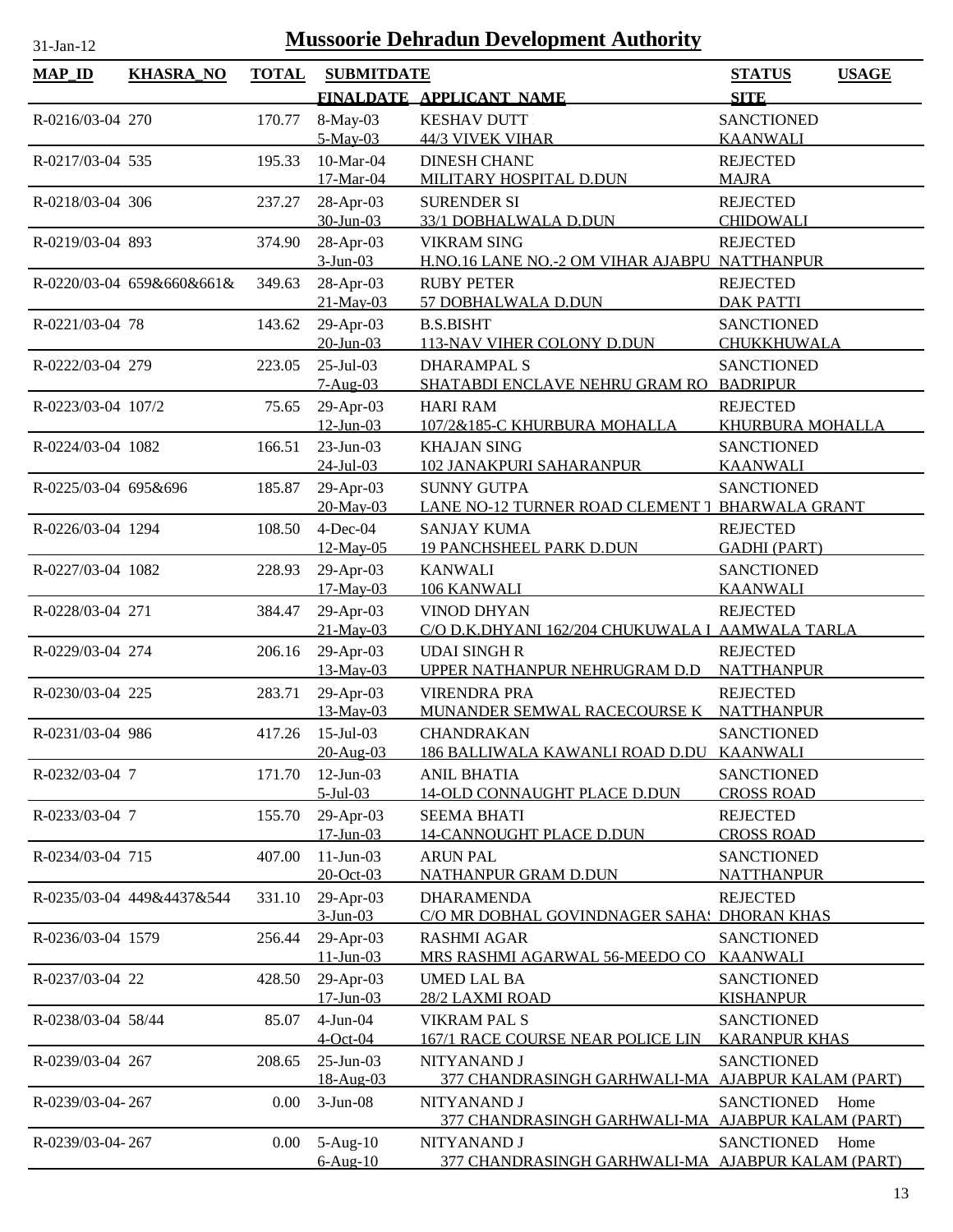# Mussoorie Dehradun Development Authority

| MAP_ID | KHASRA_NO | TOTAL | SUBMITDATE / FINALDATE | APPLICANT_NAME | STATUS / SITE | USAGE |
|---|---|---|---|---|---|---|
| R-0216/03-04 | 270 | 170.77 | 8-May-03<br>5-May-03 | KESHAV DUTT<br>44/3 VIVEK VIHAR | SANCTIONED<br>KAANWALI | |
| R-0217/03-04 | 535 | 195.33 | 10-Mar-04<br>17-Mar-04 | DINESH CHAND<br>MILITARY HOSPITAL D.DUN | REJECTED<br>MAJRA | |
| R-0218/03-04 | 306 | 237.27 | 28-Apr-03<br>30-Jun-03 | SURENDER SI<br>33/1 DOBHALWALA D.DUN | REJECTED<br>CHIDOWALI | |
| R-0219/03-04 | 893 | 374.90 | 28-Apr-03<br>3-Jun-03 | VIKRAM SING<br>H.NO.16 LANE NO.-2 OM VIHAR AJABPU | REJECTED<br>NATTHANPUR | |
| R-0220/03-04 | 659&660&661& | 349.63 | 28-Apr-03<br>21-May-03 | RUBY PETER<br>57 DOBHALWALA D.DUN | REJECTED<br>DAK PATTI | |
| R-0221/03-04 | 78 | 143.62 | 29-Apr-03<br>20-Jun-03 | B.S.BISHT<br>113-NAV VIHER COLONY D.DUN | SANCTIONED<br>CHUKKHUWALA | |
| R-0222/03-04 | 279 | 223.05 | 25-Jul-03<br>7-Aug-03 | DHARAMPAL S<br>SHATABDI ENCLAVE NEHRU GRAM RO | SANCTIONED<br>BADRIPUR | |
| R-0223/03-04 | 107/2 | 75.65 | 29-Apr-03<br>12-Jun-03 | HARI RAM<br>107/2&185-C KHURBURA MOHALLA | REJECTED<br>KHURBURA MOHALLA | |
| R-0224/03-04 | 1082 | 166.51 | 23-Jun-03<br>24-Jul-03 | KHAJAN SING<br>102 JANAKPURI SAHARANPUR | SANCTIONED<br>KAANWALI | |
| R-0225/03-04 | 695&696 | 185.87 | 29-Apr-03<br>20-May-03 | SUNNY GUTPA<br>LANE NO-12 TURNER ROAD CLEMENT T | SANCTIONED<br>BHARWALA GRANT | |
| R-0226/03-04 | 1294 | 108.50 | 4-Dec-04<br>12-May-05 | SANJAY KUMA<br>19 PANCHSHEEL PARK D.DUN | REJECTED<br>GADHI (PART) | |
| R-0227/03-04 | 1082 | 228.93 | 29-Apr-03<br>17-May-03 | KANWALI<br>106 KANWALI | SANCTIONED<br>KAANWALI | |
| R-0228/03-04 | 271 | 384.47 | 29-Apr-03<br>21-May-03 | VINOD DHYAN<br>C/O D.K.DHYANI 162/204 CHUKUWALA I | REJECTED<br>AAMWALA TARLA | |
| R-0229/03-04 | 274 | 206.16 | 29-Apr-03<br>13-May-03 | UDAI SINGH R<br>UPPER NATHANPUR NEHRUGRAM D.D | REJECTED<br>NATTHANPUR | |
| R-0230/03-04 | 225 | 283.71 | 29-Apr-03<br>13-May-03 | VIRENDRA PRA<br>MUNANDER SEMWAL RACECOURSE K | REJECTED<br>NATTHANPUR | |
| R-0231/03-04 | 986 | 417.26 | 15-Jul-03<br>20-Aug-03 | CHANDRAKAN<br>186 BALLIWALA KAWANLI ROAD D.DU | SANCTIONED<br>KAANWALI | |
| R-0232/03-04 | 7 | 171.70 | 12-Jun-03<br>5-Jul-03 | ANIL BHATIA<br>14-OLD CONNAUGHT PLACE D.DUN | SANCTIONED<br>CROSS ROAD | |
| R-0233/03-04 | 7 | 155.70 | 29-Apr-03<br>17-Jun-03 | SEEMA BHATI<br>14-CANNOUGHT PLACE D.DUN | REJECTED<br>CROSS ROAD | |
| R-0234/03-04 | 715 | 407.00 | 11-Jun-03<br>20-Oct-03 | ARUN PAL<br>NATHANPUR GRAM D.DUN | SANCTIONED<br>NATTHANPUR | |
| R-0235/03-04 | 449&4437&544 | 331.10 | 29-Apr-03<br>3-Jun-03 | DHARAMENDA<br>C/O MR DOBHAL GOVINDNAGER SAHA! | REJECTED<br>DHORAN KHAS | |
| R-0236/03-04 | 1579 | 256.44 | 29-Apr-03<br>11-Jun-03 | RASHMI AGAR<br>MRS RASHMI AGARWAL 56-MEEDO CO | SANCTIONED<br>KAANWALI | |
| R-0237/03-04 | 22 | 428.50 | 29-Apr-03<br>17-Jun-03 | UMED LAL BA<br>28/2 LAXMI ROAD | SANCTIONED<br>KISHANPUR | |
| R-0238/03-04 | 58/44 | 85.07 | 4-Jun-04<br>4-Oct-04 | VIKRAM PAL S<br>167/1 RACE COURSE NEAR POLICE LIN | SANCTIONED<br>KARANPUR KHAS | |
| R-0239/03-04 | 267 | 208.65 | 25-Jun-03<br>18-Aug-03 | NITYANAND J<br>377 CHANDRASINGH GARHWALI-MA | SANCTIONED<br>AJABPUR KALAM (PART) | |
| R-0239/03-04- | 267 | 0.00 | 3-Jun-08 | NITYANAND J<br>377 CHANDRASINGH GARHWALI-MA | SANCTIONED<br>AJABPUR KALAM (PART) | Home |
| R-0239/03-04- | 267 | 0.00 | 5-Aug-10<br>6-Aug-10 | NITYANAND J<br>377 CHANDRASINGH GARHWALI-MA | SANCTIONED<br>AJABPUR KALAM (PART) | Home |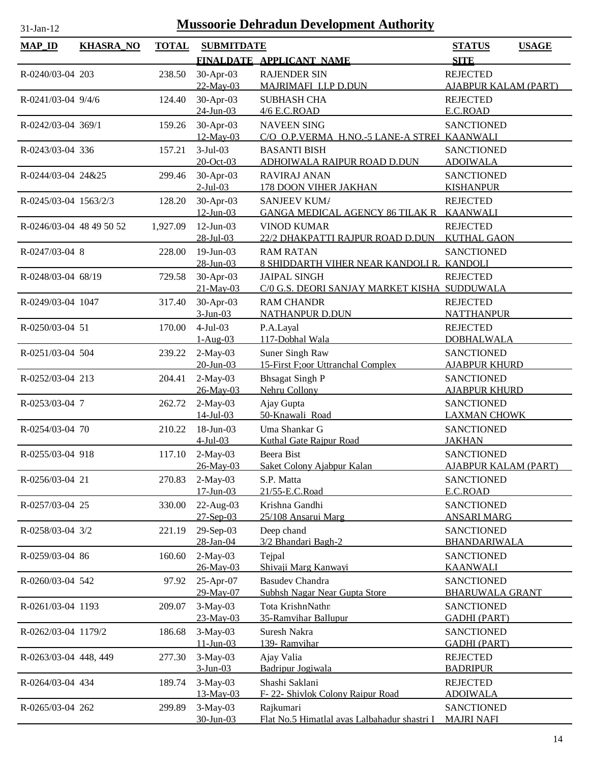# Mussoorie Dehradun Development Authority

31-Jan-12

| MAP_ID | KHASRA_NO | TOTAL | SUBMITDATE / FINALDATE | APPLICANT_NAME | STATUS / SITE | USAGE |
|---|---|---|---|---|---|---|
| R-0240/03-04 | 203 | 238.50 | 30-Apr-03 / 22-May-03 | RAJENDER SIN / MAJRIMAFI I.I.P D.DUN | REJECTED / AJABPUR KALAM (PART) | |
| R-0241/03-04 | 9/4/6 | 124.40 | 30-Apr-03 / 24-Jun-03 | SUBHASH CHA / 4/6 E.C.ROAD | REJECTED / E.C.ROAD | |
| R-0242/03-04 | 369/1 | 159.26 | 30-Apr-03 / 12-May-03 | NAVEEN SING / C/O O.P.VERMA H.NO.-5 LANE-A STREI | SANCTIONED / KAANWALI | |
| R-0243/03-04 | 336 | 157.21 | 3-Jul-03 / 20-Oct-03 | BASANTI BISH / ADHOIWALA RAIPUR ROAD D.DUN | SANCTIONED / ADOIWALA | |
| R-0244/03-04 | 24&25 | 299.46 | 30-Apr-03 / 2-Jul-03 | RAVIRAJ ANAN / 178 DOON VIHER JAKHAN | SANCTIONED / KISHANPUR | |
| R-0245/03-04 | 1563/2/3 | 128.20 | 30-Apr-03 / 12-Jun-03 | SANJEEV KUMA / GANGA MEDICAL AGENCY 86 TILAK R | REJECTED / KAANWALI | |
| R-0246/03-04 | 48 49 50 52 | 1,927.09 | 12-Jun-03 / 28-Jul-03 | VINOD KUMAR / 22/2 DHAKPATTI RAJPUR ROAD D.DUN | REJECTED / KUTHAL GAON | |
| R-0247/03-04 | 8 | 228.00 | 19-Jun-03 / 28-Jun-03 | RAM RATAN / 8 SHIDDARTH VIHER NEAR KANDOLI R. | SANCTIONED / KANDOLI | |
| R-0248/03-04 | 68/19 | 729.58 | 30-Apr-03 / 21-May-03 | JAIPAL SINGH / C/0 G.S. DEORI SANJAY MARKET KISHA | REJECTED / SUDDUWALA | |
| R-0249/03-04 | 1047 | 317.40 | 30-Apr-03 / 3-Jun-03 | RAM CHANDR / NATHANPUR D.DUN | REJECTED / NATTHANPUR | |
| R-0250/03-04 | 51 | 170.00 | 4-Jul-03 / 1-Aug-03 | P.A.Layal / 117-Dobhal Wala | REJECTED / DOBHALWALA | |
| R-0251/03-04 | 504 | 239.22 | 2-May-03 / 20-Jun-03 | Suner Singh Raw / 15-First F;oor Uttranchal Complex | SANCTIONED / AJABPUR KHURD | |
| R-0252/03-04 | 213 | 204.41 | 2-May-03 / 26-May-03 | Bhsagat Singh P / Nehru Collony | SANCTIONED / AJABPUR KHURD | |
| R-0253/03-04 | 7 | 262.72 | 2-May-03 / 14-Jul-03 | Ajay Gupta / 50-Knawali Road | SANCTIONED / LAXMAN CHOWK | |
| R-0254/03-04 | 70 | 210.22 | 18-Jun-03 / 4-Jul-03 | Uma Shankar G / Kuthal Gate Rajpur Road | SANCTIONED / JAKHAN | |
| R-0255/03-04 | 918 | 117.10 | 2-May-03 / 26-May-03 | Beera Bist / Saket Colony Ajabpur Kalan | SANCTIONED / AJABPUR KALAM (PART) | |
| R-0256/03-04 | 21 | 270.83 | 2-May-03 / 17-Jun-03 | S.P. Matta / 21/55-E.C.Road | SANCTIONED / E.C.ROAD | |
| R-0257/03-04 | 25 | 330.00 | 22-Aug-03 / 27-Sep-03 | Krishna Gandhi / 25/108 Ansarui Marg | SANCTIONED / ANSARI MARG | |
| R-0258/03-04 | 3/2 | 221.19 | 29-Sep-03 / 28-Jan-04 | Deep chand / 3/2 Bhandari Bagh-2 | SANCTIONED / BHANDARIWALA | |
| R-0259/03-04 | 86 | 160.60 | 2-May-03 / 26-May-03 | Tejpal / Shivaji Marg Kanwayi | SANCTIONED / KAANWALI | |
| R-0260/03-04 | 542 | 97.92 | 25-Apr-07 / 29-May-07 | Basudev Chandra / Subhsh Nagar Near Gupta Store | SANCTIONED / BHARUWALA GRANT | |
| R-0261/03-04 | 1193 | 209.07 | 3-May-03 / 23-May-03 | Tota KrishnNathn / 35-Ramvihar Ballupur | SANCTIONED / GADHI (PART) | |
| R-0262/03-04 | 1179/2 | 186.68 | 3-May-03 / 11-Jun-03 | Suresh Nakra / 139- Ramvihar | SANCTIONED / GADHI (PART) | |
| R-0263/03-04 | 448, 449 | 277.30 | 3-May-03 / 3-Jun-03 | Ajay Valia / Badripur Jogiwala | REJECTED / BADRIPUR | |
| R-0264/03-04 | 434 | 189.74 | 3-May-03 / 13-May-03 | Shashi Saklani / F- 22- Shivlok Colony Raipur Road | REJECTED / ADOIWALA | |
| R-0265/03-04 | 262 | 299.89 | 3-May-03 / 30-Jun-03 | Rajkumari / Flat No.5 Himatlal avas Lalbahadur shastri I | SANCTIONED / MAJRI NAFI | |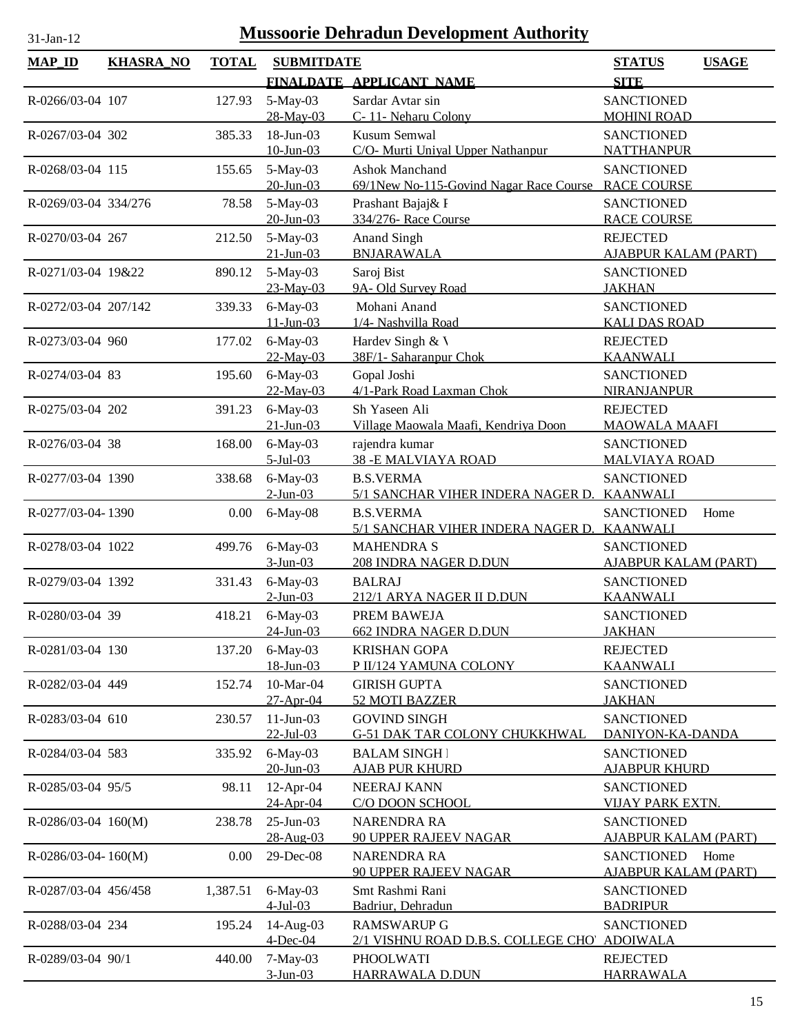# Mussoorie Dehradun Development Authority

31-Jan-12

| MAP_ID | KHASRA_NO | TOTAL | SUBMITDATE / FINALDATE | APPLICANT_NAME | STATUS / SITE | USAGE |
|---|---|---|---|---|---|---|
| R-0266/03-04 | 107 | 127.93 | 5-May-03 / 28-May-03 | Sardar Avtar sin / C- 11- Neharu Colony | SANCTIONED / MOHINI ROAD | |
| R-0267/03-04 | 302 | 385.33 | 18-Jun-03 / 10-Jun-03 | Kusum Semwal / C/O- Murti Uniyal Upper Nathanpur | SANCTIONED / NATTHANPUR | |
| R-0268/03-04 | 115 | 155.65 | 5-May-03 / 20-Jun-03 | Ashok Manchand / 69/1New No-115-Govind Nagar Race Course | SANCTIONED / RACE COURSE | |
| R-0269/03-04 | 334/276 | 78.58 | 5-May-03 / 20-Jun-03 | Prashant Bajaj& F / 334/276- Race Course | SANCTIONED / RACE COURSE | |
| R-0270/03-04 | 267 | 212.50 | 5-May-03 / 21-Jun-03 | Anand Singh / BNJARAWALA | REJECTED / AJABPUR KALAM (PART) | |
| R-0271/03-04 | 19&22 | 890.12 | 5-May-03 / 23-May-03 | Saroj Bist / 9A- Old Survey Road | SANCTIONED / JAKHAN | |
| R-0272/03-04 | 207/142 | 339.33 | 6-May-03 / 11-Jun-03 | Mohani Anand / 1/4- Nashvilla Road | SANCTIONED / KALI DAS ROAD | |
| R-0273/03-04 | 960 | 177.02 | 6-May-03 / 22-May-03 | Hardev Singh & V / 38F/1- Saharanpur Chok | REJECTED / KAANWALI | |
| R-0274/03-04 | 83 | 195.60 | 6-May-03 / 22-May-03 | Gopal Joshi / 4/1-Park Road Laxman Chok | SANCTIONED / NIRANJANPUR | |
| R-0275/03-04 | 202 | 391.23 | 6-May-03 / 21-Jun-03 | Sh Yaseen Ali / Village Maowala Maafi, Kendriya Doon | REJECTED / MAOWALA MAAFI | |
| R-0276/03-04 | 38 | 168.00 | 6-May-03 / 5-Jul-03 | rajendra kumar / 38 -E MALVIAYA ROAD | SANCTIONED / MALVIAYA ROAD | |
| R-0277/03-04 | 1390 | 338.68 | 6-May-03 / 2-Jun-03 | B.S.VERMA / 5/1 SANCHAR VIHER INDERA NAGER D. | SANCTIONED / KAANWALI | |
| R-0277/03-04- | 1390 | 0.00 | 6-May-08 | B.S.VERMA / 5/1 SANCHAR VIHER INDERA NAGER D. | SANCTIONED / KAANWALI | Home |
| R-0278/03-04 | 1022 | 499.76 | 6-May-03 / 3-Jun-03 | MAHENDRA S / 208 INDRA NAGER D.DUN | SANCTIONED / AJABPUR KALAM (PART) | |
| R-0279/03-04 | 1392 | 331.43 | 6-May-03 / 2-Jun-03 | BALRAJ / 212/1 ARYA NAGER II D.DUN | SANCTIONED / KAANWALI | |
| R-0280/03-04 | 39 | 418.21 | 6-May-03 / 24-Jun-03 | PREM BAWEJA / 662 INDRA NAGER D.DUN | SANCTIONED / JAKHAN | |
| R-0281/03-04 | 130 | 137.20 | 6-May-03 / 18-Jun-03 | KRISHAN GOPA / P II/124 YAMUNA COLONY | REJECTED / KAANWALI | |
| R-0282/03-04 | 449 | 152.74 | 10-Mar-04 / 27-Apr-04 | GIRISH GUPTA / 52 MOTI BAZZER | SANCTIONED / JAKHAN | |
| R-0283/03-04 | 610 | 230.57 | 11-Jun-03 / 22-Jul-03 | GOVIND SINGH / G-51 DAK TAR COLONY CHUKKHWAL | SANCTIONED / DANIYON-KA-DANDA | |
| R-0284/03-04 | 583 | 335.92 | 6-May-03 / 20-Jun-03 | BALAM SINGH I / AJAB PUR KHURD | SANCTIONED / AJABPUR KHURD | |
| R-0285/03-04 | 95/5 | 98.11 | 12-Apr-04 / 24-Apr-04 | NEERAJ KANN / C/O DOON SCHOOL | SANCTIONED / VIJAY PARK EXTN. | |
| R-0286/03-04 | 160(M) | 238.78 | 25-Jun-03 / 28-Aug-03 | NARENDRA RA / 90 UPPER RAJEEV NAGAR | SANCTIONED / AJABPUR KALAM (PART) | |
| R-0286/03-04- | 160(M) | 0.00 | 29-Dec-08 | NARENDRA RA / 90 UPPER RAJEEV NAGAR | SANCTIONED / AJABPUR KALAM (PART) | Home |
| R-0287/03-04 | 456/458 | 1,387.51 | 6-May-03 / 4-Jul-03 | Smt Rashmi Rani / Badriur, Dehradun | SANCTIONED / BADRIPUR | |
| R-0288/03-04 | 234 | 195.24 | 14-Aug-03 / 4-Dec-04 | RAMSWARUP G / 2/1 VISHNU ROAD D.B.S. COLLEGE CHO | SANCTIONED / ADOIWALA | |
| R-0289/03-04 | 90/1 | 440.00 | 7-May-03 / 3-Jun-03 | PHOOLWATI / HARRAWALA D.DUN | REJECTED / HARRAWALA | |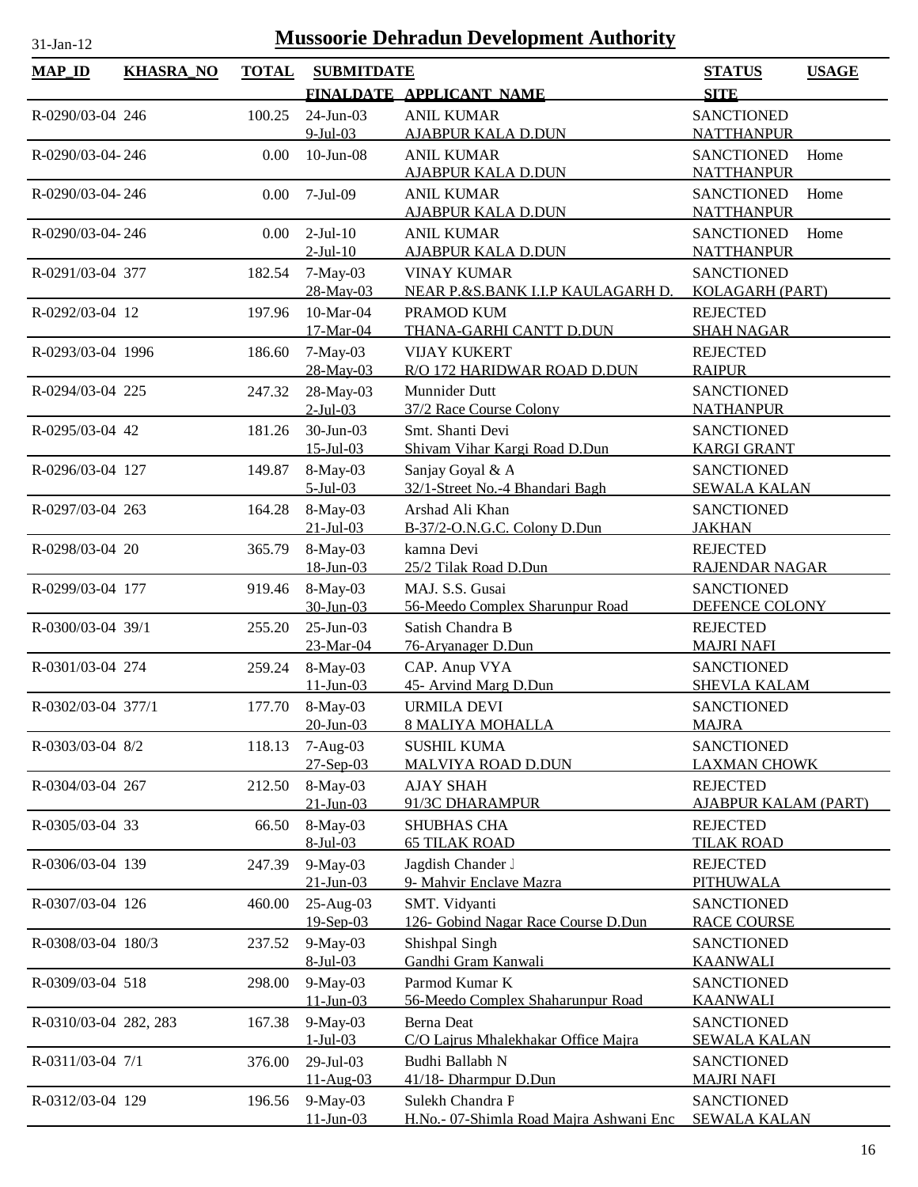# Mussoorie Dehradun Development Authority

31-Jan-12

| MAP_ID | KHASRA_NO | TOTAL | SUBMITDATE / FINALDATE | APPLICANT_NAME | STATUS / SITE | USAGE |
|---|---|---|---|---|---|---|
| R-0290/03-04 | 246 | 100.25 | 24-Jun-03 / 9-Jul-03 | ANIL KUMAR / AJABPUR KALA D.DUN | SANCTIONED / NATTHANPUR | |
| R-0290/03-04- | 246 | 0.00 | 10-Jun-08 | ANIL KUMAR / AJABPUR KALA D.DUN | SANCTIONED / NATTHANPUR | Home |
| R-0290/03-04- | 246 | 0.00 | 7-Jul-09 | ANIL KUMAR / AJABPUR KALA D.DUN | SANCTIONED / NATTHANPUR | Home |
| R-0290/03-04- | 246 | 0.00 | 2-Jul-10 / 2-Jul-10 | ANIL KUMAR / AJABPUR KALA D.DUN | SANCTIONED / NATTHANPUR | Home |
| R-0291/03-04 | 377 | 182.54 | 7-May-03 / 28-May-03 | VINAY KUMAR / NEAR P.&S.BANK I.I.P KAULAGARH D. | SANCTIONED / KOLAGARH (PART) | |
| R-0292/03-04 | 12 | 197.96 | 10-Mar-04 / 17-Mar-04 | PRAMOD KUM / THANA-GARHI CANTT D.DUN | REJECTED / SHAH NAGAR | |
| R-0293/03-04 | 1996 | 186.60 | 7-May-03 / 28-May-03 | VIJAY KUKERT / R/O 172 HARIDWAR ROAD D.DUN | REJECTED / RAIPUR | |
| R-0294/03-04 | 225 | 247.32 | 28-May-03 / 2-Jul-03 | Munnider Dutt / 37/2 Race Course Colony | SANCTIONED / NATHANPUR | |
| R-0295/03-04 | 42 | 181.26 | 30-Jun-03 / 15-Jul-03 | Smt. Shanti Devi / Shivam Vihar Kargi Road D.Dun | SANCTIONED / KARGI GRANT | |
| R-0296/03-04 | 127 | 149.87 | 8-May-03 / 5-Jul-03 | Sanjay Goyal & A / 32/1-Street No.-4 Bhandari Bagh | SANCTIONED / SEWALA KALAN | |
| R-0297/03-04 | 263 | 164.28 | 8-May-03 / 21-Jul-03 | Arshad Ali Khan / B-37/2-O.N.G.C. Colony D.Dun | SANCTIONED / JAKHAN | |
| R-0298/03-04 | 20 | 365.79 | 8-May-03 / 18-Jun-03 | kamna Devi / 25/2 Tilak Road D.Dun | REJECTED / RAJENDAR NAGAR | |
| R-0299/03-04 | 177 | 919.46 | 8-May-03 / 30-Jun-03 | MAJ. S.S. Gusai / 56-Meedo Complex Sharunpur Road | SANCTIONED / DEFENCE COLONY | |
| R-0300/03-04 | 39/1 | 255.20 | 25-Jun-03 / 23-Mar-04 | Satish Chandra B / 76-Aryanager D.Dun | REJECTED / MAJRI NAFI | |
| R-0301/03-04 | 274 | 259.24 | 8-May-03 / 11-Jun-03 | CAP. Anup VYA / 45- Arvind Marg D.Dun | SANCTIONED / SHEVLA KALAM | |
| R-0302/03-04 | 377/1 | 177.70 | 8-May-03 / 20-Jun-03 | URMILA DEVI / 8 MALIYA MOHALLA | SANCTIONED / MAJRA | |
| R-0303/03-04 | 8/2 | 118.13 | 7-Aug-03 / 27-Sep-03 | SUSHIL KUMA / MALVIYA ROAD D.DUN | SANCTIONED / LAXMAN CHOWK | |
| R-0304/03-04 | 267 | 212.50 | 8-May-03 / 21-Jun-03 | AJAY SHAH / 91/3C DHARAMPUR | REJECTED / AJABPUR KALAM (PART) | |
| R-0305/03-04 | 33 | 66.50 | 8-May-03 / 8-Jul-03 | SHUBHAS CHA / 65 TILAK ROAD | REJECTED / TILAK ROAD | |
| R-0306/03-04 | 139 | 247.39 | 9-May-03 / 21-Jun-03 | Jagdish Chander J / 9- Mahvir Enclave Mazra | REJECTED / PITHUWALA | |
| R-0307/03-04 | 126 | 460.00 | 25-Aug-03 / 19-Sep-03 | SMT. Vidyanti / 126- Gobind Nagar Race Course D.Dun | SANCTIONED / RACE COURSE | |
| R-0308/03-04 | 180/3 | 237.52 | 9-May-03 / 8-Jul-03 | Shishpal Singh / Gandhi Gram Kanwali | SANCTIONED / KAANWALI | |
| R-0309/03-04 | 518 | 298.00 | 9-May-03 / 11-Jun-03 | Parmod Kumar K / 56-Meedo Complex Shaharunpur Road | SANCTIONED / KAANWALI | |
| R-0310/03-04 | 282, 283 | 167.38 | 9-May-03 / 1-Jul-03 | Berna Deat / C/O Lajrus Mhalekhakar Office Majra | SANCTIONED / SEWALA KALAN | |
| R-0311/03-04 | 7/1 | 376.00 | 29-Jul-03 / 11-Aug-03 | Budhi Ballabh N / 41/18- Dharmpur D.Dun | SANCTIONED / MAJRI NAFI | |
| R-0312/03-04 | 129 | 196.56 | 9-May-03 / 11-Jun-03 | Sulekh Chandra P / H.No.- 07-Shimla Road Majra Ashwani Enc | SANCTIONED / SEWALA KALAN | |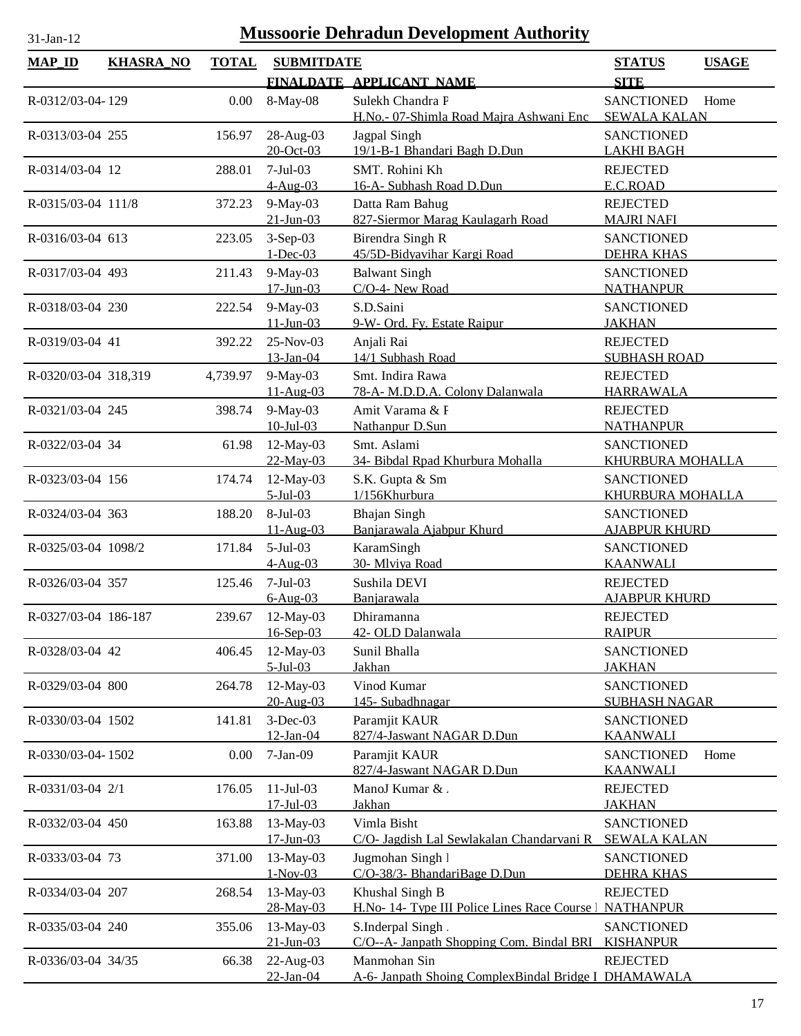# Mussoorie Dehradun Development Authority

31-Jan-12

| MAP_ID | KHASRA_NO | TOTAL | SUBMITDATE / FINALDATE | APPLICANT_NAME | STATUS / SITE | USAGE |
|---|---|---|---|---|---|---|
| R-0312/03-04- | 129 | 0.00 | 8-May-08 | Sulekh Chandra P<br>H.No.- 07-Shimla Road Majra Ashwani Enc | SANCTIONED<br>SEWALA KALAN | Home |
| R-0313/03-04 | 255 | 156.97 | 28-Aug-03<br>20-Oct-03 | Jagpal Singh<br>19/1-B-1 Bhandari Bagh D.Dun | SANCTIONED<br>LAKHI BAGH | |
| R-0314/03-04 | 12 | 288.01 | 7-Jul-03<br>4-Aug-03 | SMT. Rohini Kh<br>16-A- Subhash Road D.Dun | REJECTED<br>E.C.ROAD | |
| R-0315/03-04 | 111/8 | 372.23 | 9-May-03<br>21-Jun-03 | Datta Ram Bahug<br>827-Siermor Marag Kaulagarh Road | REJECTED<br>MAJRI NAFI | |
| R-0316/03-04 | 613 | 223.05 | 3-Sep-03<br>1-Dec-03 | Birendra Singh R<br>45/5D-Bidyavihar Kargi Road | SANCTIONED<br>DEHRA KHAS | |
| R-0317/03-04 | 493 | 211.43 | 9-May-03<br>17-Jun-03 | Balwant Singh<br>C/O-4- New Road | SANCTIONED<br>NATHANPUR | |
| R-0318/03-04 | 230 | 222.54 | 9-May-03<br>11-Jun-03 | S.D.Saini<br>9-W- Ord. Fy. Estate Raipur | SANCTIONED<br>JAKHAN | |
| R-0319/03-04 | 41 | 392.22 | 25-Nov-03<br>13-Jan-04 | Anjali Rai<br>14/1 Subhash Road | REJECTED<br>SUBHASH ROAD | |
| R-0320/03-04 | 318,319 | 4,739.97 | 9-May-03<br>11-Aug-03 | Smt. Indira Rawa<br>78-A- M.D.D.A. Colony Dalanwala | REJECTED<br>HARRAWALA | |
| R-0321/03-04 | 245 | 398.74 | 9-May-03<br>10-Jul-03 | Amit Varama & P<br>Nathanpur D.Sun | REJECTED<br>NATHANPUR | |
| R-0322/03-04 | 34 | 61.98 | 12-May-03<br>22-May-03 | Smt. Aslami<br>34- Bibdal Rpad Khurbura Mohalla | SANCTIONED<br>KHURBURA MOHALLA | |
| R-0323/03-04 | 156 | 174.74 | 12-May-03<br>5-Jul-03 | S.K. Gupta & Sm<br>1/156Khurbura | SANCTIONED<br>KHURBURA MOHALLA | |
| R-0324/03-04 | 363 | 188.20 | 8-Jul-03<br>11-Aug-03 | Bhajan Singh<br>Banjarawala Ajabpur Khurd | SANCTIONED<br>AJABPUR KHURD | |
| R-0325/03-04 | 1098/2 | 171.84 | 5-Jul-03<br>4-Aug-03 | KaramSingh<br>30- Mlviya Road | SANCTIONED<br>KAANWALI | |
| R-0326/03-04 | 357 | 125.46 | 7-Jul-03<br>6-Aug-03 | Sushila DEVI<br>Banjarawala | REJECTED<br>AJABPUR KHURD | |
| R-0327/03-04 | 186-187 | 239.67 | 12-May-03<br>16-Sep-03 | Dhiramanna<br>42- OLD Dalanwala | REJECTED<br>RAIPUR | |
| R-0328/03-04 | 42 | 406.45 | 12-May-03<br>5-Jul-03 | Sunil Bhalla<br>Jakhan | SANCTIONED<br>JAKHAN | |
| R-0329/03-04 | 800 | 264.78 | 12-May-03<br>20-Aug-03 | Vinod Kumar<br>145- Subadhnagar | SANCTIONED<br>SUBHASH NAGAR | |
| R-0330/03-04 | 1502 | 141.81 | 3-Dec-03<br>12-Jan-04 | Paramjit KAUR<br>827/4-Jaswant NAGAR D.Dun | SANCTIONED<br>KAANWALI | |
| R-0330/03-04- | 1502 | 0.00 | 7-Jan-09 | Paramjit KAUR<br>827/4-Jaswant NAGAR D.Dun | SANCTIONED<br>KAANWALI | Home |
| R-0331/03-04 | 2/1 | 176.05 | 11-Jul-03<br>17-Jul-03 | ManoJ Kumar & .<br>Jakhan | REJECTED<br>JAKHAN | |
| R-0332/03-04 | 450 | 163.88 | 13-May-03<br>17-Jun-03 | Vimla Bisht<br>C/O- Jagdish Lal Sewlakalan Chandarvani R | SANCTIONED<br>SEWALA KALAN | |
| R-0333/03-04 | 73 | 371.00 | 13-May-03<br>1-Nov-03 | Jugmohan Singh I<br>C/O-38/3- BhandariBage D.Dun | SANCTIONED<br>DEHRA KHAS | |
| R-0334/03-04 | 207 | 268.54 | 13-May-03<br>28-May-03 | Khushal Singh B<br>H.No- 14- Type III Police Lines Race Course I | REJECTED<br>NATHANPUR | |
| R-0335/03-04 | 240 | 355.06 | 13-May-03<br>21-Jun-03 | S.Inderpal Singh .<br>C/O--A- Janpath Shopping Com. Bindal BRI | SANCTIONED<br>KISHANPUR | |
| R-0336/03-04 | 34/35 | 66.38 | 22-Aug-03<br>22-Jan-04 | Manmohan Sin<br>A-6- Janpath Shoing ComplexBindal Bridge I | REJECTED<br>DHAMAWALA | |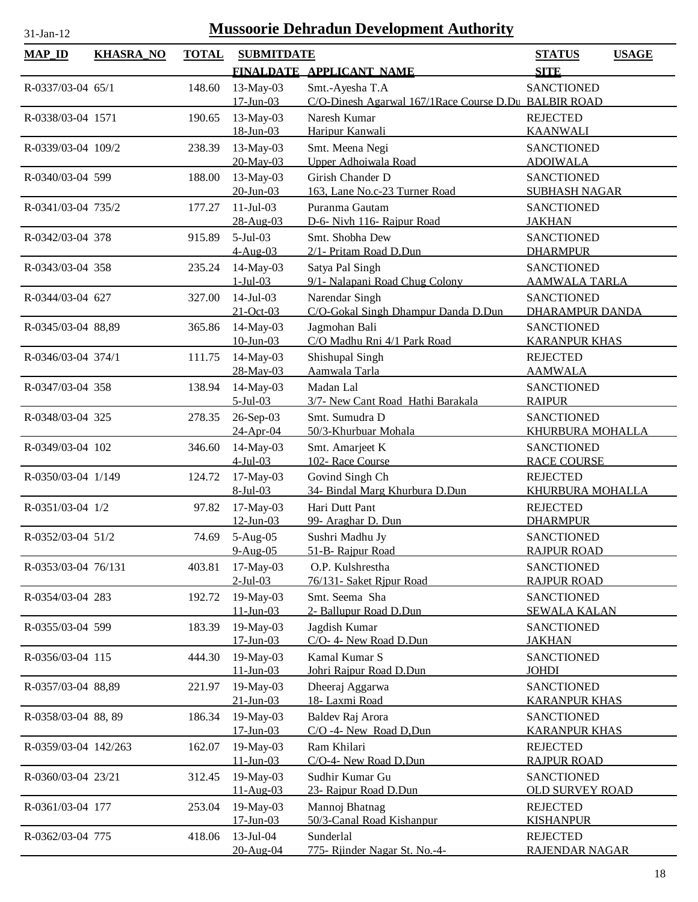# Mussoorie Dehradun Development Authority

31-Jan-12

| MAP_ID | KHASRA_NO | TOTAL | SUBMITDATE / FINALDATE | APPLICANT_NAME | STATUS / SITE | USAGE |
|---|---|---|---|---|---|---|
| R-0337/03-04 | 65/1 | 148.60 | 13-May-03 / 17-Jun-03 | Smt.-Ayesha T.A / C/O-Dinesh Agarwal 167/1Race Course D.Du | SANCTIONED / BALBIR ROAD | |
| R-0338/03-04 | 1571 | 190.65 | 13-May-03 / 18-Jun-03 | Naresh Kumar / Haripur Kanwali | REJECTED / KAANWALI | |
| R-0339/03-04 | 109/2 | 238.39 | 13-May-03 / 20-May-03 | Smt. Meena Negi / Upper Adhoiwala Road | SANCTIONED / ADOIWALA | |
| R-0340/03-04 | 599 | 188.00 | 13-May-03 / 20-Jun-03 | Girish Chander D / 163, Lane No.c-23 Turner Road | SANCTIONED / SUBHASH NAGAR | |
| R-0341/03-04 | 735/2 | 177.27 | 11-Jul-03 / 28-Aug-03 | Puranma Gautam / D-6- Nivh 116- Rajpur Road | SANCTIONED / JAKHAN | |
| R-0342/03-04 | 378 | 915.89 | 5-Jul-03 / 4-Aug-03 | Smt. Shobha Dew / 2/1- Pritam Road D.Dun | SANCTIONED / DHARMPUR | |
| R-0343/03-04 | 358 | 235.24 | 14-May-03 / 1-Jul-03 | Satya Pal Singh / 9/1- Nalapani Road Chug Colony | SANCTIONED / AAMWALA TARLA | |
| R-0344/03-04 | 627 | 327.00 | 14-Jul-03 / 21-Oct-03 | Narendar Singh / C/O-Gokal Singh Dhampur Danda D.Dun | SANCTIONED / DHARAMPUR DANDA | |
| R-0345/03-04 | 88,89 | 365.86 | 14-May-03 / 10-Jun-03 | Jagmohan Bali / C/O Madhu Rni 4/1 Park Road | SANCTIONED / KARANPUR KHAS | |
| R-0346/03-04 | 374/1 | 111.75 | 14-May-03 / 28-May-03 | Shishupal Singh / Aamwala Tarla | REJECTED / AAMWALA | |
| R-0347/03-04 | 358 | 138.94 | 14-May-03 / 5-Jul-03 | Madan Lal / 3/7- New Cant Road Hathi Barakala | SANCTIONED / RAIPUR | |
| R-0348/03-04 | 325 | 278.35 | 26-Sep-03 / 24-Apr-04 | Smt. Sumudra D / 50/3-Khurbuar Mohala | SANCTIONED / KHURBURA MOHALLA | |
| R-0349/03-04 | 102 | 346.60 | 14-May-03 / 4-Jul-03 | Smt. Amarjeet K / 102- Race Course | SANCTIONED / RACE COURSE | |
| R-0350/03-04 | 1/149 | 124.72 | 17-May-03 / 8-Jul-03 | Govind Singh Ch / 34- Bindal Marg Khurbura D.Dun | REJECTED / KHURBURA MOHALLA | |
| R-0351/03-04 | 1/2 | 97.82 | 17-May-03 / 12-Jun-03 | Hari Dutt Pant / 99- Araghar D. Dun | REJECTED / DHARMPUR | |
| R-0352/03-04 | 51/2 | 74.69 | 5-Aug-05 / 9-Aug-05 | Sushri Madhu Jy / 51-B- Rajpur Road | SANCTIONED / RAJPUR ROAD | |
| R-0353/03-04 | 76/131 | 403.81 | 17-May-03 / 2-Jul-03 | O.P. Kulshrestha / 76/131- Saket Rjpur Road | SANCTIONED / RAJPUR ROAD | |
| R-0354/03-04 | 283 | 192.72 | 19-May-03 / 11-Jun-03 | Smt. Seema Sha / 2- Ballupur Road D.Dun | SANCTIONED / SEWALA KALAN | |
| R-0355/03-04 | 599 | 183.39 | 19-May-03 / 17-Jun-03 | Jagdish Kumar / C/O- 4- New Road D.Dun | SANCTIONED / JAKHAN | |
| R-0356/03-04 | 115 | 444.30 | 19-May-03 / 11-Jun-03 | Kamal Kumar S / Johri Rajpur Road D.Dun | SANCTIONED / JOHDI | |
| R-0357/03-04 | 88,89 | 221.97 | 19-May-03 / 21-Jun-03 | Dheeraj Aggarwa / 18- Laxmi Road | SANCTIONED / KARANPUR KHAS | |
| R-0358/03-04 | 88, 89 | 186.34 | 19-May-03 / 17-Jun-03 | Baldev Raj Arora / C/O -4- New Road D,Dun | SANCTIONED / KARANPUR KHAS | |
| R-0359/03-04 | 142/263 | 162.07 | 19-May-03 / 11-Jun-03 | Ram Khilari / C/O-4- New Road D,Dun | REJECTED / RAJPUR ROAD | |
| R-0360/03-04 | 23/21 | 312.45 | 19-May-03 / 11-Aug-03 | Sudhir Kumar Gu / 23- Rajpur Road D.Dun | SANCTIONED / OLD SURVEY ROAD | |
| R-0361/03-04 | 177 | 253.04 | 19-May-03 / 17-Jun-03 | Mannoj Bhatnag / 50/3-Canal Road Kishanpur | REJECTED / KISHANPUR | |
| R-0362/03-04 | 775 | 418.06 | 13-Jul-04 / 20-Aug-04 | Sunderlal / 775- Rjinder Nagar St. No.-4- | REJECTED / RAJENDAR NAGAR | |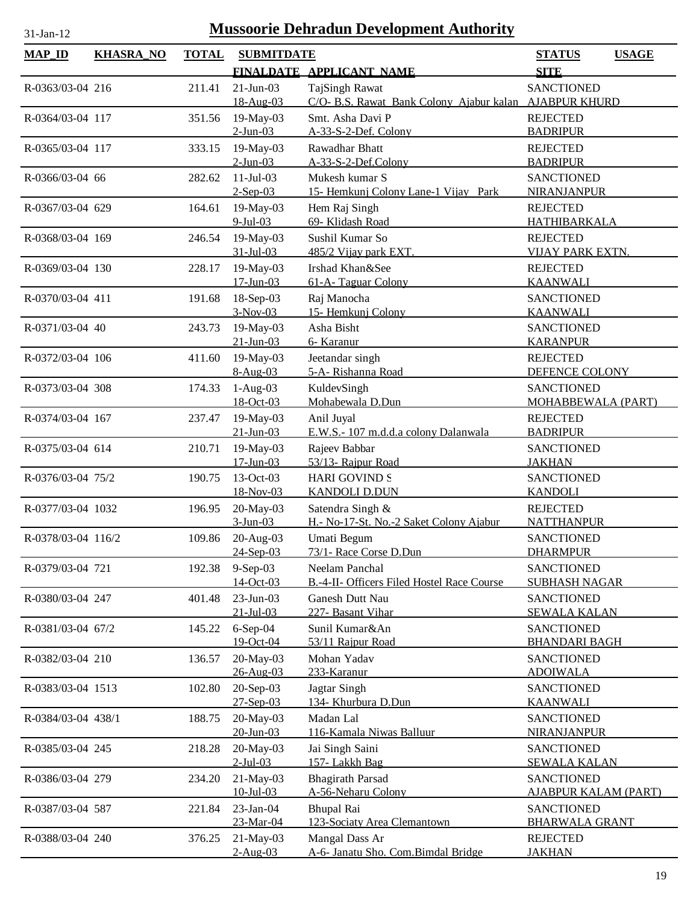# Mussoorie Dehradun Development Authority

31-Jan-12

| MAP_ID | KHASRA_NO | TOTAL | SUBMITDATE / FINALDATE | APPLICANT_NAME | STATUS / SITE | USAGE |
|---|---|---|---|---|---|---|
| R-0363/03-04 | 216 | 211.41 | 21-Jun-03 / 18-Aug-03 | TajSingh Rawat / C/O- B.S. Rawat Bank Colony Ajabur kalan | SANCTIONED / AJABPUR KHURD | |
| R-0364/03-04 | 117 | 351.56 | 19-May-03 / 2-Jun-03 | Smt. Asha Davi P / A-33-S-2-Def. Colony | REJECTED / BADRIPUR | |
| R-0365/03-04 | 117 | 333.15 | 19-May-03 / 2-Jun-03 | Rawadhar Bhatt / A-33-S-2-Def.Colony | REJECTED / BADRIPUR | |
| R-0366/03-04 | 66 | 282.62 | 11-Jul-03 / 2-Sep-03 | Mukesh kumar S / 15- Hemkunj Colony Lane-1 Vijay Park | SANCTIONED / NIRANJANPUR | |
| R-0367/03-04 | 629 | 164.61 | 19-May-03 / 9-Jul-03 | Hem Raj Singh / 69- Klidash Road | REJECTED / HATHIBARKALA | |
| R-0368/03-04 | 169 | 246.54 | 19-May-03 / 31-Jul-03 | Sushil Kumar So / 485/2 Vijay park EXT. | REJECTED / VIJAY PARK EXTN. | |
| R-0369/03-04 | 130 | 228.17 | 19-May-03 / 17-Jun-03 | Irshad Khan&See / 61-A- Taguar Colony | REJECTED / KAANWALI | |
| R-0370/03-04 | 411 | 191.68 | 18-Sep-03 / 3-Nov-03 | Raj Manocha / 15- Hemkunj Colony | SANCTIONED / KAANWALI | |
| R-0371/03-04 | 40 | 243.73 | 19-May-03 / 21-Jun-03 | Asha Bisht / 6- Karanur | SANCTIONED / KARANPUR | |
| R-0372/03-04 | 106 | 411.60 | 19-May-03 / 8-Aug-03 | Jeetandar singh / 5-A- Rishanna Road | REJECTED / DEFENCE COLONY | |
| R-0373/03-04 | 308 | 174.33 | 1-Aug-03 / 18-Oct-03 | KuldevSingh / Mohabewala D.Dun | SANCTIONED / MOHABBEWALA (PART) | |
| R-0374/03-04 | 167 | 237.47 | 19-May-03 / 21-Jun-03 | Anil Juyal / E.W.S.- 107 m.d.d.a colony Dalanwala | REJECTED / BADRIPUR | |
| R-0375/03-04 | 614 | 210.71 | 19-May-03 / 17-Jun-03 | Rajeev Babbar / 53/13- Rajpur Road | SANCTIONED / JAKHAN | |
| R-0376/03-04 | 75/2 | 190.75 | 13-Oct-03 / 18-Nov-03 | HARI GOVIND S / KANDOLI D.DUN | SANCTIONED / KANDOLI | |
| R-0377/03-04 | 1032 | 196.95 | 20-May-03 / 3-Jun-03 | Satendra Singh & / H.- No-17-St. No.-2 Saket Colony Ajabur | REJECTED / NATTHANPUR | |
| R-0378/03-04 | 116/2 | 109.86 | 20-Aug-03 / 24-Sep-03 | Umati Begum / 73/1- Race Corse D.Dun | SANCTIONED / DHARMPUR | |
| R-0379/03-04 | 721 | 192.38 | 9-Sep-03 / 14-Oct-03 | Neelam Panchal / B.-4-II- Officers Filed Hostel Race Course | SANCTIONED / SUBHASH NAGAR | |
| R-0380/03-04 | 247 | 401.48 | 23-Jun-03 / 21-Jul-03 | Ganesh Dutt Nau / 227- Basant Vihar | SANCTIONED / SEWALA KALAN | |
| R-0381/03-04 | 67/2 | 145.22 | 6-Sep-04 / 19-Oct-04 | Sunil Kumar&An / 53/11 Rajpur Road | SANCTIONED / BHANDARI BAGH | |
| R-0382/03-04 | 210 | 136.57 | 20-May-03 / 26-Aug-03 | Mohan Yadav / 233-Karanur | SANCTIONED / ADOIWALA | |
| R-0383/03-04 | 1513 | 102.80 | 20-Sep-03 / 27-Sep-03 | Jagtar Singh / 134- Khurbura D.Dun | SANCTIONED / KAANWALI | |
| R-0384/03-04 | 438/1 | 188.75 | 20-May-03 / 20-Jun-03 | Madan Lal / 116-Kamala Niwas Balluur | SANCTIONED / NIRANJANPUR | |
| R-0385/03-04 | 245 | 218.28 | 20-May-03 / 2-Jul-03 | Jai Singh Saini / 157- Lakkh Bag | SANCTIONED / SEWALA KALAN | |
| R-0386/03-04 | 279 | 234.20 | 21-May-03 / 10-Jul-03 | Bhagirath Parsad / A-56-Neharu Colony | SANCTIONED / AJABPUR KALAM (PART) | |
| R-0387/03-04 | 587 | 221.84 | 23-Jan-04 / 23-Mar-04 | Bhupal Rai / 123-Sociaty Area Clemantown | SANCTIONED / BHARWALA GRANT | |
| R-0388/03-04 | 240 | 376.25 | 21-May-03 / 2-Aug-03 | Mangal Dass Ar / A-6- Janatu Sho. Com.Bimdal Bridge | REJECTED / JAKHAN | |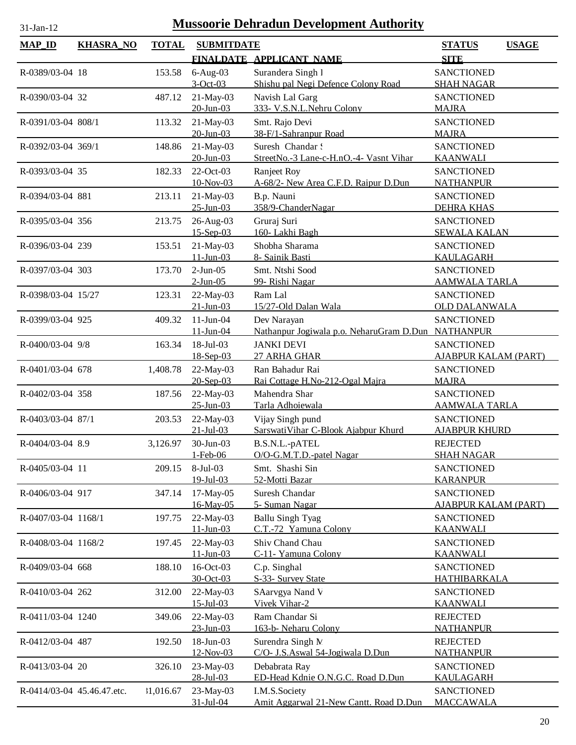# Mussoorie Dehradun Development Authority

31-Jan-12

| MAP_ID | KHASRA_NO | TOTAL | SUBMITDATE / FINALDATE | APPLICANT_NAME | STATUS / SITE | USAGE |
|---|---|---|---|---|---|---|
| R-0389/03-04 | 18 | 153.58 | 6-Aug-03<br>3-Oct-03 | Surandera Singh I<br>Shishu pal Negi Defence Colony Road | SANCTIONED<br>SHAH NAGAR | |
| R-0390/03-04 | 32 | 487.12 | 21-May-03<br>20-Jun-03 | Navish Lal Garg<br>333- V.S.N.L.Nehru Colony | SANCTIONED<br>MAJRA | |
| R-0391/03-04 | 808/1 | 113.32 | 21-May-03<br>20-Jun-03 | Smt. Rajo Devi<br>38-F/1-Sahranpur Road | SANCTIONED<br>MAJRA | |
| R-0392/03-04 | 369/1 | 148.86 | 21-May-03<br>20-Jun-03 | Suresh Chandar S<br>StreetNo.-3 Lane-c-H.nO.-4- Vasnt Vihar | SANCTIONED<br>KAANWALI | |
| R-0393/03-04 | 35 | 182.33 | 22-Oct-03<br>10-Nov-03 | Ranjeet Roy<br>A-68/2- New Area C.F.D. Raipur D.Dun | SANCTIONED<br>NATHANPUR | |
| R-0394/03-04 | 881 | 213.11 | 21-May-03<br>25-Jun-03 | B.p. Nauni<br>358/9-ChanderNagar | SANCTIONED<br>DEHRA KHAS | |
| R-0395/03-04 | 356 | 213.75 | 26-Aug-03<br>15-Sep-03 | Gruraj Suri<br>160- Lakhi Bagh | SANCTIONED<br>SEWALA KALAN | |
| R-0396/03-04 | 239 | 153.51 | 21-May-03<br>11-Jun-03 | Shobha Sharama<br>8- Sainik Basti | SANCTIONED<br>KAULAGARH | |
| R-0397/03-04 | 303 | 173.70 | 2-Jun-05<br>2-Jun-05 | Smt. Ntshi Sood<br>99- Rishi Nagar | SANCTIONED<br>AAMWALA TARLA | |
| R-0398/03-04 | 15/27 | 123.31 | 22-May-03<br>21-Jun-03 | Ram Lal<br>15/27-Old Dalan Wala | SANCTIONED<br>OLD DALANWALA | |
| R-0399/03-04 | 925 | 409.32 | 11-Jun-04<br>11-Jun-04 | Dev Narayan<br>Nathanpur Jogiwala p.o. NeharuGram D.Dun | SANCTIONED<br>NATHANPUR | |
| R-0400/03-04 | 9/8 | 163.34 | 18-Jul-03<br>18-Sep-03 | JANKI DEVI<br>27 ARHA GHAR | SANCTIONED<br>AJABPUR KALAM (PART) | |
| R-0401/03-04 | 678 | 1,408.78 | 22-May-03<br>20-Sep-03 | Ran Bahadur Rai<br>Rai Cottage H.No-212-Ogal Majra | SANCTIONED<br>MAJRA | |
| R-0402/03-04 | 358 | 187.56 | 22-May-03<br>25-Jun-03 | Mahendra Shar<br>Tarla Adhoiewala | SANCTIONED<br>AAMWALA TARLA | |
| R-0403/03-04 | 87/1 | 203.53 | 22-May-03<br>21-Jul-03 | Vijay Singh pund<br>SarswatiVihar C-Blook Ajabpur Khurd | SANCTIONED<br>AJABPUR KHURD | |
| R-0404/03-04 | 8.9 | 3,126.97 | 30-Jun-03<br>1-Feb-06 | B.S.N.L.-pATEL<br>O/O-G.M.T.D.-patel Nagar | REJECTED<br>SHAH NAGAR | |
| R-0405/03-04 | 11 | 209.15 | 8-Jul-03<br>19-Jul-03 | Smt. Shashi Sin<br>52-Motti Bazar | SANCTIONED<br>KARANPUR | |
| R-0406/03-04 | 917 | 347.14 | 17-May-05<br>16-May-05 | Suresh Chandar<br>5- Suman Nagar | SANCTIONED<br>AJABPUR KALAM (PART) | |
| R-0407/03-04 | 1168/1 | 197.75 | 22-May-03<br>11-Jun-03 | Ballu Singh Tyag<br>C.T.-72 Yamuna Colony | SANCTIONED<br>KAANWALI | |
| R-0408/03-04 | 1168/2 | 197.45 | 22-May-03<br>11-Jun-03 | Shiv Chand Chau<br>C-11- Yamuna Colony | SANCTIONED<br>KAANWALI | |
| R-0409/03-04 | 668 | 188.10 | 16-Oct-03<br>30-Oct-03 | C.p. Singhal<br>S-33- Survey State | SANCTIONED<br>HATHIBARKALA | |
| R-0410/03-04 | 262 | 312.00 | 22-May-03<br>15-Jul-03 | SAarvgya Nand V<br>Vivek Vihar-2 | SANCTIONED<br>KAANWALI | |
| R-0411/03-04 | 1240 | 349.06 | 22-May-03<br>23-Jun-03 | Ram Chandar Si<br>163-b- Neharu Colony | REJECTED<br>NATHANPUR | |
| R-0412/03-04 | 487 | 192.50 | 18-Jun-03<br>12-Nov-03 | Surendra Singh M<br>C/O- J.S.Aswal 54-Jogiwala D.Dun | REJECTED<br>NATHANPUR | |
| R-0413/03-04 | 20 | 326.10 | 23-May-03<br>28-Jul-03 | Debabrata Ray<br>ED-Head Kdnie O.N.G.C. Road D.Dun | SANCTIONED<br>KAULAGARH | |
| R-0414/03-04 | 45.46.47.etc. | 31,016.67 | 23-May-03<br>31-Jul-04 | I.M.S.Society<br>Amit Aggarwal 21-New Cantt. Road D.Dun | SANCTIONED<br>MACCAWALA | |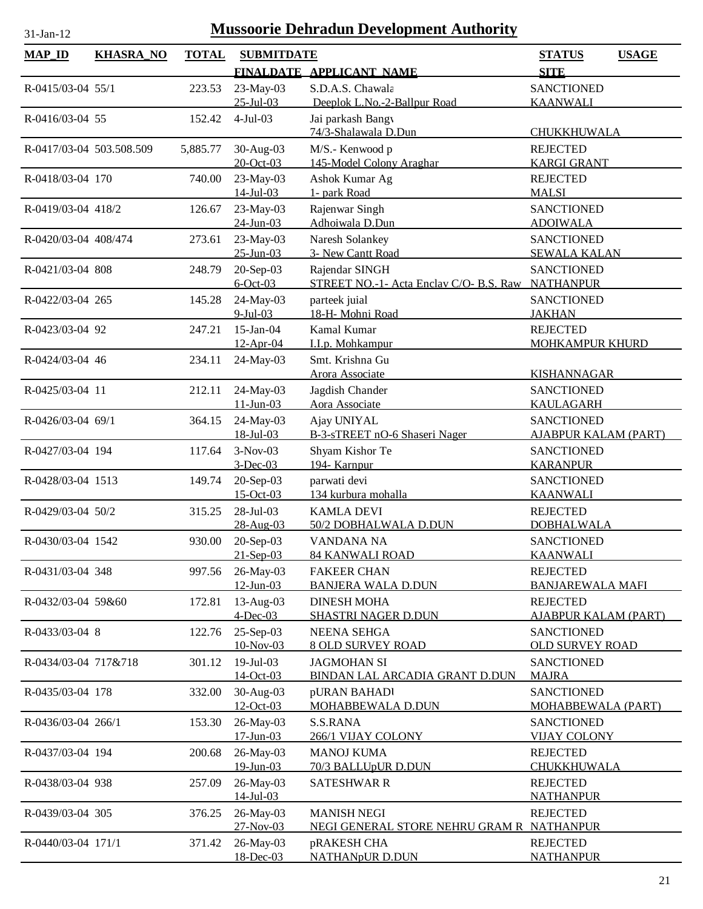# Mussoorie Dehradun Development Authority

31-Jan-12

| MAP_ID | KHASRA_NO | TOTAL | SUBMITDATE / FINALDATE | APPLICANT_NAME | STATUS / SITE | USAGE |
|---|---|---|---|---|---|---|
| R-0415/03-04 | 55/1 | 223.53 | 23-May-03 / 25-Jul-03 | S.D.A.S. Chawala / Deeplok L.No.-2-Ballpur Road | SANCTIONED / KAANWALI | |
| R-0416/03-04 | 55 | 152.42 | 4-Jul-03 | Jai parkash Bangv / 74/3-Shalawala D.Dun | CHUKKHUWALA | |
| R-0417/03-04 | 503.508.509 | 5,885.77 | 30-Aug-03 / 20-Oct-03 | M/S.- Kenwood p / 145-Model Colony Araghar | REJECTED / KARGI GRANT | |
| R-0418/03-04 | 170 | 740.00 | 23-May-03 / 14-Jul-03 | Ashok Kumar Ag / 1- park Road | REJECTED / MALSI | |
| R-0419/03-04 | 418/2 | 126.67 | 23-May-03 / 24-Jun-03 | Rajenwar Singh / Adhoiwala D.Dun | SANCTIONED / ADOIWALA | |
| R-0420/03-04 | 408/474 | 273.61 | 23-May-03 / 25-Jun-03 | Naresh Solankey / 3- New Cantt Road | SANCTIONED / SEWALA KALAN | |
| R-0421/03-04 | 808 | 248.79 | 20-Sep-03 / 6-Oct-03 | Rajendar SINGH / STREET NO.-1- Acta Enclav C/O- B.S. Raw | SANCTIONED / NATHANPUR | |
| R-0422/03-04 | 265 | 145.28 | 24-May-03 / 9-Jul-03 | parteek juial / 18-H- Mohni Road | SANCTIONED / JAKHAN | |
| R-0423/03-04 | 92 | 247.21 | 15-Jan-04 / 12-Apr-04 | Kamal Kumar / I.I.p. Mohkampur | REJECTED / MOHKAMPUR KHURD | |
| R-0424/03-04 | 46 | 234.11 | 24-May-03 | Smt. Krishna Gu / Arora Associate | KISHANNAGAR | |
| R-0425/03-04 | 11 | 212.11 | 24-May-03 / 11-Jun-03 | Jagdish Chander / Aora Associate | SANCTIONED / KAULAGARH | |
| R-0426/03-04 | 69/1 | 364.15 | 24-May-03 / 18-Jul-03 | Ajay UNIYAL / B-3-sTREET nO-6 Shaseri Nager | SANCTIONED / AJABPUR KALAM (PART) | |
| R-0427/03-04 | 194 | 117.64 | 3-Nov-03 / 3-Dec-03 | Shyam Kishor Te / 194- Karnpur | SANCTIONED / KARANPUR | |
| R-0428/03-04 | 1513 | 149.74 | 20-Sep-03 / 15-Oct-03 | parwati devi / 134 kurbura mohalla | SANCTIONED / KAANWALI | |
| R-0429/03-04 | 50/2 | 315.25 | 28-Jul-03 / 28-Aug-03 | KAMLA DEVI / 50/2 DOBHALWALA D.DUN | REJECTED / DOBHALWALA | |
| R-0430/03-04 | 1542 | 930.00 | 20-Sep-03 / 21-Sep-03 | VANDANA NA / 84 KANWALI ROAD | SANCTIONED / KAANWALI | |
| R-0431/03-04 | 348 | 997.56 | 26-May-03 / 12-Jun-03 | FAKEER CHAN / BANJERA WALA D.DUN | REJECTED / BANJAREWALA MAFI | |
| R-0432/03-04 | 59&60 | 172.81 | 13-Aug-03 / 4-Dec-03 | DINESH MOHA / SHASTRI NAGER D.DUN | REJECTED / AJABPUR KALAM (PART) | |
| R-0433/03-04 | 8 | 122.76 | 25-Sep-03 / 10-Nov-03 | NEENA SEHGA / 8 OLD SURVEY ROAD | SANCTIONED / OLD SURVEY ROAD | |
| R-0434/03-04 | 717&718 | 301.12 | 19-Jul-03 / 14-Oct-03 | JAGMOHAN SI / BINDAN LAL ARCADIA GRANT D.DUN | SANCTIONED / MAJRA | |
| R-0435/03-04 | 178 | 332.00 | 30-Aug-03 / 12-Oct-03 | pURAN BAHADI / MOHABBEWALA D.DUN | SANCTIONED / MOHABBEWALA (PART) | |
| R-0436/03-04 | 266/1 | 153.30 | 26-May-03 / 17-Jun-03 | S.S.RANA / 266/1 VIJAY COLONY | SANCTIONED / VIJAY COLONY | |
| R-0437/03-04 | 194 | 200.68 | 26-May-03 / 19-Jun-03 | MANOJ KUMA / 70/3 BALLUpUR D.DUN | REJECTED / CHUKKHUWALA | |
| R-0438/03-04 | 938 | 257.09 | 26-May-03 / 14-Jul-03 | SATESHWAR R | REJECTED / NATHANPUR | |
| R-0439/03-04 | 305 | 376.25 | 26-May-03 / 27-Nov-03 | MANISH NEGI / NEGI GENERAL STORE NEHRU GRAM R | REJECTED / NATHANPUR | |
| R-0440/03-04 | 171/1 | 371.42 | 26-May-03 / 18-Dec-03 | pRAKESH CHA / NATHANpUR D.DUN | REJECTED / NATHANPUR | |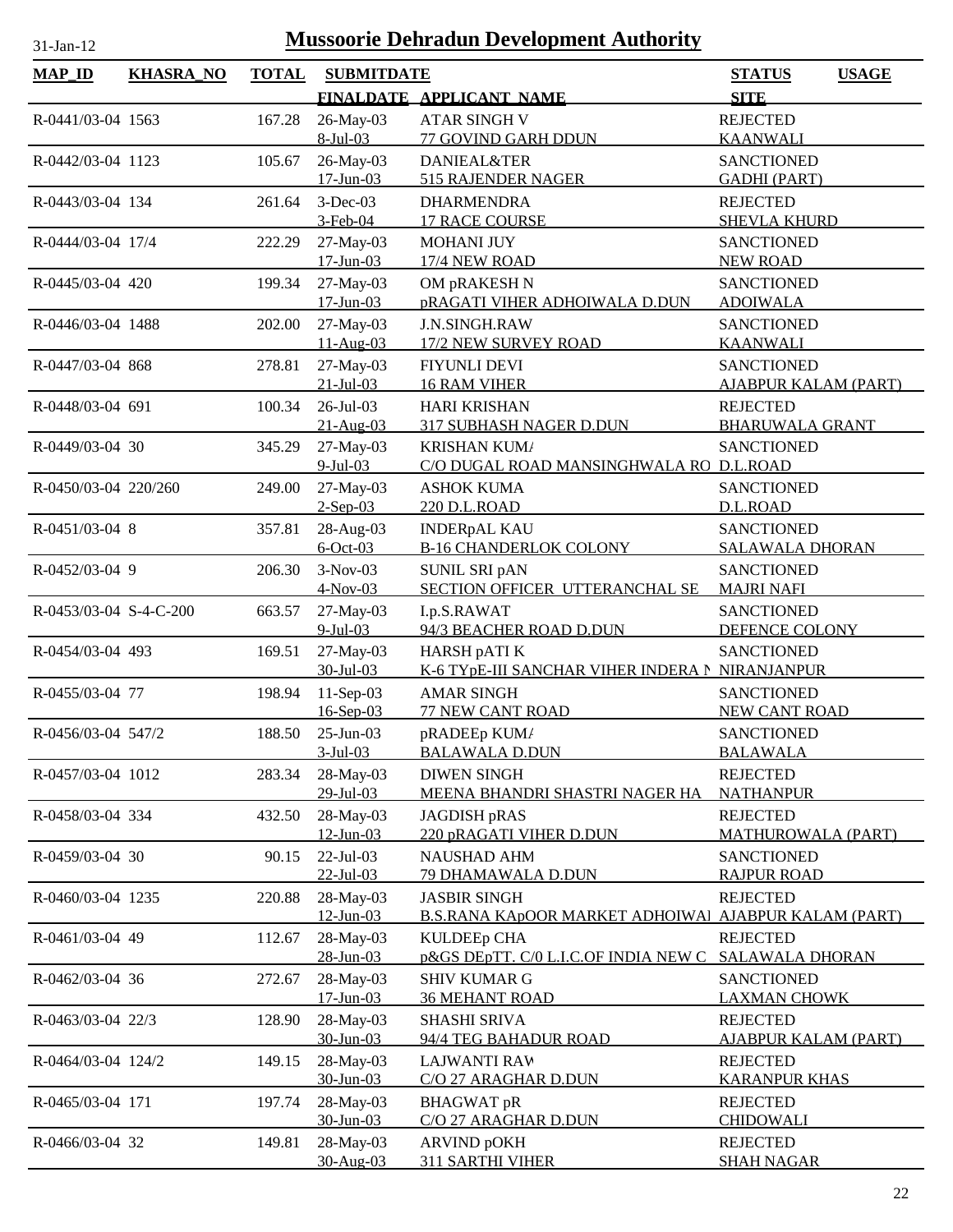# Mussoorie Dehradun Development Authority

31-Jan-12

| MAP_ID | KHASRA_NO | TOTAL | SUBMITDATE / FINALDATE | APPLICANT_NAME | STATUS / SITE | USAGE |
|---|---|---|---|---|---|---|
| R-0441/03-04 | 1563 | 167.28 | 26-May-03 / 8-Jul-03 | ATAR SINGH V / 77 GOVIND GARH DDUN | REJECTED / KAANWALI | |
| R-0442/03-04 | 1123 | 105.67 | 26-May-03 / 17-Jun-03 | DANIEAL&TER / 515 RAJENDER NAGER | SANCTIONED / GADHI (PART) | |
| R-0443/03-04 | 134 | 261.64 | 3-Dec-03 / 3-Feb-04 | DHARMENDRA / 17 RACE COURSE | REJECTED / SHEVLA KHURD | |
| R-0444/03-04 | 17/4 | 222.29 | 27-May-03 / 17-Jun-03 | MOHANI JUY / 17/4 NEW ROAD | SANCTIONED / NEW ROAD | |
| R-0445/03-04 | 420 | 199.34 | 27-May-03 / 17-Jun-03 | OM pRAKESH N / pRAGATI VIHER ADHOIWALA D.DUN | SANCTIONED / ADOIWALA | |
| R-0446/03-04 | 1488 | 202.00 | 27-May-03 / 11-Aug-03 | J.N.SINGH.RAW / 17/2 NEW SURVEY ROAD | SANCTIONED / KAANWALI | |
| R-0447/03-04 | 868 | 278.81 | 27-May-03 / 21-Jul-03 | FIYUNLI DEVI / 16 RAM VIHER | SANCTIONED / AJABPUR KALAM (PART) | |
| R-0448/03-04 | 691 | 100.34 | 26-Jul-03 / 21-Aug-03 | HARI KRISHAN / 317 SUBHASH NAGER D.DUN | REJECTED / BHARUWALA GRANT | |
| R-0449/03-04 | 30 | 345.29 | 27-May-03 / 9-Jul-03 | KRISHAN KUMA / C/O DUGAL ROAD MANSINGHWALA RO | SANCTIONED / D.L.ROAD | |
| R-0450/03-04 | 220/260 | 249.00 | 27-May-03 / 2-Sep-03 | ASHOK KUMA / 220 D.L.ROAD | SANCTIONED / D.L.ROAD | |
| R-0451/03-04 | 8 | 357.81 | 28-Aug-03 / 6-Oct-03 | INDERpAL KAU / B-16 CHANDERLOK COLONY | SANCTIONED / SALAWALA DHORAN | |
| R-0452/03-04 | 9 | 206.30 | 3-Nov-03 / 4-Nov-03 | SUNIL SRI pAN / SECTION OFFICER UTTERANCHAL SE | SANCTIONED / MAJRI NAFI | |
| R-0453/03-04 | S-4-C-200 | 663.57 | 27-May-03 / 9-Jul-03 | I.p.S.RAWAT / 94/3 BEACHER ROAD D.DUN | SANCTIONED / DEFENCE COLONY | |
| R-0454/03-04 | 493 | 169.51 | 27-May-03 / 30-Jul-03 | HARSH pATI K / K-6 TYpE-III SANCHAR VIHER INDERA N | SANCTIONED / NIRANJANPUR | |
| R-0455/03-04 | 77 | 198.94 | 11-Sep-03 / 16-Sep-03 | AMAR SINGH / 77 NEW CANT ROAD | SANCTIONED / NEW CANT ROAD | |
| R-0456/03-04 | 547/2 | 188.50 | 25-Jun-03 / 3-Jul-03 | pRADEEp KUMA / BALAWALA D.DUN | SANCTIONED / BALAWALA | |
| R-0457/03-04 | 1012 | 283.34 | 28-May-03 / 29-Jul-03 | DIWEN SINGH / MEENA BHANDRI SHASTRI NAGER HA | REJECTED / NATHANPUR | |
| R-0458/03-04 | 334 | 432.50 | 28-May-03 / 12-Jun-03 | JAGDISH pRAS / 220 pRAGATI VIHER D.DUN | REJECTED / MATHUROWALA (PART) | |
| R-0459/03-04 | 30 | 90.15 | 22-Jul-03 / 22-Jul-03 | NAUSHAD AHM / 79 DHAMAWALA D.DUN | SANCTIONED / RAJPUR ROAD | |
| R-0460/03-04 | 1235 | 220.88 | 28-May-03 / 12-Jun-03 | JASBIR SINGH / B.S.RANA KApOOR MARKET ADHOIWAL | REJECTED / AJABPUR KALAM (PART) | |
| R-0461/03-04 | 49 | 112.67 | 28-May-03 / 28-Jun-03 | KULDEEp CHA / p&GS DEpTT. C/0 L.I.C.OF INDIA NEW C | REJECTED / SALAWALA DHORAN | |
| R-0462/03-04 | 36 | 272.67 | 28-May-03 / 17-Jun-03 | SHIV KUMAR G / 36 MEHANT ROAD | SANCTIONED / LAXMAN CHOWK | |
| R-0463/03-04 | 22/3 | 128.90 | 28-May-03 / 30-Jun-03 | SHASHI SRIVA / 94/4 TEG BAHADUR ROAD | REJECTED / AJABPUR KALAM (PART) | |
| R-0464/03-04 | 124/2 | 149.15 | 28-May-03 / 30-Jun-03 | LAJWANTI RAW / C/O 27 ARAGHAR D.DUN | REJECTED / KARANPUR KHAS | |
| R-0465/03-04 | 171 | 197.74 | 28-May-03 / 30-Jun-03 | BHAGWAT pR / C/O 27 ARAGHAR D.DUN | REJECTED / CHIDOWALI | |
| R-0466/03-04 | 32 | 149.81 | 28-May-03 / 30-Aug-03 | ARVIND pOKH / 311 SARTHI VIHER | REJECTED / SHAH NAGAR | |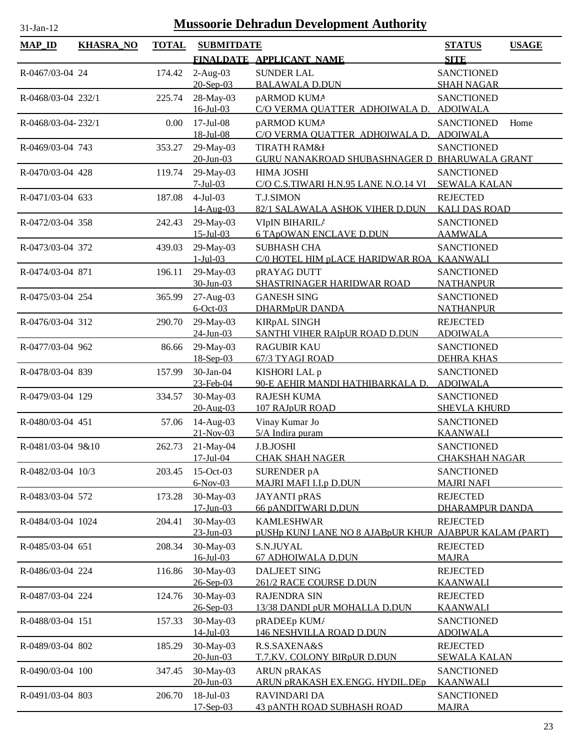# Mussoorie Dehradun Development Authority

31-Jan-12

| MAP_ID | KHASRA_NO | TOTAL | SUBMITDATE / FINALDATE | APPLICANT_NAME | STATUS / SITE | USAGE |
|---|---|---|---|---|---|---|
| R-0467/03-04 | 24 | 174.42 | 2-Aug-03 / 20-Sep-03 | SUNDER LAL / BALAWALA D.DUN | SANCTIONED / SHAH NAGAR | |
| R-0468/03-04 | 232/1 | 225.74 | 28-May-03 / 16-Jul-03 | pARMOD KUMA / C/O VERMA QUATTER ADHOIWALA D. | SANCTIONED / ADOIWALA | |
| R-0468/03-04- | 232/1 | 0.00 | 17-Jul-08 / 18-Jul-08 | pARMOD KUMA / C/O VERMA QUATTER ADHOIWALA D. | SANCTIONED / ADOIWALA | Home |
| R-0469/03-04 | 743 | 353.27 | 29-May-03 / 20-Jun-03 | TIRATH RAM&I / GURU NANAKROAD SHUBASHNAGER D | SANCTIONED / BHARUWALA GRANT | |
| R-0470/03-04 | 428 | 119.74 | 29-May-03 / 7-Jul-03 | HIMA JOSHI / C/O C.S.TIWARI H.N.95 LANE N.O.14 VI | SANCTIONED / SEWALA KALAN | |
| R-0471/03-04 | 633 | 187.08 | 4-Jul-03 / 14-Aug-03 | T.J.SIMON / 82/1 SALAWALA ASHOK VIHER D.DUN | REJECTED / KALI DAS ROAD | |
| R-0472/03-04 | 358 | 242.43 | 29-May-03 / 15-Jul-03 | VIpIN BIHARILA / 6 TApOWAN ENCLAVE D.DUN | SANCTIONED / AAMWALA | |
| R-0473/03-04 | 372 | 439.03 | 29-May-03 / 1-Jul-03 | SUBHASH CHA / C/0 HOTEL HIM pLACE HARIDWAR ROA | SANCTIONED / KAANWALI | |
| R-0474/03-04 | 871 | 196.11 | 29-May-03 / 30-Jun-03 | pRAYAG DUTT / SHASTRINAGER HARIDWAR ROAD | SANCTIONED / NATHANPUR | |
| R-0475/03-04 | 254 | 365.99 | 27-Aug-03 / 6-Oct-03 | GANESH SING / DHARMpUR DANDA | SANCTIONED / NATHANPUR | |
| R-0476/03-04 | 312 | 290.70 | 29-May-03 / 24-Jun-03 | KIRpAL SINGH / SANTHI VIHER RAIpUR ROAD D.DUN | REJECTED / ADOIWALA | |
| R-0477/03-04 | 962 | 86.66 | 29-May-03 / 18-Sep-03 | RAGUBIR KAU / 67/3 TYAGI ROAD | SANCTIONED / DEHRA KHAS | |
| R-0478/03-04 | 839 | 157.99 | 30-Jan-04 / 23-Feb-04 | KISHORI LAL p / 90-E AEHIR MANDI HATHIBARKALA D. | SANCTIONED / ADOIWALA | |
| R-0479/03-04 | 129 | 334.57 | 30-May-03 / 20-Aug-03 | RAJESH KUMA / 107 RAJpUR ROAD | SANCTIONED / SHEVLA KHURD | |
| R-0480/03-04 | 451 | 57.06 | 14-Aug-03 / 21-Nov-03 | Vinay Kumar Jo / 5/A Indira puram | SANCTIONED / KAANWALI | |
| R-0481/03-04 | 9&10 | 262.73 | 21-May-04 / 17-Jul-04 | J.B.JOSHI / CHAK SHAH NAGER | SANCTIONED / CHAKSHAH NAGAR | |
| R-0482/03-04 | 10/3 | 203.45 | 15-Oct-03 / 6-Nov-03 | SURENDER pA / MAJRI MAFI I.I.p D.DUN | SANCTIONED / MAJRI NAFI | |
| R-0483/03-04 | 572 | 173.28 | 30-May-03 / 17-Jun-03 | JAYANTI pRAS / 66 pANDITWARI D.DUN | REJECTED / DHARAMPUR DANDA | |
| R-0484/03-04 | 1024 | 204.41 | 30-May-03 / 23-Jun-03 | KAMLESHWAR / pUSHp KUNJ LANE NO 8 AJABpUR KHUR | REJECTED / AJABPUR KALAM (PART) | |
| R-0485/03-04 | 651 | 208.34 | 30-May-03 / 16-Jul-03 | S.N.JUYAL / 67 ADHOIWALA D.DUN | REJECTED / MAJRA | |
| R-0486/03-04 | 224 | 116.86 | 30-May-03 / 26-Sep-03 | DALJEET SING / 261/2 RACE COURSE D.DUN | REJECTED / KAANWALI | |
| R-0487/03-04 | 224 | 124.76 | 30-May-03 / 26-Sep-03 | RAJENDRA SIN / 13/38 DANDI pUR MOHALLA D.DUN | REJECTED / KAANWALI | |
| R-0488/03-04 | 151 | 157.33 | 30-May-03 / 14-Jul-03 | pRADEEp KUMA / 146 NESHVILLA ROAD D.DUN | SANCTIONED / ADOIWALA | |
| R-0489/03-04 | 802 | 185.29 | 30-May-03 / 20-Jun-03 | R.S.SAXENA&S / T.7.KV. COLONY BIRpUR D.DUN | REJECTED / SEWALA KALAN | |
| R-0490/03-04 | 100 | 347.45 | 30-May-03 / 20-Jun-03 | ARUN pRAKAS / ARUN pRAKASH EX.ENGG. HYDIL.DEp | SANCTIONED / KAANWALI | |
| R-0491/03-04 | 803 | 206.70 | 18-Jul-03 / 17-Sep-03 | RAVINDARI DA / 43 pANTH ROAD SUBHASH ROAD | SANCTIONED / MAJRA | |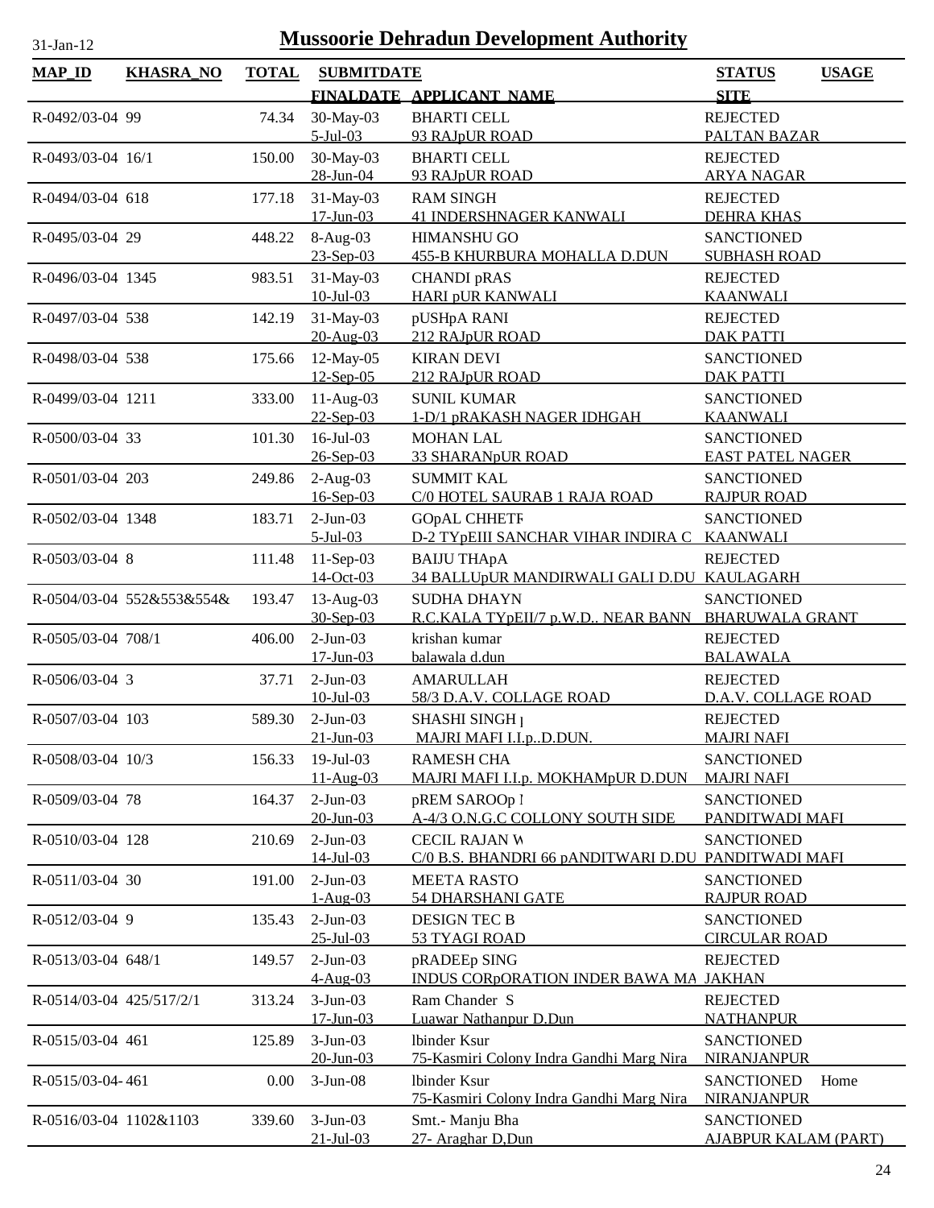# Mussoorie Dehradun Development Authority

31-Jan-12

| MAP_ID | KHASRA_NO | TOTAL | SUBMITDATE / FINALDATE | APPLICANT_NAME | STATUS / SITE | USAGE |
|---|---|---|---|---|---|---|
| R-0492/03-04 | 99 | 74.34 | 30-May-03<br>5-Jul-03 | BHARTI CELL<br>93 RAJpUR ROAD | REJECTED<br>PALTAN BAZAR | |
| R-0493/03-04 | 16/1 | 150.00 | 30-May-03<br>28-Jun-04 | BHARTI CELL<br>93 RAJpUR ROAD | REJECTED<br>ARYA NAGAR | |
| R-0494/03-04 | 618 | 177.18 | 31-May-03<br>17-Jun-03 | RAM SINGH<br>41 INDERSHNAGER KANWALI | REJECTED<br>DEHRA KHAS | |
| R-0495/03-04 | 29 | 448.22 | 8-Aug-03<br>23-Sep-03 | HIMANSHU GO<br>455-B KHURBURA MOHALLA D.DUN | SANCTIONED<br>SUBHASH ROAD | |
| R-0496/03-04 | 1345 | 983.51 | 31-May-03<br>10-Jul-03 | CHANDI pRAS<br>HARI pUR KANWALI | REJECTED<br>KAANWALI | |
| R-0497/03-04 | 538 | 142.19 | 31-May-03<br>20-Aug-03 | pUSHpA RANI<br>212 RAJpUR ROAD | REJECTED<br>DAK PATTI | |
| R-0498/03-04 | 538 | 175.66 | 12-May-05<br>12-Sep-05 | KIRAN DEVI<br>212 RAJpUR ROAD | SANCTIONED<br>DAK PATTI | |
| R-0499/03-04 | 1211 | 333.00 | 11-Aug-03<br>22-Sep-03 | SUNIL KUMAR<br>1-D/1 pRAKASH NAGER IDHGAH | SANCTIONED<br>KAANWALI | |
| R-0500/03-04 | 33 | 101.30 | 16-Jul-03<br>26-Sep-03 | MOHAN LAL<br>33 SHARANpUR ROAD | SANCTIONED<br>EAST PATEL NAGER | |
| R-0501/03-04 | 203 | 249.86 | 2-Aug-03<br>16-Sep-03 | SUMMIT KAL<br>C/0 HOTEL SAURAB 1 RAJA ROAD | SANCTIONED<br>RAJPUR ROAD | |
| R-0502/03-04 | 1348 | 183.71 | 2-Jun-03<br>5-Jul-03 | GOpAL CHHETF<br>D-2 TYpEIII SANCHAR VIHAR INDIRA C | SANCTIONED<br>KAANWALI | |
| R-0503/03-04 | 8 | 111.48 | 11-Sep-03<br>14-Oct-03 | BAIJU THApA<br>34 BALLUpUR MANDIRWALI GALI D.DU | REJECTED<br>KAULAGARH | |
| R-0504/03-04 | 552&553&554& | 193.47 | 13-Aug-03<br>30-Sep-03 | SUDHA DHAYN<br>R.C.KALA TYpEII/7 p.W.D.. NEAR BANN | SANCTIONED<br>BHARUWALA GRANT | |
| R-0505/03-04 | 708/1 | 406.00 | 2-Jun-03<br>17-Jun-03 | krishan kumar<br>balawala d.dun | REJECTED<br>BALAWALA | |
| R-0506/03-04 | 3 | 37.71 | 2-Jun-03<br>10-Jul-03 | AMARULLAH<br>58/3 D.A.V. COLLAGE ROAD | REJECTED<br>D.A.V. COLLAGE ROAD | |
| R-0507/03-04 | 103 | 589.30 | 2-Jun-03<br>21-Jun-03 | SHASHI SINGH p<br>MAJRI MAFI I.I.p..D.DUN. | REJECTED<br>MAJRI NAFI | |
| R-0508/03-04 | 10/3 | 156.33 | 19-Jul-03<br>11-Aug-03 | RAMESH CHA<br>MAJRI MAFI I.I.p. MOKHAMpUR D.DUN | SANCTIONED<br>MAJRI NAFI | |
| R-0509/03-04 | 78 | 164.37 | 2-Jun-03<br>20-Jun-03 | pREM SAROOp l<br>A-4/3 O.N.G.C COLLONY SOUTH SIDE | SANCTIONED<br>PANDITWADI MAFI | |
| R-0510/03-04 | 128 | 210.69 | 2-Jun-03<br>14-Jul-03 | CECIL RAJAN W<br>C/0 B.S. BHANDRI 66 pANDITWARI D.DU | SANCTIONED<br>PANDITWADI MAFI | |
| R-0511/03-04 | 30 | 191.00 | 2-Jun-03<br>1-Aug-03 | MEETA RASTO<br>54 DHARSHANI GATE | SANCTIONED<br>RAJPUR ROAD | |
| R-0512/03-04 | 9 | 135.43 | 2-Jun-03<br>25-Jul-03 | DESIGN TEC B<br>53 TYAGI ROAD | SANCTIONED<br>CIRCULAR ROAD | |
| R-0513/03-04 | 648/1 | 149.57 | 2-Jun-03<br>4-Aug-03 | pRADEEp SING<br>INDUS CORpORATION INDER BAWA MA | REJECTED<br>JAKHAN | |
| R-0514/03-04 | 425/517/2/1 | 313.24 | 3-Jun-03<br>17-Jun-03 | Ram Chander S<br>Luawar Nathanpur D.Dun | REJECTED<br>NATHANPUR | |
| R-0515/03-04 | 461 | 125.89 | 3-Jun-03<br>20-Jun-03 | lbinder Ksur<br>75-Kasmiri Colony Indra Gandhi Marg Nira | SANCTIONED<br>NIRANJANPUR | |
| R-0515/03-04- | 461 | 0.00 | 3-Jun-08 | lbinder Ksur<br>75-Kasmiri Colony Indra Gandhi Marg Nira | SANCTIONED<br>NIRANJANPUR | Home |
| R-0516/03-04 | 1102&1103 | 339.60 | 3-Jun-03<br>21-Jul-03 | Smt.- Manju Bha<br>27- Araghar D,Dun | SANCTIONED<br>AJABPUR KALAM (PART) | |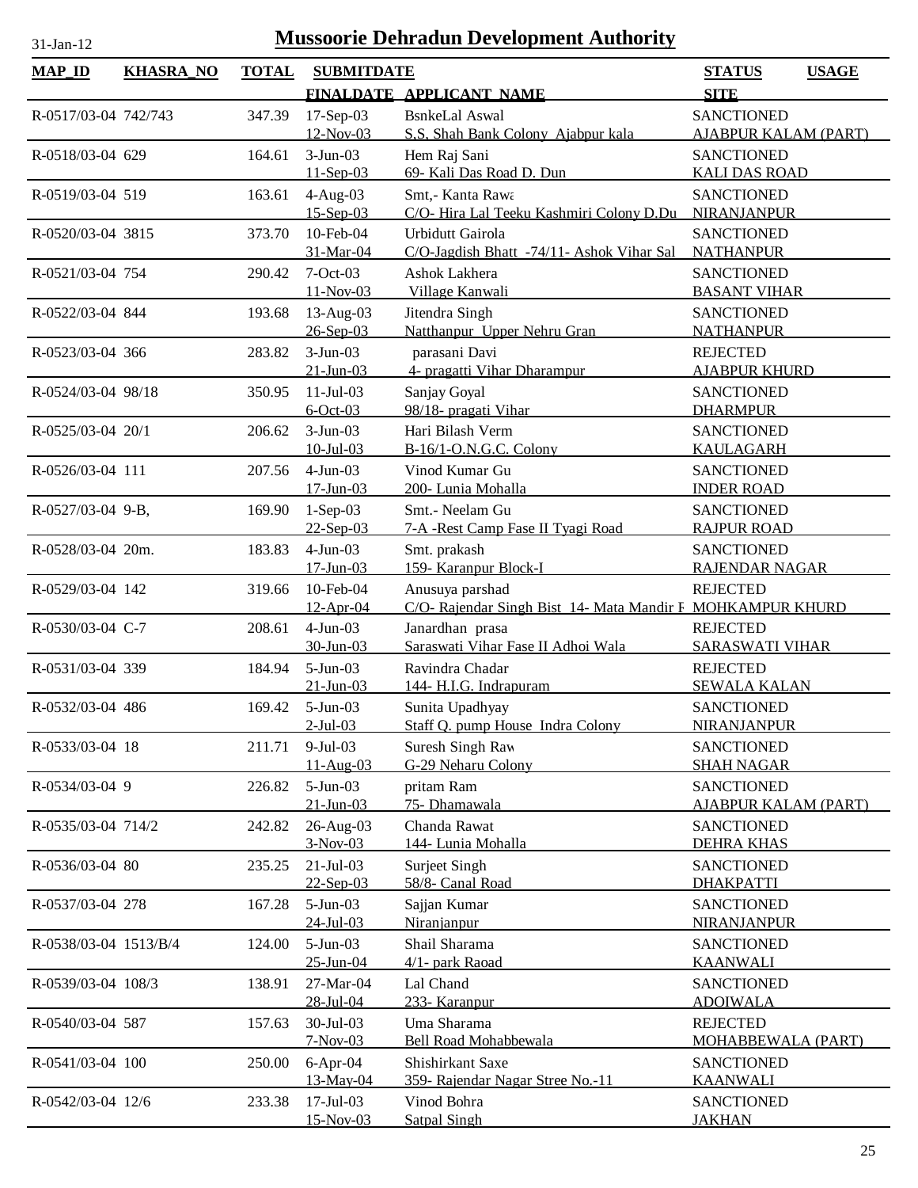# Mussoorie Dehradun Development Authority

31-Jan-12

| MAP_ID | KHASRA_NO | TOTAL | SUBMITDATE / FINALDATE | APPLICANT_NAME | STATUS / SITE | USAGE |
|---|---|---|---|---|---|---|
| R-0517/03-04 | 742/743 | 347.39 | 17-Sep-03<br>12-Nov-03 | BsnkeLal Aswal<br>S.S. Shah Bank Colony Ajabpur kala | SANCTIONED<br>AJABPUR KALAM (PART) | |
| R-0518/03-04 | 629 | 164.61 | 3-Jun-03<br>11-Sep-03 | Hem Raj Sani<br>69- Kali Das Road D. Dun | SANCTIONED<br>KALI DAS ROAD | |
| R-0519/03-04 | 519 | 163.61 | 4-Aug-03<br>15-Sep-03 | Smt,- Kanta Rawa<br>C/O- Hira Lal Teeku Kashmiri Colony D.Du | SANCTIONED<br>NIRANJANPUR | |
| R-0520/03-04 | 3815 | 373.70 | 10-Feb-04<br>31-Mar-04 | Urbidutt Gairola<br>C/O-Jagdish Bhatt -74/11- Ashok Vihar Sal | SANCTIONED<br>NATHANPUR | |
| R-0521/03-04 | 754 | 290.42 | 7-Oct-03<br>11-Nov-03 | Ashok Lakhera<br>Village Kanwali | SANCTIONED<br>BASANT VIHAR | |
| R-0522/03-04 | 844 | 193.68 | 13-Aug-03<br>26-Sep-03 | Jitendra Singh<br>Natthanpur Upper Nehru Gran | SANCTIONED<br>NATHANPUR | |
| R-0523/03-04 | 366 | 283.82 | 3-Jun-03<br>21-Jun-03 | parasani Davi<br>4- pragatti Vihar Dharampur | REJECTED<br>AJABPUR KHURD | |
| R-0524/03-04 | 98/18 | 350.95 | 11-Jul-03<br>6-Oct-03 | Sanjay Goyal<br>98/18- pragati Vihar | SANCTIONED<br>DHARMPUR | |
| R-0525/03-04 | 20/1 | 206.62 | 3-Jun-03<br>10-Jul-03 | Hari Bilash Verm<br>B-16/1-O.N.G.C. Colony | SANCTIONED<br>KAULAGARH | |
| R-0526/03-04 | 111 | 207.56 | 4-Jun-03<br>17-Jun-03 | Vinod Kumar Gu<br>200- Lunia Mohalla | SANCTIONED<br>INDER ROAD | |
| R-0527/03-04 | 9-B, | 169.90 | 1-Sep-03<br>22-Sep-03 | Smt.- Neelam Gu<br>7-A -Rest Camp Fase II Tyagi Road | SANCTIONED<br>RAJPUR ROAD | |
| R-0528/03-04 | 20m. | 183.83 | 4-Jun-03<br>17-Jun-03 | Smt. prakash<br>159- Karanpur Block-I | SANCTIONED<br>RAJENDAR NAGAR | |
| R-0529/03-04 | 142 | 319.66 | 10-Feb-04<br>12-Apr-04 | Anusuya parshad<br>C/O- Rajendar Singh Bist 14- Mata Mandir F | REJECTED<br>MOHKAMPUR KHURD | |
| R-0530/03-04 | C-7 | 208.61 | 4-Jun-03<br>30-Jun-03 | Janardhan prasa<br>Saraswati Vihar Fase II Adhoi Wala | REJECTED<br>SARASWATI VIHAR | |
| R-0531/03-04 | 339 | 184.94 | 5-Jun-03<br>21-Jun-03 | Ravindra Chadar<br>144- H.I.G. Indrapuram | REJECTED<br>SEWALA KALAN | |
| R-0532/03-04 | 486 | 169.42 | 5-Jun-03<br>2-Jul-03 | Sunita Upadhyay<br>Staff Q. pump House Indra Colony | SANCTIONED<br>NIRANJANPUR | |
| R-0533/03-04 | 18 | 211.71 | 9-Jul-03<br>11-Aug-03 | Suresh Singh Raw<br>G-29 Neharu Colony | SANCTIONED<br>SHAH NAGAR | |
| R-0534/03-04 | 9 | 226.82 | 5-Jun-03<br>21-Jun-03 | pritam Ram<br>75- Dhamawala | SANCTIONED<br>AJABPUR KALAM (PART) | |
| R-0535/03-04 | 714/2 | 242.82 | 26-Aug-03<br>3-Nov-03 | Chanda Rawat<br>144- Lunia Mohalla | SANCTIONED<br>DEHRA KHAS | |
| R-0536/03-04 | 80 | 235.25 | 21-Jul-03<br>22-Sep-03 | Surjeet Singh<br>58/8- Canal Road | SANCTIONED<br>DHAKPATTI | |
| R-0537/03-04 | 278 | 167.28 | 5-Jun-03<br>24-Jul-03 | Sajjan Kumar<br>Niranjanpur | SANCTIONED<br>NIRANJANPUR | |
| R-0538/03-04 | 1513/B/4 | 124.00 | 5-Jun-03<br>25-Jun-04 | Shail Sharama<br>4/1- park Raoad | SANCTIONED<br>KAANWALI | |
| R-0539/03-04 | 108/3 | 138.91 | 27-Mar-04<br>28-Jul-04 | Lal Chand<br>233- Karanpur | SANCTIONED<br>ADOIWALA | |
| R-0540/03-04 | 587 | 157.63 | 30-Jul-03<br>7-Nov-03 | Uma Sharama<br>Bell Road Mohabbewala | REJECTED<br>MOHABBEWALA (PART) | |
| R-0541/03-04 | 100 | 250.00 | 6-Apr-04<br>13-May-04 | Shishirkant Saxe<br>359- Rajendar Nagar Stree No.-11 | SANCTIONED<br>KAANWALI | |
| R-0542/03-04 | 12/6 | 233.38 | 17-Jul-03<br>15-Nov-03 | Vinod Bohra<br>Satpal Singh | SANCTIONED<br>JAKHAN | |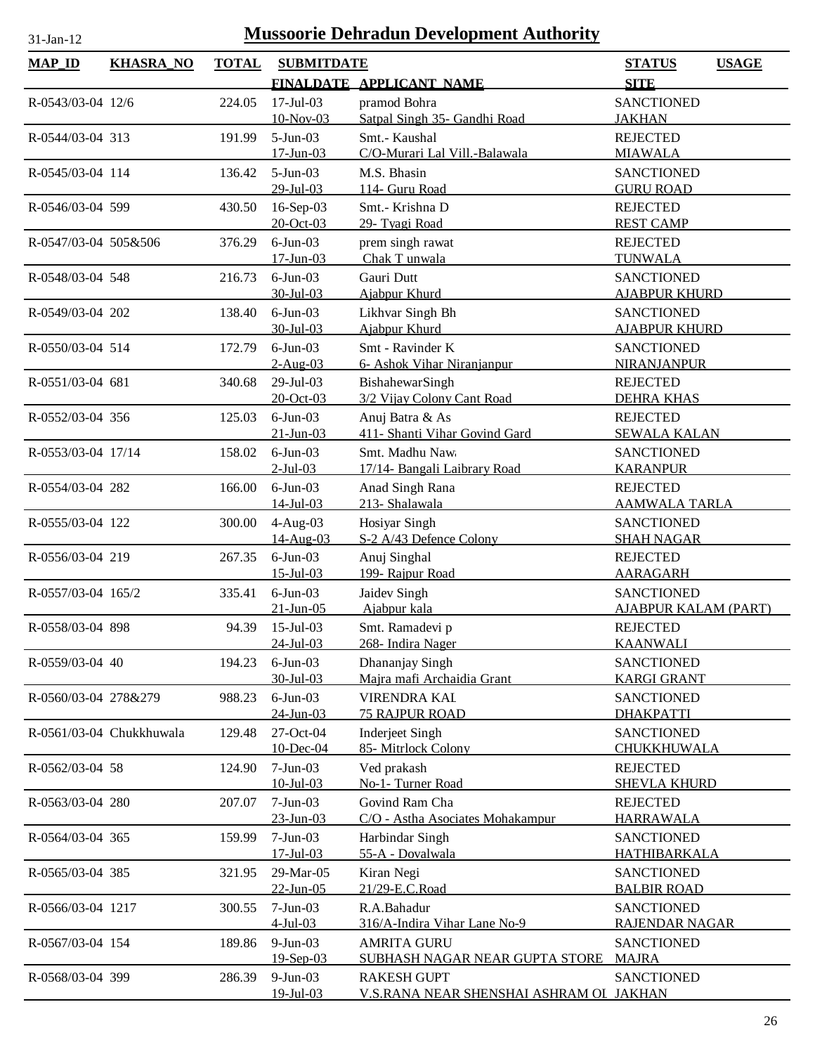# Mussoorie Dehradun Development Authority

31-Jan-12

| MAP_ID | KHASRA_NO | TOTAL | SUBMITDATE / FINALDATE | APPLICANT_NAME | STATUS / SITE | USAGE |
|---|---|---|---|---|---|---|
| R-0543/03-04 | 12/6 | 224.05 | 17-Jul-03 / 10-Nov-03 | pramod Bohra / Satpal Singh 35- Gandhi Road | SANCTIONED / JAKHAN | |
| R-0544/03-04 | 313 | 191.99 | 5-Jun-03 / 17-Jun-03 | Smt.- Kaushal / C/O-Murari Lal Vill.-Balawala | REJECTED / MIAWALA | |
| R-0545/03-04 | 114 | 136.42 | 5-Jun-03 / 29-Jul-03 | M.S. Bhasin / 114- Guru Road | SANCTIONED / GURU ROAD | |
| R-0546/03-04 | 599 | 430.50 | 16-Sep-03 / 20-Oct-03 | Smt.- Krishna D / 29- Tyagi Road | REJECTED / REST CAMP | |
| R-0547/03-04 | 505&506 | 376.29 | 6-Jun-03 / 17-Jun-03 | prem singh rawat / Chak T unwala | REJECTED / TUNWALA | |
| R-0548/03-04 | 548 | 216.73 | 6-Jun-03 / 30-Jul-03 | Gauri Dutt / Ajabpur Khurd | SANCTIONED / AJABPUR KHURD | |
| R-0549/03-04 | 202 | 138.40 | 6-Jun-03 / 30-Jul-03 | Likhvar Singh Bh / Ajabpur Khurd | SANCTIONED / AJABPUR KHURD | |
| R-0550/03-04 | 514 | 172.79 | 6-Jun-03 / 2-Aug-03 | Smt - Ravinder K / 6- Ashok Vihar Niranjanpur | SANCTIONED / NIRANJANPUR | |
| R-0551/03-04 | 681 | 340.68 | 29-Jul-03 / 20-Oct-03 | BishahewarSingh / 3/2 Vijay Colony Cant Road | REJECTED / DEHRA KHAS | |
| R-0552/03-04 | 356 | 125.03 | 6-Jun-03 / 21-Jun-03 | Anuj Batra & As / 411- Shanti Vihar Govind Gard | REJECTED / SEWALA KALAN | |
| R-0553/03-04 | 17/14 | 158.02 | 6-Jun-03 / 2-Jul-03 | Smt. Madhu Nawa / 17/14- Bangali Laibrary Road | SANCTIONED / KARANPUR | |
| R-0554/03-04 | 282 | 166.00 | 6-Jun-03 / 14-Jul-03 | Anad Singh Rana / 213- Shalawala | REJECTED / AAMWALA TARLA | |
| R-0555/03-04 | 122 | 300.00 | 4-Aug-03 / 14-Aug-03 | Hosiyar Singh / S-2 A/43 Defence Colony | SANCTIONED / SHAH NAGAR | |
| R-0556/03-04 | 219 | 267.35 | 6-Jun-03 / 15-Jul-03 | Anuj Singhal / 199- Rajpur Road | REJECTED / AARAGARH | |
| R-0557/03-04 | 165/2 | 335.41 | 6-Jun-03 / 21-Jun-05 | Jaidev Singh / Ajabpur kala | SANCTIONED / AJABPUR KALAM (PART) | |
| R-0558/03-04 | 898 | 94.39 | 15-Jul-03 / 24-Jul-03 | Smt. Ramadevi p / 268- Indira Nager | REJECTED / KAANWALI | |
| R-0559/03-04 | 40 | 194.23 | 6-Jun-03 / 30-Jul-03 | Dhananjay Singh / Majra mafi Archaidia Grant | SANCTIONED / KARGI GRANT | |
| R-0560/03-04 | 278&279 | 988.23 | 6-Jun-03 / 24-Jun-03 | VIRENDRA KAL / 75 RAJPUR ROAD | SANCTIONED / DHAKPATTI | |
| R-0561/03-04 | Chukkhuwala | 129.48 | 27-Oct-04 / 10-Dec-04 | Inderjeet Singh / 85- Mitrlock Colony | SANCTIONED / CHUKKHUWALA | |
| R-0562/03-04 | 58 | 124.90 | 7-Jun-03 / 10-Jul-03 | Ved prakash / No-1- Turner Road | REJECTED / SHEVLA KHURD | |
| R-0563/03-04 | 280 | 207.07 | 7-Jun-03 / 23-Jun-03 | Govind Ram Cha / C/O - Astha Asociates Mohakampur | REJECTED / HARRAWALA | |
| R-0564/03-04 | 365 | 159.99 | 7-Jun-03 / 17-Jul-03 | Harbindar Singh / 55-A - Dovalwala | SANCTIONED / HATHIBARKALA | |
| R-0565/03-04 | 385 | 321.95 | 29-Mar-05 / 22-Jun-05 | Kiran Negi / 21/29-E.C.Road | SANCTIONED / BALBIR ROAD | |
| R-0566/03-04 | 1217 | 300.55 | 7-Jun-03 / 4-Jul-03 | R.A.Bahadur / 316/A-Indira Vihar Lane No-9 | SANCTIONED / RAJENDAR NAGAR | |
| R-0567/03-04 | 154 | 189.86 | 9-Jun-03 / 19-Sep-03 | AMRITA GURU / SUBHASH NAGAR NEAR GUPTA STORE | SANCTIONED / MAJRA | |
| R-0568/03-04 | 399 | 286.39 | 9-Jun-03 / 19-Jul-03 | RAKESH GUPT / V.S.RANA NEAR SHENSHAI ASHRAM OL | SANCTIONED / JAKHAN | |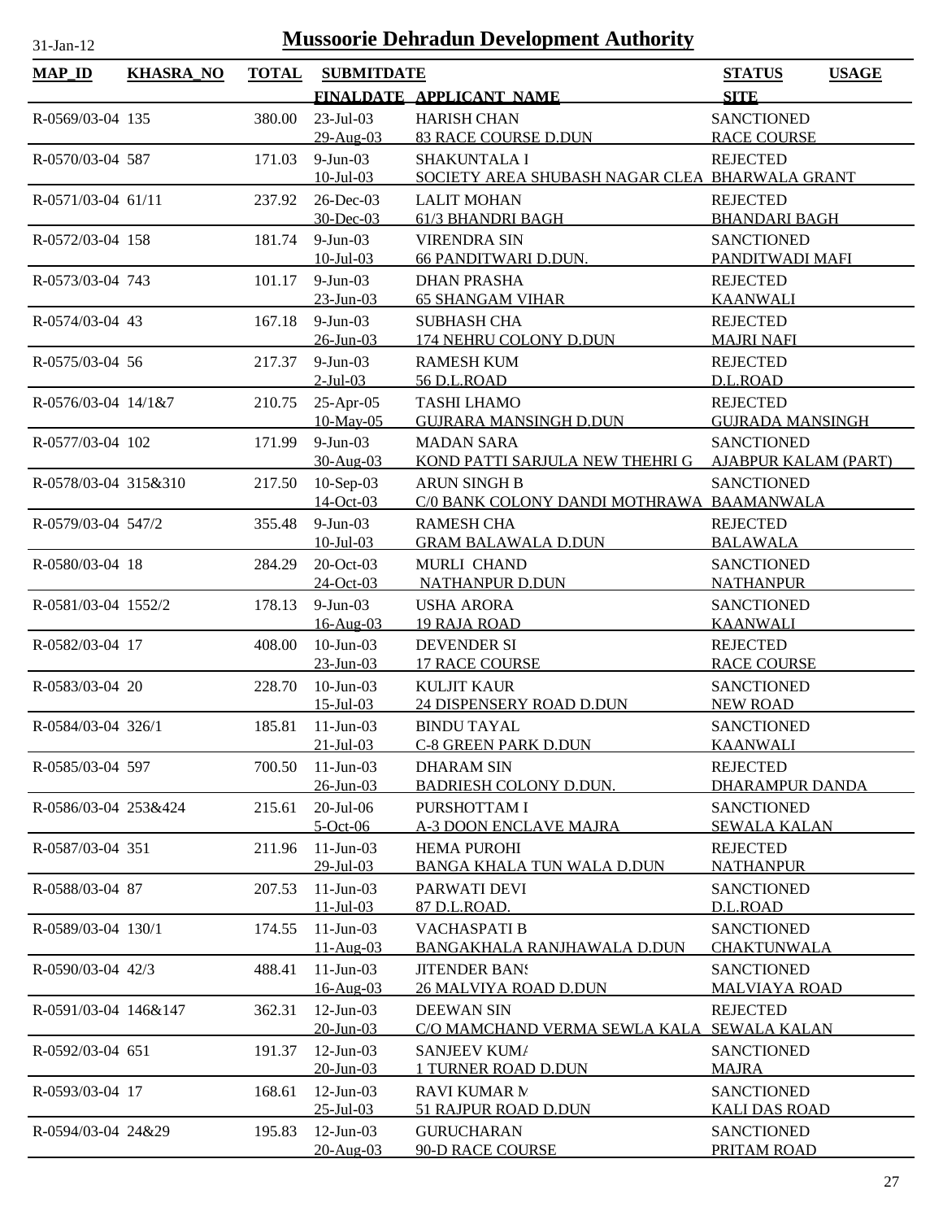# Mussoorie Dehradun Development Authority

31-Jan-12

| MAP_ID | KHASRA_NO | TOTAL | SUBMITDATE / FINALDATE | APPLICANT_NAME | STATUS / SITE | USAGE |
|---|---|---|---|---|---|---|
| R-0569/03-04 | 135 | 380.00 | 23-Jul-03<br>29-Aug-03 | HARISH CHAN<br>83 RACE COURSE D.DUN | SANCTIONED<br>RACE COURSE | |
| R-0570/03-04 | 587 | 171.03 | 9-Jun-03<br>10-Jul-03 | SHAKUNTALA I<br>SOCIETY AREA SHUBASH NAGAR CLEA | REJECTED<br>BHARWALA GRANT | |
| R-0571/03-04 | 61/11 | 237.92 | 26-Dec-03<br>30-Dec-03 | LALIT MOHAN<br>61/3 BHANDRI BAGH | REJECTED<br>BHANDARI BAGH | |
| R-0572/03-04 | 158 | 181.74 | 9-Jun-03<br>10-Jul-03 | VIRENDRA SIN<br>66 PANDITWARI D.DUN. | SANCTIONED<br>PANDITWADI MAFI | |
| R-0573/03-04 | 743 | 101.17 | 9-Jun-03<br>23-Jun-03 | DHAN PRASHA<br>65 SHANGAM VIHAR | REJECTED<br>KAANWALI | |
| R-0574/03-04 | 43 | 167.18 | 9-Jun-03<br>26-Jun-03 | SUBHASH CHA<br>174 NEHRU COLONY D.DUN | REJECTED<br>MAJRI NAFI | |
| R-0575/03-04 | 56 | 217.37 | 9-Jun-03<br>2-Jul-03 | RAMESH KUM<br>56 D.L.ROAD | REJECTED<br>D.L.ROAD | |
| R-0576/03-04 | 14/1&7 | 210.75 | 25-Apr-05<br>10-May-05 | TASHI LHAMO<br>GUJRARA MANSINGH D.DUN | REJECTED<br>GUJRADA MANSINGH | |
| R-0577/03-04 | 102 | 171.99 | 9-Jun-03<br>30-Aug-03 | MADAN SARA<br>KOND PATTI SARJULA NEW THEHRI G | SANCTIONED<br>AJABPUR KALAM (PART) | |
| R-0578/03-04 | 315&310 | 217.50 | 10-Sep-03<br>14-Oct-03 | ARUN SINGH B<br>C/0 BANK COLONY DANDI MOTHRAWA | SANCTIONED<br>BAAMANWALA | |
| R-0579/03-04 | 547/2 | 355.48 | 9-Jun-03<br>10-Jul-03 | RAMESH CHA<br>GRAM BALAWALA D.DUN | REJECTED<br>BALAWALA | |
| R-0580/03-04 | 18 | 284.29 | 20-Oct-03<br>24-Oct-03 | MURLI CHAND<br>NATHANPUR D.DUN | SANCTIONED<br>NATHANPUR | |
| R-0581/03-04 | 1552/2 | 178.13 | 9-Jun-03<br>16-Aug-03 | USHA ARORA<br>19 RAJA ROAD | SANCTIONED<br>KAANWALI | |
| R-0582/03-04 | 17 | 408.00 | 10-Jun-03<br>23-Jun-03 | DEVENDER SI<br>17 RACE COURSE | REJECTED<br>RACE COURSE | |
| R-0583/03-04 | 20 | 228.70 | 10-Jun-03<br>15-Jul-03 | KULJIT KAUR<br>24 DISPENSERY ROAD D.DUN | SANCTIONED<br>NEW ROAD | |
| R-0584/03-04 | 326/1 | 185.81 | 11-Jun-03<br>21-Jul-03 | BINDU TAYAL<br>C-8 GREEN PARK D.DUN | SANCTIONED<br>KAANWALI | |
| R-0585/03-04 | 597 | 700.50 | 11-Jun-03<br>26-Jun-03 | DHARAM SIN<br>BADRIESH COLONY D.DUN. | REJECTED<br>DHARAMPUR DANDA | |
| R-0586/03-04 | 253&424 | 215.61 | 20-Jul-06<br>5-Oct-06 | PURSHOTTAM I<br>A-3 DOON ENCLAVE MAJRA | SANCTIONED<br>SEWALA KALAN | |
| R-0587/03-04 | 351 | 211.96 | 11-Jun-03<br>29-Jul-03 | HEMA PUROHI<br>BANGA KHALA TUN WALA D.DUN | REJECTED<br>NATHANPUR | |
| R-0588/03-04 | 87 | 207.53 | 11-Jun-03<br>11-Jul-03 | PARWATI DEVI<br>87 D.L.ROAD. | SANCTIONED<br>D.L.ROAD | |
| R-0589/03-04 | 130/1 | 174.55 | 11-Jun-03<br>11-Aug-03 | VACHASPATI B<br>BANGAKHALA RANJHAWALA D.DUN | SANCTIONED<br>CHAKTUNWALA | |
| R-0590/03-04 | 42/3 | 488.41 | 11-Jun-03<br>16-Aug-03 | JITENDER BANS<br>26 MALVIYA ROAD D.DUN | SANCTIONED<br>MALVIAYA ROAD | |
| R-0591/03-04 | 146&147 | 362.31 | 12-Jun-03<br>20-Jun-03 | DEEWAN SIN<br>C/O MAMCHAND VERMA SEWLA KALA | REJECTED<br>SEWALA KALAN | |
| R-0592/03-04 | 651 | 191.37 | 12-Jun-03<br>20-Jun-03 | SANJEEV KUMA<br>1 TURNER ROAD D.DUN | SANCTIONED<br>MAJRA | |
| R-0593/03-04 | 17 | 168.61 | 12-Jun-03<br>25-Jul-03 | RAVI KUMAR M<br>51 RAJPUR ROAD D.DUN | SANCTIONED<br>KALI DAS ROAD | |
| R-0594/03-04 | 24&29 | 195.83 | 12-Jun-03<br>20-Aug-03 | GURUCHARAN<br>90-D RACE COURSE | SANCTIONED<br>PRITAM ROAD | |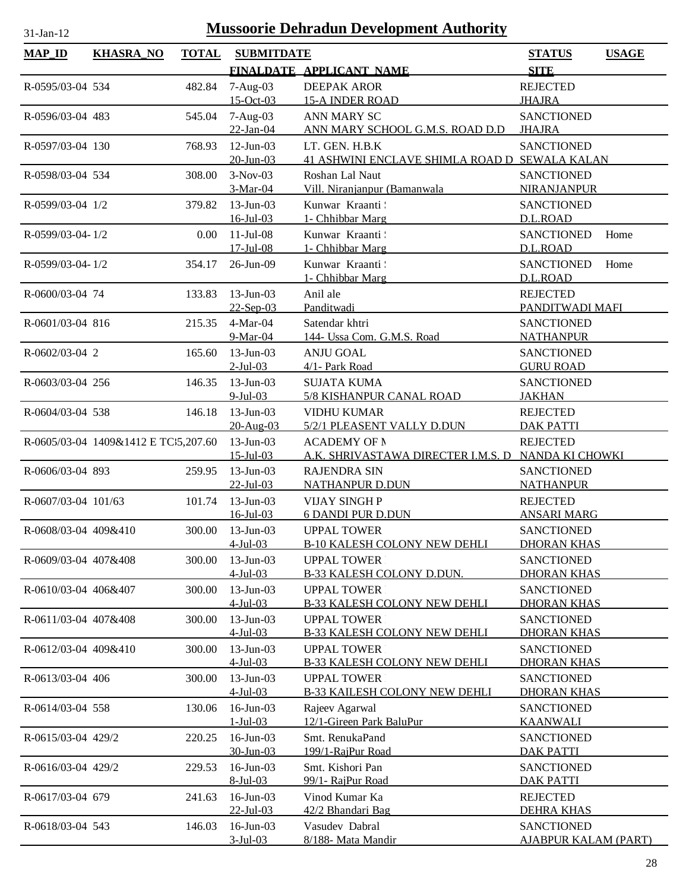# Mussoorie Dehradun Development Authority

31-Jan-12

| MAP_ID | KHASRA_NO | TOTAL | SUBMITDATE | | STATUS | USAGE |
|---|---|---|---|---|---|---|
| | | | FINALDATE | APPLICANT_NAME | SITE | |
| R-0595/03-04 | 534 | 482.84 | 7-Aug-03 | DEEPAK AROR | REJECTED | |
| | | | 15-Oct-03 | 15-A INDER ROAD | JHAJRA | |
| R-0596/03-04 | 483 | 545.04 | 7-Aug-03 | ANN MARY SC | SANCTIONED | |
| | | | 22-Jan-04 | ANN MARY SCHOOL G.M.S. ROAD D.D | JHAJRA | |
| R-0597/03-04 | 130 | 768.93 | 12-Jun-03 | LT. GEN. H.B.K | SANCTIONED | |
| | | | 20-Jun-03 | 41 ASHWINI ENCLAVE SHIMLA ROAD D | SEWALA KALAN | |
| R-0598/03-04 | 534 | 308.00 | 3-Nov-03 | Roshan Lal Naut | SANCTIONED | |
| | | | 3-Mar-04 | Vill. Niranjanpur (Bamanwala | NIRANJANPUR | |
| R-0599/03-04 | 1/2 | 379.82 | 13-Jun-03 | Kunwar Kraanti S | SANCTIONED | |
| | | | 16-Jul-03 | 1- Chhibbar Marg | D.L.ROAD | |
| R-0599/03-04- | 1/2 | 0.00 | 11-Jul-08 | Kunwar Kraanti S | SANCTIONED | Home |
| | | | 17-Jul-08 | 1- Chhibbar Marg | D.L.ROAD | |
| R-0599/03-04- | 1/2 | 354.17 | 26-Jun-09 | Kunwar Kraanti S | SANCTIONED | Home |
| | | | | 1- Chhibbar Marg | D.L.ROAD | |
| R-0600/03-04 | 74 | 133.83 | 13-Jun-03 | Anil ale | REJECTED | |
| | | | 22-Sep-03 | Panditwadi | PANDITWADI MAFI | |
| R-0601/03-04 | 816 | 215.35 | 4-Mar-04 | Satendar khtri | SANCTIONED | |
| | | | 9-Mar-04 | 144- Ussa Com. G.M.S. Road | NATHANPUR | |
| R-0602/03-04 | 2 | 165.60 | 13-Jun-03 | ANJU GOAL | SANCTIONED | |
| | | | 2-Jul-03 | 4/1- Park Road | GURU ROAD | |
| R-0603/03-04 | 256 | 146.35 | 13-Jun-03 | SUJATA KUMA | SANCTIONED | |
| | | | 9-Jul-03 | 5/8 KISHANPUR CANAL ROAD | JAKHAN | |
| R-0604/03-04 | 538 | 146.18 | 13-Jun-03 | VIDHU KUMAR | REJECTED | |
| | | | 20-Aug-03 | 5/2/1 PLEASENT VALLY D.DUN | DAK PATTI | |
| R-0605/03-04 | 1409&1412 E TC | 15,207.60 | 13-Jun-03 | ACADEMY OF M | REJECTED | |
| | | | 15-Jul-03 | A.K. SHRIVASTAWA DIRECTER I.M.S. D | NANDA KI CHOWKI | |
| R-0606/03-04 | 893 | 259.95 | 13-Jun-03 | RAJENDRA SIN | SANCTIONED | |
| | | | 22-Jul-03 | NATHANPUR D.DUN | NATHANPUR | |
| R-0607/03-04 | 101/63 | 101.74 | 13-Jun-03 | VIJAY SINGH P | REJECTED | |
| | | | 16-Jul-03 | 6 DANDI PUR D.DUN | ANSARI MARG | |
| R-0608/03-04 | 409&410 | 300.00 | 13-Jun-03 | UPPAL TOWER | SANCTIONED | |
| | | | 4-Jul-03 | B-10 KALESH COLONY NEW DEHLI | DHORAN KHAS | |
| R-0609/03-04 | 407&408 | 300.00 | 13-Jun-03 | UPPAL TOWER | SANCTIONED | |
| | | | 4-Jul-03 | B-33 KALESH COLONY D.DUN. | DHORAN KHAS | |
| R-0610/03-04 | 406&407 | 300.00 | 13-Jun-03 | UPPAL TOWER | SANCTIONED | |
| | | | 4-Jul-03 | B-33 KALESH COLONY NEW DEHLI | DHORAN KHAS | |
| R-0611/03-04 | 407&408 | 300.00 | 13-Jun-03 | UPPAL TOWER | SANCTIONED | |
| | | | 4-Jul-03 | B-33 KALESH COLONY NEW DEHLI | DHORAN KHAS | |
| R-0612/03-04 | 409&410 | 300.00 | 13-Jun-03 | UPPAL TOWER | SANCTIONED | |
| | | | 4-Jul-03 | B-33 KALESH COLONY NEW DEHLI | DHORAN KHAS | |
| R-0613/03-04 | 406 | 300.00 | 13-Jun-03 | UPPAL TOWER | SANCTIONED | |
| | | | 4-Jul-03 | B-33 KAILESH COLONY NEW DEHLI | DHORAN KHAS | |
| R-0614/03-04 | 558 | 130.06 | 16-Jun-03 | Rajeev Agarwal | SANCTIONED | |
| | | | 1-Jul-03 | 12/1-Gireen Park BaluPur | KAANWALI | |
| R-0615/03-04 | 429/2 | 220.25 | 16-Jun-03 | Smt. RenukaPand | SANCTIONED | |
| | | | 30-Jun-03 | 199/1-RajPur Road | DAK PATTI | |
| R-0616/03-04 | 429/2 | 229.53 | 16-Jun-03 | Smt. Kishori Pan | SANCTIONED | |
| | | | 8-Jul-03 | 99/1- RajPur Road | DAK PATTI | |
| R-0617/03-04 | 679 | 241.63 | 16-Jun-03 | Vinod Kumar Ka | REJECTED | |
| | | | 22-Jul-03 | 42/2 Bhandari Bag | DEHRA KHAS | |
| R-0618/03-04 | 543 | 146.03 | 16-Jun-03 | Vasudev Dabral | SANCTIONED | |
| | | | 3-Jul-03 | 8/188- Mata Mandir | AJABPUR KALAM (PART) | |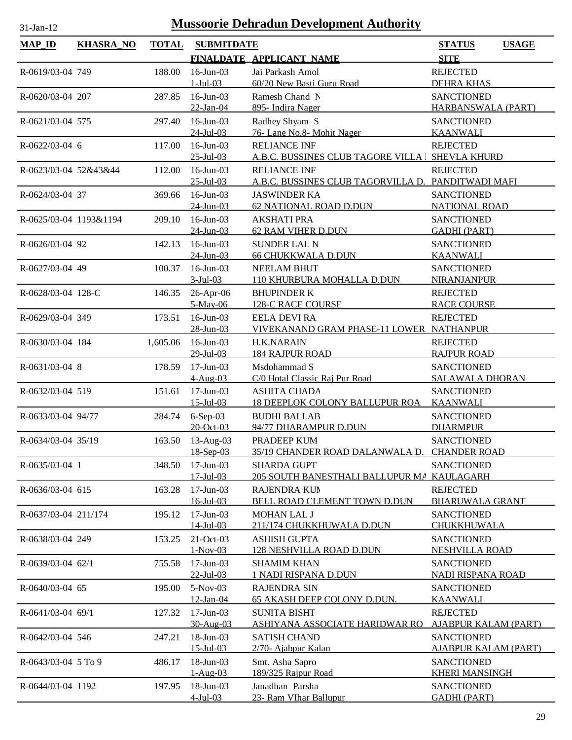31-Jan-12

# Mussoorie Dehradun Development Authority

| MAP_ID | KHASRA_NO | TOTAL | SUBMITDATE / FINALDATE | APPLICANT_NAME | STATUS / SITE | USAGE |
|---|---|---|---|---|---|---|
| R-0619/03-04 | 749 | 188.00 | 16-Jun-03 / 1-Jul-03 | Jai Parkash Amol / 60/20 New Basti Guru Road | REJECTED / DEHRA KHAS | |
| R-0620/03-04 | 207 | 287.85 | 16-Jun-03 / 22-Jan-04 | Ramesh Chand N / 895- Indira Nager | SANCTIONED / HARBANSWALA (PART) | |
| R-0621/03-04 | 575 | 297.40 | 16-Jun-03 / 24-Jul-03 | Radhey Shyam S / 76- Lane No.8- Mohit Nager | SANCTIONED / KAANWALI | |
| R-0622/03-04 | 6 | 117.00 | 16-Jun-03 / 25-Jul-03 | RELIANCE INF / A.B.C. BUSSINES CLUB TAGORE VILLA I | REJECTED / SHEVLA KHURD | |
| R-0623/03-04 | 52&43&44 | 112.00 | 16-Jun-03 / 25-Jul-03 | RELIANCE INF / A.B.C. BUSSINES CLUB TAGORVILLA D. | REJECTED / PANDITWADI MAFI | |
| R-0624/03-04 | 37 | 369.66 | 16-Jun-03 / 24-Jun-03 | JASWINDER KA / 62 NATIONAL ROAD D.DUN | SANCTIONED / NATIONAL ROAD | |
| R-0625/03-04 | 1193&1194 | 209.10 | 16-Jun-03 / 24-Jun-03 | AKSHATI PRA / 62 RAM VIHER D.DUN | SANCTIONED / GADHI (PART) | |
| R-0626/03-04 | 92 | 142.13 | 16-Jun-03 / 24-Jun-03 | SUNDER LAL N / 66 CHUKKWALA D.DUN | SANCTIONED / KAANWALI | |
| R-0627/03-04 | 49 | 100.37 | 16-Jun-03 / 3-Jul-03 | NEELAM BHUT / 110 KHURBURA MOHALLA D.DUN | SANCTIONED / NIRANJANPUR | |
| R-0628/03-04 | 128-C | 146.35 | 26-Apr-06 / 5-May-06 | BHUPINDER K / 128-C RACE COURSE | REJECTED / RACE COURSE | |
| R-0629/03-04 | 349 | 173.51 | 16-Jun-03 / 28-Jun-03 | EELA DEVI RA / VIVEKANAND GRAM PHASE-11 LOWER | REJECTED / NATHANPUR | |
| R-0630/03-04 | 184 | 1,605.06 | 16-Jun-03 / 29-Jul-03 | H.K.NARAIN / 184 RAJPUR ROAD | REJECTED / RAJPUR ROAD | |
| R-0631/03-04 | 8 | 178.59 | 17-Jun-03 / 4-Aug-03 | Msdohammad S / C/0 Hotal Classic Raj Pur Road | SANCTIONED / SALAWALA DHORAN | |
| R-0632/03-04 | 519 | 151.61 | 17-Jun-03 / 15-Jul-03 | ASHITA CHADA / 18 DEEPLOK COLONY BALLUPUR ROA | SANCTIONED / KAANWALI | |
| R-0633/03-04 | 94/77 | 284.74 | 6-Sep-03 / 20-Oct-03 | BUDHI BALLAB / 94/77 DHARAMPUR D.DUN | SANCTIONED / DHARMPUR | |
| R-0634/03-04 | 35/19 | 163.50 | 13-Aug-03 / 18-Sep-03 | PRADEEP KUM / 35/19 CHANDER ROAD DALANWALA D. | SANCTIONED / CHANDER ROAD | |
| R-0635/03-04 | 1 | 348.50 | 17-Jun-03 / 17-Jul-03 | SHARDA GUPT / 205 SOUTH BANESTHALI BALLUPUR MA | SANCTIONED / KAULAGARH | |
| R-0636/03-04 | 615 | 163.28 | 17-Jun-03 / 16-Jul-03 | RAJENDRA KUM / BELL ROAD CLEMENT TOWN D.DUN | REJECTED / BHARUWALA GRANT | |
| R-0637/03-04 | 211/174 | 195.12 | 17-Jun-03 / 14-Jul-03 | MOHAN LAL J / 211/174 CHUKKHUWALA D.DUN | SANCTIONED / CHUKKHUWALA | |
| R-0638/03-04 | 249 | 153.25 | 21-Oct-03 / 1-Nov-03 | ASHISH GUPTA / 128 NESHVILLA ROAD D.DUN | SANCTIONED / NESHVILLA ROAD | |
| R-0639/03-04 | 62/1 | 755.58 | 17-Jun-03 / 22-Jul-03 | SHAMIM KHAN / 1 NADI RISPANA D.DUN | SANCTIONED / NADI RISPANA ROAD | |
| R-0640/03-04 | 65 | 195.00 | 5-Nov-03 / 12-Jan-04 | RAJENDRA SIN / 65 AKASH DEEP COLONY D.DUN. | SANCTIONED / KAANWALI | |
| R-0641/03-04 | 69/1 | 127.32 | 17-Jun-03 / 30-Aug-03 | SUNITA BISHT / ASHIYANA ASSOCIATE HARIDWAR RO | REJECTED / AJABPUR KALAM (PART) | |
| R-0642/03-04 | 546 | 247.21 | 18-Jun-03 / 15-Jul-03 | SATISH CHAND / 2/70- Ajabpur Kalan | SANCTIONED / AJABPUR KALAM (PART) | |
| R-0643/03-04 | 5 To 9 | 486.17 | 18-Jun-03 / 1-Aug-03 | Smt. Asha Sapro / 189/325 Rajpur Road | SANCTIONED / KHERI MANSINGH | |
| R-0644/03-04 | 1192 | 197.95 | 18-Jun-03 / 4-Jul-03 | Janadhan Parsha / 23- Ram VIhar Ballupur | SANCTIONED / GADHI (PART) | |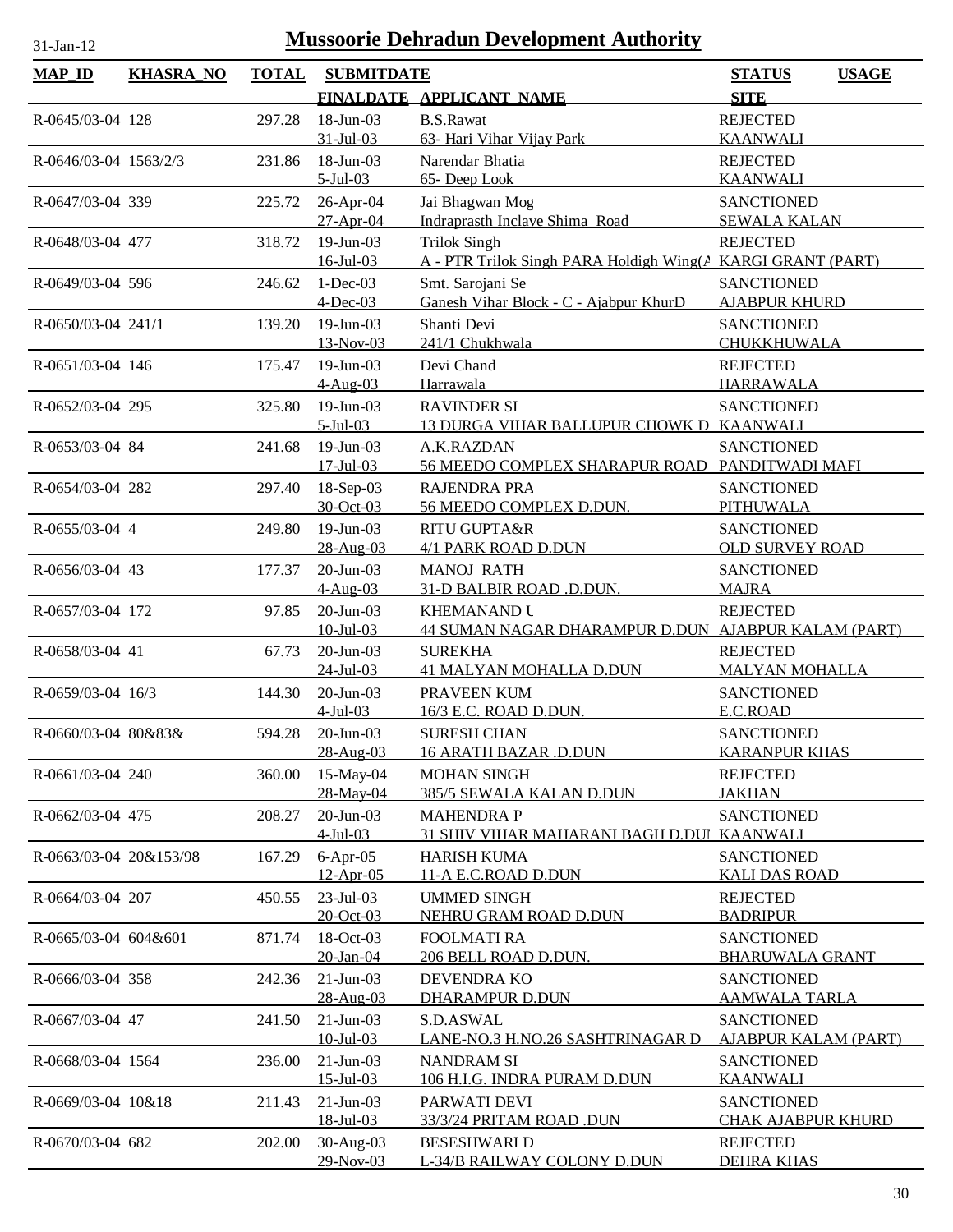# Mussoorie Dehradun Development Authority

31-Jan-12

| MAP_ID | KHASRA_NO | TOTAL | SUBMITDATE / FINALDATE | APPLICANT_NAME | STATUS / SITE | USAGE |
|---|---|---|---|---|---|---|
| R-0645/03-04 | 128 | 297.28 | 18-Jun-03 / 31-Jul-03 | B.S.Rawat / 63- Hari Vihar Vijay Park | REJECTED / KAANWALI | |
| R-0646/03-04 | 1563/2/3 | 231.86 | 18-Jun-03 / 5-Jul-03 | Narendar Bhatia / 65- Deep Look | REJECTED / KAANWALI | |
| R-0647/03-04 | 339 | 225.72 | 26-Apr-04 / 27-Apr-04 | Jai Bhagwan Mog / Indraprasth Inclave Shima Road | SANCTIONED / SEWALA KALAN | |
| R-0648/03-04 | 477 | 318.72 | 19-Jun-03 / 16-Jul-03 | Trilok Singh / A - PTR Trilok Singh PARA Holdigh Wing(A | REJECTED / KARGI GRANT (PART) | |
| R-0649/03-04 | 596 | 246.62 | 1-Dec-03 / 4-Dec-03 | Smt. Sarojani Se / Ganesh Vihar Block - C - Ajabpur KhurD | SANCTIONED / AJABPUR KHURD | |
| R-0650/03-04 | 241/1 | 139.20 | 19-Jun-03 / 13-Nov-03 | Shanti Devi / 241/1 Chukhwala | SANCTIONED / CHUKKHUWALA | |
| R-0651/03-04 | 146 | 175.47 | 19-Jun-03 / 4-Aug-03 | Devi Chand / Harrawala | REJECTED / HARRAWALA | |
| R-0652/03-04 | 295 | 325.80 | 19-Jun-03 / 5-Jul-03 | RAVINDER SI / 13 DURGA VIHAR BALLUPUR CHOWK D | SANCTIONED / KAANWALI | |
| R-0653/03-04 | 84 | 241.68 | 19-Jun-03 / 17-Jul-03 | A.K.RAZDAN / 56 MEEDO COMPLEX SHARAPUR ROAD | SANCTIONED / PANDITWADI MAFI | |
| R-0654/03-04 | 282 | 297.40 | 18-Sep-03 / 30-Oct-03 | RAJENDRA PRA / 56 MEEDO COMPLEX D.DUN. | SANCTIONED / PITHUWALA | |
| R-0655/03-04 | 4 | 249.80 | 19-Jun-03 / 28-Aug-03 | RITU GUPTA&R / 4/1 PARK ROAD D.DUN | SANCTIONED / OLD SURVEY ROAD | |
| R-0656/03-04 | 43 | 177.37 | 20-Jun-03 / 4-Aug-03 | MANOJ RATH / 31-D BALBIR ROAD .D.DUN. | SANCTIONED / MAJRA | |
| R-0657/03-04 | 172 | 97.85 | 20-Jun-03 / 10-Jul-03 | KHEMANAND U / 44 SUMAN NAGAR DHARAMPUR D.DUN | REJECTED / AJABPUR KALAM (PART) | |
| R-0658/03-04 | 41 | 67.73 | 20-Jun-03 / 24-Jul-03 | SUREKHA / 41 MALYAN MOHALLA D.DUN | REJECTED / MALYAN MOHALLA | |
| R-0659/03-04 | 16/3 | 144.30 | 20-Jun-03 / 4-Jul-03 | PRAVEEN KUM / 16/3 E.C. ROAD D.DUN. | SANCTIONED / E.C.ROAD | |
| R-0660/03-04 | 80&83& | 594.28 | 20-Jun-03 / 28-Aug-03 | SURESH CHAN / 16 ARATH BAZAR .D.DUN | SANCTIONED / KARANPUR KHAS | |
| R-0661/03-04 | 240 | 360.00 | 15-May-04 / 28-May-04 | MOHAN SINGH / 385/5 SEWALA KALAN D.DUN | REJECTED / JAKHAN | |
| R-0662/03-04 | 475 | 208.27 | 20-Jun-03 / 4-Jul-03 | MAHENDRA P / 31 SHIV VIHAR MAHARANI BAGH D.DUI | SANCTIONED / KAANWALI | |
| R-0663/03-04 | 20&153/98 | 167.29 | 6-Apr-05 / 12-Apr-05 | HARISH KUMA / 11-A E.C.ROAD D.DUN | SANCTIONED / KALI DAS ROAD | |
| R-0664/03-04 | 207 | 450.55 | 23-Jul-03 / 20-Oct-03 | UMMED SINGH / NEHRU GRAM ROAD D.DUN | REJECTED / BADRIPUR | |
| R-0665/03-04 | 604&601 | 871.74 | 18-Oct-03 / 20-Jan-04 | FOOLMATI RA / 206 BELL ROAD D.DUN. | SANCTIONED / BHARUWALA GRANT | |
| R-0666/03-04 | 358 | 242.36 | 21-Jun-03 / 28-Aug-03 | DEVENDRA KO / DHARAMPUR D.DUN | SANCTIONED / AAMWALA TARLA | |
| R-0667/03-04 | 47 | 241.50 | 21-Jun-03 / 10-Jul-03 | S.D.ASWAL / LANE-NO.3 H.NO.26 SASHTRINAGAR D | SANCTIONED / AJABPUR KALAM (PART) | |
| R-0668/03-04 | 1564 | 236.00 | 21-Jun-03 / 15-Jul-03 | NANDRAM SI / 106 H.I.G. INDRA PURAM D.DUN | SANCTIONED / KAANWALI | |
| R-0669/03-04 | 10&18 | 211.43 | 21-Jun-03 / 18-Jul-03 | PARWATI DEVI / 33/3/24 PRITAM ROAD .DUN | SANCTIONED / CHAK AJABPUR KHURD | |
| R-0670/03-04 | 682 | 202.00 | 30-Aug-03 / 29-Nov-03 | BESESHWARI D / L-34/B RAILWAY COLONY D.DUN | REJECTED / DEHRA KHAS | |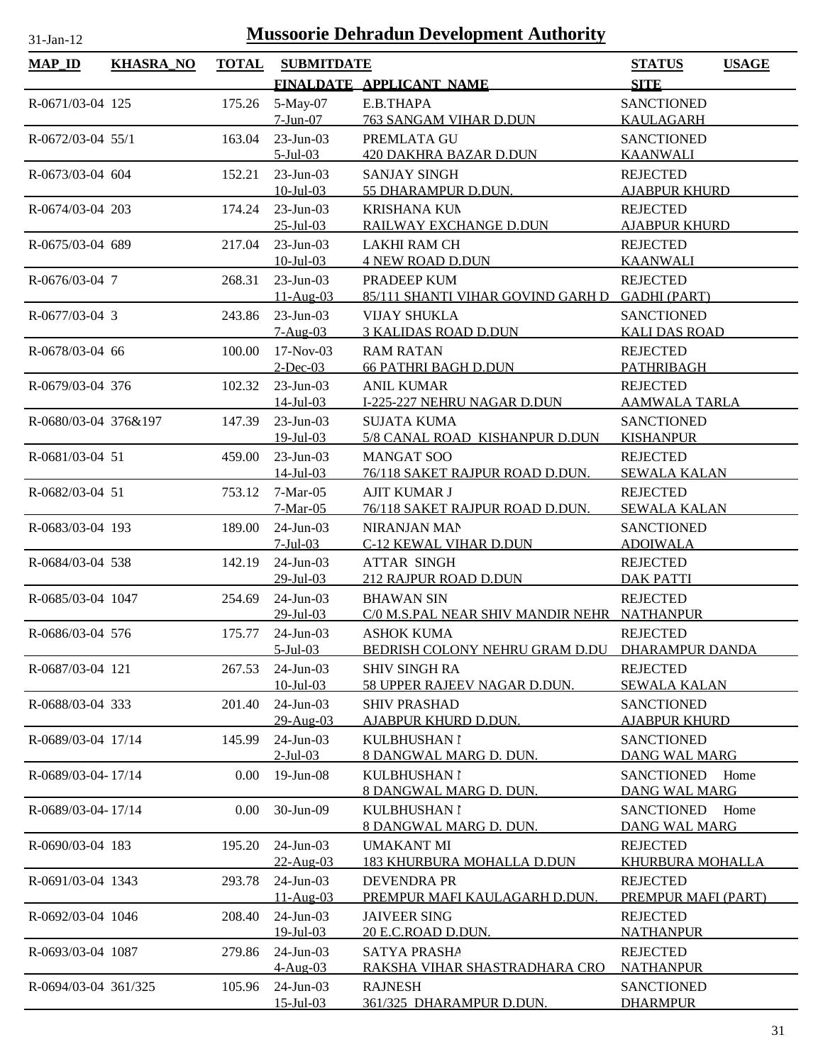# Mussoorie Dehradun Development Authority

31-Jan-12

| MAP_ID | KHASRA_NO | TOTAL | SUBMITDATE / FINALDATE | APPLICANT_NAME | STATUS / SITE | USAGE |
|---|---|---|---|---|---|---|
| R-0671/03-04 | 125 | 175.26 | 5-May-07<br>7-Jun-07 | E.B.THAPA<br>763 SANGAM VIHAR D.DUN | SANCTIONED<br>KAULAGARH | |
| R-0672/03-04 | 55/1 | 163.04 | 23-Jun-03<br>5-Jul-03 | PREMLATA GU<br>420 DAKHRA BAZAR D.DUN | SANCTIONED<br>KAANWALI | |
| R-0673/03-04 | 604 | 152.21 | 23-Jun-03<br>10-Jul-03 | SANJAY SINGH<br>55 DHARAMPUR D.DUN. | REJECTED<br>AJABPUR KHURD | |
| R-0674/03-04 | 203 | 174.24 | 23-Jun-03<br>25-Jul-03 | KRISHANA KUM<br>RAILWAY EXCHANGE D.DUN | REJECTED<br>AJABPUR KHURD | |
| R-0675/03-04 | 689 | 217.04 | 23-Jun-03<br>10-Jul-03 | LAKHI RAM CH<br>4 NEW ROAD D.DUN | REJECTED<br>KAANWALI | |
| R-0676/03-04 | 7 | 268.31 | 23-Jun-03<br>11-Aug-03 | PRADEEP KUM<br>85/111 SHANTI VIHAR GOVIND GARH D | REJECTED<br>GADHI (PART) | |
| R-0677/03-04 | 3 | 243.86 | 23-Jun-03<br>7-Aug-03 | VIJAY SHUKLA<br>3 KALIDAS ROAD D.DUN | SANCTIONED<br>KALI DAS ROAD | |
| R-0678/03-04 | 66 | 100.00 | 17-Nov-03<br>2-Dec-03 | RAM RATAN<br>66 PATHRI BAGH D.DUN | REJECTED<br>PATHRIBAGH | |
| R-0679/03-04 | 376 | 102.32 | 23-Jun-03<br>14-Jul-03 | ANIL KUMAR<br>I-225-227 NEHRU NAGAR D.DUN | REJECTED<br>AAMWALA TARLA | |
| R-0680/03-04 | 376&197 | 147.39 | 23-Jun-03<br>19-Jul-03 | SUJATA KUMA<br>5/8 CANAL ROAD KISHANPUR D.DUN | SANCTIONED<br>KISHANPUR | |
| R-0681/03-04 | 51 | 459.00 | 23-Jun-03<br>14-Jul-03 | MANGAT SOO<br>76/118 SAKET RAJPUR ROAD D.DUN. | REJECTED<br>SEWALA KALAN | |
| R-0682/03-04 | 51 | 753.12 | 7-Mar-05<br>7-Mar-05 | AJIT KUMAR J<br>76/118 SAKET RAJPUR ROAD D.DUN. | REJECTED<br>SEWALA KALAN | |
| R-0683/03-04 | 193 | 189.00 | 24-Jun-03<br>7-Jul-03 | NIRANJAN MAN<br>C-12 KEWAL VIHAR D.DUN | SANCTIONED<br>ADOIWALA | |
| R-0684/03-04 | 538 | 142.19 | 24-Jun-03<br>29-Jul-03 | ATTAR SINGH<br>212 RAJPUR ROAD D.DUN | REJECTED<br>DAK PATTI | |
| R-0685/03-04 | 1047 | 254.69 | 24-Jun-03<br>29-Jul-03 | BHAWAN SIN<br>C/0 M.S.PAL NEAR SHIV MANDIR NEHR | REJECTED<br>NATHANPUR | |
| R-0686/03-04 | 576 | 175.77 | 24-Jun-03<br>5-Jul-03 | ASHOK KUMA<br>BEDRISH COLONY NEHRU GRAM D.DU | REJECTED<br>DHARAMPUR DANDA | |
| R-0687/03-04 | 121 | 267.53 | 24-Jun-03<br>10-Jul-03 | SHIV SINGH RA<br>58 UPPER RAJEEV NAGAR D.DUN. | REJECTED<br>SEWALA KALAN | |
| R-0688/03-04 | 333 | 201.40 | 24-Jun-03<br>29-Aug-03 | SHIV PRASHAD<br>AJABPUR KHURD D.DUN. | SANCTIONED<br>AJABPUR KHURD | |
| R-0689/03-04 | 17/14 | 145.99 | 24-Jun-03<br>2-Jul-03 | KULBHUSHAN I<br>8 DANGWAL MARG D. DUN. | SANCTIONED<br>DANG WAL MARG | |
| R-0689/03-04- | 17/14 | 0.00 | 19-Jun-08 | KULBHUSHAN I<br>8 DANGWAL MARG D. DUN. | SANCTIONED<br>DANG WAL MARG | Home |
| R-0689/03-04- | 17/14 | 0.00 | 30-Jun-09 | KULBHUSHAN I<br>8 DANGWAL MARG D. DUN. | SANCTIONED<br>DANG WAL MARG | Home |
| R-0690/03-04 | 183 | 195.20 | 24-Jun-03<br>22-Aug-03 | UMAKANT MI<br>183 KHURBURA MOHALLA D.DUN | REJECTED<br>KHURBURA MOHALLA | |
| R-0691/03-04 | 1343 | 293.78 | 24-Jun-03<br>11-Aug-03 | DEVENDRA PR<br>PREMPUR MAFI KAULAGARH D.DUN. | REJECTED<br>PREMPUR MAFI (PART) | |
| R-0692/03-04 | 1046 | 208.40 | 24-Jun-03<br>19-Jul-03 | JAIVEER SING<br>20 E.C.ROAD D.DUN. | REJECTED<br>NATHANPUR | |
| R-0693/03-04 | 1087 | 279.86 | 24-Jun-03<br>4-Aug-03 | SATYA PRASHA<br>RAKSHA VIHAR SHASTRADHARA CRO | REJECTED<br>NATHANPUR | |
| R-0694/03-04 | 361/325 | 105.96 | 24-Jun-03<br>15-Jul-03 | RAJNESH<br>361/325 DHARAMPUR D.DUN. | SANCTIONED<br>DHARMPUR | |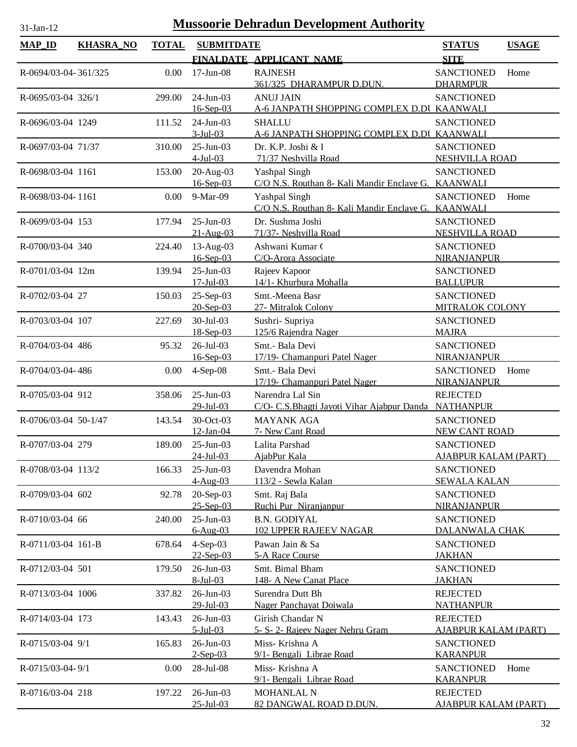# Mussoorie Dehradun Development Authority

31-Jan-12

| MAP_ID | KHASRA_NO | TOTAL | SUBMITDATE / FINALDATE | APPLICANT_NAME | STATUS / SITE | USAGE |
|---|---|---|---|---|---|---|
| R-0694/03-04- | 361/325 | 0.00 | 17-Jun-08 | RAJNESH<br>361/325 DHARAMPUR D.DUN. | SANCTIONED<br>DHARMPUR | Home |
| R-0695/03-04 | 326/1 | 299.00 | 24-Jun-03<br>16-Sep-03 | ANUJ JAIN<br>A-6 JANPATH SHOPPING COMPLEX D.DU | SANCTIONED<br>KAANWALI | |
| R-0696/03-04 | 1249 | 111.52 | 24-Jun-03<br>3-Jul-03 | SHALLU<br>A-6 JANPATH SHOPPING COMPLEX D.DU | SANCTIONED<br>KAANWALI | |
| R-0697/03-04 | 71/37 | 310.00 | 25-Jun-03<br>4-Jul-03 | Dr. K.P. Joshi & I<br>71/37 Neshvilla Road | SANCTIONED<br>NESHVILLA ROAD | |
| R-0698/03-04 | 1161 | 153.00 | 20-Aug-03<br>16-Sep-03 | Yashpal Singh<br>C/O N.S. Routhan 8- Kali Mandir Enclave G. | SANCTIONED<br>KAANWALI | |
| R-0698/03-04- | 1161 | 0.00 | 9-Mar-09 | Yashpal Singh<br>C/O N.S. Routhan 8- Kali Mandir Enclave G. | SANCTIONED<br>KAANWALI | Home |
| R-0699/03-04 | 153 | 177.94 | 25-Jun-03<br>21-Aug-03 | Dr. Sushma Joshi<br>71/37- Neshvilla Road | SANCTIONED<br>NESHVILLA ROAD | |
| R-0700/03-04 | 340 | 224.40 | 13-Aug-03<br>16-Sep-03 | Ashwani Kumar (<br>C/O-Arora Associate | SANCTIONED<br>NIRANJANPUR | |
| R-0701/03-04 | 12m | 139.94 | 25-Jun-03<br>17-Jul-03 | Rajeev Kapoor<br>14/1- Khurbura Mohalla | SANCTIONED<br>BALLUPUR | |
| R-0702/03-04 | 27 | 150.03 | 25-Sep-03<br>20-Sep-03 | Smt.-Meena Basr<br>27- Mitralok Colony | SANCTIONED<br>MITRALOK COLONY | |
| R-0703/03-04 | 107 | 227.69 | 30-Jul-03<br>18-Sep-03 | Sushri- Supriya<br>125/6 Rajendra Nager | SANCTIONED<br>MAJRA | |
| R-0704/03-04 | 486 | 95.32 | 26-Jul-03<br>16-Sep-03 | Smt.- Bala Devi<br>17/19- Chamanpuri Patel Nager | SANCTIONED<br>NIRANJANPUR | |
| R-0704/03-04- | 486 | 0.00 | 4-Sep-08 | Smt.- Bala Devi<br>17/19- Chamanpuri Patel Nager | SANCTIONED<br>NIRANJANPUR | Home |
| R-0705/03-04 | 912 | 358.06 | 25-Jun-03<br>29-Jul-03 | Narendra Lal Sin<br>C/O- C.S.Bhagti Jayoti Vihar Ajabpur Danda | REJECTED<br>NATHANPUR | |
| R-0706/03-04 | 50-1/47 | 143.54 | 30-Oct-03<br>12-Jan-04 | MAYANK AGA<br>7- New Cant Road | SANCTIONED<br>NEW CANT ROAD | |
| R-0707/03-04 | 279 | 189.00 | 25-Jun-03<br>24-Jul-03 | Lalita Parshad<br>AjabPur Kala | SANCTIONED<br>AJABPUR KALAM (PART) | |
| R-0708/03-04 | 113/2 | 166.33 | 25-Jun-03<br>4-Aug-03 | Davendra Mohan<br>113/2 - Sewla Kalan | SANCTIONED<br>SEWALA KALAN | |
| R-0709/03-04 | 602 | 92.78 | 20-Sep-03<br>25-Sep-03 | Smt. Raj Bala<br>Ruchi Pur Niranjanpur | SANCTIONED<br>NIRANJANPUR | |
| R-0710/03-04 | 66 | 240.00 | 25-Jun-03<br>6-Aug-03 | B.N. GODIYAL<br>102 UPPER RAJEEV NAGAR | SANCTIONED<br>DALANWALA CHAK | |
| R-0711/03-04 | 161-B | 678.64 | 4-Sep-03<br>22-Sep-03 | Pawan Jain & Sa<br>5-A Race Course | SANCTIONED<br>JAKHAN | |
| R-0712/03-04 | 501 | 179.50 | 26-Jun-03<br>8-Jul-03 | Smt. Bimal Bham<br>148- A New Canat Place | SANCTIONED<br>JAKHAN | |
| R-0713/03-04 | 1006 | 337.82 | 26-Jun-03<br>29-Jul-03 | Surendra Dutt Bh<br>Nager Panchayat Doiwala | REJECTED<br>NATHANPUR | |
| R-0714/03-04 | 173 | 143.43 | 26-Jun-03<br>5-Jul-03 | Girish Chandar N<br>5- S- 2- Rajeev Nager Nehru Gram | REJECTED<br>AJABPUR KALAM (PART) | |
| R-0715/03-04 | 9/1 | 165.83 | 26-Jun-03<br>2-Sep-03 | Miss- Krishna A<br>9/1- Bengali Librae Road | SANCTIONED<br>KARANPUR | |
| R-0715/03-04- | 9/1 | 0.00 | 28-Jul-08 | Miss- Krishna A<br>9/1- Bengali Librae Road | SANCTIONED<br>KARANPUR | Home |
| R-0716/03-04 | 218 | 197.22 | 26-Jun-03<br>25-Jul-03 | MOHANLAL N<br>82 DANGWAL ROAD D.DUN. | REJECTED<br>AJABPUR KALAM (PART) | |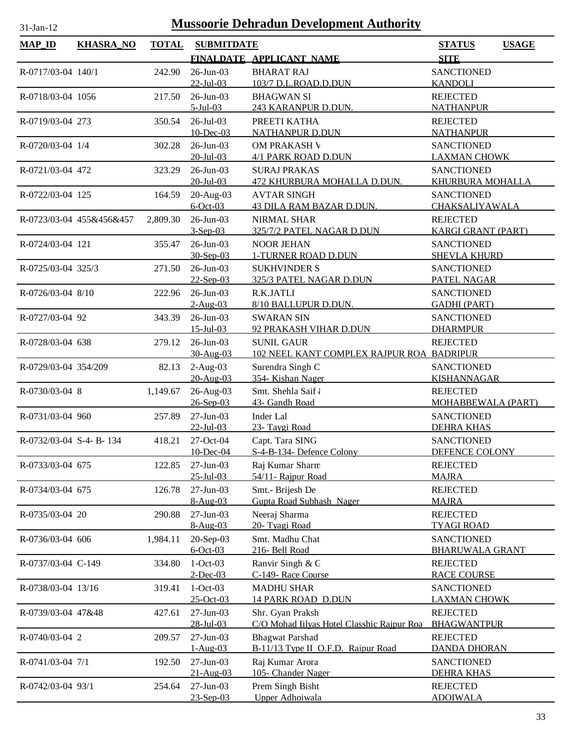31-Jan-12

# Mussoorie Dehradun Development Authority

| MAP_ID | KHASRA_NO | TOTAL | SUBMITDATE / FINALDATE | APPLICANT_NAME | STATUS / SITE | USAGE |
|---|---|---|---|---|---|---|
| R-0717/03-04 | 140/1 | 242.90 | 26-Jun-03<br>22-Jul-03 | BHARAT RAJ<br>103/7 D.L.ROAD.D.DUN | SANCTIONED<br>KANDOLI | |
| R-0718/03-04 | 1056 | 217.50 | 26-Jun-03<br>5-Jul-03 | BHAGWAN SI<br>243 KARANPUR D.DUN. | REJECTED<br>NATHANPUR | |
| R-0719/03-04 | 273 | 350.54 | 26-Jul-03<br>10-Dec-03 | PREETI KATHA<br>NATHANPUR D.DUN | REJECTED<br>NATHANPUR | |
| R-0720/03-04 | 1/4 | 302.28 | 26-Jun-03<br>20-Jul-03 | OM PRAKASH V<br>4/1 PARK ROAD D.DUN | SANCTIONED<br>LAXMAN CHOWK | |
| R-0721/03-04 | 472 | 323.29 | 26-Jun-03<br>20-Jul-03 | SURAJ PRAKAS<br>472 KHURBURA MOHALLA D.DUN. | SANCTIONED<br>KHURBURA MOHALLA | |
| R-0722/03-04 | 125 | 164.59 | 20-Aug-03<br>6-Oct-03 | AVTAR SINGH<br>43 DILA RAM BAZAR D.DUN. | SANCTIONED<br>CHAKSALIYAWALA | |
| R-0723/03-04 | 455&456&457 | 2,809.30 | 26-Jun-03<br>3-Sep-03 | NIRMAL SHAR<br>325/7/2 PATEL NAGAR D.DUN | REJECTED<br>KARGI GRANT (PART) | |
| R-0724/03-04 | 121 | 355.47 | 26-Jun-03<br>30-Sep-03 | NOOR JEHAN<br>1-TURNER ROAD D.DUN | SANCTIONED<br>SHEVLA KHURD | |
| R-0725/03-04 | 325/3 | 271.50 | 26-Jun-03<br>22-Sep-03 | SUKHVINDER S<br>325/3 PATEL NAGAR D.DUN | SANCTIONED<br>PATEL NAGAR | |
| R-0726/03-04 | 8/10 | 222.96 | 26-Jun-03<br>2-Aug-03 | R.K.JATLI<br>8/10 BALLUPUR D.DUN. | SANCTIONED<br>GADHI (PART) | |
| R-0727/03-04 | 92 | 343.39 | 26-Jun-03<br>15-Jul-03 | SWARAN SIN<br>92 PRAKASH VIHAR D.DUN | SANCTIONED<br>DHARMPUR | |
| R-0728/03-04 | 638 | 279.12 | 26-Jun-03<br>30-Aug-03 | SUNIL GAUR<br>102 NEEL KANT COMPLEX RAJPUR ROA | REJECTED<br>BADRIPUR | |
| R-0729/03-04 | 354/209 | 82.13 | 2-Aug-03<br>20-Aug-03 | Surendra Singh C<br>354- Kishan Nager | SANCTIONED<br>KISHANNAGAR | |
| R-0730/03-04 | 8 | 1,149.67 | 26-Aug-03<br>26-Sep-03 | Smt. Shehla Saif &<br>43- Gandh Road | REJECTED<br>MOHABBEWALA (PART) | |
| R-0731/03-04 | 960 | 257.89 | 27-Jun-03<br>22-Jul-03 | Inder Lal<br>23- Taygi Road | SANCTIONED<br>DEHRA KHAS | |
| R-0732/03-04 | S-4- B- 134 | 418.21 | 27-Oct-04<br>10-Dec-04 | Capt. Tara SING<br>S-4-B-134- Defence Colony | SANCTIONED<br>DEFENCE COLONY | |
| R-0733/03-04 | 675 | 122.85 | 27-Jun-03<br>25-Jul-03 | Raj Kumar Sharm<br>54/11- Rajpur Road | REJECTED<br>MAJRA | |
| R-0734/03-04 | 675 | 126.78 | 27-Jun-03<br>8-Aug-03 | Smt.- Brijesh De<br>Gupta Road Subhash Nager | REJECTED<br>MAJRA | |
| R-0735/03-04 | 20 | 290.88 | 27-Jun-03<br>8-Aug-03 | Neeraj Sharma<br>20- Tyagi Road | REJECTED<br>TYAGI ROAD | |
| R-0736/03-04 | 606 | 1,984.11 | 20-Sep-03<br>6-Oct-03 | Smt. Madhu Chat<br>216- Bell Road | SANCTIONED<br>BHARUWALA GRANT | |
| R-0737/03-04 | C-149 | 334.80 | 1-Oct-03<br>2-Dec-03 | Ranvir Singh & G<br>C-149- Race Course | REJECTED<br>RACE COURSE | |
| R-0738/03-04 | 13/16 | 319.41 | 1-Oct-03<br>25-Oct-03 | MADHU SHAR<br>14 PARK ROAD D.DUN | SANCTIONED<br>LAXMAN CHOWK | |
| R-0739/03-04 | 47&48 | 427.61 | 27-Jun-03<br>28-Jul-03 | Shr. Gyan Praksh<br>C/O Mohad Iilyas Hotel Classhic Rajpur Roa | REJECTED<br>BHAGWANTPUR | |
| R-0740/03-04 | 2 | 209.57 | 27-Jun-03<br>1-Aug-03 | Bhagwat Parshad<br>B-11/13 Type II O.F.D. Raipur Road | REJECTED<br>DANDA DHORAN | |
| R-0741/03-04 | 7/1 | 192.50 | 27-Jun-03<br>21-Aug-03 | Raj Kumar Arora<br>105- Chander Nager | SANCTIONED<br>DEHRA KHAS | |
| R-0742/03-04 | 93/1 | 254.64 | 27-Jun-03<br>23-Sep-03 | Prem Singh Bisht<br>Upper Adhoiwala | REJECTED<br>ADOIWALA | |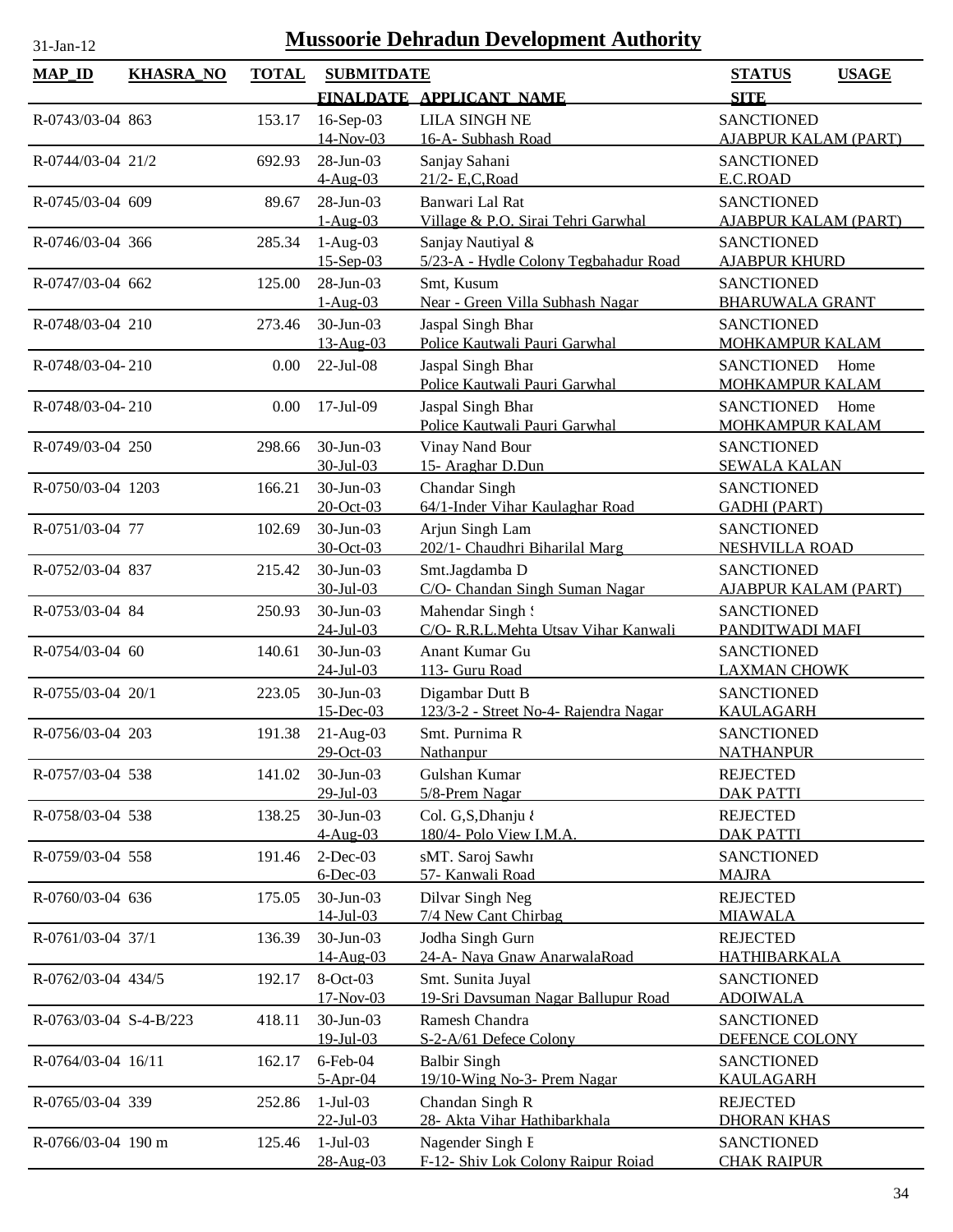# Mussoorie Dehradun Development Authority

31-Jan-12

| MAP_ID | KHASRA_NO | TOTAL | SUBMITDATE / FINALDATE | APPLICANT_NAME | STATUS / SITE | USAGE |
|---|---|---|---|---|---|---|
| R-0743/03-04 | 863 | 153.17 | 16-Sep-03<br>14-Nov-03 | LILA SINGH NE<br>16-A- Subhash Road | SANCTIONED<br>AJABPUR KALAM (PART) | |
| R-0744/03-04 | 21/2 | 692.93 | 28-Jun-03<br>4-Aug-03 | Sanjay Sahani<br>21/2- E,C,Road | SANCTIONED<br>E.C.ROAD | |
| R-0745/03-04 | 609 | 89.67 | 28-Jun-03<br>1-Aug-03 | Banwari Lal Rat<br>Village & P.O. Sirai Tehri Garwhal | SANCTIONED<br>AJABPUR KALAM (PART) | |
| R-0746/03-04 | 366 | 285.34 | 1-Aug-03<br>15-Sep-03 | Sanjay Nautiyal &<br>5/23-A - Hydle Colony Tegbahadur Road | SANCTIONED<br>AJABPUR KHURD | |
| R-0747/03-04 | 662 | 125.00 | 28-Jun-03<br>1-Aug-03 | Smt, Kusum<br>Near - Green Villa Subhash Nagar | SANCTIONED<br>BHARUWALA GRANT | |
| R-0748/03-04 | 210 | 273.46 | 30-Jun-03<br>13-Aug-03 | Jaspal Singh Bhar<br>Police Kautwali Pauri Garwhal | SANCTIONED<br>MOHKAMPUR KALAM | |
| R-0748/03-04- | 210 | 0.00 | 22-Jul-08 | Jaspal Singh Bhar<br>Police Kautwali Pauri Garwhal | SANCTIONED<br>MOHKAMPUR KALAM | Home |
| R-0748/03-04- | 210 | 0.00 | 17-Jul-09 | Jaspal Singh Bhar<br>Police Kautwali Pauri Garwhal | SANCTIONED<br>MOHKAMPUR KALAM | Home |
| R-0749/03-04 | 250 | 298.66 | 30-Jun-03<br>30-Jul-03 | Vinay Nand Bour<br>15- Araghar D.Dun | SANCTIONED<br>SEWALA KALAN | |
| R-0750/03-04 | 1203 | 166.21 | 30-Jun-03<br>20-Oct-03 | Chandar Singh<br>64/1-Inder Vihar Kaulaghar Road | SANCTIONED<br>GADHI (PART) | |
| R-0751/03-04 | 77 | 102.69 | 30-Jun-03<br>30-Oct-03 | Arjun Singh Lam<br>202/1- Chaudhri Biharilal Marg | SANCTIONED<br>NESHVILLA ROAD | |
| R-0752/03-04 | 837 | 215.42 | 30-Jun-03<br>30-Jul-03 | Smt.Jagdamba D<br>C/O- Chandan Singh Suman Nagar | SANCTIONED<br>AJABPUR KALAM (PART) | |
| R-0753/03-04 | 84 | 250.93 | 30-Jun-03<br>24-Jul-03 | Mahendar Singh S<br>C/O- R.R.L.Mehta Utsav Vihar Kanwali | SANCTIONED<br>PANDITWADI MAFI | |
| R-0754/03-04 | 60 | 140.61 | 30-Jun-03<br>24-Jul-03 | Anant Kumar Gu<br>113- Guru Road | SANCTIONED<br>LAXMAN CHOWK | |
| R-0755/03-04 | 20/1 | 223.05 | 30-Jun-03<br>15-Dec-03 | Digambar Dutt B<br>123/3-2 - Street No-4- Rajendra Nagar | SANCTIONED<br>KAULAGARH | |
| R-0756/03-04 | 203 | 191.38 | 21-Aug-03<br>29-Oct-03 | Smt. Purnima R<br>Nathanpur | SANCTIONED<br>NATHANPUR | |
| R-0757/03-04 | 538 | 141.02 | 30-Jun-03<br>29-Jul-03 | Gulshan Kumar<br>5/8-Prem Nagar | REJECTED<br>DAK PATTI | |
| R-0758/03-04 | 538 | 138.25 | 30-Jun-03<br>4-Aug-03 | Col. G,S,Dhanju &<br>180/4- Polo View I.M.A. | REJECTED<br>DAK PATTI | |
| R-0759/03-04 | 558 | 191.46 | 2-Dec-03<br>6-Dec-03 | sMT. Saroj Sawhı<br>57- Kanwali Road | SANCTIONED<br>MAJRA | |
| R-0760/03-04 | 636 | 175.05 | 30-Jun-03<br>14-Jul-03 | Dilvar Singh Neg<br>7/4 New Cant Chirbag | REJECTED<br>MIAWALA | |
| R-0761/03-04 | 37/1 | 136.39 | 30-Jun-03<br>14-Aug-03 | Jodha Singh Gurn<br>24-A- Naya Gnaw AnarwalaRoad | REJECTED<br>HATHIBARKALA | |
| R-0762/03-04 | 434/5 | 192.17 | 8-Oct-03<br>17-Nov-03 | Smt. Sunita Juyal<br>19-Sri Daysuman Nagar Ballupur Road | SANCTIONED<br>ADOIWALA | |
| R-0763/03-04 | S-4-B/223 | 418.11 | 30-Jun-03<br>19-Jul-03 | Ramesh Chandra<br>S-2-A/61 Defece Colony | SANCTIONED<br>DEFENCE COLONY | |
| R-0764/03-04 | 16/11 | 162.17 | 6-Feb-04<br>5-Apr-04 | Balbir Singh<br>19/10-Wing No-3- Prem Nagar | SANCTIONED<br>KAULAGARH | |
| R-0765/03-04 | 339 | 252.86 | 1-Jul-03<br>22-Jul-03 | Chandan Singh R<br>28- Akta Vihar Hathibarkhala | REJECTED<br>DHORAN KHAS | |
| R-0766/03-04 | 190 m | 125.46 | 1-Jul-03<br>28-Aug-03 | Nagender Singh E<br>F-12- Shiv Lok Colony Raipur Roiad | SANCTIONED<br>CHAK RAIPUR | |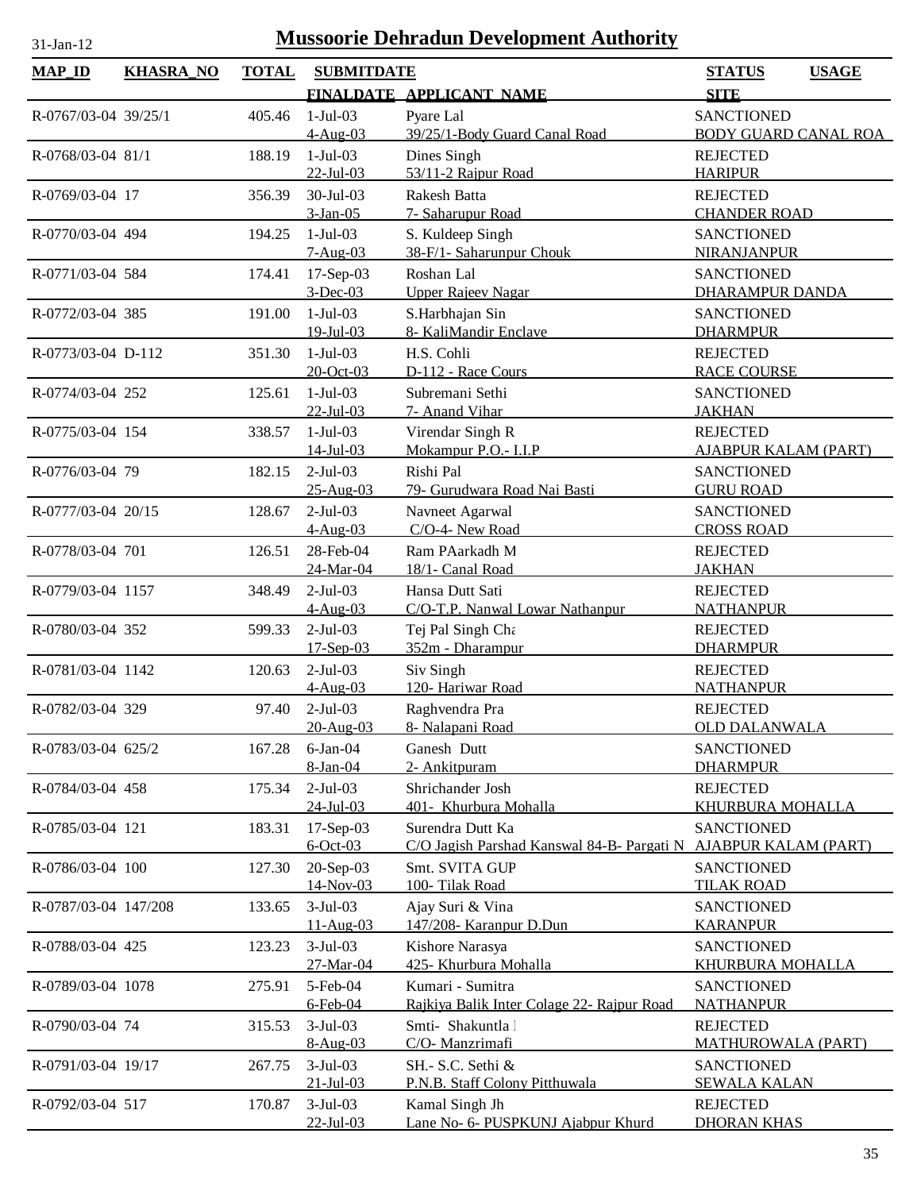# Mussoorie Dehradun Development Authority

31-Jan-12

| MAP_ID | KHASRA_NO | TOTAL | SUBMITDATE / FINALDATE | APPLICANT_NAME | STATUS / SITE | USAGE |
|---|---|---|---|---|---|---|
| R-0767/03-04 | 39/25/1 | 405.46 | 1-Jul-03 / 4-Aug-03 | Pyare Lal / 39/25/1-Body Guard Canal Road | SANCTIONED / BODY GUARD CANAL ROA | |
| R-0768/03-04 | 81/1 | 188.19 | 1-Jul-03 / 22-Jul-03 | Dines Singh / 53/11-2 Rajpur Road | REJECTED / HARIPUR | |
| R-0769/03-04 | 17 | 356.39 | 30-Jul-03 / 3-Jan-05 | Rakesh Batta / 7- Saharupur Road | REJECTED / CHANDER ROAD | |
| R-0770/03-04 | 494 | 194.25 | 1-Jul-03 / 7-Aug-03 | S. Kuldeep Singh / 38-F/1- Saharunpur Chouk | SANCTIONED / NIRANJANPUR | |
| R-0771/03-04 | 584 | 174.41 | 17-Sep-03 / 3-Dec-03 | Roshan Lal / Upper Rajeev Nagar | SANCTIONED / DHARAMPUR DANDA | |
| R-0772/03-04 | 385 | 191.00 | 1-Jul-03 / 19-Jul-03 | S.Harbhajan Sin / 8- KaliMandir Enclave | SANCTIONED / DHARMPUR | |
| R-0773/03-04 | D-112 | 351.30 | 1-Jul-03 / 20-Oct-03 | H.S. Cohli / D-112 - Race Cours | REJECTED / RACE COURSE | |
| R-0774/03-04 | 252 | 125.61 | 1-Jul-03 / 22-Jul-03 | Subremani Sethi / 7- Anand Vihar | SANCTIONED / JAKHAN | |
| R-0775/03-04 | 154 | 338.57 | 1-Jul-03 / 14-Jul-03 | Virendar Singh R / Mokampur P.O.- I.I.P | REJECTED / AJABPUR KALAM (PART) | |
| R-0776/03-04 | 79 | 182.15 | 2-Jul-03 / 25-Aug-03 | Rishi Pal / 79- Gurudwara Road Nai Basti | SANCTIONED / GURU ROAD | |
| R-0777/03-04 | 20/15 | 128.67 | 2-Jul-03 / 4-Aug-03 | Navneet Agarwal / C/O-4- New Road | SANCTIONED / CROSS ROAD | |
| R-0778/03-04 | 701 | 126.51 | 28-Feb-04 / 24-Mar-04 | Ram PAarkadh M / 18/1- Canal Road | REJECTED / JAKHAN | |
| R-0779/03-04 | 1157 | 348.49 | 2-Jul-03 / 4-Aug-03 | Hansa Dutt Sati / C/O-T.P. Nanwal Lowar Nathanpur | REJECTED / NATHANPUR | |
| R-0780/03-04 | 352 | 599.33 | 2-Jul-03 / 17-Sep-03 | Tej Pal Singh Cha / 352m - Dharampur | REJECTED / DHARMPUR | |
| R-0781/03-04 | 1142 | 120.63 | 2-Jul-03 / 4-Aug-03 | Siv Singh / 120- Hariwar Road | REJECTED / NATHANPUR | |
| R-0782/03-04 | 329 | 97.40 | 2-Jul-03 / 20-Aug-03 | Raghvendra Pra / 8- Nalapani Road | REJECTED / OLD DALANWALA | |
| R-0783/03-04 | 625/2 | 167.28 | 6-Jan-04 / 8-Jan-04 | Ganesh Dutt / 2- Ankitpuram | SANCTIONED / DHARMPUR | |
| R-0784/03-04 | 458 | 175.34 | 2-Jul-03 / 24-Jul-03 | Shrichander Josh / 401- Khurbura Mohalla | REJECTED / KHURBURA MOHALLA | |
| R-0785/03-04 | 121 | 183.31 | 17-Sep-03 / 6-Oct-03 | Surendra Dutt Ka / C/O Jagish Parshad Kanswal 84-B- Pargati N | SANCTIONED / AJABPUR KALAM (PART) | |
| R-0786/03-04 | 100 | 127.30 | 20-Sep-03 / 14-Nov-03 | Smt. SVITA GUP / 100- Tilak Road | SANCTIONED / TILAK ROAD | |
| R-0787/03-04 | 147/208 | 133.65 | 3-Jul-03 / 11-Aug-03 | Ajay Suri & Vina / 147/208- Karanpur D.Dun | SANCTIONED / KARANPUR | |
| R-0788/03-04 | 425 | 123.23 | 3-Jul-03 / 27-Mar-04 | Kishore Narasya / 425- Khurbura Mohalla | SANCTIONED / KHURBURA MOHALLA | |
| R-0789/03-04 | 1078 | 275.91 | 5-Feb-04 / 6-Feb-04 | Kumari - Sumitra / Rajkiya Balik Inter Colage 22- Rajpur Road | SANCTIONED / NATHANPUR | |
| R-0790/03-04 | 74 | 315.53 | 3-Jul-03 / 8-Aug-03 | Smti- Shakuntla I / C/O- Manzrimafi | REJECTED / MATHUROWALA (PART) | |
| R-0791/03-04 | 19/17 | 267.75 | 3-Jul-03 / 21-Jul-03 | SH.- S.C. Sethi & / P.N.B. Staff Colony Pitthuwala | SANCTIONED / SEWALA KALAN | |
| R-0792/03-04 | 517 | 170.87 | 3-Jul-03 / 22-Jul-03 | Kamal Singh Jh / Lane No- 6- PUSPKUNJ Ajabpur Khurd | REJECTED / DHORAN KHAS | |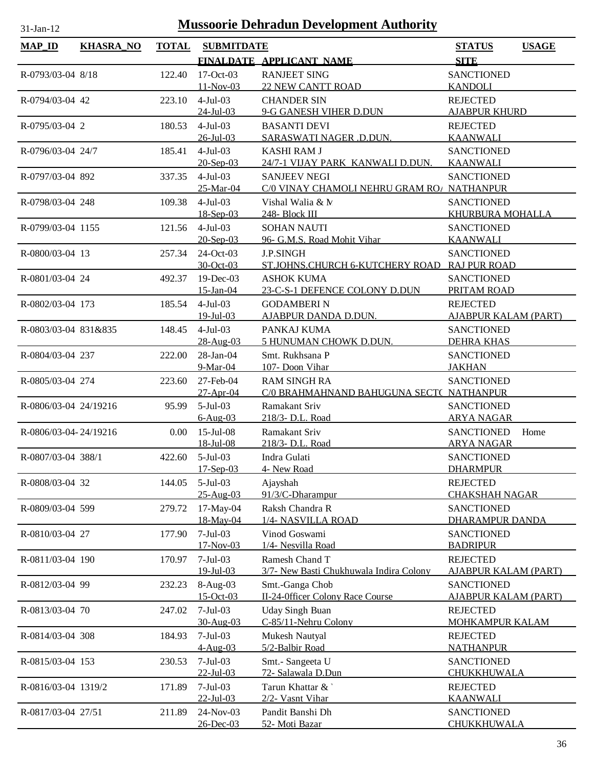# Mussoorie Dehradun Development Authority

31-Jan-12

| MAP_ID | KHASRA_NO | TOTAL | SUBMITDATE / FINALDATE | APPLICANT_NAME | STATUS / SITE | USAGE |
|---|---|---|---|---|---|---|
| R-0793/03-04 | 8/18 | 122.40 | 17-Oct-03 / 11-Nov-03 | RANJEET SING / 22 NEW CANTT ROAD | SANCTIONED / KANDOLI | |
| R-0794/03-04 | 42 | 223.10 | 4-Jul-03 / 24-Jul-03 | CHANDER SIN / 9-G GANESH VIHER D.DUN | REJECTED / AJABPUR KHURD | |
| R-0795/03-04 | 2 | 180.53 | 4-Jul-03 / 26-Jul-03 | BASANTI DEVI / SARASWATI NAGER .D.DUN. | REJECTED / KAANWALI | |
| R-0796/03-04 | 24/7 | 185.41 | 4-Jul-03 / 20-Sep-03 | KASHI RAM J / 24/7-1 VIJAY PARK KANWALI D.DUN. | SANCTIONED / KAANWALI | |
| R-0797/03-04 | 892 | 337.35 | 4-Jul-03 / 25-Mar-04 | SANJEEV NEGI / C/0 VINAY CHAMOLI NEHRU GRAM RO/ | SANCTIONED / NATHANPUR | |
| R-0798/03-04 | 248 | 109.38 | 4-Jul-03 / 18-Sep-03 | Vishal Walia & M / 248- Block III | SANCTIONED / KHURBURA MOHALLA | |
| R-0799/03-04 | 1155 | 121.56 | 4-Jul-03 / 20-Sep-03 | SOHAN NAUTI / 96- G.M.S. Road Mohit Vihar | SANCTIONED / KAANWALI | |
| R-0800/03-04 | 13 | 257.34 | 24-Oct-03 / 30-Oct-03 | J.P.SINGH / ST.JOHNS.CHURCH 6-KUTCHERY ROAD | SANCTIONED / RAJ PUR ROAD | |
| R-0801/03-04 | 24 | 492.37 | 19-Dec-03 / 15-Jan-04 | ASHOK KUMA / 23-C-S-1 DEFENCE COLONY D.DUN | SANCTIONED / PRITAM ROAD | |
| R-0802/03-04 | 173 | 185.54 | 4-Jul-03 / 19-Jul-03 | GODAMBERI N / AJABPUR DANDA D.DUN. | REJECTED / AJABPUR KALAM (PART) | |
| R-0803/03-04 | 831&835 | 148.45 | 4-Jul-03 / 28-Aug-03 | PANKAJ KUMA / 5 HUNUMAN CHOWK D.DUN. | SANCTIONED / DEHRA KHAS | |
| R-0804/03-04 | 237 | 222.00 | 28-Jan-04 / 9-Mar-04 | Smt. Rukhsana P / 107- Doon Vihar | SANCTIONED / JAKHAN | |
| R-0805/03-04 | 274 | 223.60 | 27-Feb-04 / 27-Apr-04 | RAM SINGH RA / C/0 BRAHMAHNAND BAHUGUNA SECTC | SANCTIONED / NATHANPUR | |
| R-0806/03-04 | 24/19216 | 95.99 | 5-Jul-03 / 6-Aug-03 | Ramakant Sriv / 218/3- D.L. Road | SANCTIONED / ARYA NAGAR | |
| R-0806/03-04- | 24/19216 | 0.00 | 15-Jul-08 / 18-Jul-08 | Ramakant Sriv / 218/3- D.L. Road | SANCTIONED / ARYA NAGAR | Home |
| R-0807/03-04 | 388/1 | 422.60 | 5-Jul-03 / 17-Sep-03 | Indra Gulati / 4- New Road | SANCTIONED / DHARMPUR | |
| R-0808/03-04 | 32 | 144.05 | 5-Jul-03 / 25-Aug-03 | Ajayshah / 91/3/C-Dharampur | REJECTED / CHAKSHAH NAGAR | |
| R-0809/03-04 | 599 | 279.72 | 17-May-04 / 18-May-04 | Raksh Chandra R / 1/4- NASVILLA ROAD | SANCTIONED / DHARAMPUR DANDA | |
| R-0810/03-04 | 27 | 177.90 | 7-Jul-03 / 17-Nov-03 | Vinod Goswami / 1/4- Nesvilla Road | SANCTIONED / BADRIPUR | |
| R-0811/03-04 | 190 | 170.97 | 7-Jul-03 / 19-Jul-03 | Ramesh Chand T / 3/7- New Basti Chukhuwala Indira Colony | REJECTED / AJABPUR KALAM (PART) | |
| R-0812/03-04 | 99 | 232.23 | 8-Aug-03 / 15-Oct-03 | Smt.-Ganga Chob / II-24-0fficer Colony Race Course | SANCTIONED / AJABPUR KALAM (PART) | |
| R-0813/03-04 | 70 | 247.02 | 7-Jul-03 / 30-Aug-03 | Uday Singh Buan / C-85/11-Nehru Colony | REJECTED / MOHKAMPUR KALAM | |
| R-0814/03-04 | 308 | 184.93 | 7-Jul-03 / 4-Aug-03 | Mukesh Nautyal / 5/2-Balbir Road | REJECTED / NATHANPUR | |
| R-0815/03-04 | 153 | 230.53 | 7-Jul-03 / 22-Jul-03 | Smt.- Sangeeta U / 72- Salawala D.Dun | SANCTIONED / CHUKKHUWALA | |
| R-0816/03-04 | 1319/2 | 171.89 | 7-Jul-03 / 22-Jul-03 | Tarun Khattar & ` / 2/2- Vasnt Vihar | REJECTED / KAANWALI | |
| R-0817/03-04 | 27/51 | 211.89 | 24-Nov-03 / 26-Dec-03 | Pandit Banshi Dh / 52- Moti Bazar | SANCTIONED / CHUKKHUWALA | |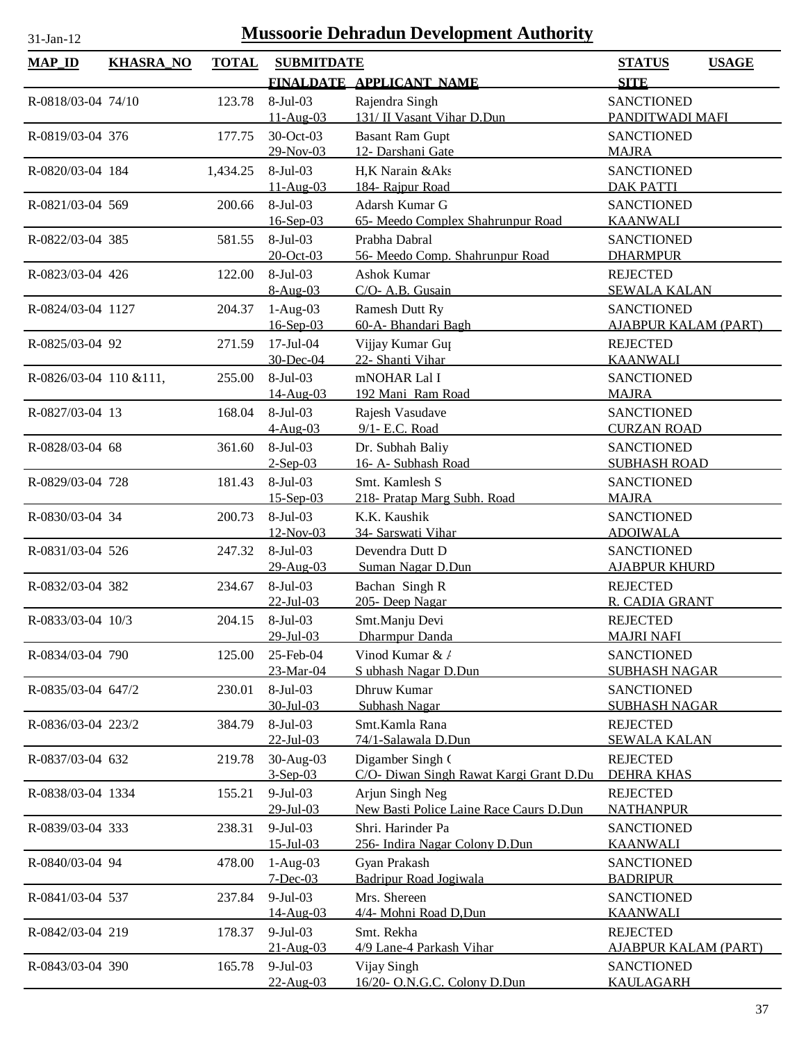# Mussoorie Dehradun Development Authority

31-Jan-12

| MAP_ID | KHASRA_NO | TOTAL | SUBMITDATE / FINALDATE | APPLICANT_NAME | STATUS / SITE | USAGE |
|---|---|---|---|---|---|---|
| R-0818/03-04 | 74/10 | 123.78 | 8-Jul-03 / 11-Aug-03 | Rajendra Singh / 131/ II Vasant Vihar D.Dun | SANCTIONED / PANDITWADI MAFI | |
| R-0819/03-04 | 376 | 177.75 | 30-Oct-03 / 29-Nov-03 | Basant Ram Gupt / 12- Darshani Gate | SANCTIONED / MAJRA | |
| R-0820/03-04 | 184 | 1,434.25 | 8-Jul-03 / 11-Aug-03 | H,K Narain &Aks / 184- Rajpur Road | SANCTIONED / DAK PATTI | |
| R-0821/03-04 | 569 | 200.66 | 8-Jul-03 / 16-Sep-03 | Adarsh Kumar G / 65- Meedo Complex Shahrunpur Road | SANCTIONED / KAANWALI | |
| R-0822/03-04 | 385 | 581.55 | 8-Jul-03 / 20-Oct-03 | Prabha Dabral / 56- Meedo Comp. Shahrunpur Road | SANCTIONED / DHARMPUR | |
| R-0823/03-04 | 426 | 122.00 | 8-Jul-03 / 8-Aug-03 | Ashok Kumar / C/O- A.B. Gusain | REJECTED / SEWALA KALAN | |
| R-0824/03-04 | 1127 | 204.37 | 1-Aug-03 / 16-Sep-03 | Ramesh Dutt Ry / 60-A- Bhandari Bagh | SANCTIONED / AJABPUR KALAM (PART) | |
| R-0825/03-04 | 92 | 271.59 | 17-Jul-04 / 30-Dec-04 | Vijjay Kumar Guן / 22- Shanti Vihar | REJECTED / KAANWALI | |
| R-0826/03-04 | 110 &111, | 255.00 | 8-Jul-03 / 14-Aug-03 | mNOHAR Lal I / 192 Mani Ram Road | SANCTIONED / MAJRA | |
| R-0827/03-04 | 13 | 168.04 | 8-Jul-03 / 4-Aug-03 | Rajesh Vasudave / 9/1- E.C. Road | SANCTIONED / CURZAN ROAD | |
| R-0828/03-04 | 68 | 361.60 | 8-Jul-03 / 2-Sep-03 | Dr. Subhah Baliy / 16- A- Subhash Road | SANCTIONED / SUBHASH ROAD | |
| R-0829/03-04 | 728 | 181.43 | 8-Jul-03 / 15-Sep-03 | Smt. Kamlesh S / 218- Pratap Marg Subh. Road | SANCTIONED / MAJRA | |
| R-0830/03-04 | 34 | 200.73 | 8-Jul-03 / 12-Nov-03 | K.K. Kaushik / 34- Sarswati Vihar | SANCTIONED / ADOIWALA | |
| R-0831/03-04 | 526 | 247.32 | 8-Jul-03 / 29-Aug-03 | Devendra Dutt D / Suman Nagar D.Dun | SANCTIONED / AJABPUR KHURD | |
| R-0832/03-04 | 382 | 234.67 | 8-Jul-03 / 22-Jul-03 | Bachan Singh R / 205- Deep Nagar | REJECTED / R. CADIA GRANT | |
| R-0833/03-04 | 10/3 | 204.15 | 8-Jul-03 / 29-Jul-03 | Smt.Manju Devi / Dharmpur Danda | REJECTED / MAJRI NAFI | |
| R-0834/03-04 | 790 | 125.00 | 25-Feb-04 / 23-Mar-04 | Vinod Kumar & A / S ubhash Nagar D.Dun | SANCTIONED / SUBHASH NAGAR | |
| R-0835/03-04 | 647/2 | 230.01 | 8-Jul-03 / 30-Jul-03 | Dhruw Kumar / Subhash Nagar | SANCTIONED / SUBHASH NAGAR | |
| R-0836/03-04 | 223/2 | 384.79 | 8-Jul-03 / 22-Jul-03 | Smt.Kamla Rana / 74/1-Salawala D.Dun | REJECTED / SEWALA KALAN | |
| R-0837/03-04 | 632 | 219.78 | 30-Aug-03 / 3-Sep-03 | Digamber Singh ( / C/O- Diwan Singh Rawat Kargi Grant D.Du | REJECTED / DEHRA KHAS | |
| R-0838/03-04 | 1334 | 155.21 | 9-Jul-03 / 29-Jul-03 | Arjun Singh Neg / New Basti Police Laine Race Caurs D.Dun | REJECTED / NATHANPUR | |
| R-0839/03-04 | 333 | 238.31 | 9-Jul-03 / 15-Jul-03 | Shri. Harinder Pa / 256- Indira Nagar Colony D.Dun | SANCTIONED / KAANWALI | |
| R-0840/03-04 | 94 | 478.00 | 1-Aug-03 / 7-Dec-03 | Gyan Prakash / Badripur Road Jogiwala | SANCTIONED / BADRIPUR | |
| R-0841/03-04 | 537 | 237.84 | 9-Jul-03 / 14-Aug-03 | Mrs. Shereen / 4/4- Mohni Road D,Dun | SANCTIONED / KAANWALI | |
| R-0842/03-04 | 219 | 178.37 | 9-Jul-03 / 21-Aug-03 | Smt. Rekha / 4/9 Lane-4 Parkash Vihar | REJECTED / AJABPUR KALAM (PART) | |
| R-0843/03-04 | 390 | 165.78 | 9-Jul-03 / 22-Aug-03 | Vijay Singh / 16/20- O.N.G.C. Colony D.Dun | SANCTIONED / KAULAGARH | |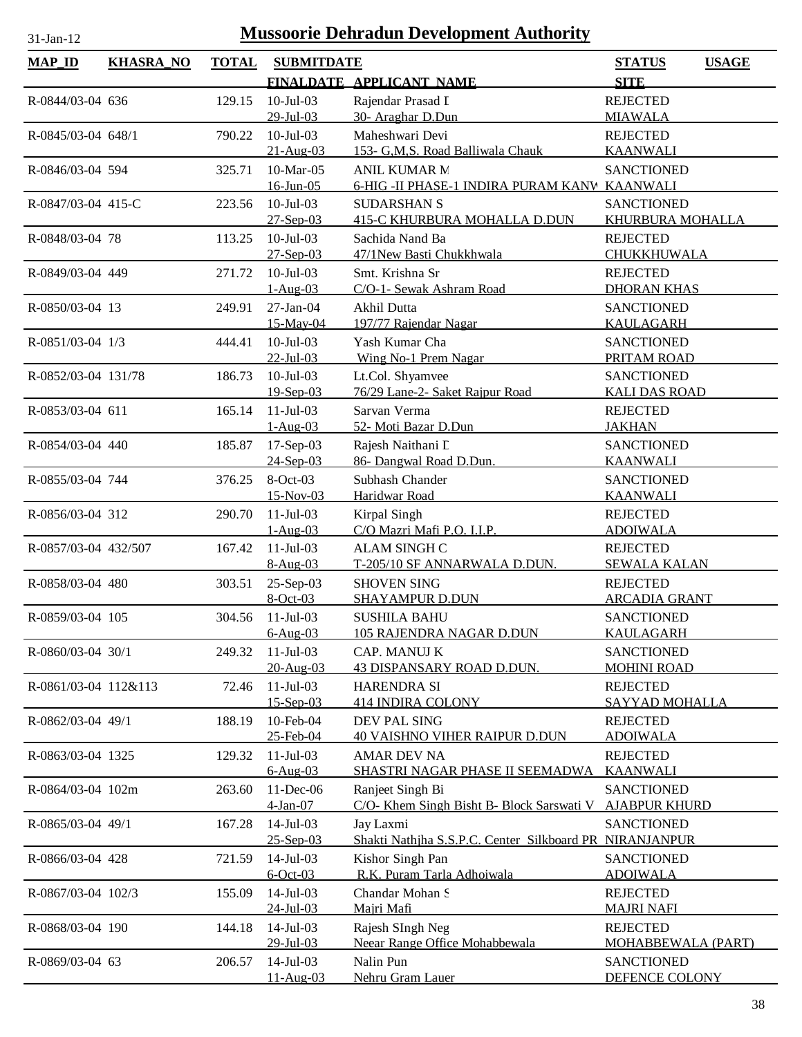# Mussoorie Dehradun Development Authority

31-Jan-12

| MAP_ID | KHASRA_NO | TOTAL | SUBMITDATE / FINALDATE | APPLICANT_NAME | STATUS / SITE | USAGE |
|---|---|---|---|---|---|---|
| R-0844/03-04 | 636 | 129.15 | 10-Jul-03 / 29-Jul-03 | Rajendar Prasad I / 30- Araghar D.Dun | REJECTED / MIAWALA | |
| R-0845/03-04 | 648/1 | 790.22 | 10-Jul-03 / 21-Aug-03 | Maheshwari Devi / 153- G,M,S. Road Balliwala Chauk | REJECTED / KAANWALI | |
| R-0846/03-04 | 594 | 325.71 | 10-Mar-05 / 16-Jun-05 | ANIL KUMAR M / 6-HIG -II PHASE-1 INDIRA PURAM KANW | SANCTIONED / KAANWALI | |
| R-0847/03-04 | 415-C | 223.56 | 10-Jul-03 / 27-Sep-03 | SUDARSHAN S / 415-C KHURBURA MOHALLA D.DUN | SANCTIONED / KHURBURA MOHALLA | |
| R-0848/03-04 | 78 | 113.25 | 10-Jul-03 / 27-Sep-03 | Sachida Nand Ba / 47/1New Basti Chukkhwala | REJECTED / CHUKKHUWALA | |
| R-0849/03-04 | 449 | 271.72 | 10-Jul-03 / 1-Aug-03 | Smt. Krishna Sr / C/O-1- Sewak Ashram Road | REJECTED / DHORAN KHAS | |
| R-0850/03-04 | 13 | 249.91 | 27-Jan-04 / 15-May-04 | Akhil Dutta / 197/77 Rajendar Nagar | SANCTIONED / KAULAGARH | |
| R-0851/03-04 | 1/3 | 444.41 | 10-Jul-03 / 22-Jul-03 | Yash Kumar Cha / Wing No-1 Prem Nagar | SANCTIONED / PRITAM ROAD | |
| R-0852/03-04 | 131/78 | 186.73 | 10-Jul-03 / 19-Sep-03 | Lt.Col. Shyamvee / 76/29 Lane-2- Saket Rajpur Road | SANCTIONED / KALI DAS ROAD | |
| R-0853/03-04 | 611 | 165.14 | 11-Jul-03 / 1-Aug-03 | Sarvan Verma / 52- Moti Bazar D.Dun | REJECTED / JAKHAN | |
| R-0854/03-04 | 440 | 185.87 | 17-Sep-03 / 24-Sep-03 | Rajesh Naithani I / 86- Dangwal Road D.Dun. | SANCTIONED / KAANWALI | |
| R-0855/03-04 | 744 | 376.25 | 8-Oct-03 / 15-Nov-03 | Subhash Chander / Haridwar Road | SANCTIONED / KAANWALI | |
| R-0856/03-04 | 312 | 290.70 | 11-Jul-03 / 1-Aug-03 | Kirpal Singh / C/O Mazri Mafi P.O. I.I.P. | REJECTED / ADOIWALA | |
| R-0857/03-04 | 432/507 | 167.42 | 11-Jul-03 / 8-Aug-03 | ALAM SINGH C / T-205/10 SF ANNARWALA D.DUN. | REJECTED / SEWALA KALAN | |
| R-0858/03-04 | 480 | 303.51 | 25-Sep-03 / 8-Oct-03 | SHOVEN SING / SHAYAMPUR D.DUN | REJECTED / ARCADIA GRANT | |
| R-0859/03-04 | 105 | 304.56 | 11-Jul-03 / 6-Aug-03 | SUSHILA BAHU / 105 RAJENDRA NAGAR D.DUN | SANCTIONED / KAULAGARH | |
| R-0860/03-04 | 30/1 | 249.32 | 11-Jul-03 / 20-Aug-03 | CAP. MANUJ K / 43 DISPANSARY ROAD D.DUN. | SANCTIONED / MOHINI ROAD | |
| R-0861/03-04 | 112&113 | 72.46 | 11-Jul-03 / 15-Sep-03 | HARENDRA SI / 414 INDIRA COLONY | REJECTED / SAYYAD MOHALLA | |
| R-0862/03-04 | 49/1 | 188.19 | 10-Feb-04 / 25-Feb-04 | DEV PAL SING / 40 VAISHNO VIHER RAIPUR D.DUN | REJECTED / ADOIWALA | |
| R-0863/03-04 | 1325 | 129.32 | 11-Jul-03 / 6-Aug-03 | AMAR DEV NA / SHASTRI NAGAR PHASE II SEEMADWA | REJECTED / KAANWALI | |
| R-0864/03-04 | 102m | 263.60 | 11-Dec-06 / 4-Jan-07 | Ranjeet Singh Bi / C/O- Khem Singh Bisht B- Block Sarswati V | SANCTIONED / AJABPUR KHURD | |
| R-0865/03-04 | 49/1 | 167.28 | 14-Jul-03 / 25-Sep-03 | Jay Laxmi / Shakti Nathjha S.S.P.C. Center Silkboard PR | SANCTIONED / NIRANJANPUR | |
| R-0866/03-04 | 428 | 721.59 | 14-Jul-03 / 6-Oct-03 | Kishor Singh Pan / R.K. Puram Tarla Adhoiwala | SANCTIONED / ADOIWALA | |
| R-0867/03-04 | 102/3 | 155.09 | 14-Jul-03 / 24-Jul-03 | Chandar Mohan S / Majri Mafi | REJECTED / MAJRI NAFI | |
| R-0868/03-04 | 190 | 144.18 | 14-Jul-03 / 29-Jul-03 | Rajesh SIngh Neg / Neear Range Office Mohabbewala | REJECTED / MOHABBEWALA (PART) | |
| R-0869/03-04 | 63 | 206.57 | 14-Jul-03 / 11-Aug-03 | Nalin Pun / Nehru Gram Lauer | SANCTIONED / DEFENCE COLONY | |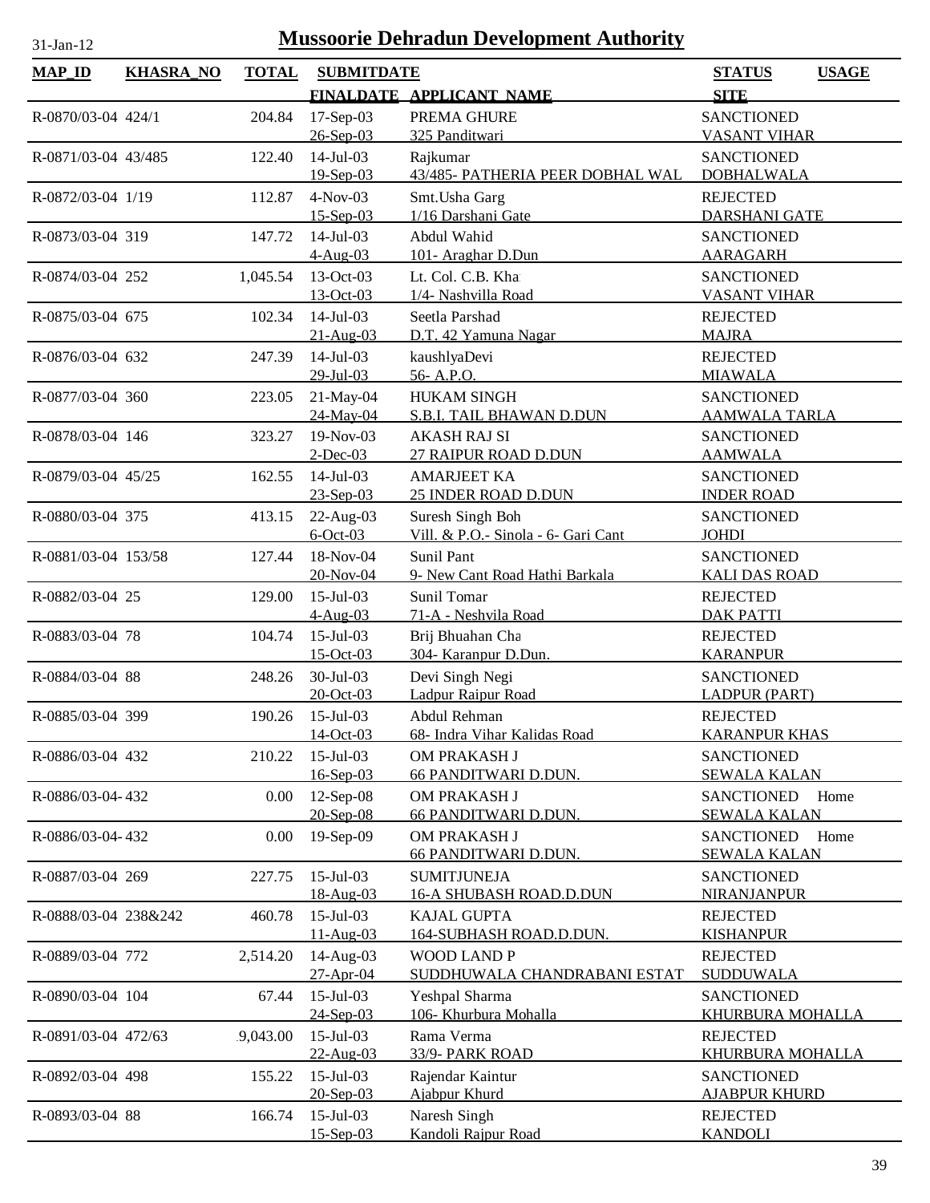31-Jan-12

# Mussoorie Dehradun Development Authority

| MAP_ID | KHASRA_NO | TOTAL | SUBMITDATE / FINALDATE | APPLICANT_NAME | STATUS / SITE | USAGE |
|---|---|---|---|---|---|---|
| R-0870/03-04 | 424/1 | 204.84 | 17-Sep-03 / 26-Sep-03 | PREMA GHURE / 325 Panditwari | SANCTIONED / VASANT VIHAR | |
| R-0871/03-04 | 43/485 | 122.40 | 14-Jul-03 / 19-Sep-03 | Rajkumar / 43/485- PATHERIA PEER DOBHAL WAL | SANCTIONED / DOBHALWALA | |
| R-0872/03-04 | 1/19 | 112.87 | 4-Nov-03 / 15-Sep-03 | Smt.Usha Garg / 1/16 Darshani Gate | REJECTED / DARSHANI GATE | |
| R-0873/03-04 | 319 | 147.72 | 14-Jul-03 / 4-Aug-03 | Abdul Wahid / 101- Araghar D.Dun | SANCTIONED / AARAGARH | |
| R-0874/03-04 | 252 | 1,045.54 | 13-Oct-03 / 13-Oct-03 | Lt. Col. C.B. Kha / 1/4- Nashvilla Road | SANCTIONED / VASANT VIHAR | |
| R-0875/03-04 | 675 | 102.34 | 14-Jul-03 / 21-Aug-03 | Seetla Parshad / D.T. 42 Yamuna Nagar | REJECTED / MAJRA | |
| R-0876/03-04 | 632 | 247.39 | 14-Jul-03 / 29-Jul-03 | kaushlyaDevi / 56- A.P.O. | REJECTED / MIAWALA | |
| R-0877/03-04 | 360 | 223.05 | 21-May-04 / 24-May-04 | HUKAM SINGH / S.B.I. TAIL BHAWAN D.DUN | SANCTIONED / AAMWALA TARLA | |
| R-0878/03-04 | 146 | 323.27 | 19-Nov-03 / 2-Dec-03 | AKASH RAJ SI / 27 RAIPUR ROAD D.DUN | SANCTIONED / AAMWALA | |
| R-0879/03-04 | 45/25 | 162.55 | 14-Jul-03 / 23-Sep-03 | AMARJEET KA / 25 INDER ROAD D.DUN | SANCTIONED / INDER ROAD | |
| R-0880/03-04 | 375 | 413.15 | 22-Aug-03 / 6-Oct-03 | Suresh Singh Boh / Vill. & P.O.- Sinola - 6- Gari Cant | SANCTIONED / JOHDI | |
| R-0881/03-04 | 153/58 | 127.44 | 18-Nov-04 / 20-Nov-04 | Sunil Pant / 9- New Cant Road Hathi Barkala | SANCTIONED / KALI DAS ROAD | |
| R-0882/03-04 | 25 | 129.00 | 15-Jul-03 / 4-Aug-03 | Sunil Tomar / 71-A - Neshvila Road | REJECTED / DAK PATTI | |
| R-0883/03-04 | 78 | 104.74 | 15-Jul-03 / 15-Oct-03 | Brij Bhuahan Cha / 304- Karanpur D.Dun. | REJECTED / KARANPUR | |
| R-0884/03-04 | 88 | 248.26 | 30-Jul-03 / 20-Oct-03 | Devi Singh Negi / Ladpur Raipur Road | SANCTIONED / LADPUR (PART) | |
| R-0885/03-04 | 399 | 190.26 | 15-Jul-03 / 14-Oct-03 | Abdul Rehman / 68- Indra Vihar Kalidas Road | REJECTED / KARANPUR KHAS | |
| R-0886/03-04 | 432 | 210.22 | 15-Jul-03 / 16-Sep-03 | OM PRAKASH J / 66 PANDITWARI D.DUN. | SANCTIONED / SEWALA KALAN | |
| R-0886/03-04- | 432 | 0.00 | 12-Sep-08 / 20-Sep-08 | OM PRAKASH J / 66 PANDITWARI D.DUN. | SANCTIONED / SEWALA KALAN | Home |
| R-0886/03-04- | 432 | 0.00 | 19-Sep-09 | OM PRAKASH J / 66 PANDITWARI D.DUN. | SANCTIONED / SEWALA KALAN | Home |
| R-0887/03-04 | 269 | 227.75 | 15-Jul-03 / 18-Aug-03 | SUMITJUNEJA / 16-A SHUBASH ROAD.D.DUN | SANCTIONED / NIRANJANPUR | |
| R-0888/03-04 | 238&242 | 460.78 | 15-Jul-03 / 11-Aug-03 | KAJAL GUPTA / 164-SUBHASH ROAD.D.DUN. | REJECTED / KISHANPUR | |
| R-0889/03-04 | 772 | 2,514.20 | 14-Aug-03 / 27-Apr-04 | WOOD LAND P / SUDDHUWALA CHANDRABANI ESTAT | REJECTED / SUDDUWALA | |
| R-0890/03-04 | 104 | 67.44 | 15-Jul-03 / 24-Sep-03 | Yeshpal Sharma / 106- Khurbura Mohalla | SANCTIONED / KHURBURA MOHALLA | |
| R-0891/03-04 | 472/63 | 9,043.00 | 15-Jul-03 / 22-Aug-03 | Rama Verma / 33/9- PARK ROAD | REJECTED / KHURBURA MOHALLA | |
| R-0892/03-04 | 498 | 155.22 | 15-Jul-03 / 20-Sep-03 | Rajendar Kaintur / Ajabpur Khurd | SANCTIONED / AJABPUR KHURD | |
| R-0893/03-04 | 88 | 166.74 | 15-Jul-03 / 15-Sep-03 | Naresh Singh / Kandoli Rajpur Road | REJECTED / KANDOLI | |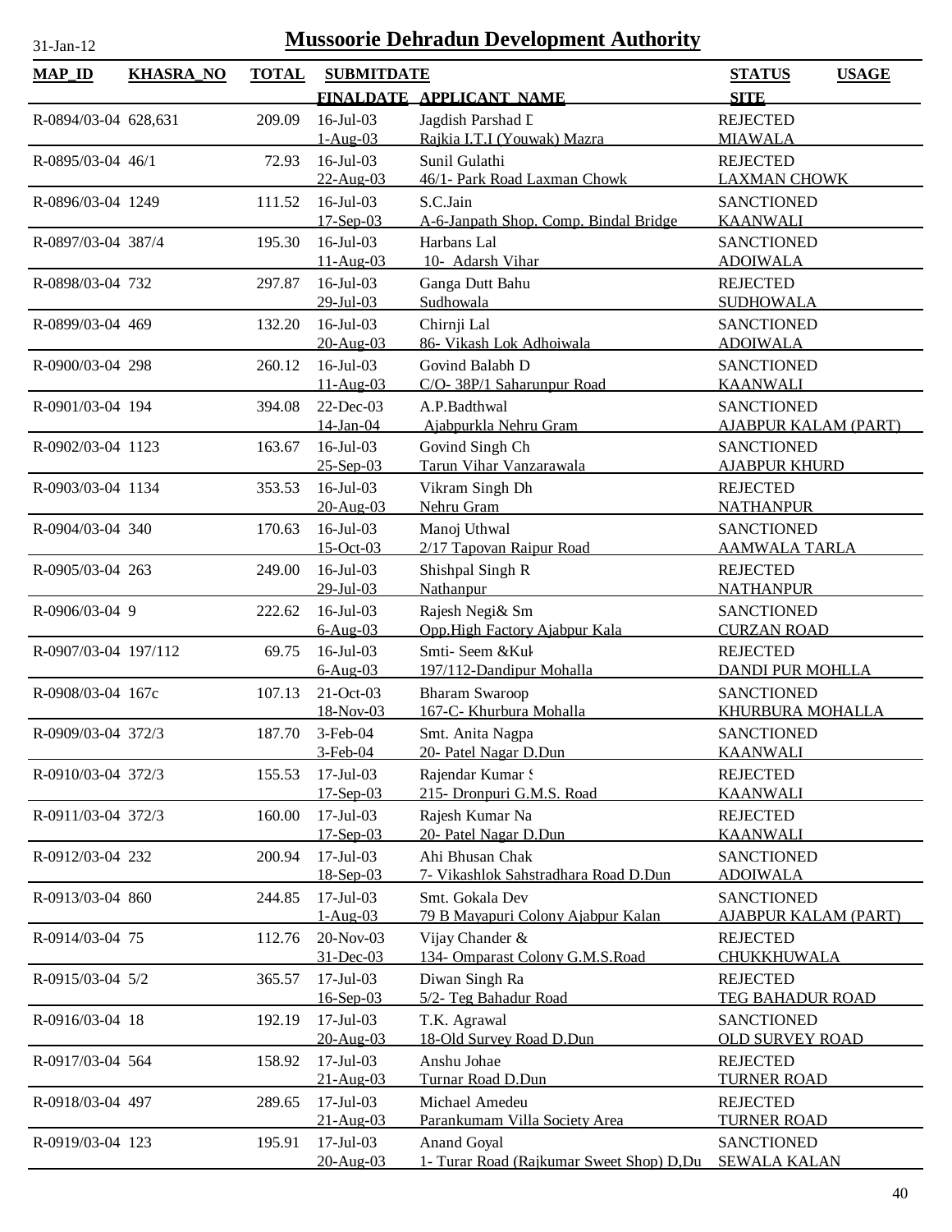# Mussoorie Dehradun Development Authority

31-Jan-12

| MAP_ID | KHASRA_NO | TOTAL | SUBMITDATE / FINALDATE | APPLICANT_NAME | STATUS / SITE | USAGE |
|---|---|---|---|---|---|---|
| R-0894/03-04 | 628,631 | 209.09 | 16-Jul-03 / 1-Aug-03 | Jagdish Parshad D / Rajkia I.T.I (Youwak) Mazra | REJECTED / MIAWALA | |
| R-0895/03-04 | 46/1 | 72.93 | 16-Jul-03 / 22-Aug-03 | Sunil Gulathi / 46/1- Park Road Laxman Chowk | REJECTED / LAXMAN CHOWK | |
| R-0896/03-04 | 1249 | 111.52 | 16-Jul-03 / 17-Sep-03 | S.C.Jain / A-6-Janpath Shop. Comp. Bindal Bridge | SANCTIONED / KAANWALI | |
| R-0897/03-04 | 387/4 | 195.30 | 16-Jul-03 / 11-Aug-03 | Harbans Lal / 10- Adarsh Vihar | SANCTIONED / ADOIWALA | |
| R-0898/03-04 | 732 | 297.87 | 16-Jul-03 / 29-Jul-03 | Ganga Dutt Bahu / Sudhowala | REJECTED / SUDHOWALA | |
| R-0899/03-04 | 469 | 132.20 | 16-Jul-03 / 20-Aug-03 | Chirnji Lal / 86- Vikash Lok Adhoiwala | SANCTIONED / ADOIWALA | |
| R-0900/03-04 | 298 | 260.12 | 16-Jul-03 / 11-Aug-03 | Govind Balabh D / C/O- 38P/1 Saharunpur Road | SANCTIONED / KAANWALI | |
| R-0901/03-04 | 194 | 394.08 | 22-Dec-03 / 14-Jan-04 | A.P.Badthwal / Ajabpurkla Nehru Gram | SANCTIONED / AJABPUR KALAM (PART) | |
| R-0902/03-04 | 1123 | 163.67 | 16-Jul-03 / 25-Sep-03 | Govind Singh Ch / Tarun Vihar Vanzarawala | SANCTIONED / AJABPUR KHURD | |
| R-0903/03-04 | 1134 | 353.53 | 16-Jul-03 / 20-Aug-03 | Vikram Singh Dh / Nehru Gram | REJECTED / NATHANPUR | |
| R-0904/03-04 | 340 | 170.63 | 16-Jul-03 / 15-Oct-03 | Manoj Uthwal / 2/17 Tapovan Raipur Road | SANCTIONED / AAMWALA TARLA | |
| R-0905/03-04 | 263 | 249.00 | 16-Jul-03 / 29-Jul-03 | Shishpal Singh R / Nathanpur | REJECTED / NATHANPUR | |
| R-0906/03-04 | 9 | 222.62 | 16-Jul-03 / 6-Aug-03 | Rajesh Negi& Sm / Opp.High Factory Ajabpur Kala | SANCTIONED / CURZAN ROAD | |
| R-0907/03-04 | 197/112 | 69.75 | 16-Jul-03 / 6-Aug-03 | Smti- Seem &Kul / 197/112-Dandipur Mohalla | REJECTED / DANDI PUR MOHLLA | |
| R-0908/03-04 | 167c | 107.13 | 21-Oct-03 / 18-Nov-03 | Bharam Swaroop / 167-C- Khurbura Mohalla | SANCTIONED / KHURBURA MOHALLA | |
| R-0909/03-04 | 372/3 | 187.70 | 3-Feb-04 / 3-Feb-04 | Smt. Anita Nagpa / 20- Patel Nagar D.Dun | SANCTIONED / KAANWALI | |
| R-0910/03-04 | 372/3 | 155.53 | 17-Jul-03 / 17-Sep-03 | Rajendar Kumar S / 215- Dronpuri G.M.S. Road | REJECTED / KAANWALI | |
| R-0911/03-04 | 372/3 | 160.00 | 17-Jul-03 / 17-Sep-03 | Rajesh Kumar Na / 20- Patel Nagar D.Dun | REJECTED / KAANWALI | |
| R-0912/03-04 | 232 | 200.94 | 17-Jul-03 / 18-Sep-03 | Ahi Bhusan Chak / 7- Vikashlok Sahstradhara Road D.Dun | SANCTIONED / ADOIWALA | |
| R-0913/03-04 | 860 | 244.85 | 17-Jul-03 / 1-Aug-03 | Smt. Gokala Dev / 79 B Mayapuri Colony Ajabpur Kalan | SANCTIONED / AJABPUR KALAM (PART) | |
| R-0914/03-04 | 75 | 112.76 | 20-Nov-03 / 31-Dec-03 | Vijay Chander & / 134- Omparast Colony G.M.S.Road | REJECTED / CHUKKHUWALA | |
| R-0915/03-04 | 5/2 | 365.57 | 17-Jul-03 / 16-Sep-03 | Diwan Singh Ra / 5/2- Teg Bahadur Road | REJECTED / TEG BAHADUR ROAD | |
| R-0916/03-04 | 18 | 192.19 | 17-Jul-03 / 20-Aug-03 | T.K. Agrawal / 18-Old Survey Road D.Dun | SANCTIONED / OLD SURVEY ROAD | |
| R-0917/03-04 | 564 | 158.92 | 17-Jul-03 / 21-Aug-03 | Anshu Johae / Turnar Road D.Dun | REJECTED / TURNER ROAD | |
| R-0918/03-04 | 497 | 289.65 | 17-Jul-03 / 21-Aug-03 | Michael Amedeu / Parankumam Villa Society Area | REJECTED / TURNER ROAD | |
| R-0919/03-04 | 123 | 195.91 | 17-Jul-03 / 20-Aug-03 | Anand Goyal / 1- Turar Road (Rajkumar Sweet Shop) D,Du | SANCTIONED / SEWALA KALAN | |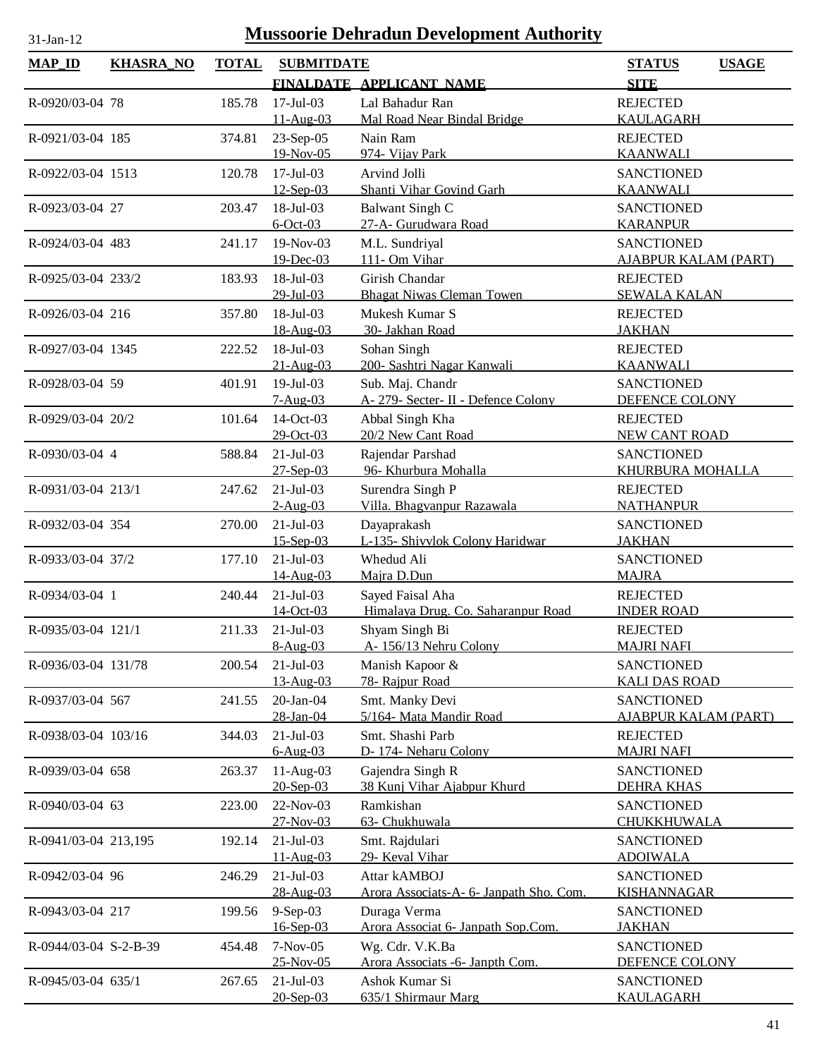# Mussoorie Dehradun Development Authority

31-Jan-12

| MAP_ID | KHASRA_NO | TOTAL | SUBMITDATE / FINALDATE | APPLICANT_NAME | STATUS / SITE | USAGE |
|---|---|---|---|---|---|---|
| R-0920/03-04 | 78 | 185.78 | 17-Jul-03<br>11-Aug-03 | Lal Bahadur Ran<br>Mal Road Near Bindal Bridge | REJECTED<br>KAULAGARH | |
| R-0921/03-04 | 185 | 374.81 | 23-Sep-05<br>19-Nov-05 | Nain Ram<br>974- Vijay Park | REJECTED<br>KAANWALI | |
| R-0922/03-04 | 1513 | 120.78 | 17-Jul-03<br>12-Sep-03 | Arvind Jolli<br>Shanti Vihar Govind Garh | SANCTIONED<br>KAANWALI | |
| R-0923/03-04 | 27 | 203.47 | 18-Jul-03<br>6-Oct-03 | Balwant Singh C<br>27-A- Gurudwara Road | SANCTIONED<br>KARANPUR | |
| R-0924/03-04 | 483 | 241.17 | 19-Nov-03<br>19-Dec-03 | M.L. Sundriyal<br>111- Om Vihar | SANCTIONED<br>AJABPUR KALAM (PART) | |
| R-0925/03-04 | 233/2 | 183.93 | 18-Jul-03<br>29-Jul-03 | Girish Chandar<br>Bhagat Niwas Cleman Towen | REJECTED<br>SEWALA KALAN | |
| R-0926/03-04 | 216 | 357.80 | 18-Jul-03<br>18-Aug-03 | Mukesh Kumar S<br>30- Jakhan Road | REJECTED<br>JAKHAN | |
| R-0927/03-04 | 1345 | 222.52 | 18-Jul-03<br>21-Aug-03 | Sohan Singh<br>200- Sashtri Nagar Kanwali | REJECTED<br>KAANWALI | |
| R-0928/03-04 | 59 | 401.91 | 19-Jul-03<br>7-Aug-03 | Sub. Maj. Chandr<br>A- 279- Secter- II - Defence Colony | SANCTIONED<br>DEFENCE COLONY | |
| R-0929/03-04 | 20/2 | 101.64 | 14-Oct-03<br>29-Oct-03 | Abbal Singh Kha<br>20/2 New Cant Road | REJECTED<br>NEW CANT ROAD | |
| R-0930/03-04 | 4 | 588.84 | 21-Jul-03<br>27-Sep-03 | Rajendar Parshad<br>96- Khurbura Mohalla | SANCTIONED<br>KHURBURA MOHALLA | |
| R-0931/03-04 | 213/1 | 247.62 | 21-Jul-03<br>2-Aug-03 | Surendra Singh P<br>Villa. Bhagvanpur Razawala | REJECTED<br>NATHANPUR | |
| R-0932/03-04 | 354 | 270.00 | 21-Jul-03<br>15-Sep-03 | Dayaprakash<br>L-135- Shivvlok Colony Haridwar | SANCTIONED<br>JAKHAN | |
| R-0933/03-04 | 37/2 | 177.10 | 21-Jul-03<br>14-Aug-03 | Whedud Ali<br>Majra D.Dun | SANCTIONED<br>MAJRA | |
| R-0934/03-04 | 1 | 240.44 | 21-Jul-03<br>14-Oct-03 | Sayed Faisal Aha<br>Himalaya Drug. Co. Saharanpur Road | REJECTED<br>INDER ROAD | |
| R-0935/03-04 | 121/1 | 211.33 | 21-Jul-03<br>8-Aug-03 | Shyam Singh Bi<br>A- 156/13 Nehru Colony | REJECTED<br>MAJRI NAFI | |
| R-0936/03-04 | 131/78 | 200.54 | 21-Jul-03<br>13-Aug-03 | Manish Kapoor &<br>78- Rajpur Road | SANCTIONED<br>KALI DAS ROAD | |
| R-0937/03-04 | 567 | 241.55 | 20-Jan-04<br>28-Jan-04 | Smt. Manky Devi<br>5/164- Mata Mandir Road | SANCTIONED<br>AJABPUR KALAM (PART) | |
| R-0938/03-04 | 103/16 | 344.03 | 21-Jul-03<br>6-Aug-03 | Smt. Shashi Parb<br>D- 174- Neharu Colony | REJECTED<br>MAJRI NAFI | |
| R-0939/03-04 | 658 | 263.37 | 11-Aug-03<br>20-Sep-03 | Gajendra Singh R<br>38 Kunj Vihar Ajabpur Khurd | SANCTIONED<br>DEHRA KHAS | |
| R-0940/03-04 | 63 | 223.00 | 22-Nov-03<br>27-Nov-03 | Ramkishan<br>63- Chukhuwala | SANCTIONED<br>CHUKKHUWALA | |
| R-0941/03-04 | 213,195 | 192.14 | 21-Jul-03<br>11-Aug-03 | Smt. Rajdulari<br>29- Keval Vihar | SANCTIONED<br>ADOIWALA | |
| R-0942/03-04 | 96 | 246.29 | 21-Jul-03<br>28-Aug-03 | Attar kAMBOJ<br>Arora Associats-A- 6- Janpath Sho. Com. | SANCTIONED<br>KISHANNAGAR | |
| R-0943/03-04 | 217 | 199.56 | 9-Sep-03<br>16-Sep-03 | Duraga Verma<br>Arora Associat 6- Janpath Sop.Com. | SANCTIONED<br>JAKHAN | |
| R-0944/03-04 | S-2-B-39 | 454.48 | 7-Nov-05<br>25-Nov-05 | Wg. Cdr. V.K.Ba<br>Arora Associats -6- Janpth Com. | SANCTIONED<br>DEFENCE COLONY | |
| R-0945/03-04 | 635/1 | 267.65 | 21-Jul-03<br>20-Sep-03 | Ashok Kumar Si<br>635/1 Shirmaur Marg | SANCTIONED<br>KAULAGARH | |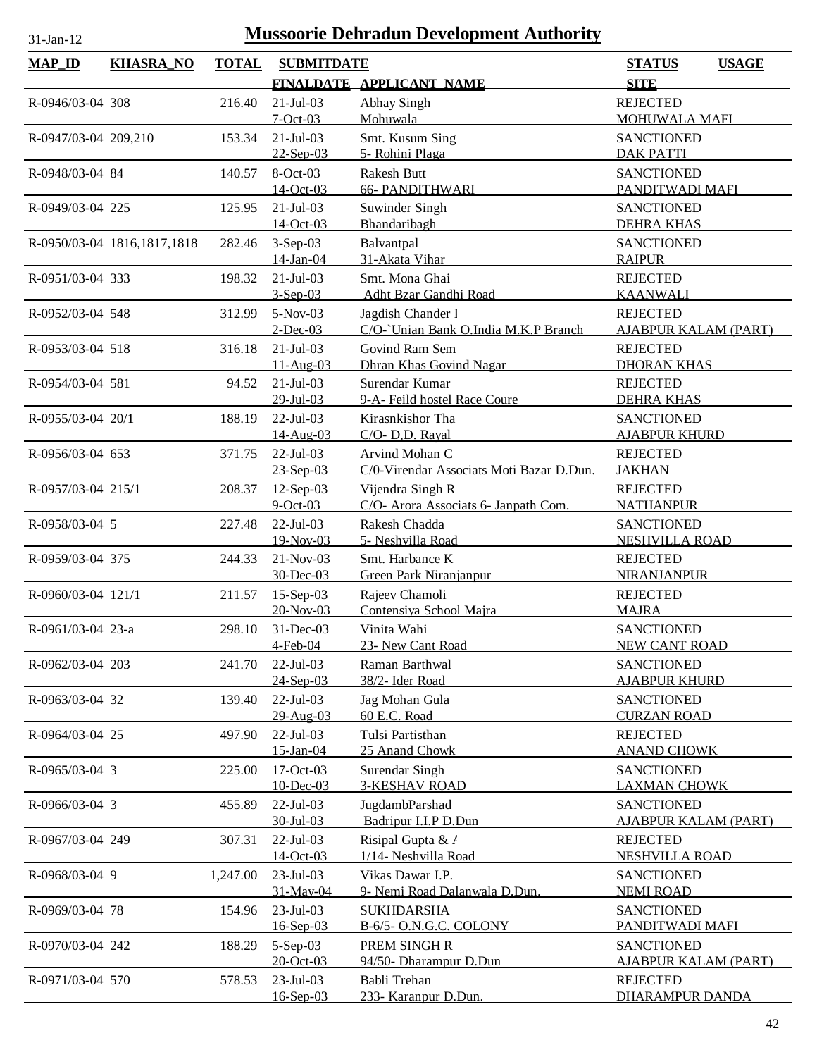# Mussoorie Dehradun Development Authority

31-Jan-12

| MAP_ID | KHASRA_NO | TOTAL | SUBMITDATE / FINALDATE | APPLICANT_NAME | STATUS / SITE | USAGE |
|---|---|---|---|---|---|---|
| R-0946/03-04 | 308 | 216.40 | 21-Jul-03 / 7-Oct-03 | Abhay Singh / Mohuwala | REJECTED / MOHUWALA MAFI | |
| R-0947/03-04 | 209,210 | 153.34 | 21-Jul-03 / 22-Sep-03 | Smt. Kusum Sing / 5- Rohini Plaga | SANCTIONED / DAK PATTI | |
| R-0948/03-04 | 84 | 140.57 | 8-Oct-03 / 14-Oct-03 | Rakesh Butt / 66- PANDITHWARI | SANCTIONED / PANDITWADI MAFI | |
| R-0949/03-04 | 225 | 125.95 | 21-Jul-03 / 14-Oct-03 | Suwinder Singh / Bhandaribagh | SANCTIONED / DEHRA KHAS | |
| R-0950/03-04 | 1816,1817,1818 | 282.46 | 3-Sep-03 / 14-Jan-04 | Balvantpal / 31-Akata Vihar | SANCTIONED / RAIPUR | |
| R-0951/03-04 | 333 | 198.32 | 21-Jul-03 / 3-Sep-03 | Smt. Mona Ghai / Adht Bzar Gandhi Road | REJECTED / KAANWALI | |
| R-0952/03-04 | 548 | 312.99 | 5-Nov-03 / 2-Dec-03 | Jagdish Chander I / C/O-`Unian Bank O.India M.K.P Branch | REJECTED / AJABPUR KALAM (PART) | |
| R-0953/03-04 | 518 | 316.18 | 21-Jul-03 / 11-Aug-03 | Govind Ram Sem / Dhran Khas Govind Nagar | REJECTED / DHORAN KHAS | |
| R-0954/03-04 | 581 | 94.52 | 21-Jul-03 / 29-Jul-03 | Surendar Kumar / 9-A- Feild hostel Race Coure | REJECTED / DEHRA KHAS | |
| R-0955/03-04 | 20/1 | 188.19 | 22-Jul-03 / 14-Aug-03 | Kirasnkishor Tha / C/O- D,D. Rayal | SANCTIONED / AJABPUR KHURD | |
| R-0956/03-04 | 653 | 371.75 | 22-Jul-03 / 23-Sep-03 | Arvind Mohan C / C/0-Virendar Associats Moti Bazar D.Dun. | REJECTED / JAKHAN | |
| R-0957/03-04 | 215/1 | 208.37 | 12-Sep-03 / 9-Oct-03 | Vijendra Singh R / C/O- Arora Associats 6- Janpath Com. | REJECTED / NATHANPUR | |
| R-0958/03-04 | 5 | 227.48 | 22-Jul-03 / 19-Nov-03 | Rakesh Chadda / 5- Neshvilla Road | SANCTIONED / NESHVILLA ROAD | |
| R-0959/03-04 | 375 | 244.33 | 21-Nov-03 / 30-Dec-03 | Smt. Harbance K / Green Park Niranjanpur | REJECTED / NIRANJANPUR | |
| R-0960/03-04 | 121/1 | 211.57 | 15-Sep-03 / 20-Nov-03 | Rajeev Chamoli / Contensiya School Majra | REJECTED / MAJRA | |
| R-0961/03-04 | 23-a | 298.10 | 31-Dec-03 / 4-Feb-04 | Vinita Wahi / 23- New Cant Road | SANCTIONED / NEW CANT ROAD | |
| R-0962/03-04 | 203 | 241.70 | 22-Jul-03 / 24-Sep-03 | Raman Barthwal / 38/2- Ider Road | SANCTIONED / AJABPUR KHURD | |
| R-0963/03-04 | 32 | 139.40 | 22-Jul-03 / 29-Aug-03 | Jag Mohan Gula / 60 E.C. Road | SANCTIONED / CURZAN ROAD | |
| R-0964/03-04 | 25 | 497.90 | 22-Jul-03 / 15-Jan-04 | Tulsi Partisthan / 25 Anand Chowk | REJECTED / ANAND CHOWK | |
| R-0965/03-04 | 3 | 225.00 | 17-Oct-03 / 10-Dec-03 | Surendar Singh / 3-KESHAV ROAD | SANCTIONED / LAXMAN CHOWK | |
| R-0966/03-04 | 3 | 455.89 | 22-Jul-03 / 30-Jul-03 | JugdambParshad / Badripur I.I.P D.Dun | SANCTIONED / AJABPUR KALAM (PART) | |
| R-0967/03-04 | 249 | 307.31 | 22-Jul-03 / 14-Oct-03 | Risipal Gupta & A / 1/14- Neshvilla Road | REJECTED / NESHVILLA ROAD | |
| R-0968/03-04 | 9 | 1,247.00 | 23-Jul-03 / 31-May-04 | Vikas Dawar I.P. / 9- Nemi Road Dalanwala D.Dun. | SANCTIONED / NEMI ROAD | |
| R-0969/03-04 | 78 | 154.96 | 23-Jul-03 / 16-Sep-03 | SUKHDARSHA / B-6/5- O.N.G.C. COLONY | SANCTIONED / PANDITWADI MAFI | |
| R-0970/03-04 | 242 | 188.29 | 5-Sep-03 / 20-Oct-03 | PREM SINGH R / 94/50- Dharampur D.Dun | SANCTIONED / AJABPUR KALAM (PART) | |
| R-0971/03-04 | 570 | 578.53 | 23-Jul-03 / 16-Sep-03 | Babli Trehan / 233- Karanpur D.Dun. | REJECTED / DHARAMPUR DANDA | |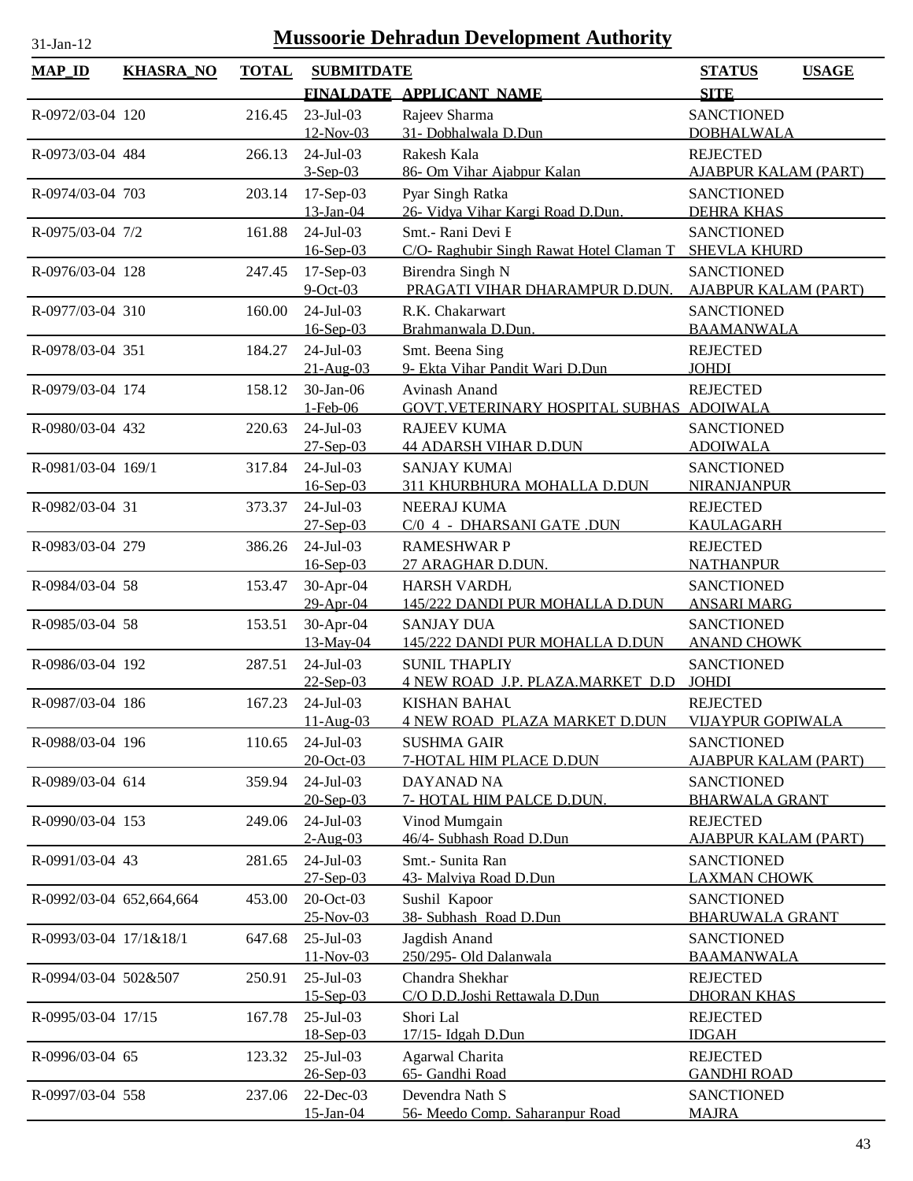# Mussoorie Dehradun Development Authority

31-Jan-12

| MAP_ID | KHASRA_NO | TOTAL | SUBMITDATE / FINALDATE | APPLICANT_NAME | STATUS / SITE | USAGE |
|---|---|---|---|---|---|---|
| R-0972/03-04 | 120 | 216.45 | 23-Jul-03 / 12-Nov-03 | Rajeev Sharma / 31- Dobhalwala D.Dun | SANCTIONED / DOBHALWALA | |
| R-0973/03-04 | 484 | 266.13 | 24-Jul-03 / 3-Sep-03 | Rakesh Kala / 86- Om Vihar Ajabpur Kalan | REJECTED / AJABPUR KALAM (PART) | |
| R-0974/03-04 | 703 | 203.14 | 17-Sep-03 / 13-Jan-04 | Pyar Singh Ratka / 26- Vidya Vihar Kargi Road D.Dun. | SANCTIONED / DEHRA KHAS | |
| R-0975/03-04 | 7/2 | 161.88 | 24-Jul-03 / 16-Sep-03 | Smt.- Rani Devi E / C/O- Raghubir Singh Rawat Hotel Claman T | SANCTIONED / SHEVLA KHURD | |
| R-0976/03-04 | 128 | 247.45 | 17-Sep-03 / 9-Oct-03 | Birendra Singh N / PRAGATI VIHAR DHARAMPUR D.DUN. | SANCTIONED / AJABPUR KALAM (PART) | |
| R-0977/03-04 | 310 | 160.00 | 24-Jul-03 / 16-Sep-03 | R.K. Chakarwart / Brahmanwala D.Dun. | SANCTIONED / BAAMANWALA | |
| R-0978/03-04 | 351 | 184.27 | 24-Jul-03 / 21-Aug-03 | Smt. Beena Sing / 9- Ekta Vihar Pandit Wari D.Dun | REJECTED / JOHDI | |
| R-0979/03-04 | 174 | 158.12 | 30-Jan-06 / 1-Feb-06 | Avinash Anand / GOVT.VETERINARY HOSPITAL SUBHAS | REJECTED / ADOIWALA | |
| R-0980/03-04 | 432 | 220.63 | 24-Jul-03 / 27-Sep-03 | RAJEEV KUMA / 44 ADARSH VIHAR D.DUN | SANCTIONED / ADOIWALA | |
| R-0981/03-04 | 169/1 | 317.84 | 24-Jul-03 / 16-Sep-03 | SANJAY KUMAI / 311 KHURBHURA MOHALLA D.DUN | SANCTIONED / NIRANJANPUR | |
| R-0982/03-04 | 31 | 373.37 | 24-Jul-03 / 27-Sep-03 | NEERAJ KUMA / C/0 4 - DHARSANI GATE .DUN | REJECTED / KAULAGARH | |
| R-0983/03-04 | 279 | 386.26 | 24-Jul-03 / 16-Sep-03 | RAMESHWAR P / 27 ARAGHAR D.DUN. | REJECTED / NATHANPUR | |
| R-0984/03-04 | 58 | 153.47 | 30-Apr-04 / 29-Apr-04 | HARSH VARDH. / 145/222 DANDI PUR MOHALLA D.DUN | SANCTIONED / ANSARI MARG | |
| R-0985/03-04 | 58 | 153.51 | 30-Apr-04 / 13-May-04 | SANJAY DUA / 145/222 DANDI PUR MOHALLA D.DUN | SANCTIONED / ANAND CHOWK | |
| R-0986/03-04 | 192 | 287.51 | 24-Jul-03 / 22-Sep-03 | SUNIL THAPLIY / 4 NEW ROAD J.P. PLAZA.MARKET D.D | SANCTIONED / JOHDI | |
| R-0987/03-04 | 186 | 167.23 | 24-Jul-03 / 11-Aug-03 | KISHAN BAHAU / 4 NEW ROAD PLAZA MARKET D.DUN | REJECTED / VIJAYPUR GOPIWALA | |
| R-0988/03-04 | 196 | 110.65 | 24-Jul-03 / 20-Oct-03 | SUSHMA GAIR / 7-HOTAL HIM PLACE D.DUN | SANCTIONED / AJABPUR KALAM (PART) | |
| R-0989/03-04 | 614 | 359.94 | 24-Jul-03 / 20-Sep-03 | DAYANAD NA / 7- HOTAL HIM PALCE D.DUN. | SANCTIONED / BHARWALA GRANT | |
| R-0990/03-04 | 153 | 249.06 | 24-Jul-03 / 2-Aug-03 | Vinod Mumgain / 46/4- Subhash Road D.Dun | REJECTED / AJABPUR KALAM (PART) | |
| R-0991/03-04 | 43 | 281.65 | 24-Jul-03 / 27-Sep-03 | Smt.- Sunita Ran / 43- Malviya Road D.Dun | SANCTIONED / LAXMAN CHOWK | |
| R-0992/03-04 | 652,664,664 | 453.00 | 20-Oct-03 / 25-Nov-03 | Sushil Kapoor / 38- Subhash Road D.Dun | SANCTIONED / BHARUWALA GRANT | |
| R-0993/03-04 | 17/1&18/1 | 647.68 | 25-Jul-03 / 11-Nov-03 | Jagdish Anand / 250/295- Old Dalanwala | SANCTIONED / BAAMANWALA | |
| R-0994/03-04 | 502&507 | 250.91 | 25-Jul-03 / 15-Sep-03 | Chandra Shekhar / C/O D.D.Joshi Rettawala D.Dun | REJECTED / DHORAN KHAS | |
| R-0995/03-04 | 17/15 | 167.78 | 25-Jul-03 / 18-Sep-03 | Shori Lal / 17/15- Idgah D.Dun | REJECTED / IDGAH | |
| R-0996/03-04 | 65 | 123.32 | 25-Jul-03 / 26-Sep-03 | Agarwal Charita / 65- Gandhi Road | REJECTED / GANDHI ROAD | |
| R-0997/03-04 | 558 | 237.06 | 22-Dec-03 / 15-Jan-04 | Devendra Nath S / 56- Meedo Comp. Saharanpur Road | SANCTIONED / MAJRA | |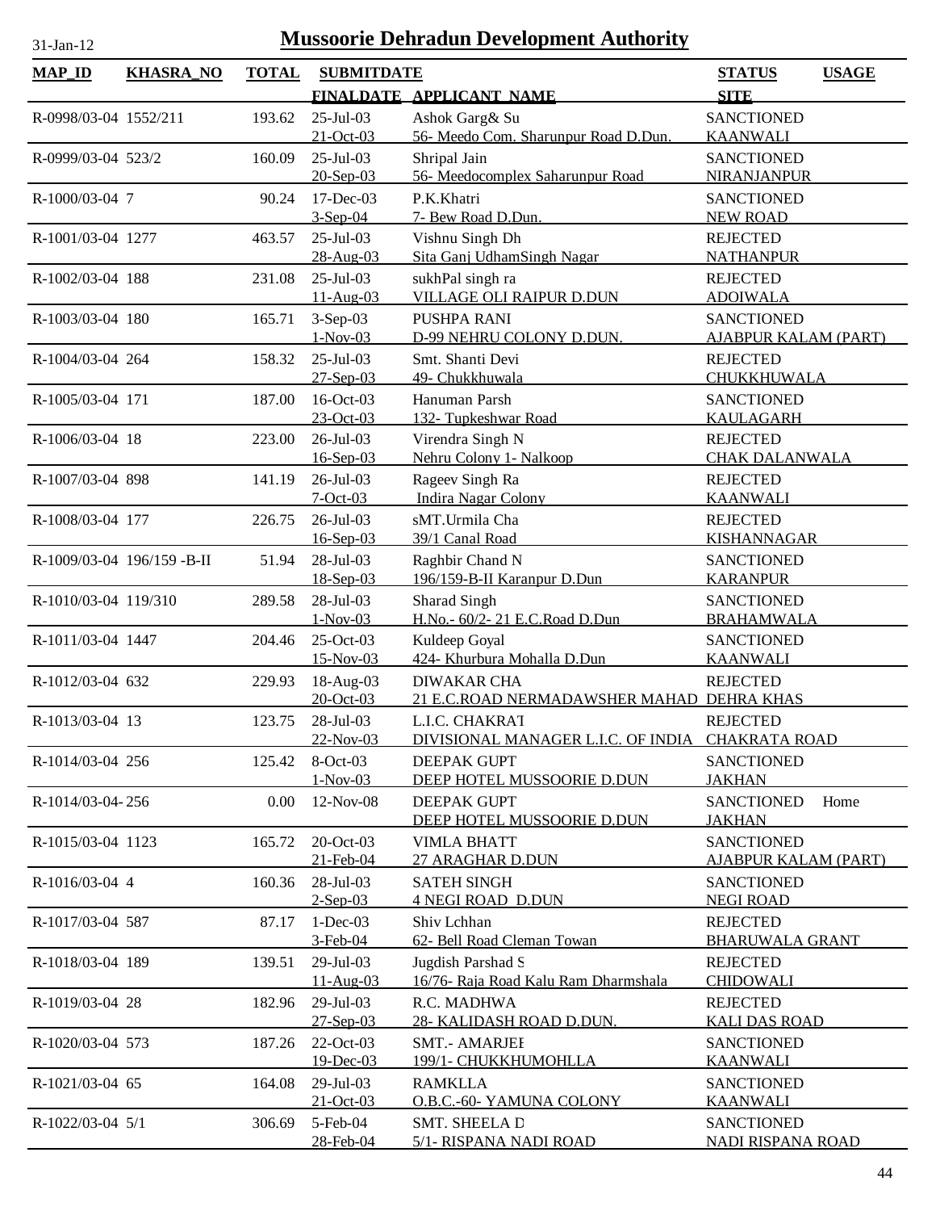# Mussoorie Dehradun Development Authority

31-Jan-12

| MAP_ID | KHASRA_NO | TOTAL | SUBMITDATE / FINALDATE | APPLICANT_NAME | STATUS / SITE | USAGE |
|---|---|---|---|---|---|---|
| R-0998/03-04 | 1552/211 | 193.62 | 25-Jul-03 / 21-Oct-03 | Ashok Garg& Su / 56- Meedo Com. Sharunpur Road D.Dun. | SANCTIONED / KAANWALI | |
| R-0999/03-04 | 523/2 | 160.09 | 25-Jul-03 / 20-Sep-03 | Shripal Jain / 56- Meedocomplex Saharunpur Road | SANCTIONED / NIRANJANPUR | |
| R-1000/03-04 | 7 | 90.24 | 17-Dec-03 / 3-Sep-04 | P.K.Khatri / 7- Bew Road D.Dun. | SANCTIONED / NEW ROAD | |
| R-1001/03-04 | 1277 | 463.57 | 25-Jul-03 / 28-Aug-03 | Vishnu Singh Dh / Sita Ganj UdhamSingh Nagar | REJECTED / NATHANPUR | |
| R-1002/03-04 | 188 | 231.08 | 25-Jul-03 / 11-Aug-03 | sukhPal singh ra / VILLAGE OLI RAIPUR D.DUN | REJECTED / ADOIWALA | |
| R-1003/03-04 | 180 | 165.71 | 3-Sep-03 / 1-Nov-03 | PUSHPA RANI / D-99 NEHRU COLONY D.DUN. | SANCTIONED / AJABPUR KALAM (PART) | |
| R-1004/03-04 | 264 | 158.32 | 25-Jul-03 / 27-Sep-03 | Smt. Shanti Devi / 49- Chukkhuwala | REJECTED / CHUKKHUWALA | |
| R-1005/03-04 | 171 | 187.00 | 16-Oct-03 / 23-Oct-03 | Hanuman Parsh / 132- Tupkeshwar Road | SANCTIONED / KAULAGARH | |
| R-1006/03-04 | 18 | 223.00 | 26-Jul-03 / 16-Sep-03 | Virendra Singh N / Nehru Colony 1- Nalkoop | REJECTED / CHAK DALANWALA | |
| R-1007/03-04 | 898 | 141.19 | 26-Jul-03 / 7-Oct-03 | Rageev Singh Ra / Indira Nagar Colony | REJECTED / KAANWALI | |
| R-1008/03-04 | 177 | 226.75 | 26-Jul-03 / 16-Sep-03 | sMT.Urmila Cha / 39/1 Canal Road | REJECTED / KISHANNAGAR | |
| R-1009/03-04 | 196/159 -B-II | 51.94 | 28-Jul-03 / 18-Sep-03 | Raghbir Chand N / 196/159-B-II Karanpur D.Dun | SANCTIONED / KARANPUR | |
| R-1010/03-04 | 119/310 | 289.58 | 28-Jul-03 / 1-Nov-03 | Sharad Singh / H.No.- 60/2- 21 E.C.Road D.Dun | SANCTIONED / BRAHAMWALA | |
| R-1011/03-04 | 1447 | 204.46 | 25-Oct-03 / 15-Nov-03 | Kuldeep Goyal / 424- Khurbura Mohalla D.Dun | SANCTIONED / KAANWALI | |
| R-1012/03-04 | 632 | 229.93 | 18-Aug-03 / 20-Oct-03 | DIWAKAR CHA / 21 E.C.ROAD NERMADAWSHER MAHAD | REJECTED / DEHRA KHAS | |
| R-1013/03-04 | 13 | 123.75 | 28-Jul-03 / 22-Nov-03 | L.I.C. CHAKRAT / DIVISIONAL MANAGER L.I.C. OF INDIA | REJECTED / CHAKRATA ROAD | |
| R-1014/03-04 | 256 | 125.42 | 8-Oct-03 / 1-Nov-03 | DEEPAK GUPT / DEEP HOTEL MUSSOORIE D.DUN | SANCTIONED / JAKHAN | |
| R-1014/03-04- | 256 | 0.00 | 12-Nov-08 | DEEPAK GUPT / DEEP HOTEL MUSSOORIE D.DUN | SANCTIONED / JAKHAN | Home |
| R-1015/03-04 | 1123 | 165.72 | 20-Oct-03 / 21-Feb-04 | VIMLA BHATT / 27 ARAGHAR D.DUN | SANCTIONED / AJABPUR KALAM (PART) | |
| R-1016/03-04 | 4 | 160.36 | 28-Jul-03 / 2-Sep-03 | SATEH SINGH / 4 NEGI ROAD D.DUN | SANCTIONED / NEGI ROAD | |
| R-1017/03-04 | 587 | 87.17 | 1-Dec-03 / 3-Feb-04 | Shiv Lchhan / 62- Bell Road Cleman Towan | REJECTED / BHARUWALA GRANT | |
| R-1018/03-04 | 189 | 139.51 | 29-Jul-03 / 11-Aug-03 | Jugdish Parshad S / 16/76- Raja Road Kalu Ram Dharmshala | REJECTED / CHIDOWALI | |
| R-1019/03-04 | 28 | 182.96 | 29-Jul-03 / 27-Sep-03 | R.C. MADHWA / 28- KALIDASH ROAD D.DUN. | REJECTED / KALI DAS ROAD | |
| R-1020/03-04 | 573 | 187.26 | 22-Oct-03 / 19-Dec-03 | SMT.- AMARJEI / 199/1- CHUKKHUMOHLLA | SANCTIONED / KAANWALI | |
| R-1021/03-04 | 65 | 164.08 | 29-Jul-03 / 21-Oct-03 | RAMKLLA / O.B.C.-60- YAMUNA COLONY | SANCTIONED / KAANWALI | |
| R-1022/03-04 | 5/1 | 306.69 | 5-Feb-04 / 28-Feb-04 | SMT. SHEELA D / 5/1- RISPANA NADI ROAD | SANCTIONED / NADI RISPANA ROAD | |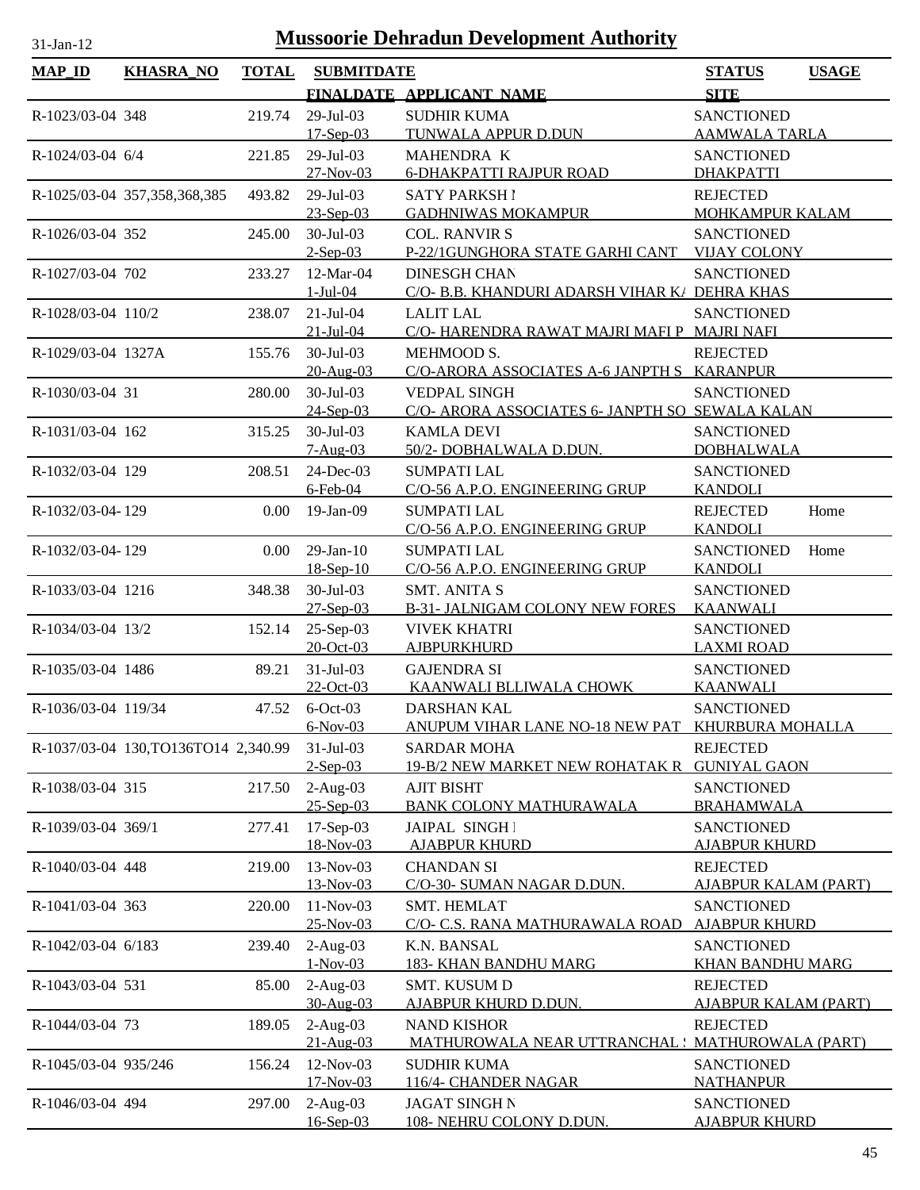# Mussoorie Dehradun Development Authority

31-Jan-12

| MAP_ID | KHASRA_NO | TOTAL | SUBMITDATE / FINALDATE | APPLICANT_NAME | STATUS / SITE | USAGE |
|---|---|---|---|---|---|---|
| R-1023/03-04 | 348 | 219.74 | 29-Jul-03 / 17-Sep-03 | SUDHIR KUMA / TUNWALA APPUR D.DUN | SANCTIONED / AAMWALA TARLA | |
| R-1024/03-04 | 6/4 | 221.85 | 29-Jul-03 / 27-Nov-03 | MAHENDRA K / 6-DHAKPATTI RAJPUR ROAD | SANCTIONED / DHAKPATTI | |
| R-1025/03-04 | 357,358,368,385 | 493.82 | 29-Jul-03 / 23-Sep-03 | SATY PARKSH N / GADHNIWAS MOKAMPUR | REJECTED / MOHKAMPUR KALAM | |
| R-1026/03-04 | 352 | 245.00 | 30-Jul-03 / 2-Sep-03 | COL. RANVIR S / P-22/1GUNGHORA STATE GARHI CANT | SANCTIONED / VIJAY COLONY | |
| R-1027/03-04 | 702 | 233.27 | 12-Mar-04 / 1-Jul-04 | DINESGH CHAN / C/O- B.B. KHANDURI ADARSH VIHAR KA | SANCTIONED / DEHRA KHAS | |
| R-1028/03-04 | 110/2 | 238.07 | 21-Jul-04 / 21-Jul-04 | LALIT LAL / C/O- HARENDRA RAWAT MAJRI MAFI P | SANCTIONED / MAJRI NAFI | |
| R-1029/03-04 | 1327A | 155.76 | 30-Jul-03 / 20-Aug-03 | MEHMOOD S. / C/O-ARORA ASSOCIATES A-6 JANPTH S | REJECTED / KARANPUR | |
| R-1030/03-04 | 31 | 280.00 | 30-Jul-03 / 24-Sep-03 | VEDPAL SINGH / C/O- ARORA ASSOCIATES 6- JANPTH SO | SANCTIONED / SEWALA KALAN | |
| R-1031/03-04 | 162 | 315.25 | 30-Jul-03 / 7-Aug-03 | KAMLA DEVI / 50/2- DOBHALWALA D.DUN. | SANCTIONED / DOBHALWALA | |
| R-1032/03-04 | 129 | 208.51 | 24-Dec-03 / 6-Feb-04 | SUMPATI LAL / C/O-56 A.P.O. ENGINEERING GRUP | SANCTIONED / KANDOLI | |
| R-1032/03-04- | 129 | 0.00 | 19-Jan-09 | SUMPATI LAL / C/O-56 A.P.O. ENGINEERING GRUP | REJECTED / KANDOLI | Home |
| R-1032/03-04- | 129 | 0.00 | 29-Jan-10 / 18-Sep-10 | SUMPATI LAL / C/O-56 A.P.O. ENGINEERING GRUP | SANCTIONED / KANDOLI | Home |
| R-1033/03-04 | 1216 | 348.38 | 30-Jul-03 / 27-Sep-03 | SMT. ANITA S / B-31- JALNIGAM COLONY NEW FORES | SANCTIONED / KAANWALI | |
| R-1034/03-04 | 13/2 | 152.14 | 25-Sep-03 / 20-Oct-03 | VIVEK KHATRI / AJBPURKHURD | SANCTIONED / LAXMI ROAD | |
| R-1035/03-04 | 1486 | 89.21 | 31-Jul-03 / 22-Oct-03 | GAJENDRA SI / KAANWALI BLLIWALA CHOWK | SANCTIONED / KAANWALI | |
| R-1036/03-04 | 119/34 | 47.52 | 6-Oct-03 / 6-Nov-03 | DARSHAN KAL / ANUPUM VIHAR LANE NO-18 NEW PAT | SANCTIONED / KHURBURA MOHALLA | |
| R-1037/03-04 | 130,TO136TO14 | 2,340.99 | 31-Jul-03 / 2-Sep-03 | SARDAR MOHA / 19-B/2 NEW MARKET NEW ROHATAK R | REJECTED / GUNIYAL GAON | |
| R-1038/03-04 | 315 | 217.50 | 2-Aug-03 / 25-Sep-03 | AJIT BISHT / BANK COLONY MATHURAWALA | SANCTIONED / BRAHAMWALA | |
| R-1039/03-04 | 369/1 | 277.41 | 17-Sep-03 / 18-Nov-03 | JAIPAL SINGH I / AJABPUR KHURD | SANCTIONED / AJABPUR KHURD | |
| R-1040/03-04 | 448 | 219.00 | 13-Nov-03 / 13-Nov-03 | CHANDAN SI / C/O-30- SUMAN NAGAR D.DUN. | REJECTED / AJABPUR KALAM (PART) | |
| R-1041/03-04 | 363 | 220.00 | 11-Nov-03 / 25-Nov-03 | SMT. HEMLAT / C/O- C.S. RANA MATHURAWALA ROAD | SANCTIONED / AJABPUR KHURD | |
| R-1042/03-04 | 6/183 | 239.40 | 2-Aug-03 / 1-Nov-03 | K.N. BANSAL / 183- KHAN BANDHU MARG | SANCTIONED / KHAN BANDHU MARG | |
| R-1043/03-04 | 531 | 85.00 | 2-Aug-03 / 30-Aug-03 | SMT. KUSUM D / AJABPUR KHURD D.DUN. | REJECTED / AJABPUR KALAM (PART) | |
| R-1044/03-04 | 73 | 189.05 | 2-Aug-03 / 21-Aug-03 | NAND KISHOR / MATHUROWALA NEAR UTTRANCHAL S | REJECTED / MATHUROWALA (PART) | |
| R-1045/03-04 | 935/246 | 156.24 | 12-Nov-03 / 17-Nov-03 | SUDHIR KUMA / 116/4- CHANDER NAGAR | SANCTIONED / NATHANPUR | |
| R-1046/03-04 | 494 | 297.00 | 2-Aug-03 / 16-Sep-03 | JAGAT SINGH N / 108- NEHRU COLONY D.DUN. | SANCTIONED / AJABPUR KHURD | |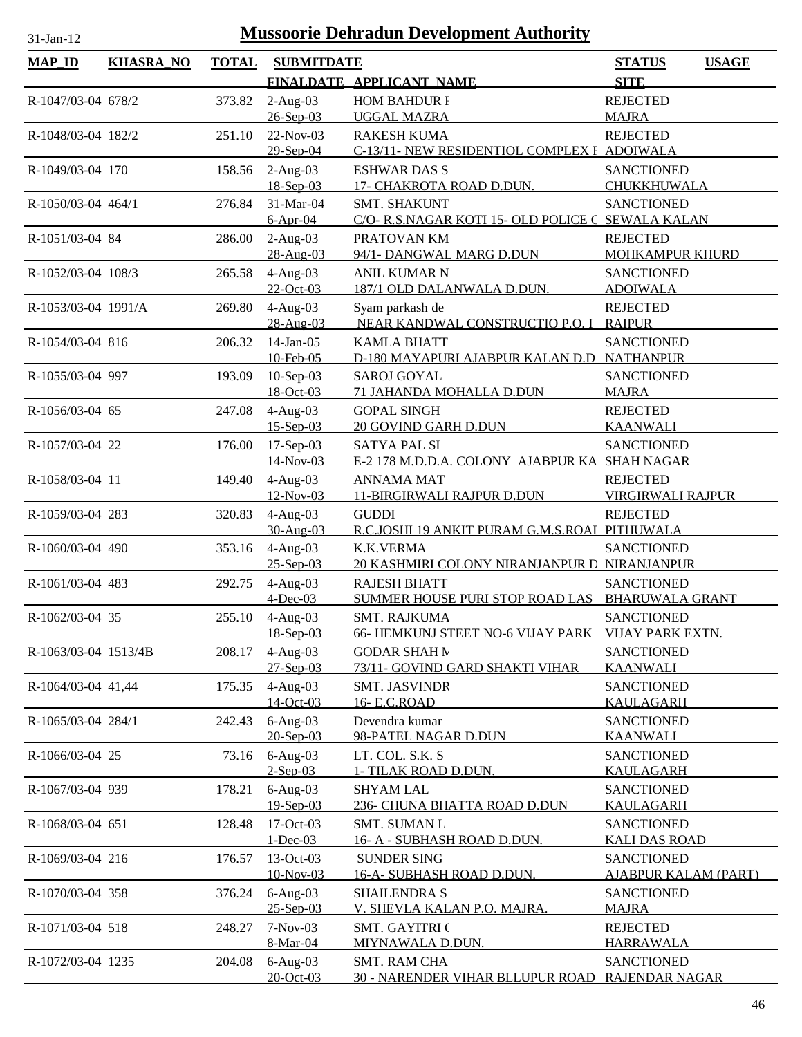# Mussoorie Dehradun Development Authority

31-Jan-12

| MAP_ID | KHASRA_NO | TOTAL | SUBMITDATE / FINALDATE | APPLICANT_NAME | STATUS / SITE | USAGE |
|---|---|---|---|---|---|---|
| R-1047/03-04 | 678/2 | 373.82 | 2-Aug-03 / 26-Sep-03 | HOM BAHDUR I / UGGAL MAZRA | REJECTED / MAJRA | |
| R-1048/03-04 | 182/2 | 251.10 | 22-Nov-03 / 29-Sep-04 | RAKESH KUMA / C-13/11- NEW RESIDENTIOL COMPLEX I | REJECTED / ADOIWALA | |
| R-1049/03-04 | 170 | 158.56 | 2-Aug-03 / 18-Sep-03 | ESHWAR DAS S / 17- CHAKROTA ROAD D.DUN. | SANCTIONED / CHUKKHUWALA | |
| R-1050/03-04 | 464/1 | 276.84 | 31-Mar-04 / 6-Apr-04 | SMT. SHAKUNT / C/O- R.S.NAGAR KOTI 15- OLD POLICE C | SANCTIONED / SEWALA KALAN | |
| R-1051/03-04 | 84 | 286.00 | 2-Aug-03 / 28-Aug-03 | PRATOVAN KM / 94/1- DANGWAL MARG D.DUN | REJECTED / MOHKAMPUR KHURD | |
| R-1052/03-04 | 108/3 | 265.58 | 4-Aug-03 / 22-Oct-03 | ANIL KUMAR N / 187/1 OLD DALANWALA D.DUN. | SANCTIONED / ADOIWALA | |
| R-1053/03-04 | 1991/A | 269.80 | 4-Aug-03 / 28-Aug-03 | Syam parkash de / NEAR KANDWAL CONSTRUCTIO P.O. I | REJECTED / RAIPUR | |
| R-1054/03-04 | 816 | 206.32 | 14-Jan-05 / 10-Feb-05 | KAMLA BHATT / D-180 MAYAPURI AJABPUR KALAN D.D | SANCTIONED / NATHANPUR | |
| R-1055/03-04 | 997 | 193.09 | 10-Sep-03 / 18-Oct-03 | SAROJ GOYAL / 71 JAHANDA MOHALLA D.DUN | SANCTIONED / MAJRA | |
| R-1056/03-04 | 65 | 247.08 | 4-Aug-03 / 15-Sep-03 | GOPAL SINGH / 20 GOVIND GARH D.DUN | REJECTED / KAANWALI | |
| R-1057/03-04 | 22 | 176.00 | 17-Sep-03 / 14-Nov-03 | SATYA PAL SI / E-2 178 M.D.D.A. COLONY AJABPUR KA | SANCTIONED / SHAH NAGAR | |
| R-1058/03-04 | 11 | 149.40 | 4-Aug-03 / 12-Nov-03 | ANNAMA MAT / 11-BIRGIRWALI RAJPUR D.DUN | REJECTED / VIRGIRWALI RAJPUR | |
| R-1059/03-04 | 283 | 320.83 | 4-Aug-03 / 30-Aug-03 | GUDDI / R.C.JOSHI 19 ANKIT PURAM G.M.S.ROAI | REJECTED / PITHUWALA | |
| R-1060/03-04 | 490 | 353.16 | 4-Aug-03 / 25-Sep-03 | K.K.VERMA / 20 KASHMIRI COLONY NIRANJANPUR D | SANCTIONED / NIRANJANPUR | |
| R-1061/03-04 | 483 | 292.75 | 4-Aug-03 / 4-Dec-03 | RAJESH BHATT / SUMMER HOUSE PURI STOP ROAD LAS | SANCTIONED / BHARUWALA GRANT | |
| R-1062/03-04 | 35 | 255.10 | 4-Aug-03 / 18-Sep-03 | SMT. RAJKUMA / 66- HEMKUNJ STEET NO-6 VIJAY PARK | SANCTIONED / VIJAY PARK EXTN. | |
| R-1063/03-04 | 1513/4B | 208.17 | 4-Aug-03 / 27-Sep-03 | GODAR SHAH M / 73/11- GOVIND GARD SHAKTI VIHAR | SANCTIONED / KAANWALI | |
| R-1064/03-04 | 41,44 | 175.35 | 4-Aug-03 / 14-Oct-03 | SMT. JASVINDR / 16- E.C.ROAD | SANCTIONED / KAULAGARH | |
| R-1065/03-04 | 284/1 | 242.43 | 6-Aug-03 / 20-Sep-03 | Devendra kumar / 98-PATEL NAGAR D.DUN | SANCTIONED / KAANWALI | |
| R-1066/03-04 | 25 | 73.16 | 6-Aug-03 / 2-Sep-03 | LT. COL. S.K. S / 1- TILAK ROAD D.DUN. | SANCTIONED / KAULAGARH | |
| R-1067/03-04 | 939 | 178.21 | 6-Aug-03 / 19-Sep-03 | SHYAM LAL / 236- CHUNA BHATTA ROAD D.DUN | SANCTIONED / KAULAGARH | |
| R-1068/03-04 | 651 | 128.48 | 17-Oct-03 / 1-Dec-03 | SMT. SUMAN L / 16- A - SUBHASH ROAD D.DUN. | SANCTIONED / KALI DAS ROAD | |
| R-1069/03-04 | 216 | 176.57 | 13-Oct-03 / 10-Nov-03 | SUNDER SING / 16-A- SUBHASH ROAD D,DUN. | SANCTIONED / AJABPUR KALAM (PART) | |
| R-1070/03-04 | 358 | 376.24 | 6-Aug-03 / 25-Sep-03 | SHAILENDRA S / V. SHEVLA KALAN P.O. MAJRA. | SANCTIONED / MAJRA | |
| R-1071/03-04 | 518 | 248.27 | 7-Nov-03 / 8-Mar-04 | SMT. GAYITRI ( / MIYNAWALA D.DUN. | REJECTED / HARRAWALA | |
| R-1072/03-04 | 1235 | 204.08 | 6-Aug-03 / 20-Oct-03 | SMT. RAM CHA / 30 - NARENDER VIHAR BLLUPUR ROAD | SANCTIONED / RAJENDAR NAGAR | |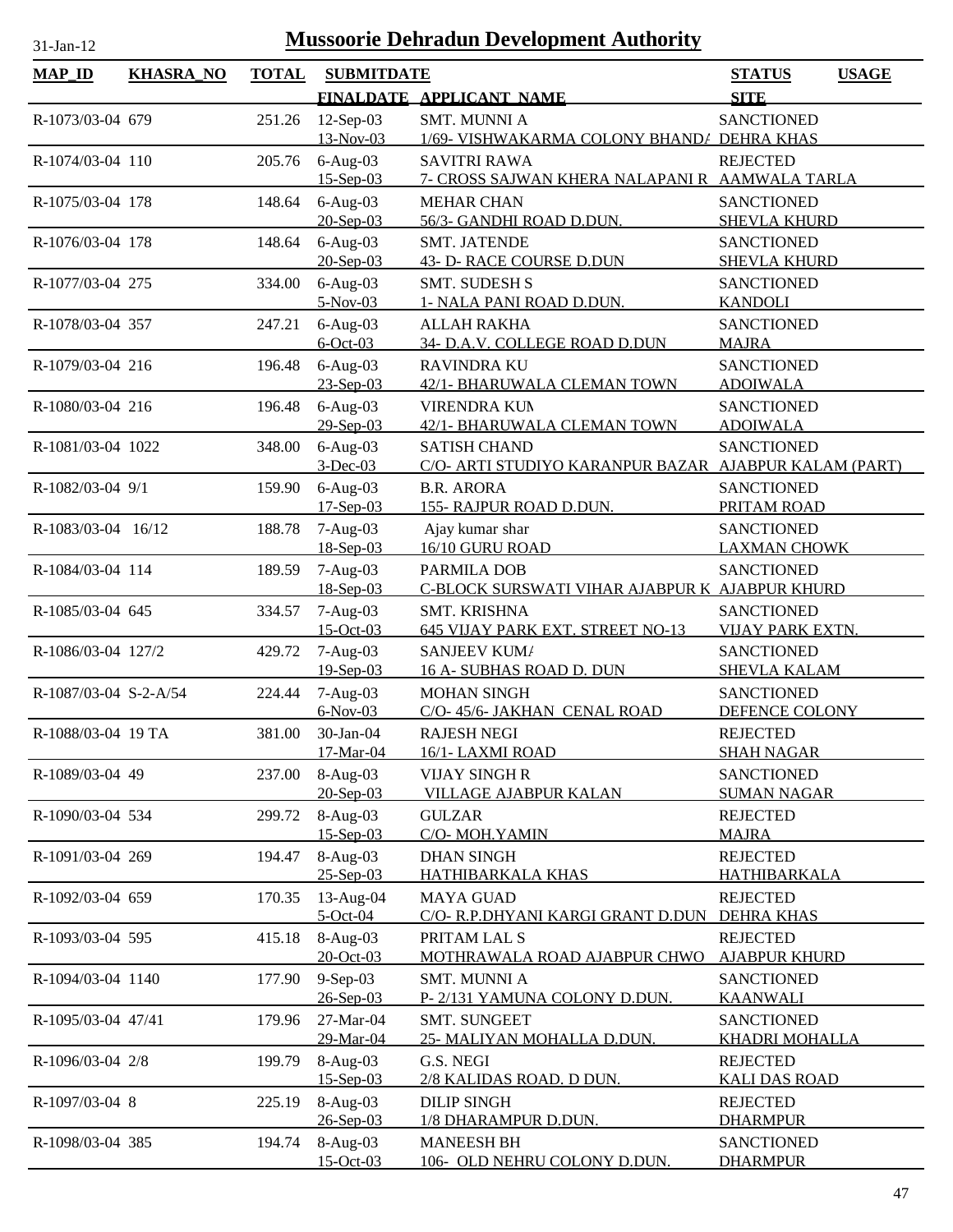# Mussoorie Dehradun Development Authority

31-Jan-12

| MAP_ID | KHASRA_NO | TOTAL | SUBMITDATE / FINALDATE | APPLICANT_NAME | STATUS / SITE | USAGE |
|---|---|---|---|---|---|---|
| R-1073/03-04 | 679 | 251.26 | 12-Sep-03 / 13-Nov-03 | SMT. MUNNI A / 1/69- VISHWAKARMA COLONY BHANDA | SANCTIONED / DEHRA KHAS | |
| R-1074/03-04 | 110 | 205.76 | 6-Aug-03 / 15-Sep-03 | SAVITRI RAWA / 7- CROSS SAJWAN KHERA NALAPANI R | REJECTED / AAMWALA TARLA | |
| R-1075/03-04 | 178 | 148.64 | 6-Aug-03 / 20-Sep-03 | MEHAR CHAN / 56/3- GANDHI ROAD D.DUN. | SANCTIONED / SHEVLA KHURD | |
| R-1076/03-04 | 178 | 148.64 | 6-Aug-03 / 20-Sep-03 | SMT. JATENDE / 43- D- RACE COURSE D.DUN | SANCTIONED / SHEVLA KHURD | |
| R-1077/03-04 | 275 | 334.00 | 6-Aug-03 / 5-Nov-03 | SMT. SUDESH S / 1- NALA PANI ROAD D.DUN. | SANCTIONED / KANDOLI | |
| R-1078/03-04 | 357 | 247.21 | 6-Aug-03 / 6-Oct-03 | ALLAH RAKHA / 34- D.A.V. COLLEGE ROAD D.DUN | SANCTIONED / MAJRA | |
| R-1079/03-04 | 216 | 196.48 | 6-Aug-03 / 23-Sep-03 | RAVINDRA KU / 42/1- BHARUWALA CLEMAN TOWN | SANCTIONED / ADOIWALA | |
| R-1080/03-04 | 216 | 196.48 | 6-Aug-03 / 29-Sep-03 | VIRENDRA KUM / 42/1- BHARUWALA CLEMAN TOWN | SANCTIONED / ADOIWALA | |
| R-1081/03-04 | 1022 | 348.00 | 6-Aug-03 / 3-Dec-03 | SATISH CHAND / C/O- ARTI STUDIYO KARANPUR BAZAR | SANCTIONED / AJABPUR KALAM (PART) | |
| R-1082/03-04 | 9/1 | 159.90 | 6-Aug-03 / 17-Sep-03 | B.R. ARORA / 155- RAJPUR ROAD D.DUN. | SANCTIONED / PRITAM ROAD | |
| R-1083/03-04 | 16/12 | 188.78 | 7-Aug-03 / 18-Sep-03 | Ajay kumar shar / 16/10 GURU ROAD | SANCTIONED / LAXMAN CHOWK | |
| R-1084/03-04 | 114 | 189.59 | 7-Aug-03 / 18-Sep-03 | PARMILA DOB / C-BLOCK SURSWATI VIHAR AJABPUR K | SANCTIONED / AJABPUR KHURD | |
| R-1085/03-04 | 645 | 334.57 | 7-Aug-03 / 15-Oct-03 | SMT. KRISHNA / 645 VIJAY PARK EXT. STREET NO-13 | SANCTIONED / VIJAY PARK EXTN. | |
| R-1086/03-04 | 127/2 | 429.72 | 7-Aug-03 / 19-Sep-03 | SANJEEV KUMA / 16 A- SUBHAS ROAD D. DUN | SANCTIONED / SHEVLA KALAM | |
| R-1087/03-04 | S-2-A/54 | 224.44 | 7-Aug-03 / 6-Nov-03 | MOHAN SINGH / C/O- 45/6- JAKHAN CENAL ROAD | SANCTIONED / DEFENCE COLONY | |
| R-1088/03-04 | 19 TA | 381.00 | 30-Jan-04 / 17-Mar-04 | RAJESH NEGI / 16/1- LAXMI ROAD | REJECTED / SHAH NAGAR | |
| R-1089/03-04 | 49 | 237.00 | 8-Aug-03 / 20-Sep-03 | VIJAY SINGH R / VILLAGE AJABPUR KALAN | SANCTIONED / SUMAN NAGAR | |
| R-1090/03-04 | 534 | 299.72 | 8-Aug-03 / 15-Sep-03 | GULZAR / C/O- MOH.YAMIN | REJECTED / MAJRA | |
| R-1091/03-04 | 269 | 194.47 | 8-Aug-03 / 25-Sep-03 | DHAN SINGH / HATHIBARKALA KHAS | REJECTED / HATHIBARKALA | |
| R-1092/03-04 | 659 | 170.35 | 13-Aug-04 / 5-Oct-04 | MAYA GUAD / C/O- R.P.DHYANI KARGI GRANT D.DUN | REJECTED / DEHRA KHAS | |
| R-1093/03-04 | 595 | 415.18 | 8-Aug-03 / 20-Oct-03 | PRITAM LAL S / MOTHRAWALA ROAD AJABPUR CHWO | REJECTED / AJABPUR KHURD | |
| R-1094/03-04 | 1140 | 177.90 | 9-Sep-03 / 26-Sep-03 | SMT. MUNNI A / P- 2/131 YAMUNA COLONY D.DUN. | SANCTIONED / KAANWALI | |
| R-1095/03-04 | 47/41 | 179.96 | 27-Mar-04 / 29-Mar-04 | SMT. SUNGEET / 25- MALIYAN MOHALLA D.DUN. | SANCTIONED / KHADRI MOHALLA | |
| R-1096/03-04 | 2/8 | 199.79 | 8-Aug-03 / 15-Sep-03 | G.S. NEGI / 2/8 KALIDAS ROAD. D DUN. | REJECTED / KALI DAS ROAD | |
| R-1097/03-04 | 8 | 225.19 | 8-Aug-03 / 26-Sep-03 | DILIP SINGH / 1/8 DHARAMPUR D.DUN. | REJECTED / DHARMPUR | |
| R-1098/03-04 | 385 | 194.74 | 8-Aug-03 / 15-Oct-03 | MANEESH BH / 106- OLD NEHRU COLONY D.DUN. | SANCTIONED / DHARMPUR | |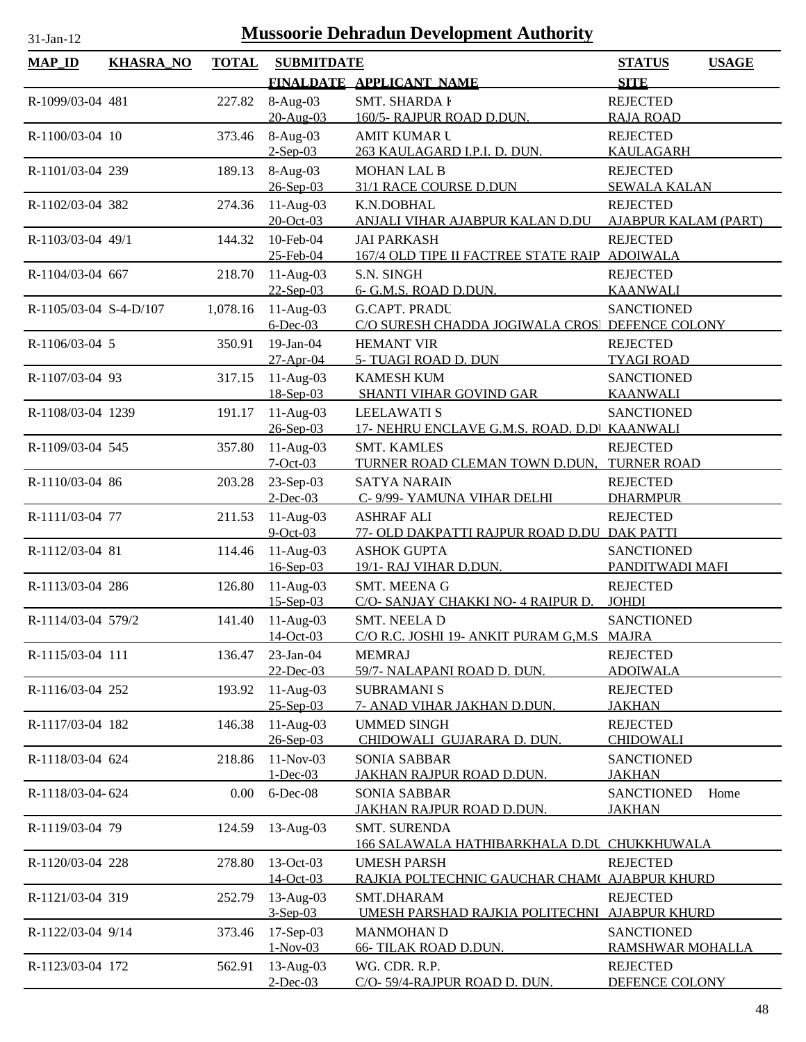# Mussoorie Dehradun Development Authority

31-Jan-12

| MAP_ID | KHASRA_NO | TOTAL | SUBMITDATE / FINALDATE | APPLICANT_NAME | STATUS / SITE | USAGE |
|---|---|---|---|---|---|---|
| R-1099/03-04 | 481 | 227.82 | 8-Aug-03<br>20-Aug-03 | SMT. SHARDA I<br>160/5- RAJPUR ROAD D.DUN. | REJECTED<br>RAJA ROAD | |
| R-1100/03-04 | 10 | 373.46 | 8-Aug-03<br>2-Sep-03 | AMIT KUMAR U<br>263 KAULAGARD I.P.I. D. DUN. | REJECTED<br>KAULAGARH | |
| R-1101/03-04 | 239 | 189.13 | 8-Aug-03<br>26-Sep-03 | MOHAN LAL B<br>31/1 RACE COURSE D.DUN | REJECTED<br>SEWALA KALAN | |
| R-1102/03-04 | 382 | 274.36 | 11-Aug-03<br>20-Oct-03 | K.N.DOBHAL<br>ANJALI VIHAR AJABPUR KALAN D.DU | REJECTED<br>AJABPUR KALAM (PART) | |
| R-1103/03-04 | 49/1 | 144.32 | 10-Feb-04<br>25-Feb-04 | JAI PARKASH<br>167/4 OLD TIPE II FACTREE STATE RAIP | REJECTED<br>ADOIWALA | |
| R-1104/03-04 | 667 | 218.70 | 11-Aug-03<br>22-Sep-03 | S.N. SINGH<br>6- G.M.S. ROAD D.DUN. | REJECTED<br>KAANWALI | |
| R-1105/03-04 | S-4-D/107 | 1,078.16 | 11-Aug-03<br>6-Dec-03 | G.CAPT. PRADU<br>C/O SURESH CHADDA JOGIWALA CROSI | SANCTIONED<br>DEFENCE COLONY | |
| R-1106/03-04 | 5 | 350.91 | 19-Jan-04<br>27-Apr-04 | HEMANT VIR<br>5- TUAGI ROAD D. DUN | REJECTED<br>TYAGI ROAD | |
| R-1107/03-04 | 93 | 317.15 | 11-Aug-03<br>18-Sep-03 | KAMESH KUM<br>SHANTI VIHAR GOVIND GAR | SANCTIONED<br>KAANWALI | |
| R-1108/03-04 | 1239 | 191.17 | 11-Aug-03<br>26-Sep-03 | LEELAWATI S<br>17- NEHRU ENCLAVE G.M.S. ROAD. D.DI | SANCTIONED<br>KAANWALI | |
| R-1109/03-04 | 545 | 357.80 | 11-Aug-03<br>7-Oct-03 | SMT. KAMLES<br>TURNER ROAD CLEMAN TOWN D.DUN, | REJECTED<br>TURNER ROAD | |
| R-1110/03-04 | 86 | 203.28 | 23-Sep-03<br>2-Dec-03 | SATYA NARAIN<br>C- 9/99- YAMUNA VIHAR DELHI | REJECTED<br>DHARMPUR | |
| R-1111/03-04 | 77 | 211.53 | 11-Aug-03<br>9-Oct-03 | ASHRAF ALI<br>77- OLD DAKPATTI RAJPUR ROAD D.DU | REJECTED<br>DAK PATTI | |
| R-1112/03-04 | 81 | 114.46 | 11-Aug-03<br>16-Sep-03 | ASHOK GUPTA<br>19/1- RAJ VIHAR D.DUN. | SANCTIONED<br>PANDITWADI MAFI | |
| R-1113/03-04 | 286 | 126.80 | 11-Aug-03<br>15-Sep-03 | SMT. MEENA G<br>C/O- SANJAY CHAKKI NO- 4 RAIPUR D. | REJECTED<br>JOHDI | |
| R-1114/03-04 | 579/2 | 141.40 | 11-Aug-03<br>14-Oct-03 | SMT. NEELA D<br>C/O R.C. JOSHI 19- ANKIT PURAM G,M.S | SANCTIONED<br>MAJRA | |
| R-1115/03-04 | 111 | 136.47 | 23-Jan-04<br>22-Dec-03 | MEMRAJ<br>59/7- NALAPANI ROAD D. DUN. | REJECTED<br>ADOIWALA | |
| R-1116/03-04 | 252 | 193.92 | 11-Aug-03<br>25-Sep-03 | SUBRAMANI S<br>7- ANAD VIHAR JAKHAN D.DUN. | REJECTED<br>JAKHAN | |
| R-1117/03-04 | 182 | 146.38 | 11-Aug-03<br>26-Sep-03 | UMMED SINGH<br>CHIDOWALI GUJARARA D. DUN. | REJECTED<br>CHIDOWALI | |
| R-1118/03-04 | 624 | 218.86 | 11-Nov-03<br>1-Dec-03 | SONIA SABBAR<br>JAKHAN RAJPUR ROAD D.DUN. | SANCTIONED<br>JAKHAN | |
| R-1118/03-04- | 624 | 0.00 | 6-Dec-08 | SONIA SABBAR<br>JAKHAN RAJPUR ROAD D.DUN. | SANCTIONED<br>JAKHAN | Home |
| R-1119/03-04 | 79 | 124.59 | 13-Aug-03 | SMT. SURENDA<br>166 SALAWALA HATHIBARKHALA D.DU | <br>CHUKKHUWALA | |
| R-1120/03-04 | 228 | 278.80 | 13-Oct-03<br>14-Oct-03 | UMESH PARSH<br>RAJKIA POLTECHNIC GAUCHAR CHAM( | REJECTED<br>AJABPUR KHURD | |
| R-1121/03-04 | 319 | 252.79 | 13-Aug-03<br>3-Sep-03 | SMT.DHARAM<br>UMESH PARSHAD RAJKIA POLITECHNI | REJECTED<br>AJABPUR KHURD | |
| R-1122/03-04 | 9/14 | 373.46 | 17-Sep-03<br>1-Nov-03 | MANMOHAN D<br>66- TILAK ROAD D.DUN. | SANCTIONED<br>RAMSHWAR MOHALLA | |
| R-1123/03-04 | 172 | 562.91 | 13-Aug-03<br>2-Dec-03 | WG. CDR. R.P.<br>C/O- 59/4-RAJPUR ROAD D. DUN. | REJECTED<br>DEFENCE COLONY | |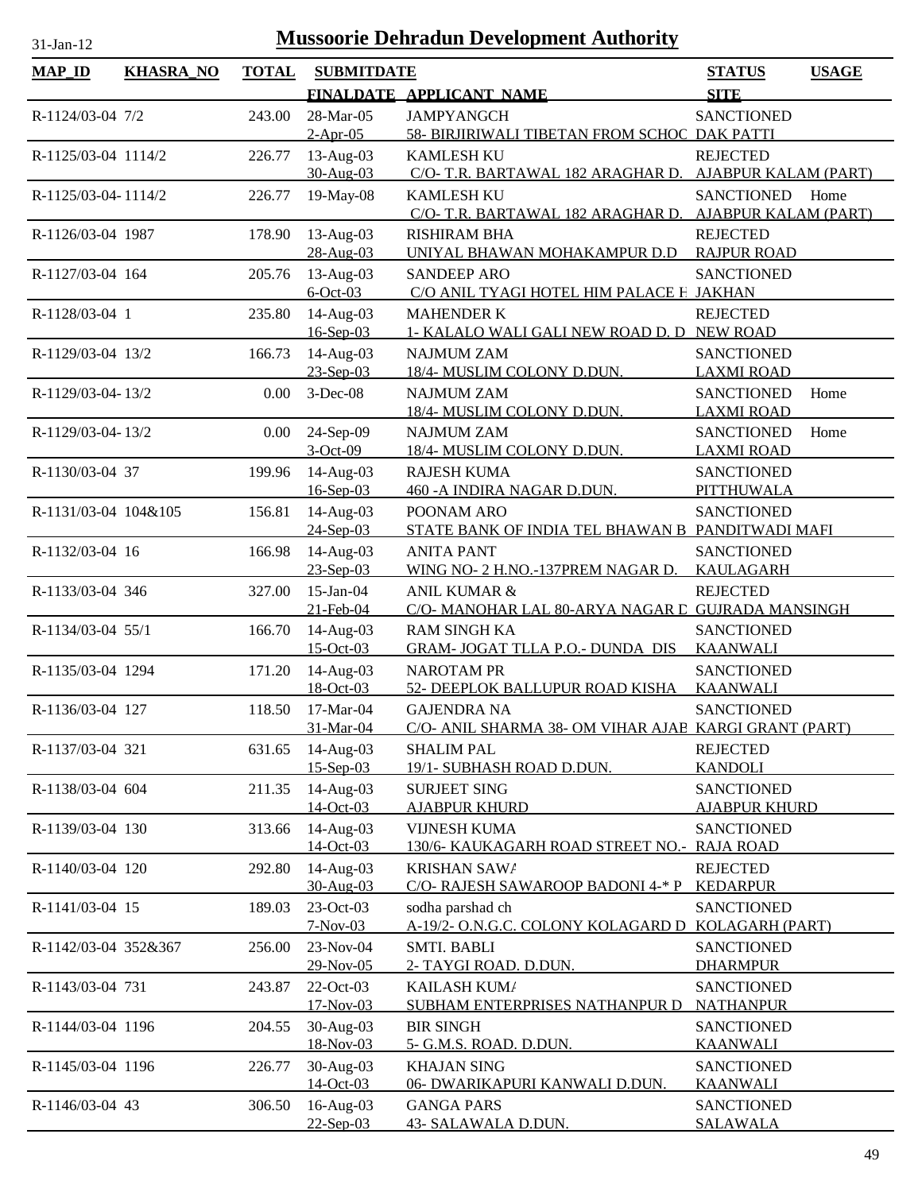# Mussoorie Dehradun Development Authority

31-Jan-12

| MAP_ID | KHASRA_NO | TOTAL | SUBMITDATE / FINALDATE | APPLICANT_NAME | STATUS / SITE | USAGE |
|---|---|---|---|---|---|---|
| R-1124/03-04 | 7/2 | 243.00 | 28-Mar-05 / 2-Apr-05 | JAMPYANGCH / 58- BIRJIRIWALI TIBETAN FROM SCHOC | SANCTIONED / DAK PATTI | |
| R-1125/03-04 | 1114/2 | 226.77 | 13-Aug-03 / 30-Aug-03 | KAMLESH KU / C/O- T.R. BARTAWAL 182 ARAGHAR D. | REJECTED / AJABPUR KALAM (PART) | |
| R-1125/03-04- | 1114/2 | 226.77 | 19-May-08 | KAMLESH KU / C/O- T.R. BARTAWAL 182 ARAGHAR D. | SANCTIONED / AJABPUR KALAM (PART) | Home |
| R-1126/03-04 | 1987 | 178.90 | 13-Aug-03 / 28-Aug-03 | RISHIRAM BHA / UNIYAL BHAWAN MOHAKAMPUR D.D | REJECTED / RAJPUR ROAD | |
| R-1127/03-04 | 164 | 205.76 | 13-Aug-03 / 6-Oct-03 | SANDEEP ARO / C/O ANIL TYAGI HOTEL HIM PALACE F | SANCTIONED / JAKHAN | |
| R-1128/03-04 | 1 | 235.80 | 14-Aug-03 / 16-Sep-03 | MAHENDER K / 1- KALALO WALI GALI NEW ROAD D. D | REJECTED / NEW ROAD | |
| R-1129/03-04 | 13/2 | 166.73 | 14-Aug-03 / 23-Sep-03 | NAJMUM ZAM / 18/4- MUSLIM COLONY D.DUN. | SANCTIONED / LAXMI ROAD | |
| R-1129/03-04- | 13/2 | 0.00 | 3-Dec-08 | NAJMUM ZAM / 18/4- MUSLIM COLONY D.DUN. | SANCTIONED / LAXMI ROAD | Home |
| R-1129/03-04- | 13/2 | 0.00 | 24-Sep-09 / 3-Oct-09 | NAJMUM ZAM / 18/4- MUSLIM COLONY D.DUN. | SANCTIONED / LAXMI ROAD | Home |
| R-1130/03-04 | 37 | 199.96 | 14-Aug-03 / 16-Sep-03 | RAJESH KUMA / 460 -A INDIRA NAGAR D.DUN. | SANCTIONED / PITTHUWALA | |
| R-1131/03-04 | 104&105 | 156.81 | 14-Aug-03 / 24-Sep-03 | POONAM ARO / STATE BANK OF INDIA TEL BHAWAN B | SANCTIONED / PANDITWADI MAFI | |
| R-1132/03-04 | 16 | 166.98 | 14-Aug-03 / 23-Sep-03 | ANITA PANT / WING NO- 2 H.NO.-137PREM NAGAR D. | SANCTIONED / KAULAGARH | |
| R-1133/03-04 | 346 | 327.00 | 15-Jan-04 / 21-Feb-04 | ANIL KUMAR & / C/O- MANOHAR LAL 80-ARYA NAGAR D | REJECTED / GUJRADA MANSINGH | |
| R-1134/03-04 | 55/1 | 166.70 | 14-Aug-03 / 15-Oct-03 | RAM SINGH KA / GRAM- JOGAT TLLA P.O.- DUNDA DIS | SANCTIONED / KAANWALI | |
| R-1135/03-04 | 1294 | 171.20 | 14-Aug-03 / 18-Oct-03 | NAROTAM PR / 52- DEEPLOK BALLUPUR ROAD KISHA | SANCTIONED / KAANWALI | |
| R-1136/03-04 | 127 | 118.50 | 17-Mar-04 / 31-Mar-04 | GAJENDRA NA / C/O- ANIL SHARMA 38- OM VIHAR AJAB | SANCTIONED / KARGI GRANT (PART) | |
| R-1137/03-04 | 321 | 631.65 | 14-Aug-03 / 15-Sep-03 | SHALIM PAL / 19/1- SUBHASH ROAD D.DUN. | REJECTED / KANDOLI | |
| R-1138/03-04 | 604 | 211.35 | 14-Aug-03 / 14-Oct-03 | SURJEET SING / AJABPUR KHURD | SANCTIONED / AJABPUR KHURD | |
| R-1139/03-04 | 130 | 313.66 | 14-Aug-03 / 14-Oct-03 | VIJNESH KUMA / 130/6- KAUKAGARH ROAD STREET NO.- | SANCTIONED / RAJA ROAD | |
| R-1140/03-04 | 120 | 292.80 | 14-Aug-03 / 30-Aug-03 | KRISHAN SAWA / C/O- RAJESH SAWAROOP BADONI 4-* P | REJECTED / KEDARPUR | |
| R-1141/03-04 | 15 | 189.03 | 23-Oct-03 / 7-Nov-03 | sodha parshad ch / A-19/2- O.N.G.C. COLONY KOLAGARD D | SANCTIONED / KOLAGARH (PART) | |
| R-1142/03-04 | 352&367 | 256.00 | 23-Nov-04 / 29-Nov-05 | SMTI. BABLI / 2- TAYGI ROAD. D.DUN. | SANCTIONED / DHARMPUR | |
| R-1143/03-04 | 731 | 243.87 | 22-Oct-03 / 17-Nov-03 | KAILASH KUMA / SUBHAM ENTERPRISES NATHANPUR D | SANCTIONED / NATHANPUR | |
| R-1144/03-04 | 1196 | 204.55 | 30-Aug-03 / 18-Nov-03 | BIR SINGH / 5- G.M.S. ROAD. D.DUN. | SANCTIONED / KAANWALI | |
| R-1145/03-04 | 1196 | 226.77 | 30-Aug-03 / 14-Oct-03 | KHAJAN SING / 06- DWARIKAPURI KANWALI D.DUN. | SANCTIONED / KAANWALI | |
| R-1146/03-04 | 43 | 306.50 | 16-Aug-03 / 22-Sep-03 | GANGA PARS / 43- SALAWALA D.DUN. | SANCTIONED / SALAWALA | |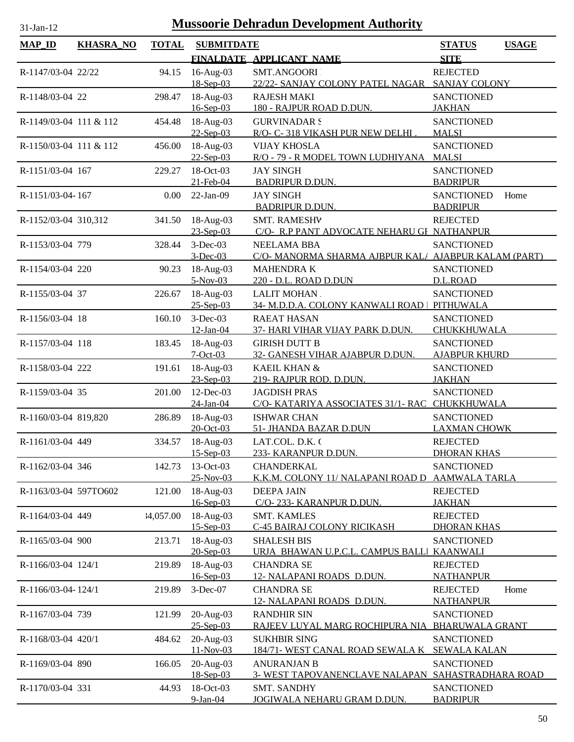# Mussoorie Dehradun Development Authority

31-Jan-12

| MAP_ID | KHASRA_NO | TOTAL | SUBMITDATE / FINALDATE | APPLICANT_NAME | STATUS / SITE | USAGE |
|---|---|---|---|---|---|---|
| R-1147/03-04 | 22/22 | 94.15 | 16-Aug-03 / 18-Sep-03 | SMT.ANGOORI / 22/22- SANJAY COLONY PATEL NAGAR | REJECTED / SANJAY COLONY | |
| R-1148/03-04 | 22 | 298.47 | 18-Aug-03 / 16-Sep-03 | RAJESH MAKI / 180 - RAJPUR ROAD D.DUN. | SANCTIONED / JAKHAN | |
| R-1149/03-04 | 111 & 112 | 454.48 | 18-Aug-03 / 22-Sep-03 | GURVINADAR S / R/O- C- 318 VIKASH PUR NEW DELHI . | SANCTIONED / MALSI | |
| R-1150/03-04 | 111 & 112 | 456.00 | 18-Aug-03 / 22-Sep-03 | VIJAY KHOSLA / R/O - 79 - R MODEL TOWN LUDHIYANA | SANCTIONED / MALSI | |
| R-1151/03-04 | 167 | 229.27 | 18-Oct-03 / 21-Feb-04 | JAY SINGH / BADRIPUR D.DUN. | SANCTIONED / BADRIPUR | |
| R-1151/03-04- | 167 | 0.00 | 22-Jan-09 | JAY SINGH / BADRIPUR D.DUN. | SANCTIONED / BADRIPUR | Home |
| R-1152/03-04 | 310,312 | 341.50 | 18-Aug-03 / 23-Sep-03 | SMT. RAMESHW / C/O- R.P PANT ADVOCATE NEHARU GI | REJECTED / NATHANPUR | |
| R-1153/03-04 | 779 | 328.44 | 3-Dec-03 / 3-Dec-03 | NEELAMA BBA / C/O- MANORMA SHARMA AJBPUR KALA | SANCTIONED / AJABPUR KALAM (PART) | |
| R-1154/03-04 | 220 | 90.23 | 18-Aug-03 / 5-Nov-03 | MAHENDRA K / 220 - D.L. ROAD D.DUN | SANCTIONED / D.L.ROAD | |
| R-1155/03-04 | 37 | 226.67 | 18-Aug-03 / 25-Sep-03 | LALIT MOHAN / 34- M.D.D.A. COLONY KANWALI ROAD I | SANCTIONED / PITHUWALA | |
| R-1156/03-04 | 18 | 160.10 | 3-Dec-03 / 12-Jan-04 | RAEAT HASAN / 37- HARI VIHAR VIJAY PARK D.DUN. | SANCTIONED / CHUKKHUWALA | |
| R-1157/03-04 | 118 | 183.45 | 18-Aug-03 / 7-Oct-03 | GIRISH DUTT B / 32- GANESH VIHAR AJABPUR D.DUN. | SANCTIONED / AJABPUR KHURD | |
| R-1158/03-04 | 222 | 191.61 | 18-Aug-03 / 23-Sep-03 | KAEIL KHAN & / 219- RAJPUR ROD. D.DUN. | SANCTIONED / JAKHAN | |
| R-1159/03-04 | 35 | 201.00 | 12-Dec-03 / 24-Jan-04 | JAGDISH PRAS / C/O- KATARIYA ASSOCIATES 31/1- RAC | SANCTIONED / CHUKKHUWALA | |
| R-1160/03-04 | 819,820 | 286.89 | 18-Aug-03 / 20-Oct-03 | ISHWAR CHAN / 51- JHANDA BAZAR D.DUN | SANCTIONED / LAXMAN CHOWK | |
| R-1161/03-04 | 449 | 334.57 | 18-Aug-03 / 15-Sep-03 | LAT.COL. D.K. ( / 233- KARANPUR D.DUN. | REJECTED / DHORAN KHAS | |
| R-1162/03-04 | 346 | 142.73 | 13-Oct-03 / 25-Nov-03 | CHANDERKAL / K.K.M. COLONY 11/ NALAPANI ROAD D | SANCTIONED / AAMWALA TARLA | |
| R-1163/03-04 | 597TO602 | 121.00 | 18-Aug-03 / 16-Sep-03 | DEEPA JAIN / C/O- 233- KARANPUR D.DUN. | REJECTED / JAKHAN | |
| R-1164/03-04 | 449 | 34,057.00 | 18-Aug-03 / 15-Sep-03 | SMT. KAMLES / C-45 BAIRAJ COLONY RICIKASH | REJECTED / DHORAN KHAS | |
| R-1165/03-04 | 900 | 213.71 | 18-Aug-03 / 20-Sep-03 | SHALESH BIS / URJA BHAWAN U.P.C.L. CAMPUS BALLI | SANCTIONED / KAANWALI | |
| R-1166/03-04 | 124/1 | 219.89 | 18-Aug-03 / 16-Sep-03 | CHANDRA SE / 12- NALAPANI ROADS D.DUN. | REJECTED / NATHANPUR | |
| R-1166/03-04- | 124/1 | 219.89 | 3-Dec-07 | CHANDRA SE / 12- NALAPANI ROADS D.DUN. | REJECTED / NATHANPUR | Home |
| R-1167/03-04 | 739 | 121.99 | 20-Aug-03 / 25-Sep-03 | RANDHIR SIN / RAJEEV LUYAL MARG ROCHIPURA NIA | SANCTIONED / BHARUWALA GRANT | |
| R-1168/03-04 | 420/1 | 484.62 | 20-Aug-03 / 11-Nov-03 | SUKHBIR SING / 184/71- WEST CANAL ROAD SEWALA K | SANCTIONED / SEWALA KALAN | |
| R-1169/03-04 | 890 | 166.05 | 20-Aug-03 / 18-Sep-03 | ANURANJAN B / 3- WEST TAPOVANENCLAVE NALAPAN | SANCTIONED / SAHASTRADHARA ROAD | |
| R-1170/03-04 | 331 | 44.93 | 18-Oct-03 / 9-Jan-04 | SMT. SANDHY / JOGIWALA NEHARU GRAM D.DUN. | SANCTIONED / BADRIPUR | |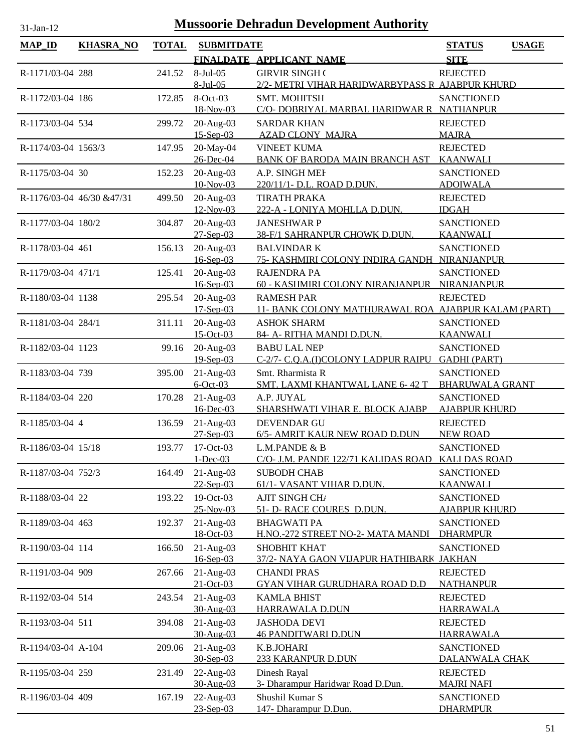# Mussoorie Dehradun Development Authority

31-Jan-12

| MAP_ID | KHASRA_NO | TOTAL | SUBMITDATE / FINALDATE | APPLICANT_NAME | STATUS / SITE | USAGE |
|---|---|---|---|---|---|---|
| R-1171/03-04 | 288 | 241.52 | 8-Jul-05<br>8-Jul-05 | GIRVIR SINGH (<br>2/2- METRI VIHAR HARIDWARBYPASS R | REJECTED<br>AJABPUR KHURD | |
| R-1172/03-04 | 186 | 172.85 | 8-Oct-03<br>18-Nov-03 | SMT. MOHITSH<br>C/O- DOBRIYAL MARBAL HARIDWAR R | SANCTIONED<br>NATHANPUR | |
| R-1173/03-04 | 534 | 299.72 | 20-Aug-03<br>15-Sep-03 | SARDAR KHAN<br>AZAD CLONY MAJRA | REJECTED<br>MAJRA | |
| R-1174/03-04 | 1563/3 | 147.95 | 20-May-04<br>26-Dec-04 | VINEET KUMA<br>BANK OF BARODA MAIN BRANCH AST | REJECTED<br>KAANWALI | |
| R-1175/03-04 | 30 | 152.23 | 20-Aug-03<br>10-Nov-03 | A.P. SINGH MEH<br>220/11/1- D.L. ROAD D.DUN. | SANCTIONED<br>ADOIWALA | |
| R-1176/03-04 | 46/30 &47/31 | 499.50 | 20-Aug-03<br>12-Nov-03 | TIRATH PRAKA<br>222-A - LONIYA MOHLLA D.DUN. | REJECTED<br>IDGAH | |
| R-1177/03-04 | 180/2 | 304.87 | 20-Aug-03<br>27-Sep-03 | JANESHWAR P<br>38-F/1 SAHRANPUR CHOWK D.DUN. | SANCTIONED<br>KAANWALI | |
| R-1178/03-04 | 461 | 156.13 | 20-Aug-03<br>16-Sep-03 | BALVINDAR K<br>75- KASHMIRI COLONY INDIRA GANDH | SANCTIONED<br>NIRANJANPUR | |
| R-1179/03-04 | 471/1 | 125.41 | 20-Aug-03<br>16-Sep-03 | RAJENDRA PA<br>60 - KASHMIRI COLONY NIRANJANPUR | SANCTIONED<br>NIRANJANPUR | |
| R-1180/03-04 | 1138 | 295.54 | 20-Aug-03<br>17-Sep-03 | RAMESH PAR<br>11- BANK COLONY MATHURAWAL ROA | REJECTED<br>AJABPUR KALAM (PART) | |
| R-1181/03-04 | 284/1 | 311.11 | 20-Aug-03<br>15-Oct-03 | ASHOK SHARM<br>84- A- RITHA MANDI D.DUN. | SANCTIONED<br>KAANWALI | |
| R-1182/03-04 | 1123 | 99.16 | 20-Aug-03<br>19-Sep-03 | BABU LAL NEP<br>C-2/7- C.Q.A.(I)COLONY LADPUR RAIPU | SANCTIONED<br>GADHI (PART) | |
| R-1183/03-04 | 739 | 395.00 | 21-Aug-03<br>6-Oct-03 | Smt. Rharmista R<br>SMT. LAXMI KHANTWAL LANE 6- 42 T | SANCTIONED<br>BHARUWALA GRANT | |
| R-1184/03-04 | 220 | 170.28 | 21-Aug-03<br>16-Dec-03 | A.P. JUYAL<br>SHARSHWATI VIHAR E. BLOCK AJABP | SANCTIONED<br>AJABPUR KHURD | |
| R-1185/03-04 | 4 | 136.59 | 21-Aug-03<br>27-Sep-03 | DEVENDAR GU<br>6/5- AMRIT KAUR NEW ROAD D.DUN | REJECTED<br>NEW ROAD | |
| R-1186/03-04 | 15/18 | 193.77 | 17-Oct-03<br>1-Dec-03 | L.M.PANDE & B<br>C/O- J.M. PANDE 122/71 KALIDAS ROAD | SANCTIONED<br>KALI DAS ROAD | |
| R-1187/03-04 | 752/3 | 164.49 | 21-Aug-03<br>22-Sep-03 | SUBODH CHAB<br>61/1- VASANT VIHAR D.DUN. | SANCTIONED<br>KAANWALI | |
| R-1188/03-04 | 22 | 193.22 | 19-Oct-03<br>25-Nov-03 | AJIT SINGH CH/<br>51- D- RACE COURES D.DUN. | SANCTIONED<br>AJABPUR KHURD | |
| R-1189/03-04 | 463 | 192.37 | 21-Aug-03<br>18-Oct-03 | BHAGWATI PA<br>H.NO.-272 STREET NO-2- MATA MANDI | SANCTIONED<br>DHARMPUR | |
| R-1190/03-04 | 114 | 166.50 | 21-Aug-03<br>16-Sep-03 | SHOBHIT KHAT<br>37/2- NAYA GAON VIJAPUR HATHIBARK | SANCTIONED<br>JAKHAN | |
| R-1191/03-04 | 909 | 267.66 | 21-Aug-03<br>21-Oct-03 | CHANDI PRAS<br>GYAN VIHAR GURUDHARA ROAD D.D | REJECTED<br>NATHANPUR | |
| R-1192/03-04 | 514 | 243.54 | 21-Aug-03<br>30-Aug-03 | KAMLA BHIST<br>HARRAWALA D.DUN | REJECTED<br>HARRAWALA | |
| R-1193/03-04 | 511 | 394.08 | 21-Aug-03<br>30-Aug-03 | JASHODA DEVI<br>46 PANDITWARI D.DUN | REJECTED<br>HARRAWALA | |
| R-1194/03-04 | A-104 | 209.06 | 21-Aug-03<br>30-Sep-03 | K.B.JOHARI<br>233 KARANPUR D.DUN | SANCTIONED<br>DALANWALA CHAK | |
| R-1195/03-04 | 259 | 231.49 | 22-Aug-03<br>30-Aug-03 | Dinesh Rayal<br>3- Dharampur Haridwar Road D.Dun. | REJECTED<br>MAJRI NAFI | |
| R-1196/03-04 | 409 | 167.19 | 22-Aug-03<br>23-Sep-03 | Shushil Kumar S<br>147- Dharampur D.Dun. | SANCTIONED<br>DHARMPUR | |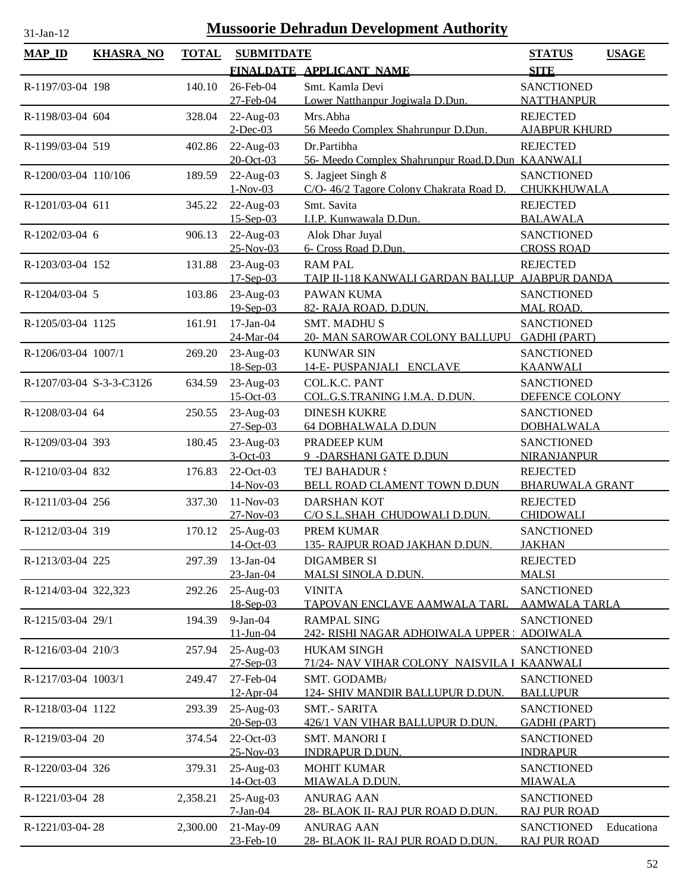31-Jan-12

# Mussoorie Dehradun Development Authority

| MAP_ID | KHASRA_NO | TOTAL | SUBMITDATE / FINALDATE | APPLICANT_NAME | STATUS / SITE | USAGE |
|---|---|---|---|---|---|---|
| R-1197/03-04 | 198 | 140.10 | 26-Feb-04<br>27-Feb-04 | Smt. Kamla Devi<br>Lower Natthanpur Jogiwala D.Dun. | SANCTIONED<br>NATTHANPUR | |
| R-1198/03-04 | 604 | 328.04 | 22-Aug-03<br>2-Dec-03 | Mrs.Abha<br>56 Meedo Complex Shahrunpur D.Dun. | REJECTED<br>AJABPUR KHURD | |
| R-1199/03-04 | 519 | 402.86 | 22-Aug-03<br>20-Oct-03 | Dr.Partibha<br>56- Meedo Complex Shahrunpur Road.D.Dun | REJECTED<br>KAANWALI | |
| R-1200/03-04 | 110/106 | 189.59 | 22-Aug-03<br>1-Nov-03 | S. Jagjeet Singh &<br>C/O- 46/2 Tagore Colony Chakrata Road D. | SANCTIONED<br>CHUKKHUWALA | |
| R-1201/03-04 | 611 | 345.22 | 22-Aug-03<br>15-Sep-03 | Smt. Savita<br>I.I.P. Kunwawala D.Dun. | REJECTED<br>BALAWALA | |
| R-1202/03-04 | 6 | 906.13 | 22-Aug-03<br>25-Nov-03 | Alok Dhar Juyal<br>6- Cross Road D.Dun. | SANCTIONED<br>CROSS ROAD | |
| R-1203/03-04 | 152 | 131.88 | 23-Aug-03<br>17-Sep-03 | RAM PAL<br>TAIP II-118 KANWALI GARDAN BALLUP | REJECTED<br>AJABPUR DANDA | |
| R-1204/03-04 | 5 | 103.86 | 23-Aug-03<br>19-Sep-03 | PAWAN KUMA<br>82- RAJA ROAD. D.DUN. | SANCTIONED<br>MAL ROAD. | |
| R-1205/03-04 | 1125 | 161.91 | 17-Jan-04<br>24-Mar-04 | SMT. MADHU S<br>20- MAN SAROWAR COLONY BALLUPU | SANCTIONED<br>GADHI (PART) | |
| R-1206/03-04 | 1007/1 | 269.20 | 23-Aug-03<br>18-Sep-03 | KUNWAR SIN<br>14-E- PUSPANJALI ENCLAVE | SANCTIONED<br>KAANWALI | |
| R-1207/03-04 | S-3-3-C3126 | 634.59 | 23-Aug-03<br>15-Oct-03 | COL.K.C. PANT<br>COL.G.S.TRANING I.M.A. D.DUN. | SANCTIONED<br>DEFENCE COLONY | |
| R-1208/03-04 | 64 | 250.55 | 23-Aug-03<br>27-Sep-03 | DINESH KUKRE<br>64 DOBHALWALA D.DUN | SANCTIONED<br>DOBHALWALA | |
| R-1209/03-04 | 393 | 180.45 | 23-Aug-03<br>3-Oct-03 | PRADEEP KUM<br>9 -DARSHANI GATE D.DUN | SANCTIONED<br>NIRANJANPUR | |
| R-1210/03-04 | 832 | 176.83 | 22-Oct-03<br>14-Nov-03 | TEJ BAHADUR S<br>BELL ROAD CLAMENT TOWN D.DUN | REJECTED<br>BHARUWALA GRANT | |
| R-1211/03-04 | 256 | 337.30 | 11-Nov-03<br>27-Nov-03 | DARSHAN KOT<br>C/O S.L.SHAH CHUDOWALI D.DUN. | REJECTED<br>CHIDOWALI | |
| R-1212/03-04 | 319 | 170.12 | 25-Aug-03<br>14-Oct-03 | PREM KUMAR<br>135- RAJPUR ROAD JAKHAN D.DUN. | SANCTIONED<br>JAKHAN | |
| R-1213/03-04 | 225 | 297.39 | 13-Jan-04<br>23-Jan-04 | DIGAMBER SI<br>MALSI SINOLA D.DUN. | REJECTED<br>MALSI | |
| R-1214/03-04 | 322,323 | 292.26 | 25-Aug-03<br>18-Sep-03 | VINITA<br>TAPOVAN ENCLAVE AAMWALA TARL | SANCTIONED<br>AAMWALA TARLA | |
| R-1215/03-04 | 29/1 | 194.39 | 9-Jan-04<br>11-Jun-04 | RAMPAL SING<br>242- RISHI NAGAR ADHOIWALA UPPER | SANCTIONED<br>ADOIWALA | |
| R-1216/03-04 | 210/3 | 257.94 | 25-Aug-03<br>27-Sep-03 | HUKAM SINGH<br>71/24- NAV VIHAR COLONY NAISVILA I | SANCTIONED<br>KAANWALI | |
| R-1217/03-04 | 1003/1 | 249.47 | 27-Feb-04<br>12-Apr-04 | SMT. GODAMBA<br>124- SHIV MANDIR BALLUPUR D.DUN. | SANCTIONED<br>BALLUPUR | |
| R-1218/03-04 | 1122 | 293.39 | 25-Aug-03<br>20-Sep-03 | SMT.- SARITA<br>426/1 VAN VIHAR BALLUPUR D.DUN. | SANCTIONED<br>GADHI (PART) | |
| R-1219/03-04 | 20 | 374.54 | 22-Oct-03<br>25-Nov-03 | SMT. MANORI I<br>INDRAPUR D.DUN. | SANCTIONED<br>INDRAPUR | |
| R-1220/03-04 | 326 | 379.31 | 25-Aug-03<br>14-Oct-03 | MOHIT KUMAR<br>MIAWALA D.DUN. | SANCTIONED<br>MIAWALA | |
| R-1221/03-04 | 28 | 2,358.21 | 25-Aug-03<br>7-Jan-04 | ANURAG AAN<br>28- BLAOK II- RAJ PUR ROAD D.DUN. | SANCTIONED<br>RAJ PUR ROAD | |
| R-1221/03-04- | 28 | 2,300.00 | 21-May-09<br>23-Feb-10 | ANURAG AAN<br>28- BLAOK II- RAJ PUR ROAD D.DUN. | SANCTIONED<br>RAJ PUR ROAD | Educationa |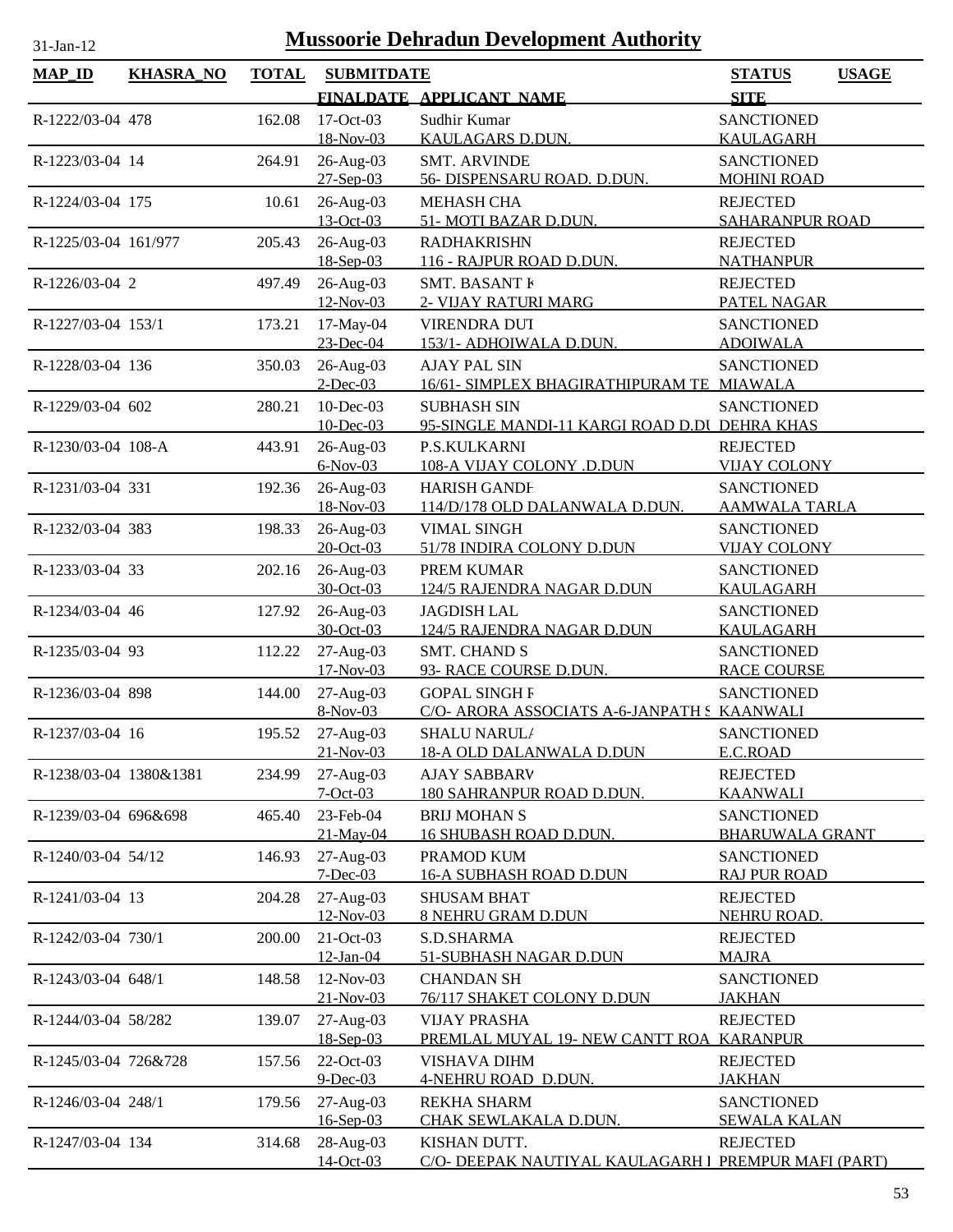# Mussoorie Dehradun Development Authority

| MAP_ID | KHASRA_NO | TOTAL | SUBMITDATE<br>FINALDATE | APPLICANT_NAME | STATUS<br>SITE | USAGE |
|---|---|---|---|---|---|---|
| R-1222/03-04 | 478 | 162.08 | 17-Oct-03<br>18-Nov-03 | Sudhir Kumar<br>KAULAGARS D.DUN. | SANCTIONED<br>KAULAGARH | |
| R-1223/03-04 | 14 | 264.91 | 26-Aug-03<br>27-Sep-03 | SMT. ARVINDE<br>56- DISPENSARU ROAD. D.DUN. | SANCTIONED<br>MOHINI ROAD | |
| R-1224/03-04 | 175 | 10.61 | 26-Aug-03<br>13-Oct-03 | MEHASH CHA<br>51- MOTI BAZAR D.DUN. | REJECTED<br>SAHARANPUR ROAD | |
| R-1225/03-04 | 161/977 | 205.43 | 26-Aug-03<br>18-Sep-03 | RADHAKRISHN<br>116 - RAJPUR ROAD D.DUN. | REJECTED<br>NATHANPUR | |
| R-1226/03-04 | 2 | 497.49 | 26-Aug-03<br>12-Nov-03 | SMT. BASANT K<br>2- VIJAY RATURI MARG | REJECTED<br>PATEL NAGAR | |
| R-1227/03-04 | 153/1 | 173.21 | 17-May-04<br>23-Dec-04 | VIRENDRA DUT<br>153/1- ADHOIWALA D.DUN. | SANCTIONED<br>ADOIWALA | |
| R-1228/03-04 | 136 | 350.03 | 26-Aug-03<br>2-Dec-03 | AJAY PAL SIN<br>16/61- SIMPLEX BHAGIRATHIPURAM TE | SANCTIONED<br>MIAWALA | |
| R-1229/03-04 | 602 | 280.21 | 10-Dec-03<br>10-Dec-03 | SUBHASH SIN<br>95-SINGLE MANDI-11 KARGI ROAD D.DU | SANCTIONED<br>DEHRA KHAS | |
| R-1230/03-04 | 108-A | 443.91 | 26-Aug-03<br>6-Nov-03 | P.S.KULKARNI<br>108-A VIJAY COLONY .D.DUN | REJECTED<br>VIJAY COLONY | |
| R-1231/03-04 | 331 | 192.36 | 26-Aug-03<br>18-Nov-03 | HARISH GANDH<br>114/D/178 OLD DALANWALA D.DUN. | SANCTIONED<br>AAMWALA TARLA | |
| R-1232/03-04 | 383 | 198.33 | 26-Aug-03<br>20-Oct-03 | VIMAL SINGH<br>51/78 INDIRA COLONY D.DUN | SANCTIONED<br>VIJAY COLONY | |
| R-1233/03-04 | 33 | 202.16 | 26-Aug-03<br>30-Oct-03 | PREM KUMAR<br>124/5 RAJENDRA NAGAR D.DUN | SANCTIONED<br>KAULAGARH | |
| R-1234/03-04 | 46 | 127.92 | 26-Aug-03<br>30-Oct-03 | JAGDISH LAL<br>124/5 RAJENDRA NAGAR D.DUN | SANCTIONED<br>KAULAGARH | |
| R-1235/03-04 | 93 | 112.22 | 27-Aug-03<br>17-Nov-03 | SMT. CHAND S<br>93- RACE COURSE D.DUN. | SANCTIONED<br>RACE COURSE | |
| R-1236/03-04 | 898 | 144.00 | 27-Aug-03<br>8-Nov-03 | GOPAL SINGH F<br>C/O- ARORA ASSOCIATS A-6-JANPATH S | SANCTIONED<br>KAANWALI | |
| R-1237/03-04 | 16 | 195.52 | 27-Aug-03<br>21-Nov-03 | SHALU NARULA<br>18-A OLD DALANWALA D.DUN | SANCTIONED<br>E.C.ROAD | |
| R-1238/03-04 | 1380&1381 | 234.99 | 27-Aug-03<br>7-Oct-03 | AJAY SABBARV<br>180 SAHRANPUR ROAD D.DUN. | REJECTED<br>KAANWALI | |
| R-1239/03-04 | 696&698 | 465.40 | 23-Feb-04<br>21-May-04 | BRIJ MOHAN S<br>16 SHUBASH ROAD D.DUN. | SANCTIONED<br>BHARUWALA GRANT | |
| R-1240/03-04 | 54/12 | 146.93 | 27-Aug-03<br>7-Dec-03 | PRAMOD KUM<br>16-A SUBHASH ROAD D.DUN | SANCTIONED<br>RAJ PUR ROAD | |
| R-1241/03-04 | 13 | 204.28 | 27-Aug-03<br>12-Nov-03 | SHUSAM BHAT<br>8 NEHRU GRAM D.DUN | REJECTED<br>NEHRU ROAD. | |
| R-1242/03-04 | 730/1 | 200.00 | 21-Oct-03<br>12-Jan-04 | S.D.SHARMA<br>51-SUBHASH NAGAR D.DUN | REJECTED<br>MAJRA | |
| R-1243/03-04 | 648/1 | 148.58 | 12-Nov-03<br>21-Nov-03 | CHANDAN SH<br>76/117 SHAKET COLONY D.DUN | SANCTIONED<br>JAKHAN | |
| R-1244/03-04 | 58/282 | 139.07 | 27-Aug-03<br>18-Sep-03 | VIJAY PRASHA<br>PREMLAL MUYAL 19- NEW CANTT ROA | REJECTED<br>KARANPUR | |
| R-1245/03-04 | 726&728 | 157.56 | 22-Oct-03<br>9-Dec-03 | VISHAVA DIHM<br>4-NEHRU ROAD D.DUN. | REJECTED<br>JAKHAN | |
| R-1246/03-04 | 248/1 | 179.56 | 27-Aug-03<br>16-Sep-03 | REKHA SHARM<br>CHAK SEWLAKALA D.DUN. | SANCTIONED<br>SEWALA KALAN | |
| R-1247/03-04 | 134 | 314.68 | 28-Aug-03<br>14-Oct-03 | KISHAN DUTT.<br>C/O- DEEPAK NAUTIYAL KAULAGARH I | REJECTED<br>PREMPUR MAFI (PART) | |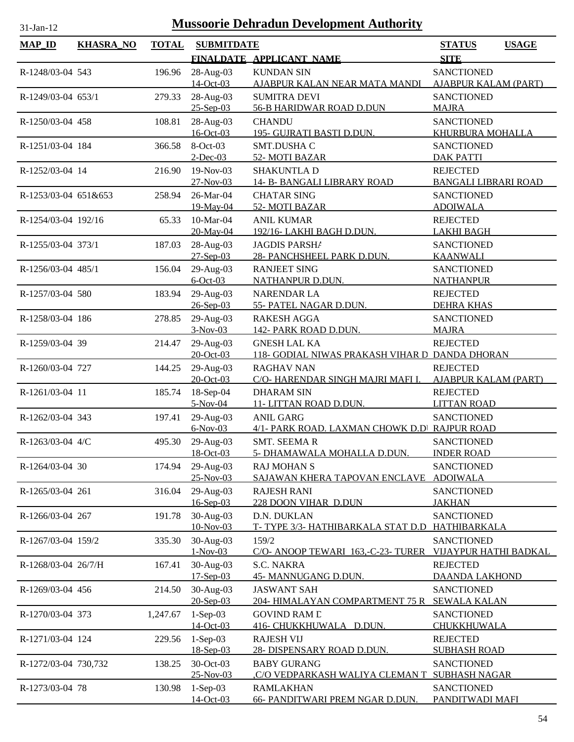# Mussoorie Dehradun Development Authority

| MAP_ID | KHASRA_NO | TOTAL | SUBMITDATE / FINALDATE | APPLICANT_NAME | STATUS / SITE | USAGE |
|---|---|---|---|---|---|---|
| R-1248/03-04 | 543 | 196.96 | 28-Aug-03<br>14-Oct-03 | KUNDAN SIN<br>AJABPUR KALAN NEAR MATA MANDI | SANCTIONED<br>AJABPUR KALAM (PART) | |
| R-1249/03-04 | 653/1 | 279.33 | 28-Aug-03<br>25-Sep-03 | SUMITRA DEVI<br>56-B HARIDWAR ROAD D.DUN | SANCTIONED<br>MAJRA | |
| R-1250/03-04 | 458 | 108.81 | 28-Aug-03<br>16-Oct-03 | CHANDU<br>195- GUJRATI BASTI D.DUN. | SANCTIONED<br>KHURBURA MOHALLA | |
| R-1251/03-04 | 184 | 366.58 | 8-Oct-03<br>2-Dec-03 | SMT.DUSHA C<br>52- MOTI BAZAR | SANCTIONED<br>DAK PATTI | |
| R-1252/03-04 | 14 | 216.90 | 19-Nov-03<br>27-Nov-03 | SHAKUNTLA D<br>14- B- BANGALI LIBRARY ROAD | REJECTED<br>BANGALI LIBRARI ROAD | |
| R-1253/03-04 | 651&653 | 258.94 | 26-Mar-04<br>19-May-04 | CHATAR SING<br>52- MOTI BAZAR | SANCTIONED<br>ADOIWALA | |
| R-1254/03-04 | 192/16 | 65.33 | 10-Mar-04<br>20-May-04 | ANIL KUMAR<br>192/16- LAKHI BAGH D.DUN. | REJECTED<br>LAKHI BAGH | |
| R-1255/03-04 | 373/1 | 187.03 | 28-Aug-03<br>27-Sep-03 | JAGDIS PARSHA<br>28- PANCHSHEEL PARK D.DUN. | SANCTIONED<br>KAANWALI | |
| R-1256/03-04 | 485/1 | 156.04 | 29-Aug-03<br>6-Oct-03 | RANJEET SING<br>NATHANPUR D.DUN. | SANCTIONED<br>NATHANPUR | |
| R-1257/03-04 | 580 | 183.94 | 29-Aug-03<br>26-Sep-03 | NARENDAR LA<br>55- PATEL NAGAR D.DUN. | REJECTED<br>DEHRA KHAS | |
| R-1258/03-04 | 186 | 278.85 | 29-Aug-03<br>3-Nov-03 | RAKESH AGGA<br>142- PARK ROAD D.DUN. | SANCTIONED<br>MAJRA | |
| R-1259/03-04 | 39 | 214.47 | 29-Aug-03<br>20-Oct-03 | GNESH LAL KA<br>118- GODIAL NIWAS PRAKASH VIHAR D | REJECTED<br>DANDA DHORAN | |
| R-1260/03-04 | 727 | 144.25 | 29-Aug-03<br>20-Oct-03 | RAGHAV NAN<br>C/O- HARENDAR SINGH MAJRI MAFI I. | REJECTED<br>AJABPUR KALAM (PART) | |
| R-1261/03-04 | 11 | 185.74 | 18-Sep-04<br>5-Nov-04 | DHARAM SIN<br>11- LITTAN ROAD D.DUN. | REJECTED<br>LITTAN ROAD | |
| R-1262/03-04 | 343 | 197.41 | 29-Aug-03<br>6-Nov-03 | ANIL GARG<br>4/1- PARK ROAD. LAXMAN CHOWK D.DI | SANCTIONED<br>RAJPUR ROAD | |
| R-1263/03-04 | 4/C | 495.30 | 29-Aug-03<br>18-Oct-03 | SMT. SEEMA R<br>5- DHAMAWALA MOHALLA D.DUN. | SANCTIONED<br>INDER ROAD | |
| R-1264/03-04 | 30 | 174.94 | 29-Aug-03<br>25-Nov-03 | RAJ MOHAN S<br>SAJAWAN KHERA TAPOVAN ENCLAVE | SANCTIONED<br>ADOIWALA | |
| R-1265/03-04 | 261 | 316.04 | 29-Aug-03<br>16-Sep-03 | RAJESH RANI<br>228 DOON VIHAR D.DUN | SANCTIONED<br>JAKHAN | |
| R-1266/03-04 | 267 | 191.78 | 30-Aug-03<br>10-Nov-03 | D.N. DUKLAN<br>T- TYPE 3/3- HATHIBARKALA STAT D.D | SANCTIONED<br>HATHIBARKALA | |
| R-1267/03-04 | 159/2 | 335.30 | 30-Aug-03<br>1-Nov-03 | 159/2<br>C/O- ANOOP TEWARI 163,-C-23- TURER | SANCTIONED<br>VIJAYPUR HATHI BADKAL | |
| R-1268/03-04 | 26/7/H | 167.41 | 30-Aug-03<br>17-Sep-03 | S.C. NAKRA<br>45- MANNUGANG D.DUN. | REJECTED<br>DAANDA LAKHOND | |
| R-1269/03-04 | 456 | 214.50 | 30-Aug-03<br>20-Sep-03 | JASWANT SAH<br>204- HIMALAYAN COMPARTMENT 75 R | SANCTIONED<br>SEWALA KALAN | |
| R-1270/03-04 | 373 | 1,247.67 | 1-Sep-03<br>14-Oct-03 | GOVIND RAM D<br>416- CHUKKHUWALA D.DUN. | SANCTIONED<br>CHUKKHUWALA | |
| R-1271/03-04 | 124 | 229.56 | 1-Sep-03<br>18-Sep-03 | RAJESH VIJ<br>28- DISPENSARY ROAD D.DUN. | REJECTED<br>SUBHASH ROAD | |
| R-1272/03-04 | 730,732 | 138.25 | 30-Oct-03<br>25-Nov-03 | BABY GURANG<br>,C/O VEDPARKASH WALIYA CLEMAN T | SANCTIONED<br>SUBHASH NAGAR | |
| R-1273/03-04 | 78 | 130.98 | 1-Sep-03<br>14-Oct-03 | RAMLAKHAN<br>66- PANDITWARI PREM NGAR D.DUN. | SANCTIONED<br>PANDITWADI MAFI | |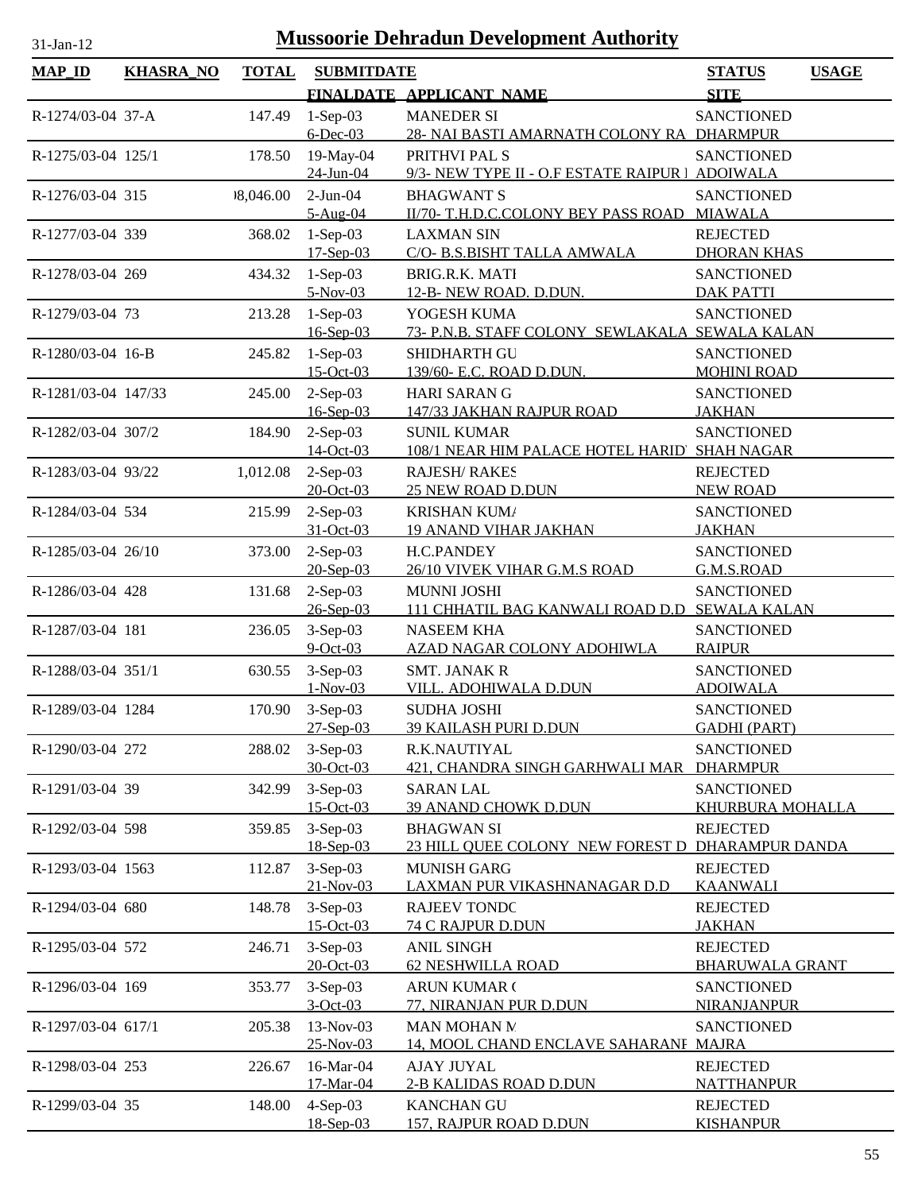# Mussoorie Dehradun Development Authority

31-Jan-12

| MAP_ID | KHASRA_NO | TOTAL | SUBMITDATE / FINALDATE | APPLICANT_NAME | STATUS / SITE | USAGE |
|---|---|---|---|---|---|---|
| R-1274/03-04 | 37-A | 147.49 | 1-Sep-03 / 6-Dec-03 | MANEDER SI / 28- NAI BASTI AMARNATH COLONY RA | SANCTIONED / DHARMPUR | |
| R-1275/03-04 | 125/1 | 178.50 | 19-May-04 / 24-Jun-04 | PRITHVI PAL S / 9/3- NEW TYPE II - O.F ESTATE RAIPUR I | SANCTIONED / ADOIWALA | |
| R-1276/03-04 | 315 | )8,046.00 | 2-Jun-04 / 5-Aug-04 | BHAGWANT S / II/70- T.H.D.C.COLONY BEY PASS ROAD | SANCTIONED / MIAWALA | |
| R-1277/03-04 | 339 | 368.02 | 1-Sep-03 / 17-Sep-03 | LAXMAN SIN / C/O- B.S.BISHT TALLA AMWALA | REJECTED / DHORAN KHAS | |
| R-1278/03-04 | 269 | 434.32 | 1-Sep-03 / 5-Nov-03 | BRIG.R.K. MATI / 12-B- NEW ROAD. D.DUN. | SANCTIONED / DAK PATTI | |
| R-1279/03-04 | 73 | 213.28 | 1-Sep-03 / 16-Sep-03 | YOGESH KUMA / 73- P.N.B. STAFF COLONY SEWLAKALA | SANCTIONED / SEWALA KALAN | |
| R-1280/03-04 | 16-B | 245.82 | 1-Sep-03 / 15-Oct-03 | SHIDHARTH GU / 139/60- E.C. ROAD D.DUN. | SANCTIONED / MOHINI ROAD | |
| R-1281/03-04 | 147/33 | 245.00 | 2-Sep-03 / 16-Sep-03 | HARI SARAN G / 147/33 JAKHAN RAJPUR ROAD | SANCTIONED / JAKHAN | |
| R-1282/03-04 | 307/2 | 184.90 | 2-Sep-03 / 14-Oct-03 | SUNIL KUMAR / 108/1 NEAR HIM PALACE HOTEL HARID | SANCTIONED / SHAH NAGAR | |
| R-1283/03-04 | 93/22 | 1,012.08 | 2-Sep-03 / 20-Oct-03 | RAJESH/ RAKES / 25 NEW ROAD D.DUN | REJECTED / NEW ROAD | |
| R-1284/03-04 | 534 | 215.99 | 2-Sep-03 / 31-Oct-03 | KRISHAN KUM/ / 19 ANAND VIHAR JAKHAN | SANCTIONED / JAKHAN | |
| R-1285/03-04 | 26/10 | 373.00 | 2-Sep-03 / 20-Sep-03 | H.C.PANDEY / 26/10 VIVEK VIHAR G.M.S ROAD | SANCTIONED / G.M.S.ROAD | |
| R-1286/03-04 | 428 | 131.68 | 2-Sep-03 / 26-Sep-03 | MUNNI JOSHI / 111 CHHATIL BAG KANWALI ROAD D.D | SANCTIONED / SEWALA KALAN | |
| R-1287/03-04 | 181 | 236.05 | 3-Sep-03 / 9-Oct-03 | NASEEM KHA / AZAD NAGAR COLONY ADOHIWLA | SANCTIONED / RAIPUR | |
| R-1288/03-04 | 351/1 | 630.55 | 3-Sep-03 / 1-Nov-03 | SMT. JANAK R / VILL. ADOHIWALA D.DUN | SANCTIONED / ADOIWALA | |
| R-1289/03-04 | 1284 | 170.90 | 3-Sep-03 / 27-Sep-03 | SUDHA JOSHI / 39 KAILASH PURI D.DUN | SANCTIONED / GADHI (PART) | |
| R-1290/03-04 | 272 | 288.02 | 3-Sep-03 / 30-Oct-03 | R.K.NAUTIYAL / 421, CHANDRA SINGH GARHWALI MAR | SANCTIONED / DHARMPUR | |
| R-1291/03-04 | 39 | 342.99 | 3-Sep-03 / 15-Oct-03 | SARAN LAL / 39 ANAND CHOWK D.DUN | SANCTIONED / KHURBURA MOHALLA | |
| R-1292/03-04 | 598 | 359.85 | 3-Sep-03 / 18-Sep-03 | BHAGWAN SI / 23 HILL QUEE COLONY NEW FOREST D | REJECTED / DHARAMPUR DANDA | |
| R-1293/03-04 | 1563 | 112.87 | 3-Sep-03 / 21-Nov-03 | MUNISH GARG / LAXMAN PUR VIKASHNANAGAR D.D | REJECTED / KAANWALI | |
| R-1294/03-04 | 680 | 148.78 | 3-Sep-03 / 15-Oct-03 | RAJEEV TONDC / 74 C RAJPUR D.DUN | REJECTED / JAKHAN | |
| R-1295/03-04 | 572 | 246.71 | 3-Sep-03 / 20-Oct-03 | ANIL SINGH / 62 NESHWILLA ROAD | REJECTED / BHARUWALA GRANT | |
| R-1296/03-04 | 169 | 353.77 | 3-Sep-03 / 3-Oct-03 | ARUN KUMAR ( / 77, NIRANJAN PUR D.DUN | SANCTIONED / NIRANJANPUR | |
| R-1297/03-04 | 617/1 | 205.38 | 13-Nov-03 / 25-Nov-03 | MAN MOHAN M / 14, MOOL CHAND ENCLAVE SAHARANI | SANCTIONED / MAJRA | |
| R-1298/03-04 | 253 | 226.67 | 16-Mar-04 / 17-Mar-04 | AJAY JUYAL / 2-B KALIDAS ROAD D.DUN | REJECTED / NATTHANPUR | |
| R-1299/03-04 | 35 | 148.00 | 4-Sep-03 / 18-Sep-03 | KANCHAN GU / 157, RAJPUR ROAD D.DUN | REJECTED / KISHANPUR | |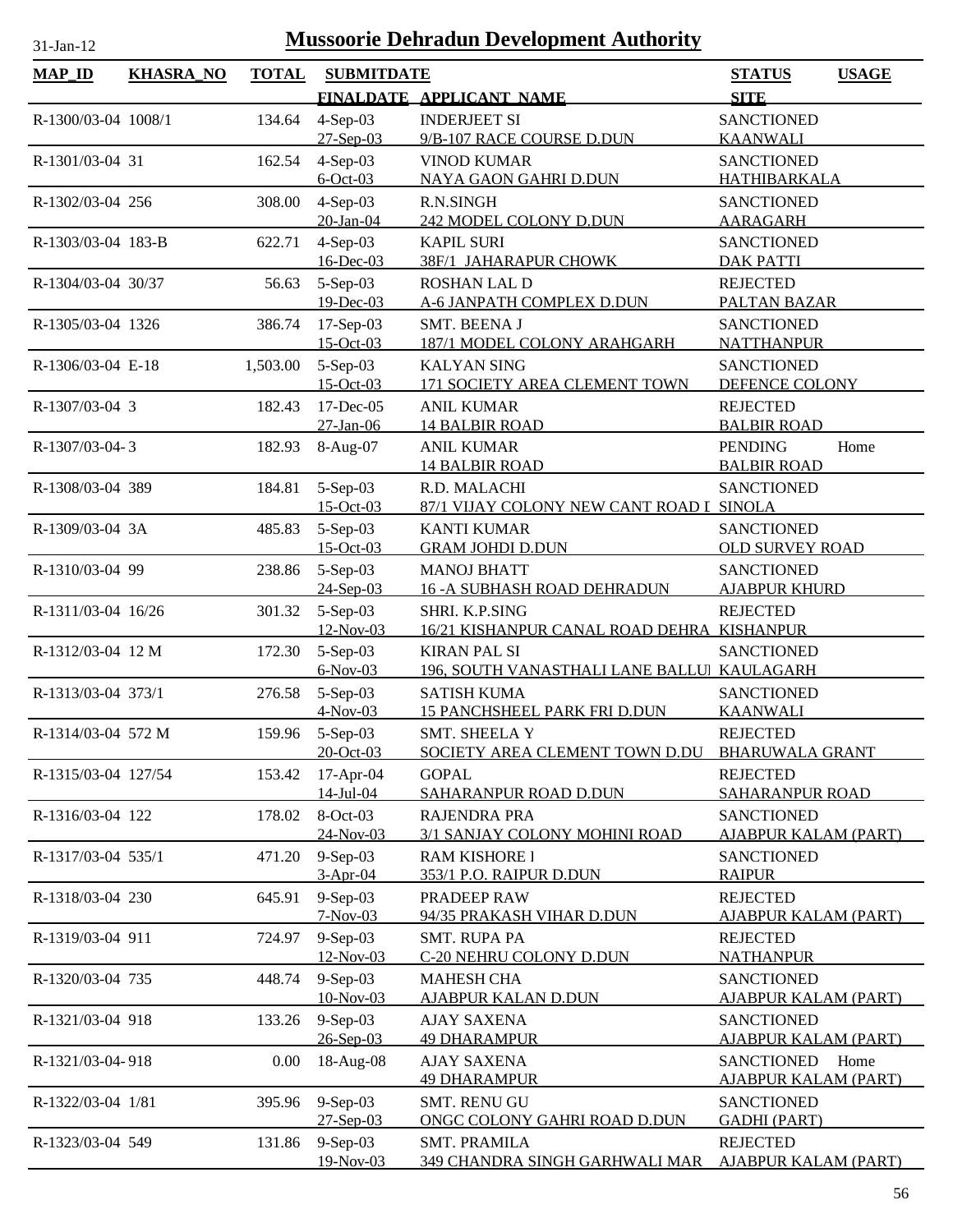# Mussoorie Dehradun Development Authority

31-Jan-12

| MAP_ID | KHASRA_NO | TOTAL | SUBMITDATE / FINALDATE | APPLICANT_NAME | STATUS / SITE | USAGE |
|---|---|---|---|---|---|---|
| R-1300/03-04 | 1008/1 | 134.64 | 4-Sep-03<br>27-Sep-03 | INDERJEET SI<br>9/B-107 RACE COURSE D.DUN | SANCTIONED<br>KAANWALI | |
| R-1301/03-04 | 31 | 162.54 | 4-Sep-03<br>6-Oct-03 | VINOD KUMAR<br>NAYA GAON GAHRI D.DUN | SANCTIONED<br>HATHIBARKALA | |
| R-1302/03-04 | 256 | 308.00 | 4-Sep-03<br>20-Jan-04 | R.N.SINGH<br>242 MODEL COLONY D.DUN | SANCTIONED<br>AARAGARH | |
| R-1303/03-04 | 183-B | 622.71 | 4-Sep-03<br>16-Dec-03 | KAPIL SURI<br>38F/1 JAHARAPUR CHOWK | SANCTIONED<br>DAK PATTI | |
| R-1304/03-04 | 30/37 | 56.63 | 5-Sep-03<br>19-Dec-03 | ROSHAN LAL D<br>A-6 JANPATH COMPLEX D.DUN | REJECTED<br>PALTAN BAZAR | |
| R-1305/03-04 | 1326 | 386.74 | 17-Sep-03<br>15-Oct-03 | SMT. BEENA J<br>187/1 MODEL COLONY ARAHGARH | SANCTIONED<br>NATTHANPUR | |
| R-1306/03-04 | E-18 | 1,503.00 | 5-Sep-03<br>15-Oct-03 | KALYAN SING<br>171 SOCIETY AREA CLEMENT TOWN | SANCTIONED<br>DEFENCE COLONY | |
| R-1307/03-04 | 3 | 182.43 | 17-Dec-05<br>27-Jan-06 | ANIL KUMAR<br>14 BALBIR ROAD | REJECTED<br>BALBIR ROAD | |
| R-1307/03-04- | 3 | 182.93 | 8-Aug-07 | ANIL KUMAR<br>14 BALBIR ROAD | PENDING<br>BALBIR ROAD | Home |
| R-1308/03-04 | 389 | 184.81 | 5-Sep-03<br>15-Oct-03 | R.D. MALACHI<br>87/1 VIJAY COLONY NEW CANT ROAD I | SANCTIONED<br>SINOLA | |
| R-1309/03-04 | 3A | 485.83 | 5-Sep-03<br>15-Oct-03 | KANTI KUMAR<br>GRAM JOHDI D.DUN | SANCTIONED<br>OLD SURVEY ROAD | |
| R-1310/03-04 | 99 | 238.86 | 5-Sep-03<br>24-Sep-03 | MANOJ BHATT<br>16 -A SUBHASH ROAD DEHRADUN | SANCTIONED<br>AJABPUR KHURD | |
| R-1311/03-04 | 16/26 | 301.32 | 5-Sep-03<br>12-Nov-03 | SHRI. K.P.SING<br>16/21 KISHANPUR CANAL ROAD DEHRA | REJECTED<br>KISHANPUR | |
| R-1312/03-04 | 12 M | 172.30 | 5-Sep-03<br>6-Nov-03 | KIRAN PAL SI<br>196, SOUTH VANASTHALI LANE BALLUI | SANCTIONED<br>KAULAGARH | |
| R-1313/03-04 | 373/1 | 276.58 | 5-Sep-03<br>4-Nov-03 | SATISH KUMA<br>15 PANCHSHEEL PARK FRI D.DUN | SANCTIONED<br>KAANWALI | |
| R-1314/03-04 | 572 M | 159.96 | 5-Sep-03<br>20-Oct-03 | SMT. SHEELA Y<br>SOCIETY AREA CLEMENT TOWN D.DU | REJECTED<br>BHARUWALA GRANT | |
| R-1315/03-04 | 127/54 | 153.42 | 17-Apr-04<br>14-Jul-04 | GOPAL<br>SAHARANPUR ROAD D.DUN | REJECTED<br>SAHARANPUR ROAD | |
| R-1316/03-04 | 122 | 178.02 | 8-Oct-03<br>24-Nov-03 | RAJENDRA PRA<br>3/1 SANJAY COLONY MOHINI ROAD | SANCTIONED<br>AJABPUR KALAM (PART) | |
| R-1317/03-04 | 535/1 | 471.20 | 9-Sep-03<br>3-Apr-04 | RAM KISHORE l<br>353/1 P.O. RAIPUR D.DUN | SANCTIONED<br>RAIPUR | |
| R-1318/03-04 | 230 | 645.91 | 9-Sep-03<br>7-Nov-03 | PRADEEP RAW<br>94/35 PRAKASH VIHAR D.DUN | REJECTED<br>AJABPUR KALAM (PART) | |
| R-1319/03-04 | 911 | 724.97 | 9-Sep-03<br>12-Nov-03 | SMT. RUPA PA<br>C-20 NEHRU COLONY D.DUN | REJECTED<br>NATHANPUR | |
| R-1320/03-04 | 735 | 448.74 | 9-Sep-03<br>10-Nov-03 | MAHESH CHA<br>AJABPUR KALAN D.DUN | SANCTIONED<br>AJABPUR KALAM (PART) | |
| R-1321/03-04 | 918 | 133.26 | 9-Sep-03<br>26-Sep-03 | AJAY SAXENA<br>49 DHARAMPUR | SANCTIONED<br>AJABPUR KALAM (PART) | |
| R-1321/03-04- | 918 | 0.00 | 18-Aug-08 | AJAY SAXENA<br>49 DHARAMPUR | SANCTIONED<br>AJABPUR KALAM (PART) | Home |
| R-1322/03-04 | 1/81 | 395.96 | 9-Sep-03<br>27-Sep-03 | SMT. RENU GU<br>ONGC COLONY GAHRI ROAD D.DUN | SANCTIONED<br>GADHI (PART) | |
| R-1323/03-04 | 549 | 131.86 | 9-Sep-03<br>19-Nov-03 | SMT. PRAMILA<br>349 CHANDRA SINGH GARHWALI MAR | REJECTED<br>AJABPUR KALAM (PART) | |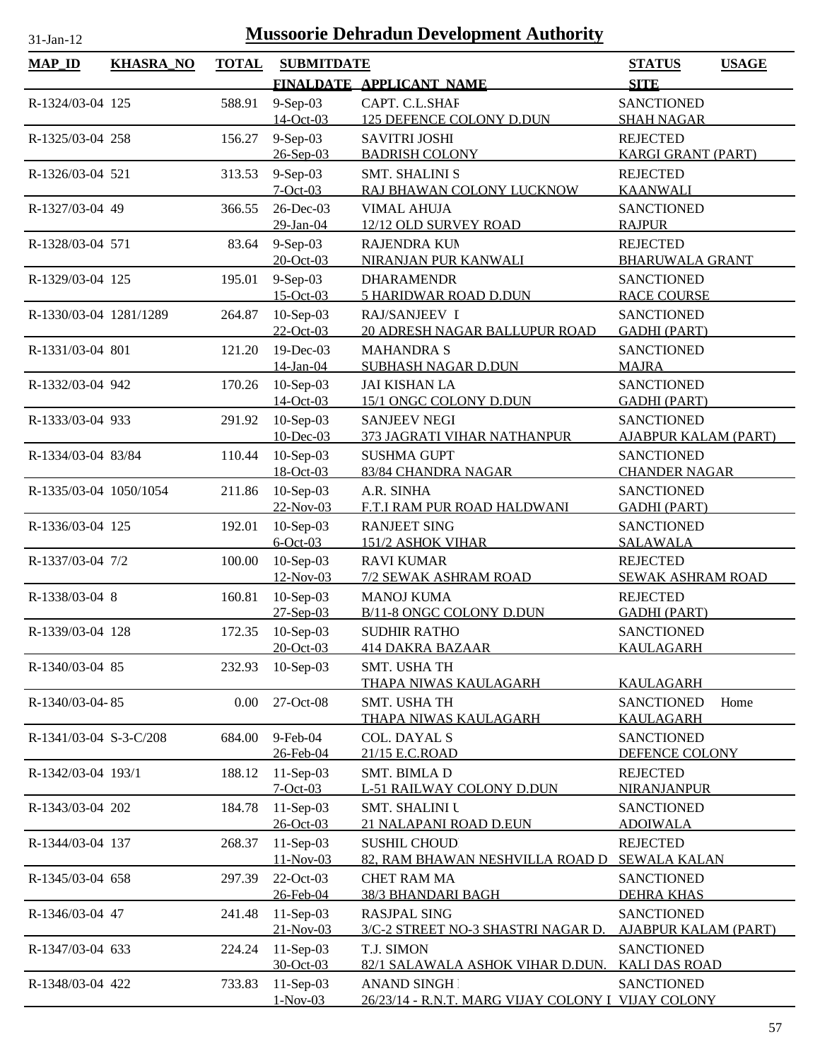# Mussoorie Dehradun Development Authority

31-Jan-12

| MAP_ID | KHASRA_NO | TOTAL | SUBMITDATE / FINALDATE | APPLICANT_NAME | STATUS / SITE | USAGE |
|---|---|---|---|---|---|---|
| R-1324/03-04 | 125 | 588.91 | 9-Sep-03<br>14-Oct-03 | CAPT. C.L.SHAF<br>125 DEFENCE COLONY D.DUN | SANCTIONED<br>SHAH NAGAR | |
| R-1325/03-04 | 258 | 156.27 | 9-Sep-03<br>26-Sep-03 | SAVITRI JOSHI<br>BADRISH COLONY | REJECTED<br>KARGI GRANT (PART) | |
| R-1326/03-04 | 521 | 313.53 | 9-Sep-03<br>7-Oct-03 | SMT. SHALINI S<br>RAJ BHAWAN COLONY LUCKNOW | REJECTED<br>KAANWALI | |
| R-1327/03-04 | 49 | 366.55 | 26-Dec-03<br>29-Jan-04 | VIMAL AHUJA<br>12/12 OLD SURVEY ROAD | SANCTIONED<br>RAJPUR | |
| R-1328/03-04 | 571 | 83.64 | 9-Sep-03<br>20-Oct-03 | RAJENDRA KUM<br>NIRANJAN PUR KANWALI | REJECTED<br>BHARUWALA GRANT | |
| R-1329/03-04 | 125 | 195.01 | 9-Sep-03<br>15-Oct-03 | DHARAMENDR<br>5 HARIDWAR ROAD D.DUN | SANCTIONED<br>RACE COURSE | |
| R-1330/03-04 | 1281/1289 | 264.87 | 10-Sep-03<br>22-Oct-03 | RAJ/SANJEEV I<br>20 ADRESH NAGAR BALLUPUR ROAD | SANCTIONED<br>GADHI (PART) | |
| R-1331/03-04 | 801 | 121.20 | 19-Dec-03<br>14-Jan-04 | MAHANDRA S<br>SUBHASH NAGAR D.DUN | SANCTIONED<br>MAJRA | |
| R-1332/03-04 | 942 | 170.26 | 10-Sep-03<br>14-Oct-03 | JAI KISHAN LA<br>15/1 ONGC COLONY D.DUN | SANCTIONED<br>GADHI (PART) | |
| R-1333/03-04 | 933 | 291.92 | 10-Sep-03<br>10-Dec-03 | SANJEEV NEGI<br>373 JAGRATI VIHAR NATHANPUR | SANCTIONED<br>AJABPUR KALAM (PART) | |
| R-1334/03-04 | 83/84 | 110.44 | 10-Sep-03<br>18-Oct-03 | SUSHMA GUPT<br>83/84 CHANDRA NAGAR | SANCTIONED<br>CHANDER NAGAR | |
| R-1335/03-04 | 1050/1054 | 211.86 | 10-Sep-03<br>22-Nov-03 | A.R. SINHA<br>F.T.I RAM PUR ROAD HALDWANI | SANCTIONED<br>GADHI (PART) | |
| R-1336/03-04 | 125 | 192.01 | 10-Sep-03<br>6-Oct-03 | RANJEET SING<br>151/2 ASHOK VIHAR | SANCTIONED<br>SALAWALA | |
| R-1337/03-04 | 7/2 | 100.00 | 10-Sep-03<br>12-Nov-03 | RAVI KUMAR<br>7/2 SEWAK ASHRAM ROAD | REJECTED<br>SEWAK ASHRAM ROAD | |
| R-1338/03-04 | 8 | 160.81 | 10-Sep-03<br>27-Sep-03 | MANOJ KUMA<br>B/11-8 ONGC COLONY D.DUN | REJECTED<br>GADHI (PART) | |
| R-1339/03-04 | 128 | 172.35 | 10-Sep-03<br>20-Oct-03 | SUDHIR RATHO<br>414 DAKRA BAZAAR | SANCTIONED<br>KAULAGARH | |
| R-1340/03-04 | 85 | 232.93 | 10-Sep-03 | SMT. USHA TH<br>THAPA NIWAS KAULAGARH | <br>KAULAGARH | |
| R-1340/03-04- | 85 | 0.00 | 27-Oct-08 | SMT. USHA TH<br>THAPA NIWAS KAULAGARH | SANCTIONED<br>KAULAGARH | Home |
| R-1341/03-04 | S-3-C/208 | 684.00 | 9-Feb-04<br>26-Feb-04 | COL. DAYAL S<br>21/15 E.C.ROAD | SANCTIONED<br>DEFENCE COLONY | |
| R-1342/03-04 | 193/1 | 188.12 | 11-Sep-03<br>7-Oct-03 | SMT. BIMLA D<br>L-51 RAILWAY COLONY D.DUN | REJECTED<br>NIRANJANPUR | |
| R-1343/03-04 | 202 | 184.78 | 11-Sep-03<br>26-Oct-03 | SMT. SHALINI U<br>21 NALAPANI ROAD D.EUN | SANCTIONED<br>ADOIWALA | |
| R-1344/03-04 | 137 | 268.37 | 11-Sep-03<br>11-Nov-03 | SUSHIL CHOUD<br>82, RAM BHAWAN NESHVILLA ROAD D | REJECTED<br>SEWALA KALAN | |
| R-1345/03-04 | 658 | 297.39 | 22-Oct-03<br>26-Feb-04 | CHET RAM MA<br>38/3 BHANDARI BAGH | SANCTIONED<br>DEHRA KHAS | |
| R-1346/03-04 | 47 | 241.48 | 11-Sep-03<br>21-Nov-03 | RASJPAL SING<br>3/C-2 STREET NO-3 SHASTRI NAGAR D. | SANCTIONED<br>AJABPUR KALAM (PART) | |
| R-1347/03-04 | 633 | 224.24 | 11-Sep-03<br>30-Oct-03 | T.J. SIMON<br>82/1 SALAWALA ASHOK VIHAR D.DUN. | SANCTIONED<br>KALI DAS ROAD | |
| R-1348/03-04 | 422 | 733.83 | 11-Sep-03<br>1-Nov-03 | ANAND SINGH I<br>26/23/14 - R.N.T. MARG VIJAY COLONY I | SANCTIONED<br>VIJAY COLONY | |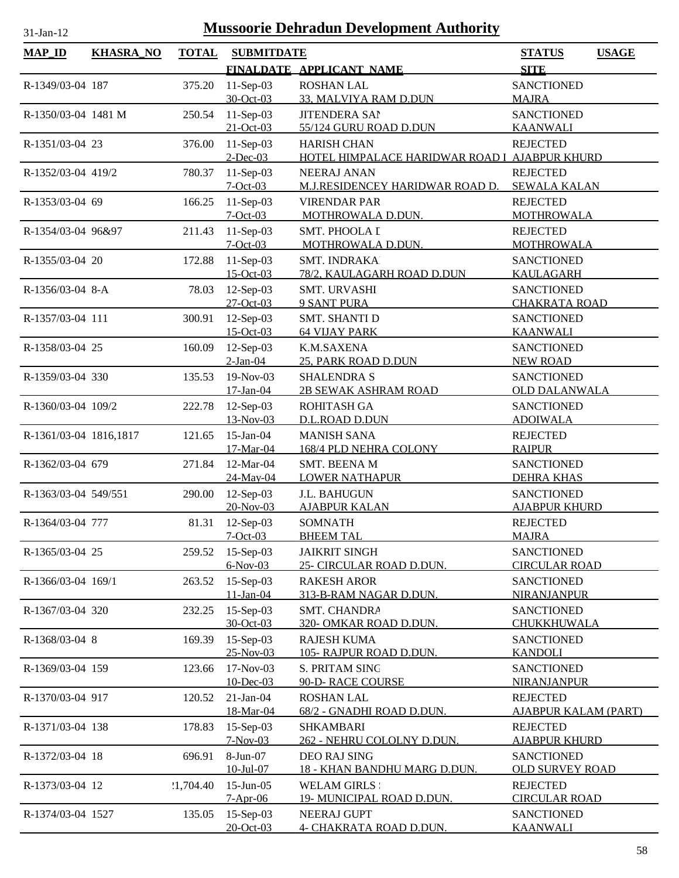# Mussoorie Dehradun Development Authority

31-Jan-12

| MAP_ID | KHASRA_NO | TOTAL | SUBMITDATE / FINALDATE | APPLICANT_NAME | STATUS / SITE | USAGE |
|---|---|---|---|---|---|---|
| R-1349/03-04 | 187 | 375.20 | 11-Sep-03 / 30-Oct-03 | ROSHAN LAL / 33, MALVIYA RAM D.DUN | SANCTIONED / MAJRA | |
| R-1350/03-04 | 1481 M | 250.54 | 11-Sep-03 / 21-Oct-03 | JITENDERA SAI / 55/124 GURU ROAD D.DUN | SANCTIONED / KAANWALI | |
| R-1351/03-04 | 23 | 376.00 | 11-Sep-03 / 2-Dec-03 | HARISH CHAN / HOTEL HIMPALACE HARIDWAR ROAD I | REJECTED / AJABPUR KHURD | |
| R-1352/03-04 | 419/2 | 780.37 | 11-Sep-03 / 7-Oct-03 | NEERAJ ANAN / M.J.RESIDENCEY HARIDWAR ROAD D. | REJECTED / SEWALA KALAN | |
| R-1353/03-04 | 69 | 166.25 | 11-Sep-03 / 7-Oct-03 | VIRENDAR PAR / MOTHROWALA D.DUN. | REJECTED / MOTHROWALA | |
| R-1354/03-04 | 96&97 | 211.43 | 11-Sep-03 / 7-Oct-03 | SMT. PHOOLA I / MOTHROWALA D.DUN. | REJECTED / MOTHROWALA | |
| R-1355/03-04 | 20 | 172.88 | 11-Sep-03 / 15-Oct-03 | SMT. INDRAKA / 78/2, KAULAGARH ROAD D.DUN | SANCTIONED / KAULAGARH | |
| R-1356/03-04 | 8-A | 78.03 | 12-Sep-03 / 27-Oct-03 | SMT. URVASHI / 9 SANT PURA | SANCTIONED / CHAKRATA ROAD | |
| R-1357/03-04 | 111 | 300.91 | 12-Sep-03 / 15-Oct-03 | SMT. SHANTI D / 64 VIJAY PARK | SANCTIONED / KAANWALI | |
| R-1358/03-04 | 25 | 160.09 | 12-Sep-03 / 2-Jan-04 | K.M.SAXENA / 25, PARK ROAD D.DUN | SANCTIONED / NEW ROAD | |
| R-1359/03-04 | 330 | 135.53 | 19-Nov-03 / 17-Jan-04 | SHALENDRA S / 2B SEWAK ASHRAM ROAD | SANCTIONED / OLD DALANWALA | |
| R-1360/03-04 | 109/2 | 222.78 | 12-Sep-03 / 13-Nov-03 | ROHITASH GA / D.L.ROAD D.DUN | SANCTIONED / ADOIWALA | |
| R-1361/03-04 | 1816,1817 | 121.65 | 15-Jan-04 / 17-Mar-04 | MANISH SANA / 168/4 PLD NEHRA COLONY | REJECTED / RAIPUR | |
| R-1362/03-04 | 679 | 271.84 | 12-Mar-04 / 24-May-04 | SMT. BEENA M / LOWER NATHAPUR | SANCTIONED / DEHRA KHAS | |
| R-1363/03-04 | 549/551 | 290.00 | 12-Sep-03 / 20-Nov-03 | J.L. BAHUGUN / AJABPUR KALAN | SANCTIONED / AJABPUR KHURD | |
| R-1364/03-04 | 777 | 81.31 | 12-Sep-03 / 7-Oct-03 | SOMNATH / BHEEM TAL | REJECTED / MAJRA | |
| R-1365/03-04 | 25 | 259.52 | 15-Sep-03 / 6-Nov-03 | JAIKRIT SINGH / 25- CIRCULAR ROAD D.DUN. | SANCTIONED / CIRCULAR ROAD | |
| R-1366/03-04 | 169/1 | 263.52 | 15-Sep-03 / 11-Jan-04 | RAKESH AROR / 313-B-RAM NAGAR D.DUN. | SANCTIONED / NIRANJANPUR | |
| R-1367/03-04 | 320 | 232.25 | 15-Sep-03 / 30-Oct-03 | SMT. CHANDRA / 320- OMKAR ROAD D.DUN. | SANCTIONED / CHUKKHUWALA | |
| R-1368/03-04 | 8 | 169.39 | 15-Sep-03 / 25-Nov-03 | RAJESH KUMA / 105- RAJPUR ROAD D.DUN. | SANCTIONED / KANDOLI | |
| R-1369/03-04 | 159 | 123.66 | 17-Nov-03 / 10-Dec-03 | S. PRITAM SINC / 90-D- RACE COURSE | SANCTIONED / NIRANJANPUR | |
| R-1370/03-04 | 917 | 120.52 | 21-Jan-04 / 18-Mar-04 | ROSHAN LAL / 68/2 - GNADHI ROAD D.DUN. | REJECTED / AJABPUR KALAM (PART) | |
| R-1371/03-04 | 138 | 178.83 | 15-Sep-03 / 7-Nov-03 | SHKAMBARI / 262 - NEHRU COLOLNY D.DUN. | REJECTED / AJABPUR KHURD | |
| R-1372/03-04 | 18 | 696.91 | 8-Jun-07 / 10-Jul-07 | DEO RAJ SING / 18 - KHAN BANDHU MARG D.DUN. | SANCTIONED / OLD SURVEY ROAD | |
| R-1373/03-04 | 12 | !1,704.40 | 15-Jun-05 / 7-Apr-06 | WELAM GIRLS ! / 19- MUNICIPAL ROAD D.DUN. | REJECTED / CIRCULAR ROAD | |
| R-1374/03-04 | 1527 | 135.05 | 15-Sep-03 / 20-Oct-03 | NEERAJ GUPT / 4- CHAKRATA ROAD D.DUN. | SANCTIONED / KAANWALI | |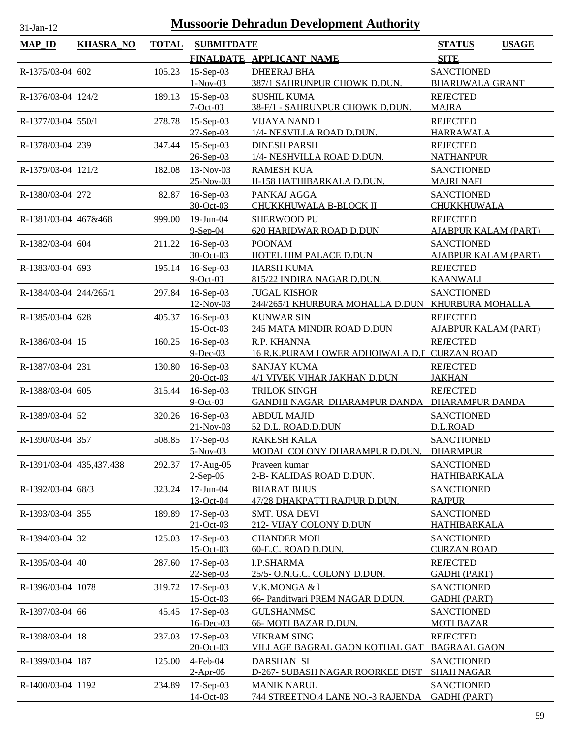31-Jan-12

# Mussoorie Dehradun Development Authority

| MAP_ID | KHASRA_NO | TOTAL | SUBMITDATE / FINALDATE | APPLICANT_NAME | STATUS / SITE | USAGE |
|---|---|---|---|---|---|---|
| R-1375/03-04 | 602 | 105.23 | 15-Sep-03 / 1-Nov-03 | DHEERAJ BHA / 387/1 SAHRUNPUR CHOWK D.DUN. | SANCTIONED / BHARUWALA GRANT | |
| R-1376/03-04 | 124/2 | 189.13 | 15-Sep-03 / 7-Oct-03 | SUSHIL KUMA / 38-F/1 - SAHRUNPUR CHOWK D.DUN. | REJECTED / MAJRA | |
| R-1377/03-04 | 550/1 | 278.78 | 15-Sep-03 / 27-Sep-03 | VIJAYA NAND I / 1/4- NESVILLA ROAD D.DUN. | REJECTED / HARRAWALA | |
| R-1378/03-04 | 239 | 347.44 | 15-Sep-03 / 26-Sep-03 | DINESH PARSH / 1/4- NESHVILLA ROAD D.DUN. | REJECTED / NATHANPUR | |
| R-1379/03-04 | 121/2 | 182.08 | 13-Nov-03 / 25-Nov-03 | RAMESH KUA / H-158 HATHIBARKALA D.DUN. | SANCTIONED / MAJRI NAFI | |
| R-1380/03-04 | 272 | 82.87 | 16-Sep-03 / 30-Oct-03 | PANKAJ AGGA / CHUKKHUWALA B-BLOCK II | SANCTIONED / CHUKKHUWALA | |
| R-1381/03-04 | 467&468 | 999.00 | 19-Jun-04 / 9-Sep-04 | SHERWOOD PU / 620 HARIDWAR ROAD D.DUN | REJECTED / AJABPUR KALAM (PART) | |
| R-1382/03-04 | 604 | 211.22 | 16-Sep-03 / 30-Oct-03 | POONAM / HOTEL HIM PALACE D.DUN | SANCTIONED / AJABPUR KALAM (PART) | |
| R-1383/03-04 | 693 | 195.14 | 16-Sep-03 / 9-Oct-03 | HARSH KUMA / 815/22 INDIRA NAGAR D.DUN. | REJECTED / KAANWALI | |
| R-1384/03-04 | 244/265/1 | 297.84 | 16-Sep-03 / 12-Nov-03 | JUGAL KISHOR / 244/265/1 KHURBURA MOHALLA D.DUN | SANCTIONED / KHURBURA MOHALLA | |
| R-1385/03-04 | 628 | 405.37 | 16-Sep-03 / 15-Oct-03 | KUNWAR SIN / 245 MATA MINDIR ROAD D.DUN | REJECTED / AJABPUR KALAM (PART) | |
| R-1386/03-04 | 15 | 160.25 | 16-Sep-03 / 9-Dec-03 | R.P. KHANNA / 16 R.K.PURAM LOWER ADHOIWALA D.D | REJECTED / CURZAN ROAD | |
| R-1387/03-04 | 231 | 130.80 | 16-Sep-03 / 20-Oct-03 | SANJAY KUMA / 4/1 VIVEK VIHAR JAKHAN D.DUN | REJECTED / JAKHAN | |
| R-1388/03-04 | 605 | 315.44 | 16-Sep-03 / 9-Oct-03 | TRILOK SINGH / GANDHI NAGAR DHARAMPUR DANDA | REJECTED / DHARAMPUR DANDA | |
| R-1389/03-04 | 52 | 320.26 | 16-Sep-03 / 21-Nov-03 | ABDUL MAJID / 52 D.L. ROAD.D.DUN | SANCTIONED / D.L.ROAD | |
| R-1390/03-04 | 357 | 508.85 | 17-Sep-03 / 5-Nov-03 | RAKESH KALA / MODAL COLONY DHARAMPUR D.DUN. | SANCTIONED / DHARMPUR | |
| R-1391/03-04 | 435,437.438 | 292.37 | 17-Aug-05 / 2-Sep-05 | Praveen kumar / 2-B- KALIDAS ROAD D.DUN. | SANCTIONED / HATHIBARKALA | |
| R-1392/03-04 | 68/3 | 323.24 | 17-Jun-04 / 13-Oct-04 | BHARAT BHUS / 47/28 DHAKPATTI RAJPUR D.DUN. | SANCTIONED / RAJPUR | |
| R-1393/03-04 | 355 | 189.89 | 17-Sep-03 / 21-Oct-03 | SMT. USA DEVI / 212- VIJAY COLONY D.DUN | SANCTIONED / HATHIBARKALA | |
| R-1394/03-04 | 32 | 125.03 | 17-Sep-03 / 15-Oct-03 | CHANDER MOH / 60-E.C. ROAD D.DUN. | SANCTIONED / CURZAN ROAD | |
| R-1395/03-04 | 40 | 287.60 | 17-Sep-03 / 22-Sep-03 | I.P.SHARMA / 25/5- O.N.G.C. COLONY D.DUN. | REJECTED / GADHI (PART) | |
| R-1396/03-04 | 1078 | 319.72 | 17-Sep-03 / 15-Oct-03 | V.K.MONGA & I / 66- Panditwari PREM NAGAR D.DUN. | SANCTIONED / GADHI (PART) | |
| R-1397/03-04 | 66 | 45.45 | 17-Sep-03 / 16-Dec-03 | GULSHANMSC / 66- MOTI BAZAR D.DUN. | SANCTIONED / MOTI BAZAR | |
| R-1398/03-04 | 18 | 237.03 | 17-Sep-03 / 20-Oct-03 | VIKRAM SING / VILLAGE BAGRAL GAON KOTHAL GAT | REJECTED / BAGRAAL GAON | |
| R-1399/03-04 | 187 | 125.00 | 4-Feb-04 / 2-Apr-05 | DARSHAN SI / D-267- SUBASH NAGAR ROORKEE DIST | SANCTIONED / SHAH NAGAR | |
| R-1400/03-04 | 1192 | 234.89 | 17-Sep-03 / 14-Oct-03 | MANIK NARUL / 744 STREETNO.4 LANE NO.-3 RAJENDA | SANCTIONED / GADHI (PART) | |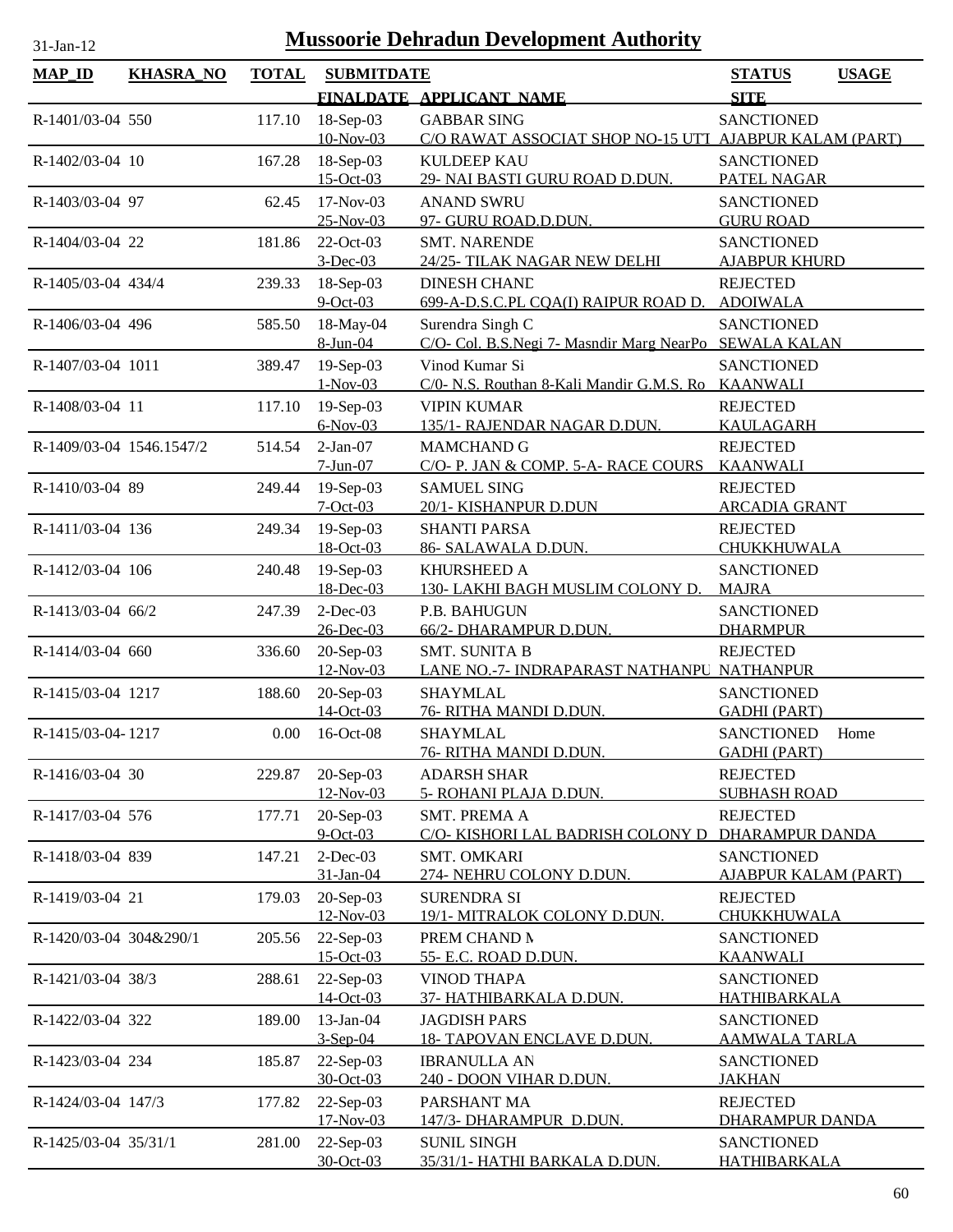# Mussoorie Dehradun Development Authority

31-Jan-12

| MAP_ID | KHASRA_NO | TOTAL | SUBMITDATE / FINALDATE | APPLICANT_NAME | STATUS / SITE | USAGE |
|---|---|---|---|---|---|---|
| R-1401/03-04 | 550 | 117.10 | 18-Sep-03 / 10-Nov-03 | GABBAR SING / C/O RAWAT ASSOCIAT SHOP NO-15 UTT | SANCTIONED / AJABPUR KALAM (PART) | |
| R-1402/03-04 | 10 | 167.28 | 18-Sep-03 / 15-Oct-03 | KULDEEP KAU / 29- NAI BASTI GURU ROAD D.DUN. | SANCTIONED / PATEL NAGAR | |
| R-1403/03-04 | 97 | 62.45 | 17-Nov-03 / 25-Nov-03 | ANAND SWRU / 97- GURU ROAD.D.DUN. | SANCTIONED / GURU ROAD | |
| R-1404/03-04 | 22 | 181.86 | 22-Oct-03 / 3-Dec-03 | SMT. NARENDE / 24/25- TILAK NAGAR NEW DELHI | SANCTIONED / AJABPUR KHURD | |
| R-1405/03-04 | 434/4 | 239.33 | 18-Sep-03 / 9-Oct-03 | DINESH CHAND / 699-A-D.S.C.PL CQA(I) RAIPUR ROAD D. | REJECTED / ADOIWALA | |
| R-1406/03-04 | 496 | 585.50 | 18-May-04 / 8-Jun-04 | Surendra Singh C / C/O- Col. B.S.Negi 7- Masndir Marg NearPo | SANCTIONED / SEWALA KALAN | |
| R-1407/03-04 | 1011 | 389.47 | 19-Sep-03 / 1-Nov-03 | Vinod Kumar Si / C/0- N.S. Routhan 8-Kali Mandir G.M.S. Ro | SANCTIONED / KAANWALI | |
| R-1408/03-04 | 11 | 117.10 | 19-Sep-03 / 6-Nov-03 | VIPIN KUMAR / 135/1- RAJENDAR NAGAR D.DUN. | REJECTED / KAULAGARH | |
| R-1409/03-04 | 1546.1547/2 | 514.54 | 2-Jan-07 / 7-Jun-07 | MAMCHAND G / C/O- P. JAN & COMP. 5-A- RACE COURS | REJECTED / KAANWALI | |
| R-1410/03-04 | 89 | 249.44 | 19-Sep-03 / 7-Oct-03 | SAMUEL SING / 20/1- KISHANPUR D.DUN | REJECTED / ARCADIA GRANT | |
| R-1411/03-04 | 136 | 249.34 | 19-Sep-03 / 18-Oct-03 | SHANTI PARSA / 86- SALAWALA D.DUN. | REJECTED / CHUKKHUWALA | |
| R-1412/03-04 | 106 | 240.48 | 19-Sep-03 / 18-Dec-03 | KHURSHEED A / 130- LAKHI BAGH MUSLIM COLONY D. | SANCTIONED / MAJRA | |
| R-1413/03-04 | 66/2 | 247.39 | 2-Dec-03 / 26-Dec-03 | P.B. BAHUGUN / 66/2- DHARAMPUR D.DUN. | SANCTIONED / DHARMPUR | |
| R-1414/03-04 | 660 | 336.60 | 20-Sep-03 / 12-Nov-03 | SMT. SUNITA B / LANE NO.-7- INDRAPARAST NATHANPU | REJECTED / NATHANPUR | |
| R-1415/03-04 | 1217 | 188.60 | 20-Sep-03 / 14-Oct-03 | SHAYMLAL / 76- RITHA MANDI D.DUN. | SANCTIONED / GADHI (PART) | |
| R-1415/03-04- | 1217 | 0.00 | 16-Oct-08 | SHAYMLAL / 76- RITHA MANDI D.DUN. | SANCTIONED / GADHI (PART) | Home |
| R-1416/03-04 | 30 | 229.87 | 20-Sep-03 / 12-Nov-03 | ADARSH SHAR / 5- ROHANI PLAJA D.DUN. | REJECTED / SUBHASH ROAD | |
| R-1417/03-04 | 576 | 177.71 | 20-Sep-03 / 9-Oct-03 | SMT. PREMA A / C/O- KISHORI LAL BADRISH COLONY D | REJECTED / DHARAMPUR DANDA | |
| R-1418/03-04 | 839 | 147.21 | 2-Dec-03 / 31-Jan-04 | SMT. OMKARI / 274- NEHRU COLONY D.DUN. | SANCTIONED / AJABPUR KALAM (PART) | |
| R-1419/03-04 | 21 | 179.03 | 20-Sep-03 / 12-Nov-03 | SURENDRA SI / 19/1- MITRALOK COLONY D.DUN. | REJECTED / CHUKKHUWALA | |
| R-1420/03-04 | 304&290/1 | 205.56 | 22-Sep-03 / 15-Oct-03 | PREM CHAND M / 55- E.C. ROAD D.DUN. | SANCTIONED / KAANWALI | |
| R-1421/03-04 | 38/3 | 288.61 | 22-Sep-03 / 14-Oct-03 | VINOD THAPA / 37- HATHIBARKALA D.DUN. | SANCTIONED / HATHIBARKALA | |
| R-1422/03-04 | 322 | 189.00 | 13-Jan-04 / 3-Sep-04 | JAGDISH PARS / 18- TAPOVAN ENCLAVE D.DUN. | SANCTIONED / AAMWALA TARLA | |
| R-1423/03-04 | 234 | 185.87 | 22-Sep-03 / 30-Oct-03 | IBRANULLA AN / 240 - DOON VIHAR D.DUN. | SANCTIONED / JAKHAN | |
| R-1424/03-04 | 147/3 | 177.82 | 22-Sep-03 / 17-Nov-03 | PARSHANT MA / 147/3- DHARAMPUR D.DUN. | REJECTED / DHARAMPUR DANDA | |
| R-1425/03-04 | 35/31/1 | 281.00 | 22-Sep-03 / 30-Oct-03 | SUNIL SINGH / 35/31/1- HATHI BARKALA D.DUN. | SANCTIONED / HATHIBARKALA | |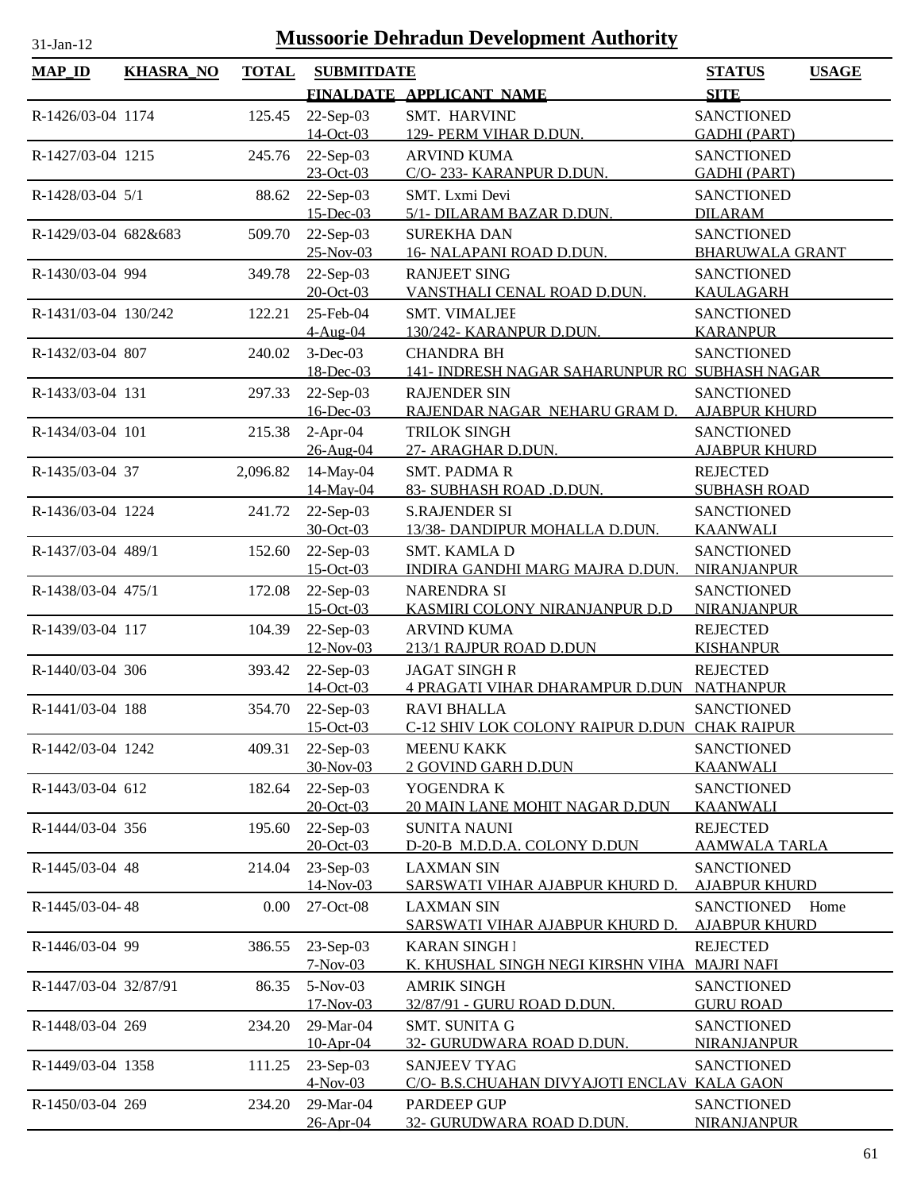# Mussoorie Dehradun Development Authority

31-Jan-12

| MAP_ID | KHASRA_NO | TOTAL | SUBMITDATE / FINALDATE | APPLICANT_NAME | STATUS / SITE | USAGE |
|---|---|---|---|---|---|---|
| R-1426/03-04 | 1174 | 125.45 | 22-Sep-03 / 14-Oct-03 | SMT. HARVIND / 129- PERM VIHAR D.DUN. | SANCTIONED / GADHI (PART) | |
| R-1427/03-04 | 1215 | 245.76 | 22-Sep-03 / 23-Oct-03 | ARVIND KUMA / C/O- 233- KARANPUR D.DUN. | SANCTIONED / GADHI (PART) | |
| R-1428/03-04 | 5/1 | 88.62 | 22-Sep-03 / 15-Dec-03 | SMT. Lxmi Devi / 5/1- DILARAM BAZAR D.DUN. | SANCTIONED / DILARAM | |
| R-1429/03-04 | 682&683 | 509.70 | 22-Sep-03 / 25-Nov-03 | SUREKHA DAN / 16- NALAPANI ROAD D.DUN. | SANCTIONED / BHARUWALA GRANT | |
| R-1430/03-04 | 994 | 349.78 | 22-Sep-03 / 20-Oct-03 | RANJEET SING / VANSTHALI CENAL ROAD D.DUN. | SANCTIONED / KAULAGARH | |
| R-1431/03-04 | 130/242 | 122.21 | 25-Feb-04 / 4-Aug-04 | SMT. VIMALJEE / 130/242- KARANPUR D.DUN. | SANCTIONED / KARANPUR | |
| R-1432/03-04 | 807 | 240.02 | 3-Dec-03 / 18-Dec-03 | CHANDRA BH / 141- INDRESH NAGAR SAHARUNPUR RO | SANCTIONED / SUBHASH NAGAR | |
| R-1433/03-04 | 131 | 297.33 | 22-Sep-03 / 16-Dec-03 | RAJENDER SIN / RAJENDAR NAGAR NEHARU GRAM D. | SANCTIONED / AJABPUR KHURD | |
| R-1434/03-04 | 101 | 215.38 | 2-Apr-04 / 26-Aug-04 | TRILOK SINGH / 27- ARAGHAR D.DUN. | SANCTIONED / AJABPUR KHURD | |
| R-1435/03-04 | 37 | 2,096.82 | 14-May-04 / 14-May-04 | SMT. PADMA R / 83- SUBHASH ROAD .D.DUN. | REJECTED / SUBHASH ROAD | |
| R-1436/03-04 | 1224 | 241.72 | 22-Sep-03 / 30-Oct-03 | S.RAJENDER SI / 13/38- DANDIPUR MOHALLA D.DUN. | SANCTIONED / KAANWALI | |
| R-1437/03-04 | 489/1 | 152.60 | 22-Sep-03 / 15-Oct-03 | SMT. KAMLA D / INDIRA GANDHI MARG MAJRA D.DUN. | SANCTIONED / NIRANJANPUR | |
| R-1438/03-04 | 475/1 | 172.08 | 22-Sep-03 / 15-Oct-03 | NARENDRA SI / KASMIRI COLONY NIRANJANPUR D.D | SANCTIONED / NIRANJANPUR | |
| R-1439/03-04 | 117 | 104.39 | 22-Sep-03 / 12-Nov-03 | ARVIND KUMA / 213/1 RAJPUR ROAD D.DUN | REJECTED / KISHANPUR | |
| R-1440/03-04 | 306 | 393.42 | 22-Sep-03 / 14-Oct-03 | JAGAT SINGH R / 4 PRAGATI VIHAR DHARAMPUR D.DUN | REJECTED / NATHANPUR | |
| R-1441/03-04 | 188 | 354.70 | 22-Sep-03 / 15-Oct-03 | RAVI BHALLA / C-12 SHIV LOK COLONY RAIPUR D.DUN | SANCTIONED / CHAK RAIPUR | |
| R-1442/03-04 | 1242 | 409.31 | 22-Sep-03 / 30-Nov-03 | MEENU KAKK / 2 GOVIND GARH D.DUN | SANCTIONED / KAANWALI | |
| R-1443/03-04 | 612 | 182.64 | 22-Sep-03 / 20-Oct-03 | YOGENDRA K / 20 MAIN LANE MOHIT NAGAR D.DUN | SANCTIONED / KAANWALI | |
| R-1444/03-04 | 356 | 195.60 | 22-Sep-03 / 20-Oct-03 | SUNITA NAUNI / D-20-B M.D.D.A. COLONY D.DUN | REJECTED / AAMWALA TARLA | |
| R-1445/03-04 | 48 | 214.04 | 23-Sep-03 / 14-Nov-03 | LAXMAN SIN / SARSWATI VIHAR AJABPUR KHURD D. | SANCTIONED / AJABPUR KHURD | |
| R-1445/03-04- | 48 | 0.00 | 27-Oct-08 | LAXMAN SIN / SARSWATI VIHAR AJABPUR KHURD D. | SANCTIONED / AJABPUR KHURD | Home |
| R-1446/03-04 | 99 | 386.55 | 23-Sep-03 / 7-Nov-03 | KARAN SINGH I / K. KHUSHAL SINGH NEGI KIRSHN VIHA | REJECTED / MAJRI NAFI | |
| R-1447/03-04 | 32/87/91 | 86.35 | 5-Nov-03 / 17-Nov-03 | AMRIK SINGH / 32/87/91 - GURU ROAD D.DUN. | SANCTIONED / GURU ROAD | |
| R-1448/03-04 | 269 | 234.20 | 29-Mar-04 / 10-Apr-04 | SMT. SUNITA G / 32- GURUDWARA ROAD D.DUN. | SANCTIONED / NIRANJANPUR | |
| R-1449/03-04 | 1358 | 111.25 | 23-Sep-03 / 4-Nov-03 | SANJEEV TYAG / C/O- B.S.CHUAHAN DIVYAJOTI ENCLAV | SANCTIONED / KALA GAON | |
| R-1450/03-04 | 269 | 234.20 | 29-Mar-04 / 26-Apr-04 | PARDEEP GUP / 32- GURUDWARA ROAD D.DUN. | SANCTIONED / NIRANJANPUR | |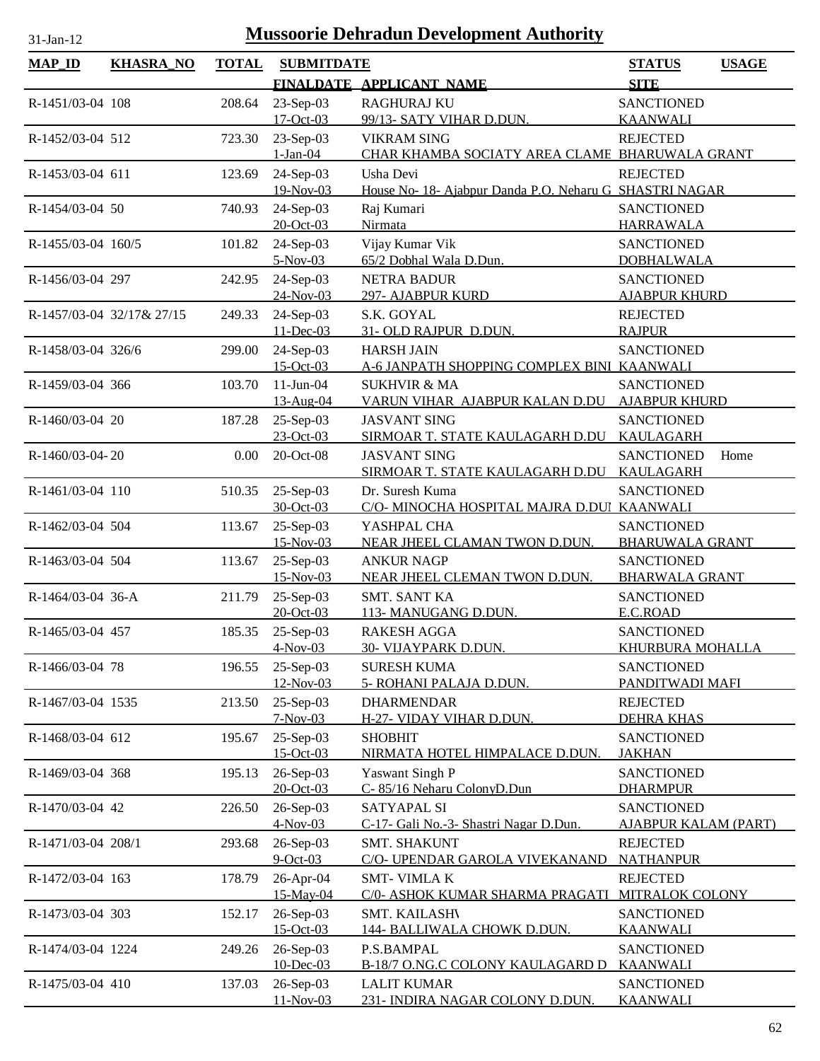# Mussoorie Dehradun Development Authority

31-Jan-12

| MAP_ID | KHASRA_NO | TOTAL | SUBMITDATE / FINALDATE | APPLICANT_NAME | STATUS / SITE | USAGE |
|---|---|---|---|---|---|---|
| R-1451/03-04 | 108 | 208.64 | 23-Sep-03<br>17-Oct-03 | RAGHURAJ KU<br>99/13- SATY VIHAR D.DUN. | SANCTIONED<br>KAANWALI | |
| R-1452/03-04 | 512 | 723.30 | 23-Sep-03<br>1-Jan-04 | VIKRAM SING<br>CHAR KHAMBA SOCIATY AREA CLAME | REJECTED<br>BHARUWALA GRANT | |
| R-1453/03-04 | 611 | 123.69 | 24-Sep-03<br>19-Nov-03 | Usha Devi<br>House No- 18- Ajabpur Danda P.O. Neharu G | REJECTED<br>SHASTRI NAGAR | |
| R-1454/03-04 | 50 | 740.93 | 24-Sep-03<br>20-Oct-03 | Raj Kumari<br>Nirmata | SANCTIONED<br>HARRAWALA | |
| R-1455/03-04 | 160/5 | 101.82 | 24-Sep-03<br>5-Nov-03 | Vijay Kumar Vik<br>65/2 Dobhal Wala D.Dun. | SANCTIONED<br>DOBHALWALA | |
| R-1456/03-04 | 297 | 242.95 | 24-Sep-03<br>24-Nov-03 | NETRA BADUR<br>297- AJABPUR KURD | SANCTIONED<br>AJABPUR KHURD | |
| R-1457/03-04 | 32/17& 27/15 | 249.33 | 24-Sep-03<br>11-Dec-03 | S.K. GOYAL<br>31- OLD RAJPUR D.DUN. | REJECTED<br>RAJPUR | |
| R-1458/03-04 | 326/6 | 299.00 | 24-Sep-03<br>15-Oct-03 | HARSH JAIN<br>A-6 JANPATH SHOPPING COMPLEX BINI | SANCTIONED<br>KAANWALI | |
| R-1459/03-04 | 366 | 103.70 | 11-Jun-04<br>13-Aug-04 | SUKHVIR & MA<br>VARUN VIHAR AJABPUR KALAN D.DU | SANCTIONED<br>AJABPUR KHURD | |
| R-1460/03-04 | 20 | 187.28 | 25-Sep-03<br>23-Oct-03 | JASVANT SING<br>SIRMOAR T. STATE KAULAGARH D.DU | SANCTIONED<br>KAULAGARH | |
| R-1460/03-04- | 20 | 0.00 | 20-Oct-08 | JASVANT SING<br>SIRMOAR T. STATE KAULAGARH D.DU | SANCTIONED<br>KAULAGARH | Home |
| R-1461/03-04 | 110 | 510.35 | 25-Sep-03<br>30-Oct-03 | Dr. Suresh Kuma<br>C/O- MINOCHA HOSPITAL MAJRA D.DUI | SANCTIONED<br>KAANWALI | |
| R-1462/03-04 | 504 | 113.67 | 25-Sep-03<br>15-Nov-03 | YASHPAL CHA<br>NEAR JHEEL CLAMAN TWON D.DUN. | SANCTIONED<br>BHARUWALA GRANT | |
| R-1463/03-04 | 504 | 113.67 | 25-Sep-03<br>15-Nov-03 | ANKUR NAGP<br>NEAR JHEEL CLEMAN TWON D.DUN. | SANCTIONED<br>BHARWALA GRANT | |
| R-1464/03-04 | 36-A | 211.79 | 25-Sep-03<br>20-Oct-03 | SMT. SANT KA<br>113- MANUGANG D.DUN. | SANCTIONED<br>E.C.ROAD | |
| R-1465/03-04 | 457 | 185.35 | 25-Sep-03<br>4-Nov-03 | RAKESH AGGA<br>30- VIJAYPARK D.DUN. | SANCTIONED<br>KHURBURA MOHALLA | |
| R-1466/03-04 | 78 | 196.55 | 25-Sep-03<br>12-Nov-03 | SURESH KUMA<br>5- ROHANI PALAJA D.DUN. | SANCTIONED<br>PANDITWADI MAFI | |
| R-1467/03-04 | 1535 | 213.50 | 25-Sep-03<br>7-Nov-03 | DHARMENDAR<br>H-27- VIDAY VIHAR D.DUN. | REJECTED<br>DEHRA KHAS | |
| R-1468/03-04 | 612 | 195.67 | 25-Sep-03<br>15-Oct-03 | SHOBHIT<br>NIRMATA HOTEL HIMPALACE D.DUN. | SANCTIONED<br>JAKHAN | |
| R-1469/03-04 | 368 | 195.13 | 26-Sep-03<br>20-Oct-03 | Yaswant Singh P<br>C- 85/16 Neharu ColonyD.Dun | SANCTIONED<br>DHARMPUR | |
| R-1470/03-04 | 42 | 226.50 | 26-Sep-03<br>4-Nov-03 | SATYAPAL SI<br>C-17- Gali No.-3- Shastri Nagar D.Dun. | SANCTIONED<br>AJABPUR KALAM (PART) | |
| R-1471/03-04 | 208/1 | 293.68 | 26-Sep-03<br>9-Oct-03 | SMT. SHAKUNT<br>C/O- UPENDAR GAROLA VIVEKANAND | REJECTED<br>NATHANPUR | |
| R-1472/03-04 | 163 | 178.79 | 26-Apr-04<br>15-May-04 | SMT- VIMLA K<br>C/0- ASHOK KUMAR SHARMA PRAGATI | REJECTED<br>MITRALOK COLONY | |
| R-1473/03-04 | 303 | 152.17 | 26-Sep-03<br>15-Oct-03 | SMT. KAILASHV<br>144- BALLIWALA CHOWK D.DUN. | SANCTIONED<br>KAANWALI | |
| R-1474/03-04 | 1224 | 249.26 | 26-Sep-03<br>10-Dec-03 | P.S.BAMPAL<br>B-18/7 O.NG.C COLONY KAULAGARD D | SANCTIONED<br>KAANWALI | |
| R-1475/03-04 | 410 | 137.03 | 26-Sep-03<br>11-Nov-03 | LALIT KUMAR<br>231- INDIRA NAGAR COLONY D.DUN. | SANCTIONED<br>KAANWALI | |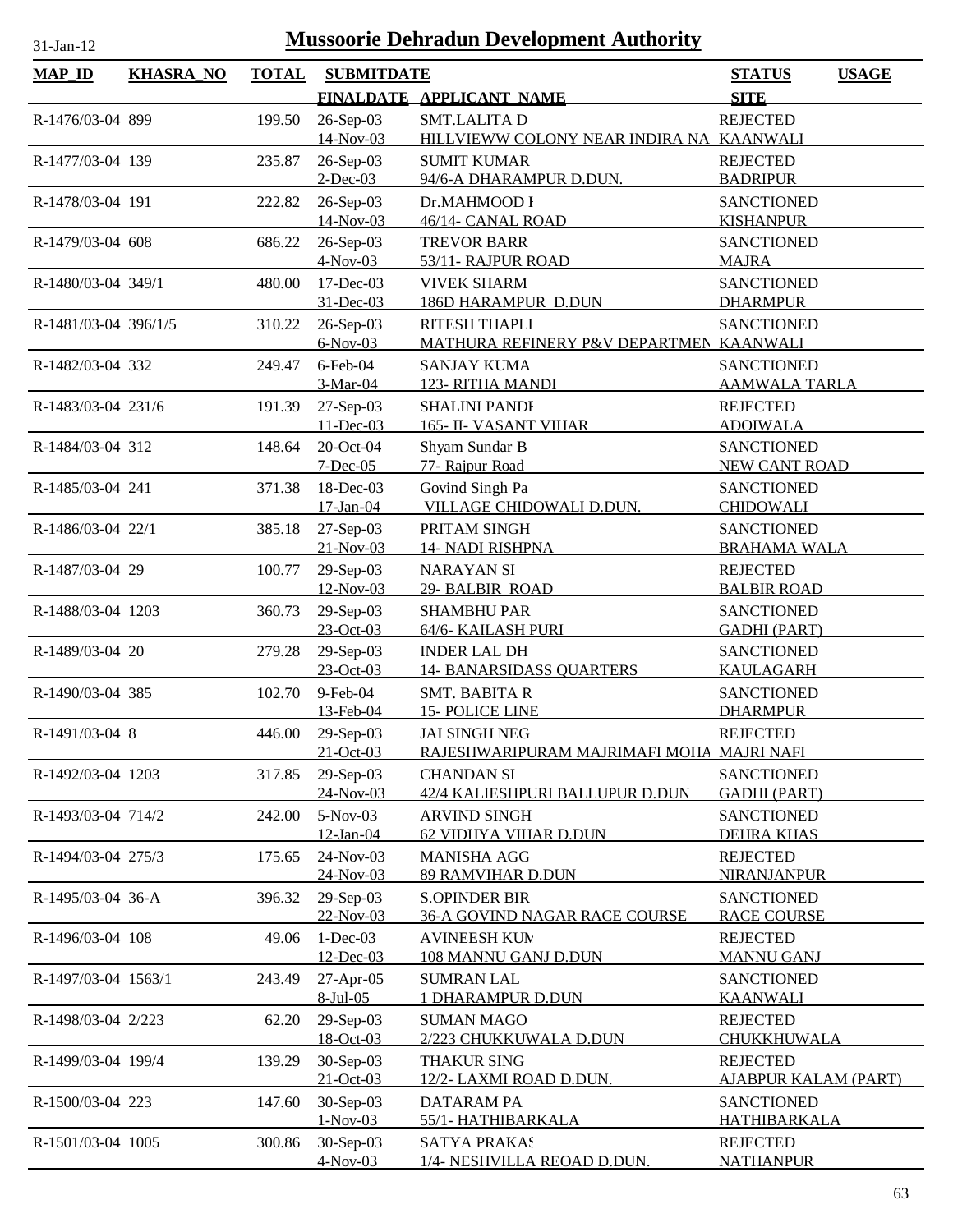# Mussoorie Dehradun Development Authority

31-Jan-12

| MAP_ID | KHASRA_NO | TOTAL | SUBMITDATE | | STATUS | USAGE |
|---|---|---|---|---|---|---|
| | | | FINALDATE | APPLICANT_NAME | SITE | |
| R-1476/03-04 | 899 | 199.50 | 26-Sep-03 | SMT.LALITA D | REJECTED | |
| | | | 14-Nov-03 | HILLVIEWW COLONY NEAR INDIRA NA | KAANWALI | |
| R-1477/03-04 | 139 | 235.87 | 26-Sep-03 | SUMIT KUMAR | REJECTED | |
| | | | 2-Dec-03 | 94/6-A DHARAMPUR D.DUN. | BADRIPUR | |
| R-1478/03-04 | 191 | 222.82 | 26-Sep-03 | Dr.MAHMOOD I | SANCTIONED | |
| | | | 14-Nov-03 | 46/14- CANAL ROAD | KISHANPUR | |
| R-1479/03-04 | 608 | 686.22 | 26-Sep-03 | TREVOR BARR | SANCTIONED | |
| | | | 4-Nov-03 | 53/11- RAJPUR ROAD | MAJRA | |
| R-1480/03-04 | 349/1 | 480.00 | 17-Dec-03 | VIVEK SHARM | SANCTIONED | |
| | | | 31-Dec-03 | 186D HARAMPUR D.DUN | DHARMPUR | |
| R-1481/03-04 | 396/1/5 | 310.22 | 26-Sep-03 | RITESH THAPLI | SANCTIONED | |
| | | | 6-Nov-03 | MATHURA REFINERY P&V DEPARTMEN | KAANWALI | |
| R-1482/03-04 | 332 | 249.47 | 6-Feb-04 | SANJAY KUMA | SANCTIONED | |
| | | | 3-Mar-04 | 123- RITHA MANDI | AAMWALA TARLA | |
| R-1483/03-04 | 231/6 | 191.39 | 27-Sep-03 | SHALINI PANDI | REJECTED | |
| | | | 11-Dec-03 | 165- II- VASANT VIHAR | ADOIWALA | |
| R-1484/03-04 | 312 | 148.64 | 20-Oct-04 | Shyam Sundar B | SANCTIONED | |
| | | | 7-Dec-05 | 77- Rajpur Road | NEW CANT ROAD | |
| R-1485/03-04 | 241 | 371.38 | 18-Dec-03 | Govind Singh Pa | SANCTIONED | |
| | | | 17-Jan-04 | VILLAGE CHIDOWALI D.DUN. | CHIDOWALI | |
| R-1486/03-04 | 22/1 | 385.18 | 27-Sep-03 | PRITAM SINGH | SANCTIONED | |
| | | | 21-Nov-03 | 14- NADI RISHPNA | BRAHAMA WALA | |
| R-1487/03-04 | 29 | 100.77 | 29-Sep-03 | NARAYAN SI | REJECTED | |
| | | | 12-Nov-03 | 29- BALBIR ROAD | BALBIR ROAD | |
| R-1488/03-04 | 1203 | 360.73 | 29-Sep-03 | SHAMBHU PAR | SANCTIONED | |
| | | | 23-Oct-03 | 64/6- KAILASH PURI | GADHI (PART) | |
| R-1489/03-04 | 20 | 279.28 | 29-Sep-03 | INDER LAL DH | SANCTIONED | |
| | | | 23-Oct-03 | 14- BANARSIDASS QUARTERS | KAULAGARH | |
| R-1490/03-04 | 385 | 102.70 | 9-Feb-04 | SMT. BABITA R | SANCTIONED | |
| | | | 13-Feb-04 | 15- POLICE LINE | DHARMPUR | |
| R-1491/03-04 | 8 | 446.00 | 29-Sep-03 | JAI SINGH NEG | REJECTED | |
| | | | 21-Oct-03 | RAJESHWARIPURAM MAJRIMAFI MOHA | MAJRI NAFI | |
| R-1492/03-04 | 1203 | 317.85 | 29-Sep-03 | CHANDAN SI | SANCTIONED | |
| | | | 24-Nov-03 | 42/4 KALIESHPURI BALLUPUR D.DUN | GADHI (PART) | |
| R-1493/03-04 | 714/2 | 242.00 | 5-Nov-03 | ARVIND SINGH | SANCTIONED | |
| | | | 12-Jan-04 | 62 VIDHYA VIHAR D.DUN | DEHRA KHAS | |
| R-1494/03-04 | 275/3 | 175.65 | 24-Nov-03 | MANISHA AGG | REJECTED | |
| | | | 24-Nov-03 | 89 RAMVIHAR D.DUN | NIRANJANPUR | |
| R-1495/03-04 | 36-A | 396.32 | 29-Sep-03 | S.OPINDER BIR | SANCTIONED | |
| | | | 22-Nov-03 | 36-A GOVIND NAGAR RACE COURSE | RACE COURSE | |
| R-1496/03-04 | 108 | 49.06 | 1-Dec-03 | AVINEESH KUM | REJECTED | |
| | | | 12-Dec-03 | 108 MANNU GANJ D.DUN | MANNU GANJ | |
| R-1497/03-04 | 1563/1 | 243.49 | 27-Apr-05 | SUMRAN LAL | SANCTIONED | |
| | | | 8-Jul-05 | 1 DHARAMPUR D.DUN | KAANWALI | |
| R-1498/03-04 | 2/223 | 62.20 | 29-Sep-03 | SUMAN MAGO | REJECTED | |
| | | | 18-Oct-03 | 2/223 CHUKKUWALA D.DUN | CHUKKHUWALA | |
| R-1499/03-04 | 199/4 | 139.29 | 30-Sep-03 | THAKUR SING | REJECTED | |
| | | | 21-Oct-03 | 12/2- LAXMI ROAD D.DUN. | AJABPUR KALAM (PART) | |
| R-1500/03-04 | 223 | 147.60 | 30-Sep-03 | DATARAM PA | SANCTIONED | |
| | | | 1-Nov-03 | 55/1- HATHIBARKALA | HATHIBARKALA | |
| R-1501/03-04 | 1005 | 300.86 | 30-Sep-03 | SATYA PRAKAS | REJECTED | |
| | | | 4-Nov-03 | 1/4- NESHVILLA REOAD D.DUN. | NATHANPUR | |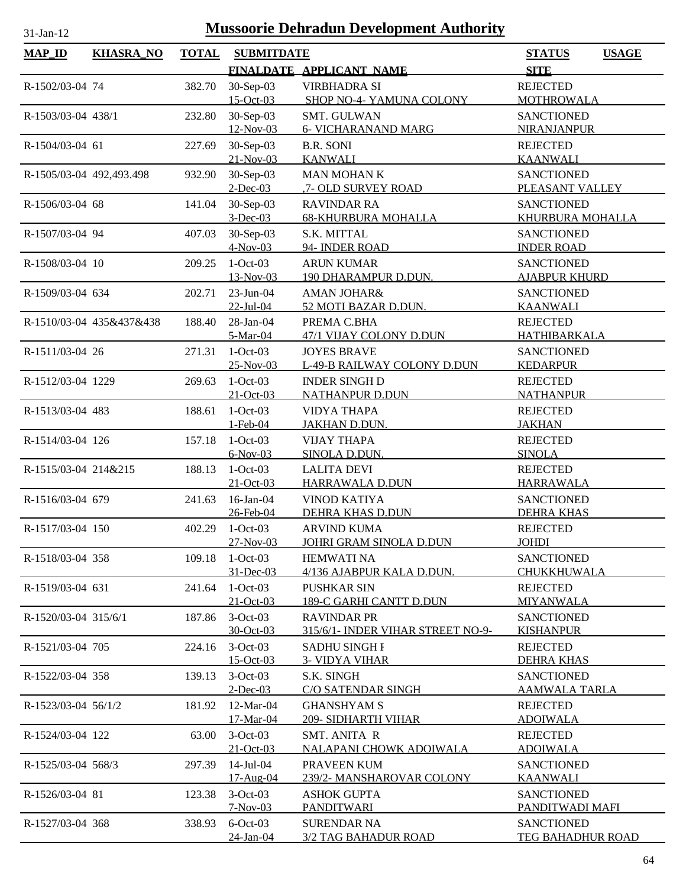# Mussoorie Dehradun Development Authority

31-Jan-12

| MAP_ID | KHASRA_NO | TOTAL | SUBMITDATE / FINALDATE | APPLICANT_NAME | STATUS / SITE | USAGE |
|---|---|---|---|---|---|---|
| R-1502/03-04 | 74 | 382.70 | 30-Sep-03 / 15-Oct-03 | VIRBHADRA SI / SHOP NO-4- YAMUNA COLONY | REJECTED / MOTHROWALA | |
| R-1503/03-04 | 438/1 | 232.80 | 30-Sep-03 / 12-Nov-03 | SMT. GULWAN / 6- VICHARANAND MARG | SANCTIONED / NIRANJANPUR | |
| R-1504/03-04 | 61 | 227.69 | 30-Sep-03 / 21-Nov-03 | B.R. SONI / KANWALI | REJECTED / KAANWALI | |
| R-1505/03-04 | 492,493.498 | 932.90 | 30-Sep-03 / 2-Dec-03 | MAN MOHAN K / ,7- OLD SURVEY ROAD | SANCTIONED / PLEASANT VALLEY | |
| R-1506/03-04 | 68 | 141.04 | 30-Sep-03 / 3-Dec-03 | RAVINDAR RA / 68-KHURBURA MOHALLA | SANCTIONED / KHURBURA MOHALLA | |
| R-1507/03-04 | 94 | 407.03 | 30-Sep-03 / 4-Nov-03 | S.K. MITTAL / 94- INDER ROAD | SANCTIONED / INDER ROAD | |
| R-1508/03-04 | 10 | 209.25 | 1-Oct-03 / 13-Nov-03 | ARUN KUMAR / 190 DHARAMPUR D.DUN. | SANCTIONED / AJABPUR KHURD | |
| R-1509/03-04 | 634 | 202.71 | 23-Jun-04 / 22-Jul-04 | AMAN JOHAR& / 52 MOTI BAZAR D.DUN. | SANCTIONED / KAANWALI | |
| R-1510/03-04 | 435&437&438 | 188.40 | 28-Jan-04 / 5-Mar-04 | PREMA C.BHA / 47/1 VIJAY COLONY D.DUN | REJECTED / HATHIBARKALA | |
| R-1511/03-04 | 26 | 271.31 | 1-Oct-03 / 25-Nov-03 | JOYES BRAVE / L-49-B RAILWAY COLONY D.DUN | SANCTIONED / KEDARPUR | |
| R-1512/03-04 | 1229 | 269.63 | 1-Oct-03 / 21-Oct-03 | INDER SINGH D / NATHANPUR D.DUN | REJECTED / NATHANPUR | |
| R-1513/03-04 | 483 | 188.61 | 1-Oct-03 / 1-Feb-04 | VIDYA THAPA / JAKHAN D.DUN. | REJECTED / JAKHAN | |
| R-1514/03-04 | 126 | 157.18 | 1-Oct-03 / 6-Nov-03 | VIJAY THAPA / SINOLA D.DUN. | REJECTED / SINOLA | |
| R-1515/03-04 | 214&215 | 188.13 | 1-Oct-03 / 21-Oct-03 | LALITA DEVI / HARRAWALA D.DUN | REJECTED / HARRAWALA | |
| R-1516/03-04 | 679 | 241.63 | 16-Jan-04 / 26-Feb-04 | VINOD KATIYA / DEHRA KHAS D.DUN | SANCTIONED / DEHRA KHAS | |
| R-1517/03-04 | 150 | 402.29 | 1-Oct-03 / 27-Nov-03 | ARVIND KUMA / JOHRI GRAM SINOLA D.DUN | REJECTED / JOHDI | |
| R-1518/03-04 | 358 | 109.18 | 1-Oct-03 / 31-Dec-03 | HEMWATI NA / 4/136 AJABPUR KALA D.DUN. | SANCTIONED / CHUKKHUWALA | |
| R-1519/03-04 | 631 | 241.64 | 1-Oct-03 / 21-Oct-03 | PUSHKAR SIN / 189-C GARHI CANTT D.DUN | REJECTED / MIYANWALA | |
| R-1520/03-04 | 315/6/1 | 187.86 | 3-Oct-03 / 30-Oct-03 | RAVINDAR PR / 315/6/1- INDER VIHAR STREET NO-9- | SANCTIONED / KISHANPUR | |
| R-1521/03-04 | 705 | 224.16 | 3-Oct-03 / 15-Oct-03 | SADHU SINGH I / 3- VIDYA VIHAR | REJECTED / DEHRA KHAS | |
| R-1522/03-04 | 358 | 139.13 | 3-Oct-03 / 2-Dec-03 | S.K. SINGH / C/O SATENDAR SINGH | SANCTIONED / AAMWALA TARLA | |
| R-1523/03-04 | 56/1/2 | 181.92 | 12-Mar-04 / 17-Mar-04 | GHANSHYAM S / 209- SIDHARTH VIHAR | REJECTED / ADOIWALA | |
| R-1524/03-04 | 122 | 63.00 | 3-Oct-03 / 21-Oct-03 | SMT. ANITA R / NALAPANI CHOWK ADOIWALA | REJECTED / ADOIWALA | |
| R-1525/03-04 | 568/3 | 297.39 | 14-Jul-04 / 17-Aug-04 | PRAVEEN KUM / 239/2- MANSHAROVAR COLONY | SANCTIONED / KAANWALI | |
| R-1526/03-04 | 81 | 123.38 | 3-Oct-03 / 7-Nov-03 | ASHOK GUPTA / PANDITWARI | SANCTIONED / PANDITWADI MAFI | |
| R-1527/03-04 | 368 | 338.93 | 6-Oct-03 / 24-Jan-04 | SURENDAR NA / 3/2 TAG BAHADUR ROAD | SANCTIONED / TEG BAHADHUR ROAD | |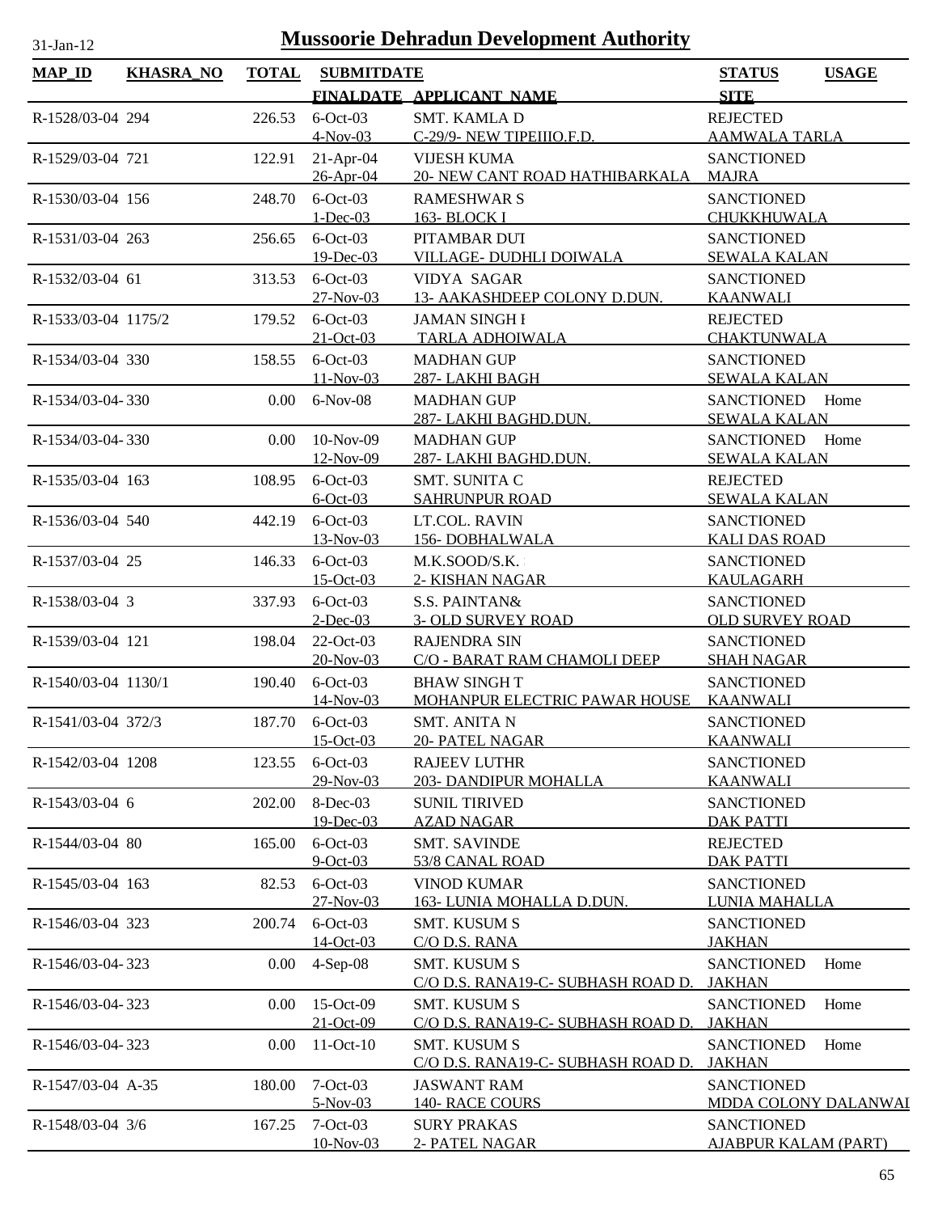# Mussoorie Dehradun Development Authority

31-Jan-12

| MAP_ID | KHASRA_NO | TOTAL | SUBMITDATE / FINALDATE | APPLICANT_NAME | STATUS / SITE | USAGE |
|---|---|---|---|---|---|---|
| R-1528/03-04 | 294 | 226.53 | 6-Oct-03 / 4-Nov-03 | SMT. KAMLA D / C-29/9- NEW TIPEIIIO.F.D. | REJECTED / AAMWALA TARLA | |
| R-1529/03-04 | 721 | 122.91 | 21-Apr-04 / 26-Apr-04 | VIJESH KUMA / 20- NEW CANT ROAD HATHIBARKALA | SANCTIONED / MAJRA | |
| R-1530/03-04 | 156 | 248.70 | 6-Oct-03 / 1-Dec-03 | RAMESHWAR S / 163- BLOCK I | SANCTIONED / CHUKKHUWALA | |
| R-1531/03-04 | 263 | 256.65 | 6-Oct-03 / 19-Dec-03 | PITAMBAR DUT / VILLAGE- DUDHLI DOIWALA | SANCTIONED / SEWALA KALAN | |
| R-1532/03-04 | 61 | 313.53 | 6-Oct-03 / 27-Nov-03 | VIDYA SAGAR / 13- AAKASHDEEP COLONY D.DUN. | SANCTIONED / KAANWALI | |
| R-1533/03-04 | 1175/2 | 179.52 | 6-Oct-03 / 21-Oct-03 | JAMAN SINGH I / TARLA ADHOIWALA | REJECTED / CHAKTUNWALA | |
| R-1534/03-04 | 330 | 158.55 | 6-Oct-03 / 11-Nov-03 | MADHAN GUP / 287- LAKHI BAGH | SANCTIONED / SEWALA KALAN | |
| R-1534/03-04- | 330 | 0.00 | 6-Nov-08 | MADHAN GUP / 287- LAKHI BAGHD.DUN. | SANCTIONED / SEWALA KALAN | Home |
| R-1534/03-04- | 330 | 0.00 | 10-Nov-09 / 12-Nov-09 | MADHAN GUP / 287- LAKHI BAGHD.DUN. | SANCTIONED / SEWALA KALAN | Home |
| R-1535/03-04 | 163 | 108.95 | 6-Oct-03 / 6-Oct-03 | SMT. SUNITA C / SAHRUNPUR ROAD | REJECTED / SEWALA KALAN | |
| R-1536/03-04 | 540 | 442.19 | 6-Oct-03 / 13-Nov-03 | LT.COL. RAVIN / 156- DOBHALWALA | SANCTIONED / KALI DAS ROAD | |
| R-1537/03-04 | 25 | 146.33 | 6-Oct-03 / 15-Oct-03 | M.K.SOOD/S.K. / 2- KISHAN NAGAR | SANCTIONED / KAULAGARH | |
| R-1538/03-04 | 3 | 337.93 | 6-Oct-03 / 2-Dec-03 | S.S. PAINTAN& / 3- OLD SURVEY ROAD | SANCTIONED / OLD SURVEY ROAD | |
| R-1539/03-04 | 121 | 198.04 | 22-Oct-03 / 20-Nov-03 | RAJENDRA SIN / C/O - BARAT RAM CHAMOLI DEEP | SANCTIONED / SHAH NAGAR | |
| R-1540/03-04 | 1130/1 | 190.40 | 6-Oct-03 / 14-Nov-03 | BHAW SINGH T / MOHANPUR ELECTRIC PAWAR HOUSE | SANCTIONED / KAANWALI | |
| R-1541/03-04 | 372/3 | 187.70 | 6-Oct-03 / 15-Oct-03 | SMT. ANITA N / 20- PATEL NAGAR | SANCTIONED / KAANWALI | |
| R-1542/03-04 | 1208 | 123.55 | 6-Oct-03 / 29-Nov-03 | RAJEEV LUTHR / 203- DANDIPUR MOHALLA | SANCTIONED / KAANWALI | |
| R-1543/03-04 | 6 | 202.00 | 8-Dec-03 / 19-Dec-03 | SUNIL TIRIVED / AZAD NAGAR | SANCTIONED / DAK PATTI | |
| R-1544/03-04 | 80 | 165.00 | 6-Oct-03 / 9-Oct-03 | SMT. SAVINDE / 53/8 CANAL ROAD | REJECTED / DAK PATTI | |
| R-1545/03-04 | 163 | 82.53 | 6-Oct-03 / 27-Nov-03 | VINOD KUMAR / 163- LUNIA MOHALLA D.DUN. | SANCTIONED / LUNIA MAHALLA | |
| R-1546/03-04 | 323 | 200.74 | 6-Oct-03 / 14-Oct-03 | SMT. KUSUM S / C/O D.S. RANA | SANCTIONED / JAKHAN | |
| R-1546/03-04- | 323 | 0.00 | 4-Sep-08 | SMT. KUSUM S / C/O D.S. RANA19-C- SUBHASH ROAD D. | SANCTIONED / JAKHAN | Home |
| R-1546/03-04- | 323 | 0.00 | 15-Oct-09 / 21-Oct-09 | SMT. KUSUM S / C/O D.S. RANA19-C- SUBHASH ROAD D. | SANCTIONED / JAKHAN | Home |
| R-1546/03-04- | 323 | 0.00 | 11-Oct-10 | SMT. KUSUM S / C/O D.S. RANA19-C- SUBHASH ROAD D. | SANCTIONED / JAKHAN | Home |
| R-1547/03-04 | A-35 | 180.00 | 7-Oct-03 / 5-Nov-03 | JASWANT RAM / 140- RACE COURS | SANCTIONED / MDDA COLONY DALANWAI | |
| R-1548/03-04 | 3/6 | 167.25 | 7-Oct-03 / 10-Nov-03 | SURY PRAKAS / 2- PATEL NAGAR | SANCTIONED / AJABPUR KALAM (PART) | |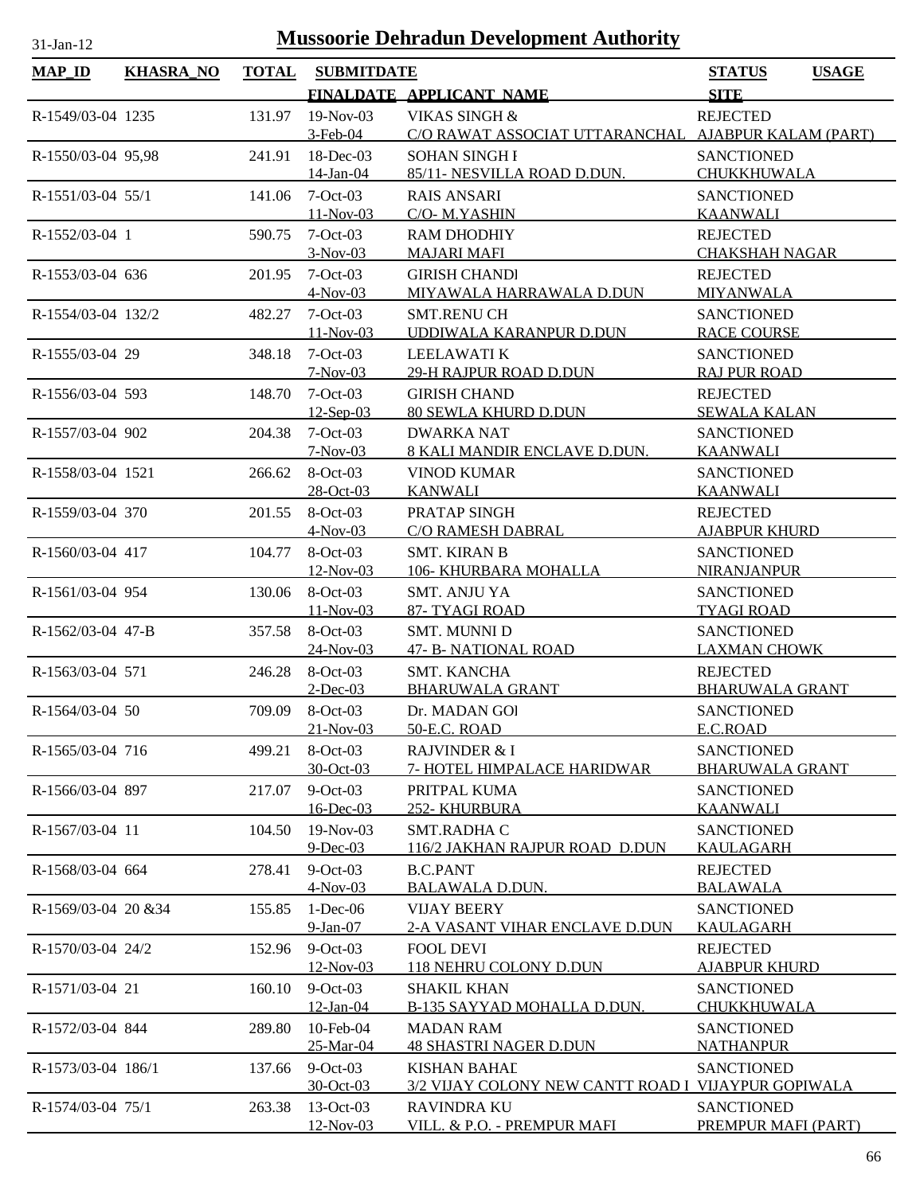# Mussoorie Dehradun Development Authority

31-Jan-12

| MAP_ID | KHASRA_NO | TOTAL | SUBMITDATE / FINALDATE | APPLICANT_NAME | STATUS / SITE | USAGE |
|---|---|---|---|---|---|---|
| R-1549/03-04 | 1235 | 131.97 | 19-Nov-03<br>3-Feb-04 | VIKAS SINGH &<br>C/O RAWAT ASSOCIAT UTTARANCHAL | REJECTED<br>AJABPUR KALAM (PART) | |
| R-1550/03-04 | 95,98 | 241.91 | 18-Dec-03<br>14-Jan-04 | SOHAN SINGH I<br>85/11- NESVILLA ROAD D.DUN. | SANCTIONED<br>CHUKKHUWALA | |
| R-1551/03-04 | 55/1 | 141.06 | 7-Oct-03<br>11-Nov-03 | RAIS ANSARI<br>C/O- M.YASHIN | SANCTIONED<br>KAANWALI | |
| R-1552/03-04 | 1 | 590.75 | 7-Oct-03<br>3-Nov-03 | RAM DHODHIY<br>MAJARI MAFI | REJECTED<br>CHAKSHAH NAGAR | |
| R-1553/03-04 | 636 | 201.95 | 7-Oct-03<br>4-Nov-03 | GIRISH CHANDI<br>MIYAWALA HARRAWALA D.DUN | REJECTED<br>MIYANWALA | |
| R-1554/03-04 | 132/2 | 482.27 | 7-Oct-03<br>11-Nov-03 | SMT.RENU CH<br>UDDIWALA KARANPUR D.DUN | SANCTIONED<br>RACE COURSE | |
| R-1555/03-04 | 29 | 348.18 | 7-Oct-03<br>7-Nov-03 | LEELAWATI K<br>29-H RAJPUR ROAD D.DUN | SANCTIONED<br>RAJ PUR ROAD | |
| R-1556/03-04 | 593 | 148.70 | 7-Oct-03<br>12-Sep-03 | GIRISH CHAND<br>80 SEWLA KHURD D.DUN | REJECTED<br>SEWALA KALAN | |
| R-1557/03-04 | 902 | 204.38 | 7-Oct-03<br>7-Nov-03 | DWARKA NAT<br>8 KALI MANDIR ENCLAVE D.DUN. | SANCTIONED<br>KAANWALI | |
| R-1558/03-04 | 1521 | 266.62 | 8-Oct-03<br>28-Oct-03 | VINOD KUMAR<br>KANWALI | SANCTIONED<br>KAANWALI | |
| R-1559/03-04 | 370 | 201.55 | 8-Oct-03<br>4-Nov-03 | PRATAP SINGH<br>C/O RAMESH DABRAL | REJECTED<br>AJABPUR KHURD | |
| R-1560/03-04 | 417 | 104.77 | 8-Oct-03<br>12-Nov-03 | SMT. KIRAN B<br>106- KHURBARA MOHALLA | SANCTIONED<br>NIRANJANPUR | |
| R-1561/03-04 | 954 | 130.06 | 8-Oct-03<br>11-Nov-03 | SMT. ANJU YA<br>87- TYAGI ROAD | SANCTIONED<br>TYAGI ROAD | |
| R-1562/03-04 | 47-B | 357.58 | 8-Oct-03<br>24-Nov-03 | SMT. MUNNI D<br>47- B- NATIONAL ROAD | SANCTIONED<br>LAXMAN CHOWK | |
| R-1563/03-04 | 571 | 246.28 | 8-Oct-03<br>2-Dec-03 | SMT. KANCHA<br>BHARUWALA GRANT | REJECTED<br>BHARUWALA GRANT | |
| R-1564/03-04 | 50 | 709.09 | 8-Oct-03<br>21-Nov-03 | Dr. MADAN GOI<br>50-E.C. ROAD | SANCTIONED<br>E.C.ROAD | |
| R-1565/03-04 | 716 | 499.21 | 8-Oct-03<br>30-Oct-03 | RAJVINDER & I<br>7- HOTEL HIMPALACE HARIDWAR | SANCTIONED<br>BHARUWALA GRANT | |
| R-1566/03-04 | 897 | 217.07 | 9-Oct-03<br>16-Dec-03 | PRITPAL KUMA<br>252- KHURBURA | SANCTIONED<br>KAANWALI | |
| R-1567/03-04 | 11 | 104.50 | 19-Nov-03<br>9-Dec-03 | SMT.RADHA C<br>116/2 JAKHAN RAJPUR ROAD D.DUN | SANCTIONED<br>KAULAGARH | |
| R-1568/03-04 | 664 | 278.41 | 9-Oct-03<br>4-Nov-03 | B.C.PANT<br>BALAWALA D.DUN. | REJECTED<br>BALAWALA | |
| R-1569/03-04 | 20 &34 | 155.85 | 1-Dec-06<br>9-Jan-07 | VIJAY BEERY<br>2-A VASANT VIHAR ENCLAVE D.DUN | SANCTIONED<br>KAULAGARH | |
| R-1570/03-04 | 24/2 | 152.96 | 9-Oct-03<br>12-Nov-03 | FOOL DEVI<br>118 NEHRU COLONY D.DUN | REJECTED<br>AJABPUR KHURD | |
| R-1571/03-04 | 21 | 160.10 | 9-Oct-03<br>12-Jan-04 | SHAKIL KHAN<br>B-135 SAYYAD MOHALLA D.DUN. | SANCTIONED<br>CHUKKHUWALA | |
| R-1572/03-04 | 844 | 289.80 | 10-Feb-04<br>25-Mar-04 | MADAN RAM<br>48 SHASTRI NAGER D.DUN | SANCTIONED<br>NATHANPUR | |
| R-1573/03-04 | 186/1 | 137.66 | 9-Oct-03<br>30-Oct-03 | KISHAN BAHAI<br>3/2 VIJAY COLONY NEW CANTT ROAD I | SANCTIONED<br>VIJAYPUR GOPIWALA | |
| R-1574/03-04 | 75/1 | 263.38 | 13-Oct-03<br>12-Nov-03 | RAVINDRA KU<br>VILL. & P.O. - PREMPUR MAFI | SANCTIONED<br>PREMPUR MAFI (PART) | |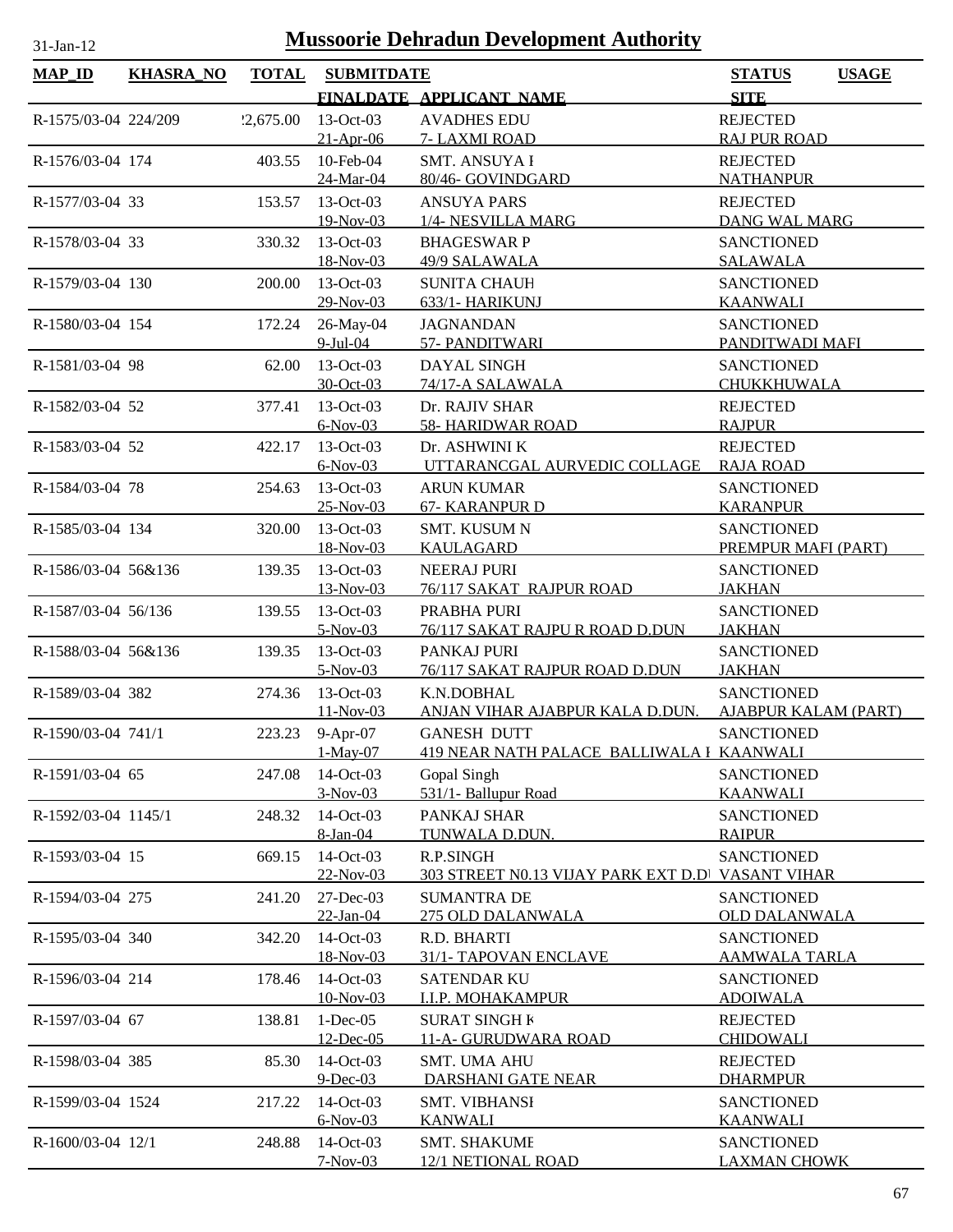# Mussoorie Dehradun Development Authority

31-Jan-12

| MAP_ID | KHASRA_NO | TOTAL | SUBMITDATE / FINALDATE | APPLICANT_NAME | STATUS / SITE | USAGE |
|---|---|---|---|---|---|---|
| R-1575/03-04 | 224/209 | 22,675.00 | 13-Oct-03 / 21-Apr-06 | AVADHES EDU / 7- LAXMI ROAD | REJECTED / RAJ PUR ROAD | |
| R-1576/03-04 | 174 | 403.55 | 10-Feb-04 / 24-Mar-04 | SMT. ANSUYA I / 80/46- GOVINDGARD | REJECTED / NATHANPUR | |
| R-1577/03-04 | 33 | 153.57 | 13-Oct-03 / 19-Nov-03 | ANSUYA PARS / 1/4- NESVILLA MARG | REJECTED / DANG WAL MARG | |
| R-1578/03-04 | 33 | 330.32 | 13-Oct-03 / 18-Nov-03 | BHAGESWAR P / 49/9 SALAWALA | SANCTIONED / SALAWALA | |
| R-1579/03-04 | 130 | 200.00 | 13-Oct-03 / 29-Nov-03 | SUNITA CHAUH / 633/1- HARIKUNJ | SANCTIONED / KAANWALI | |
| R-1580/03-04 | 154 | 172.24 | 26-May-04 / 9-Jul-04 | JAGNANDAN / 57- PANDITWARI | SANCTIONED / PANDITWADI MAFI | |
| R-1581/03-04 | 98 | 62.00 | 13-Oct-03 / 30-Oct-03 | DAYAL SINGH / 74/17-A SALAWALA | SANCTIONED / CHUKKHUWALA | |
| R-1582/03-04 | 52 | 377.41 | 13-Oct-03 / 6-Nov-03 | Dr. RAJIV SHAR / 58- HARIDWAR ROAD | REJECTED / RAJPUR | |
| R-1583/03-04 | 52 | 422.17 | 13-Oct-03 / 6-Nov-03 | Dr. ASHWINI K / UTTARANCGAL AURVEDIC COLLAGE | REJECTED / RAJA ROAD | |
| R-1584/03-04 | 78 | 254.63 | 13-Oct-03 / 25-Nov-03 | ARUN KUMAR / 67- KARANPUR D | SANCTIONED / KARANPUR | |
| R-1585/03-04 | 134 | 320.00 | 13-Oct-03 / 18-Nov-03 | SMT. KUSUM N / KAULAGARD | SANCTIONED / PREMPUR MAFI (PART) | |
| R-1586/03-04 | 56&136 | 139.35 | 13-Oct-03 / 13-Nov-03 | NEERAJ PURI / 76/117 SAKAT RAJPUR ROAD | SANCTIONED / JAKHAN | |
| R-1587/03-04 | 56/136 | 139.55 | 13-Oct-03 / 5-Nov-03 | PRABHA PURI / 76/117 SAKAT RAJPU R ROAD D.DUN | SANCTIONED / JAKHAN | |
| R-1588/03-04 | 56&136 | 139.35 | 13-Oct-03 / 5-Nov-03 | PANKAJ PURI / 76/117 SAKAT RAJPUR ROAD D.DUN | SANCTIONED / JAKHAN | |
| R-1589/03-04 | 382 | 274.36 | 13-Oct-03 / 11-Nov-03 | K.N.DOBHAL / ANJAN VIHAR AJABPUR KALA D.DUN. | SANCTIONED / AJABPUR KALAM (PART) | |
| R-1590/03-04 | 741/1 | 223.23 | 9-Apr-07 / 1-May-07 | GANESH DUTT / 419 NEAR NATH PALACE BALLIWALA I | SANCTIONED / KAANWALI | |
| R-1591/03-04 | 65 | 247.08 | 14-Oct-03 / 3-Nov-03 | Gopal Singh / 531/1- Ballupur Road | SANCTIONED / KAANWALI | |
| R-1592/03-04 | 1145/1 | 248.32 | 14-Oct-03 / 8-Jan-04 | PANKAJ SHAR / TUNWALA D.DUN. | SANCTIONED / RAIPUR | |
| R-1593/03-04 | 15 | 669.15 | 14-Oct-03 / 22-Nov-03 | R.P.SINGH / 303 STREET N0.13 VIJAY PARK EXT D.DI | SANCTIONED / VASANT VIHAR | |
| R-1594/03-04 | 275 | 241.20 | 27-Dec-03 / 22-Jan-04 | SUMANTRA DE / 275 OLD DALANWALA | SANCTIONED / OLD DALANWALA | |
| R-1595/03-04 | 340 | 342.20 | 14-Oct-03 / 18-Nov-03 | R.D. BHARTI / 31/1- TAPOVAN ENCLAVE | SANCTIONED / AAMWALA TARLA | |
| R-1596/03-04 | 214 | 178.46 | 14-Oct-03 / 10-Nov-03 | SATENDAR KU / I.I.P. MOHAKAMPUR | SANCTIONED / ADOIWALA | |
| R-1597/03-04 | 67 | 138.81 | 1-Dec-05 / 12-Dec-05 | SURAT SINGH K / 11-A- GURUDWARA ROAD | REJECTED / CHIDOWALI | |
| R-1598/03-04 | 385 | 85.30 | 14-Oct-03 / 9-Dec-03 | SMT. UMA AHU / DARSHANI GATE NEAR | REJECTED / DHARMPUR | |
| R-1599/03-04 | 1524 | 217.22 | 14-Oct-03 / 6-Nov-03 | SMT. VIBHANSI / KANWALI | SANCTIONED / KAANWALI | |
| R-1600/03-04 | 12/1 | 248.88 | 14-Oct-03 / 7-Nov-03 | SMT. SHAKUME / 12/1 NETIONAL ROAD | SANCTIONED / LAXMAN CHOWK | |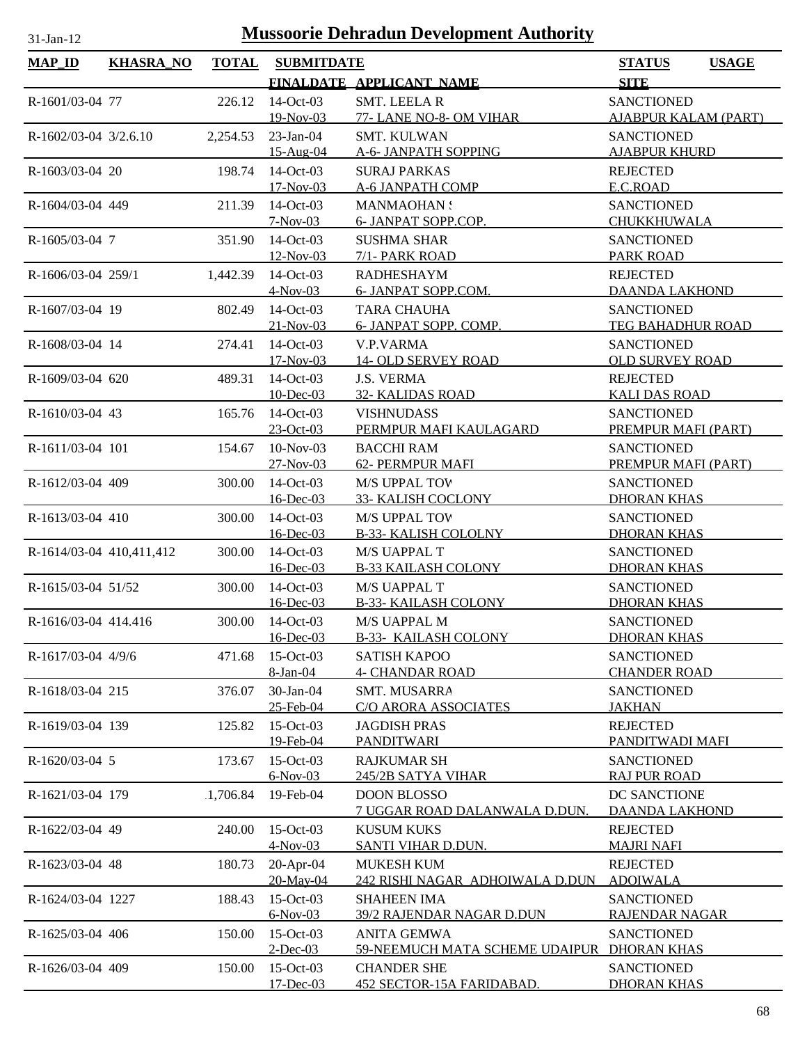# Mussoorie Dehradun Development Authority

31-Jan-12

| MAP_ID | KHASRA_NO | TOTAL | SUBMITDATE / FINALDATE | APPLICANT_NAME | STATUS / SITE | USAGE |
|---|---|---|---|---|---|---|
| R-1601/03-04 | 77 | 226.12 | 14-Oct-03 / 19-Nov-03 | SMT. LEELA R / 77- LANE NO-8- OM VIHAR | SANCTIONED / AJABPUR KALAM (PART) | |
| R-1602/03-04 | 3/2.6.10 | 2,254.53 | 23-Jan-04 / 15-Aug-04 | SMT. KULWAN / A-6- JANPATH SOPPING | SANCTIONED / AJABPUR KHURD | |
| R-1603/03-04 | 20 | 198.74 | 14-Oct-03 / 17-Nov-03 | SURAJ PARKAS / A-6 JANPATH COMP | REJECTED / E.C.ROAD | |
| R-1604/03-04 | 449 | 211.39 | 14-Oct-03 / 7-Nov-03 | MANMAOHAN S / 6- JANPAT SOPP.COP. | SANCTIONED / CHUKKHUWALA | |
| R-1605/03-04 | 7 | 351.90 | 14-Oct-03 / 12-Nov-03 | SUSHMA SHAR / 7/1- PARK ROAD | SANCTIONED / PARK ROAD | |
| R-1606/03-04 | 259/1 | 1,442.39 | 14-Oct-03 / 4-Nov-03 | RADHESHAYM / 6- JANPAT SOPP.COM. | REJECTED / DAANDA LAKHOND | |
| R-1607/03-04 | 19 | 802.49 | 14-Oct-03 / 21-Nov-03 | TARA CHAUHA / 6- JANPAT SOPP. COMP. | SANCTIONED / TEG BAHADHUR ROAD | |
| R-1608/03-04 | 14 | 274.41 | 14-Oct-03 / 17-Nov-03 | V.P.VARMA / 14- OLD SERVEY ROAD | SANCTIONED / OLD SURVEY ROAD | |
| R-1609/03-04 | 620 | 489.31 | 14-Oct-03 / 10-Dec-03 | J.S. VERMA / 32- KALIDAS ROAD | REJECTED / KALI DAS ROAD | |
| R-1610/03-04 | 43 | 165.76 | 14-Oct-03 / 23-Oct-03 | VISHNUDASS / PERMPUR MAFI KAULAGARD | SANCTIONED / PREMPUR MAFI (PART) | |
| R-1611/03-04 | 101 | 154.67 | 10-Nov-03 / 27-Nov-03 | BACCHI RAM / 62- PERMPUR MAFI | SANCTIONED / PREMPUR MAFI (PART) | |
| R-1612/03-04 | 409 | 300.00 | 14-Oct-03 / 16-Dec-03 | M/S UPPAL TOV / 33- KALISH COCLONY | SANCTIONED / DHORAN KHAS | |
| R-1613/03-04 | 410 | 300.00 | 14-Oct-03 / 16-Dec-03 | M/S UPPAL TOV / B-33- KALISH COLOLNY | SANCTIONED / DHORAN KHAS | |
| R-1614/03-04 | 410,411,412 | 300.00 | 14-Oct-03 / 16-Dec-03 | M/S UAPPAL T / B-33 KAILASH COLONY | SANCTIONED / DHORAN KHAS | |
| R-1615/03-04 | 51/52 | 300.00 | 14-Oct-03 / 16-Dec-03 | M/S UAPPAL T / B-33- KAILASH COLONY | SANCTIONED / DHORAN KHAS | |
| R-1616/03-04 | 414.416 | 300.00 | 14-Oct-03 / 16-Dec-03 | M/S UAPPAL M / B-33- KAILASH COLONY | SANCTIONED / DHORAN KHAS | |
| R-1617/03-04 | 4/9/6 | 471.68 | 15-Oct-03 / 8-Jan-04 | SATISH KAPOO / 4- CHANDAR ROAD | SANCTIONED / CHANDER ROAD | |
| R-1618/03-04 | 215 | 376.07 | 30-Jan-04 / 25-Feb-04 | SMT. MUSARRA / C/O ARORA ASSOCIATES | SANCTIONED / JAKHAN | |
| R-1619/03-04 | 139 | 125.82 | 15-Oct-03 / 19-Feb-04 | JAGDISH PRAS / PANDITWARI | REJECTED / PANDITWADI MAFI | |
| R-1620/03-04 | 5 | 173.67 | 15-Oct-03 / 6-Nov-03 | RAJKUMAR SH / 245/2B SATYA VIHAR | SANCTIONED / RAJ PUR ROAD | |
| R-1621/03-04 | 179 | 1,706.84 | 19-Feb-04 | DOON BLOSSO / 7 UGGAR ROAD DALANWALA D.DUN. | DC SANCTIONE / DAANDA LAKHOND | |
| R-1622/03-04 | 49 | 240.00 | 15-Oct-03 / 4-Nov-03 | KUSUM KUKS / SANTI VIHAR D.DUN. | REJECTED / MAJRI NAFI | |
| R-1623/03-04 | 48 | 180.73 | 20-Apr-04 / 20-May-04 | MUKESH KUM / 242 RISHI NAGAR ADHOIWALA D.DUN | REJECTED / ADOIWALA | |
| R-1624/03-04 | 1227 | 188.43 | 15-Oct-03 / 6-Nov-03 | SHAHEEN IMA / 39/2 RAJENDAR NAGAR D.DUN | SANCTIONED / RAJENDAR NAGAR | |
| R-1625/03-04 | 406 | 150.00 | 15-Oct-03 / 2-Dec-03 | ANITA GEMWA / 59-NEEMUCH MATA SCHEME UDAIPUR | SANCTIONED / DHORAN KHAS | |
| R-1626/03-04 | 409 | 150.00 | 15-Oct-03 / 17-Dec-03 | CHANDER SHE / 452 SECTOR-15A FARIDABAD. | SANCTIONED / DHORAN KHAS | |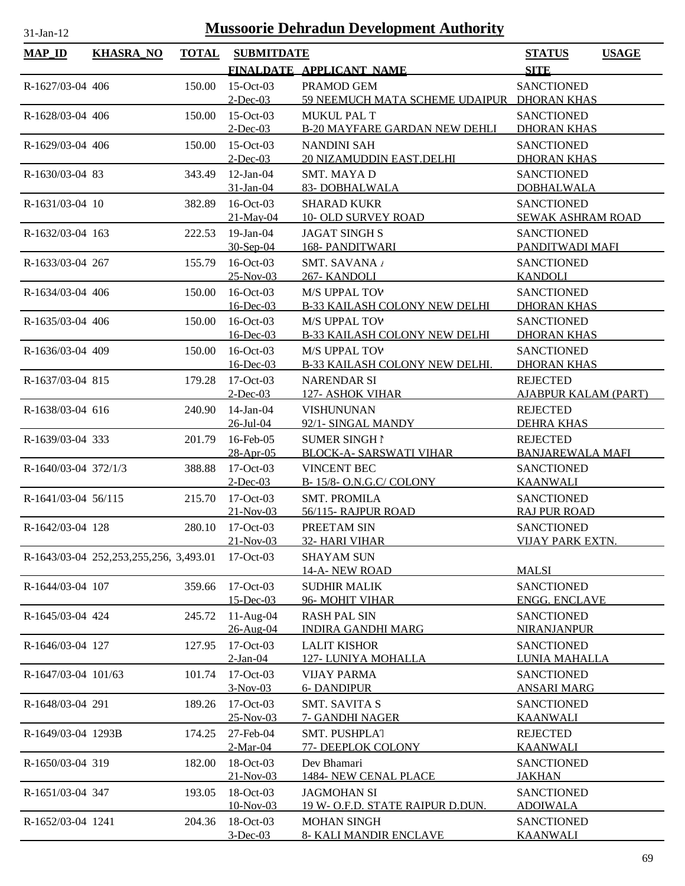# Mussoorie Dehradun Development Authority

31-Jan-12

| MAP_ID | KHASRA_NO | TOTAL | SUBMITDATE / FINALDATE | APPLICANT_NAME | STATUS / SITE | USAGE |
|---|---|---|---|---|---|---|
| R-1627/03-04 | 406 | 150.00 | 15-Oct-03<br>2-Dec-03 | PRAMOD GEM<br>59 NEEMUCH MATA SCHEME UDAIPUR | SANCTIONED<br>DHORAN KHAS | |
| R-1628/03-04 | 406 | 150.00 | 15-Oct-03<br>2-Dec-03 | MUKUL PAL T<br>B-20 MAYFARE GARDAN NEW DEHLI | SANCTIONED<br>DHORAN KHAS | |
| R-1629/03-04 | 406 | 150.00 | 15-Oct-03<br>2-Dec-03 | NANDINI SAH<br>20 NIZAMUDDIN EAST.DELHI | SANCTIONED<br>DHORAN KHAS | |
| R-1630/03-04 | 83 | 343.49 | 12-Jan-04<br>31-Jan-04 | SMT. MAYA D<br>83- DOBHALWALA | SANCTIONED<br>DOBHALWALA | |
| R-1631/03-04 | 10 | 382.89 | 16-Oct-03<br>21-May-04 | SHARAD KUKR<br>10- OLD SURVEY ROAD | SANCTIONED<br>SEWAK ASHRAM ROAD | |
| R-1632/03-04 | 163 | 222.53 | 19-Jan-04<br>30-Sep-04 | JAGAT SINGH S<br>168- PANDITWARI | SANCTIONED<br>PANDITWADI MAFI | |
| R-1633/03-04 | 267 | 155.79 | 16-Oct-03<br>25-Nov-03 | SMT. SAVANA /<br>267- KANDOLI | SANCTIONED<br>KANDOLI | |
| R-1634/03-04 | 406 | 150.00 | 16-Oct-03<br>16-Dec-03 | M/S UPPAL TOV<br>B-33 KAILASH COLONY NEW DELHI | SANCTIONED<br>DHORAN KHAS | |
| R-1635/03-04 | 406 | 150.00 | 16-Oct-03<br>16-Dec-03 | M/S UPPAL TOV<br>B-33 KAILASH COLONY NEW DELHI | SANCTIONED<br>DHORAN KHAS | |
| R-1636/03-04 | 409 | 150.00 | 16-Oct-03<br>16-Dec-03 | M/S UPPAL TOV<br>B-33 KAILASH COLONY NEW DELHI. | SANCTIONED<br>DHORAN KHAS | |
| R-1637/03-04 | 815 | 179.28 | 17-Oct-03<br>2-Dec-03 | NARENDAR SI<br>127- ASHOK VIHAR | REJECTED<br>AJABPUR KALAM (PART) | |
| R-1638/03-04 | 616 | 240.90 | 14-Jan-04<br>26-Jul-04 | VISHUNUNAN<br>92/1- SINGAL MANDY | REJECTED<br>DEHRA KHAS | |
| R-1639/03-04 | 333 | 201.79 | 16-Feb-05<br>28-Apr-05 | SUMER SINGH I<br>BLOCK-A- SARSWATI VIHAR | REJECTED<br>BANJAREWALA MAFI | |
| R-1640/03-04 | 372/1/3 | 388.88 | 17-Oct-03<br>2-Dec-03 | VINCENT BEC<br>B- 15/8- O.N.G.C/ COLONY | SANCTIONED<br>KAANWALI | |
| R-1641/03-04 | 56/115 | 215.70 | 17-Oct-03<br>21-Nov-03 | SMT. PROMILA<br>56/115- RAJPUR ROAD | SANCTIONED<br>RAJ PUR ROAD | |
| R-1642/03-04 | 128 | 280.10 | 17-Oct-03<br>21-Nov-03 | PREETAM SIN<br>32- HARI VIHAR | SANCTIONED<br>VIJAY PARK EXTN. | |
| R-1643/03-04 | 252,253,255,256, | 3,493.01 | 17-Oct-03 | SHAYAM SUN<br>14-A- NEW ROAD | <br>MALSI | |
| R-1644/03-04 | 107 | 359.66 | 17-Oct-03<br>15-Dec-03 | SUDHIR MALIK<br>96- MOHIT VIHAR | SANCTIONED<br>ENGG. ENCLAVE | |
| R-1645/03-04 | 424 | 245.72 | 11-Aug-04<br>26-Aug-04 | RASH PAL SIN<br>INDIRA GANDHI MARG | SANCTIONED<br>NIRANJANPUR | |
| R-1646/03-04 | 127 | 127.95 | 17-Oct-03<br>2-Jan-04 | LALIT KISHOR<br>127- LUNIYA MOHALLA | SANCTIONED<br>LUNIA MAHALLA | |
| R-1647/03-04 | 101/63 | 101.74 | 17-Oct-03<br>3-Nov-03 | VIJAY PARMA<br>6- DANDIPUR | SANCTIONED<br>ANSARI MARG | |
| R-1648/03-04 | 291 | 189.26 | 17-Oct-03<br>25-Nov-03 | SMT. SAVITA S<br>7- GANDHI NAGER | SANCTIONED<br>KAANWALI | |
| R-1649/03-04 | 1293B | 174.25 | 27-Feb-04<br>2-Mar-04 | SMT. PUSHPLAT<br>77- DEEPLOK COLONY | REJECTED<br>KAANWALI | |
| R-1650/03-04 | 319 | 182.00 | 18-Oct-03<br>21-Nov-03 | Dev Bhamari<br>1484- NEW CENAL PLACE | SANCTIONED<br>JAKHAN | |
| R-1651/03-04 | 347 | 193.05 | 18-Oct-03<br>10-Nov-03 | JAGMOHAN SI<br>19 W- O.F.D. STATE RAIPUR D.DUN. | SANCTIONED<br>ADOIWALA | |
| R-1652/03-04 | 1241 | 204.36 | 18-Oct-03<br>3-Dec-03 | MOHAN SINGH<br>8- KALI MANDIR ENCLAVE | SANCTIONED<br>KAANWALI | |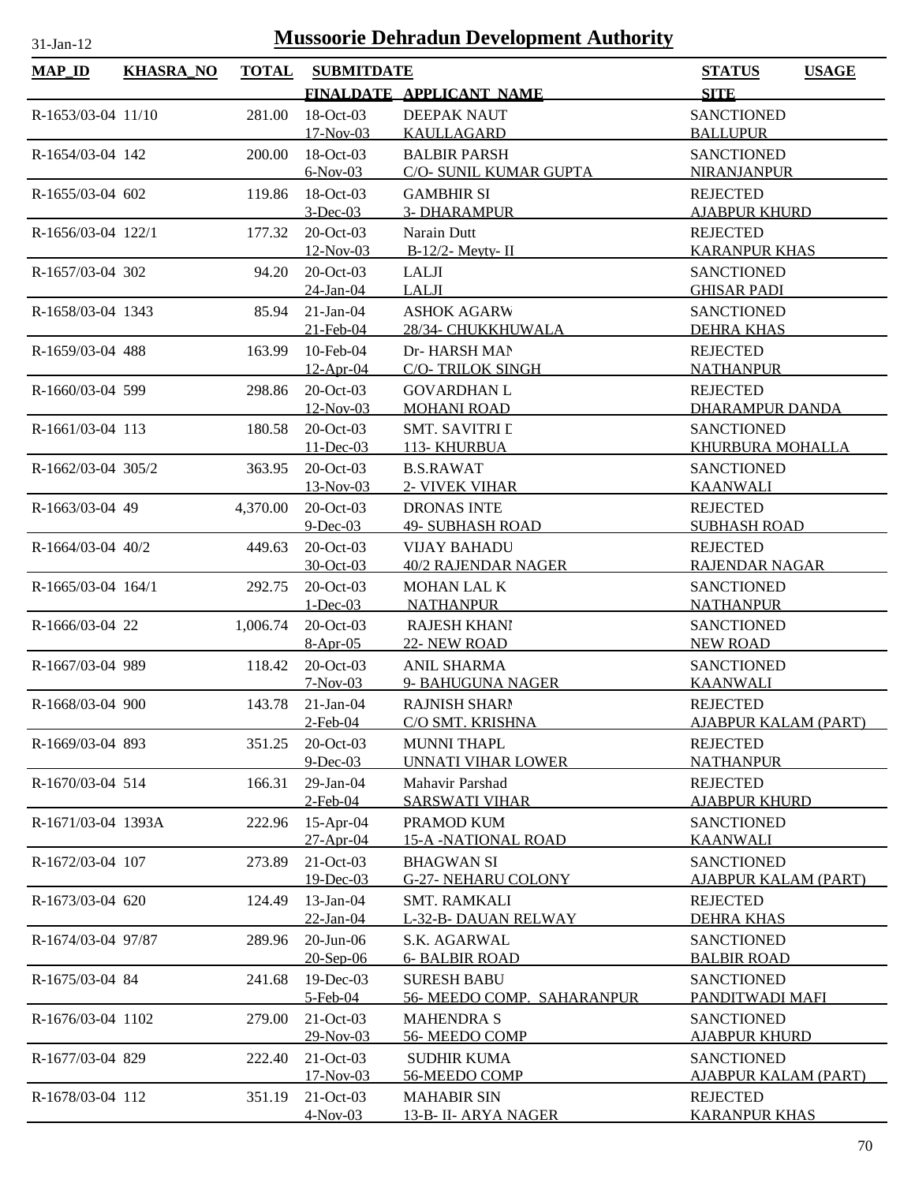# Mussoorie Dehradun Development Authority

31-Jan-12

| MAP_ID | KHASRA_NO | TOTAL | SUBMITDATE / FINALDATE | APPLICANT_NAME | STATUS / SITE | USAGE |
|---|---|---|---|---|---|---|
| R-1653/03-04 | 11/10 | 281.00 | 18-Oct-03 / 17-Nov-03 | DEEPAK NAUT / KAULLAGARD | SANCTIONED / BALLUPUR | |
| R-1654/03-04 | 142 | 200.00 | 18-Oct-03 / 6-Nov-03 | BALBIR PARSH / C/O- SUNIL KUMAR GUPTA | SANCTIONED / NIRANJANPUR | |
| R-1655/03-04 | 602 | 119.86 | 18-Oct-03 / 3-Dec-03 | GAMBHIR SI / 3- DHARAMPUR | REJECTED / AJABPUR KHURD | |
| R-1656/03-04 | 122/1 | 177.32 | 20-Oct-03 / 12-Nov-03 | Narain Dutt / B-12/2- Meyty- II | REJECTED / KARANPUR KHAS | |
| R-1657/03-04 | 302 | 94.20 | 20-Oct-03 / 24-Jan-04 | LALJI / LALJI | SANCTIONED / GHISAR PADI | |
| R-1658/03-04 | 1343 | 85.94 | 21-Jan-04 / 21-Feb-04 | ASHOK AGARW / 28/34- CHUKKHUWALA | SANCTIONED / DEHRA KHAS | |
| R-1659/03-04 | 488 | 163.99 | 10-Feb-04 / 12-Apr-04 | Dr- HARSH MAN / C/O- TRILOK SINGH | REJECTED / NATHANPUR | |
| R-1660/03-04 | 599 | 298.86 | 20-Oct-03 / 12-Nov-03 | GOVARDHAN L / MOHANI ROAD | REJECTED / DHARAMPUR DANDA | |
| R-1661/03-04 | 113 | 180.58 | 20-Oct-03 / 11-Dec-03 | SMT. SAVITRI D / 113- KHURBUA | SANCTIONED / KHURBURA MOHALLA | |
| R-1662/03-04 | 305/2 | 363.95 | 20-Oct-03 / 13-Nov-03 | B.S.RAWAT / 2- VIVEK VIHAR | SANCTIONED / KAANWALI | |
| R-1663/03-04 | 49 | 4,370.00 | 20-Oct-03 / 9-Dec-03 | DRONAS INTE / 49- SUBHASH ROAD | REJECTED / SUBHASH ROAD | |
| R-1664/03-04 | 40/2 | 449.63 | 20-Oct-03 / 30-Oct-03 | VIJAY BAHADU / 40/2 RAJENDAR NAGER | REJECTED / RAJENDAR NAGAR | |
| R-1665/03-04 | 164/1 | 292.75 | 20-Oct-03 / 1-Dec-03 | MOHAN LAL K / NATHANPUR | SANCTIONED / NATHANPUR | |
| R-1666/03-04 | 22 | 1,006.74 | 20-Oct-03 / 8-Apr-05 | RAJESH KHANI / 22- NEW ROAD | SANCTIONED / NEW ROAD | |
| R-1667/03-04 | 989 | 118.42 | 20-Oct-03 / 7-Nov-03 | ANIL SHARMA / 9- BAHUGUNA NAGER | SANCTIONED / KAANWALI | |
| R-1668/03-04 | 900 | 143.78 | 21-Jan-04 / 2-Feb-04 | RAJNISH SHARM / C/O SMT. KRISHNA | REJECTED / AJABPUR KALAM (PART) | |
| R-1669/03-04 | 893 | 351.25 | 20-Oct-03 / 9-Dec-03 | MUNNI THAPL / UNNATI VIHAR LOWER | REJECTED / NATHANPUR | |
| R-1670/03-04 | 514 | 166.31 | 29-Jan-04 / 2-Feb-04 | Mahavir Parshad / SARSWATI VIHAR | REJECTED / AJABPUR KHURD | |
| R-1671/03-04 | 1393A | 222.96 | 15-Apr-04 / 27-Apr-04 | PRAMOD KUM / 15-A -NATIONAL ROAD | SANCTIONED / KAANWALI | |
| R-1672/03-04 | 107 | 273.89 | 21-Oct-03 / 19-Dec-03 | BHAGWAN SI / G-27- NEHARU COLONY | SANCTIONED / AJABPUR KALAM (PART) | |
| R-1673/03-04 | 620 | 124.49 | 13-Jan-04 / 22-Jan-04 | SMT. RAMKALI / L-32-B- DAUAN RELWAY | REJECTED / DEHRA KHAS | |
| R-1674/03-04 | 97/87 | 289.96 | 20-Jun-06 / 20-Sep-06 | S.K. AGARWAL / 6- BALBIR ROAD | SANCTIONED / BALBIR ROAD | |
| R-1675/03-04 | 84 | 241.68 | 19-Dec-03 / 5-Feb-04 | SURESH BABU / 56- MEEDO COMP. SAHARANPUR | SANCTIONED / PANDITWADI MAFI | |
| R-1676/03-04 | 1102 | 279.00 | 21-Oct-03 / 29-Nov-03 | MAHENDRA S / 56- MEEDO COMP | SANCTIONED / AJABPUR KHURD | |
| R-1677/03-04 | 829 | 222.40 | 21-Oct-03 / 17-Nov-03 | SUDHIR KUMA / 56-MEEDO COMP | SANCTIONED / AJABPUR KALAM (PART) | |
| R-1678/03-04 | 112 | 351.19 | 21-Oct-03 / 4-Nov-03 | MAHABIR SIN / 13-B- II- ARYA NAGER | REJECTED / KARANPUR KHAS | |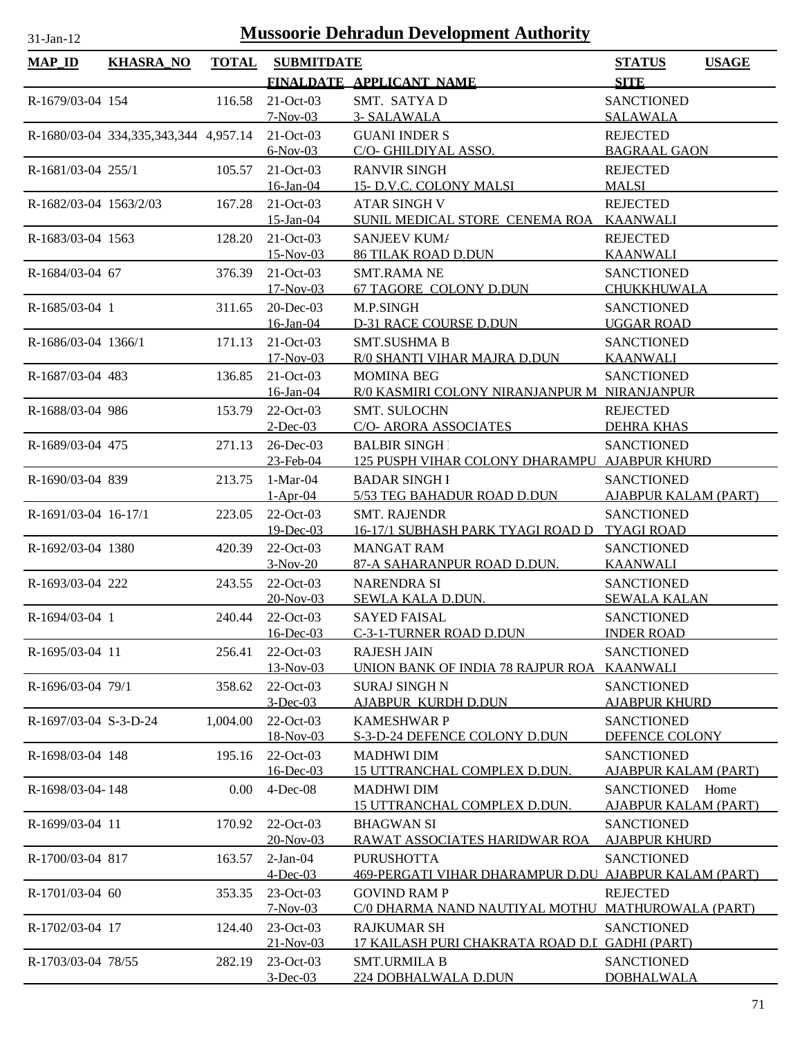# Mussoorie Dehradun Development Authority

31-Jan-12

| MAP_ID | KHASRA_NO | TOTAL | SUBMITDATE / FINALDATE | APPLICANT_NAME | STATUS / SITE | USAGE |
|---|---|---|---|---|---|---|
| R-1679/03-04 | 154 | 116.58 | 21-Oct-03 / 7-Nov-03 | SMT. SATYA D / 3- SALAWALA | SANCTIONED / SALAWALA | |
| R-1680/03-04 | 334,335,343,344 | 4,957.14 | 21-Oct-03 / 6-Nov-03 | GUANI INDER S / C/O- GHILDIYAL ASSO. | REJECTED / BAGRAAL GAON | |
| R-1681/03-04 | 255/1 | 105.57 | 21-Oct-03 / 16-Jan-04 | RANVIR SINGH / 15- D.V.C. COLONY MALSI | REJECTED / MALSI | |
| R-1682/03-04 | 1563/2/03 | 167.28 | 21-Oct-03 / 15-Jan-04 | ATAR SINGH V / SUNIL MEDICAL STORE CENEMA ROA | REJECTED / KAANWALI | |
| R-1683/03-04 | 1563 | 128.20 | 21-Oct-03 / 15-Nov-03 | SANJEEV KUMA / 86 TILAK ROAD D.DUN | REJECTED / KAANWALI | |
| R-1684/03-04 | 67 | 376.39 | 21-Oct-03 / 17-Nov-03 | SMT.RAMA NE / 67 TAGORE COLONY D.DUN | SANCTIONED / CHUKKHUWALA | |
| R-1685/03-04 | 1 | 311.65 | 20-Dec-03 / 16-Jan-04 | M.P.SINGH / D-31 RACE COURSE D.DUN | SANCTIONED / UGGAR ROAD | |
| R-1686/03-04 | 1366/1 | 171.13 | 21-Oct-03 / 17-Nov-03 | SMT.SUSHMA B / R/0 SHANTI VIHAR MAJRA D.DUN | SANCTIONED / KAANWALI | |
| R-1687/03-04 | 483 | 136.85 | 21-Oct-03 / 16-Jan-04 | MOMINA BEG / R/0 KASMIRI COLONY NIRANJANPUR M | SANCTIONED / NIRANJANPUR | |
| R-1688/03-04 | 986 | 153.79 | 22-Oct-03 / 2-Dec-03 | SMT. SULOCHN / C/O- ARORA ASSOCIATES | REJECTED / DEHRA KHAS | |
| R-1689/03-04 | 475 | 271.13 | 26-Dec-03 / 23-Feb-04 | BALBIR SINGH / 125 PUSPH VIHAR COLONY DHARAMPU | SANCTIONED / AJABPUR KHURD | |
| R-1690/03-04 | 839 | 213.75 | 1-Mar-04 / 1-Apr-04 | BADAR SINGH I / 5/53 TEG BAHADUR ROAD D.DUN | SANCTIONED / AJABPUR KALAM (PART) | |
| R-1691/03-04 | 16-17/1 | 223.05 | 22-Oct-03 / 19-Dec-03 | SMT. RAJENDR / 16-17/1 SUBHASH PARK TYAGI ROAD D | SANCTIONED / TYAGI ROAD | |
| R-1692/03-04 | 1380 | 420.39 | 22-Oct-03 / 3-Nov-20 | MANGAT RAM / 87-A SAHARANPUR ROAD D.DUN. | SANCTIONED / KAANWALI | |
| R-1693/03-04 | 222 | 243.55 | 22-Oct-03 / 20-Nov-03 | NARENDRA SI / SEWLA KALA D.DUN. | SANCTIONED / SEWALA KALAN | |
| R-1694/03-04 | 1 | 240.44 | 22-Oct-03 / 16-Dec-03 | SAYED FAISAL / C-3-1-TURNER ROAD D.DUN | SANCTIONED / INDER ROAD | |
| R-1695/03-04 | 11 | 256.41 | 22-Oct-03 / 13-Nov-03 | RAJESH JAIN / UNION BANK OF INDIA 78 RAJPUR ROA | SANCTIONED / KAANWALI | |
| R-1696/03-04 | 79/1 | 358.62 | 22-Oct-03 / 3-Dec-03 | SURAJ SINGH N / AJABPUR KURDH D.DUN | SANCTIONED / AJABPUR KHURD | |
| R-1697/03-04 | S-3-D-24 | 1,004.00 | 22-Oct-03 / 18-Nov-03 | KAMESHWAR P / S-3-D-24 DEFENCE COLONY D.DUN | SANCTIONED / DEFENCE COLONY | |
| R-1698/03-04 | 148 | 195.16 | 22-Oct-03 / 16-Dec-03 | MADHWI DIM / 15 UTTRANCHAL COMPLEX D.DUN. | SANCTIONED / AJABPUR KALAM (PART) | |
| R-1698/03-04- | 148 | 0.00 | 4-Dec-08 | MADHWI DIM / 15 UTTRANCHAL COMPLEX D.DUN. | SANCTIONED / AJABPUR KALAM (PART) | Home |
| R-1699/03-04 | 11 | 170.92 | 22-Oct-03 / 20-Nov-03 | BHAGWAN SI / RAWAT ASSOCIATES HARIDWAR ROA | SANCTIONED / AJABPUR KHURD | |
| R-1700/03-04 | 817 | 163.57 | 2-Jan-04 / 4-Dec-03 | PURUSHOTTA / 469-PERGATI VIHAR DHARAMPUR D.DU | SANCTIONED / AJABPUR KALAM (PART) | |
| R-1701/03-04 | 60 | 353.35 | 23-Oct-03 / 7-Nov-03 | GOVIND RAM P / C/0 DHARMA NAND NAUTIYAL MOTHU | REJECTED / MATHUROWALA (PART) | |
| R-1702/03-04 | 17 | 124.40 | 23-Oct-03 / 21-Nov-03 | RAJKUMAR SH / 17 KAILASH PURI CHAKRATA ROAD D.I | SANCTIONED / GADHI (PART) | |
| R-1703/03-04 | 78/55 | 282.19 | 23-Oct-03 / 3-Dec-03 | SMT.URMILA B / 224 DOBHALWALA D.DUN | SANCTIONED / DOBHALWALA | |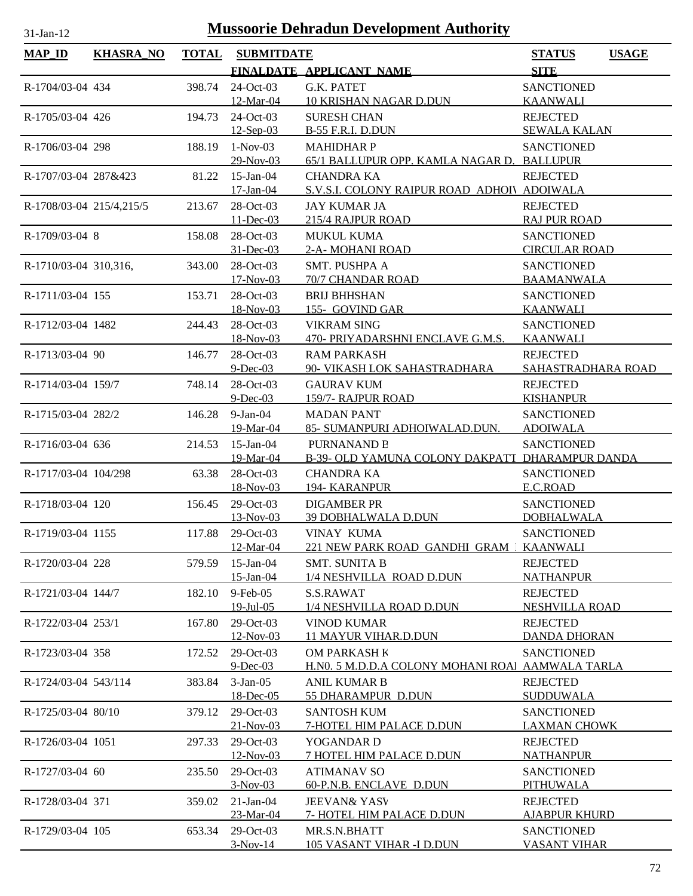# Mussoorie Dehradun Development Authority

31-Jan-12

| MAP_ID | KHASRA_NO | TOTAL | SUBMITDATE / FINALDATE | APPLICANT_NAME | STATUS / SITE | USAGE |
|---|---|---|---|---|---|---|
| R-1704/03-04 | 434 | 398.74 | 24-Oct-03<br>12-Mar-04 | G.K. PATET<br>10 KRISHAN NAGAR D.DUN | SANCTIONED<br>KAANWALI | |
| R-1705/03-04 | 426 | 194.73 | 24-Oct-03<br>12-Sep-03 | SURESH CHAN<br>B-55 F.R.I. D.DUN | REJECTED<br>SEWALA KALAN | |
| R-1706/03-04 | 298 | 188.19 | 1-Nov-03<br>29-Nov-03 | MAHIDHAR P<br>65/1 BALLUPUR OPP. KAMLA NAGAR D. | SANCTIONED<br>BALLUPUR | |
| R-1707/03-04 | 287&423 | 81.22 | 15-Jan-04<br>17-Jan-04 | CHANDRA KA<br>S.V.S.I. COLONY RAIPUR ROAD ADHOIV | REJECTED<br>ADOIWALA | |
| R-1708/03-04 | 215/4,215/5 | 213.67 | 28-Oct-03<br>11-Dec-03 | JAY KUMAR JA<br>215/4 RAJPUR ROAD | REJECTED<br>RAJ PUR ROAD | |
| R-1709/03-04 | 8 | 158.08 | 28-Oct-03<br>31-Dec-03 | MUKUL KUMA<br>2-A- MOHANI ROAD | SANCTIONED<br>CIRCULAR ROAD | |
| R-1710/03-04 | 310,316, | 343.00 | 28-Oct-03<br>17-Nov-03 | SMT. PUSHPA A<br>70/7 CHANDAR ROAD | SANCTIONED<br>BAAMANWALA | |
| R-1711/03-04 | 155 | 153.71 | 28-Oct-03<br>18-Nov-03 | BRIJ BHHSHAN<br>155- GOVIND GAR | SANCTIONED<br>KAANWALI | |
| R-1712/03-04 | 1482 | 244.43 | 28-Oct-03<br>18-Nov-03 | VIKRAM SING<br>470- PRIYADARSHNI ENCLAVE G.M.S. | SANCTIONED<br>KAANWALI | |
| R-1713/03-04 | 90 | 146.77 | 28-Oct-03<br>9-Dec-03 | RAM PARKASH<br>90- VIKASH LOK SAHASTRADHARA | REJECTED<br>SAHASTRADHARA ROAD | |
| R-1714/03-04 | 159/7 | 748.14 | 28-Oct-03<br>9-Dec-03 | GAURAV KUM<br>159/7- RAJPUR ROAD | REJECTED<br>KISHANPUR | |
| R-1715/03-04 | 282/2 | 146.28 | 9-Jan-04<br>19-Mar-04 | MADAN PANT<br>85- SUMANPURI ADHOIWALAD.DUN. | SANCTIONED<br>ADOIWALA | |
| R-1716/03-04 | 636 | 214.53 | 15-Jan-04<br>19-Mar-04 | PURNANAND E<br>B-39- OLD YAMUNA COLONY DAKPATT | SANCTIONED<br>DHARAMPUR DANDA | |
| R-1717/03-04 | 104/298 | 63.38 | 28-Oct-03<br>18-Nov-03 | CHANDRA KA<br>194- KARANPUR | SANCTIONED<br>E.C.ROAD | |
| R-1718/03-04 | 120 | 156.45 | 29-Oct-03<br>13-Nov-03 | DIGAMBER PR<br>39 DOBHALWALA D.DUN | SANCTIONED<br>DOBHALWALA | |
| R-1719/03-04 | 1155 | 117.88 | 29-Oct-03<br>12-Mar-04 | VINAY KUMA<br>221 NEW PARK ROAD GANDHI GRAM | SANCTIONED<br>KAANWALI | |
| R-1720/03-04 | 228 | 579.59 | 15-Jan-04<br>15-Jan-04 | SMT. SUNITA B<br>1/4 NESHVILLA ROAD D.DUN | REJECTED<br>NATHANPUR | |
| R-1721/03-04 | 144/7 | 182.10 | 9-Feb-05<br>19-Jul-05 | S.S.RAWAT<br>1/4 NESHVILLA ROAD D.DUN | REJECTED<br>NESHVILLA ROAD | |
| R-1722/03-04 | 253/1 | 167.80 | 29-Oct-03<br>12-Nov-03 | VINOD KUMAR<br>11 MAYUR VIHAR.D.DUN | REJECTED<br>DANDA DHORAN | |
| R-1723/03-04 | 358 | 172.52 | 29-Oct-03<br>9-Dec-03 | OM PARKASH K<br>H.N0. 5 M.D.D.A COLONY MOHANI ROAI | SANCTIONED<br>AAMWALA TARLA | |
| R-1724/03-04 | 543/114 | 383.84 | 3-Jan-05<br>18-Dec-05 | ANIL KUMAR B<br>55 DHARAMPUR D.DUN | REJECTED<br>SUDDUWALA | |
| R-1725/03-04 | 80/10 | 379.12 | 29-Oct-03<br>21-Nov-03 | SANTOSH KUM<br>7-HOTEL HIM PALACE D.DUN | SANCTIONED<br>LAXMAN CHOWK | |
| R-1726/03-04 | 1051 | 297.33 | 29-Oct-03<br>12-Nov-03 | YOGANDAR D<br>7 HOTEL HIM PALACE D.DUN | REJECTED<br>NATHANPUR | |
| R-1727/03-04 | 60 | 235.50 | 29-Oct-03<br>3-Nov-03 | ATIMANAV SO<br>60-P.N.B. ENCLAVE D.DUN | SANCTIONED<br>PITHUWALA | |
| R-1728/03-04 | 371 | 359.02 | 21-Jan-04<br>23-Mar-04 | JEEVAN& YASV<br>7- HOTEL HIM PALACE D.DUN | REJECTED<br>AJABPUR KHURD | |
| R-1729/03-04 | 105 | 653.34 | 29-Oct-03<br>3-Nov-14 | MR.S.N.BHATT<br>105 VASANT VIHAR -I D.DUN | SANCTIONED<br>VASANT VIHAR | |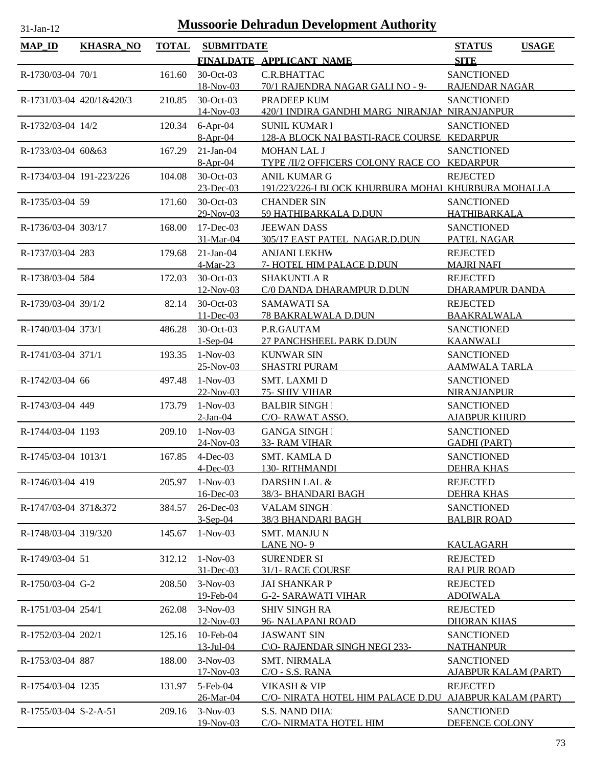# Mussoorie Dehradun Development Authority

31-Jan-12

| MAP_ID | KHASRA_NO | TOTAL | SUBMITDATE / FINALDATE | APPLICANT_NAME | STATUS / SITE | USAGE |
|---|---|---|---|---|---|---|
| R-1730/03-04 | 70/1 | 161.60 | 30-Oct-03 / 18-Nov-03 | C.R.BHATTAC / 70/1 RAJENDRA NAGAR GALI NO - 9- | SANCTIONED / RAJENDAR NAGAR | |
| R-1731/03-04 | 420/1&420/3 | 210.85 | 30-Oct-03 / 14-Nov-03 | PRADEEP KUM / 420/1 INDIRA GANDHI MARG NIRANJAN | SANCTIONED / NIRANJANPUR | |
| R-1732/03-04 | 14/2 | 120.34 | 6-Apr-04 / 8-Apr-04 | SUNIL KUMAR I / 128-A BLOCK NAI BASTI-RACE COURSE | SANCTIONED / KEDARPUR | |
| R-1733/03-04 | 60&63 | 167.29 | 21-Jan-04 / 8-Apr-04 | MOHAN LAL J / TYPE /II/2 OFFICERS COLONY RACE CO | SANCTIONED / KEDARPUR | |
| R-1734/03-04 | 191-223/226 | 104.08 | 30-Oct-03 / 23-Dec-03 | ANIL KUMAR G / 191/223/226-I BLOCK KHURBURA MOHAL | REJECTED / KHURBURA MOHALLA | |
| R-1735/03-04 | 59 | 171.60 | 30-Oct-03 / 29-Nov-03 | CHANDER SIN / 59 HATHIBARKALA D.DUN | SANCTIONED / HATHIBARKALA | |
| R-1736/03-04 | 303/17 | 168.00 | 17-Dec-03 / 31-Mar-04 | JEEWAN DASS / 305/17 EAST PATEL NAGAR.D.DUN | SANCTIONED / PATEL NAGAR | |
| R-1737/03-04 | 283 | 179.68 | 21-Jan-04 / 4-Mar-23 | ANJANI LEKHW / 7- HOTEL HIM PALACE D.DUN | REJECTED / MAJRI NAFI | |
| R-1738/03-04 | 584 | 172.03 | 30-Oct-03 / 12-Nov-03 | SHAKUNTLA R / C/0 DANDA DHARAMPUR D.DUN | REJECTED / DHARAMPUR DANDA | |
| R-1739/03-04 | 39/1/2 | 82.14 | 30-Oct-03 / 11-Dec-03 | SAMAWATI SA / 78 BAKRALWALA D.DUN | REJECTED / BAAKRALWALA | |
| R-1740/03-04 | 373/1 | 486.28 | 30-Oct-03 / 1-Sep-04 | P.R.GAUTAM / 27 PANCHSHEEL PARK D.DUN | SANCTIONED / KAANWALI | |
| R-1741/03-04 | 371/1 | 193.35 | 1-Nov-03 / 25-Nov-03 | KUNWAR SIN / SHASTRI PURAM | SANCTIONED / AAMWALA TARLA | |
| R-1742/03-04 | 66 | 497.48 | 1-Nov-03 / 22-Nov-03 | SMT. LAXMI D / 75- SHIV VIHAR | SANCTIONED / NIRANJANPUR | |
| R-1743/03-04 | 449 | 173.79 | 1-Nov-03 / 2-Jan-04 | BALBIR SINGH I / C/O- RAWAT ASSO. | SANCTIONED / AJABPUR KHURD | |
| R-1744/03-04 | 1193 | 209.10 | 1-Nov-03 / 24-Nov-03 | GANGA SINGH I / 33- RAM VIHAR | SANCTIONED / GADHI (PART) | |
| R-1745/03-04 | 1013/1 | 167.85 | 4-Dec-03 / 4-Dec-03 | SMT. KAMLA D / 130- RITHMANDI | SANCTIONED / DEHRA KHAS | |
| R-1746/03-04 | 419 | 205.97 | 1-Nov-03 / 16-Dec-03 | DARSHN LAL & / 38/3- BHANDARI BAGH | REJECTED / DEHRA KHAS | |
| R-1747/03-04 | 371&372 | 384.57 | 26-Dec-03 / 3-Sep-04 | VALAM SINGH / 38/3 BHANDARI BAGH | SANCTIONED / BALBIR ROAD | |
| R-1748/03-04 | 319/320 | 145.67 | 1-Nov-03 | SMT. MANJU N / LANE NO- 9 | KAULAGARH | |
| R-1749/03-04 | 51 | 312.12 | 1-Nov-03 / 31-Dec-03 | SURENDER SI / 31/1- RACE COURSE | REJECTED / RAJ PUR ROAD | |
| R-1750/03-04 | G-2 | 208.50 | 3-Nov-03 / 19-Feb-04 | JAI SHANKAR P / G-2- SARAWATI VIHAR | REJECTED / ADOIWALA | |
| R-1751/03-04 | 254/1 | 262.08 | 3-Nov-03 / 12-Nov-03 | SHIV SINGH RA / 96- NALAPANI ROAD | REJECTED / DHORAN KHAS | |
| R-1752/03-04 | 202/1 | 125.16 | 10-Feb-04 / 13-Jul-04 | JASWANT SIN / C\O- RAJENDAR SINGH NEGI 233- | SANCTIONED / NATHANPUR | |
| R-1753/03-04 | 887 | 188.00 | 3-Nov-03 / 17-Nov-03 | SMT. NIRMALA / C/O - S.S. RANA | SANCTIONED / AJABPUR KALAM (PART) | |
| R-1754/03-04 | 1235 | 131.97 | 5-Feb-04 / 26-Mar-04 | VIKASH & VIP / C/O- NIRATA HOTEL HIM PALACE D.DU | REJECTED / AJABPUR KALAM (PART) | |
| R-1755/03-04 | S-2-A-51 | 209.16 | 3-Nov-03 / 19-Nov-03 | S.S. NAND DHA / C/O- NIRMATA HOTEL HIM | SANCTIONED / DEFENCE COLONY | |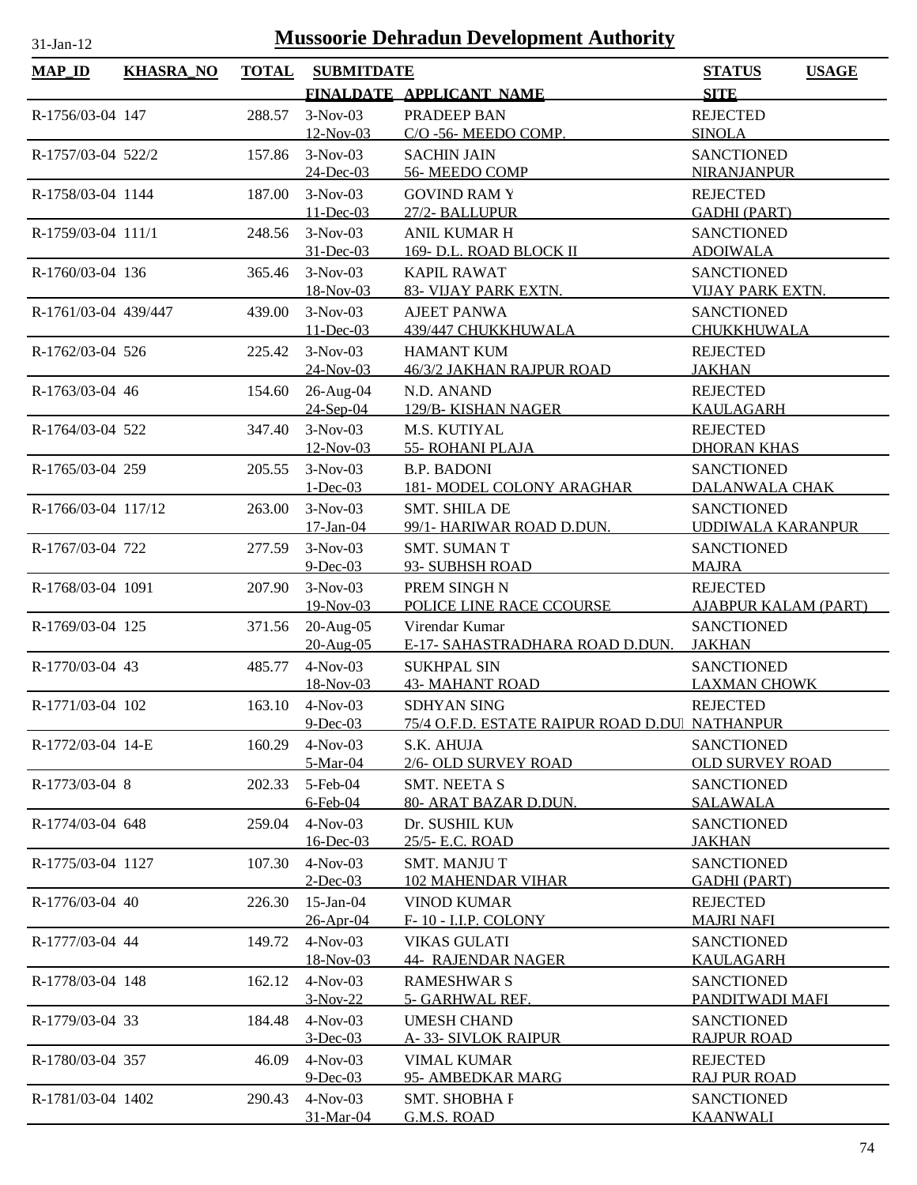# Mussoorie Dehradun Development Authority

31-Jan-12

| MAP_ID | KHASRA_NO | TOTAL | SUBMITDATE / FINALDATE | APPLICANT_NAME | STATUS / SITE | USAGE |
|---|---|---|---|---|---|---|
| R-1756/03-04 | 147 | 288.57 | 3-Nov-03 / 12-Nov-03 | PRADEEP BAN / C/O -56- MEEDO COMP. | REJECTED / SINOLA | |
| R-1757/03-04 | 522/2 | 157.86 | 3-Nov-03 / 24-Dec-03 | SACHIN JAIN / 56- MEEDO COMP | SANCTIONED / NIRANJANPUR | |
| R-1758/03-04 | 1144 | 187.00 | 3-Nov-03 / 11-Dec-03 | GOVIND RAM Y / 27/2- BALLUPUR | REJECTED / GADHI (PART) | |
| R-1759/03-04 | 111/1 | 248.56 | 3-Nov-03 / 31-Dec-03 | ANIL KUMAR H / 169- D.L. ROAD BLOCK II | SANCTIONED / ADOIWALA | |
| R-1760/03-04 | 136 | 365.46 | 3-Nov-03 / 18-Nov-03 | KAPIL RAWAT / 83- VIJAY PARK EXTN. | SANCTIONED / VIJAY PARK EXTN. | |
| R-1761/03-04 | 439/447 | 439.00 | 3-Nov-03 / 11-Dec-03 | AJEET PANWA / 439/447 CHUKKHUWALA | SANCTIONED / CHUKKHUWALA | |
| R-1762/03-04 | 526 | 225.42 | 3-Nov-03 / 24-Nov-03 | HAMANT KUM / 46/3/2 JAKHAN RAJPUR ROAD | REJECTED / JAKHAN | |
| R-1763/03-04 | 46 | 154.60 | 26-Aug-04 / 24-Sep-04 | N.D. ANAND / 129/B- KISHAN NAGER | REJECTED / KAULAGARH | |
| R-1764/03-04 | 522 | 347.40 | 3-Nov-03 / 12-Nov-03 | M.S. KUTIYAL / 55- ROHANI PLAJA | REJECTED / DHORAN KHAS | |
| R-1765/03-04 | 259 | 205.55 | 3-Nov-03 / 1-Dec-03 | B.P. BADONI / 181- MODEL COLONY ARAGHAR | SANCTIONED / DALANWALA CHAK | |
| R-1766/03-04 | 117/12 | 263.00 | 3-Nov-03 / 17-Jan-04 | SMT. SHILA DE / 99/1- HARIWAR ROAD D.DUN. | SANCTIONED / UDDIWALA KARANPUR | |
| R-1767/03-04 | 722 | 277.59 | 3-Nov-03 / 9-Dec-03 | SMT. SUMAN T / 93- SUBHSH ROAD | SANCTIONED / MAJRA | |
| R-1768/03-04 | 1091 | 207.90 | 3-Nov-03 / 19-Nov-03 | PREM SINGH N / POLICE LINE RACE CCOURSE | REJECTED / AJABPUR KALAM (PART) | |
| R-1769/03-04 | 125 | 371.56 | 20-Aug-05 / 20-Aug-05 | Virendar Kumar / E-17- SAHASTRADHARA ROAD D.DUN. | SANCTIONED / JAKHAN | |
| R-1770/03-04 | 43 | 485.77 | 4-Nov-03 / 18-Nov-03 | SUKHPAL SIN / 43- MAHANT ROAD | SANCTIONED / LAXMAN CHOWK | |
| R-1771/03-04 | 102 | 163.10 | 4-Nov-03 / 9-Dec-03 | SDHYAN SING / 75/4 O.F.D. ESTATE RAIPUR ROAD D.DUI | REJECTED / NATHANPUR | |
| R-1772/03-04 | 14-E | 160.29 | 4-Nov-03 / 5-Mar-04 | S.K. AHUJA / 2/6- OLD SURVEY ROAD | SANCTIONED / OLD SURVEY ROAD | |
| R-1773/03-04 | 8 | 202.33 | 5-Feb-04 / 6-Feb-04 | SMT. NEETA S / 80- ARAT BAZAR D.DUN. | SANCTIONED / SALAWALA | |
| R-1774/03-04 | 648 | 259.04 | 4-Nov-03 / 16-Dec-03 | Dr. SUSHIL KUM / 25/5- E.C. ROAD | SANCTIONED / JAKHAN | |
| R-1775/03-04 | 1127 | 107.30 | 4-Nov-03 / 2-Dec-03 | SMT. MANJU T / 102 MAHENDAR VIHAR | SANCTIONED / GADHI (PART) | |
| R-1776/03-04 | 40 | 226.30 | 15-Jan-04 / 26-Apr-04 | VINOD KUMAR / F- 10 - I.I.P. COLONY | REJECTED / MAJRI NAFI | |
| R-1777/03-04 | 44 | 149.72 | 4-Nov-03 / 18-Nov-03 | VIKAS GULATI / 44- RAJENDAR NAGER | SANCTIONED / KAULAGARH | |
| R-1778/03-04 | 148 | 162.12 | 4-Nov-03 / 3-Nov-22 | RAMESHWAR S / 5- GARHWAL REF. | SANCTIONED / PANDITWADI MAFI | |
| R-1779/03-04 | 33 | 184.48 | 4-Nov-03 / 3-Dec-03 | UMESH CHAND / A- 33- SIVLOK RAIPUR | SANCTIONED / RAJPUR ROAD | |
| R-1780/03-04 | 357 | 46.09 | 4-Nov-03 / 9-Dec-03 | VIMAL KUMAR / 95- AMBEDKAR MARG | REJECTED / RAJ PUR ROAD | |
| R-1781/03-04 | 1402 | 290.43 | 4-Nov-03 / 31-Mar-04 | SMT. SHOBHA F / G.M.S. ROAD | SANCTIONED / KAANWALI | |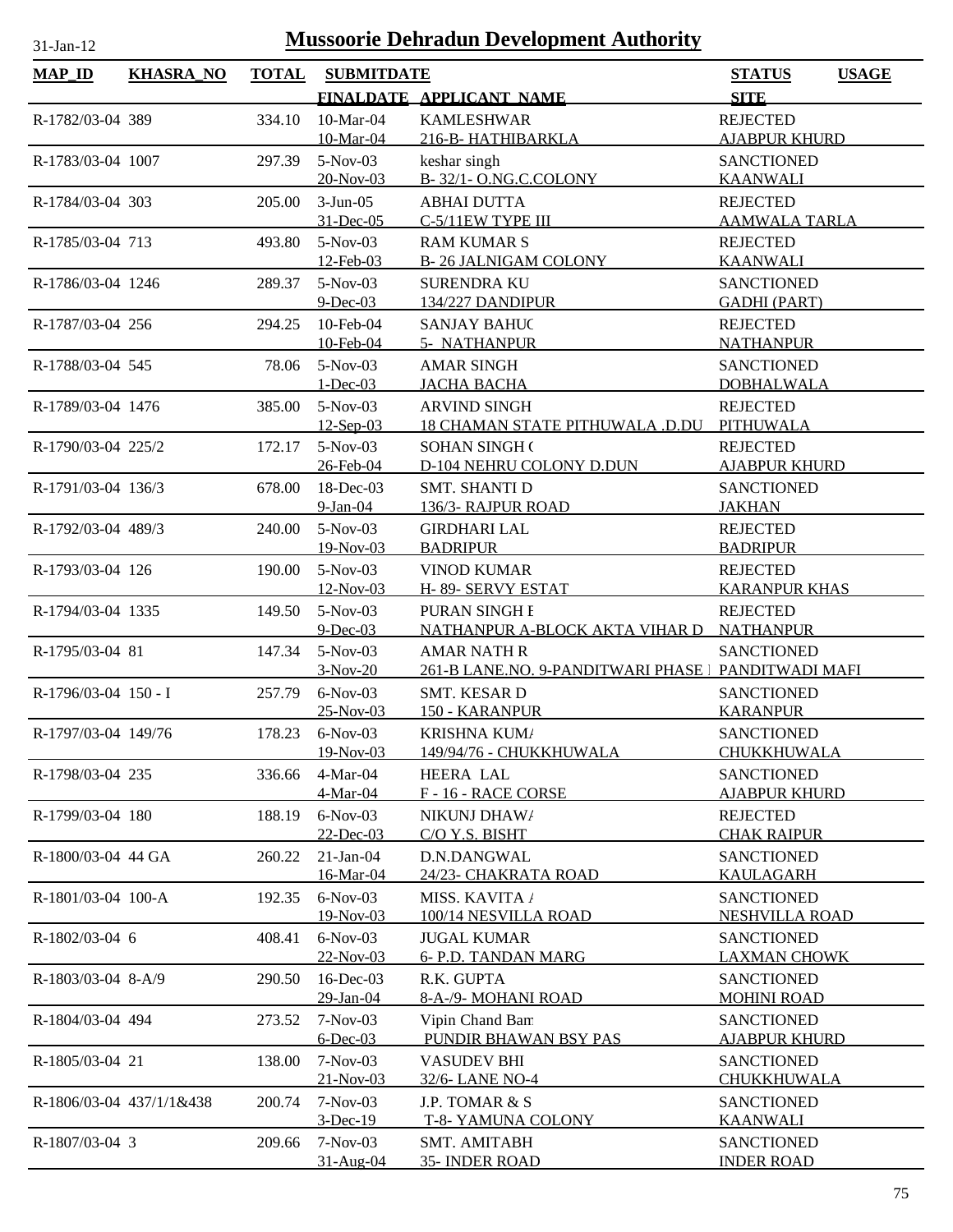# Mussoorie Dehradun Development Authority

31-Jan-12

| MAP_ID | KHASRA_NO | TOTAL | SUBMITDATE / FINALDATE | APPLICANT_NAME | STATUS / SITE | USAGE |
|---|---|---|---|---|---|---|
| R-1782/03-04 | 389 | 334.10 | 10-Mar-04 / 10-Mar-04 | KAMLESHWAR / 216-B- HATHIBARKLA | REJECTED / AJABPUR KHURD | |
| R-1783/03-04 | 1007 | 297.39 | 5-Nov-03 / 20-Nov-03 | keshar singh / B- 32/1- O.NG.C.COLONY | SANCTIONED / KAANWALI | |
| R-1784/03-04 | 303 | 205.00 | 3-Jun-05 / 31-Dec-05 | ABHAI DUTTA / C-5/11EW TYPE III | REJECTED / AAMWALA TARLA | |
| R-1785/03-04 | 713 | 493.80 | 5-Nov-03 / 12-Feb-03 | RAM KUMAR S / B- 26 JALNIGAM COLONY | REJECTED / KAANWALI | |
| R-1786/03-04 | 1246 | 289.37 | 5-Nov-03 / 9-Dec-03 | SURENDRA KU / 134/227 DANDIPUR | SANCTIONED / GADHI (PART) | |
| R-1787/03-04 | 256 | 294.25 | 10-Feb-04 / 10-Feb-04 | SANJAY BAHUC / 5- NATHANPUR | REJECTED / NATHANPUR | |
| R-1788/03-04 | 545 | 78.06 | 5-Nov-03 / 1-Dec-03 | AMAR SINGH / JACHA BACHA | SANCTIONED / DOBHALWALA | |
| R-1789/03-04 | 1476 | 385.00 | 5-Nov-03 / 12-Sep-03 | ARVIND SINGH / 18 CHAMAN STATE PITHUWALA .D.DU | REJECTED / PITHUWALA | |
| R-1790/03-04 | 225/2 | 172.17 | 5-Nov-03 / 26-Feb-04 | SOHAN SINGH ( / D-104 NEHRU COLONY D.DUN | REJECTED / AJABPUR KHURD | |
| R-1791/03-04 | 136/3 | 678.00 | 18-Dec-03 / 9-Jan-04 | SMT. SHANTI D / 136/3- RAJPUR ROAD | SANCTIONED / JAKHAN | |
| R-1792/03-04 | 489/3 | 240.00 | 5-Nov-03 / 19-Nov-03 | GIRDHARI LAL / BADRIPUR | REJECTED / BADRIPUR | |
| R-1793/03-04 | 126 | 190.00 | 5-Nov-03 / 12-Nov-03 | VINOD KUMAR / H- 89- SERVY ESTAT | REJECTED / KARANPUR KHAS | |
| R-1794/03-04 | 1335 | 149.50 | 5-Nov-03 / 9-Dec-03 | PURAN SINGH I / NATHANPUR A-BLOCK AKTA VIHAR D | REJECTED / NATHANPUR | |
| R-1795/03-04 | 81 | 147.34 | 5-Nov-03 / 3-Nov-20 | AMAR NATH R / 261-B LANE.NO. 9-PANDITWARI PHASE I | SANCTIONED / PANDITWADI MAFI | |
| R-1796/03-04 | 150 - I | 257.79 | 6-Nov-03 / 25-Nov-03 | SMT. KESAR D / 150 - KARANPUR | SANCTIONED / KARANPUR | |
| R-1797/03-04 | 149/76 | 178.23 | 6-Nov-03 / 19-Nov-03 | KRISHNA KUM/ / 149/94/76 - CHUKKHUWALA | SANCTIONED / CHUKKHUWALA | |
| R-1798/03-04 | 235 | 336.66 | 4-Mar-04 / 4-Mar-04 | HEERA LAL / F - 16 - RACE CORSE | SANCTIONED / AJABPUR KHURD | |
| R-1799/03-04 | 180 | 188.19 | 6-Nov-03 / 22-Dec-03 | NIKUNJ DHAW/ / C/O Y.S. BISHT | REJECTED / CHAK RAIPUR | |
| R-1800/03-04 | 44 GA | 260.22 | 21-Jan-04 / 16-Mar-04 | D.N.DANGWAL / 24/23- CHAKRATA ROAD | SANCTIONED / KAULAGARH | |
| R-1801/03-04 | 100-A | 192.35 | 6-Nov-03 / 19-Nov-03 | MISS. KAVITA / / 100/14 NESVILLA ROAD | SANCTIONED / NESHVILLA ROAD | |
| R-1802/03-04 | 6 | 408.41 | 6-Nov-03 / 22-Nov-03 | JUGAL KUMAR / 6- P.D. TANDAN MARG | SANCTIONED / LAXMAN CHOWK | |
| R-1803/03-04 | 8-A/9 | 290.50 | 16-Dec-03 / 29-Jan-04 | R.K. GUPTA / 8-A-/9- MOHANI ROAD | SANCTIONED / MOHINI ROAD | |
| R-1804/03-04 | 494 | 273.52 | 7-Nov-03 / 6-Dec-03 | Vipin Chand Bam / PUNDIR BHAWAN BSY PAS | SANCTIONED / AJABPUR KHURD | |
| R-1805/03-04 | 21 | 138.00 | 7-Nov-03 / 21-Nov-03 | VASUDEV BHI / 32/6- LANE NO-4 | SANCTIONED / CHUKKHUWALA | |
| R-1806/03-04 | 437/1/1&438 | 200.74 | 7-Nov-03 / 3-Dec-19 | J.P. TOMAR & S / T-8- YAMUNA COLONY | SANCTIONED / KAANWALI | |
| R-1807/03-04 | 3 | 209.66 | 7-Nov-03 / 31-Aug-04 | SMT. AMITABH / 35- INDER ROAD | SANCTIONED / INDER ROAD | |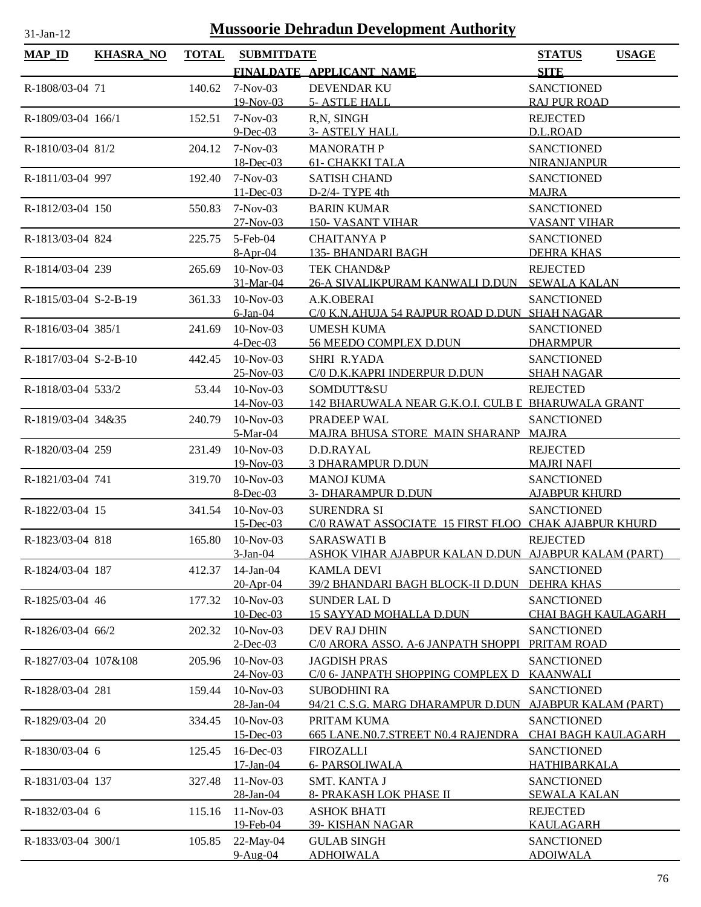# Mussoorie Dehradun Development Authority

31-Jan-12

| MAP_ID | KHASRA_NO | TOTAL | SUBMITDATE<br>FINALDATE | APPLICANT_NAME | STATUS<br>SITE | USAGE |
|---|---|---|---|---|---|---|
| R-1808/03-04 | 71 | 140.62 | 7-Nov-03<br>19-Nov-03 | DEVENDAR KU<br>5- ASTLE HALL | SANCTIONED<br>RAJ PUR ROAD | |
| R-1809/03-04 | 166/1 | 152.51 | 7-Nov-03<br>9-Dec-03 | R,N, SINGH<br>3- ASTELY HALL | REJECTED<br>D.L.ROAD | |
| R-1810/03-04 | 81/2 | 204.12 | 7-Nov-03<br>18-Dec-03 | MANORATH P<br>61- CHAKKI TALA | SANCTIONED<br>NIRANJANPUR | |
| R-1811/03-04 | 997 | 192.40 | 7-Nov-03<br>11-Dec-03 | SATISH CHAND<br>D-2/4- TYPE 4th | SANCTIONED<br>MAJRA | |
| R-1812/03-04 | 150 | 550.83 | 7-Nov-03<br>27-Nov-03 | BARIN KUMAR<br>150- VASANT VIHAR | SANCTIONED<br>VASANT VIHAR | |
| R-1813/03-04 | 824 | 225.75 | 5-Feb-04<br>8-Apr-04 | CHAITANYA P<br>135- BHANDARI BAGH | SANCTIONED<br>DEHRA KHAS | |
| R-1814/03-04 | 239 | 265.69 | 10-Nov-03<br>31-Mar-04 | TEK CHAND&P<br>26-A SIVALIKPURAM KANWALI D.DUN | REJECTED<br>SEWALA KALAN | |
| R-1815/03-04 | S-2-B-19 | 361.33 | 10-Nov-03<br>6-Jan-04 | A.K.OBERAI<br>C/0 K.N.AHUJA 54 RAJPUR ROAD D.DUN | SANCTIONED<br>SHAH NAGAR | |
| R-1816/03-04 | 385/1 | 241.69 | 10-Nov-03<br>4-Dec-03 | UMESH KUMA<br>56 MEEDO COMPLEX D.DUN | SANCTIONED<br>DHARMPUR | |
| R-1817/03-04 | S-2-B-10 | 442.45 | 10-Nov-03<br>25-Nov-03 | SHRI R.YADA<br>C/0 D.K.KAPRI INDERPUR D.DUN | SANCTIONED<br>SHAH NAGAR | |
| R-1818/03-04 | 533/2 | 53.44 | 10-Nov-03<br>14-Nov-03 | SOMDUTT&SU<br>142 BHARUWALA NEAR G.K.O.I. CULB D | REJECTED<br>BHARUWALA GRANT | |
| R-1819/03-04 | 34&35 | 240.79 | 10-Nov-03<br>5-Mar-04 | PRADEEP WAL<br>MAJRA BHUSA STORE MAIN SHARANP | SANCTIONED<br>MAJRA | |
| R-1820/03-04 | 259 | 231.49 | 10-Nov-03<br>19-Nov-03 | D.D.RAYAL<br>3 DHARAMPUR D.DUN | REJECTED<br>MAJRI NAFI | |
| R-1821/03-04 | 741 | 319.70 | 10-Nov-03<br>8-Dec-03 | MANOJ KUMA<br>3- DHARAMPUR D.DUN | SANCTIONED<br>AJABPUR KHURD | |
| R-1822/03-04 | 15 | 341.54 | 10-Nov-03<br>15-Dec-03 | SURENDRA SI<br>C/0 RAWAT ASSOCIATE 15 FIRST FLOO | SANCTIONED<br>CHAK AJABPUR KHURD | |
| R-1823/03-04 | 818 | 165.80 | 10-Nov-03<br>3-Jan-04 | SARASWATI B<br>ASHOK VIHAR AJABPUR KALAN D.DUN | REJECTED<br>AJABPUR KALAM (PART) | |
| R-1824/03-04 | 187 | 412.37 | 14-Jan-04<br>20-Apr-04 | KAMLA DEVI<br>39/2 BHANDARI BAGH BLOCK-II D.DUN | SANCTIONED<br>DEHRA KHAS | |
| R-1825/03-04 | 46 | 177.32 | 10-Nov-03<br>10-Dec-03 | SUNDER LAL D<br>15 SAYYAD MOHALLA D.DUN | SANCTIONED<br>CHAI BAGH KAULAGARH | |
| R-1826/03-04 | 66/2 | 202.32 | 10-Nov-03<br>2-Dec-03 | DEV RAJ DHIN<br>C/0 ARORA ASSO. A-6 JANPATH SHOPPI | SANCTIONED<br>PRITAM ROAD | |
| R-1827/03-04 | 107&108 | 205.96 | 10-Nov-03<br>24-Nov-03 | JAGDISH PRAS<br>C/0 6- JANPATH SHOPPING COMPLEX D | SANCTIONED<br>KAANWALI | |
| R-1828/03-04 | 281 | 159.44 | 10-Nov-03<br>28-Jan-04 | SUBODHINI RA<br>94/21 C.S.G. MARG DHARAMPUR D.DUN | SANCTIONED<br>AJABPUR KALAM (PART) | |
| R-1829/03-04 | 20 | 334.45 | 10-Nov-03<br>15-Dec-03 | PRITAM KUMA<br>665 LANE.N0.7.STREET N0.4 RAJENDRA | SANCTIONED<br>CHAI BAGH KAULAGARH | |
| R-1830/03-04 | 6 | 125.45 | 16-Dec-03<br>17-Jan-04 | FIROZALLI<br>6- PARSOLIWALA | SANCTIONED<br>HATHIBARKALA | |
| R-1831/03-04 | 137 | 327.48 | 11-Nov-03<br>28-Jan-04 | SMT. KANTA J<br>8- PRAKASH LOK PHASE II | SANCTIONED<br>SEWALA KALAN | |
| R-1832/03-04 | 6 | 115.16 | 11-Nov-03<br>19-Feb-04 | ASHOK BHATI<br>39- KISHAN NAGAR | REJECTED<br>KAULAGARH | |
| R-1833/03-04 | 300/1 | 105.85 | 22-May-04<br>9-Aug-04 | GULAB SINGH<br>ADHOIWALA | SANCTIONED<br>ADOIWALA | |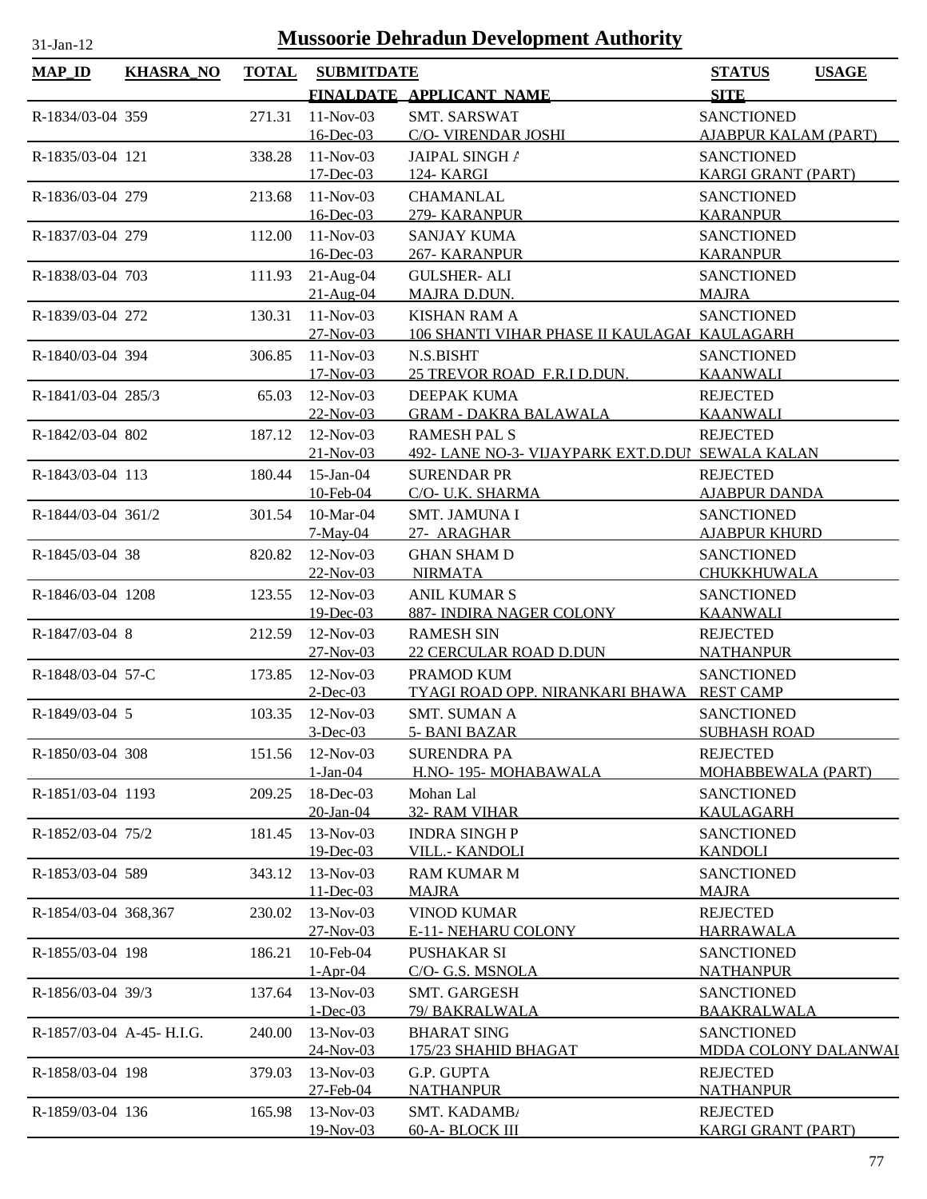# Mussoorie Dehradun Development Authority

31-Jan-12

| MAP_ID | KHASRA_NO | TOTAL | SUBMITDATE | | STATUS | USAGE |
|---|---|---|---|---|---|---|
| | | | FINALDATE | APPLICANT_NAME | SITE | |
| R-1834/03-04 | 359 | 271.31 | 11-Nov-03 | SMT. SARSWAT | SANCTIONED | |
| | | | 16-Dec-03 | C/O- VIRENDAR JOSHI | AJABPUR KALAM (PART) | |
| R-1835/03-04 | 121 | 338.28 | 11-Nov-03 | JAIPAL SINGH A | SANCTIONED | |
| | | | 17-Dec-03 | 124- KARGI | KARGI GRANT (PART) | |
| R-1836/03-04 | 279 | 213.68 | 11-Nov-03 | CHAMANLAL | SANCTIONED | |
| | | | 16-Dec-03 | 279- KARANPUR | KARANPUR | |
| R-1837/03-04 | 279 | 112.00 | 11-Nov-03 | SANJAY KUMA | SANCTIONED | |
| | | | 16-Dec-03 | 267- KARANPUR | KARANPUR | |
| R-1838/03-04 | 703 | 111.93 | 21-Aug-04 | GULSHER- ALI | SANCTIONED | |
| | | | 21-Aug-04 | MAJRA D.DUN. | MAJRA | |
| R-1839/03-04 | 272 | 130.31 | 11-Nov-03 | KISHAN RAM A | SANCTIONED | |
| | | | 27-Nov-03 | 106 SHANTI VIHAR PHASE II KAULAGAI | KAULAGARH | |
| R-1840/03-04 | 394 | 306.85 | 11-Nov-03 | N.S.BISHT | SANCTIONED | |
| | | | 17-Nov-03 | 25 TREVOR ROAD F.R.I D.DUN. | KAANWALI | |
| R-1841/03-04 | 285/3 | 65.03 | 12-Nov-03 | DEEPAK KUMA | REJECTED | |
| | | | 22-Nov-03 | GRAM - DAKRA BALAWALA | KAANWALI | |
| R-1842/03-04 | 802 | 187.12 | 12-Nov-03 | RAMESH PAL S | REJECTED | |
| | | | 21-Nov-03 | 492- LANE NO-3- VIJAYPARK EXT.D.DUI | SEWALA KALAN | |
| R-1843/03-04 | 113 | 180.44 | 15-Jan-04 | SURENDAR PR | REJECTED | |
| | | | 10-Feb-04 | C/O- U.K. SHARMA | AJABPUR DANDA | |
| R-1844/03-04 | 361/2 | 301.54 | 10-Mar-04 | SMT. JAMUNA I | SANCTIONED | |
| | | | 7-May-04 | 27- ARAGHAR | AJABPUR KHURD | |
| R-1845/03-04 | 38 | 820.82 | 12-Nov-03 | GHAN SHAM D | SANCTIONED | |
| | | | 22-Nov-03 | NIRMATA | CHUKKHUWALA | |
| R-1846/03-04 | 1208 | 123.55 | 12-Nov-03 | ANIL KUMAR S | SANCTIONED | |
| | | | 19-Dec-03 | 887- INDIRA NAGER COLONY | KAANWALI | |
| R-1847/03-04 | 8 | 212.59 | 12-Nov-03 | RAMESH SIN | REJECTED | |
| | | | 27-Nov-03 | 22 CERCULAR ROAD D.DUN | NATHANPUR | |
| R-1848/03-04 | 57-C | 173.85 | 12-Nov-03 | PRAMOD KUM | SANCTIONED | |
| | | | 2-Dec-03 | TYAGI ROAD OPP. NIRANKARI BHAWA | REST CAMP | |
| R-1849/03-04 | 5 | 103.35 | 12-Nov-03 | SMT. SUMAN A | SANCTIONED | |
| | | | 3-Dec-03 | 5- BANI BAZAR | SUBHASH ROAD | |
| R-1850/03-04 | 308 | 151.56 | 12-Nov-03 | SURENDRA PA | REJECTED | |
| | | | 1-Jan-04 | H.NO- 195- MOHABAWALA | MOHABBEWALA (PART) | |
| R-1851/03-04 | 1193 | 209.25 | 18-Dec-03 | Mohan Lal | SANCTIONED | |
| | | | 20-Jan-04 | 32- RAM VIHAR | KAULAGARH | |
| R-1852/03-04 | 75/2 | 181.45 | 13-Nov-03 | INDRA SINGH P | SANCTIONED | |
| | | | 19-Dec-03 | VILL.- KANDOLI | KANDOLI | |
| R-1853/03-04 | 589 | 343.12 | 13-Nov-03 | RAM KUMAR M | SANCTIONED | |
| | | | 11-Dec-03 | MAJRA | MAJRA | |
| R-1854/03-04 | 368,367 | 230.02 | 13-Nov-03 | VINOD KUMAR | REJECTED | |
| | | | 27-Nov-03 | E-11- NEHARU COLONY | HARRAWALA | |
| R-1855/03-04 | 198 | 186.21 | 10-Feb-04 | PUSHAKAR SI | SANCTIONED | |
| | | | 1-Apr-04 | C/O- G.S. MSNOLA | NATHANPUR | |
| R-1856/03-04 | 39/3 | 137.64 | 13-Nov-03 | SMT. GARGESH | SANCTIONED | |
| | | | 1-Dec-03 | 79/ BAKRALWALA | BAAKRALWALA | |
| R-1857/03-04 | A-45- H.I.G. | 240.00 | 13-Nov-03 | BHARAT SING | SANCTIONED | |
| | | | 24-Nov-03 | 175/23 SHAHID BHAGAT | MDDA COLONY DALANWAI | |
| R-1858/03-04 | 198 | 379.03 | 13-Nov-03 | G.P. GUPTA | REJECTED | |
| | | | 27-Feb-04 | NATHANPUR | NATHANPUR | |
| R-1859/03-04 | 136 | 165.98 | 13-Nov-03 | SMT. KADAMBA | REJECTED | |
| | | | 19-Nov-03 | 60-A- BLOCK III | KARGI GRANT (PART) | |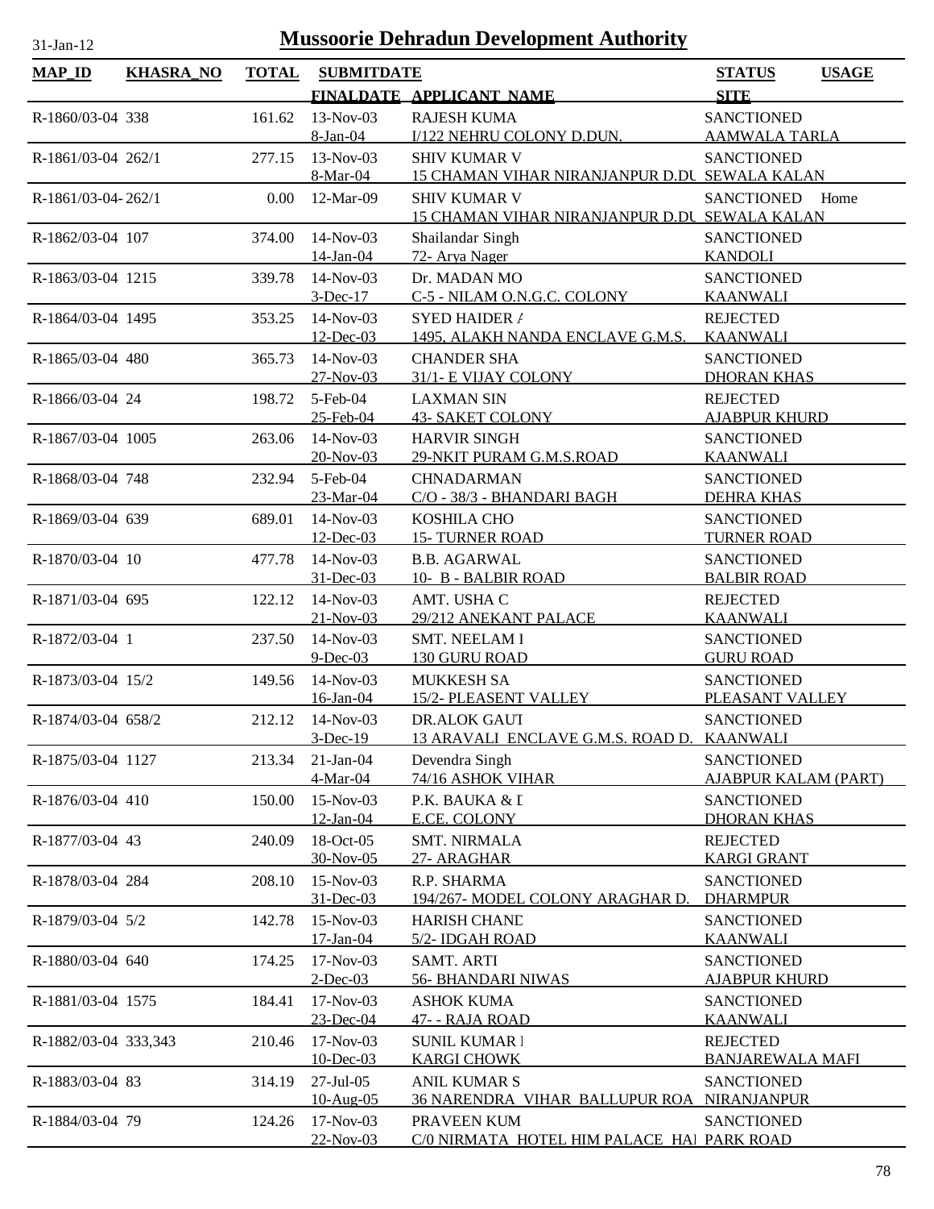# Mussoorie Dehradun Development Authority

31-Jan-12

| MAP_ID | KHASRA_NO | TOTAL | SUBMITDATE / FINALDATE | APPLICANT_NAME | STATUS / SITE | USAGE |
|---|---|---|---|---|---|---|
| R-1860/03-04 | 338 | 161.62 | 13-Nov-03 / 8-Jan-04 | RAJESH KUMA / I/122 NEHRU COLONY D.DUN. | SANCTIONED / AAMWALA TARLA | |
| R-1861/03-04 | 262/1 | 277.15 | 13-Nov-03 / 8-Mar-04 | SHIV KUMAR V / 15 CHAMAN VIHAR NIRANJANPUR D.DU | SANCTIONED / SEWALA KALAN | |
| R-1861/03-04- | 262/1 | 0.00 | 12-Mar-09 | SHIV KUMAR V / 15 CHAMAN VIHAR NIRANJANPUR D.DU | SANCTIONED / SEWALA KALAN | Home |
| R-1862/03-04 | 107 | 374.00 | 14-Nov-03 / 14-Jan-04 | Shailandar Singh / 72- Arya Nager | SANCTIONED / KANDOLI | |
| R-1863/03-04 | 1215 | 339.78 | 14-Nov-03 / 3-Dec-17 | Dr. MADAN MO / C-5 - NILAM O.N.G.C. COLONY | SANCTIONED / KAANWALI | |
| R-1864/03-04 | 1495 | 353.25 | 14-Nov-03 / 12-Dec-03 | SYED HAIDER A / 1495, ALAKH NANDA ENCLAVE G.M.S. | REJECTED / KAANWALI | |
| R-1865/03-04 | 480 | 365.73 | 14-Nov-03 / 27-Nov-03 | CHANDER SHA / 31/1- E VIJAY COLONY | SANCTIONED / DHORAN KHAS | |
| R-1866/03-04 | 24 | 198.72 | 5-Feb-04 / 25-Feb-04 | LAXMAN SIN / 43- SAKET COLONY | REJECTED / AJABPUR KHURD | |
| R-1867/03-04 | 1005 | 263.06 | 14-Nov-03 / 20-Nov-03 | HARVIR SINGH / 29-NKIT PURAM G.M.S.ROAD | SANCTIONED / KAANWALI | |
| R-1868/03-04 | 748 | 232.94 | 5-Feb-04 / 23-Mar-04 | CHNADARMAN / C/O - 38/3 - BHANDARI BAGH | SANCTIONED / DEHRA KHAS | |
| R-1869/03-04 | 639 | 689.01 | 14-Nov-03 / 12-Dec-03 | KOSHILA CHO / 15- TURNER ROAD | SANCTIONED / TURNER ROAD | |
| R-1870/03-04 | 10 | 477.78 | 14-Nov-03 / 31-Dec-03 | B.B. AGARWAL / 10- B - BALBIR ROAD | SANCTIONED / BALBIR ROAD | |
| R-1871/03-04 | 695 | 122.12 | 14-Nov-03 / 21-Nov-03 | AMT. USHA C / 29/212 ANEKANT PALACE | REJECTED / KAANWALI | |
| R-1872/03-04 | 1 | 237.50 | 14-Nov-03 / 9-Dec-03 | SMT. NEELAM I / 130 GURU ROAD | SANCTIONED / GURU ROAD | |
| R-1873/03-04 | 15/2 | 149.56 | 14-Nov-03 / 16-Jan-04 | MUKKESH SA / 15/2- PLEASENT VALLEY | SANCTIONED / PLEASANT VALLEY | |
| R-1874/03-04 | 658/2 | 212.12 | 14-Nov-03 / 3-Dec-19 | DR.ALOK GAUT / 13 ARAVALI ENCLAVE G.M.S. ROAD D. | SANCTIONED / KAANWALI | |
| R-1875/03-04 | 1127 | 213.34 | 21-Jan-04 / 4-Mar-04 | Devendra Singh / 74/16 ASHOK VIHAR | SANCTIONED / AJABPUR KALAM (PART) | |
| R-1876/03-04 | 410 | 150.00 | 15-Nov-03 / 12-Jan-04 | P.K. BAUKA & I / E.CE. COLONY | SANCTIONED / DHORAN KHAS | |
| R-1877/03-04 | 43 | 240.09 | 18-Oct-05 / 30-Nov-05 | SMT. NIRMALA / 27- ARAGHAR | REJECTED / KARGI GRANT | |
| R-1878/03-04 | 284 | 208.10 | 15-Nov-03 / 31-Dec-03 | R.P. SHARMA / 194/267- MODEL COLONY ARAGHAR D. | SANCTIONED / DHARMPUR | |
| R-1879/03-04 | 5/2 | 142.78 | 15-Nov-03 / 17-Jan-04 | HARISH CHANE / 5/2- IDGAH ROAD | SANCTIONED / KAANWALI | |
| R-1880/03-04 | 640 | 174.25 | 17-Nov-03 / 2-Dec-03 | SAMT. ARTI / 56- BHANDARI NIWAS | SANCTIONED / AJABPUR KHURD | |
| R-1881/03-04 | 1575 | 184.41 | 17-Nov-03 / 23-Dec-04 | ASHOK KUMA / 47- - RAJA ROAD | SANCTIONED / KAANWALI | |
| R-1882/03-04 | 333,343 | 210.46 | 17-Nov-03 / 10-Dec-03 | SUNIL KUMAR I / KARGI CHOWK | REJECTED / BANJAREWALA MAFI | |
| R-1883/03-04 | 83 | 314.19 | 27-Jul-05 / 10-Aug-05 | ANIL KUMAR S / 36 NARENDRA VIHAR BALLUPUR ROA | SANCTIONED / NIRANJANPUR | |
| R-1884/03-04 | 79 | 124.26 | 17-Nov-03 / 22-Nov-03 | PRAVEEN KUM / C/0 NIRMATA HOTEL HIM PALACE HA | SANCTIONED / PARK ROAD | |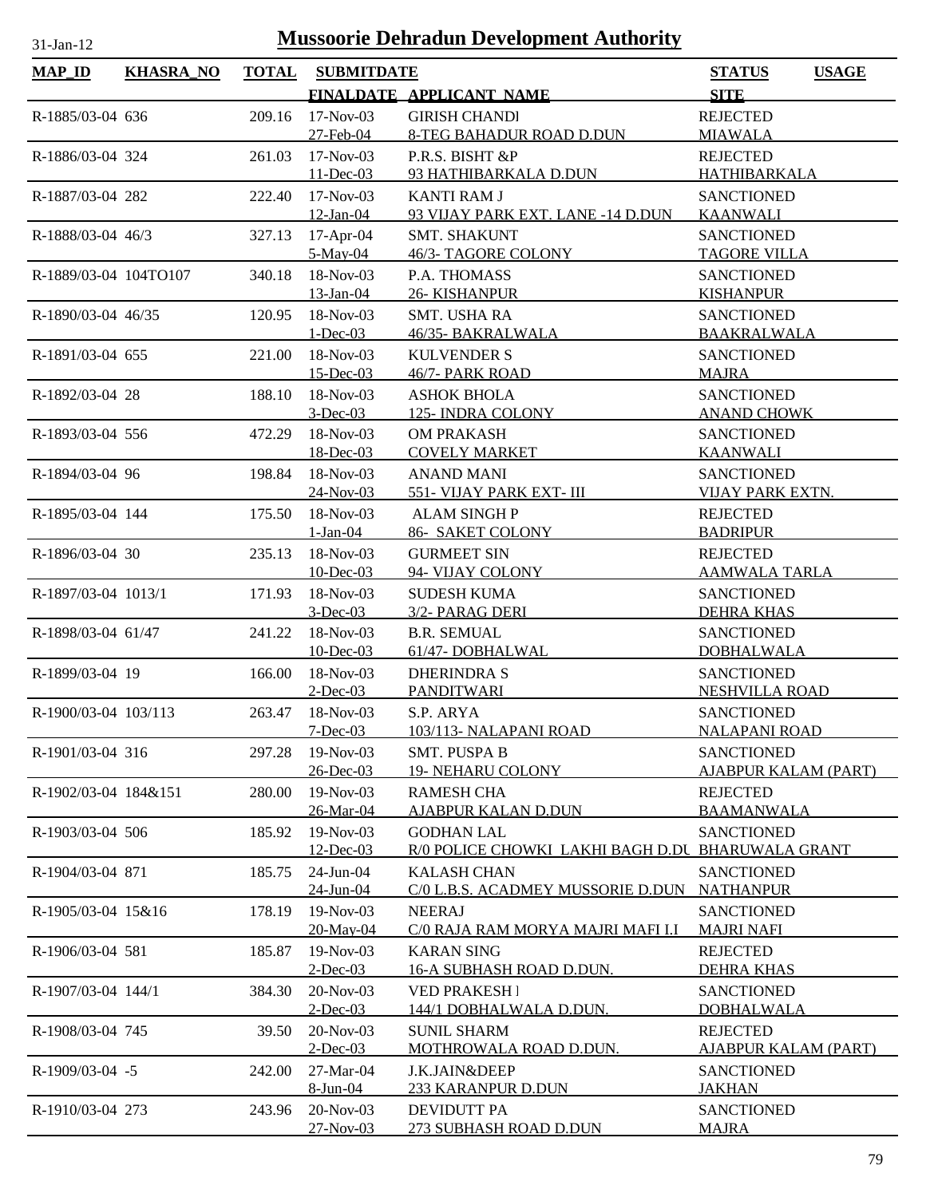# Mussoorie Dehradun Development Authority

31-Jan-12

| MAP_ID | KHASRA_NO | TOTAL | SUBMITDATE | | STATUS | USAGE |
|---|---|---|---|---|---|---|
| | | | FINALDATE | APPLICANT_NAME | SITE | |
| R-1885/03-04 | 636 | 209.16 | 17-Nov-03 | GIRISH CHANDI | REJECTED | |
| | | | 27-Feb-04 | 8-TEG BAHADUR ROAD D.DUN | MIAWALA | |
| R-1886/03-04 | 324 | 261.03 | 17-Nov-03 | P.R.S. BISHT &P | REJECTED | |
| | | | 11-Dec-03 | 93 HATHIBARKALA D.DUN | HATHIBARKALA | |
| R-1887/03-04 | 282 | 222.40 | 17-Nov-03 | KANTI RAM J | SANCTIONED | |
| | | | 12-Jan-04 | 93 VIJAY PARK EXT. LANE -14 D.DUN | KAANWALI | |
| R-1888/03-04 | 46/3 | 327.13 | 17-Apr-04 | SMT. SHAKUNT | SANCTIONED | |
| | | | 5-May-04 | 46/3- TAGORE COLONY | TAGORE VILLA | |
| R-1889/03-04 | 104TO107 | 340.18 | 18-Nov-03 | P.A. THOMASS | SANCTIONED | |
| | | | 13-Jan-04 | 26- KISHANPUR | KISHANPUR | |
| R-1890/03-04 | 46/35 | 120.95 | 18-Nov-03 | SMT. USHA RA | SANCTIONED | |
| | | | 1-Dec-03 | 46/35- BAKRALWALA | BAAKRALWALA | |
| R-1891/03-04 | 655 | 221.00 | 18-Nov-03 | KULVENDER S | SANCTIONED | |
| | | | 15-Dec-03 | 46/7- PARK ROAD | MAJRA | |
| R-1892/03-04 | 28 | 188.10 | 18-Nov-03 | ASHOK BHOLA | SANCTIONED | |
| | | | 3-Dec-03 | 125- INDRA COLONY | ANAND CHOWK | |
| R-1893/03-04 | 556 | 472.29 | 18-Nov-03 | OM PRAKASH | SANCTIONED | |
| | | | 18-Dec-03 | COVELY MARKET | KAANWALI | |
| R-1894/03-04 | 96 | 198.84 | 18-Nov-03 | ANAND MANI | SANCTIONED | |
| | | | 24-Nov-03 | 551- VIJAY PARK EXT- III | VIJAY PARK EXTN. | |
| R-1895/03-04 | 144 | 175.50 | 18-Nov-03 | ALAM SINGH P | REJECTED | |
| | | | 1-Jan-04 | 86- SAKET COLONY | BADRIPUR | |
| R-1896/03-04 | 30 | 235.13 | 18-Nov-03 | GURMEET SIN | REJECTED | |
| | | | 10-Dec-03 | 94- VIJAY COLONY | AAMWALA TARLA | |
| R-1897/03-04 | 1013/1 | 171.93 | 18-Nov-03 | SUDESH KUMA | SANCTIONED | |
| | | | 3-Dec-03 | 3/2- PARAG DERI | DEHRA KHAS | |
| R-1898/03-04 | 61/47 | 241.22 | 18-Nov-03 | B.R. SEMUAL | SANCTIONED | |
| | | | 10-Dec-03 | 61/47- DOBHALWAL | DOBHALWALA | |
| R-1899/03-04 | 19 | 166.00 | 18-Nov-03 | DHERINDRA S | SANCTIONED | |
| | | | 2-Dec-03 | PANDITWARI | NESHVILLA ROAD | |
| R-1900/03-04 | 103/113 | 263.47 | 18-Nov-03 | S.P. ARYA | SANCTIONED | |
| | | | 7-Dec-03 | 103/113- NALAPANI ROAD | NALAPANI ROAD | |
| R-1901/03-04 | 316 | 297.28 | 19-Nov-03 | SMT. PUSPA B | SANCTIONED | |
| | | | 26-Dec-03 | 19- NEHARU COLONY | AJABPUR KALAM (PART) | |
| R-1902/03-04 | 184&151 | 280.00 | 19-Nov-03 | RAMESH CHA | REJECTED | |
| | | | 26-Mar-04 | AJABPUR KALAN D.DUN | BAAMANWALA | |
| R-1903/03-04 | 506 | 185.92 | 19-Nov-03 | GODHAN LAL | SANCTIONED | |
| | | | 12-Dec-03 | R/0 POLICE CHOWKI LAKHI BAGH D.DU | BHARUWALA GRANT | |
| R-1904/03-04 | 871 | 185.75 | 24-Jun-04 | KALASH CHAN | SANCTIONED | |
| | | | 24-Jun-04 | C/0 L.B.S. ACADMEY MUSSORIE D.DUN | NATHANPUR | |
| R-1905/03-04 | 15&16 | 178.19 | 19-Nov-03 | NEERAJ | SANCTIONED | |
| | | | 20-May-04 | C/0 RAJA RAM MORYA MAJRI MAFI I.I | MAJRI NAFI | |
| R-1906/03-04 | 581 | 185.87 | 19-Nov-03 | KARAN SING | REJECTED | |
| | | | 2-Dec-03 | 16-A SUBHASH ROAD D.DUN. | DEHRA KHAS | |
| R-1907/03-04 | 144/1 | 384.30 | 20-Nov-03 | VED PRAKESH I | SANCTIONED | |
| | | | 2-Dec-03 | 144/1 DOBHALWALA D.DUN. | DOBHALWALA | |
| R-1908/03-04 | 745 | 39.50 | 20-Nov-03 | SUNIL SHARM | REJECTED | |
| | | | 2-Dec-03 | MOTHROWALA ROAD D.DUN. | AJABPUR KALAM (PART) | |
| R-1909/03-04 | -5 | 242.00 | 27-Mar-04 | J.K.JAIN&DEEP | SANCTIONED | |
| | | | 8-Jun-04 | 233 KARANPUR D.DUN | JAKHAN | |
| R-1910/03-04 | 273 | 243.96 | 20-Nov-03 | DEVIDUTT PA | SANCTIONED | |
| | | | 27-Nov-03 | 273 SUBHASH ROAD D.DUN | MAJRA | |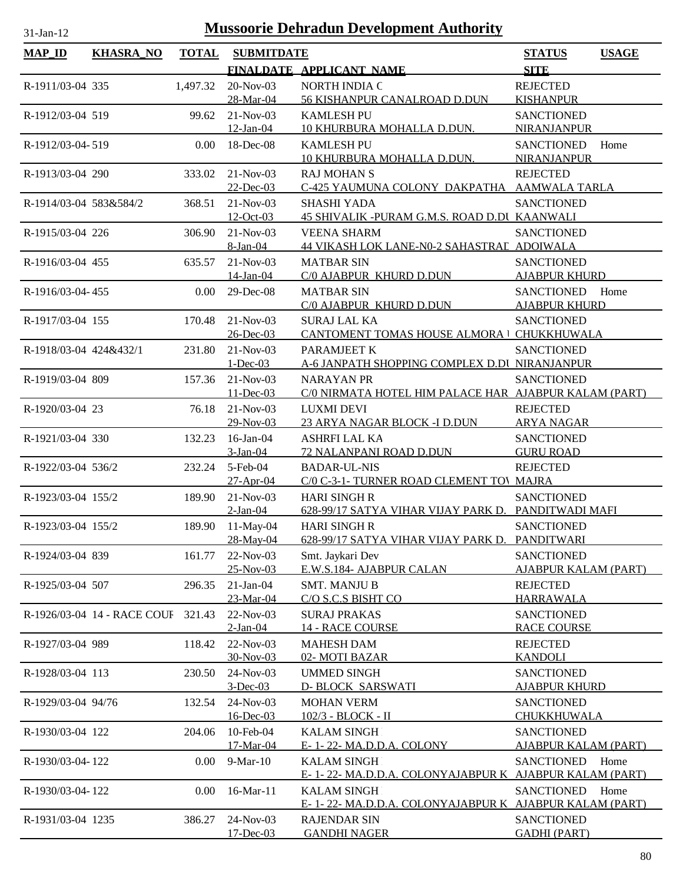31-Jan-12

# Mussoorie Dehradun Development Authority

| MAP_ID | KHASRA_NO | TOTAL | SUBMITDATE / FINALDATE | APPLICANT_NAME | STATUS / SITE | USAGE |
|---|---|---|---|---|---|---|
| R-1911/03-04 | 335 | 1,497.32 | 20-Nov-03<br>28-Mar-04 | NORTH INDIA C<br>56 KISHANPUR CANALROAD D.DUN | REJECTED<br>KISHANPUR | |
| R-1912/03-04 | 519 | 99.62 | 21-Nov-03<br>12-Jan-04 | KAMLESH PU<br>10 KHURBURA MOHALLA D.DUN. | SANCTIONED<br>NIRANJANPUR | |
| R-1912/03-04- | 519 | 0.00 | 18-Dec-08 | KAMLESH PU<br>10 KHURBURA MOHALLA D.DUN. | SANCTIONED<br>NIRANJANPUR | Home |
| R-1913/03-04 | 290 | 333.02 | 21-Nov-03<br>22-Dec-03 | RAJ MOHAN S<br>C-425 YAUMUNA COLONY DAKPATHA | REJECTED<br>AAMWALA TARLA | |
| R-1914/03-04 | 583&584/2 | 368.51 | 21-Nov-03<br>12-Oct-03 | SHASHI YADA<br>45 SHIVALIK -PURAM G.M.S. ROAD D.DU | SANCTIONED<br>KAANWALI | |
| R-1915/03-04 | 226 | 306.90 | 21-Nov-03<br>8-Jan-04 | VEENA SHARM<br>44 VIKASH LOK LANE-N0-2 SAHASTRAD | SANCTIONED<br>ADOIWALA | |
| R-1916/03-04 | 455 | 635.57 | 21-Nov-03<br>14-Jan-04 | MATBAR SIN<br>C/0 AJABPUR KHURD D.DUN | SANCTIONED<br>AJABPUR KHURD | |
| R-1916/03-04- | 455 | 0.00 | 29-Dec-08 | MATBAR SIN<br>C/0 AJABPUR KHURD D.DUN | SANCTIONED<br>AJABPUR KHURD | Home |
| R-1917/03-04 | 155 | 170.48 | 21-Nov-03<br>26-Dec-03 | SURAJ LAL KA<br>CANTOMENT TOMAS HOUSE ALMORA | SANCTIONED<br>CHUKKHUWALA | |
| R-1918/03-04 | 424&432/1 | 231.80 | 21-Nov-03<br>1-Dec-03 | PARAMJEET K<br>A-6 JANPATH SHOPPING COMPLEX D.DU | SANCTIONED<br>NIRANJANPUR | |
| R-1919/03-04 | 809 | 157.36 | 21-Nov-03<br>11-Dec-03 | NARAYAN PR<br>C/0 NIRMATA HOTEL HIM PALACE HAR | SANCTIONED<br>AJABPUR KALAM (PART) | |
| R-1920/03-04 | 23 | 76.18 | 21-Nov-03<br>29-Nov-03 | LUXMI DEVI<br>23 ARYA NAGAR BLOCK -I D.DUN | REJECTED<br>ARYA NAGAR | |
| R-1921/03-04 | 330 | 132.23 | 16-Jan-04<br>3-Jan-04 | ASHRFI LAL KA<br>72 NALANPANI ROAD D.DUN | SANCTIONED<br>GURU ROAD | |
| R-1922/03-04 | 536/2 | 232.24 | 5-Feb-04<br>27-Apr-04 | BADAR-UL-NIS<br>C/0 C-3-1- TURNER ROAD CLEMENT TO | REJECTED<br>MAJRA | |
| R-1923/03-04 | 155/2 | 189.90 | 21-Nov-03<br>2-Jan-04 | HARI SINGH R<br>628-99/17 SATYA VIHAR VIJAY PARK D. | SANCTIONED<br>PANDITWADI MAFI | |
| R-1923/03-04 | 155/2 | 189.90 | 11-May-04<br>28-May-04 | HARI SINGH R<br>628-99/17 SATYA VIHAR VIJAY PARK D. | SANCTIONED<br>PANDITWARI | |
| R-1924/03-04 | 839 | 161.77 | 22-Nov-03<br>25-Nov-03 | Smt. Jaykari Dev<br>E.W.S.184- AJABPUR CALAN | SANCTIONED<br>AJABPUR KALAM (PART) | |
| R-1925/03-04 | 507 | 296.35 | 21-Jan-04<br>23-Mar-04 | SMT. MANJU B<br>C/O S.C.S BISHT CO | REJECTED<br>HARRAWALA | |
| R-1926/03-04 | 14 - RACE COUF | 321.43 | 22-Nov-03<br>2-Jan-04 | SURAJ PRAKAS<br>14 - RACE COURSE | SANCTIONED<br>RACE COURSE | |
| R-1927/03-04 | 989 | 118.42 | 22-Nov-03<br>30-Nov-03 | MAHESH DAM<br>02- MOTI BAZAR | REJECTED<br>KANDOLI | |
| R-1928/03-04 | 113 | 230.50 | 24-Nov-03<br>3-Dec-03 | UMMED SINGH<br>D- BLOCK SARSWATI | SANCTIONED<br>AJABPUR KHURD | |
| R-1929/03-04 | 94/76 | 132.54 | 24-Nov-03<br>16-Dec-03 | MOHAN VERM<br>102/3 - BLOCK - II | SANCTIONED<br>CHUKKHUWALA | |
| R-1930/03-04 | 122 | 204.06 | 10-Feb-04<br>17-Mar-04 | KALAM SINGH<br>E- 1- 22- MA.D.D.A. COLONY | SANCTIONED<br>AJABPUR KALAM (PART) | |
| R-1930/03-04- | 122 | 0.00 | 9-Mar-10 | KALAM SINGH<br>E- 1- 22- MA.D.D.A. COLONYAJABPUR K | SANCTIONED<br>AJABPUR KALAM (PART) | Home |
| R-1930/03-04- | 122 | 0.00 | 16-Mar-11 | KALAM SINGH<br>E- 1- 22- MA.D.D.A. COLONYAJABPUR K | SANCTIONED<br>AJABPUR KALAM (PART) | Home |
| R-1931/03-04 | 1235 | 386.27 | 24-Nov-03<br>17-Dec-03 | RAJENDAR SIN<br>GANDHI NAGER | SANCTIONED<br>GADHI (PART) | |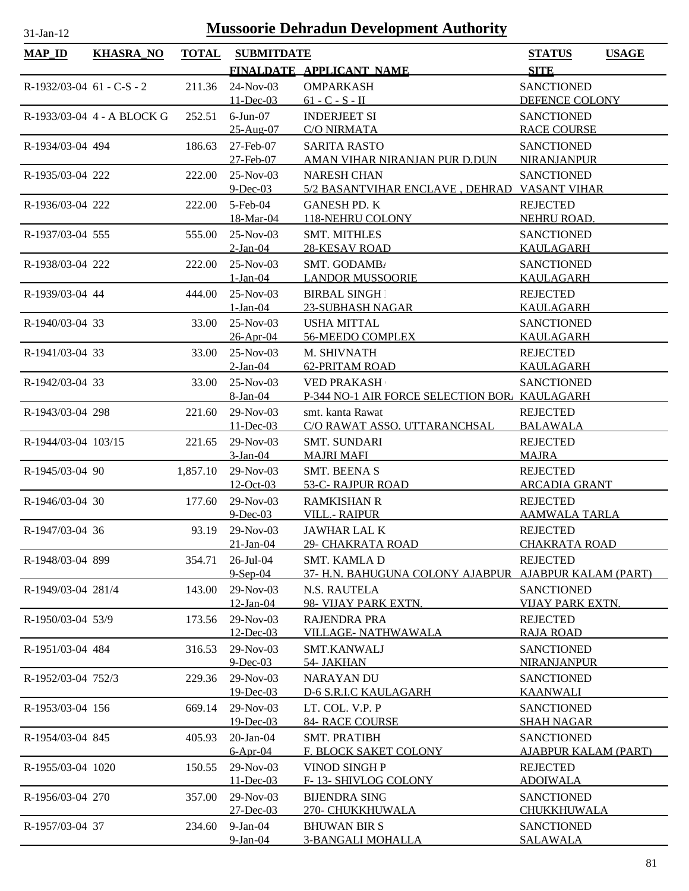# Mussoorie Dehradun Development Authority

31-Jan-12

| MAP_ID | KHASRA_NO | TOTAL | SUBMITDATE | | STATUS | USAGE |
|---|---|---|---|---|---|---|
| | | | FINALDATE | APPLICANT_NAME | SITE | |
| R-1932/03-04 | 61 - C-S - 2 | 211.36 | 24-Nov-03 | OMPARKASH | SANCTIONED | |
| | | | 11-Dec-03 | 61 - C - S - II | DEFENCE COLONY | |
| R-1933/03-04 | 4 - A BLOCK G | 252.51 | 6-Jun-07 | INDERJEET SI | SANCTIONED | |
| | | | 25-Aug-07 | C/O NIRMATA | RACE COURSE | |
| R-1934/03-04 | 494 | 186.63 | 27-Feb-07 | SARITA RASTO | SANCTIONED | |
| | | | 27-Feb-07 | AMAN VIHAR NIRANJAN PUR D.DUN | NIRANJANPUR | |
| R-1935/03-04 | 222 | 222.00 | 25-Nov-03 | NARESH CHAN | SANCTIONED | |
| | | | 9-Dec-03 | 5/2 BASANTVIHAR ENCLAVE , DEHRAD | VASANT VIHAR | |
| R-1936/03-04 | 222 | 222.00 | 5-Feb-04 | GANESH PD. K | REJECTED | |
| | | | 18-Mar-04 | 118-NEHRU COLONY | NEHRU ROAD. | |
| R-1937/03-04 | 555 | 555.00 | 25-Nov-03 | SMT. MITHLES | SANCTIONED | |
| | | | 2-Jan-04 | 28-KESAV ROAD | KAULAGARH | |
| R-1938/03-04 | 222 | 222.00 | 25-Nov-03 | SMT. GODAMBA | SANCTIONED | |
| | | | 1-Jan-04 | LANDOR MUSSOORIE | KAULAGARH | |
| R-1939/03-04 | 44 | 444.00 | 25-Nov-03 | BIRBAL SINGH I | REJECTED | |
| | | | 1-Jan-04 | 23-SUBHASH NAGAR | KAULAGARH | |
| R-1940/03-04 | 33 | 33.00 | 25-Nov-03 | USHA MITTAL | SANCTIONED | |
| | | | 26-Apr-04 | 56-MEEDO COMPLEX | KAULAGARH | |
| R-1941/03-04 | 33 | 33.00 | 25-Nov-03 | M. SHIVNATH | REJECTED | |
| | | | 2-Jan-04 | 62-PRITAM ROAD | KAULAGARH | |
| R-1942/03-04 | 33 | 33.00 | 25-Nov-03 | VED PRAKASH | SANCTIONED | |
| | | | 8-Jan-04 | P-344 NO-1 AIR FORCE SELECTION BOR | KAULAGARH | |
| R-1943/03-04 | 298 | 221.60 | 29-Nov-03 | smt. kanta Rawat | REJECTED | |
| | | | 11-Dec-03 | C/O RAWAT ASSO. UTTARANCHSAL | BALAWALA | |
| R-1944/03-04 | 103/15 | 221.65 | 29-Nov-03 | SMT. SUNDARI | REJECTED | |
| | | | 3-Jan-04 | MAJRI MAFI | MAJRA | |
| R-1945/03-04 | 90 | 1,857.10 | 29-Nov-03 | SMT. BEENA S | REJECTED | |
| | | | 12-Oct-03 | 53-C- RAJPUR ROAD | ARCADIA GRANT | |
| R-1946/03-04 | 30 | 177.60 | 29-Nov-03 | RAMKISHAN R | REJECTED | |
| | | | 9-Dec-03 | VILL.- RAIPUR | AAMWALA TARLA | |
| R-1947/03-04 | 36 | 93.19 | 29-Nov-03 | JAWHAR LAL K | REJECTED | |
| | | | 21-Jan-04 | 29- CHAKRATA ROAD | CHAKRATA ROAD | |
| R-1948/03-04 | 899 | 354.71 | 26-Jul-04 | SMT. KAMLA D | REJECTED | |
| | | | 9-Sep-04 | 37- H.N. BAHUGUNA COLONY AJABPUR | AJABPUR KALAM (PART) | |
| R-1949/03-04 | 281/4 | 143.00 | 29-Nov-03 | N.S. RAUTELA | SANCTIONED | |
| | | | 12-Jan-04 | 98- VIJAY PARK EXTN. | VIJAY PARK EXTN. | |
| R-1950/03-04 | 53/9 | 173.56 | 29-Nov-03 | RAJENDRA PRA | REJECTED | |
| | | | 12-Dec-03 | VILLAGE- NATHWAWALA | RAJA ROAD | |
| R-1951/03-04 | 484 | 316.53 | 29-Nov-03 | SMT.KANWALJ | SANCTIONED | |
| | | | 9-Dec-03 | 54- JAKHAN | NIRANJANPUR | |
| R-1952/03-04 | 752/3 | 229.36 | 29-Nov-03 | NARAYAN DU | SANCTIONED | |
| | | | 19-Dec-03 | D-6 S.R.I.C KAULAGARH | KAANWALI | |
| R-1953/03-04 | 156 | 669.14 | 29-Nov-03 | LT. COL. V.P. P | SANCTIONED | |
| | | | 19-Dec-03 | 84- RACE COURSE | SHAH NAGAR | |
| R-1954/03-04 | 845 | 405.93 | 20-Jan-04 | SMT. PRATIBH | SANCTIONED | |
| | | | 6-Apr-04 | F. BLOCK SAKET COLONY | AJABPUR KALAM (PART) | |
| R-1955/03-04 | 1020 | 150.55 | 29-Nov-03 | VINOD SINGH P | REJECTED | |
| | | | 11-Dec-03 | F- 13- SHIVLOG COLONY | ADOIWALA | |
| R-1956/03-04 | 270 | 357.00 | 29-Nov-03 | BIJENDRA SING | SANCTIONED | |
| | | | 27-Dec-03 | 270- CHUKKHUWALA | CHUKKHUWALA | |
| R-1957/03-04 | 37 | 234.60 | 9-Jan-04 | BHUWAN BIR S | SANCTIONED | |
| | | | 9-Jan-04 | 3-BANGALI MOHALLA | SALAWALA | |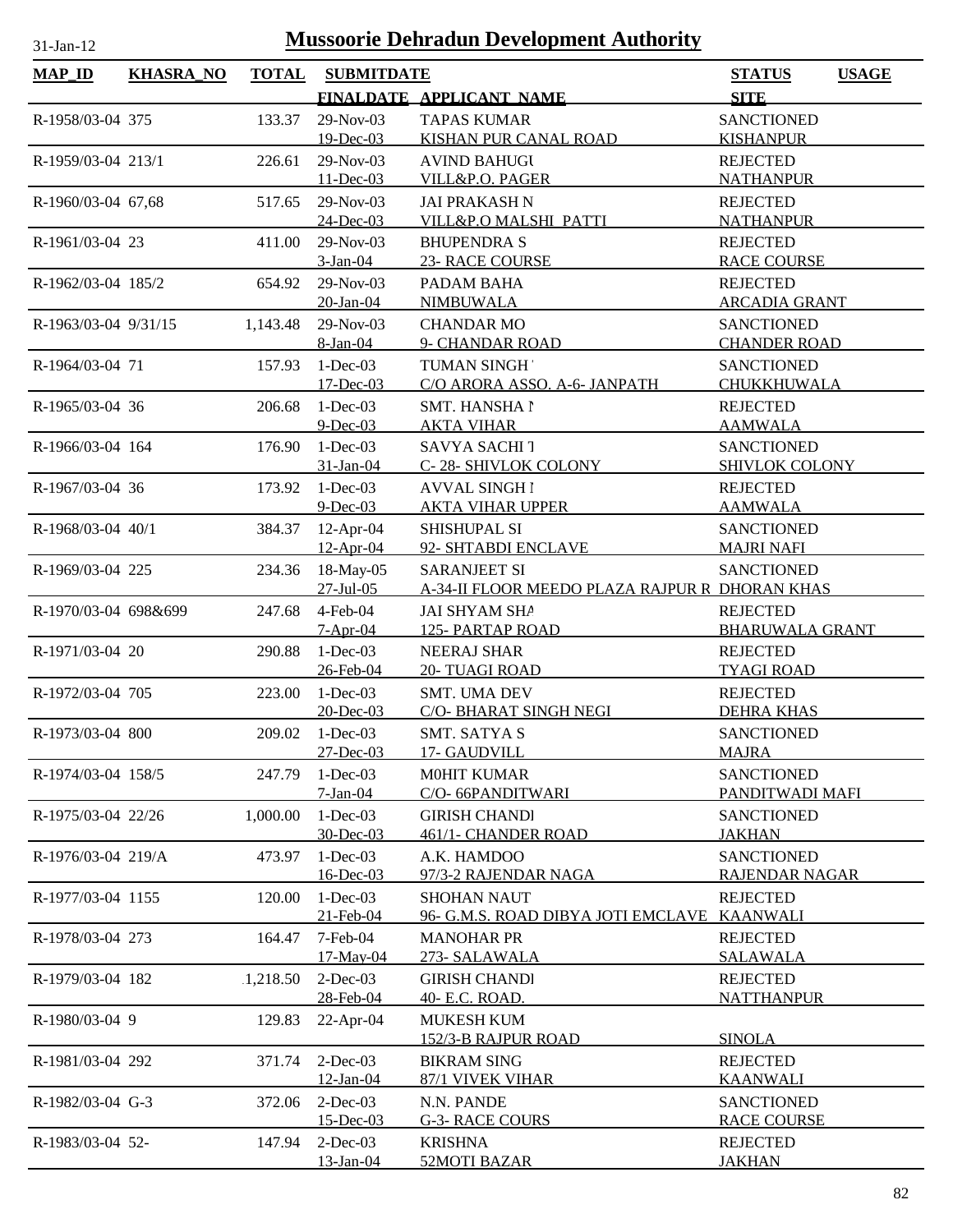# Mussoorie Dehradun Development Authority

31-Jan-12

| MAP_ID | KHASRA_NO | TOTAL | SUBMITDATE / FINALDATE | APPLICANT_NAME | STATUS / SITE | USAGE |
|---|---|---|---|---|---|---|
| R-1958/03-04 | 375 | 133.37 | 29-Nov-03<br>19-Dec-03 | TAPAS KUMAR<br>KISHAN PUR CANAL ROAD | SANCTIONED<br>KISHANPUR | |
| R-1959/03-04 | 213/1 | 226.61 | 29-Nov-03<br>11-Dec-03 | AVIND BAHUGU<br>VILL&P.O. PAGER | REJECTED<br>NATHANPUR | |
| R-1960/03-04 | 67,68 | 517.65 | 29-Nov-03<br>24-Dec-03 | JAI PRAKASH N<br>VILL&P.O MALSHI PATTI | REJECTED<br>NATHANPUR | |
| R-1961/03-04 | 23 | 411.00 | 29-Nov-03<br>3-Jan-04 | BHUPENDRA S<br>23- RACE COURSE | REJECTED<br>RACE COURSE | |
| R-1962/03-04 | 185/2 | 654.92 | 29-Nov-03<br>20-Jan-04 | PADAM BAHA<br>NIMBUWALA | REJECTED<br>ARCADIA GRANT | |
| R-1963/03-04 | 9/31/15 | 1,143.48 | 29-Nov-03<br>8-Jan-04 | CHANDAR MO<br>9- CHANDAR ROAD | SANCTIONED<br>CHANDER ROAD | |
| R-1964/03-04 | 71 | 157.93 | 1-Dec-03<br>17-Dec-03 | TUMAN SINGH<br>C/O ARORA ASSO. A-6- JANPATH | SANCTIONED<br>CHUKKHUWALA | |
| R-1965/03-04 | 36 | 206.68 | 1-Dec-03<br>9-Dec-03 | SMT. HANSHA N<br>AKTA VIHAR | REJECTED<br>AAMWALA | |
| R-1966/03-04 | 164 | 176.90 | 1-Dec-03<br>31-Jan-04 | SAVYA SACHI T<br>C- 28- SHIVLOK COLONY | SANCTIONED<br>SHIVLOK COLONY | |
| R-1967/03-04 | 36 | 173.92 | 1-Dec-03<br>9-Dec-03 | AVVAL SINGH I<br>AKTA VIHAR UPPER | REJECTED<br>AAMWALA | |
| R-1968/03-04 | 40/1 | 384.37 | 12-Apr-04<br>12-Apr-04 | SHISHUPAL SI<br>92- SHTABDI ENCLAVE | SANCTIONED<br>MAJRI NAFI | |
| R-1969/03-04 | 225 | 234.36 | 18-May-05<br>27-Jul-05 | SARANJEET SI<br>A-34-II FLOOR MEEDO PLAZA RAJPUR R | SANCTIONED<br>DHORAN KHAS | |
| R-1970/03-04 | 698&699 | 247.68 | 4-Feb-04<br>7-Apr-04 | JAI SHYAM SHA<br>125- PARTAP ROAD | REJECTED<br>BHARUWALA GRANT | |
| R-1971/03-04 | 20 | 290.88 | 1-Dec-03<br>26-Feb-04 | NEERAJ SHAR<br>20- TUAGI ROAD | REJECTED<br>TYAGI ROAD | |
| R-1972/03-04 | 705 | 223.00 | 1-Dec-03<br>20-Dec-03 | SMT. UMA DEV<br>C/O- BHARAT SINGH NEGI | REJECTED<br>DEHRA KHAS | |
| R-1973/03-04 | 800 | 209.02 | 1-Dec-03<br>27-Dec-03 | SMT. SATYA S<br>17- GAUDVILL | SANCTIONED<br>MAJRA | |
| R-1974/03-04 | 158/5 | 247.79 | 1-Dec-03<br>7-Jan-04 | M0HIT KUMAR<br>C/O- 66PANDITWARI | SANCTIONED<br>PANDITWADI MAFI | |
| R-1975/03-04 | 22/26 | 1,000.00 | 1-Dec-03<br>30-Dec-03 | GIRISH CHANDI<br>461/1- CHANDER ROAD | SANCTIONED<br>JAKHAN | |
| R-1976/03-04 | 219/A | 473.97 | 1-Dec-03<br>16-Dec-03 | A.K. HAMDOO<br>97/3-2 RAJENDAR NAGA | SANCTIONED<br>RAJENDAR NAGAR | |
| R-1977/03-04 | 1155 | 120.00 | 1-Dec-03<br>21-Feb-04 | SHOHAN NAUT<br>96- G.M.S. ROAD DIBYA JOTI EMCLAVE | REJECTED<br>KAANWALI | |
| R-1978/03-04 | 273 | 164.47 | 7-Feb-04<br>17-May-04 | MANOHAR PR<br>273- SALAWALA | REJECTED<br>SALAWALA | |
| R-1979/03-04 | 182 | 1,218.50 | 2-Dec-03<br>28-Feb-04 | GIRISH CHANDI<br>40- E.C. ROAD. | REJECTED<br>NATTHANPUR | |
| R-1980/03-04 | 9 | 129.83 | 22-Apr-04 | MUKESH KUM<br>152/3-B RAJPUR ROAD | <br>SINOLA | |
| R-1981/03-04 | 292 | 371.74 | 2-Dec-03<br>12-Jan-04 | BIKRAM SING<br>87/1 VIVEK VIHAR | REJECTED<br>KAANWALI | |
| R-1982/03-04 | G-3 | 372.06 | 2-Dec-03<br>15-Dec-03 | N.N. PANDE<br>G-3- RACE COURS | SANCTIONED<br>RACE COURSE | |
| R-1983/03-04 | 52- | 147.94 | 2-Dec-03<br>13-Jan-04 | KRISHNA<br>52MOTI BAZAR | REJECTED<br>JAKHAN | |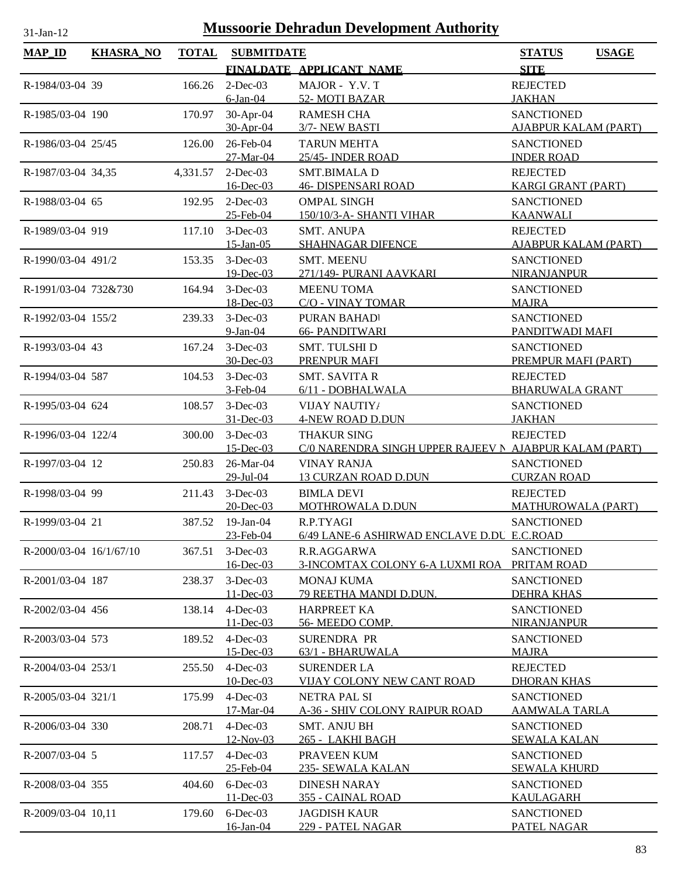# Mussoorie Dehradun Development Authority

| MAP_ID | KHASRA_NO | TOTAL | SUBMITDATE | | STATUS | USAGE |
|---|---|---|---|---|---|---|
| | | | FINALDATE | APPLICANT_NAME | SITE | |
| R-1984/03-04 | 39 | 166.26 | 2-Dec-03 | MAJOR - Y.V. T | REJECTED | |
| | | | 6-Jan-04 | 52- MOTI BAZAR | JAKHAN | |
| R-1985/03-04 | 190 | 170.97 | 30-Apr-04 | RAMESH CHA | SANCTIONED | |
| | | | 30-Apr-04 | 3/7- NEW BASTI | AJABPUR KALAM (PART) | |
| R-1986/03-04 | 25/45 | 126.00 | 26-Feb-04 | TARUN MEHTA | SANCTIONED | |
| | | | 27-Mar-04 | 25/45- INDER ROAD | INDER ROAD | |
| R-1987/03-04 | 34,35 | 4,331.57 | 2-Dec-03 | SMT.BIMALA D | REJECTED | |
| | | | 16-Dec-03 | 46- DISPENSARI ROAD | KARGI GRANT (PART) | |
| R-1988/03-04 | 65 | 192.95 | 2-Dec-03 | OMPAL SINGH | SANCTIONED | |
| | | | 25-Feb-04 | 150/10/3-A- SHANTI VIHAR | KAANWALI | |
| R-1989/03-04 | 919 | 117.10 | 3-Dec-03 | SMT. ANUPA | REJECTED | |
| | | | 15-Jan-05 | SHAHNAGAR DIFENCE | AJABPUR KALAM (PART) | |
| R-1990/03-04 | 491/2 | 153.35 | 3-Dec-03 | SMT. MEENU | SANCTIONED | |
| | | | 19-Dec-03 | 271/149- PURANI AAVKARI | NIRANJANPUR | |
| R-1991/03-04 | 732&730 | 164.94 | 3-Dec-03 | MEENU TOMA | SANCTIONED | |
| | | | 18-Dec-03 | C/O - VINAY TOMAR | MAJRA | |
| R-1992/03-04 | 155/2 | 239.33 | 3-Dec-03 | PURAN BAHADI | SANCTIONED | |
| | | | 9-Jan-04 | 66- PANDITWARI | PANDITWADI MAFI | |
| R-1993/03-04 | 43 | 167.24 | 3-Dec-03 | SMT. TULSHI D | SANCTIONED | |
| | | | 30-Dec-03 | PRENPUR MAFI | PREMPUR MAFI (PART) | |
| R-1994/03-04 | 587 | 104.53 | 3-Dec-03 | SMT. SAVITA R | REJECTED | |
| | | | 3-Feb-04 | 6/11 - DOBHALWALA | BHARUWALA GRANT | |
| R-1995/03-04 | 624 | 108.57 | 3-Dec-03 | VIJAY NAUTIYA | SANCTIONED | |
| | | | 31-Dec-03 | 4-NEW ROAD D.DUN | JAKHAN | |
| R-1996/03-04 | 122/4 | 300.00 | 3-Dec-03 | THAKUR SING | REJECTED | |
| | | | 15-Dec-03 | C/0 NARENDRA SINGH UPPER RAJEEV N | AJABPUR KALAM (PART) | |
| R-1997/03-04 | 12 | 250.83 | 26-Mar-04 | VINAY RANJA | SANCTIONED | |
| | | | 29-Jul-04 | 13 CURZAN ROAD D.DUN | CURZAN ROAD | |
| R-1998/03-04 | 99 | 211.43 | 3-Dec-03 | BIMLA DEVI | REJECTED | |
| | | | 20-Dec-03 | MOTHROWALA D.DUN | MATHUROWALA (PART) | |
| R-1999/03-04 | 21 | 387.52 | 19-Jan-04 | R.P.TYAGI | SANCTIONED | |
| | | | 23-Feb-04 | 6/49 LANE-6 ASHIRWAD ENCLAVE D.DU | E.C.ROAD | |
| R-2000/03-04 | 16/1/67/10 | 367.51 | 3-Dec-03 | R.R.AGGARWA | SANCTIONED | |
| | | | 16-Dec-03 | 3-INCOMTAX COLONY 6-A LUXMI ROA | PRITAM ROAD | |
| R-2001/03-04 | 187 | 238.37 | 3-Dec-03 | MONAJ KUMA | SANCTIONED | |
| | | | 11-Dec-03 | 79 REETHA MANDI D.DUN. | DEHRA KHAS | |
| R-2002/03-04 | 456 | 138.14 | 4-Dec-03 | HARPREET KA | SANCTIONED | |
| | | | 11-Dec-03 | 56- MEEDO COMP. | NIRANJANPUR | |
| R-2003/03-04 | 573 | 189.52 | 4-Dec-03 | SURENDRA PR | SANCTIONED | |
| | | | 15-Dec-03 | 63/1 - BHARUWALA | MAJRA | |
| R-2004/03-04 | 253/1 | 255.50 | 4-Dec-03 | SURENDER LA | REJECTED | |
| | | | 10-Dec-03 | VIJAY COLONY NEW CANT ROAD | DHORAN KHAS | |
| R-2005/03-04 | 321/1 | 175.99 | 4-Dec-03 | NETRA PAL SI | SANCTIONED | |
| | | | 17-Mar-04 | A-36 - SHIV COLONY RAIPUR ROAD | AAMWALA TARLA | |
| R-2006/03-04 | 330 | 208.71 | 4-Dec-03 | SMT. ANJU BH | SANCTIONED | |
| | | | 12-Nov-03 | 265 - LAKHI BAGH | SEWALA KALAN | |
| R-2007/03-04 | 5 | 117.57 | 4-Dec-03 | PRAVEEN KUM | SANCTIONED | |
| | | | 25-Feb-04 | 235- SEWALA KALAN | SEWALA KHURD | |
| R-2008/03-04 | 355 | 404.60 | 6-Dec-03 | DINESH NARAY | SANCTIONED | |
| | | | 11-Dec-03 | 355 - CAINAL ROAD | KAULAGARH | |
| R-2009/03-04 | 10,11 | 179.60 | 6-Dec-03 | JAGDISH KAUR | SANCTIONED | |
| | | | 16-Jan-04 | 229 - PATEL NAGAR | PATEL NAGAR | |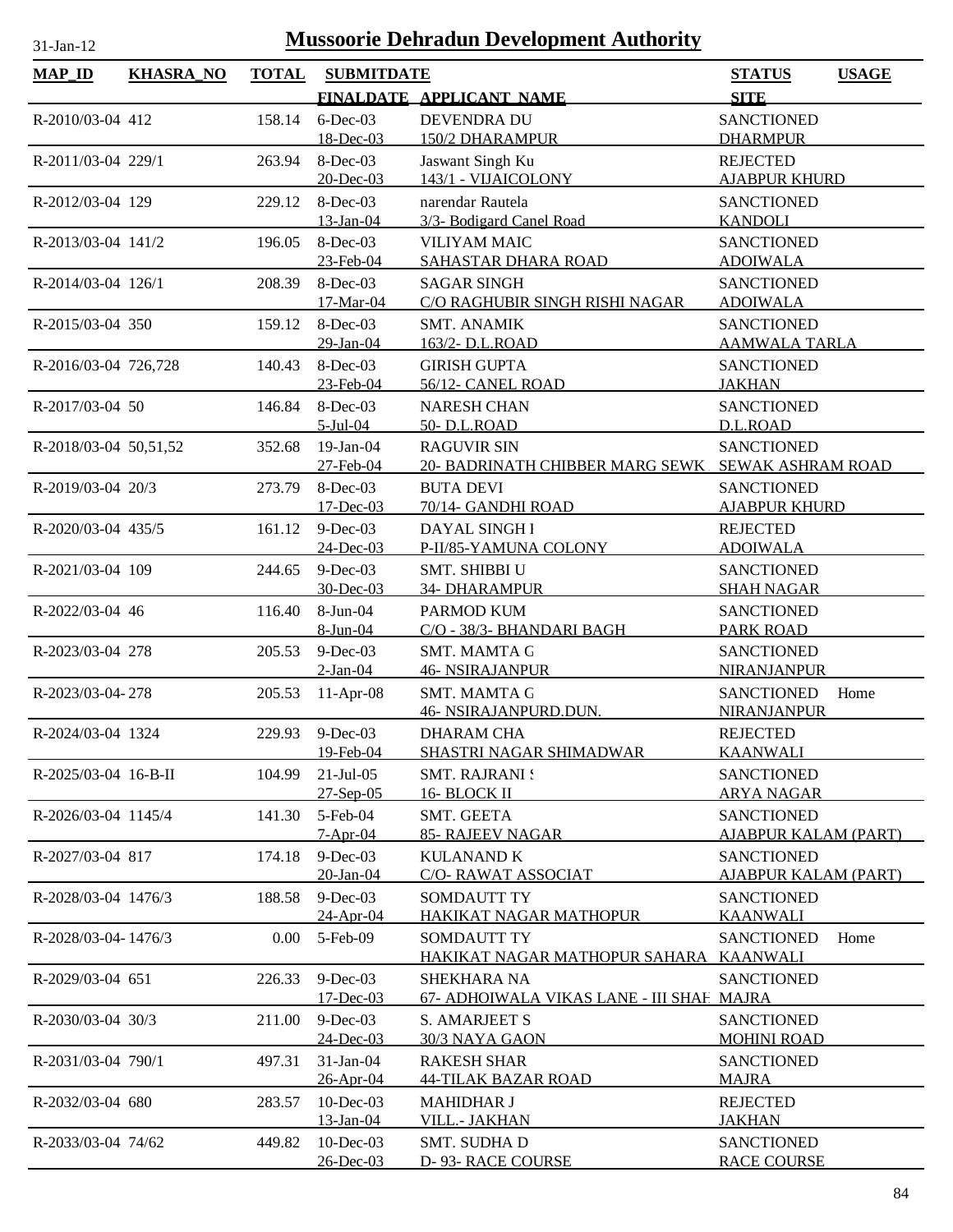# Mussoorie Dehradun Development Authority

31-Jan-12

| MAP_ID | KHASRA_NO | TOTAL | SUBMITDATE / FINALDATE | APPLICANT_NAME | STATUS / SITE | USAGE |
|---|---|---|---|---|---|---|
| R-2010/03-04 | 412 | 158.14 | 6-Dec-03<br>18-Dec-03 | DEVENDRA DU<br>150/2 DHARAMPUR | SANCTIONED<br>DHARMPUR | |
| R-2011/03-04 | 229/1 | 263.94 | 8-Dec-03<br>20-Dec-03 | Jaswant Singh Ku<br>143/1 - VIJAICOLONY | REJECTED<br>AJABPUR KHURD | |
| R-2012/03-04 | 129 | 229.12 | 8-Dec-03<br>13-Jan-04 | narendar Rautela<br>3/3- Bodigard Canel Road | SANCTIONED<br>KANDOLI | |
| R-2013/03-04 | 141/2 | 196.05 | 8-Dec-03<br>23-Feb-04 | VILIYAM MAIC<br>SAHASTAR DHARA ROAD | SANCTIONED<br>ADOIWALA | |
| R-2014/03-04 | 126/1 | 208.39 | 8-Dec-03<br>17-Mar-04 | SAGAR SINGH<br>C/O RAGHUBIR SINGH RISHI NAGAR | SANCTIONED<br>ADOIWALA | |
| R-2015/03-04 | 350 | 159.12 | 8-Dec-03<br>29-Jan-04 | SMT. ANAMIK<br>163/2- D.L.ROAD | SANCTIONED<br>AAMWALA TARLA | |
| R-2016/03-04 | 726,728 | 140.43 | 8-Dec-03<br>23-Feb-04 | GIRISH GUPTA<br>56/12- CANEL ROAD | SANCTIONED<br>JAKHAN | |
| R-2017/03-04 | 50 | 146.84 | 8-Dec-03<br>5-Jul-04 | NARESH CHAN<br>50- D.L.ROAD | SANCTIONED<br>D.L.ROAD | |
| R-2018/03-04 | 50,51,52 | 352.68 | 19-Jan-04<br>27-Feb-04 | RAGUVIR SIN<br>20- BADRINATH CHIBBER MARG SEWK | SANCTIONED<br>SEWAK ASHRAM ROAD | |
| R-2019/03-04 | 20/3 | 273.79 | 8-Dec-03<br>17-Dec-03 | BUTA DEVI<br>70/14- GANDHI ROAD | SANCTIONED<br>AJABPUR KHURD | |
| R-2020/03-04 | 435/5 | 161.12 | 9-Dec-03<br>24-Dec-03 | DAYAL SINGH I<br>P-II/85-YAMUNA COLONY | REJECTED<br>ADOIWALA | |
| R-2021/03-04 | 109 | 244.65 | 9-Dec-03<br>30-Dec-03 | SMT. SHIBBI U<br>34- DHARAMPUR | SANCTIONED<br>SHAH NAGAR | |
| R-2022/03-04 | 46 | 116.40 | 8-Jun-04<br>8-Jun-04 | PARMOD KUM<br>C/O - 38/3- BHANDARI BAGH | SANCTIONED<br>PARK ROAD | |
| R-2023/03-04 | 278 | 205.53 | 9-Dec-03<br>2-Jan-04 | SMT. MAMTA G<br>46- NSIRAJANPUR | SANCTIONED<br>NIRANJANPUR | |
| R-2023/03-04- | 278 | 205.53 | 11-Apr-08 | SMT. MAMTA G<br>46- NSIRAJANPURD.DUN. | SANCTIONED<br>NIRANJANPUR | Home |
| R-2024/03-04 | 1324 | 229.93 | 9-Dec-03<br>19-Feb-04 | DHARAM CHA<br>SHASTRI NAGAR SHIMADWAR | REJECTED<br>KAANWALI | |
| R-2025/03-04 | 16-B-II | 104.99 | 21-Jul-05<br>27-Sep-05 | SMT. RAJRANI S<br>16- BLOCK II | SANCTIONED<br>ARYA NAGAR | |
| R-2026/03-04 | 1145/4 | 141.30 | 5-Feb-04<br>7-Apr-04 | SMT. GEETA<br>85- RAJEEV NAGAR | SANCTIONED<br>AJABPUR KALAM (PART) | |
| R-2027/03-04 | 817 | 174.18 | 9-Dec-03<br>20-Jan-04 | KULANAND K<br>C/O- RAWAT ASSOCIAT | SANCTIONED<br>AJABPUR KALAM (PART) | |
| R-2028/03-04 | 1476/3 | 188.58 | 9-Dec-03<br>24-Apr-04 | SOMDAUTT TY<br>HAKIKAT NAGAR MATHOPUR | SANCTIONED<br>KAANWALI | |
| R-2028/03-04- | 1476/3 | 0.00 | 5-Feb-09 | SOMDAUTT TY<br>HAKIKAT NAGAR MATHOPUR SAHARA | SANCTIONED<br>KAANWALI | Home |
| R-2029/03-04 | 651 | 226.33 | 9-Dec-03<br>17-Dec-03 | SHEKHARA NA<br>67- ADHOIWALA VIKAS LANE - III SHAH | SANCTIONED<br>MAJRA | |
| R-2030/03-04 | 30/3 | 211.00 | 9-Dec-03<br>24-Dec-03 | S. AMARJEET S<br>30/3 NAYA GAON | SANCTIONED<br>MOHINI ROAD | |
| R-2031/03-04 | 790/1 | 497.31 | 31-Jan-04<br>26-Apr-04 | RAKESH SHAR<br>44-TILAK BAZAR ROAD | SANCTIONED<br>MAJRA | |
| R-2032/03-04 | 680 | 283.57 | 10-Dec-03<br>13-Jan-04 | MAHIDHAR J<br>VILL.- JAKHAN | REJECTED<br>JAKHAN | |
| R-2033/03-04 | 74/62 | 449.82 | 10-Dec-03<br>26-Dec-03 | SMT. SUDHA D<br>D- 93- RACE COURSE | SANCTIONED<br>RACE COURSE | |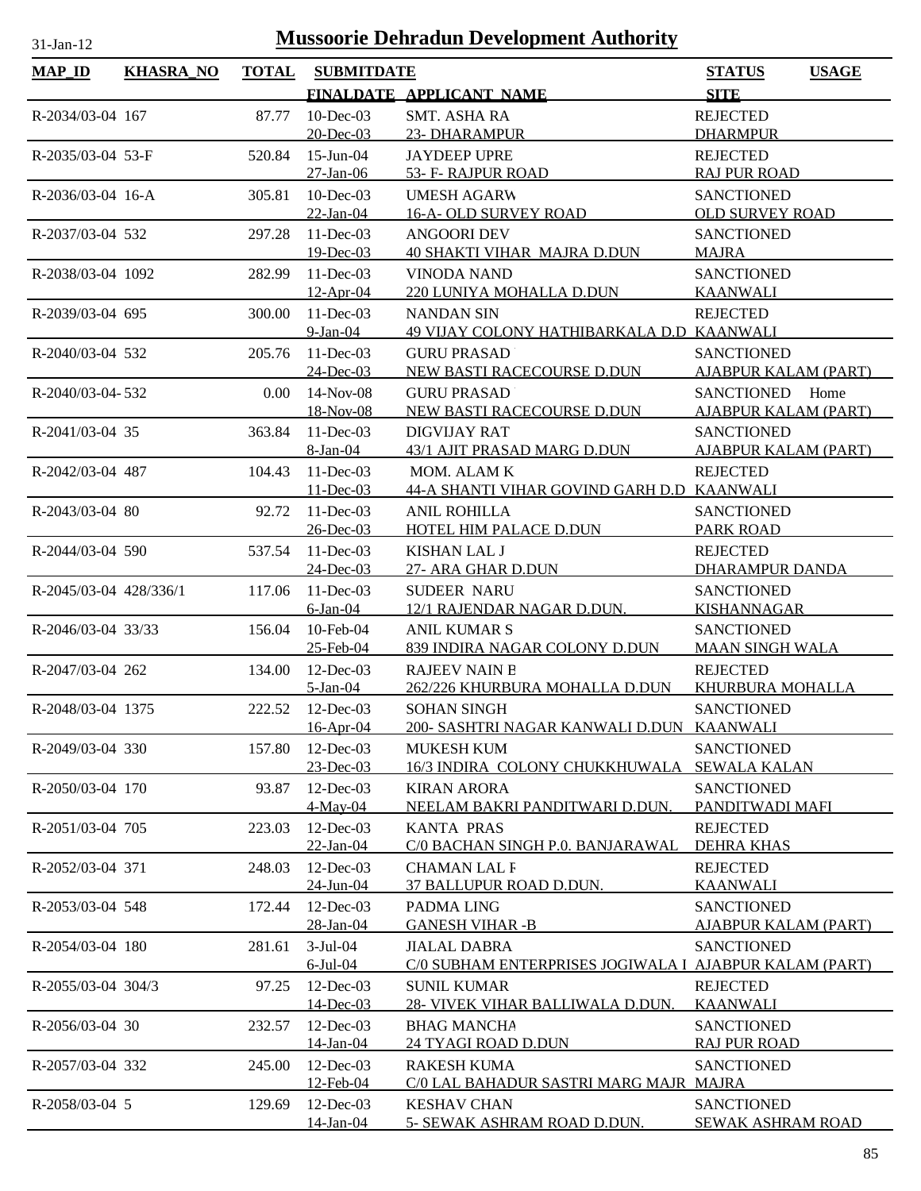# Mussoorie Dehradun Development Authority

31-Jan-12

| MAP_ID | KHASRA_NO | TOTAL | SUBMITDATE / FINALDATE | APPLICANT_NAME | STATUS / SITE | USAGE |
|---|---|---|---|---|---|---|
| R-2034/03-04 | 167 | 87.77 | 10-Dec-03 / 20-Dec-03 | SMT. ASHA RA / 23- DHARAMPUR | REJECTED / DHARMPUR | |
| R-2035/03-04 | 53-F | 520.84 | 15-Jun-04 / 27-Jan-06 | JAYDEEP UPRE / 53- F- RAJPUR ROAD | REJECTED / RAJ PUR ROAD | |
| R-2036/03-04 | 16-A | 305.81 | 10-Dec-03 / 22-Jan-04 | UMESH AGARW / 16-A- OLD SURVEY ROAD | SANCTIONED / OLD SURVEY ROAD | |
| R-2037/03-04 | 532 | 297.28 | 11-Dec-03 / 19-Dec-03 | ANGOORI DEV / 40 SHAKTI VIHAR MAJRA D.DUN | SANCTIONED / MAJRA | |
| R-2038/03-04 | 1092 | 282.99 | 11-Dec-03 / 12-Apr-04 | VINODA NAND / 220 LUNIYA MOHALLA D.DUN | SANCTIONED / KAANWALI | |
| R-2039/03-04 | 695 | 300.00 | 11-Dec-03 / 9-Jan-04 | NANDAN SIN / 49 VIJAY COLONY HATHIBARKALA D.D | REJECTED / KAANWALI | |
| R-2040/03-04 | 532 | 205.76 | 11-Dec-03 / 24-Dec-03 | GURU PRASAD / NEW BASTI RACECOURSE D.DUN | SANCTIONED / AJABPUR KALAM (PART) | |
| R-2040/03-04- | 532 | 0.00 | 14-Nov-08 / 18-Nov-08 | GURU PRASAD / NEW BASTI RACECOURSE D.DUN | SANCTIONED / AJABPUR KALAM (PART) | Home |
| R-2041/03-04 | 35 | 363.84 | 11-Dec-03 / 8-Jan-04 | DIGVIJAY RAT / 43/1 AJIT PRASAD MARG D.DUN | SANCTIONED / AJABPUR KALAM (PART) | |
| R-2042/03-04 | 487 | 104.43 | 11-Dec-03 / 11-Dec-03 | MOM. ALAM K / 44-A SHANTI VIHAR GOVIND GARH D.D | REJECTED / KAANWALI | |
| R-2043/03-04 | 80 | 92.72 | 11-Dec-03 / 26-Dec-03 | ANIL ROHILLA / HOTEL HIM PALACE D.DUN | SANCTIONED / PARK ROAD | |
| R-2044/03-04 | 590 | 537.54 | 11-Dec-03 / 24-Dec-03 | KISHAN LAL J / 27- ARA GHAR D.DUN | REJECTED / DHARAMPUR DANDA | |
| R-2045/03-04 | 428/336/1 | 117.06 | 11-Dec-03 / 6-Jan-04 | SUDEER NARU / 12/1 RAJENDAR NAGAR D.DUN. | SANCTIONED / KISHANNAGAR | |
| R-2046/03-04 | 33/33 | 156.04 | 10-Feb-04 / 25-Feb-04 | ANIL KUMAR S / 839 INDIRA NAGAR COLONY D.DUN | SANCTIONED / MAAN SINGH WALA | |
| R-2047/03-04 | 262 | 134.00 | 12-Dec-03 / 5-Jan-04 | RAJEEV NAIN E / 262/226 KHURBURA MOHALLA D.DUN | REJECTED / KHURBURA MOHALLA | |
| R-2048/03-04 | 1375 | 222.52 | 12-Dec-03 / 16-Apr-04 | SOHAN SINGH / 200- SASHTRI NAGAR KANWALI D.DUN | SANCTIONED / KAANWALI | |
| R-2049/03-04 | 330 | 157.80 | 12-Dec-03 / 23-Dec-03 | MUKESH KUM / 16/3 INDIRA COLONY CHUKKHUWALA | SANCTIONED / SEWALA KALAN | |
| R-2050/03-04 | 170 | 93.87 | 12-Dec-03 / 4-May-04 | KIRAN ARORA / NEELAM BAKRI PANDITWARI D.DUN. | SANCTIONED / PANDITWADI MAFI | |
| R-2051/03-04 | 705 | 223.03 | 12-Dec-03 / 22-Jan-04 | KANTA PRAS / C/0 BACHAN SINGH P.0. BANJARAWAL | REJECTED / DEHRA KHAS | |
| R-2052/03-04 | 371 | 248.03 | 12-Dec-03 / 24-Jun-04 | CHAMAN LAL F / 37 BALLUPUR ROAD D.DUN. | REJECTED / KAANWALI | |
| R-2053/03-04 | 548 | 172.44 | 12-Dec-03 / 28-Jan-04 | PADMA LING / GANESH VIHAR -B | SANCTIONED / AJABPUR KALAM (PART) | |
| R-2054/03-04 | 180 | 281.61 | 3-Jul-04 / 6-Jul-04 | JIALAL DABRA / C/0 SUBHAM ENTERPRISES JOGIWALA I | SANCTIONED / AJABPUR KALAM (PART) | |
| R-2055/03-04 | 304/3 | 97.25 | 12-Dec-03 / 14-Dec-03 | SUNIL KUMAR / 28- VIVEK VIHAR BALLIWALA D.DUN. | REJECTED / KAANWALI | |
| R-2056/03-04 | 30 | 232.57 | 12-Dec-03 / 14-Jan-04 | BHAG MANCHA / 24 TYAGI ROAD D.DUN | SANCTIONED / RAJ PUR ROAD | |
| R-2057/03-04 | 332 | 245.00 | 12-Dec-03 / 12-Feb-04 | RAKESH KUMA / C/0 LAL BAHADUR SASTRI MARG MAJR | SANCTIONED / MAJRA | |
| R-2058/03-04 | 5 | 129.69 | 12-Dec-03 / 14-Jan-04 | KESHAV CHAN / 5- SEWAK ASHRAM ROAD D.DUN. | SANCTIONED / SEWAK ASHRAM ROAD | |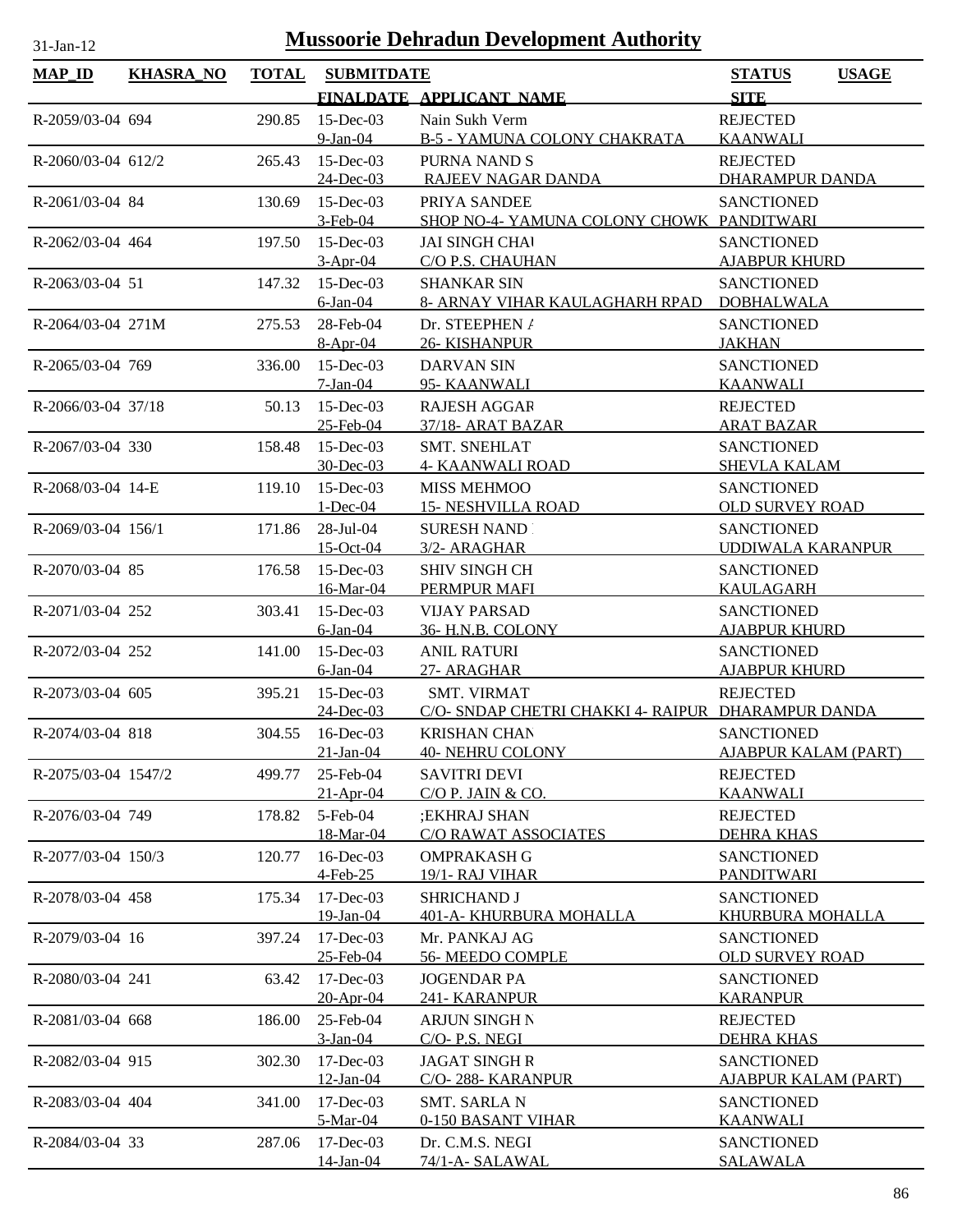# Mussoorie Dehradun Development Authority

31-Jan-12

| MAP_ID | KHASRA_NO | TOTAL | SUBMITDATE / FINALDATE | APPLICANT_NAME | STATUS / SITE | USAGE |
|---|---|---|---|---|---|---|
| R-2059/03-04 | 694 | 290.85 | 15-Dec-03 / 9-Jan-04 | Nain Sukh Verm / B-5 - YAMUNA COLONY CHAKRATA | REJECTED / KAANWALI | |
| R-2060/03-04 | 612/2 | 265.43 | 15-Dec-03 / 24-Dec-03 | PURNA NAND S / RAJEEV NAGAR DANDA | REJECTED / DHARAMPUR DANDA | |
| R-2061/03-04 | 84 | 130.69 | 15-Dec-03 / 3-Feb-04 | PRIYA SANDEE / SHOP NO-4- YAMUNA COLONY CHOWK | SANCTIONED / PANDITWARI | |
| R-2062/03-04 | 464 | 197.50 | 15-Dec-03 / 3-Apr-04 | JAI SINGH CHAI / C/O P.S. CHAUHAN | SANCTIONED / AJABPUR KHURD | |
| R-2063/03-04 | 51 | 147.32 | 15-Dec-03 / 6-Jan-04 | SHANKAR SIN / 8- ARNAY VIHAR KAULAGHARH RPAD | SANCTIONED / DOBHALWALA | |
| R-2064/03-04 | 271M | 275.53 | 28-Feb-04 / 8-Apr-04 | Dr. STEEPHEN A / 26- KISHANPUR | SANCTIONED / JAKHAN | |
| R-2065/03-04 | 769 | 336.00 | 15-Dec-03 / 7-Jan-04 | DARVAN SIN / 95- KAANWALI | SANCTIONED / KAANWALI | |
| R-2066/03-04 | 37/18 | 50.13 | 15-Dec-03 / 25-Feb-04 | RAJESH AGGAR / 37/18- ARAT BAZAR | REJECTED / ARAT BAZAR | |
| R-2067/03-04 | 330 | 158.48 | 15-Dec-03 / 30-Dec-03 | SMT. SNEHLAT / 4- KAANWALI ROAD | SANCTIONED / SHEVLA KALAM | |
| R-2068/03-04 | 14-E | 119.10 | 15-Dec-03 / 1-Dec-04 | MISS MEHMOO / 15- NESHVILLA ROAD | SANCTIONED / OLD SURVEY ROAD | |
| R-2069/03-04 | 156/1 | 171.86 | 28-Jul-04 / 15-Oct-04 | SURESH NAND / 3/2- ARAGHAR | SANCTIONED / UDDIWALA KARANPUR | |
| R-2070/03-04 | 85 | 176.58 | 15-Dec-03 / 16-Mar-04 | SHIV SINGH CH / PERMPUR MAFI | SANCTIONED / KAULAGARH | |
| R-2071/03-04 | 252 | 303.41 | 15-Dec-03 / 6-Jan-04 | VIJAY PARSAD / 36- H.N.B. COLONY | SANCTIONED / AJABPUR KHURD | |
| R-2072/03-04 | 252 | 141.00 | 15-Dec-03 / 6-Jan-04 | ANIL RATURI / 27- ARAGHAR | SANCTIONED / AJABPUR KHURD | |
| R-2073/03-04 | 605 | 395.21 | 15-Dec-03 / 24-Dec-03 | SMT. VIRMAT / C/O- SNDAP CHETRI CHAKKI 4- RAIPUR | REJECTED / DHARAMPUR DANDA | |
| R-2074/03-04 | 818 | 304.55 | 16-Dec-03 / 21-Jan-04 | KRISHAN CHAN / 40- NEHRU COLONY | SANCTIONED / AJABPUR KALAM (PART) | |
| R-2075/03-04 | 1547/2 | 499.77 | 25-Feb-04 / 21-Apr-04 | SAVITRI DEVI / C/O P. JAIN & CO. | REJECTED / KAANWALI | |
| R-2076/03-04 | 749 | 178.82 | 5-Feb-04 / 18-Mar-04 | ;EKHRAJ SHAN / C/O RAWAT ASSOCIATES | REJECTED / DEHRA KHAS | |
| R-2077/03-04 | 150/3 | 120.77 | 16-Dec-03 / 4-Feb-25 | OMPRAKASH G / 19/1- RAJ VIHAR | SANCTIONED / PANDITWARI | |
| R-2078/03-04 | 458 | 175.34 | 17-Dec-03 / 19-Jan-04 | SHRICHAND J / 401-A- KHURBURA MOHALLA | SANCTIONED / KHURBURA MOHALLA | |
| R-2079/03-04 | 16 | 397.24 | 17-Dec-03 / 25-Feb-04 | Mr. PANKAJ AG / 56- MEEDO COMPLE | SANCTIONED / OLD SURVEY ROAD | |
| R-2080/03-04 | 241 | 63.42 | 17-Dec-03 / 20-Apr-04 | JOGENDAR PA / 241- KARANPUR | SANCTIONED / KARANPUR | |
| R-2081/03-04 | 668 | 186.00 | 25-Feb-04 / 3-Jan-04 | ARJUN SINGH N / C/O- P.S. NEGI | REJECTED / DEHRA KHAS | |
| R-2082/03-04 | 915 | 302.30 | 17-Dec-03 / 12-Jan-04 | JAGAT SINGH R / C/O- 288- KARANPUR | SANCTIONED / AJABPUR KALAM (PART) | |
| R-2083/03-04 | 404 | 341.00 | 17-Dec-03 / 5-Mar-04 | SMT. SARLA N / 0-150 BASANT VIHAR | SANCTIONED / KAANWALI | |
| R-2084/03-04 | 33 | 287.06 | 17-Dec-03 / 14-Jan-04 | Dr. C.M.S. NEGI / 74/1-A- SALAWAL | SANCTIONED / SALAWALA | |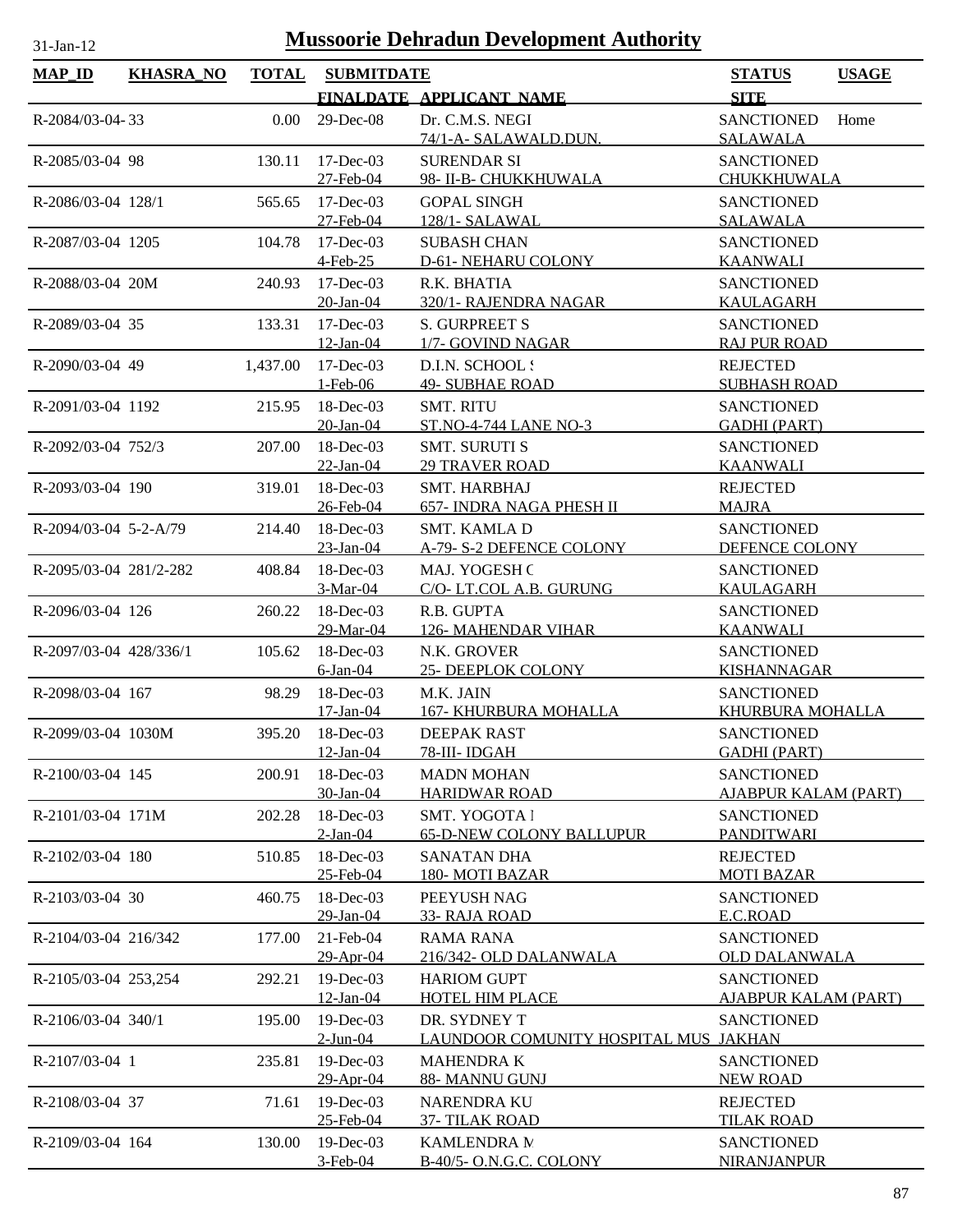# Mussoorie Dehradun Development Authority

31-Jan-12

| MAP_ID | KHASRA_NO | TOTAL | SUBMITDATE / FINALDATE | APPLICANT_NAME | STATUS / SITE | USAGE |
|---|---|---|---|---|---|---|
| R-2084/03-04 | 33 | 0.00 | 29-Dec-08 | Dr. C.M.S. NEGI<br>74/1-A- SALAWALD.DUN. | SANCTIONED<br>SALAWALA | Home |
| R-2085/03-04 | 98 | 130.11 | 17-Dec-03<br>27-Feb-04 | SURENDAR SI<br>98- II-B- CHUKKHUWALA | SANCTIONED<br>CHUKKHUWALA | |
| R-2086/03-04 | 128/1 | 565.65 | 17-Dec-03<br>27-Feb-04 | GOPAL SINGH<br>128/1- SALAWAL | SANCTIONED<br>SALAWALA | |
| R-2087/03-04 | 1205 | 104.78 | 17-Dec-03<br>4-Feb-25 | SUBASH CHAN<br>D-61- NEHARU COLONY | SANCTIONED<br>KAANWALI | |
| R-2088/03-04 | 20M | 240.93 | 17-Dec-03<br>20-Jan-04 | R.K. BHATIA<br>320/1- RAJENDRA NAGAR | SANCTIONED<br>KAULAGARH | |
| R-2089/03-04 | 35 | 133.31 | 17-Dec-03<br>12-Jan-04 | S. GURPREET S<br>1/7- GOVIND NAGAR | SANCTIONED<br>RAJ PUR ROAD | |
| R-2090/03-04 | 49 | 1,437.00 | 17-Dec-03<br>1-Feb-06 | D.I.N. SCHOOL S<br>49- SUBHAE ROAD | REJECTED<br>SUBHASH ROAD | |
| R-2091/03-04 | 1192 | 215.95 | 18-Dec-03<br>20-Jan-04 | SMT. RITU<br>ST.NO-4-744 LANE NO-3 | SANCTIONED<br>GADHI (PART) | |
| R-2092/03-04 | 752/3 | 207.00 | 18-Dec-03<br>22-Jan-04 | SMT. SURUTI S<br>29 TRAVER ROAD | SANCTIONED<br>KAANWALI | |
| R-2093/03-04 | 190 | 319.01 | 18-Dec-03<br>26-Feb-04 | SMT. HARBHAJ<br>657- INDRA NAGA PHESH II | REJECTED<br>MAJRA | |
| R-2094/03-04 | 5-2-A/79 | 214.40 | 18-Dec-03<br>23-Jan-04 | SMT. KAMLA D<br>A-79- S-2 DEFENCE COLONY | SANCTIONED<br>DEFENCE COLONY | |
| R-2095/03-04 | 281/2-282 | 408.84 | 18-Dec-03<br>3-Mar-04 | MAJ. YOGESH C<br>C/O- LT.COL A.B. GURUNG | SANCTIONED<br>KAULAGARH | |
| R-2096/03-04 | 126 | 260.22 | 18-Dec-03<br>29-Mar-04 | R.B. GUPTA<br>126- MAHENDAR VIHAR | SANCTIONED<br>KAANWALI | |
| R-2097/03-04 | 428/336/1 | 105.62 | 18-Dec-03<br>6-Jan-04 | N.K. GROVER<br>25- DEEPLOK COLONY | SANCTIONED<br>KISHANNAGAR | |
| R-2098/03-04 | 167 | 98.29 | 18-Dec-03<br>17-Jan-04 | M.K. JAIN<br>167- KHURBURA MOHALLA | SANCTIONED<br>KHURBURA MOHALLA | |
| R-2099/03-04 | 1030M | 395.20 | 18-Dec-03<br>12-Jan-04 | DEEPAK RAST<br>78-III- IDGAH | SANCTIONED<br>GADHI (PART) | |
| R-2100/03-04 | 145 | 200.91 | 18-Dec-03<br>30-Jan-04 | MADN MOHAN<br>HARIDWAR ROAD | SANCTIONED<br>AJABPUR KALAM (PART) | |
| R-2101/03-04 | 171M | 202.28 | 18-Dec-03<br>2-Jan-04 | SMT. YOGOTA I<br>65-D-NEW COLONY BALLUPUR | SANCTIONED<br>PANDITWARI | |
| R-2102/03-04 | 180 | 510.85 | 18-Dec-03<br>25-Feb-04 | SANATAN DHA<br>180- MOTI BAZAR | REJECTED<br>MOTI BAZAR | |
| R-2103/03-04 | 30 | 460.75 | 18-Dec-03<br>29-Jan-04 | PEEYUSH NAG<br>33- RAJA ROAD | SANCTIONED<br>E.C.ROAD | |
| R-2104/03-04 | 216/342 | 177.00 | 21-Feb-04<br>29-Apr-04 | RAMA RANA<br>216/342- OLD DALANWALA | SANCTIONED<br>OLD DALANWALA | |
| R-2105/03-04 | 253,254 | 292.21 | 19-Dec-03<br>12-Jan-04 | HARIOM GUPT<br>HOTEL HIM PLACE | SANCTIONED<br>AJABPUR KALAM (PART) | |
| R-2106/03-04 | 340/1 | 195.00 | 19-Dec-03<br>2-Jun-04 | DR. SYDNEY T<br>LAUNDOOR COMUNITY HOSPITAL MUS | SANCTIONED<br>JAKHAN | |
| R-2107/03-04 | 1 | 235.81 | 19-Dec-03<br>29-Apr-04 | MAHENDRA K<br>88- MANNU GUNJ | SANCTIONED<br>NEW ROAD | |
| R-2108/03-04 | 37 | 71.61 | 19-Dec-03<br>25-Feb-04 | NARENDRA KU<br>37- TILAK ROAD | REJECTED<br>TILAK ROAD | |
| R-2109/03-04 | 164 | 130.00 | 19-Dec-03<br>3-Feb-04 | KAMLENDRA M<br>B-40/5- O.N.G.C. COLONY | SANCTIONED<br>NIRANJANPUR | |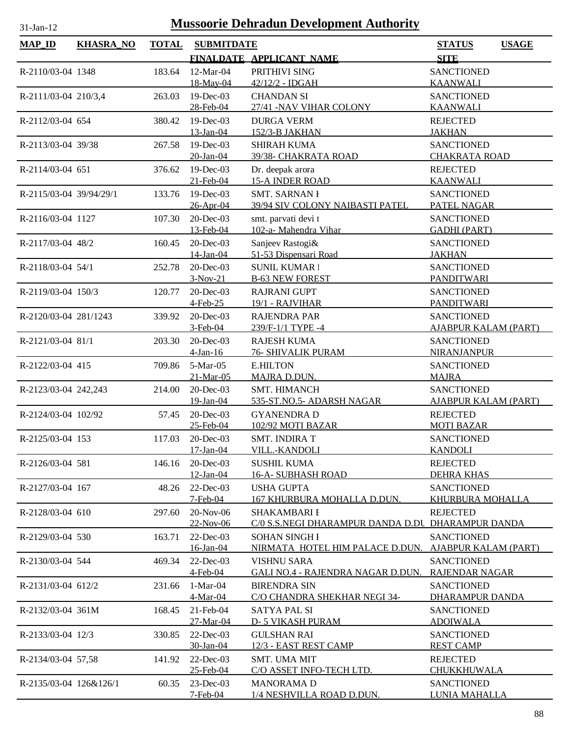# Mussoorie Dehradun Development Authority

31-Jan-12

| MAP_ID | KHASRA_NO | TOTAL | SUBMITDATE / FINALDATE | APPLICANT_NAME | STATUS / SITE | USAGE |
|---|---|---|---|---|---|---|
| R-2110/03-04 | 1348 | 183.64 | 12-Mar-04<br>18-May-04 | PRITHIVI SING<br>42/12/2 - IDGAH | SANCTIONED<br>KAANWALI | |
| R-2111/03-04 | 210/3,4 | 263.03 | 19-Dec-03<br>28-Feb-04 | CHANDAN SI<br>27/41 -NAV VIHAR COLONY | SANCTIONED<br>KAANWALI | |
| R-2112/03-04 | 654 | 380.42 | 19-Dec-03<br>13-Jan-04 | DURGA VERM<br>152/3-B JAKHAN | REJECTED<br>JAKHAN | |
| R-2113/03-04 | 39/38 | 267.58 | 19-Dec-03<br>20-Jan-04 | SHIRAH KUMA<br>39/38- CHAKRATA ROAD | SANCTIONED<br>CHAKRATA ROAD | |
| R-2114/03-04 | 651 | 376.62 | 19-Dec-03<br>21-Feb-04 | Dr. deepak arora<br>15-A INDER ROAD | REJECTED<br>KAANWALI | |
| R-2115/03-04 | 39/94/29/1 | 133.76 | 19-Dec-03<br>26-Apr-04 | SMT. SARNAN I<br>39/94 SIV COLONY NAIBASTI PATEL | SANCTIONED<br>PATEL NAGAR | |
| R-2116/03-04 | 1127 | 107.30 | 20-Dec-03<br>13-Feb-04 | smt. parvati devi t<br>102-a- Mahendra Vihar | SANCTIONED<br>GADHI (PART) | |
| R-2117/03-04 | 48/2 | 160.45 | 20-Dec-03<br>14-Jan-04 | Sanjeev Rastogi&<br>51-53 Dispensari Road | SANCTIONED<br>JAKHAN | |
| R-2118/03-04 | 54/1 | 252.78 | 20-Dec-03<br>3-Nov-21 | SUNIL KUMAR I<br>B-63 NEW FOREST | SANCTIONED<br>PANDITWARI | |
| R-2119/03-04 | 150/3 | 120.77 | 20-Dec-03<br>4-Feb-25 | RAJRANI GUPT<br>19/1 - RAJVIHAR | SANCTIONED<br>PANDITWARI | |
| R-2120/03-04 | 281/1243 | 339.92 | 20-Dec-03<br>3-Feb-04 | RAJENDRA PAR<br>239/F-1/1 TYPE -4 | SANCTIONED<br>AJABPUR KALAM (PART) | |
| R-2121/03-04 | 81/1 | 203.30 | 20-Dec-03<br>4-Jan-16 | RAJESH KUMA<br>76- SHIVALIK PURAM | SANCTIONED<br>NIRANJANPUR | |
| R-2122/03-04 | 415 | 709.86 | 5-Mar-05<br>21-Mar-05 | E.HILTON<br>MAJRA D.DUN. | SANCTIONED<br>MAJRA | |
| R-2123/03-04 | 242,243 | 214.00 | 20-Dec-03<br>19-Jan-04 | SMT. HIMANCH<br>535-ST.NO.5- ADARSH NAGAR | SANCTIONED<br>AJABPUR KALAM (PART) | |
| R-2124/03-04 | 102/92 | 57.45 | 20-Dec-03<br>25-Feb-04 | GYANENDRA D<br>102/92 MOTI BAZAR | REJECTED<br>MOTI BAZAR | |
| R-2125/03-04 | 153 | 117.03 | 20-Dec-03<br>17-Jan-04 | SMT. INDIRA T<br>VILL.-KANDOLI | SANCTIONED<br>KANDOLI | |
| R-2126/03-04 | 581 | 146.16 | 20-Dec-03<br>12-Jan-04 | SUSHIL KUMA<br>16-A- SUBHASH ROAD | REJECTED<br>DEHRA KHAS | |
| R-2127/03-04 | 167 | 48.26 | 22-Dec-03<br>7-Feb-04 | USHA GUPTA<br>167 KHURBURA MOHALLA D.DUN. | SANCTIONED<br>KHURBURA MOHALLA | |
| R-2128/03-04 | 610 | 297.60 | 20-Nov-06<br>22-Nov-06 | SHAKAMBARI I<br>C/0 S.S.NEGI DHARAMPUR DANDA D.DU | REJECTED<br>DHARAMPUR DANDA | |
| R-2129/03-04 | 530 | 163.71 | 22-Dec-03<br>16-Jan-04 | SOHAN SINGH I<br>NIRMATA HOTEL HIM PALACE D.DUN. | SANCTIONED<br>AJABPUR KALAM (PART) | |
| R-2130/03-04 | 544 | 469.34 | 22-Dec-03<br>4-Feb-04 | VISHNU SARA<br>GALI NO.4 - RAJENDRA NAGAR D.DUN. | SANCTIONED<br>RAJENDAR NAGAR | |
| R-2131/03-04 | 612/2 | 231.66 | 1-Mar-04<br>4-Mar-04 | BIRENDRA SIN<br>C/O CHANDRA SHEKHAR NEGI 34- | SANCTIONED<br>DHARAMPUR DANDA | |
| R-2132/03-04 | 361M | 168.45 | 21-Feb-04<br>27-Mar-04 | SATYA PAL SI<br>D- 5 VIKASH PURAM | SANCTIONED<br>ADOIWALA | |
| R-2133/03-04 | 12/3 | 330.85 | 22-Dec-03<br>30-Jan-04 | GULSHAN RAI<br>12/3 - EAST REST CAMP | SANCTIONED<br>REST CAMP | |
| R-2134/03-04 | 57,58 | 141.92 | 22-Dec-03<br>25-Feb-04 | SMT. UMA MIT<br>C/O ASSET INFO-TECH LTD. | REJECTED<br>CHUKKHUWALA | |
| R-2135/03-04 | 126&126/1 | 60.35 | 23-Dec-03<br>7-Feb-04 | MANORAMA D<br>1/4 NESHVILLA ROAD D.DUN. | SANCTIONED<br>LUNIA MAHALLA | |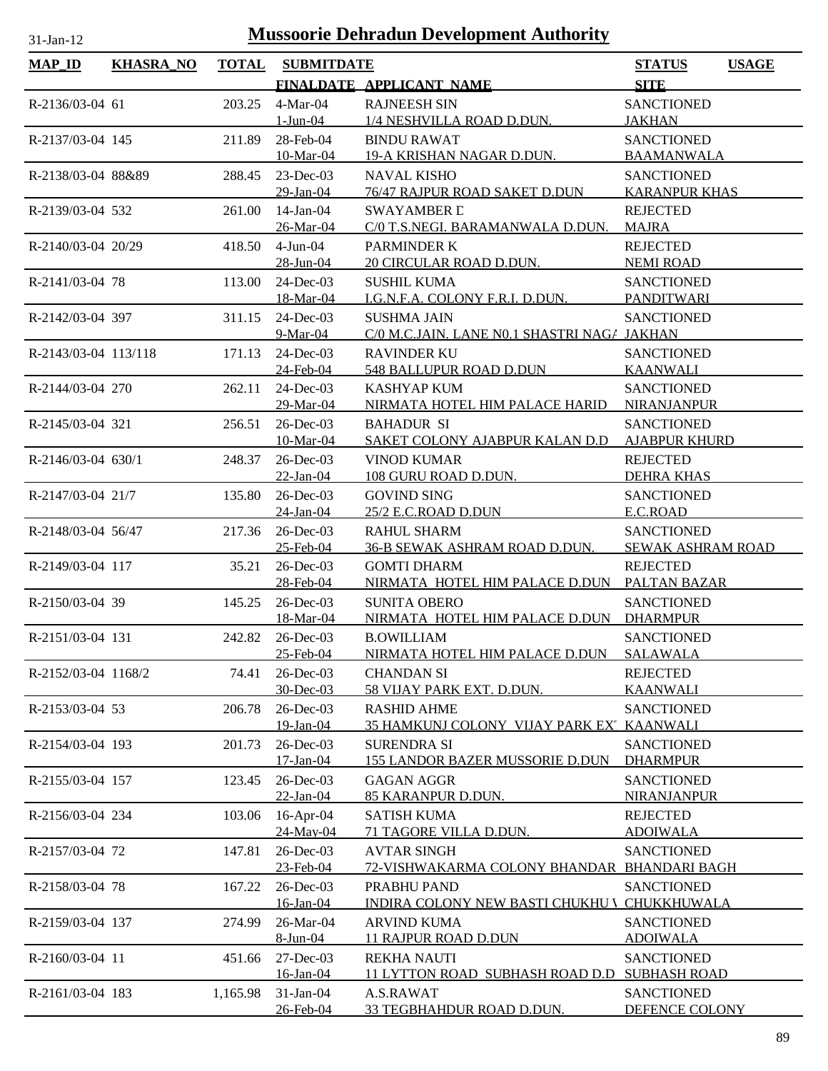# Mussoorie Dehradun Development Authority

31-Jan-12

| MAP_ID | KHASRA_NO | TOTAL | SUBMITDATE / FINALDATE | APPLICANT_NAME | STATUS / SITE | USAGE |
|---|---|---|---|---|---|---|
| R-2136/03-04 | 61 | 203.25 | 4-Mar-04 / 1-Jun-04 | RAJNEESH SIN / 1/4 NESHVILLA ROAD D.DUN. | SANCTIONED / JAKHAN | |
| R-2137/03-04 | 145 | 211.89 | 28-Feb-04 / 10-Mar-04 | BINDU RAWAT / 19-A KRISHAN NAGAR D.DUN. | SANCTIONED / BAAMANWALA | |
| R-2138/03-04 | 88&89 | 288.45 | 23-Dec-03 / 29-Jan-04 | NAVAL KISHO / 76/47 RAJPUR ROAD SAKET D.DUN | SANCTIONED / KARANPUR KHAS | |
| R-2139/03-04 | 532 | 261.00 | 14-Jan-04 / 26-Mar-04 | SWAYAMBER D / C/0 T.S.NEGI. BARAMANWALA D.DUN. | REJECTED / MAJRA | |
| R-2140/03-04 | 20/29 | 418.50 | 4-Jun-04 / 28-Jun-04 | PARMINDER K / 20 CIRCULAR ROAD D.DUN. | REJECTED / NEMI ROAD | |
| R-2141/03-04 | 78 | 113.00 | 24-Dec-03 / 18-Mar-04 | SUSHIL KUMA / I.G.N.F.A. COLONY F.R.I. D.DUN. | SANCTIONED / PANDITWARI | |
| R-2142/03-04 | 397 | 311.15 | 24-Dec-03 / 9-Mar-04 | SUSHMA JAIN / C/0 M.C.JAIN. LANE N0.1 SHASTRI NAGA | SANCTIONED / JAKHAN | |
| R-2143/03-04 | 113/118 | 171.13 | 24-Dec-03 / 24-Feb-04 | RAVINDER KU / 548 BALLUPUR ROAD D.DUN | SANCTIONED / KAANWALI | |
| R-2144/03-04 | 270 | 262.11 | 24-Dec-03 / 29-Mar-04 | KASHYAP KUM / NIRMATA HOTEL HIM PALACE HARID | SANCTIONED / NIRANJANPUR | |
| R-2145/03-04 | 321 | 256.51 | 26-Dec-03 / 10-Mar-04 | BAHADUR SI / SAKET COLONY AJABPUR KALAN D.D | SANCTIONED / AJABPUR KHURD | |
| R-2146/03-04 | 630/1 | 248.37 | 26-Dec-03 / 22-Jan-04 | VINOD KUMAR / 108 GURU ROAD D.DUN. | REJECTED / DEHRA KHAS | |
| R-2147/03-04 | 21/7 | 135.80 | 26-Dec-03 / 24-Jan-04 | GOVIND SING / 25/2 E.C.ROAD D.DUN | SANCTIONED / E.C.ROAD | |
| R-2148/03-04 | 56/47 | 217.36 | 26-Dec-03 / 25-Feb-04 | RAHUL SHARM / 36-B SEWAK ASHRAM ROAD D.DUN. | SANCTIONED / SEWAK ASHRAM ROAD | |
| R-2149/03-04 | 117 | 35.21 | 26-Dec-03 / 28-Feb-04 | GOMTI DHARM / NIRMATA HOTEL HIM PALACE D.DUN | REJECTED / PALTAN BAZAR | |
| R-2150/03-04 | 39 | 145.25 | 26-Dec-03 / 18-Mar-04 | SUNITA OBERO / NIRMATA HOTEL HIM PALACE D.DUN | SANCTIONED / DHARMPUR | |
| R-2151/03-04 | 131 | 242.82 | 26-Dec-03 / 25-Feb-04 | B.OWILLIAM / NIRMATA HOTEL HIM PALACE D.DUN | SANCTIONED / SALAWALA | |
| R-2152/03-04 | 1168/2 | 74.41 | 26-Dec-03 / 30-Dec-03 | CHANDAN SI / 58 VIJAY PARK EXT. D.DUN. | REJECTED / KAANWALI | |
| R-2153/03-04 | 53 | 206.78 | 26-Dec-03 / 19-Jan-04 | RASHID AHME / 35 HAMKUNJ COLONY VIJAY PARK EXT | SANCTIONED / KAANWALI | |
| R-2154/03-04 | 193 | 201.73 | 26-Dec-03 / 17-Jan-04 | SURENDRA SI / 155 LANDOR BAZER MUSSORIE D.DUN | SANCTIONED / DHARMPUR | |
| R-2155/03-04 | 157 | 123.45 | 26-Dec-03 / 22-Jan-04 | GAGAN AGGR / 85 KARANPUR D.DUN. | SANCTIONED / NIRANJANPUR | |
| R-2156/03-04 | 234 | 103.06 | 16-Apr-04 / 24-May-04 | SATISH KUMA / 71 TAGORE VILLA D.DUN. | REJECTED / ADOIWALA | |
| R-2157/03-04 | 72 | 147.81 | 26-Dec-03 / 23-Feb-04 | AVTAR SINGH / 72-VISHWAKARMA COLONY BHANDAR | SANCTIONED / BHANDARI BAGH | |
| R-2158/03-04 | 78 | 167.22 | 26-Dec-03 / 16-Jan-04 | PRABHU PAND / INDIRA COLONY NEW BASTI CHUKHU V | SANCTIONED / CHUKKHUWALA | |
| R-2159/03-04 | 137 | 274.99 | 26-Mar-04 / 8-Jun-04 | ARVIND KUMA / 11 RAJPUR ROAD D.DUN | SANCTIONED / ADOIWALA | |
| R-2160/03-04 | 11 | 451.66 | 27-Dec-03 / 16-Jan-04 | REKHA NAUTI / 11 LYTTON ROAD SUBHASH ROAD D.D | SANCTIONED / SUBHASH ROAD | |
| R-2161/03-04 | 183 | 1,165.98 | 31-Jan-04 / 26-Feb-04 | A.S.RAWAT / 33 TEGBHAHDUR ROAD D.DUN. | SANCTIONED / DEFENCE COLONY | |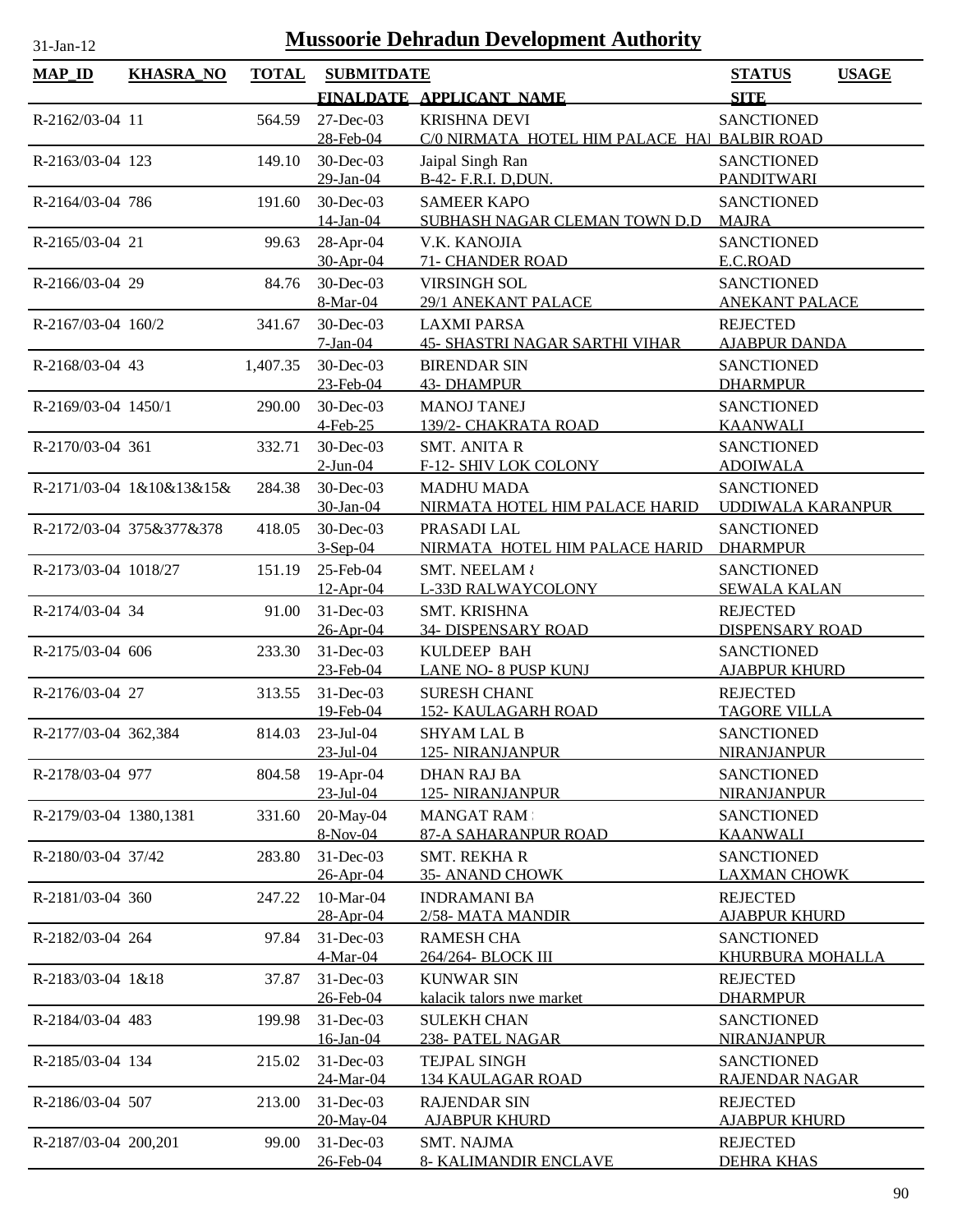# Mussoorie Dehradun Development Authority

31-Jan-12

| MAP_ID | KHASRA_NO | TOTAL | SUBMITDATE / FINALDATE | APPLICANT_NAME | STATUS / SITE | USAGE |
|---|---|---|---|---|---|---|
| R-2162/03-04 | 11 | 564.59 | 27-Dec-03 / 28-Feb-04 | KRISHNA DEVI / C/0 NIRMATA HOTEL HIM PALACE HAI | SANCTIONED / BALBIR ROAD | |
| R-2163/03-04 | 123 | 149.10 | 30-Dec-03 / 29-Jan-04 | Jaipal Singh Ran / B-42- F.R.I. D,DUN. | SANCTIONED / PANDITWARI | |
| R-2164/03-04 | 786 | 191.60 | 30-Dec-03 / 14-Jan-04 | SAMEER KAPO / SUBHASH NAGAR CLEMAN TOWN D.D | SANCTIONED / MAJRA | |
| R-2165/03-04 | 21 | 99.63 | 28-Apr-04 / 30-Apr-04 | V.K. KANOJIA / 71- CHANDER ROAD | SANCTIONED / E.C.ROAD | |
| R-2166/03-04 | 29 | 84.76 | 30-Dec-03 / 8-Mar-04 | VIRSINGH SOL / 29/1 ANEKANT PALACE | SANCTIONED / ANEKANT PALACE | |
| R-2167/03-04 | 160/2 | 341.67 | 30-Dec-03 / 7-Jan-04 | LAXMI PARSA / 45- SHASTRI NAGAR SARTHI VIHAR | REJECTED / AJABPUR DANDA | |
| R-2168/03-04 | 43 | 1,407.35 | 30-Dec-03 / 23-Feb-04 | BIRENDAR SIN / 43- DHAMPUR | SANCTIONED / DHARMPUR | |
| R-2169/03-04 | 1450/1 | 290.00 | 30-Dec-03 / 4-Feb-25 | MANOJ TANEJ / 139/2- CHAKRATA ROAD | SANCTIONED / KAANWALI | |
| R-2170/03-04 | 361 | 332.71 | 30-Dec-03 / 2-Jun-04 | SMT. ANITA R / F-12- SHIV LOK COLONY | SANCTIONED / ADOIWALA | |
| R-2171/03-04 | 1&10&13&15& | 284.38 | 30-Dec-03 / 30-Jan-04 | MADHU MADA / NIRMATA HOTEL HIM PALACE HARID | SANCTIONED / UDDIWALA KARANPUR | |
| R-2172/03-04 | 375&377&378 | 418.05 | 30-Dec-03 / 3-Sep-04 | PRASADI LAL / NIRMATA HOTEL HIM PALACE HARID | SANCTIONED / DHARMPUR | |
| R-2173/03-04 | 1018/27 | 151.19 | 25-Feb-04 / 12-Apr-04 | SMT. NEELAM & / L-33D RALWAYCOLONY | SANCTIONED / SEWALA KALAN | |
| R-2174/03-04 | 34 | 91.00 | 31-Dec-03 / 26-Apr-04 | SMT. KRISHNA / 34- DISPENSARY ROAD | REJECTED / DISPENSARY ROAD | |
| R-2175/03-04 | 606 | 233.30 | 31-Dec-03 / 23-Feb-04 | KULDEEP BAH / LANE NO- 8 PUSP KUNJ | SANCTIONED / AJABPUR KHURD | |
| R-2176/03-04 | 27 | 313.55 | 31-Dec-03 / 19-Feb-04 | SURESH CHANI / 152- KAULAGARH ROAD | REJECTED / TAGORE VILLA | |
| R-2177/03-04 | 362,384 | 814.03 | 23-Jul-04 / 23-Jul-04 | SHYAM LAL B / 125- NIRANJANPUR | SANCTIONED / NIRANJANPUR | |
| R-2178/03-04 | 977 | 804.58 | 19-Apr-04 / 23-Jul-04 | DHAN RAJ BA / 125- NIRANJANPUR | SANCTIONED / NIRANJANPUR | |
| R-2179/03-04 | 1380,1381 | 331.60 | 20-May-04 / 8-Nov-04 | MANGAT RAM / 87-A SAHARANPUR ROAD | SANCTIONED / KAANWALI | |
| R-2180/03-04 | 37/42 | 283.80 | 31-Dec-03 / 26-Apr-04 | SMT. REKHA R / 35- ANAND CHOWK | SANCTIONED / LAXMAN CHOWK | |
| R-2181/03-04 | 360 | 247.22 | 10-Mar-04 / 28-Apr-04 | INDRAMANI BA / 2/58- MATA MANDIR | REJECTED / AJABPUR KHURD | |
| R-2182/03-04 | 264 | 97.84 | 31-Dec-03 / 4-Mar-04 | RAMESH CHA / 264/264- BLOCK III | SANCTIONED / KHURBURA MOHALLA | |
| R-2183/03-04 | 1&18 | 37.87 | 31-Dec-03 / 26-Feb-04 | KUNWAR SIN / kalacik talors nwe market | REJECTED / DHARMPUR | |
| R-2184/03-04 | 483 | 199.98 | 31-Dec-03 / 16-Jan-04 | SULEKH CHAN / 238- PATEL NAGAR | SANCTIONED / NIRANJANPUR | |
| R-2185/03-04 | 134 | 215.02 | 31-Dec-03 / 24-Mar-04 | TEJPAL SINGH / 134 KAULAGAR ROAD | SANCTIONED / RAJENDAR NAGAR | |
| R-2186/03-04 | 507 | 213.00 | 31-Dec-03 / 20-May-04 | RAJENDAR SIN / AJABPUR KHURD | REJECTED / AJABPUR KHURD | |
| R-2187/03-04 | 200,201 | 99.00 | 31-Dec-03 / 26-Feb-04 | SMT. NAJMA / 8- KALIMANDIR ENCLAVE | REJECTED / DEHRA KHAS | |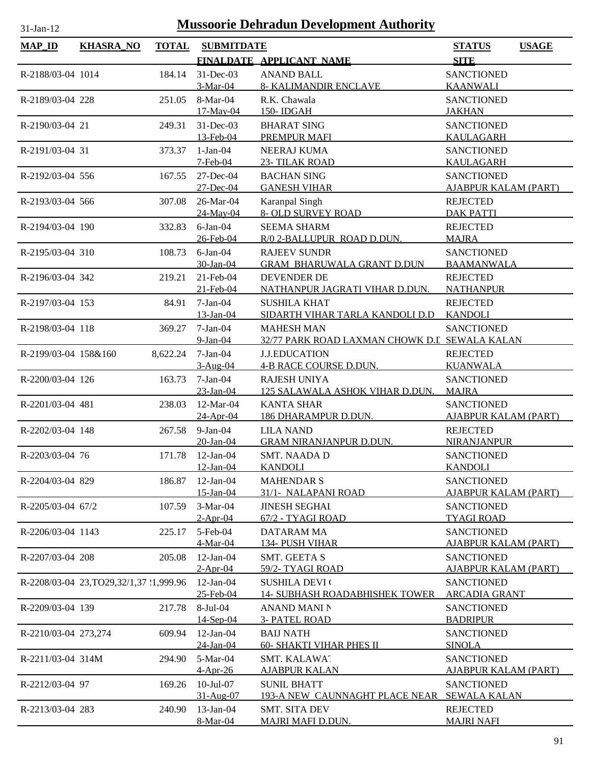# Mussoorie Dehradun Development Authority

31-Jan-12

| MAP_ID | KHASRA_NO | TOTAL | SUBMITDATE<br>FINALDATE | APPLICANT_NAME | STATUS<br>SITE | USAGE |
|---|---|---|---|---|---|---|
| R-2188/03-04 | 1014 | 184.14 | 31-Dec-03<br>3-Mar-04 | ANAND BALL<br>8- KALIMANDIR ENCLAVE | SANCTIONED<br>KAANWALI | |
| R-2189/03-04 | 228 | 251.05 | 8-Mar-04<br>17-May-04 | R.K. Chawala<br>150- IDGAH | SANCTIONED<br>JAKHAN | |
| R-2190/03-04 | 21 | 249.31 | 31-Dec-03<br>13-Feb-04 | BHARAT SING<br>PREMPUR MAFI | SANCTIONED<br>KAULAGARH | |
| R-2191/03-04 | 31 | 373.37 | 1-Jan-04<br>7-Feb-04 | NEERAJ KUMA<br>23- TILAK ROAD | SANCTIONED<br>KAULAGARH | |
| R-2192/03-04 | 556 | 167.55 | 27-Dec-04<br>27-Dec-04 | BACHAN SING<br>GANESH VIHAR | SANCTIONED<br>AJABPUR KALAM (PART) | |
| R-2193/03-04 | 566 | 307.08 | 26-Mar-04<br>24-May-04 | Karanpal Singh<br>8- OLD SURVEY ROAD | REJECTED<br>DAK PATTI | |
| R-2194/03-04 | 190 | 332.83 | 6-Jan-04<br>26-Feb-04 | SEEMA SHARM<br>R/0 2-BALLUPUR ROAD D.DUN. | REJECTED<br>MAJRA | |
| R-2195/03-04 | 310 | 108.73 | 6-Jan-04<br>30-Jan-04 | RAJEEV SUNDR<br>GRAM BHARUWALA GRANT D.DUN | SANCTIONED<br>BAAMANWALA | |
| R-2196/03-04 | 342 | 219.21 | 21-Feb-04<br>21-Feb-04 | DEVENDER DE<br>NATHANPUR JAGRATI VIHAR D.DUN. | REJECTED<br>NATHANPUR | |
| R-2197/03-04 | 153 | 84.91 | 7-Jan-04<br>13-Jan-04 | SUSHILA KHAT<br>SIDARTH VIHAR TARLA KANDOLI D.D | REJECTED<br>KANDOLI | |
| R-2198/03-04 | 118 | 369.27 | 7-Jan-04<br>9-Jan-04 | MAHESH MAN<br>32/77 PARK ROAD LAXMAN CHOWK D.D | SANCTIONED<br>SEWALA KALAN | |
| R-2199/03-04 | 158&160 | 8,622.24 | 7-Jan-04<br>3-Aug-04 | J.J.EDUCATION<br>4-B RACE COURSE D.DUN. | REJECTED<br>KUANWALA | |
| R-2200/03-04 | 126 | 163.73 | 7-Jan-04<br>23-Jan-04 | RAJESH UNIYA<br>125 SALAWALA ASHOK VIHAR D.DUN. | SANCTIONED<br>MAJRA | |
| R-2201/03-04 | 481 | 238.03 | 12-Mar-04<br>24-Apr-04 | KANTA SHAR<br>186 DHARAMPUR D.DUN. | SANCTIONED<br>AJABPUR KALAM (PART) | |
| R-2202/03-04 | 148 | 267.58 | 9-Jan-04<br>20-Jan-04 | LILA NAND<br>GRAM NIRANJANPUR D.DUN. | REJECTED<br>NIRANJANPUR | |
| R-2203/03-04 | 76 | 171.78 | 12-Jan-04<br>12-Jan-04 | SMT. NAADA D<br>KANDOLI | SANCTIONED<br>KANDOLI | |
| R-2204/03-04 | 829 | 186.87 | 12-Jan-04<br>15-Jan-04 | MAHENDAR S<br>31/1- NALAPANI ROAD | SANCTIONED<br>AJABPUR KALAM (PART) | |
| R-2205/03-04 | 67/2 | 107.59 | 3-Mar-04<br>2-Apr-04 | JINESH SEGHAL<br>67/2 - TYAGI ROAD | SANCTIONED<br>TYAGI ROAD | |
| R-2206/03-04 | 1143 | 225.17 | 5-Feb-04<br>4-Mar-04 | DATARAM MA<br>134- PUSH VIHAR | SANCTIONED<br>AJABPUR KALAM (PART) | |
| R-2207/03-04 | 208 | 205.08 | 12-Jan-04<br>2-Apr-04 | SMT. GEETA S<br>59/2- TYAGI ROAD | SANCTIONED<br>AJABPUR KALAM (PART) | |
| R-2208/03-04 | 23,TO29,32/1,37 | !1,999.96 | 12-Jan-04<br>25-Feb-04 | SUSHILA DEVI (<br>14- SUBHASH ROADABHISHEK TOWER | SANCTIONED<br>ARCADIA GRANT | |
| R-2209/03-04 | 139 | 217.78 | 8-Jul-04<br>14-Sep-04 | ANAND MANI N<br>3- PATEL ROAD | SANCTIONED<br>BADRIPUR | |
| R-2210/03-04 | 273,274 | 609.94 | 12-Jan-04<br>24-Jan-04 | BAIJ NATH<br>60- SHAKTI VIHAR PHES II | SANCTIONED<br>SINOLA | |
| R-2211/03-04 | 314M | 294.90 | 5-Mar-04<br>4-Apr-26 | SMT. KALAWAT<br>AJABPUR KALAN | SANCTIONED<br>AJABPUR KALAM (PART) | |
| R-2212/03-04 | 97 | 169.26 | 10-Jul-07<br>31-Aug-07 | SUNIL BHATT<br>193-A NEW CAUNNAGHT PLACE NEAR | SANCTIONED<br>SEWALA KALAN | |
| R-2213/03-04 | 283 | 240.90 | 13-Jan-04<br>8-Mar-04 | SMT. SITA DEV<br>MAJRI MAFI D.DUN. | REJECTED<br>MAJRI NAFI | |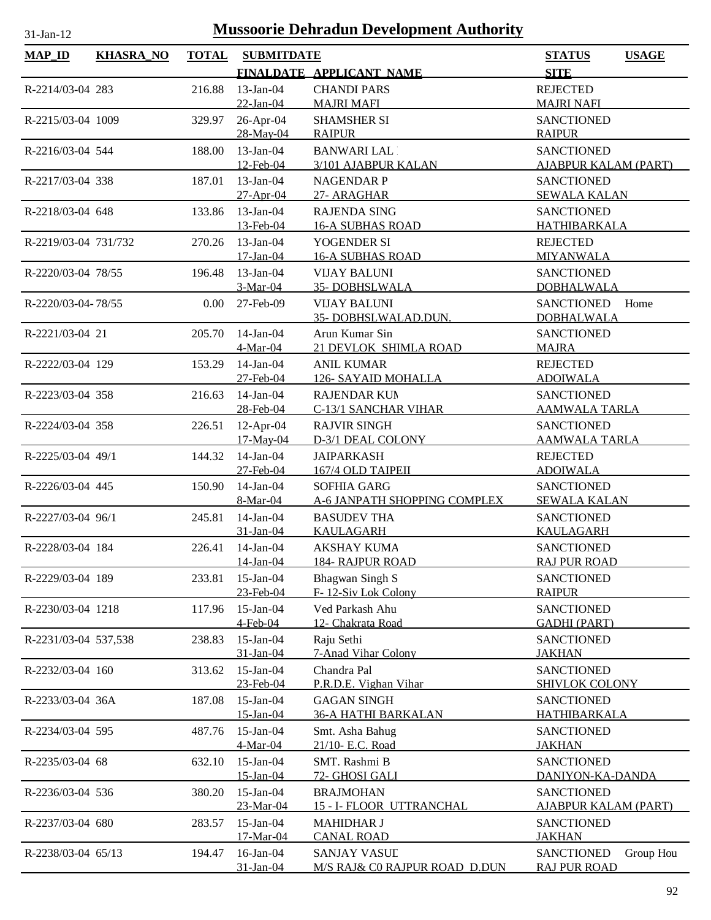# Mussoorie Dehradun Development Authority

31-Jan-12

| MAP_ID | KHASRA_NO | TOTAL | SUBMITDATE / FINALDATE | APPLICANT_NAME | STATUS / SITE | USAGE |
|---|---|---|---|---|---|---|
| R-2214/03-04 | 283 | 216.88 | 13-Jan-04<br>22-Jan-04 | CHANDI PARS<br>MAJRI MAFI | REJECTED<br>MAJRI NAFI | |
| R-2215/03-04 | 1009 | 329.97 | 26-Apr-04<br>28-May-04 | SHAMSHER SI<br>RAIPUR | SANCTIONED<br>RAIPUR | |
| R-2216/03-04 | 544 | 188.00 | 13-Jan-04<br>12-Feb-04 | BANWARI LAL<br>3/101 AJABPUR KALAN | SANCTIONED<br>AJABPUR KALAM (PART) | |
| R-2217/03-04 | 338 | 187.01 | 13-Jan-04<br>27-Apr-04 | NAGENDAR P<br>27- ARAGHAR | SANCTIONED<br>SEWALA KALAN | |
| R-2218/03-04 | 648 | 133.86 | 13-Jan-04<br>13-Feb-04 | RAJENDA SING<br>16-A SUBHAS ROAD | SANCTIONED<br>HATHIBARKALA | |
| R-2219/03-04 | 731/732 | 270.26 | 13-Jan-04<br>17-Jan-04 | YOGENDER SI<br>16-A SUBHAS ROAD | REJECTED<br>MIYANWALA | |
| R-2220/03-04 | 78/55 | 196.48 | 13-Jan-04<br>3-Mar-04 | VIJAY BALUNI<br>35- DOBHSLWALA | SANCTIONED<br>DOBHALWALA | |
| R-2220/03-04- | 78/55 | 0.00 | 27-Feb-09 | VIJAY BALUNI<br>35- DOBHSLWALAD.DUN. | SANCTIONED<br>DOBHALWALA | Home |
| R-2221/03-04 | 21 | 205.70 | 14-Jan-04<br>4-Mar-04 | Arun Kumar Sin<br>21 DEVLOK SHIMLA ROAD | SANCTIONED<br>MAJRA | |
| R-2222/03-04 | 129 | 153.29 | 14-Jan-04<br>27-Feb-04 | ANIL KUMAR<br>126- SAYAID MOHALLA | REJECTED<br>ADOIWALA | |
| R-2223/03-04 | 358 | 216.63 | 14-Jan-04<br>28-Feb-04 | RAJENDAR KUM<br>C-13/1 SANCHAR VIHAR | SANCTIONED<br>AAMWALA TARLA | |
| R-2224/03-04 | 358 | 226.51 | 12-Apr-04<br>17-May-04 | RAJVIR SINGH<br>D-3/1 DEAL COLONY | SANCTIONED<br>AAMWALA TARLA | |
| R-2225/03-04 | 49/1 | 144.32 | 14-Jan-04<br>27-Feb-04 | JAIPARKASH<br>167/4 OLD TAIPEII | REJECTED<br>ADOIWALA | |
| R-2226/03-04 | 445 | 150.90 | 14-Jan-04<br>8-Mar-04 | SOFHIA GARG<br>A-6 JANPATH SHOPPING COMPLEX | SANCTIONED<br>SEWALA KALAN | |
| R-2227/03-04 | 96/1 | 245.81 | 14-Jan-04<br>31-Jan-04 | BASUDEV THA<br>KAULAGARH | SANCTIONED<br>KAULAGARH | |
| R-2228/03-04 | 184 | 226.41 | 14-Jan-04<br>14-Jan-04 | AKSHAY KUMA<br>184- RAJPUR ROAD | SANCTIONED<br>RAJ PUR ROAD | |
| R-2229/03-04 | 189 | 233.81 | 15-Jan-04<br>23-Feb-04 | Bhagwan Singh S<br>F- 12-Siv Lok Colony | SANCTIONED<br>RAIPUR | |
| R-2230/03-04 | 1218 | 117.96 | 15-Jan-04<br>4-Feb-04 | Ved Parkash Ahu<br>12- Chakrata Road | SANCTIONED<br>GADHI (PART) | |
| R-2231/03-04 | 537,538 | 238.83 | 15-Jan-04<br>31-Jan-04 | Raju Sethi<br>7-Anad Vihar Colony | SANCTIONED<br>JAKHAN | |
| R-2232/03-04 | 160 | 313.62 | 15-Jan-04<br>23-Feb-04 | Chandra Pal<br>P.R.D.E. Vighan Vihar | SANCTIONED<br>SHIVLOK COLONY | |
| R-2233/03-04 | 36A | 187.08 | 15-Jan-04<br>15-Jan-04 | GAGAN SINGH<br>36-A HATHI BARKALAN | SANCTIONED<br>HATHIBARKALA | |
| R-2234/03-04 | 595 | 487.76 | 15-Jan-04<br>4-Mar-04 | Smt. Asha Bahug<br>21/10- E.C. Road | SANCTIONED<br>JAKHAN | |
| R-2235/03-04 | 68 | 632.10 | 15-Jan-04<br>15-Jan-04 | SMT. Rashmi B<br>72- GHOSI GALI | SANCTIONED<br>DANIYON-KA-DANDA | |
| R-2236/03-04 | 536 | 380.20 | 15-Jan-04<br>23-Mar-04 | BRAJMOHAN<br>15 - I- FLOOR UTTRANCHAL | SANCTIONED<br>AJABPUR KALAM (PART) | |
| R-2237/03-04 | 680 | 283.57 | 15-Jan-04<br>17-Mar-04 | MAHIDHAR J<br>CANAL ROAD | SANCTIONED<br>JAKHAN | |
| R-2238/03-04 | 65/13 | 194.47 | 16-Jan-04<br>31-Jan-04 | SANJAY VASUD<br>M/S RAJ& C0 RAJPUR ROAD D.DUN | SANCTIONED<br>RAJ PUR ROAD | Group Hou |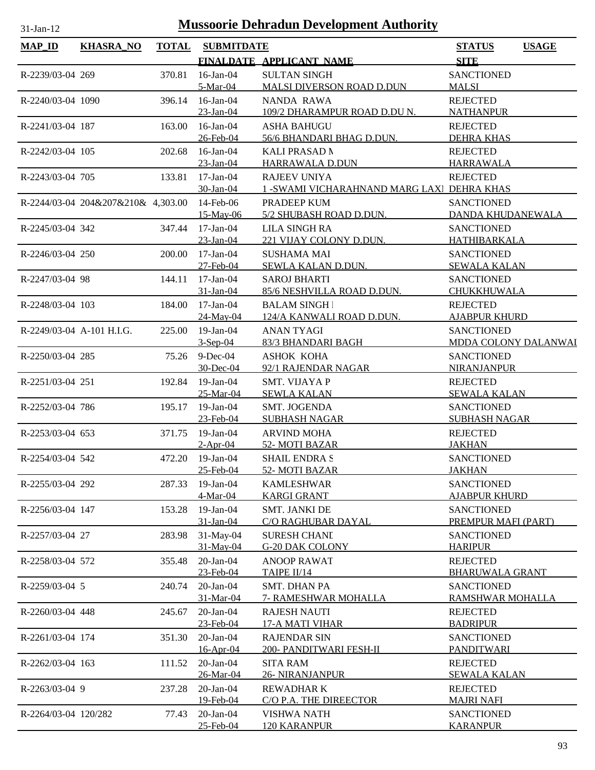31-Jan-12

# Mussoorie Dehradun Development Authority

| MAP_ID | KHASRA_NO | TOTAL | SUBMITDATE / FINALDATE | APPLICANT_NAME | STATUS / SITE | USAGE |
|---|---|---|---|---|---|---|
| R-2239/03-04 | 269 | 370.81 | 16-Jan-04 / 5-Mar-04 | SULTAN SINGH / MALSI DIVERSON ROAD D.DUN | SANCTIONED / MALSI | |
| R-2240/03-04 | 1090 | 396.14 | 16-Jan-04 / 23-Jan-04 | NANDA RAWA / 109/2 DHARAMPUR ROAD D.DU N. | REJECTED / NATHANPUR | |
| R-2241/03-04 | 187 | 163.00 | 16-Jan-04 / 26-Feb-04 | ASHA BAHUGU / 56/6 BHANDARI BHAG D.DUN. | REJECTED / DEHRA KHAS | |
| R-2242/03-04 | 105 | 202.68 | 16-Jan-04 / 23-Jan-04 | KALI PRASAD N / HARRAWALA D.DUN | REJECTED / HARRAWALA | |
| R-2243/03-04 | 705 | 133.81 | 17-Jan-04 / 30-Jan-04 | RAJEEV UNIYA / 1 -SWAMI VICHARAHNAND MARG LAXI | REJECTED / DEHRA KHAS | |
| R-2244/03-04 | 204&207&210& | 4,303.00 | 14-Feb-06 / 15-May-06 | PRADEEP KUM / 5/2 SHUBASH ROAD D.DUN. | SANCTIONED / DANDA KHUDANEWALA | |
| R-2245/03-04 | 342 | 347.44 | 17-Jan-04 / 23-Jan-04 | LILA SINGH RA / 221 VIJAY COLONY D.DUN. | SANCTIONED / HATHIBARKALA | |
| R-2246/03-04 | 250 | 200.00 | 17-Jan-04 / 27-Feb-04 | SUSHAMA MAI / SEWLA KALAN D.DUN. | SANCTIONED / SEWALA KALAN | |
| R-2247/03-04 | 98 | 144.11 | 17-Jan-04 / 31-Jan-04 | SAROJ BHARTI / 85/6 NESHVILLA ROAD D.DUN. | SANCTIONED / CHUKKHUWALA | |
| R-2248/03-04 | 103 | 184.00 | 17-Jan-04 / 24-May-04 | BALAM SINGH I / 124/A KANWALI ROAD D.DUN. | REJECTED / AJABPUR KHURD | |
| R-2249/03-04 | A-101 H.I.G. | 225.00 | 19-Jan-04 / 3-Sep-04 | ANAN TYAGI / 83/3 BHANDARI BAGH | SANCTIONED / MDDA COLONY DALANWAI | |
| R-2250/03-04 | 285 | 75.26 | 9-Dec-04 / 30-Dec-04 | ASHOK KOHA / 92/1 RAJENDAR NAGAR | SANCTIONED / NIRANJANPUR | |
| R-2251/03-04 | 251 | 192.84 | 19-Jan-04 / 25-Mar-04 | SMT. VIJAYA P / SEWLA KALAN | REJECTED / SEWALA KALAN | |
| R-2252/03-04 | 786 | 195.17 | 19-Jan-04 / 23-Feb-04 | SMT. JOGENDA / SUBHASH NAGAR | SANCTIONED / SUBHASH NAGAR | |
| R-2253/03-04 | 653 | 371.75 | 19-Jan-04 / 2-Apr-04 | ARVIND MOHA / 52- MOTI BAZAR | REJECTED / JAKHAN | |
| R-2254/03-04 | 542 | 472.20 | 19-Jan-04 / 25-Feb-04 | SHAIL ENDRA S / 52- MOTI BAZAR | SANCTIONED / JAKHAN | |
| R-2255/03-04 | 292 | 287.33 | 19-Jan-04 / 4-Mar-04 | KAMLESHWAR / KARGI GRANT | SANCTIONED / AJABPUR KHURD | |
| R-2256/03-04 | 147 | 153.28 | 19-Jan-04 / 31-Jan-04 | SMT. JANKI DE / C/O RAGHUBAR DAYAL | SANCTIONED / PREMPUR MAFI (PART) | |
| R-2257/03-04 | 27 | 283.98 | 31-May-04 / 31-May-04 | SURESH CHANI / G-20 DAK COLONY | SANCTIONED / HARIPUR | |
| R-2258/03-04 | 572 | 355.48 | 20-Jan-04 / 23-Feb-04 | ANOOP RAWAT / TAIPE II/14 | REJECTED / BHARUWALA GRANT | |
| R-2259/03-04 | 5 | 240.74 | 20-Jan-04 / 31-Mar-04 | SMT. DHAN PA / 7- RAMESHWAR MOHALLA | SANCTIONED / RAMSHWAR MOHALLA | |
| R-2260/03-04 | 448 | 245.67 | 20-Jan-04 / 23-Feb-04 | RAJESH NAUTI / 17-A MATI VIHAR | REJECTED / BADRIPUR | |
| R-2261/03-04 | 174 | 351.30 | 20-Jan-04 / 16-Apr-04 | RAJENDAR SIN / 200- PANDITWARI FESH-II | SANCTIONED / PANDITWARI | |
| R-2262/03-04 | 163 | 111.52 | 20-Jan-04 / 26-Mar-04 | SITA RAM / 26- NIRANJANPUR | REJECTED / SEWALA KALAN | |
| R-2263/03-04 | 9 | 237.28 | 20-Jan-04 / 19-Feb-04 | REWADHAR K / C/O P.A. THE DIREECTOR | REJECTED / MAJRI NAFI | |
| R-2264/03-04 | 120/282 | 77.43 | 20-Jan-04 / 25-Feb-04 | VISHWA NATH / 120 KARANPUR | SANCTIONED / KARANPUR | |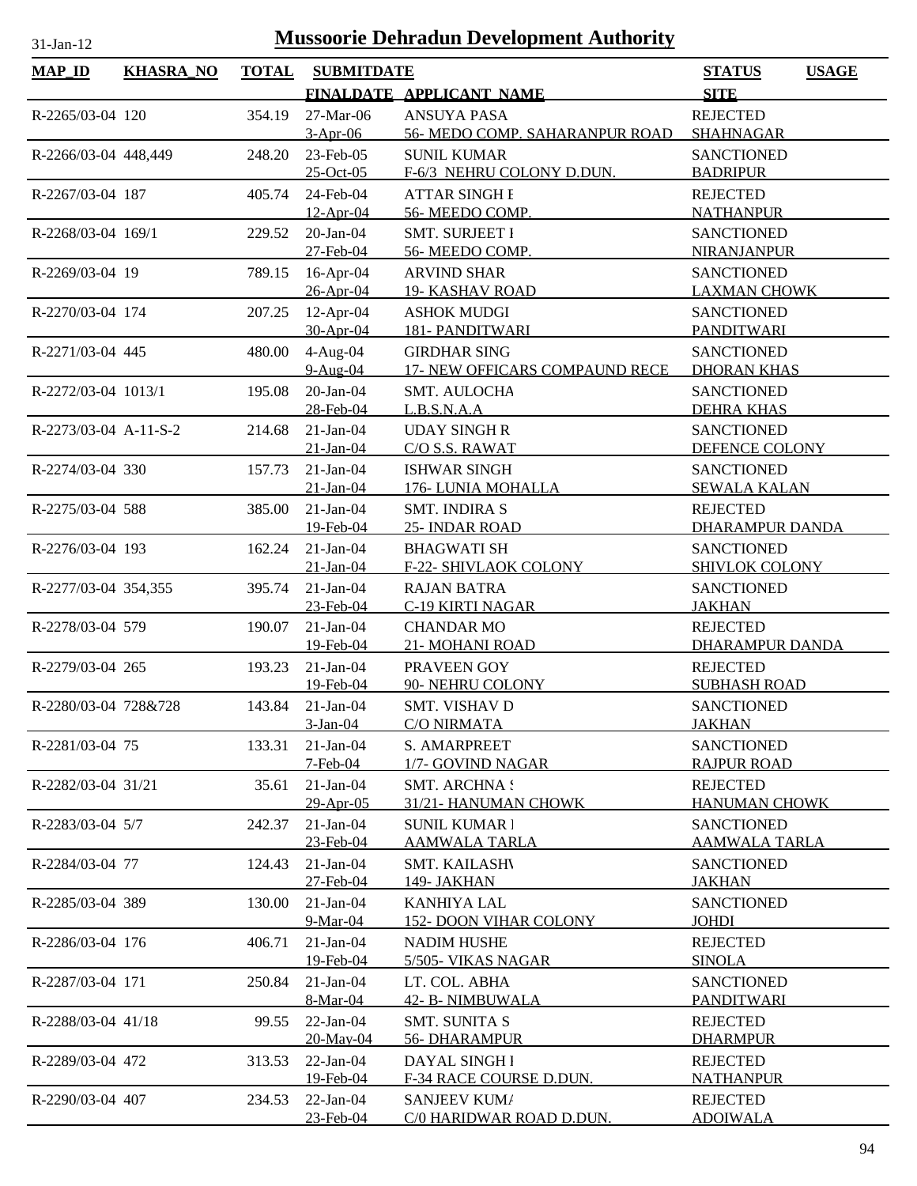# Mussoorie Dehradun Development Authority

31-Jan-12

| MAP_ID | KHASRA_NO | TOTAL | SUBMITDATE / FINALDATE | APPLICANT_NAME | STATUS / SITE | USAGE |
|---|---|---|---|---|---|---|
| R-2265/03-04 | 120 | 354.19 | 27-Mar-06 / 3-Apr-06 | ANSUYA PASA / 56- MEDO COMP. SAHARANPUR ROAD | REJECTED / SHAHNAGAR | |
| R-2266/03-04 | 448,449 | 248.20 | 23-Feb-05 / 25-Oct-05 | SUNIL KUMAR / F-6/3 NEHRU COLONY D.DUN. | SANCTIONED / BADRIPUR | |
| R-2267/03-04 | 187 | 405.74 | 24-Feb-04 / 12-Apr-04 | ATTAR SINGH I / 56- MEEDO COMP. | REJECTED / NATHANPUR | |
| R-2268/03-04 | 169/1 | 229.52 | 20-Jan-04 / 27-Feb-04 | SMT. SURJEET I / 56- MEEDO COMP. | SANCTIONED / NIRANJANPUR | |
| R-2269/03-04 | 19 | 789.15 | 16-Apr-04 / 26-Apr-04 | ARVIND SHAR / 19- KASHAV ROAD | SANCTIONED / LAXMAN CHOWK | |
| R-2270/03-04 | 174 | 207.25 | 12-Apr-04 / 30-Apr-04 | ASHOK MUDGI / 181- PANDITWARI | SANCTIONED / PANDITWARI | |
| R-2271/03-04 | 445 | 480.00 | 4-Aug-04 / 9-Aug-04 | GIRDHAR SING / 17- NEW OFFICARS COMPAUND RECE | SANCTIONED / DHORAN KHAS | |
| R-2272/03-04 | 1013/1 | 195.08 | 20-Jan-04 / 28-Feb-04 | SMT. AULOCHA / L.B.S.N.A.A | SANCTIONED / DEHRA KHAS | |
| R-2273/03-04 | A-11-S-2 | 214.68 | 21-Jan-04 / 21-Jan-04 | UDAY SINGH R / C/O S.S. RAWAT | SANCTIONED / DEFENCE COLONY | |
| R-2274/03-04 | 330 | 157.73 | 21-Jan-04 / 21-Jan-04 | ISHWAR SINGH / 176- LUNIA MOHALLA | SANCTIONED / SEWALA KALAN | |
| R-2275/03-04 | 588 | 385.00 | 21-Jan-04 / 19-Feb-04 | SMT. INDIRA S / 25- INDAR ROAD | REJECTED / DHARAMPUR DANDA | |
| R-2276/03-04 | 193 | 162.24 | 21-Jan-04 / 21-Jan-04 | BHAGWATI SH / F-22- SHIVLAOK COLONY | SANCTIONED / SHIVLOK COLONY | |
| R-2277/03-04 | 354,355 | 395.74 | 21-Jan-04 / 23-Feb-04 | RAJAN BATRA / C-19 KIRTI NAGAR | SANCTIONED / JAKHAN | |
| R-2278/03-04 | 579 | 190.07 | 21-Jan-04 / 19-Feb-04 | CHANDAR MO / 21- MOHANI ROAD | REJECTED / DHARAMPUR DANDA | |
| R-2279/03-04 | 265 | 193.23 | 21-Jan-04 / 19-Feb-04 | PRAVEEN GOY / 90- NEHRU COLONY | REJECTED / SUBHASH ROAD | |
| R-2280/03-04 | 728&728 | 143.84 | 21-Jan-04 / 3-Jan-04 | SMT. VISHAV D / C/O NIRMATA | SANCTIONED / JAKHAN | |
| R-2281/03-04 | 75 | 133.31 | 21-Jan-04 / 7-Feb-04 | S. AMARPREET / 1/7- GOVIND NAGAR | SANCTIONED / RAJPUR ROAD | |
| R-2282/03-04 | 31/21 | 35.61 | 21-Jan-04 / 29-Apr-05 | SMT. ARCHNA S / 31/21- HANUMAN CHOWK | REJECTED / HANUMAN CHOWK | |
| R-2283/03-04 | 5/7 | 242.37 | 21-Jan-04 / 23-Feb-04 | SUNIL KUMAR I / AAMWALA TARLA | SANCTIONED / AAMWALA TARLA | |
| R-2284/03-04 | 77 | 124.43 | 21-Jan-04 / 27-Feb-04 | SMT. KAILASHV / 149- JAKHAN | SANCTIONED / JAKHAN | |
| R-2285/03-04 | 389 | 130.00 | 21-Jan-04 / 9-Mar-04 | KANHIYA LAL / 152- DOON VIHAR COLONY | SANCTIONED / JOHDI | |
| R-2286/03-04 | 176 | 406.71 | 21-Jan-04 / 19-Feb-04 | NADIM HUSHE / 5/505- VIKAS NAGAR | REJECTED / SINOLA | |
| R-2287/03-04 | 171 | 250.84 | 21-Jan-04 / 8-Mar-04 | LT. COL. ABHA / 42- B- NIMBUWALA | SANCTIONED / PANDITWARI | |
| R-2288/03-04 | 41/18 | 99.55 | 22-Jan-04 / 20-May-04 | SMT. SUNITA S / 56- DHARAMPUR | REJECTED / DHARMPUR | |
| R-2289/03-04 | 472 | 313.53 | 22-Jan-04 / 19-Feb-04 | DAYAL SINGH I / F-34 RACE COURSE D.DUN. | REJECTED / NATHANPUR | |
| R-2290/03-04 | 407 | 234.53 | 22-Jan-04 / 23-Feb-04 | SANJEEV KUMA / C/0 HARIDWAR ROAD D.DUN. | REJECTED / ADOIWALA | |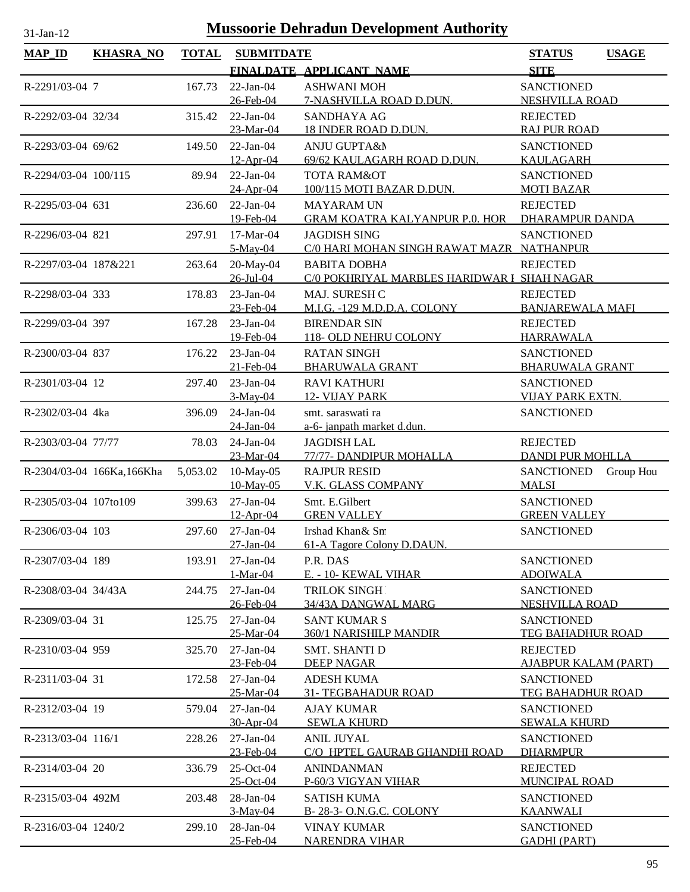# Mussoorie Dehradun Development Authority

31-Jan-12

| MAP_ID | KHASRA_NO | TOTAL | SUBMITDATE / FINALDATE | APPLICANT_NAME | STATUS / SITE | USAGE |
|---|---|---|---|---|---|---|
| R-2291/03-04 | 7 | 167.73 | 22-Jan-04 | ASHWANI MOH | SANCTIONED | |
| | | | 26-Feb-04 | 7-NASHVILLA ROAD D.DUN. | NESHVILLA ROAD | |
| R-2292/03-04 | 32/34 | 315.42 | 22-Jan-04 | SANDHAYA AG | REJECTED | |
| | | | 23-Mar-04 | 18 INDER ROAD D.DUN. | RAJ PUR ROAD | |
| R-2293/03-04 | 69/62 | 149.50 | 22-Jan-04 | ANJU GUPTA&M | SANCTIONED | |
| | | | 12-Apr-04 | 69/62 KAULAGARH ROAD D.DUN. | KAULAGARH | |
| R-2294/03-04 | 100/115 | 89.94 | 22-Jan-04 | TOTA RAM&OT | SANCTIONED | |
| | | | 24-Apr-04 | 100/115 MOTI BAZAR D.DUN. | MOTI BAZAR | |
| R-2295/03-04 | 631 | 236.60 | 22-Jan-04 | MAYARAM UN | REJECTED | |
| | | | 19-Feb-04 | GRAM KOATRA KALYANPUR P.0. HOR | DHARAMPUR DANDA | |
| R-2296/03-04 | 821 | 297.91 | 17-Mar-04 | JAGDISH SING | SANCTIONED | |
| | | | 5-May-04 | C/0 HARI MOHAN SINGH RAWAT MAZR | NATHANPUR | |
| R-2297/03-04 | 187&221 | 263.64 | 20-May-04 | BABITA DOBHA | REJECTED | |
| | | | 26-Jul-04 | C/0 POKHRIYAL MARBLES HARIDWAR I | SHAH NAGAR | |
| R-2298/03-04 | 333 | 178.83 | 23-Jan-04 | MAJ. SURESH C | REJECTED | |
| | | | 23-Feb-04 | M.I.G. -129 M.D.D.A. COLONY | BANJAREWALA MAFI | |
| R-2299/03-04 | 397 | 167.28 | 23-Jan-04 | BIRENDAR SIN | REJECTED | |
| | | | 19-Feb-04 | 118- OLD NEHRU COLONY | HARRAWALA | |
| R-2300/03-04 | 837 | 176.22 | 23-Jan-04 | RATAN SINGH | SANCTIONED | |
| | | | 21-Feb-04 | BHARUWALA GRANT | BHARUWALA GRANT | |
| R-2301/03-04 | 12 | 297.40 | 23-Jan-04 | RAVI KATHURI | SANCTIONED | |
| | | | 3-May-04 | 12- VIJAY PARK | VIJAY PARK EXTN. | |
| R-2302/03-04 | 4ka | 396.09 | 24-Jan-04 | smt. saraswati ra | SANCTIONED | |
| | | | 24-Jan-04 | a-6- janpath market d.dun. | | |
| R-2303/03-04 | 77/77 | 78.03 | 24-Jan-04 | JAGDISH LAL | REJECTED | |
| | | | 23-Mar-04 | 77/77- DANDIPUR MOHALLA | DANDI PUR MOHLLA | |
| R-2304/03-04 | 166Ka,166Kha | 5,053.02 | 10-May-05 | RAJPUR RESID | SANCTIONED | Group Hou |
| | | | 10-May-05 | V.K. GLASS COMPANY | MALSI | |
| R-2305/03-04 | 107to109 | 399.63 | 27-Jan-04 | Smt. E.Gilbert | SANCTIONED | |
| | | | 12-Apr-04 | GREN VALLEY | GREEN VALLEY | |
| R-2306/03-04 | 103 | 297.60 | 27-Jan-04 | Irshad Khan& Sm | SANCTIONED | |
| | | | 27-Jan-04 | 61-A Tagore Colony D.DAUN. | | |
| R-2307/03-04 | 189 | 193.91 | 27-Jan-04 | P.R. DAS | SANCTIONED | |
| | | | 1-Mar-04 | E. - 10- KEWAL VIHAR | ADOIWALA | |
| R-2308/03-04 | 34/43A | 244.75 | 27-Jan-04 | TRILOK SINGH | SANCTIONED | |
| | | | 26-Feb-04 | 34/43A DANGWAL MARG | NESHVILLA ROAD | |
| R-2309/03-04 | 31 | 125.75 | 27-Jan-04 | SANT KUMAR S | SANCTIONED | |
| | | | 25-Mar-04 | 360/1 NARISHILP MANDIR | TEG BAHADHUR ROAD | |
| R-2310/03-04 | 959 | 325.70 | 27-Jan-04 | SMT. SHANTI D | REJECTED | |
| | | | 23-Feb-04 | DEEP NAGAR | AJABPUR KALAM (PART) | |
| R-2311/03-04 | 31 | 172.58 | 27-Jan-04 | ADESH KUMA | SANCTIONED | |
| | | | 25-Mar-04 | 31- TEGBAHADUR ROAD | TEG BAHADHUR ROAD | |
| R-2312/03-04 | 19 | 579.04 | 27-Jan-04 | AJAY KUMAR | SANCTIONED | |
| | | | 30-Apr-04 | SEWLA KHURD | SEWALA KHURD | |
| R-2313/03-04 | 116/1 | 228.26 | 27-Jan-04 | ANIL JUYAL | SANCTIONED | |
| | | | 23-Feb-04 | C/O HPTEL GAURAB GHANDHI ROAD | DHARMPUR | |
| R-2314/03-04 | 20 | 336.79 | 25-Oct-04 | ANINDANMAN | REJECTED | |
| | | | 25-Oct-04 | P-60/3 VIGYAN VIHAR | MUNCIPAL ROAD | |
| R-2315/03-04 | 492M | 203.48 | 28-Jan-04 | SATISH KUMA | SANCTIONED | |
| | | | 3-May-04 | B- 28-3- O.N.G.C. COLONY | KAANWALI | |
| R-2316/03-04 | 1240/2 | 299.10 | 28-Jan-04 | VINAY KUMAR | SANCTIONED | |
| | | | 25-Feb-04 | NARENDRA VIHAR | GADHI (PART) | |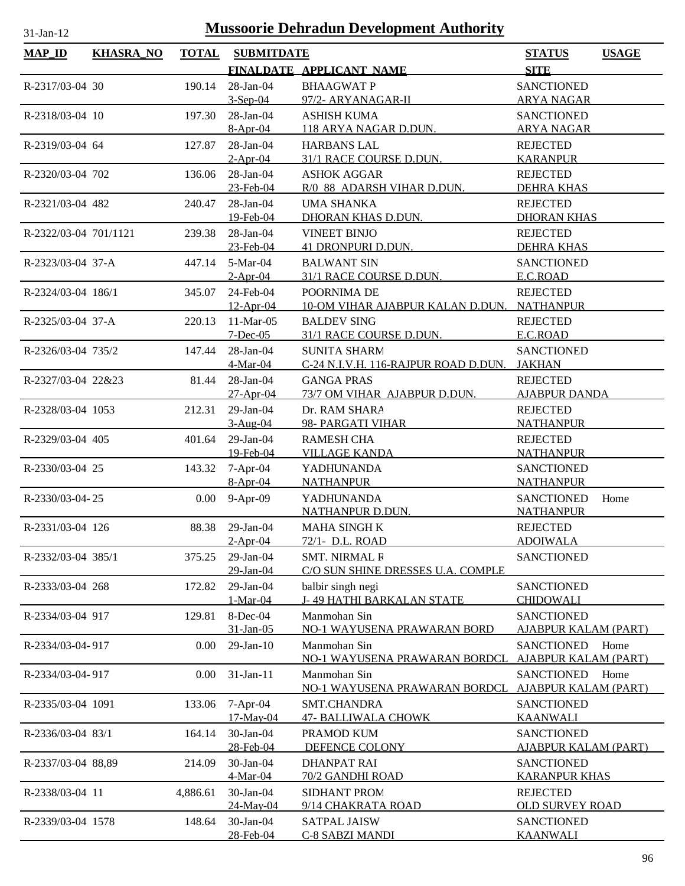# Mussoorie Dehradun Development Authority

31-Jan-12

| MAP_ID | KHASRA_NO | TOTAL | SUBMITDATE / FINALDATE | APPLICANT_NAME | STATUS / SITE | USAGE |
|---|---|---|---|---|---|---|
| R-2317/03-04 | 30 | 190.14 | 28-Jan-04 | BHAAGWAT P | SANCTIONED | |
| | | | 3-Sep-04 | 97/2- ARYANAGAR-II | ARYA NAGAR | |
| R-2318/03-04 | 10 | 197.30 | 28-Jan-04 | ASHISH KUMA | SANCTIONED | |
| | | | 8-Apr-04 | 118 ARYA NAGAR D.DUN. | ARYA NAGAR | |
| R-2319/03-04 | 64 | 127.87 | 28-Jan-04 | HARBANS LAL | REJECTED | |
| | | | 2-Apr-04 | 31/1 RACE COURSE D.DUN. | KARANPUR | |
| R-2320/03-04 | 702 | 136.06 | 28-Jan-04 | ASHOK AGGAR | REJECTED | |
| | | | 23-Feb-04 | R/0 88 ADARSH VIHAR D.DUN. | DEHRA KHAS | |
| R-2321/03-04 | 482 | 240.47 | 28-Jan-04 | UMA SHANKA | REJECTED | |
| | | | 19-Feb-04 | DHORAN KHAS D.DUN. | DHORAN KHAS | |
| R-2322/03-04 | 701/1121 | 239.38 | 28-Jan-04 | VINEET BINJO | REJECTED | |
| | | | 23-Feb-04 | 41 DRONPURI D.DUN. | DEHRA KHAS | |
| R-2323/03-04 | 37-A | 447.14 | 5-Mar-04 | BALWANT SIN | SANCTIONED | |
| | | | 2-Apr-04 | 31/1 RACE COURSE D.DUN. | E.C.ROAD | |
| R-2324/03-04 | 186/1 | 345.07 | 24-Feb-04 | POORNIMA DE | REJECTED | |
| | | | 12-Apr-04 | 10-OM VIHAR AJABPUR KALAN D.DUN. | NATHANPUR | |
| R-2325/03-04 | 37-A | 220.13 | 11-Mar-05 | BALDEV SING | REJECTED | |
| | | | 7-Dec-05 | 31/1 RACE COURSE D.DUN. | E.C.ROAD | |
| R-2326/03-04 | 735/2 | 147.44 | 28-Jan-04 | SUNITA SHARM | SANCTIONED | |
| | | | 4-Mar-04 | C-24 N.I.V.H. 116-RAJPUR ROAD D.DUN. | JAKHAN | |
| R-2327/03-04 | 22&23 | 81.44 | 28-Jan-04 | GANGA PRAS | REJECTED | |
| | | | 27-Apr-04 | 73/7 OM VIHAR AJABPUR D.DUN. | AJABPUR DANDA | |
| R-2328/03-04 | 1053 | 212.31 | 29-Jan-04 | Dr. RAM SHARA | REJECTED | |
| | | | 3-Aug-04 | 98- PARGATI VIHAR | NATHANPUR | |
| R-2329/03-04 | 405 | 401.64 | 29-Jan-04 | RAMESH CHA | REJECTED | |
| | | | 19-Feb-04 | VILLAGE KANDA | NATHANPUR | |
| R-2330/03-04 | 25 | 143.32 | 7-Apr-04 | YADHUNANDA | SANCTIONED | |
| | | | 8-Apr-04 | NATHANPUR | NATHANPUR | |
| R-2330/03-04- | 25 | 0.00 | 9-Apr-09 | YADHUNANDA | SANCTIONED | Home |
| | | | | NATHANPUR D.DUN. | NATHANPUR | |
| R-2331/03-04 | 126 | 88.38 | 29-Jan-04 | MAHA SINGH K | REJECTED | |
| | | | 2-Apr-04 | 72/1- D.L. ROAD | ADOIWALA | |
| R-2332/03-04 | 385/1 | 375.25 | 29-Jan-04 | SMT. NIRMAL R | SANCTIONED | |
| | | | 29-Jan-04 | C/O SUN SHINE DRESSES U.A. COMPLE | | |
| R-2333/03-04 | 268 | 172.82 | 29-Jan-04 | balbir singh negi | SANCTIONED | |
| | | | 1-Mar-04 | J- 49 HATHI BARKALAN STATE | CHIDOWALI | |
| R-2334/03-04 | 917 | 129.81 | 8-Dec-04 | Manmohan Sin | SANCTIONED | |
| | | | 31-Jan-05 | NO-1 WAYUSENA PRAWARAN BORD | AJABPUR KALAM (PART) | |
| R-2334/03-04- | 917 | 0.00 | 29-Jan-10 | Manmohan Sin | SANCTIONED | Home |
| | | | | NO-1 WAYUSENA PRAWARAN BORDCL | AJABPUR KALAM (PART) | |
| R-2334/03-04- | 917 | 0.00 | 31-Jan-11 | Manmohan Sin | SANCTIONED | Home |
| | | | | NO-1 WAYUSENA PRAWARAN BORDCL | AJABPUR KALAM (PART) | |
| R-2335/03-04 | 1091 | 133.06 | 7-Apr-04 | SMT.CHANDRA | SANCTIONED | |
| | | | 17-May-04 | 47- BALLIWALA CHOWK | KAANWALI | |
| R-2336/03-04 | 83/1 | 164.14 | 30-Jan-04 | PRAMOD KUM | SANCTIONED | |
| | | | 28-Feb-04 | DEFENCE COLONY | AJABPUR KALAM (PART) | |
| R-2337/03-04 | 88,89 | 214.09 | 30-Jan-04 | DHANPAT RAI | SANCTIONED | |
| | | | 4-Mar-04 | 70/2 GANDHI ROAD | KARANPUR KHAS | |
| R-2338/03-04 | 11 | 4,886.61 | 30-Jan-04 | SIDHANT PROM | REJECTED | |
| | | | 24-May-04 | 9/14 CHAKRATA ROAD | OLD SURVEY ROAD | |
| R-2339/03-04 | 1578 | 148.64 | 30-Jan-04 | SATPAL JAISW | SANCTIONED | |
| | | | 28-Feb-04 | C-8 SABZI MANDI | KAANWALI | |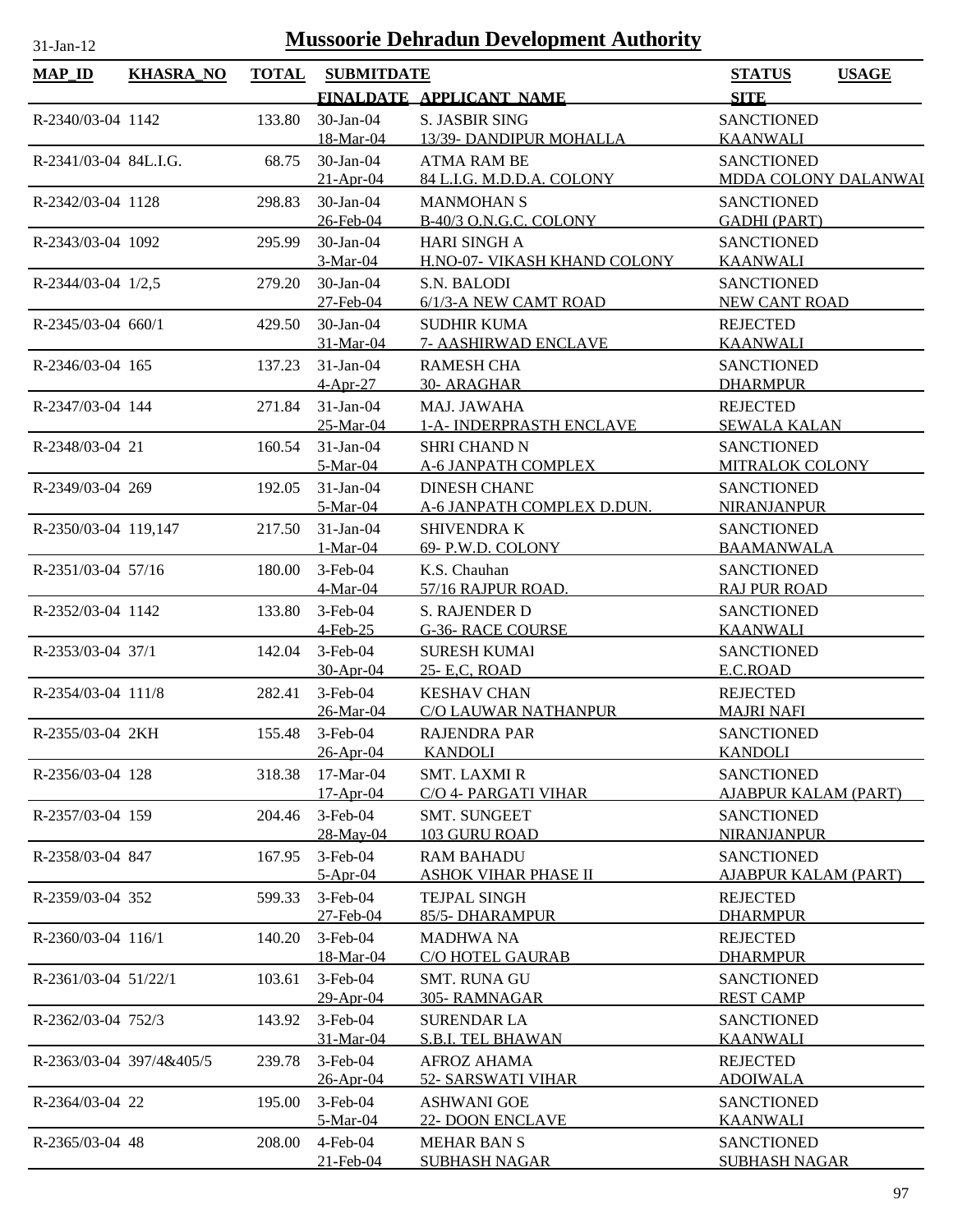# Mussoorie Dehradun Development Authority

31-Jan-12

| MAP_ID | KHASRA_NO | TOTAL | SUBMITDATE / FINALDATE | APPLICANT_NAME | STATUS / SITE | USAGE |
|---|---|---|---|---|---|---|
| R-2340/03-04 | 1142 | 133.80 | 30-Jan-04<br>18-Mar-04 | S. JASBIR SING<br>13/39- DANDIPUR MOHALLA | SANCTIONED<br>KAANWALI | |
| R-2341/03-04 | 84L.I.G. | 68.75 | 30-Jan-04<br>21-Apr-04 | ATMA RAM BE<br>84 L.I.G. M.D.D.A. COLONY | SANCTIONED<br>MDDA COLONY DALANWAI | |
| R-2342/03-04 | 1128 | 298.83 | 30-Jan-04<br>26-Feb-04 | MANMOHAN S<br>B-40/3 O.N.G.C. COLONY | SANCTIONED<br>GADHI (PART) | |
| R-2343/03-04 | 1092 | 295.99 | 30-Jan-04<br>3-Mar-04 | HARI SINGH A<br>H.NO-07- VIKASH KHAND COLONY | SANCTIONED<br>KAANWALI | |
| R-2344/03-04 | 1/2,5 | 279.20 | 30-Jan-04<br>27-Feb-04 | S.N. BALODI<br>6/1/3-A NEW CAMT ROAD | SANCTIONED<br>NEW CANT ROAD | |
| R-2345/03-04 | 660/1 | 429.50 | 30-Jan-04<br>31-Mar-04 | SUDHIR KUMA<br>7- AASHIRWAD ENCLAVE | REJECTED<br>KAANWALI | |
| R-2346/03-04 | 165 | 137.23 | 31-Jan-04<br>4-Apr-27 | RAMESH CHA<br>30- ARAGHAR | SANCTIONED<br>DHARMPUR | |
| R-2347/03-04 | 144 | 271.84 | 31-Jan-04<br>25-Mar-04 | MAJ. JAWAHA<br>1-A- INDERPRASTH ENCLAVE | REJECTED<br>SEWALA KALAN | |
| R-2348/03-04 | 21 | 160.54 | 31-Jan-04<br>5-Mar-04 | SHRI CHAND N<br>A-6 JANPATH COMPLEX | SANCTIONED<br>MITRALOK COLONY | |
| R-2349/03-04 | 269 | 192.05 | 31-Jan-04<br>5-Mar-04 | DINESH CHANE<br>A-6 JANPATH COMPLEX D.DUN. | SANCTIONED<br>NIRANJANPUR | |
| R-2350/03-04 | 119,147 | 217.50 | 31-Jan-04<br>1-Mar-04 | SHIVENDRA K<br>69- P.W.D. COLONY | SANCTIONED<br>BAAMANWALA | |
| R-2351/03-04 | 57/16 | 180.00 | 3-Feb-04<br>4-Mar-04 | K.S. Chauhan<br>57/16 RAJPUR ROAD. | SANCTIONED<br>RAJ PUR ROAD | |
| R-2352/03-04 | 1142 | 133.80 | 3-Feb-04<br>4-Feb-25 | S. RAJENDER D<br>G-36- RACE COURSE | SANCTIONED<br>KAANWALI | |
| R-2353/03-04 | 37/1 | 142.04 | 3-Feb-04<br>30-Apr-04 | SURESH KUMAI<br>25- E,C, ROAD | SANCTIONED<br>E.C.ROAD | |
| R-2354/03-04 | 111/8 | 282.41 | 3-Feb-04<br>26-Mar-04 | KESHAV CHAN<br>C/O LAUWAR NATHANPUR | REJECTED<br>MAJRI NAFI | |
| R-2355/03-04 | 2KH | 155.48 | 3-Feb-04<br>26-Apr-04 | RAJENDRA PAR<br>KANDOLI | SANCTIONED<br>KANDOLI | |
| R-2356/03-04 | 128 | 318.38 | 17-Mar-04<br>17-Apr-04 | SMT. LAXMI R<br>C/O 4- PARGATI VIHAR | SANCTIONED<br>AJABPUR KALAM (PART) | |
| R-2357/03-04 | 159 | 204.46 | 3-Feb-04<br>28-May-04 | SMT. SUNGEET<br>103 GURU ROAD | SANCTIONED<br>NIRANJANPUR | |
| R-2358/03-04 | 847 | 167.95 | 3-Feb-04<br>5-Apr-04 | RAM BAHADU<br>ASHOK VIHAR PHASE II | SANCTIONED<br>AJABPUR KALAM (PART) | |
| R-2359/03-04 | 352 | 599.33 | 3-Feb-04<br>27-Feb-04 | TEJPAL SINGH<br>85/5- DHARAMPUR | REJECTED<br>DHARMPUR | |
| R-2360/03-04 | 116/1 | 140.20 | 3-Feb-04<br>18-Mar-04 | MADHWA NA<br>C/O HOTEL GAURAB | REJECTED<br>DHARMPUR | |
| R-2361/03-04 | 51/22/1 | 103.61 | 3-Feb-04<br>29-Apr-04 | SMT. RUNA GU<br>305- RAMNAGAR | SANCTIONED<br>REST CAMP | |
| R-2362/03-04 | 752/3 | 143.92 | 3-Feb-04<br>31-Mar-04 | SURENDAR LA<br>S.B.I. TEL BHAWAN | SANCTIONED<br>KAANWALI | |
| R-2363/03-04 | 397/4&405/5 | 239.78 | 3-Feb-04<br>26-Apr-04 | AFROZ AHAMA<br>52- SARSWATI VIHAR | REJECTED<br>ADOIWALA | |
| R-2364/03-04 | 22 | 195.00 | 3-Feb-04<br>5-Mar-04 | ASHWANI GOE<br>22- DOON ENCLAVE | SANCTIONED<br>KAANWALI | |
| R-2365/03-04 | 48 | 208.00 | 4-Feb-04<br>21-Feb-04 | MEHAR BAN S<br>SUBHASH NAGAR | SANCTIONED<br>SUBHASH NAGAR | |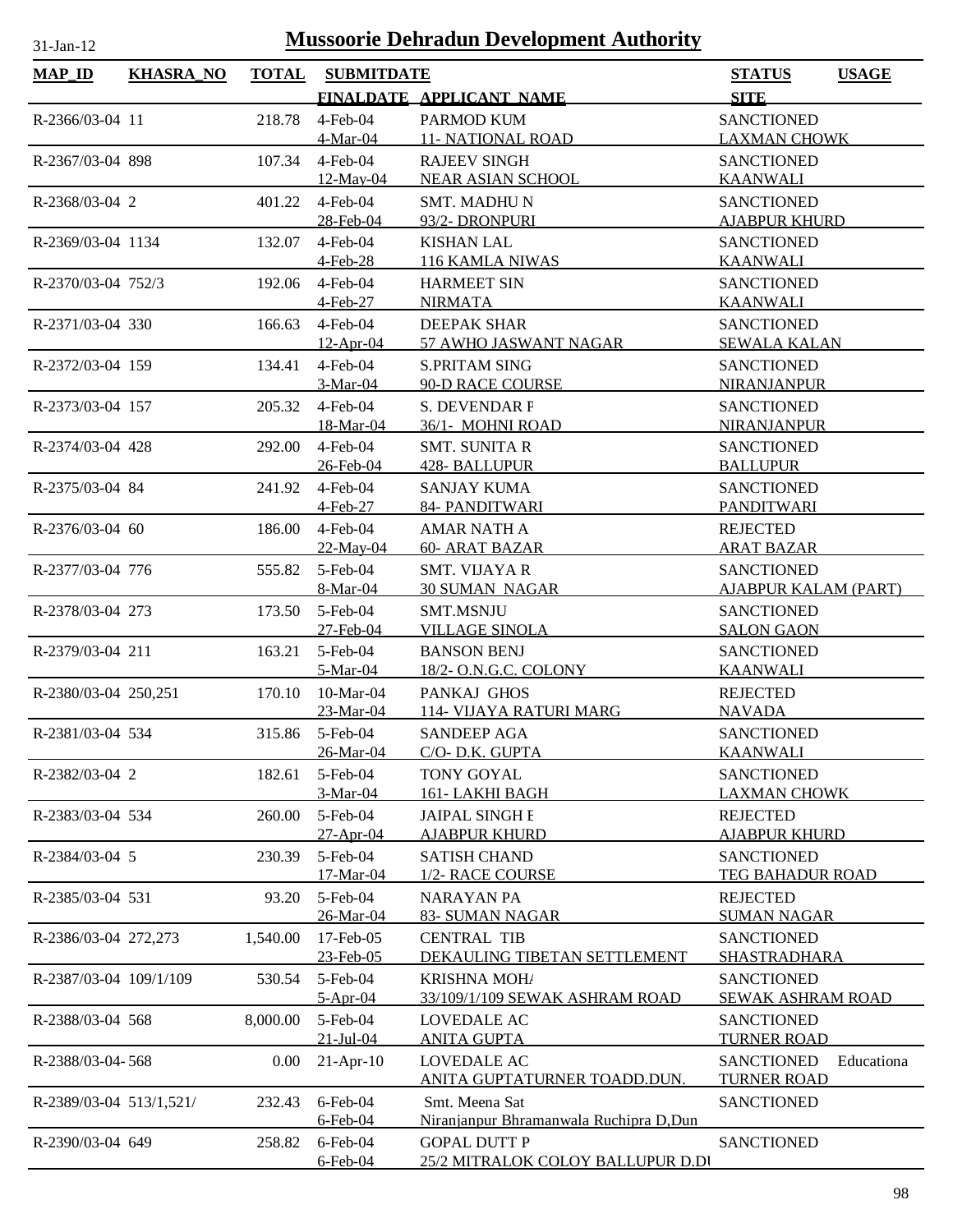# Mussoorie Dehradun Development Authority

31-Jan-12

| MAP_ID | KHASRA_NO | TOTAL | SUBMITDATE / FINALDATE | APPLICANT_NAME | STATUS / SITE | USAGE |
|---|---|---|---|---|---|---|
| R-2366/03-04 | 11 | 218.78 | 4-Feb-04<br>4-Mar-04 | PARMOD KUM<br>11- NATIONAL ROAD | SANCTIONED<br>LAXMAN CHOWK | |
| R-2367/03-04 | 898 | 107.34 | 4-Feb-04<br>12-May-04 | RAJEEV SINGH<br>NEAR ASIAN SCHOOL | SANCTIONED<br>KAANWALI | |
| R-2368/03-04 | 2 | 401.22 | 4-Feb-04<br>28-Feb-04 | SMT. MADHU N<br>93/2- DRONPURI | SANCTIONED<br>AJABPUR KHURD | |
| R-2369/03-04 | 1134 | 132.07 | 4-Feb-04<br>4-Feb-28 | KISHAN LAL<br>116 KAMLA NIWAS | SANCTIONED<br>KAANWALI | |
| R-2370/03-04 | 752/3 | 192.06 | 4-Feb-04<br>4-Feb-27 | HARMEET SIN<br>NIRMATA | SANCTIONED<br>KAANWALI | |
| R-2371/03-04 | 330 | 166.63 | 4-Feb-04<br>12-Apr-04 | DEEPAK SHAR<br>57 AWHO JASWANT NAGAR | SANCTIONED<br>SEWALA KALAN | |
| R-2372/03-04 | 159 | 134.41 | 4-Feb-04<br>3-Mar-04 | S.PRITAM SING<br>90-D RACE COURSE | SANCTIONED<br>NIRANJANPUR | |
| R-2373/03-04 | 157 | 205.32 | 4-Feb-04<br>18-Mar-04 | S. DEVENDAR P<br>36/1- MOHNI ROAD | SANCTIONED<br>NIRANJANPUR | |
| R-2374/03-04 | 428 | 292.00 | 4-Feb-04<br>26-Feb-04 | SMT. SUNITA R<br>428- BALLUPUR | SANCTIONED<br>BALLUPUR | |
| R-2375/03-04 | 84 | 241.92 | 4-Feb-04<br>4-Feb-27 | SANJAY KUMA<br>84- PANDITWARI | SANCTIONED<br>PANDITWARI | |
| R-2376/03-04 | 60 | 186.00 | 4-Feb-04<br>22-May-04 | AMAR NATH A<br>60- ARAT BAZAR | REJECTED<br>ARAT BAZAR | |
| R-2377/03-04 | 776 | 555.82 | 5-Feb-04<br>8-Mar-04 | SMT. VIJAYA R<br>30 SUMAN NAGAR | SANCTIONED<br>AJABPUR KALAM (PART) | |
| R-2378/03-04 | 273 | 173.50 | 5-Feb-04<br>27-Feb-04 | SMT.MSNJU<br>VILLAGE SINOLA | SANCTIONED<br>SALON GAON | |
| R-2379/03-04 | 211 | 163.21 | 5-Feb-04<br>5-Mar-04 | BANSON BENJ<br>18/2- O.N.G.C. COLONY | SANCTIONED<br>KAANWALI | |
| R-2380/03-04 | 250,251 | 170.10 | 10-Mar-04<br>23-Mar-04 | PANKAJ GHOS<br>114- VIJAYA RATURI MARG | REJECTED<br>NAVADA | |
| R-2381/03-04 | 534 | 315.86 | 5-Feb-04<br>26-Mar-04 | SANDEEP AGA<br>C/O- D.K. GUPTA | SANCTIONED<br>KAANWALI | |
| R-2382/03-04 | 2 | 182.61 | 5-Feb-04<br>3-Mar-04 | TONY GOYAL<br>161- LAKHI BAGH | SANCTIONED<br>LAXMAN CHOWK | |
| R-2383/03-04 | 534 | 260.00 | 5-Feb-04<br>27-Apr-04 | JAIPAL SINGH E<br>AJABPUR KHURD | REJECTED<br>AJABPUR KHURD | |
| R-2384/03-04 | 5 | 230.39 | 5-Feb-04<br>17-Mar-04 | SATISH CHAND<br>1/2- RACE COURSE | SANCTIONED<br>TEG BAHADUR ROAD | |
| R-2385/03-04 | 531 | 93.20 | 5-Feb-04<br>26-Mar-04 | NARAYAN PA<br>83- SUMAN NAGAR | REJECTED<br>SUMAN NAGAR | |
| R-2386/03-04 | 272,273 | 1,540.00 | 17-Feb-05<br>23-Feb-05 | CENTRAL TIB<br>DEKAULING TIBETAN SETTLEMENT | SANCTIONED<br>SHASTRADHARA | |
| R-2387/03-04 | 109/1/109 | 530.54 | 5-Feb-04<br>5-Apr-04 | KRISHNA MOHA<br>33/109/1/109 SEWAK ASHRAM ROAD | SANCTIONED<br>SEWAK ASHRAM ROAD | |
| R-2388/03-04 | 568 | 8,000.00 | 5-Feb-04<br>21-Jul-04 | LOVEDALE AC<br>ANITA GUPTA | SANCTIONED<br>TURNER ROAD | |
| R-2388/03-04- | 568 | 0.00 | 21-Apr-10 | LOVEDALE AC<br>ANITA GUPTATURNER TOADD.DUN. | SANCTIONED<br>TURNER ROAD | Educationa |
| R-2389/03-04 | 513/1,521/ | 232.43 | 6-Feb-04<br>6-Feb-04 | Smt. Meena Sat<br>Niranjanpur Bhramanwala Ruchipra D,Dun | SANCTIONED | |
| R-2390/03-04 | 649 | 258.82 | 6-Feb-04<br>6-Feb-04 | GOPAL DUTT P<br>25/2 MITRALOK COLOY BALLUPUR D.DU | SANCTIONED | |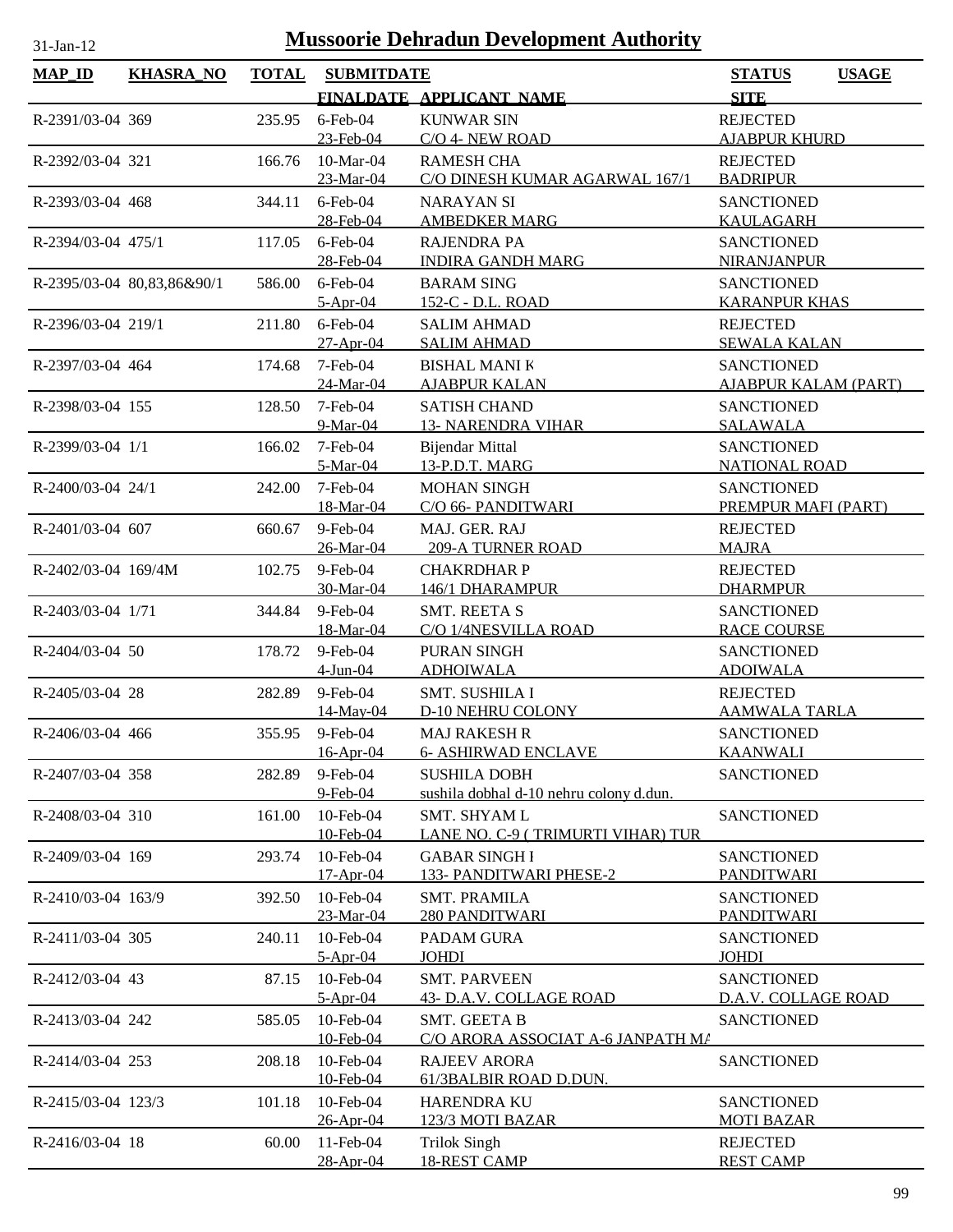# Mussoorie Dehradun Development Authority

31-Jan-12

| MAP_ID | KHASRA_NO | TOTAL | SUBMITDATE / FINALDATE | APPLICANT_NAME | STATUS / SITE | USAGE |
|---|---|---|---|---|---|---|
| R-2391/03-04 | 369 | 235.95 | 6-Feb-04 / 23-Feb-04 | KUNWAR SIN / C/O 4- NEW ROAD | REJECTED / AJABPUR KHURD | |
| R-2392/03-04 | 321 | 166.76 | 10-Mar-04 / 23-Mar-04 | RAMESH CHA / C/O DINESH KUMAR AGARWAL 167/1 | REJECTED / BADRIPUR | |
| R-2393/03-04 | 468 | 344.11 | 6-Feb-04 / 28-Feb-04 | NARAYAN SI / AMBEDKER MARG | SANCTIONED / KAULAGARH | |
| R-2394/03-04 | 475/1 | 117.05 | 6-Feb-04 / 28-Feb-04 | RAJENDRA PA / INDIRA GANDH MARG | SANCTIONED / NIRANJANPUR | |
| R-2395/03-04 | 80,83,86&90/1 | 586.00 | 6-Feb-04 / 5-Apr-04 | BARAM SING / 152-C - D.L. ROAD | SANCTIONED / KARANPUR KHAS | |
| R-2396/03-04 | 219/1 | 211.80 | 6-Feb-04 / 27-Apr-04 | SALIM AHMAD / SALIM AHMAD | REJECTED / SEWALA KALAN | |
| R-2397/03-04 | 464 | 174.68 | 7-Feb-04 / 24-Mar-04 | BISHAL MANI K / AJABPUR KALAN | SANCTIONED / AJABPUR KALAM (PART) | |
| R-2398/03-04 | 155 | 128.50 | 7-Feb-04 / 9-Mar-04 | SATISH CHAND / 13- NARENDRA VIHAR | SANCTIONED / SALAWALA | |
| R-2399/03-04 | 1/1 | 166.02 | 7-Feb-04 / 5-Mar-04 | Bijendar Mittal / 13-P.D.T. MARG | SANCTIONED / NATIONAL ROAD | |
| R-2400/03-04 | 24/1 | 242.00 | 7-Feb-04 / 18-Mar-04 | MOHAN SINGH / C/O 66- PANDITWARI | SANCTIONED / PREMPUR MAFI (PART) | |
| R-2401/03-04 | 607 | 660.67 | 9-Feb-04 / 26-Mar-04 | MAJ. GER. RAJ / 209-A TURNER ROAD | REJECTED / MAJRA | |
| R-2402/03-04 | 169/4M | 102.75 | 9-Feb-04 / 30-Mar-04 | CHAKRDHAR P / 146/1 DHARAMPUR | REJECTED / DHARMPUR | |
| R-2403/03-04 | 1/71 | 344.84 | 9-Feb-04 / 18-Mar-04 | SMT. REETA S / C/O 1/4NESVILLA ROAD | SANCTIONED / RACE COURSE | |
| R-2404/03-04 | 50 | 178.72 | 9-Feb-04 / 4-Jun-04 | PURAN SINGH / ADHOIWALA | SANCTIONED / ADOIWALA | |
| R-2405/03-04 | 28 | 282.89 | 9-Feb-04 / 14-May-04 | SMT. SUSHILA I / D-10 NEHRU COLONY | REJECTED / AAMWALA TARLA | |
| R-2406/03-04 | 466 | 355.95 | 9-Feb-04 / 16-Apr-04 | MAJ RAKESH R / 6- ASHIRWAD ENCLAVE | SANCTIONED / KAANWALI | |
| R-2407/03-04 | 358 | 282.89 | 9-Feb-04 / 9-Feb-04 | SUSHILA DOBH / sushila dobhal d-10 nehru colony d.dun. | SANCTIONED | |
| R-2408/03-04 | 310 | 161.00 | 10-Feb-04 / 10-Feb-04 | SMT. SHYAM L / LANE NO. C-9 ( TRIMURTI VIHAR) TUR | SANCTIONED | |
| R-2409/03-04 | 169 | 293.74 | 10-Feb-04 / 17-Apr-04 | GABAR SINGH I / 133- PANDITWARI PHESE-2 | SANCTIONED / PANDITWARI | |
| R-2410/03-04 | 163/9 | 392.50 | 10-Feb-04 / 23-Mar-04 | SMT. PRAMILA / 280 PANDITWARI | SANCTIONED / PANDITWARI | |
| R-2411/03-04 | 305 | 240.11 | 10-Feb-04 / 5-Apr-04 | PADAM GURA / JOHDI | SANCTIONED / JOHDI | |
| R-2412/03-04 | 43 | 87.15 | 10-Feb-04 / 5-Apr-04 | SMT. PARVEEN / 43- D.A.V. COLLAGE ROAD | SANCTIONED / D.A.V. COLLAGE ROAD | |
| R-2413/03-04 | 242 | 585.05 | 10-Feb-04 / 10-Feb-04 | SMT. GEETA B / C/O ARORA ASSOCIAT A-6 JANPATH MA | SANCTIONED | |
| R-2414/03-04 | 253 | 208.18 | 10-Feb-04 / 10-Feb-04 | RAJEEV ARORA / 61/3BALBIR ROAD D.DUN. | SANCTIONED | |
| R-2415/03-04 | 123/3 | 101.18 | 10-Feb-04 / 26-Apr-04 | HARENDRA KU / 123/3 MOTI BAZAR | SANCTIONED / MOTI BAZAR | |
| R-2416/03-04 | 18 | 60.00 | 11-Feb-04 / 28-Apr-04 | Trilok Singh / 18-REST CAMP | REJECTED / REST CAMP | |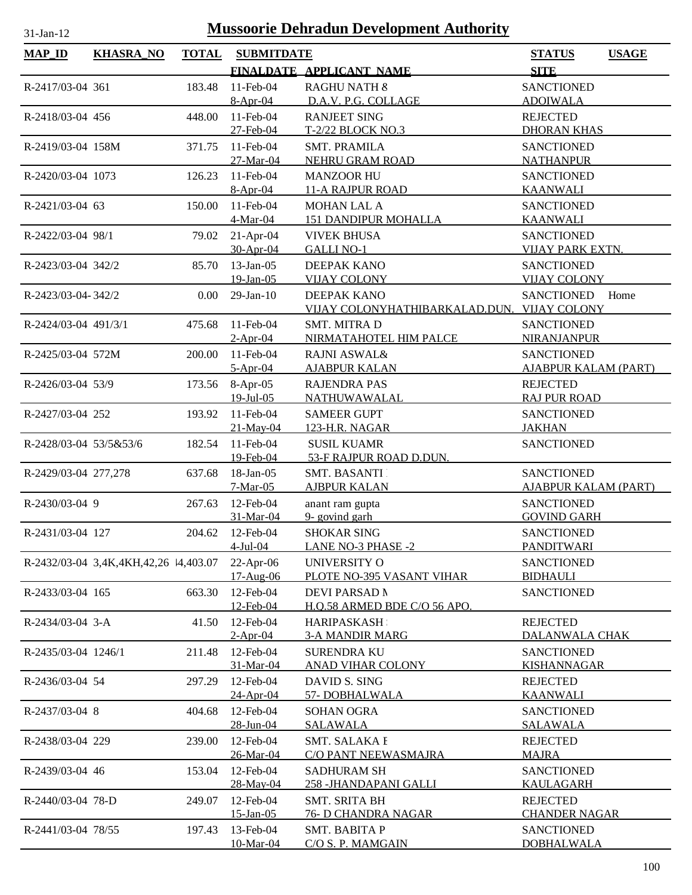# Mussoorie Dehradun Development Authority

31-Jan-12

| MAP_ID | KHASRA_NO | TOTAL | SUBMITDATE / FINALDATE | APPLICANT_NAME | STATUS / SITE | USAGE |
|---|---|---|---|---|---|---|
| R-2417/03-04 | 361 | 183.48 | 11-Feb-04<br>8-Apr-04 | RAGHU NATH &<br>D.A.V. P.G. COLLAGE | SANCTIONED<br>ADOIWALA | |
| R-2418/03-04 | 456 | 448.00 | 11-Feb-04<br>27-Feb-04 | RANJEET SING<br>T-2/22 BLOCK NO.3 | REJECTED<br>DHORAN KHAS | |
| R-2419/03-04 | 158M | 371.75 | 11-Feb-04<br>27-Mar-04 | SMT. PRAMILA<br>NEHRU GRAM ROAD | SANCTIONED<br>NATHANPUR | |
| R-2420/03-04 | 1073 | 126.23 | 11-Feb-04<br>8-Apr-04 | MANZOOR HU<br>11-A RAJPUR ROAD | SANCTIONED<br>KAANWALI | |
| R-2421/03-04 | 63 | 150.00 | 11-Feb-04<br>4-Mar-04 | MOHAN LAL A<br>151 DANDIPUR MOHALLA | SANCTIONED<br>KAANWALI | |
| R-2422/03-04 | 98/1 | 79.02 | 21-Apr-04<br>30-Apr-04 | VIVEK BHUSA<br>GALLI NO-1 | SANCTIONED<br>VIJAY PARK EXTN. | |
| R-2423/03-04 | 342/2 | 85.70 | 13-Jan-05<br>19-Jan-05 | DEEPAK KANO<br>VIJAY COLONY | SANCTIONED<br>VIJAY COLONY | |
| R-2423/03-04- | 342/2 | 0.00 | 29-Jan-10 | DEEPAK KANO<br>VIJAY COLONYHATHIBARKALAD.DUN. | SANCTIONED<br>VIJAY COLONY | Home |
| R-2424/03-04 | 491/3/1 | 475.68 | 11-Feb-04<br>2-Apr-04 | SMT. MITRA D<br>NIRMATAHOTEL HIM PALCE | SANCTIONED<br>NIRANJANPUR | |
| R-2425/03-04 | 572M | 200.00 | 11-Feb-04<br>5-Apr-04 | RAJNI ASWAL&<br>AJABPUR KALAN | SANCTIONED<br>AJABPUR KALAM (PART) | |
| R-2426/03-04 | 53/9 | 173.56 | 8-Apr-05<br>19-Jul-05 | RAJENDRA PAS<br>NATHUWAWALAL | REJECTED<br>RAJ PUR ROAD | |
| R-2427/03-04 | 252 | 193.92 | 11-Feb-04<br>21-May-04 | SAMEER GUPT<br>123-H.R. NAGAR | SANCTIONED<br>JAKHAN | |
| R-2428/03-04 | 53/5&53/6 | 182.54 | 11-Feb-04<br>19-Feb-04 | SUSIL KUAMR<br>53-F RAJPUR ROAD D.DUN. | SANCTIONED | |
| R-2429/03-04 | 277,278 | 637.68 | 18-Jan-05<br>7-Mar-05 | SMT. BASANTI<br>AJBPUR KALAN | SANCTIONED<br>AJABPUR KALAM (PART) | |
| R-2430/03-04 | 9 | 267.63 | 12-Feb-04<br>31-Mar-04 | anant ram gupta<br>9- govind garh | SANCTIONED<br>GOVIND GARH | |
| R-2431/03-04 | 127 | 204.62 | 12-Feb-04<br>4-Jul-04 | SHOKAR SING<br>LANE NO-3 PHASE -2 | SANCTIONED<br>PANDITWARI | |
| R-2432/03-04 | 3,4K,4KH,42,26 | 14,403.07 | 22-Apr-06<br>17-Aug-06 | UNIVERSITY O<br>PLOTE NO-395 VASANT VIHAR | SANCTIONED<br>BIDHAULI | |
| R-2433/03-04 | 165 | 663.30 | 12-Feb-04<br>12-Feb-04 | DEVI PARSAD M<br>H.Q.58 ARMED BDE C/O 56 APO. | SANCTIONED | |
| R-2434/03-04 | 3-A | 41.50 | 12-Feb-04<br>2-Apr-04 | HARIPASKASH<br>3-A MANDIR MARG | REJECTED<br>DALANWALA CHAK | |
| R-2435/03-04 | 1246/1 | 211.48 | 12-Feb-04<br>31-Mar-04 | SURENDRA KU<br>ANAD VIHAR COLONY | SANCTIONED<br>KISHANNAGAR | |
| R-2436/03-04 | 54 | 297.29 | 12-Feb-04<br>24-Apr-04 | DAVID S. SING<br>57- DOBHALWALA | REJECTED<br>KAANWALI | |
| R-2437/03-04 | 8 | 404.68 | 12-Feb-04<br>28-Jun-04 | SOHAN OGRA<br>SALAWALA | SANCTIONED<br>SALAWALA | |
| R-2438/03-04 | 229 | 239.00 | 12-Feb-04<br>26-Mar-04 | SMT. SALAKA E<br>C/O PANT NEEWASMAJRA | REJECTED<br>MAJRA | |
| R-2439/03-04 | 46 | 153.04 | 12-Feb-04<br>28-May-04 | SADHURAM SH<br>258 -JHANDAPANI GALLI | SANCTIONED<br>KAULAGARH | |
| R-2440/03-04 | 78-D | 249.07 | 12-Feb-04<br>15-Jan-05 | SMT. SRITA BH<br>76- D CHANDRA NAGAR | REJECTED<br>CHANDER NAGAR | |
| R-2441/03-04 | 78/55 | 197.43 | 13-Feb-04<br>10-Mar-04 | SMT. BABITA P<br>C/O S. P. MAMGAIN | SANCTIONED<br>DOBHALWALA | |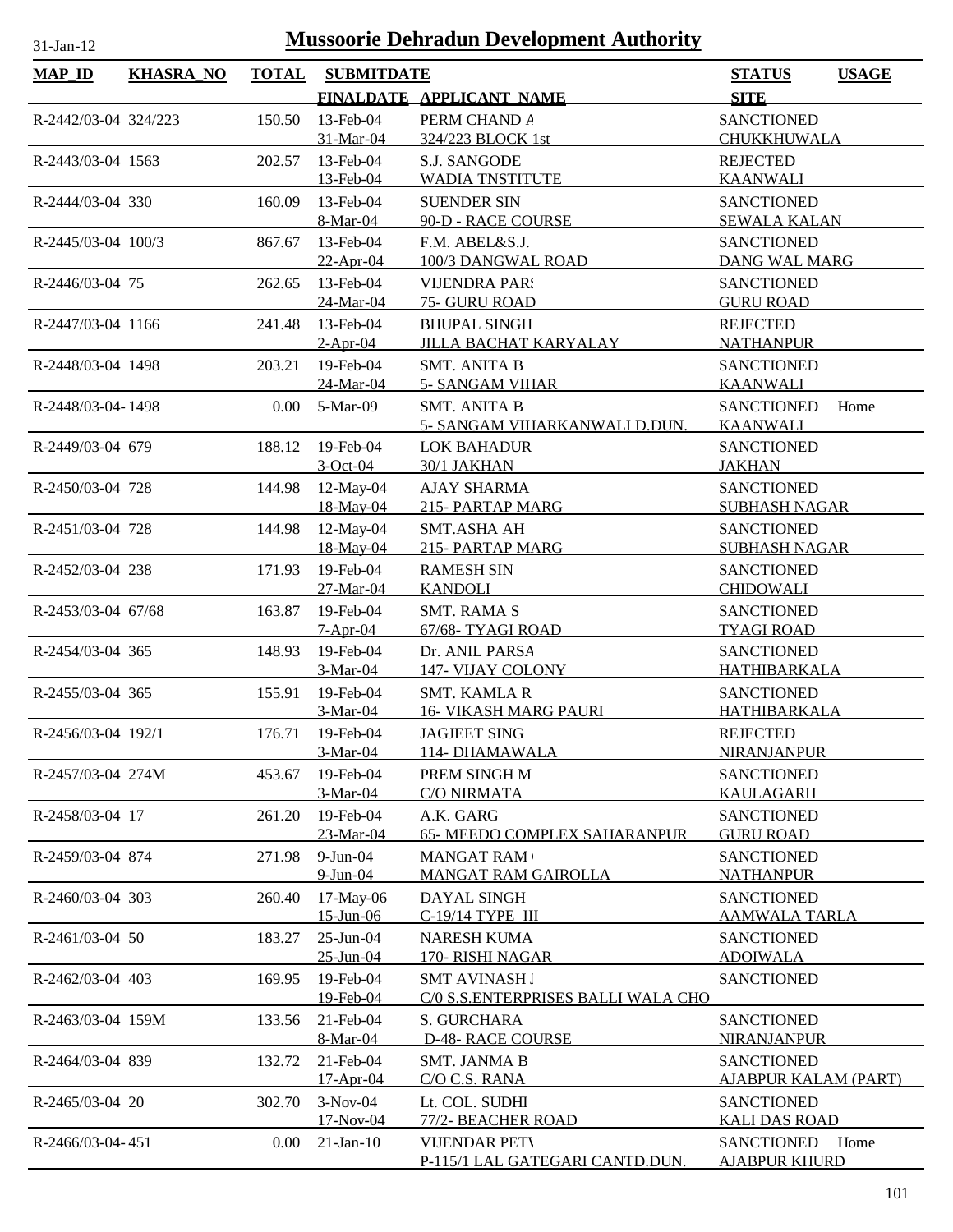# Mussoorie Dehradun Development Authority

31-Jan-12

| MAP_ID | KHASRA_NO | TOTAL | SUBMITDATE / FINALDATE | APPLICANT_NAME | STATUS / SITE | USAGE |
|---|---|---|---|---|---|---|
| R-2442/03-04 | 324/223 | 150.50 | 13-Feb-04 / 31-Mar-04 | PERM CHAND A / 324/223 BLOCK 1st | SANCTIONED / CHUKKHUWALA | |
| R-2443/03-04 | 1563 | 202.57 | 13-Feb-04 / 13-Feb-04 | S.J. SANGODE / WADIA TNSTITUTE | REJECTED / KAANWALI | |
| R-2444/03-04 | 330 | 160.09 | 13-Feb-04 / 8-Mar-04 | SUENDER SIN / 90-D - RACE COURSE | SANCTIONED / SEWALA KALAN | |
| R-2445/03-04 | 100/3 | 867.67 | 13-Feb-04 / 22-Apr-04 | F.M. ABEL&S.J. / 100/3 DANGWAL ROAD | SANCTIONED / DANG WAL MARG | |
| R-2446/03-04 | 75 | 262.65 | 13-Feb-04 / 24-Mar-04 | VIJENDRA PARS / 75- GURU ROAD | SANCTIONED / GURU ROAD | |
| R-2447/03-04 | 1166 | 241.48 | 13-Feb-04 / 2-Apr-04 | BHUPAL SINGH / JILLA BACHAT KARYALAY | REJECTED / NATHANPUR | |
| R-2448/03-04 | 1498 | 203.21 | 19-Feb-04 / 24-Mar-04 | SMT. ANITA B / 5- SANGAM VIHAR | SANCTIONED / KAANWALI | |
| R-2448/03-04- | 1498 | 0.00 | 5-Mar-09 | SMT. ANITA B / 5- SANGAM VIHARKANWALI D.DUN. | SANCTIONED / KAANWALI | Home |
| R-2449/03-04 | 679 | 188.12 | 19-Feb-04 / 3-Oct-04 | LOK BAHADUR / 30/1 JAKHAN | SANCTIONED / JAKHAN | |
| R-2450/03-04 | 728 | 144.98 | 12-May-04 / 18-May-04 | AJAY SHARMA / 215- PARTAP MARG | SANCTIONED / SUBHASH NAGAR | |
| R-2451/03-04 | 728 | 144.98 | 12-May-04 / 18-May-04 | SMT.ASHA AH / 215- PARTAP MARG | SANCTIONED / SUBHASH NAGAR | |
| R-2452/03-04 | 238 | 171.93 | 19-Feb-04 / 27-Mar-04 | RAMESH SIN / KANDOLI | SANCTIONED / CHIDOWALI | |
| R-2453/03-04 | 67/68 | 163.87 | 19-Feb-04 / 7-Apr-04 | SMT. RAMA S / 67/68- TYAGI ROAD | SANCTIONED / TYAGI ROAD | |
| R-2454/03-04 | 365 | 148.93 | 19-Feb-04 / 3-Mar-04 | Dr. ANIL PARSA / 147- VIJAY COLONY | SANCTIONED / HATHIBARKALA | |
| R-2455/03-04 | 365 | 155.91 | 19-Feb-04 / 3-Mar-04 | SMT. KAMLA R / 16- VIKASH MARG PAURI | SANCTIONED / HATHIBARKALA | |
| R-2456/03-04 | 192/1 | 176.71 | 19-Feb-04 / 3-Mar-04 | JAGJEET SING / 114- DHAMAWALA | REJECTED / NIRANJANPUR | |
| R-2457/03-04 | 274M | 453.67 | 19-Feb-04 / 3-Mar-04 | PREM SINGH M / C/O NIRMATA | SANCTIONED / KAULAGARH | |
| R-2458/03-04 | 17 | 261.20 | 19-Feb-04 / 23-Mar-04 | A.K. GARG / 65- MEEDO COMPLEX SAHARANPUR | SANCTIONED / GURU ROAD | |
| R-2459/03-04 | 874 | 271.98 | 9-Jun-04 / 9-Jun-04 | MANGAT RAM / MANGAT RAM GAIROLLA | SANCTIONED / NATHANPUR | |
| R-2460/03-04 | 303 | 260.40 | 17-May-06 / 15-Jun-06 | DAYAL SINGH / C-19/14 TYPE III | SANCTIONED / AAMWALA TARLA | |
| R-2461/03-04 | 50 | 183.27 | 25-Jun-04 / 25-Jun-04 | NARESH KUMA / 170- RISHI NAGAR | SANCTIONED / ADOIWALA | |
| R-2462/03-04 | 403 | 169.95 | 19-Feb-04 / 19-Feb-04 | SMT AVINASH J / C/0 S.S.ENTERPRISES BALLI WALA CHO | SANCTIONED | |
| R-2463/03-04 | 159M | 133.56 | 21-Feb-04 / 8-Mar-04 | S. GURCHARA / D-48- RACE COURSE | SANCTIONED / NIRANJANPUR | |
| R-2464/03-04 | 839 | 132.72 | 21-Feb-04 / 17-Apr-04 | SMT. JANMA B / C/O C.S. RANA | SANCTIONED / AJABPUR KALAM (PART) | |
| R-2465/03-04 | 20 | 302.70 | 3-Nov-04 / 17-Nov-04 | Lt. COL. SUDHI / 77/2- BEACHER ROAD | SANCTIONED / KALI DAS ROAD | |
| R-2466/03-04- | 451 | 0.00 | 21-Jan-10 | VIJENDAR PETV / P-115/1 LAL GATEGARI CANTD.DUN. | SANCTIONED / AJABPUR KHURD | Home |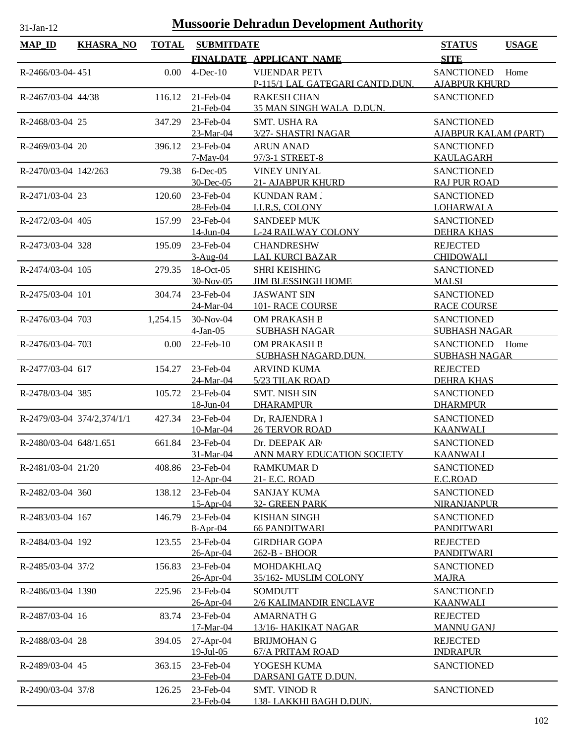# Mussoorie Dehradun Development Authority

31-Jan-12

| MAP_ID | KHASRA_NO | TOTAL | SUBMITDATE / FINALDATE | APPLICANT_NAME | STATUS / SITE | USAGE |
|---|---|---|---|---|---|---|
| R-2466/03-04- | 451 | 0.00 | 4-Dec-10 | VIJENDAR PETV<br>P-115/1 LAL GATEGARI CANTD.DUN. | SANCTIONED<br>AJABPUR KHURD | Home |
| R-2467/03-04 | 44/38 | 116.12 | 21-Feb-04<br>21-Feb-04 | RAKESH CHAN<br>35 MAN SINGH WALA D.DUN. | SANCTIONED | |
| R-2468/03-04 | 25 | 347.29 | 23-Feb-04<br>23-Mar-04 | SMT. USHA RA<br>3/27- SHASTRI NAGAR | SANCTIONED<br>AJABPUR KALAM (PART) | |
| R-2469/03-04 | 20 | 396.12 | 23-Feb-04<br>7-May-04 | ARUN ANAD<br>97/3-1 STREET-8 | SANCTIONED<br>KAULAGARH | |
| R-2470/03-04 | 142/263 | 79.38 | 6-Dec-05<br>30-Dec-05 | VINEY UNIYAL<br>21- AJABPUR KHURD | SANCTIONED<br>RAJ PUR ROAD | |
| R-2471/03-04 | 23 | 120.60 | 23-Feb-04<br>28-Feb-04 | KUNDAN RAM J<br>I.I.R.S. COLONY | SANCTIONED<br>LOHARWALA | |
| R-2472/03-04 | 405 | 157.99 | 23-Feb-04<br>14-Jun-04 | SANDEEP MUK<br>L-24 RAILWAY COLONY | SANCTIONED<br>DEHRA KHAS | |
| R-2473/03-04 | 328 | 195.09 | 23-Feb-04<br>3-Aug-04 | CHANDRESHW<br>LAL KURCI BAZAR | REJECTED<br>CHIDOWALI | |
| R-2474/03-04 | 105 | 279.35 | 18-Oct-05<br>30-Nov-05 | SHRI KEISHING<br>JIM BLESSINGH HOME | SANCTIONED<br>MALSI | |
| R-2475/03-04 | 101 | 304.74 | 23-Feb-04<br>24-Mar-04 | JASWANT SIN<br>101- RACE COURSE | SANCTIONED<br>RACE COURSE | |
| R-2476/03-04 | 703 | 1,254.15 | 30-Nov-04<br>4-Jan-05 | OM PRAKASH B<br>SUBHASH NAGAR | SANCTIONED<br>SUBHASH NAGAR | |
| R-2476/03-04- | 703 | 0.00 | 22-Feb-10 | OM PRAKASH B<br>SUBHASH NAGARD.DUN. | SANCTIONED<br>SUBHASH NAGAR | Home |
| R-2477/03-04 | 617 | 154.27 | 23-Feb-04<br>24-Mar-04 | ARVIND KUMA<br>5/23 TILAK ROAD | REJECTED<br>DEHRA KHAS | |
| R-2478/03-04 | 385 | 105.72 | 23-Feb-04<br>18-Jun-04 | SMT. NISH SIN<br>DHARAMPUR | SANCTIONED<br>DHARMPUR | |
| R-2479/03-04 | 374/2,374/1/1 | 427.34 | 23-Feb-04<br>10-Mar-04 | Dr, RAJENDRA I<br>26 TERVOR ROAD | SANCTIONED<br>KAANWALI | |
| R-2480/03-04 | 648/1.651 | 661.84 | 23-Feb-04<br>31-Mar-04 | Dr. DEEPAK AR<br>ANN MARY EDUCATION SOCIETY | SANCTIONED<br>KAANWALI | |
| R-2481/03-04 | 21/20 | 408.86 | 23-Feb-04<br>12-Apr-04 | RAMKUMAR D<br>21- E.C. ROAD | SANCTIONED<br>E.C.ROAD | |
| R-2482/03-04 | 360 | 138.12 | 23-Feb-04<br>15-Apr-04 | SANJAY KUMA<br>32- GREEN PARK | SANCTIONED<br>NIRANJANPUR | |
| R-2483/03-04 | 167 | 146.79 | 23-Feb-04<br>8-Apr-04 | KISHAN SINGH<br>66 PANDITWARI | SANCTIONED<br>PANDITWARI | |
| R-2484/03-04 | 192 | 123.55 | 23-Feb-04<br>26-Apr-04 | GIRDHAR GOPA<br>262-B - BHOOR | REJECTED<br>PANDITWARI | |
| R-2485/03-04 | 37/2 | 156.83 | 23-Feb-04<br>26-Apr-04 | MOHDAKHLAQ<br>35/162- MUSLIM COLONY | SANCTIONED<br>MAJRA | |
| R-2486/03-04 | 1390 | 225.96 | 23-Feb-04<br>26-Apr-04 | SOMDUTT<br>2/6 KALIMANDIR ENCLAVE | SANCTIONED<br>KAANWALI | |
| R-2487/03-04 | 16 | 83.74 | 23-Feb-04<br>17-Mar-04 | AMARNATH G<br>13/16- HAKIKAT NAGAR | REJECTED<br>MANNU GANJ | |
| R-2488/03-04 | 28 | 394.05 | 27-Apr-04<br>19-Jul-05 | BRIJMOHAN G<br>67/A PRITAM ROAD | REJECTED<br>INDRAPUR | |
| R-2489/03-04 | 45 | 363.15 | 23-Feb-04<br>23-Feb-04 | YOGESH KUMA<br>DARSANI GATE D.DUN. | SANCTIONED | |
| R-2490/03-04 | 37/8 | 126.25 | 23-Feb-04<br>23-Feb-04 | SMT. VINOD R<br>138- LAKKHI BAGH D.DUN. | SANCTIONED | |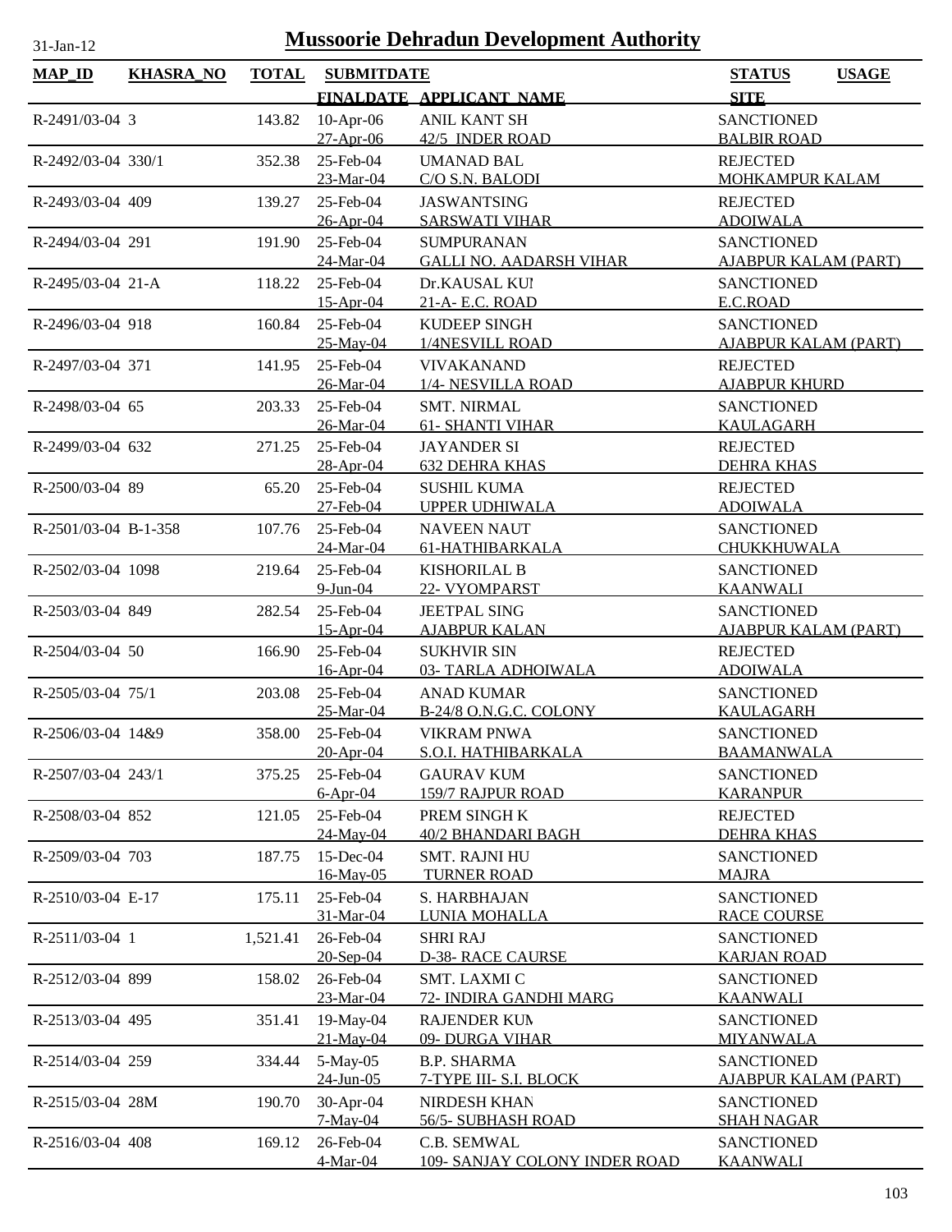31-Jan-12

# Mussoorie Dehradun Development Authority

| MAP_ID | KHASRA_NO | TOTAL | SUBMITDATE / FINALDATE | APPLICANT_NAME | STATUS / SITE | USAGE |
|---|---|---|---|---|---|---|
| R-2491/03-04 | 3 | 143.82 | 10-Apr-06 / 27-Apr-06 | ANIL KANT SH / 42/5 INDER ROAD | SANCTIONED / BALBIR ROAD | |
| R-2492/03-04 | 330/1 | 352.38 | 25-Feb-04 / 23-Mar-04 | UMANAD BAL / C/O S.N. BALODI | REJECTED / MOHKAMPUR KALAM | |
| R-2493/03-04 | 409 | 139.27 | 25-Feb-04 / 26-Apr-04 | JASWANTSING / SARSWATI VIHAR | REJECTED / ADOIWALA | |
| R-2494/03-04 | 291 | 191.90 | 25-Feb-04 / 24-Mar-04 | SUMPURANAN / GALLI NO. AADARSH VIHAR | SANCTIONED / AJABPUR KALAM (PART) | |
| R-2495/03-04 | 21-A | 118.22 | 25-Feb-04 / 15-Apr-04 | Dr.KAUSAL KUI / 21-A- E.C. ROAD | SANCTIONED / E.C.ROAD | |
| R-2496/03-04 | 918 | 160.84 | 25-Feb-04 / 25-May-04 | KUDEEP SINGH / 1/4NESVILL ROAD | SANCTIONED / AJABPUR KALAM (PART) | |
| R-2497/03-04 | 371 | 141.95 | 25-Feb-04 / 26-Mar-04 | VIVAKANAND / 1/4- NESVILLA ROAD | REJECTED / AJABPUR KHURD | |
| R-2498/03-04 | 65 | 203.33 | 25-Feb-04 / 26-Mar-04 | SMT. NIRMAL / 61- SHANTI VIHAR | SANCTIONED / KAULAGARH | |
| R-2499/03-04 | 632 | 271.25 | 25-Feb-04 / 28-Apr-04 | JAYANDER SI / 632 DEHRA KHAS | REJECTED / DEHRA KHAS | |
| R-2500/03-04 | 89 | 65.20 | 25-Feb-04 / 27-Feb-04 | SUSHIL KUMA / UPPER UDHIWALA | REJECTED / ADOIWALA | |
| R-2501/03-04 | B-1-358 | 107.76 | 25-Feb-04 / 24-Mar-04 | NAVEEN NAUT / 61-HATHIBARKALA | SANCTIONED / CHUKKHUWALA | |
| R-2502/03-04 | 1098 | 219.64 | 25-Feb-04 / 9-Jun-04 | KISHORILAL B / 22- VYOMPARST | SANCTIONED / KAANWALI | |
| R-2503/03-04 | 849 | 282.54 | 25-Feb-04 / 15-Apr-04 | JEETPAL SING / AJABPUR KALAN | SANCTIONED / AJABPUR KALAM (PART) | |
| R-2504/03-04 | 50 | 166.90 | 25-Feb-04 / 16-Apr-04 | SUKHVIR SIN / 03- TARLA ADHOIWALA | REJECTED / ADOIWALA | |
| R-2505/03-04 | 75/1 | 203.08 | 25-Feb-04 / 25-Mar-04 | ANAD KUMAR / B-24/8 O.N.G.C. COLONY | SANCTIONED / KAULAGARH | |
| R-2506/03-04 | 14&9 | 358.00 | 25-Feb-04 / 20-Apr-04 | VIKRAM PNWA / S.O.I. HATHIBARKALA | SANCTIONED / BAAMANWALA | |
| R-2507/03-04 | 243/1 | 375.25 | 25-Feb-04 / 6-Apr-04 | GAURAV KUM / 159/7 RAJPUR ROAD | SANCTIONED / KARANPUR | |
| R-2508/03-04 | 852 | 121.05 | 25-Feb-04 / 24-May-04 | PREM SINGH K / 40/2 BHANDARI BAGH | REJECTED / DEHRA KHAS | |
| R-2509/03-04 | 703 | 187.75 | 15-Dec-04 / 16-May-05 | SMT. RAJNI HU / TURNER ROAD | SANCTIONED / MAJRA | |
| R-2510/03-04 | E-17 | 175.11 | 25-Feb-04 / 31-Mar-04 | S. HARBHAJAN / LUNIA MOHALLA | SANCTIONED / RACE COURSE | |
| R-2511/03-04 | 1 | 1,521.41 | 26-Feb-04 / 20-Sep-04 | SHRI RAJ / D-38- RACE CAURSE | SANCTIONED / KARJAN ROAD | |
| R-2512/03-04 | 899 | 158.02 | 26-Feb-04 / 23-Mar-04 | SMT. LAXMI C / 72- INDIRA GANDHI MARG | SANCTIONED / KAANWALI | |
| R-2513/03-04 | 495 | 351.41 | 19-May-04 / 21-May-04 | RAJENDER KUM / 09- DURGA VIHAR | SANCTIONED / MIYANWALA | |
| R-2514/03-04 | 259 | 334.44 | 5-May-05 / 24-Jun-05 | B.P. SHARMA / 7-TYPE III- S.I. BLOCK | SANCTIONED / AJABPUR KALAM (PART) | |
| R-2515/03-04 | 28M | 190.70 | 30-Apr-04 / 7-May-04 | NIRDESH KHAN / 56/5- SUBHASH ROAD | SANCTIONED / SHAH NAGAR | |
| R-2516/03-04 | 408 | 169.12 | 26-Feb-04 / 4-Mar-04 | C.B. SEMWAL / 109- SANJAY COLONY INDER ROAD | SANCTIONED / KAANWALI | |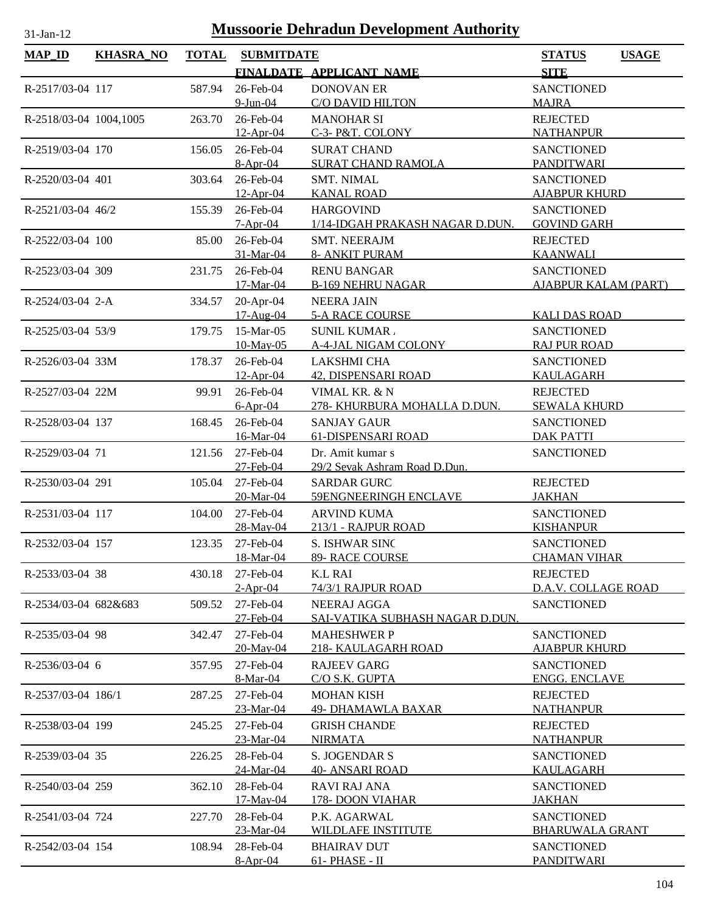# Mussoorie Dehradun Development Authority

31-Jan-12

| MAP_ID | KHASRA_NO | TOTAL | SUBMITDATE / FINALDATE | APPLICANT_NAME | STATUS / SITE | USAGE |
|---|---|---|---|---|---|---|
| R-2517/03-04 | 117 | 587.94 | 26-Feb-04<br>9-Jun-04 | DONOVAN ER<br>C/O DAVID HILTON | SANCTIONED<br>MAJRA | |
| R-2518/03-04 | 1004,1005 | 263.70 | 26-Feb-04<br>12-Apr-04 | MANOHAR SI<br>C-3- P&T. COLONY | REJECTED<br>NATHANPUR | |
| R-2519/03-04 | 170 | 156.05 | 26-Feb-04<br>8-Apr-04 | SURAT CHAND<br>SURAT CHAND RAMOLA | SANCTIONED<br>PANDITWARI | |
| R-2520/03-04 | 401 | 303.64 | 26-Feb-04<br>12-Apr-04 | SMT. NIMAL<br>KANAL ROAD | SANCTIONED<br>AJABPUR KHURD | |
| R-2521/03-04 | 46/2 | 155.39 | 26-Feb-04<br>7-Apr-04 | HARGOVIND<br>1/14-IDGAH PRAKASH NAGAR D.DUN. | SANCTIONED<br>GOVIND GARH | |
| R-2522/03-04 | 100 | 85.00 | 26-Feb-04<br>31-Mar-04 | SMT. NEERAJM<br>8- ANKIT PURAM | REJECTED<br>KAANWALI | |
| R-2523/03-04 | 309 | 231.75 | 26-Feb-04<br>17-Mar-04 | RENU BANGAR<br>B-169 NEHRU NAGAR | SANCTIONED<br>AJABPUR KALAM (PART) | |
| R-2524/03-04 | 2-A | 334.57 | 20-Apr-04<br>17-Aug-04 | NEERA JAIN<br>5-A RACE COURSE | <br>KALI DAS ROAD | |
| R-2525/03-04 | 53/9 | 179.75 | 15-Mar-05<br>10-May-05 | SUNIL KUMAR .<br>A-4-JAL NIGAM COLONY | SANCTIONED<br>RAJ PUR ROAD | |
| R-2526/03-04 | 33M | 178.37 | 26-Feb-04<br>12-Apr-04 | LAKSHMI CHA<br>42, DISPENSARI ROAD | SANCTIONED<br>KAULAGARH | |
| R-2527/03-04 | 22M | 99.91 | 26-Feb-04<br>6-Apr-04 | VIMAL KR. & N<br>278- KHURBURA MOHALLA D.DUN. | REJECTED<br>SEWALA KHURD | |
| R-2528/03-04 | 137 | 168.45 | 26-Feb-04<br>16-Mar-04 | SANJAY GAUR<br>61-DISPENSARI ROAD | SANCTIONED<br>DAK PATTI | |
| R-2529/03-04 | 71 | 121.56 | 27-Feb-04<br>27-Feb-04 | Dr. Amit kumar s<br>29/2 Sevak Ashram Road D.Dun. | SANCTIONED | |
| R-2530/03-04 | 291 | 105.04 | 27-Feb-04<br>20-Mar-04 | SARDAR GURC<br>59ENGNEERINGH ENCLAVE | REJECTED<br>JAKHAN | |
| R-2531/03-04 | 117 | 104.00 | 27-Feb-04<br>28-May-04 | ARVIND KUMA<br>213/1 - RAJPUR ROAD | SANCTIONED<br>KISHANPUR | |
| R-2532/03-04 | 157 | 123.35 | 27-Feb-04<br>18-Mar-04 | S. ISHWAR SINC<br>89- RACE COURSE | SANCTIONED<br>CHAMAN VIHAR | |
| R-2533/03-04 | 38 | 430.18 | 27-Feb-04<br>2-Apr-04 | K.L RAI<br>74/3/1 RAJPUR ROAD | REJECTED<br>D.A.V. COLLAGE ROAD | |
| R-2534/03-04 | 682&683 | 509.52 | 27-Feb-04<br>27-Feb-04 | NEERAJ AGGA<br>SAI-VATIKA SUBHASH NAGAR D.DUN. | SANCTIONED | |
| R-2535/03-04 | 98 | 342.47 | 27-Feb-04<br>20-May-04 | MAHESHWER P<br>218- KAULAGARH ROAD | SANCTIONED<br>AJABPUR KHURD | |
| R-2536/03-04 | 6 | 357.95 | 27-Feb-04<br>8-Mar-04 | RAJEEV GARG<br>C/O S.K. GUPTA | SANCTIONED<br>ENGG. ENCLAVE | |
| R-2537/03-04 | 186/1 | 287.25 | 27-Feb-04<br>23-Mar-04 | MOHAN KISH<br>49- DHAMAWLA BAXAR | REJECTED<br>NATHANPUR | |
| R-2538/03-04 | 199 | 245.25 | 27-Feb-04<br>23-Mar-04 | GRISH CHANDE<br>NIRMATA | REJECTED<br>NATHANPUR | |
| R-2539/03-04 | 35 | 226.25 | 28-Feb-04<br>24-Mar-04 | S. JOGENDAR S<br>40- ANSARI ROAD | SANCTIONED<br>KAULAGARH | |
| R-2540/03-04 | 259 | 362.10 | 28-Feb-04<br>17-May-04 | RAVI RAJ ANA<br>178- DOON VIAHAR | SANCTIONED<br>JAKHAN | |
| R-2541/03-04 | 724 | 227.70 | 28-Feb-04<br>23-Mar-04 | P.K. AGARWAL<br>WILDLAFE INSTITUTE | SANCTIONED<br>BHARUWALA GRANT | |
| R-2542/03-04 | 154 | 108.94 | 28-Feb-04<br>8-Apr-04 | BHAIRAV DUT<br>61- PHASE - II | SANCTIONED<br>PANDITWARI | |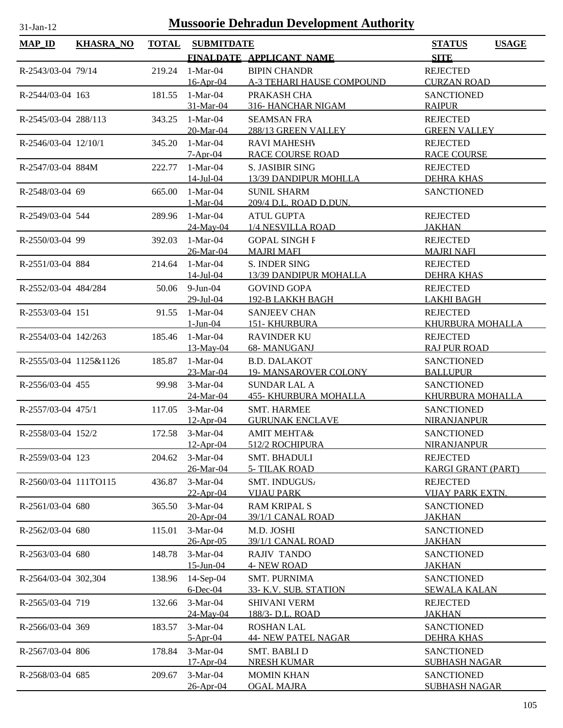31-Jan-12

# Mussoorie Dehradun Development Authority

| MAP_ID | KHASRA_NO | TOTAL | SUBMITDATE / FINALDATE | APPLICANT_NAME | STATUS / SITE | USAGE |
|---|---|---|---|---|---|---|
| R-2543/03-04 | 79/14 | 219.24 | 1-Mar-04<br>16-Apr-04 | BIPIN CHANDR<br>A-3 TEHARI HAUSE COMPOUND | REJECTED<br>CURZAN ROAD | |
| R-2544/03-04 | 163 | 181.55 | 1-Mar-04<br>31-Mar-04 | PRAKASH CHA<br>316- HANCHAR NIGAM | SANCTIONED<br>RAIPUR | |
| R-2545/03-04 | 288/113 | 343.25 | 1-Mar-04<br>20-Mar-04 | SEAMSAN FRA<br>288/13 GREEN VALLEY | REJECTED<br>GREEN VALLEY | |
| R-2546/03-04 | 12/10/1 | 345.20 | 1-Mar-04<br>7-Apr-04 | RAVI MAHESHV<br>RACE COURSE ROAD | REJECTED<br>RACE COURSE | |
| R-2547/03-04 | 884M | 222.77 | 1-Mar-04<br>14-Jul-04 | S. JASIBIR SING<br>13/39 DANDIPUR MOHLLA | REJECTED<br>DEHRA KHAS | |
| R-2548/03-04 | 69 | 665.00 | 1-Mar-04<br>1-Mar-04 | SUNIL SHARM<br>209/4 D.L. ROAD D.DUN. | SANCTIONED | |
| R-2549/03-04 | 544 | 289.96 | 1-Mar-04<br>24-May-04 | ATUL GUPTA<br>1/4 NESVILLA ROAD | REJECTED<br>JAKHAN | |
| R-2550/03-04 | 99 | 392.03 | 1-Mar-04<br>26-Mar-04 | GOPAL SINGH F<br>MAJRI MAFI | REJECTED<br>MAJRI NAFI | |
| R-2551/03-04 | 884 | 214.64 | 1-Mar-04<br>14-Jul-04 | S. INDER SING<br>13/39 DANDIPUR MOHALLA | REJECTED<br>DEHRA KHAS | |
| R-2552/03-04 | 484/284 | 50.06 | 9-Jun-04<br>29-Jul-04 | GOVIND GOPA<br>192-B LAKKH BAGH | REJECTED<br>LAKHI BAGH | |
| R-2553/03-04 | 151 | 91.55 | 1-Mar-04<br>1-Jun-04 | SANJEEV CHAN<br>151- KHURBURA | REJECTED<br>KHURBURA MOHALLA | |
| R-2554/03-04 | 142/263 | 185.46 | 1-Mar-04<br>13-May-04 | RAVINDER KU<br>68- MANUGANJ | REJECTED<br>RAJ PUR ROAD | |
| R-2555/03-04 | 1125&1126 | 185.87 | 1-Mar-04<br>23-Mar-04 | B.D. DALAKOT<br>19- MANSAROVER COLONY | SANCTIONED<br>BALLUPUR | |
| R-2556/03-04 | 455 | 99.98 | 3-Mar-04<br>24-Mar-04 | SUNDAR LAL A<br>455- KHURBURA MOHALLA | SANCTIONED<br>KHURBURA MOHALLA | |
| R-2557/03-04 | 475/1 | 117.05 | 3-Mar-04<br>12-Apr-04 | SMT. HARMEE<br>GURUNAK ENCLAVE | SANCTIONED<br>NIRANJANPUR | |
| R-2558/03-04 | 152/2 | 172.58 | 3-Mar-04<br>12-Apr-04 | AMIT MEHTA&<br>512/2 ROCHIPURA | SANCTIONED<br>NIRANJANPUR | |
| R-2559/03-04 | 123 | 204.62 | 3-Mar-04<br>26-Mar-04 | SMT. BHADULI<br>5- TILAK ROAD | REJECTED<br>KARGI GRANT (PART) | |
| R-2560/03-04 | 111TO115 | 436.87 | 3-Mar-04<br>22-Apr-04 | SMT. INDUGUS/<br>VIJAU PARK | REJECTED<br>VIJAY PARK EXTN. | |
| R-2561/03-04 | 680 | 365.50 | 3-Mar-04<br>20-Apr-04 | RAM KRIPAL S<br>39/1/1 CANAL ROAD | SANCTIONED<br>JAKHAN | |
| R-2562/03-04 | 680 | 115.01 | 3-Mar-04<br>26-Apr-05 | M.D. JOSHI<br>39/1/1 CANAL ROAD | SANCTIONED<br>JAKHAN | |
| R-2563/03-04 | 680 | 148.78 | 3-Mar-04<br>15-Jun-04 | RAJIV TANDO<br>4- NEW ROAD | SANCTIONED<br>JAKHAN | |
| R-2564/03-04 | 302,304 | 138.96 | 14-Sep-04<br>6-Dec-04 | SMT. PURNIMA<br>33- K.V. SUB. STATION | SANCTIONED<br>SEWALA KALAN | |
| R-2565/03-04 | 719 | 132.66 | 3-Mar-04<br>24-May-04 | SHIVANI VERM<br>188/3- D.L. ROAD | REJECTED<br>JAKHAN | |
| R-2566/03-04 | 369 | 183.57 | 3-Mar-04<br>5-Apr-04 | ROSHAN LAL<br>44- NEW PATEL NAGAR | SANCTIONED<br>DEHRA KHAS | |
| R-2567/03-04 | 806 | 178.84 | 3-Mar-04<br>17-Apr-04 | SMT. BABLI D<br>NRESH KUMAR | SANCTIONED<br>SUBHASH NAGAR | |
| R-2568/03-04 | 685 | 209.67 | 3-Mar-04<br>26-Apr-04 | MOMIN KHAN<br>OGAL MAJRA | SANCTIONED<br>SUBHASH NAGAR | |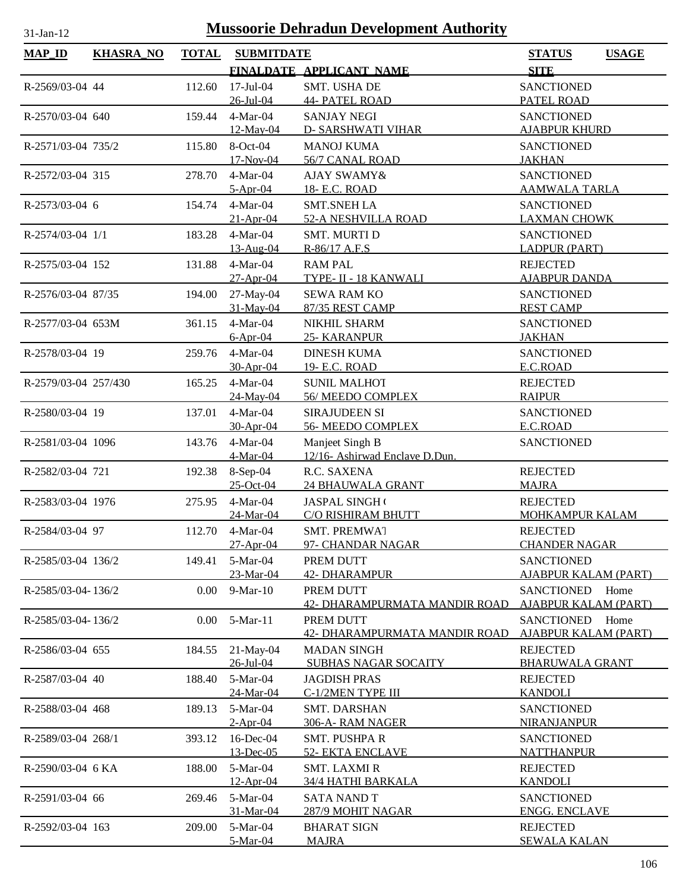# Mussoorie Dehradun Development Authority

31-Jan-12

| MAP_ID | KHASRA_NO | TOTAL | SUBMITDATE / FINALDATE | APPLICANT_NAME | STATUS / SITE | USAGE |
|---|---|---|---|---|---|---|
| R-2569/03-04 | 44 | 112.60 | 17-Jul-04<br>26-Jul-04 | SMT. USHA DE<br>44- PATEL ROAD | SANCTIONED<br>PATEL ROAD | |
| R-2570/03-04 | 640 | 159.44 | 4-Mar-04<br>12-May-04 | SANJAY NEGI<br>D- SARSHWATI VIHAR | SANCTIONED<br>AJABPUR KHURD | |
| R-2571/03-04 | 735/2 | 115.80 | 8-Oct-04<br>17-Nov-04 | MANOJ KUMA<br>56/7 CANAL ROAD | SANCTIONED<br>JAKHAN | |
| R-2572/03-04 | 315 | 278.70 | 4-Mar-04<br>5-Apr-04 | AJAY SWAMY&<br>18- E.C. ROAD | SANCTIONED<br>AAMWALA TARLA | |
| R-2573/03-04 | 6 | 154.74 | 4-Mar-04<br>21-Apr-04 | SMT.SNEH LA<br>52-A NESHVILLA ROAD | SANCTIONED<br>LAXMAN CHOWK | |
| R-2574/03-04 | 1/1 | 183.28 | 4-Mar-04<br>13-Aug-04 | SMT. MURTI D<br>R-86/17 A.F.S | SANCTIONED<br>LADPUR (PART) | |
| R-2575/03-04 | 152 | 131.88 | 4-Mar-04<br>27-Apr-04 | RAM PAL<br>TYPE- II - 18 KANWALI | REJECTED<br>AJABPUR DANDA | |
| R-2576/03-04 | 87/35 | 194.00 | 27-May-04<br>31-May-04 | SEWA RAM KO<br>87/35 REST CAMP | SANCTIONED<br>REST CAMP | |
| R-2577/03-04 | 653M | 361.15 | 4-Mar-04<br>6-Apr-04 | NIKHIL SHARM<br>25- KARANPUR | SANCTIONED<br>JAKHAN | |
| R-2578/03-04 | 19 | 259.76 | 4-Mar-04<br>30-Apr-04 | DINESH KUMA<br>19- E.C. ROAD | SANCTIONED<br>E.C.ROAD | |
| R-2579/03-04 | 257/430 | 165.25 | 4-Mar-04<br>24-May-04 | SUNIL MALHOT<br>56/ MEEDO COMPLEX | REJECTED<br>RAIPUR | |
| R-2580/03-04 | 19 | 137.01 | 4-Mar-04<br>30-Apr-04 | SIRAJUDEEN SI<br>56- MEEDO COMPLEX | SANCTIONED<br>E.C.ROAD | |
| R-2581/03-04 | 1096 | 143.76 | 4-Mar-04<br>4-Mar-04 | Manjeet Singh B<br>12/16- Ashirwad Enclave D.Dun. | SANCTIONED | |
| R-2582/03-04 | 721 | 192.38 | 8-Sep-04<br>25-Oct-04 | R.C. SAXENA<br>24 BHAUWALA GRANT | REJECTED<br>MAJRA | |
| R-2583/03-04 | 1976 | 275.95 | 4-Mar-04<br>24-Mar-04 | JASPAL SINGH (<br>C/O RISHIRAM BHUTT | REJECTED<br>MOHKAMPUR KALAM | |
| R-2584/03-04 | 97 | 112.70 | 4-Mar-04<br>27-Apr-04 | SMT. PREMWAT<br>97- CHANDAR NAGAR | REJECTED<br>CHANDER NAGAR | |
| R-2585/03-04 | 136/2 | 149.41 | 5-Mar-04<br>23-Mar-04 | PREM DUTT<br>42- DHARAMPUR | SANCTIONED<br>AJABPUR KALAM (PART) | |
| R-2585/03-04- | 136/2 | 0.00 | 9-Mar-10 | PREM DUTT<br>42- DHARAMPURMATA MANDIR ROAD | SANCTIONED<br>AJABPUR KALAM (PART) | Home |
| R-2585/03-04- | 136/2 | 0.00 | 5-Mar-11 | PREM DUTT<br>42- DHARAMPURMATA MANDIR ROAD | SANCTIONED<br>AJABPUR KALAM (PART) | Home |
| R-2586/03-04 | 655 | 184.55 | 21-May-04<br>26-Jul-04 | MADAN SINGH<br>SUBHAS NAGAR SOCAITY | REJECTED<br>BHARUWALA GRANT | |
| R-2587/03-04 | 40 | 188.40 | 5-Mar-04<br>24-Mar-04 | JAGDISH PRAS<br>C-1/2MEN TYPE III | REJECTED<br>KANDOLI | |
| R-2588/03-04 | 468 | 189.13 | 5-Mar-04<br>2-Apr-04 | SMT. DARSHAN<br>306-A- RAM NAGER | SANCTIONED<br>NIRANJANPUR | |
| R-2589/03-04 | 268/1 | 393.12 | 16-Dec-04<br>13-Dec-05 | SMT. PUSHPA R<br>52- EKTA ENCLAVE | SANCTIONED<br>NATTHANPUR | |
| R-2590/03-04 | 6 KA | 188.00 | 5-Mar-04<br>12-Apr-04 | SMT. LAXMI R<br>34/4 HATHI BARKALA | REJECTED<br>KANDOLI | |
| R-2591/03-04 | 66 | 269.46 | 5-Mar-04<br>31-Mar-04 | SATA NAND T<br>287/9 MOHIT NAGAR | SANCTIONED<br>ENGG. ENCLAVE | |
| R-2592/03-04 | 163 | 209.00 | 5-Mar-04<br>5-Mar-04 | BHARAT SIGN<br>MAJRA | REJECTED<br>SEWALA KALAN | |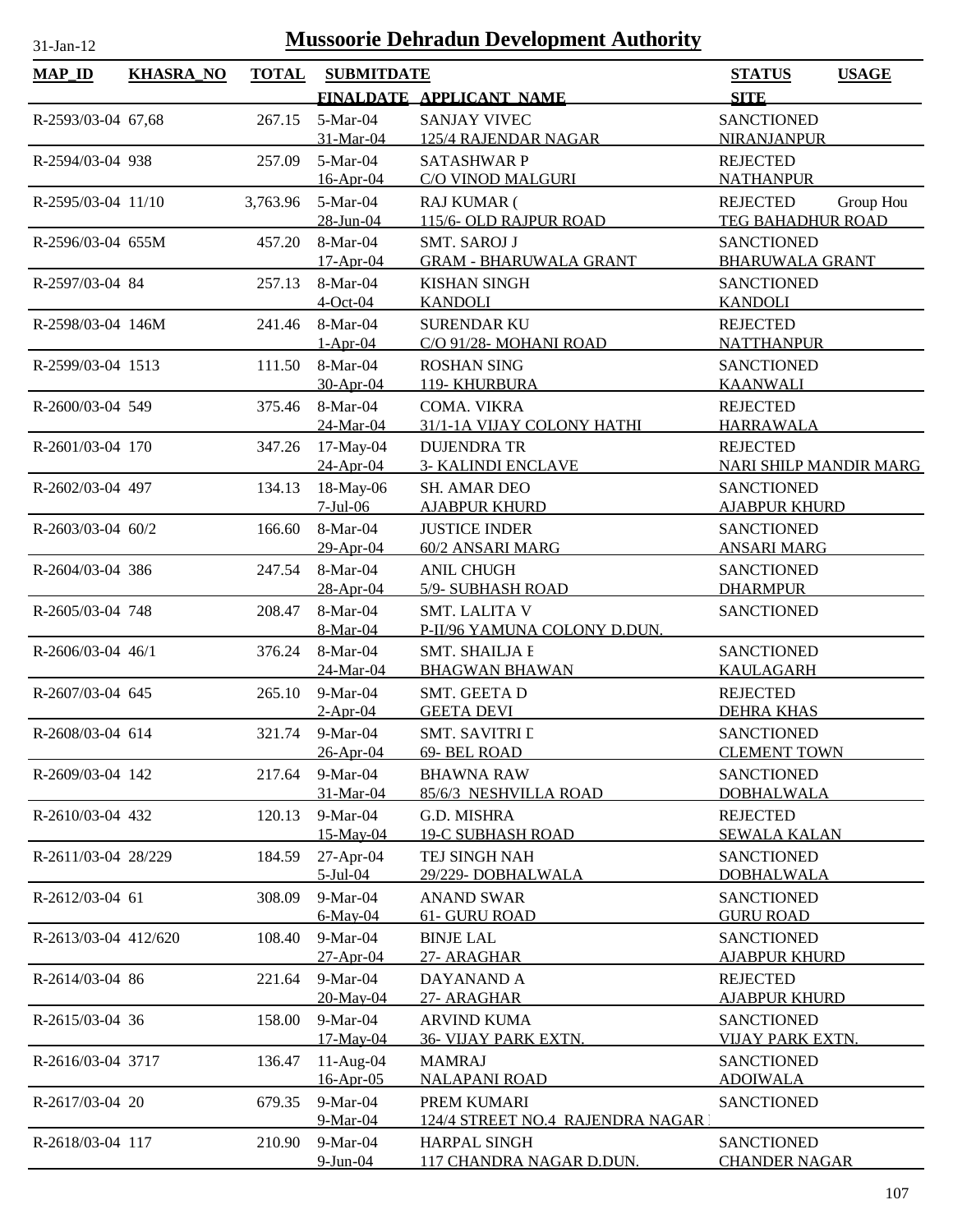# Mussoorie Dehradun Development Authority

31-Jan-12

| MAP_ID | KHASRA_NO | TOTAL | SUBMITDATE / FINALDATE | APPLICANT_NAME | STATUS / SITE | USAGE |
|---|---|---|---|---|---|---|
| R-2593/03-04 | 67,68 | 267.15 | 5-Mar-04<br>31-Mar-04 | SANJAY VIVEC<br>125/4 RAJENDAR NAGAR | SANCTIONED<br>NIRANJANPUR | |
| R-2594/03-04 | 938 | 257.09 | 5-Mar-04<br>16-Apr-04 | SATASHWAR P<br>C/O VINOD MALGURI | REJECTED<br>NATHANPUR | |
| R-2595/03-04 | 11/10 | 3,763.96 | 5-Mar-04<br>28-Jun-04 | RAJ KUMAR (<br>115/6- OLD RAJPUR ROAD | REJECTED<br>TEG BAHADHUR ROAD | Group Hou |
| R-2596/03-04 | 655M | 457.20 | 8-Mar-04<br>17-Apr-04 | SMT. SAROJ J<br>GRAM - BHARUWALA GRANT | SANCTIONED<br>BHARUWALA GRANT | |
| R-2597/03-04 | 84 | 257.13 | 8-Mar-04<br>4-Oct-04 | KISHAN SINGH<br>KANDOLI | SANCTIONED<br>KANDOLI | |
| R-2598/03-04 | 146M | 241.46 | 8-Mar-04<br>1-Apr-04 | SURENDAR KU<br>C/O 91/28- MOHANI ROAD | REJECTED<br>NATTHANPUR | |
| R-2599/03-04 | 1513 | 111.50 | 8-Mar-04<br>30-Apr-04 | ROSHAN SING<br>119- KHURBURA | SANCTIONED<br>KAANWALI | |
| R-2600/03-04 | 549 | 375.46 | 8-Mar-04<br>24-Mar-04 | COMA. VIKRA<br>31/1-1A VIJAY COLONY HATHI | REJECTED<br>HARRAWALA | |
| R-2601/03-04 | 170 | 347.26 | 17-May-04<br>24-Apr-04 | DUJENDRA TR<br>3- KALINDI ENCLAVE | REJECTED<br>NARI SHILP MANDIR MARG | |
| R-2602/03-04 | 497 | 134.13 | 18-May-06<br>7-Jul-06 | SH. AMAR DEO<br>AJABPUR KHURD | SANCTIONED<br>AJABPUR KHURD | |
| R-2603/03-04 | 60/2 | 166.60 | 8-Mar-04<br>29-Apr-04 | JUSTICE INDER<br>60/2 ANSARI MARG | SANCTIONED<br>ANSARI MARG | |
| R-2604/03-04 | 386 | 247.54 | 8-Mar-04<br>28-Apr-04 | ANIL CHUGH<br>5/9- SUBHASH ROAD | SANCTIONED<br>DHARMPUR | |
| R-2605/03-04 | 748 | 208.47 | 8-Mar-04<br>8-Mar-04 | SMT. LALITA V<br>P-II/96 YAMUNA COLONY D.DUN. | SANCTIONED | |
| R-2606/03-04 | 46/1 | 376.24 | 8-Mar-04<br>24-Mar-04 | SMT. SHAILJA E<br>BHAGWAN BHAWAN | SANCTIONED<br>KAULAGARH | |
| R-2607/03-04 | 645 | 265.10 | 9-Mar-04<br>2-Apr-04 | SMT. GEETA D<br>GEETA DEVI | REJECTED<br>DEHRA KHAS | |
| R-2608/03-04 | 614 | 321.74 | 9-Mar-04<br>26-Apr-04 | SMT. SAVITRI D<br>69- BEL ROAD | SANCTIONED<br>CLEMENT TOWN | |
| R-2609/03-04 | 142 | 217.64 | 9-Mar-04<br>31-Mar-04 | BHAWNA RAW<br>85/6/3 NESHVILLA ROAD | SANCTIONED<br>DOBHALWALA | |
| R-2610/03-04 | 432 | 120.13 | 9-Mar-04<br>15-May-04 | G.D. MISHRA<br>19-C SUBHASH ROAD | REJECTED<br>SEWALA KALAN | |
| R-2611/03-04 | 28/229 | 184.59 | 27-Apr-04<br>5-Jul-04 | TEJ SINGH NAH<br>29/229- DOBHALWALA | SANCTIONED<br>DOBHALWALA | |
| R-2612/03-04 | 61 | 308.09 | 9-Mar-04<br>6-May-04 | ANAND SWAR<br>61- GURU ROAD | SANCTIONED<br>GURU ROAD | |
| R-2613/03-04 | 412/620 | 108.40 | 9-Mar-04<br>27-Apr-04 | BINJE LAL<br>27- ARAGHAR | SANCTIONED<br>AJABPUR KHURD | |
| R-2614/03-04 | 86 | 221.64 | 9-Mar-04<br>20-May-04 | DAYANAND A<br>27- ARAGHAR | REJECTED<br>AJABPUR KHURD | |
| R-2615/03-04 | 36 | 158.00 | 9-Mar-04<br>17-May-04 | ARVIND KUMA<br>36- VIJAY PARK EXTN. | SANCTIONED<br>VIJAY PARK EXTN. | |
| R-2616/03-04 | 3717 | 136.47 | 11-Aug-04<br>16-Apr-05 | MAMRAJ<br>NALAPANI ROAD | SANCTIONED<br>ADOIWALA | |
| R-2617/03-04 | 20 | 679.35 | 9-Mar-04<br>9-Mar-04 | PREM KUMARI<br>124/4 STREET NO.4 RAJENDRA NAGAR | SANCTIONED | |
| R-2618/03-04 | 117 | 210.90 | 9-Mar-04<br>9-Jun-04 | HARPAL SINGH<br>117 CHANDRA NAGAR D.DUN. | SANCTIONED<br>CHANDER NAGAR | |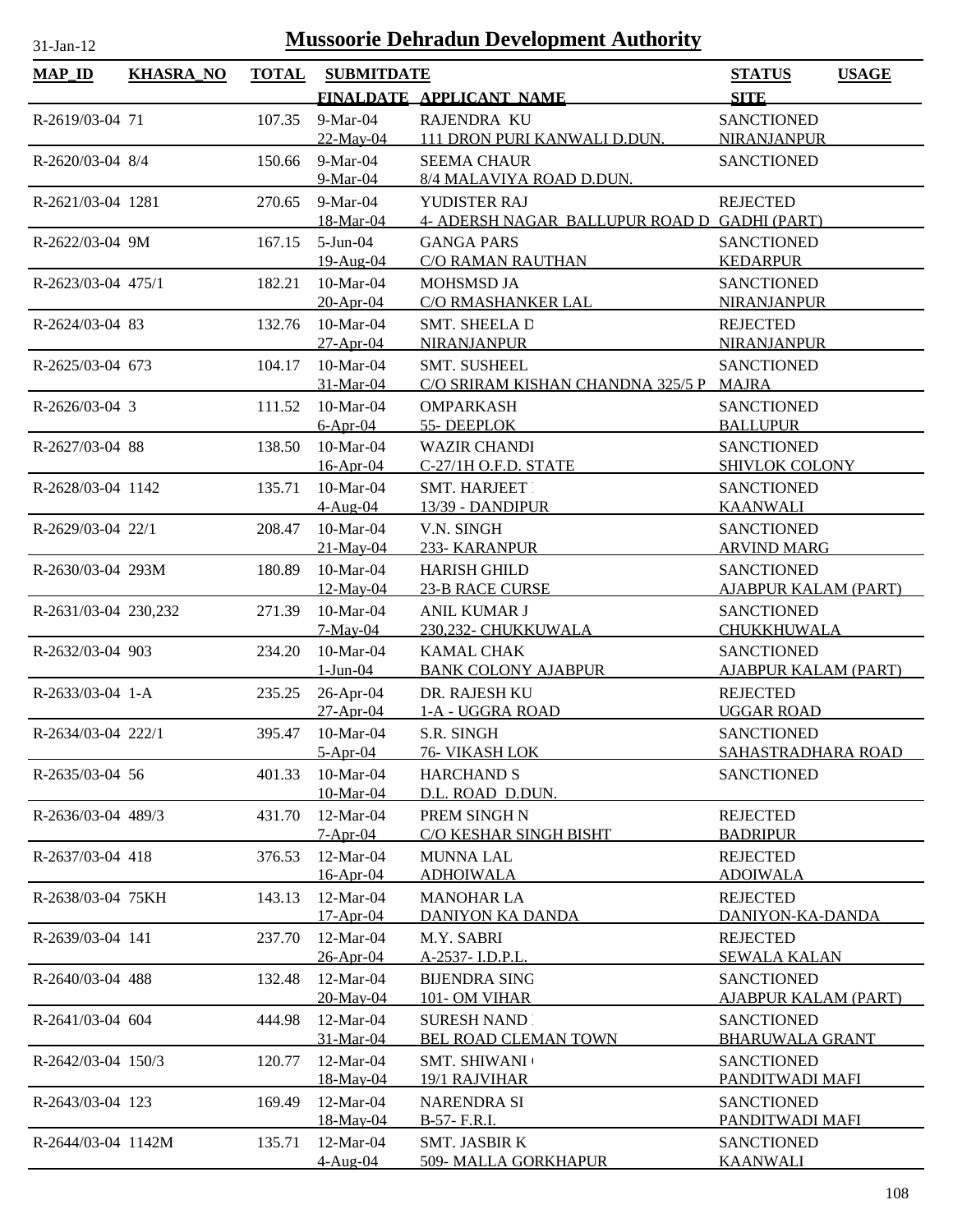# Mussoorie Dehradun Development Authority

31-Jan-12

| MAP_ID | KHASRA_NO | TOTAL | SUBMITDATE / FINALDATE | APPLICANT_NAME | STATUS / SITE | USAGE |
|---|---|---|---|---|---|---|
| R-2619/03-04 | 71 | 107.35 | 9-Mar-04 / 22-May-04 | RAJENDRA KU / 111 DRON PURI KANWALI D.DUN. | SANCTIONED / NIRANJANPUR | |
| R-2620/03-04 | 8/4 | 150.66 | 9-Mar-04 / 9-Mar-04 | SEEMA CHAUR / 8/4 MALAVIYA ROAD D.DUN. | SANCTIONED | |
| R-2621/03-04 | 1281 | 270.65 | 9-Mar-04 / 18-Mar-04 | YUDISTER RAJ / 4- ADERSH NAGAR BALLUPUR ROAD D | REJECTED / GADHI (PART) | |
| R-2622/03-04 | 9M | 167.15 | 5-Jun-04 / 19-Aug-04 | GANGA PARS / C/O RAMAN RAUTHAN | SANCTIONED / KEDARPUR | |
| R-2623/03-04 | 475/1 | 182.21 | 10-Mar-04 / 20-Apr-04 | MOHSMSD JA / C/O RMASHANKER LAL | SANCTIONED / NIRANJANPUR | |
| R-2624/03-04 | 83 | 132.76 | 10-Mar-04 / 27-Apr-04 | SMT. SHEELA D / NIRANJANPUR | REJECTED / NIRANJANPUR | |
| R-2625/03-04 | 673 | 104.17 | 10-Mar-04 / 31-Mar-04 | SMT. SUSHEEL / C/O SRIRAM KISHAN CHANDNA 325/5 P | SANCTIONED / MAJRA | |
| R-2626/03-04 | 3 | 111.52 | 10-Mar-04 / 6-Apr-04 | OMPARKASH / 55- DEEPLOK | SANCTIONED / BALLUPUR | |
| R-2627/03-04 | 88 | 138.50 | 10-Mar-04 / 16-Apr-04 | WAZIR CHANDI / C-27/1H O.F.D. STATE | SANCTIONED / SHIVLOK COLONY | |
| R-2628/03-04 | 1142 | 135.71 | 10-Mar-04 / 4-Aug-04 | SMT. HARJEET / 13/39 - DANDIPUR | SANCTIONED / KAANWALI | |
| R-2629/03-04 | 22/1 | 208.47 | 10-Mar-04 / 21-May-04 | V.N. SINGH / 233- KARANPUR | SANCTIONED / ARVIND MARG | |
| R-2630/03-04 | 293M | 180.89 | 10-Mar-04 / 12-May-04 | HARISH GHILD / 23-B RACE CURSE | SANCTIONED / AJABPUR KALAM (PART) | |
| R-2631/03-04 | 230,232 | 271.39 | 10-Mar-04 / 7-May-04 | ANIL KUMAR J / 230,232- CHUKKUWALA | SANCTIONED / CHUKKHUWALA | |
| R-2632/03-04 | 903 | 234.20 | 10-Mar-04 / 1-Jun-04 | KAMAL CHAK / BANK COLONY AJABPUR | SANCTIONED / AJABPUR KALAM (PART) | |
| R-2633/03-04 | 1-A | 235.25 | 26-Apr-04 / 27-Apr-04 | DR. RAJESH KU / 1-A - UGGRA ROAD | REJECTED / UGGAR ROAD | |
| R-2634/03-04 | 222/1 | 395.47 | 10-Mar-04 / 5-Apr-04 | S.R. SINGH / 76- VIKASH LOK | SANCTIONED / SAHASTRADHARA ROAD | |
| R-2635/03-04 | 56 | 401.33 | 10-Mar-04 / 10-Mar-04 | HARCHAND S / D.L. ROAD D.DUN. | SANCTIONED | |
| R-2636/03-04 | 489/3 | 431.70 | 12-Mar-04 / 7-Apr-04 | PREM SINGH N / C/O KESHAR SINGH BISHT | REJECTED / BADRIPUR | |
| R-2637/03-04 | 418 | 376.53 | 12-Mar-04 / 16-Apr-04 | MUNNA LAL / ADHOIWALA | REJECTED / ADOIWALA | |
| R-2638/03-04 | 75KH | 143.13 | 12-Mar-04 / 17-Apr-04 | MANOHAR LA / DANIYON KA DANDA | REJECTED / DANIYON-KA-DANDA | |
| R-2639/03-04 | 141 | 237.70 | 12-Mar-04 / 26-Apr-04 | M.Y. SABRI / A-2537- I.D.P.L. | REJECTED / SEWALA KALAN | |
| R-2640/03-04 | 488 | 132.48 | 12-Mar-04 / 20-May-04 | BIJENDRA SING / 101- OM VIHAR | SANCTIONED / AJABPUR KALAM (PART) | |
| R-2641/03-04 | 604 | 444.98 | 12-Mar-04 / 31-Mar-04 | SURESH NAND / BEL ROAD CLEMAN TOWN | SANCTIONED / BHARUWALA GRANT | |
| R-2642/03-04 | 150/3 | 120.77 | 12-Mar-04 / 18-May-04 | SMT. SHIWANI / 19/1 RAJVIHAR | SANCTIONED / PANDITWADI MAFI | |
| R-2643/03-04 | 123 | 169.49 | 12-Mar-04 / 18-May-04 | NARENDRA SI / B-57- F.R.I. | SANCTIONED / PANDITWADI MAFI | |
| R-2644/03-04 | 1142M | 135.71 | 12-Mar-04 / 4-Aug-04 | SMT. JASBIR K / 509- MALLA GORKHAPUR | SANCTIONED / KAANWALI | |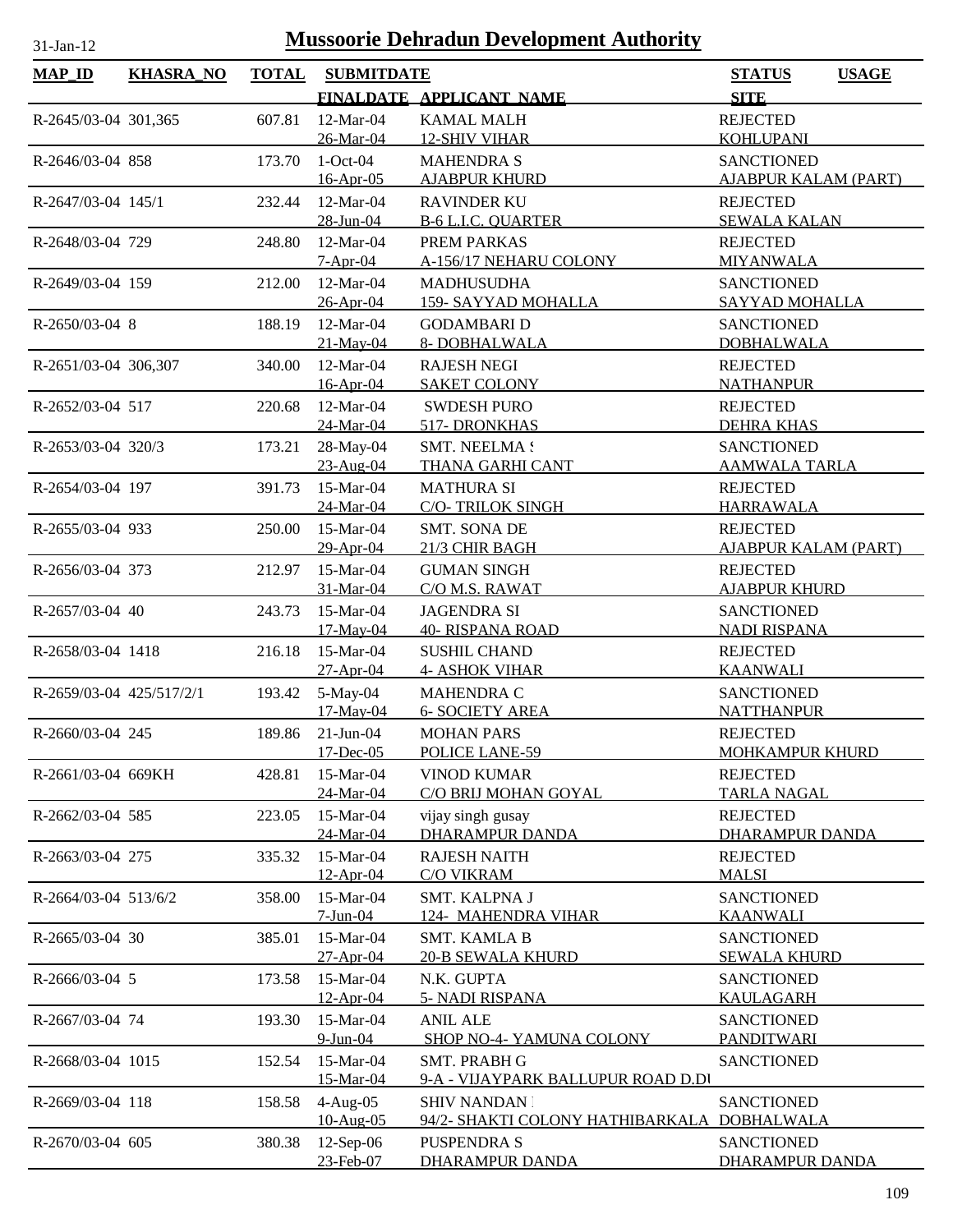31-Jan-12

# Mussoorie Dehradun Development Authority

| MAP_ID | KHASRA_NO | TOTAL | SUBMITDATE / FINALDATE | APPLICANT_NAME | STATUS / SITE | USAGE |
|---|---|---|---|---|---|---|
| R-2645/03-04 | 301,365 | 607.81 | 12-Mar-04<br>26-Mar-04 | KAMAL MALH<br>12-SHIV VIHAR | REJECTED<br>KOHLUPANI | |
| R-2646/03-04 | 858 | 173.70 | 1-Oct-04<br>16-Apr-05 | MAHENDRA S<br>AJABPUR KHURD | SANCTIONED<br>AJABPUR KALAM (PART) | |
| R-2647/03-04 | 145/1 | 232.44 | 12-Mar-04<br>28-Jun-04 | RAVINDER KU<br>B-6 L.I.C. QUARTER | REJECTED<br>SEWALA KALAN | |
| R-2648/03-04 | 729 | 248.80 | 12-Mar-04<br>7-Apr-04 | PREM PARKAS<br>A-156/17 NEHARU COLONY | REJECTED<br>MIYANWALA | |
| R-2649/03-04 | 159 | 212.00 | 12-Mar-04<br>26-Apr-04 | MADHUSUDHA<br>159- SAYYAD MOHALLA | SANCTIONED<br>SAYYAD MOHALLA | |
| R-2650/03-04 | 8 | 188.19 | 12-Mar-04<br>21-May-04 | GODAMBARI D<br>8- DOBHALWALA | SANCTIONED<br>DOBHALWALA | |
| R-2651/03-04 | 306,307 | 340.00 | 12-Mar-04<br>16-Apr-04 | RAJESH NEGI<br>SAKET COLONY | REJECTED<br>NATHANPUR | |
| R-2652/03-04 | 517 | 220.68 | 12-Mar-04<br>24-Mar-04 | SWDESH PURO<br>517- DRONKHAS | REJECTED<br>DEHRA KHAS | |
| R-2653/03-04 | 320/3 | 173.21 | 28-May-04<br>23-Aug-04 | SMT. NEELMA S<br>THANA GARHI CANT | SANCTIONED<br>AAMWALA TARLA | |
| R-2654/03-04 | 197 | 391.73 | 15-Mar-04<br>24-Mar-04 | MATHURA SI<br>C/O- TRILOK SINGH | REJECTED<br>HARRAWALA | |
| R-2655/03-04 | 933 | 250.00 | 15-Mar-04<br>29-Apr-04 | SMT. SONA DE<br>21/3 CHIR BAGH | REJECTED<br>AJABPUR KALAM (PART) | |
| R-2656/03-04 | 373 | 212.97 | 15-Mar-04<br>31-Mar-04 | GUMAN SINGH<br>C/O M.S. RAWAT | REJECTED<br>AJABPUR KHURD | |
| R-2657/03-04 | 40 | 243.73 | 15-Mar-04<br>17-May-04 | JAGENDRA SI<br>40- RISPANA ROAD | SANCTIONED<br>NADI RISPANA | |
| R-2658/03-04 | 1418 | 216.18 | 15-Mar-04<br>27-Apr-04 | SUSHIL CHAND<br>4- ASHOK VIHAR | REJECTED<br>KAANWALI | |
| R-2659/03-04 | 425/517/2/1 | 193.42 | 5-May-04<br>17-May-04 | MAHENDRA C<br>6- SOCIETY AREA | SANCTIONED<br>NATTHANPUR | |
| R-2660/03-04 | 245 | 189.86 | 21-Jun-04<br>17-Dec-05 | MOHAN PARS<br>POLICE LANE-59 | REJECTED<br>MOHKAMPUR KHURD | |
| R-2661/03-04 | 669KH | 428.81 | 15-Mar-04<br>24-Mar-04 | VINOD KUMAR<br>C/O BRIJ MOHAN GOYAL | REJECTED<br>TARLA NAGAL | |
| R-2662/03-04 | 585 | 223.05 | 15-Mar-04<br>24-Mar-04 | vijay singh gusay<br>DHARAMPUR DANDA | REJECTED<br>DHARAMPUR DANDA | |
| R-2663/03-04 | 275 | 335.32 | 15-Mar-04<br>12-Apr-04 | RAJESH NAITH<br>C/O VIKRAM | REJECTED<br>MALSI | |
| R-2664/03-04 | 513/6/2 | 358.00 | 15-Mar-04<br>7-Jun-04 | SMT. KALPNA J<br>124- MAHENDRA VIHAR | SANCTIONED<br>KAANWALI | |
| R-2665/03-04 | 30 | 385.01 | 15-Mar-04<br>27-Apr-04 | SMT. KAMLA B<br>20-B SEWALA KHURD | SANCTIONED<br>SEWALA KHURD | |
| R-2666/03-04 | 5 | 173.58 | 15-Mar-04<br>12-Apr-04 | N.K. GUPTA<br>5- NADI RISPANA | SANCTIONED<br>KAULAGARH | |
| R-2667/03-04 | 74 | 193.30 | 15-Mar-04<br>9-Jun-04 | ANIL ALE<br>SHOP NO-4- YAMUNA COLONY | SANCTIONED<br>PANDITWARI | |
| R-2668/03-04 | 1015 | 152.54 | 15-Mar-04<br>15-Mar-04 | SMT. PRABH G<br>9-A - VIJAYPARK BALLUPUR ROAD D.DU | SANCTIONED | |
| R-2669/03-04 | 118 | 158.58 | 4-Aug-05<br>10-Aug-05 | SHIV NANDAN<br>94/2- SHAKTI COLONY HATHIBARKALA | SANCTIONED<br>DOBHALWALA | |
| R-2670/03-04 | 605 | 380.38 | 12-Sep-06<br>23-Feb-07 | PUSPENDRA S<br>DHARAMPUR DANDA | SANCTIONED<br>DHARAMPUR DANDA | |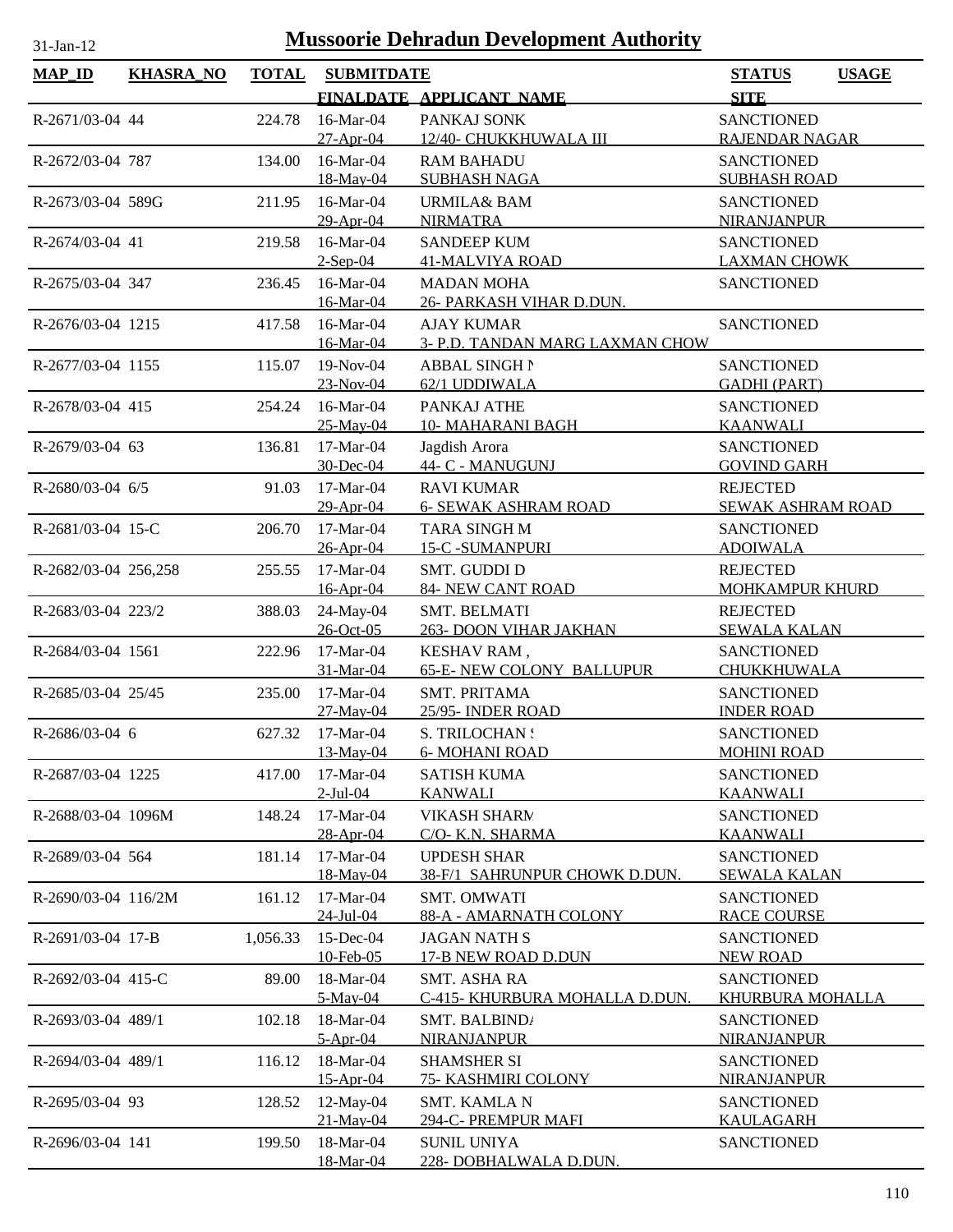31-Jan-12

# Mussoorie Dehradun Development Authority

| MAP_ID | KHASRA_NO | TOTAL | SUBMITDATE / FINALDATE | APPLICANT_NAME | STATUS / SITE | USAGE |
|---|---|---|---|---|---|---|
| R-2671/03-04 | 44 | 224.78 | 16-Mar-04 / 27-Apr-04 | PANKAJ SONK / 12/40- CHUKKHUWALA III | SANCTIONED / RAJENDAR NAGAR | |
| R-2672/03-04 | 787 | 134.00 | 16-Mar-04 / 18-May-04 | RAM BAHADU / SUBHASH NAGA | SANCTIONED / SUBHASH ROAD | |
| R-2673/03-04 | 589G | 211.95 | 16-Mar-04 / 29-Apr-04 | URMILA& BAM / NIRMATRA | SANCTIONED / NIRANJANPUR | |
| R-2674/03-04 | 41 | 219.58 | 16-Mar-04 / 2-Sep-04 | SANDEEP KUM / 41-MALVIYA ROAD | SANCTIONED / LAXMAN CHOWK | |
| R-2675/03-04 | 347 | 236.45 | 16-Mar-04 / 16-Mar-04 | MADAN MOHA / 26- PARKASH VIHAR D.DUN. | SANCTIONED | |
| R-2676/03-04 | 1215 | 417.58 | 16-Mar-04 / 16-Mar-04 | AJAY KUMAR / 3- P.D. TANDAN MARG LAXMAN CHOW | SANCTIONED | |
| R-2677/03-04 | 1155 | 115.07 | 19-Nov-04 / 23-Nov-04 | ABBAL SINGH N / 62/1 UDDIWALA | SANCTIONED / GADHI (PART) | |
| R-2678/03-04 | 415 | 254.24 | 16-Mar-04 / 25-May-04 | PANKAJ ATHE / 10- MAHARANI BAGH | SANCTIONED / KAANWALI | |
| R-2679/03-04 | 63 | 136.81 | 17-Mar-04 / 30-Dec-04 | Jagdish Arora / 44- C - MANUGUNJ | SANCTIONED / GOVIND GARH | |
| R-2680/03-04 | 6/5 | 91.03 | 17-Mar-04 / 29-Apr-04 | RAVI KUMAR / 6- SEWAK ASHRAM ROAD | REJECTED / SEWAK ASHRAM ROAD | |
| R-2681/03-04 | 15-C | 206.70 | 17-Mar-04 / 26-Apr-04 | TARA SINGH M / 15-C -SUMANPURI | SANCTIONED / ADOIWALA | |
| R-2682/03-04 | 256,258 | 255.55 | 17-Mar-04 / 16-Apr-04 | SMT. GUDDI D / 84- NEW CANT ROAD | REJECTED / MOHKAMPUR KHURD | |
| R-2683/03-04 | 223/2 | 388.03 | 24-May-04 / 26-Oct-05 | SMT. BELMATI / 263- DOON VIHAR JAKHAN | REJECTED / SEWALA KALAN | |
| R-2684/03-04 | 1561 | 222.96 | 17-Mar-04 / 31-Mar-04 | KESHAV RAM , / 65-E- NEW COLONY BALLUPUR | SANCTIONED / CHUKKHUWALA | |
| R-2685/03-04 | 25/45 | 235.00 | 17-Mar-04 / 27-May-04 | SMT. PRITAMA / 25/95- INDER ROAD | SANCTIONED / INDER ROAD | |
| R-2686/03-04 | 6 | 627.32 | 17-Mar-04 / 13-May-04 | S. TRILOCHAN S / 6- MOHANI ROAD | SANCTIONED / MOHINI ROAD | |
| R-2687/03-04 | 1225 | 417.00 | 17-Mar-04 / 2-Jul-04 | SATISH KUMA / KANWALI | SANCTIONED / KAANWALI | |
| R-2688/03-04 | 1096M | 148.24 | 17-Mar-04 / 28-Apr-04 | VIKASH SHARM / C/O- K.N. SHARMA | SANCTIONED / KAANWALI | |
| R-2689/03-04 | 564 | 181.14 | 17-Mar-04 / 18-May-04 | UPDESH SHAR / 38-F/1 SAHRUNPUR CHOWK D.DUN. | SANCTIONED / SEWALA KALAN | |
| R-2690/03-04 | 116/2M | 161.12 | 17-Mar-04 / 24-Jul-04 | SMT. OMWATI / 88-A - AMARNATH COLONY | SANCTIONED / RACE COURSE | |
| R-2691/03-04 | 17-B | 1,056.33 | 15-Dec-04 / 10-Feb-05 | JAGAN NATH S / 17-B NEW ROAD D.DUN | SANCTIONED / NEW ROAD | |
| R-2692/03-04 | 415-C | 89.00 | 18-Mar-04 / 5-May-04 | SMT. ASHA RA / C-415- KHURBURA MOHALLA D.DUN. | SANCTIONED / KHURBURA MOHALLA | |
| R-2693/03-04 | 489/1 | 102.18 | 18-Mar-04 / 5-Apr-04 | SMT. BALBINDA / NIRANJANPUR | SANCTIONED / NIRANJANPUR | |
| R-2694/03-04 | 489/1 | 116.12 | 18-Mar-04 / 15-Apr-04 | SHAMSHER SI / 75- KASHMIRI COLONY | SANCTIONED / NIRANJANPUR | |
| R-2695/03-04 | 93 | 128.52 | 12-May-04 / 21-May-04 | SMT. KAMLA N / 294-C- PREMPUR MAFI | SANCTIONED / KAULAGARH | |
| R-2696/03-04 | 141 | 199.50 | 18-Mar-04 / 18-Mar-04 | SUNIL UNIYA / 228- DOBHALWALA D.DUN. | SANCTIONED | |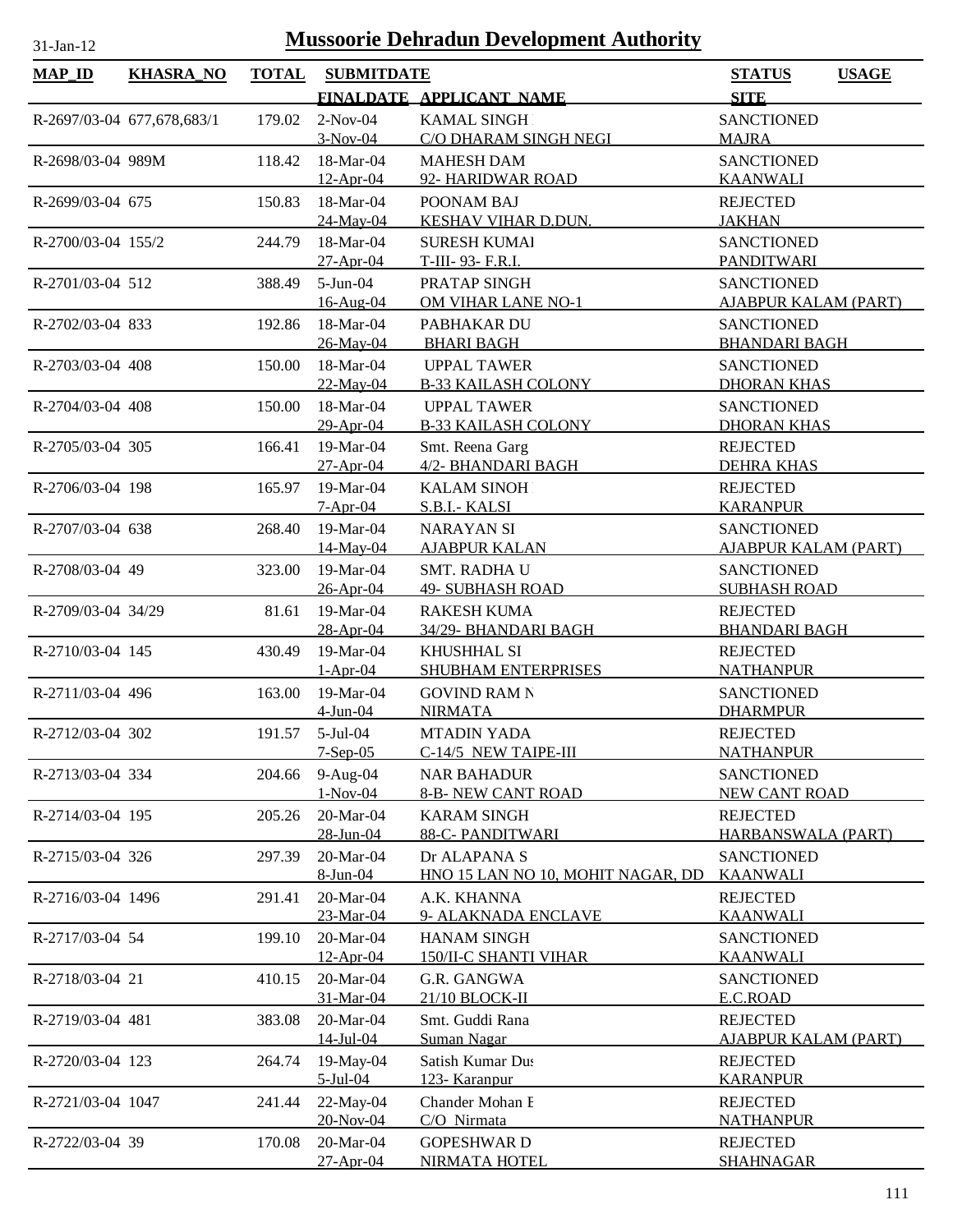# Mussoorie Dehradun Development Authority

31-Jan-12

| MAP_ID | KHASRA_NO | TOTAL | SUBMITDATE | FINALDATE | APPLICANT_NAME | | STATUS | SITE | USAGE |
|---|---|---|---|---|---|---|---|---|---|
| R-2697/03-04 | 677,678,683/1 | 179.02 | 2-Nov-04 | 3-Nov-04 | KAMAL SINGH | C/O DHARAM SINGH NEGI | SANCTIONED | MAJRA | |
| R-2698/03-04 | 989M | 118.42 | 18-Mar-04 | 12-Apr-04 | MAHESH DAM | 92- HARIDWAR ROAD | SANCTIONED | KAANWALI | |
| R-2699/03-04 | 675 | 150.83 | 18-Mar-04 | 24-May-04 | POONAM BAJ | KESHAV VIHAR D.DUN. | REJECTED | JAKHAN | |
| R-2700/03-04 | 155/2 | 244.79 | 18-Mar-04 | 27-Apr-04 | SURESH KUMAI | T-III- 93- F.R.I. | SANCTIONED | PANDITWARI | |
| R-2701/03-04 | 512 | 388.49 | 5-Jun-04 | 16-Aug-04 | PRATAP SINGH | OM VIHAR LANE NO-1 | SANCTIONED | AJABPUR KALAM (PART) | |
| R-2702/03-04 | 833 | 192.86 | 18-Mar-04 | 26-May-04 | PABHAKAR DU | BHARI BAGH | SANCTIONED | BHANDARI BAGH | |
| R-2703/03-04 | 408 | 150.00 | 18-Mar-04 | 22-May-04 | UPPAL TAWER | B-33 KAILASH COLONY | SANCTIONED | DHORAN KHAS | |
| R-2704/03-04 | 408 | 150.00 | 18-Mar-04 | 29-Apr-04 | UPPAL TAWER | B-33 KAILASH COLONY | SANCTIONED | DHORAN KHAS | |
| R-2705/03-04 | 305 | 166.41 | 19-Mar-04 | 27-Apr-04 | Smt. Reena Garg | 4/2- BHANDARI BAGH | REJECTED | DEHRA KHAS | |
| R-2706/03-04 | 198 | 165.97 | 19-Mar-04 | 7-Apr-04 | KALAM SINOH | S.B.I.- KALSI | REJECTED | KARANPUR | |
| R-2707/03-04 | 638 | 268.40 | 19-Mar-04 | 14-May-04 | NARAYAN SI | AJABPUR KALAN | SANCTIONED | AJABPUR KALAM (PART) | |
| R-2708/03-04 | 49 | 323.00 | 19-Mar-04 | 26-Apr-04 | SMT. RADHA U | 49- SUBHASH ROAD | SANCTIONED | SUBHASH ROAD | |
| R-2709/03-04 | 34/29 | 81.61 | 19-Mar-04 | 28-Apr-04 | RAKESH KUMA | 34/29- BHANDARI BAGH | REJECTED | BHANDARI BAGH | |
| R-2710/03-04 | 145 | 430.49 | 19-Mar-04 | 1-Apr-04 | KHUSHHAL SI | SHUBHAM ENTERPRISES | REJECTED | NATHANPUR | |
| R-2711/03-04 | 496 | 163.00 | 19-Mar-04 | 4-Jun-04 | GOVIND RAM N | NIRMATA | SANCTIONED | DHARMPUR | |
| R-2712/03-04 | 302 | 191.57 | 5-Jul-04 | 7-Sep-05 | MTADIN YADA | C-14/5 NEW TAIPE-III | REJECTED | NATHANPUR | |
| R-2713/03-04 | 334 | 204.66 | 9-Aug-04 | 1-Nov-04 | NAR BAHADUR | 8-B- NEW CANT ROAD | SANCTIONED | NEW CANT ROAD | |
| R-2714/03-04 | 195 | 205.26 | 20-Mar-04 | 28-Jun-04 | KARAM SINGH | 88-C- PANDITWARI | REJECTED | HARBANSWALA (PART) | |
| R-2715/03-04 | 326 | 297.39 | 20-Mar-04 | 8-Jun-04 | Dr ALAPANA S | HNO 15 LAN NO 10, MOHIT NAGAR, DD | SANCTIONED | KAANWALI | |
| R-2716/03-04 | 1496 | 291.41 | 20-Mar-04 | 23-Mar-04 | A.K. KHANNA | 9- ALAKNADA ENCLAVE | REJECTED | KAANWALI | |
| R-2717/03-04 | 54 | 199.10 | 20-Mar-04 | 12-Apr-04 | HANAM SINGH | 150/II-C SHANTI VIHAR | SANCTIONED | KAANWALI | |
| R-2718/03-04 | 21 | 410.15 | 20-Mar-04 | 31-Mar-04 | G.R. GANGWA | 21/10 BLOCK-II | SANCTIONED | E.C.ROAD | |
| R-2719/03-04 | 481 | 383.08 | 20-Mar-04 | 14-Jul-04 | Smt. Guddi Rana | Suman Nagar | REJECTED | AJABPUR KALAM (PART) | |
| R-2720/03-04 | 123 | 264.74 | 19-May-04 | 5-Jul-04 | Satish Kumar Dus | 123- Karanpur | REJECTED | KARANPUR | |
| R-2721/03-04 | 1047 | 241.44 | 22-May-04 | 20-Nov-04 | Chander Mohan E | C/O Nirmata | REJECTED | NATHANPUR | |
| R-2722/03-04 | 39 | 170.08 | 20-Mar-04 | 27-Apr-04 | GOPESHWAR D | NIRMATA HOTEL | REJECTED | SHAHNAGAR | |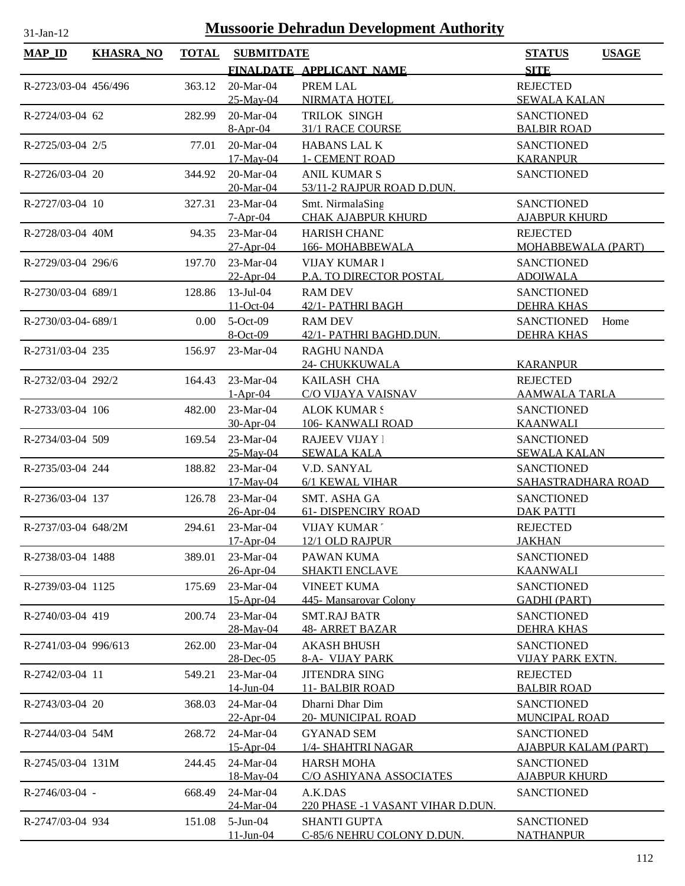# Mussoorie Dehradun Development Authority

31-Jan-12

| MAP_ID | KHASRA_NO | TOTAL | SUBMITDATE / FINALDATE | APPLICANT_NAME | STATUS / SITE | USAGE |
|---|---|---|---|---|---|---|
| R-2723/03-04 | 456/496 | 363.12 | 20-Mar-04 / 25-May-04 | PREM LAL / NIRMATA HOTEL | REJECTED / SEWALA KALAN | |
| R-2724/03-04 | 62 | 282.99 | 20-Mar-04 / 8-Apr-04 | TRILOK SINGH / 31/1 RACE COURSE | SANCTIONED / BALBIR ROAD | |
| R-2725/03-04 | 2/5 | 77.01 | 20-Mar-04 / 17-May-04 | HABANS LAL K / 1- CEMENT ROAD | SANCTIONED / KARANPUR | |
| R-2726/03-04 | 20 | 344.92 | 20-Mar-04 / 20-Mar-04 | ANIL KUMAR S / 53/11-2 RAJPUR ROAD D.DUN. | SANCTIONED | |
| R-2727/03-04 | 10 | 327.31 | 23-Mar-04 / 7-Apr-04 | Smt. NirmalaSing / CHAK AJABPUR KHURD | SANCTIONED / AJABPUR KHURD | |
| R-2728/03-04 | 40M | 94.35 | 23-Mar-04 / 27-Apr-04 | HARISH CHAND / 166- MOHABBEWALA | REJECTED / MOHABBEWALA (PART) | |
| R-2729/03-04 | 296/6 | 197.70 | 23-Mar-04 / 22-Apr-04 | VIJAY KUMAR I / P.A. TO DIRECTOR POSTAL | SANCTIONED / ADOIWALA | |
| R-2730/03-04 | 689/1 | 128.86 | 13-Jul-04 / 11-Oct-04 | RAM DEV / 42/1- PATHRI BAGH | SANCTIONED / DEHRA KHAS | |
| R-2730/03-04- | 689/1 | 0.00 | 5-Oct-09 / 8-Oct-09 | RAM DEV / 42/1- PATHRI BAGHD.DUN. | SANCTIONED / DEHRA KHAS | Home |
| R-2731/03-04 | 235 | 156.97 | 23-Mar-04 | RAGHU NANDA / 24- CHUKKUWALA | KARANPUR | |
| R-2732/03-04 | 292/2 | 164.43 | 23-Mar-04 / 1-Apr-04 | KAILASH CHA / C/O VIJAYA VAISNAV | REJECTED / AAMWALA TARLA | |
| R-2733/03-04 | 106 | 482.00 | 23-Mar-04 / 30-Apr-04 | ALOK KUMAR S / 106- KANWALI ROAD | SANCTIONED / KAANWALI | |
| R-2734/03-04 | 509 | 169.54 | 23-Mar-04 / 25-May-04 | RAJEEV VIJAY I / SEWALA KALA | SANCTIONED / SEWALA KALAN | |
| R-2735/03-04 | 244 | 188.82 | 23-Mar-04 / 17-May-04 | V.D. SANYAL / 6/1 KEWAL VIHAR | SANCTIONED / SAHASTRADHARA ROAD | |
| R-2736/03-04 | 137 | 126.78 | 23-Mar-04 / 26-Apr-04 | SMT. ASHA GA / 61- DISPENCIRY ROAD | SANCTIONED / DAK PATTI | |
| R-2737/03-04 | 648/2M | 294.61 | 23-Mar-04 / 17-Apr-04 | VIJAY KUMAR T / 12/1 OLD RAJPUR | REJECTED / JAKHAN | |
| R-2738/03-04 | 1488 | 389.01 | 23-Mar-04 / 26-Apr-04 | PAWAN KUMA / SHAKTI ENCLAVE | SANCTIONED / KAANWALI | |
| R-2739/03-04 | 1125 | 175.69 | 23-Mar-04 / 15-Apr-04 | VINEET KUMA / 445- Mansarovar Colony | SANCTIONED / GADHI (PART) | |
| R-2740/03-04 | 419 | 200.74 | 23-Mar-04 / 28-May-04 | SMT.RAJ BATR / 48- ARRET BAZAR | SANCTIONED / DEHRA KHAS | |
| R-2741/03-04 | 996/613 | 262.00 | 23-Mar-04 / 28-Dec-05 | AKASH BHUSH / 8-A- VIJAY PARK | SANCTIONED / VIJAY PARK EXTN. | |
| R-2742/03-04 | 11 | 549.21 | 23-Mar-04 / 14-Jun-04 | JITENDRA SING / 11- BALBIR ROAD | REJECTED / BALBIR ROAD | |
| R-2743/03-04 | 20 | 368.03 | 24-Mar-04 / 22-Apr-04 | Dharni Dhar Dim / 20- MUNICIPAL ROAD | SANCTIONED / MUNCIPAL ROAD | |
| R-2744/03-04 | 54M | 268.72 | 24-Mar-04 / 15-Apr-04 | GYANAD SEM / 1/4- SHAHTRI NAGAR | SANCTIONED / AJABPUR KALAM (PART) | |
| R-2745/03-04 | 131M | 244.45 | 24-Mar-04 / 18-May-04 | HARSH MOHA / C/O ASHIYANA ASSOCIATES | SANCTIONED / AJABPUR KHURD | |
| R-2746/03-04 | - | 668.49 | 24-Mar-04 / 24-Mar-04 | A.K.DAS / 220 PHASE -1 VASANT VIHAR D.DUN. | SANCTIONED | |
| R-2747/03-04 | 934 | 151.08 | 5-Jun-04 / 11-Jun-04 | SHANTI GUPTA / C-85/6 NEHRU COLONY D.DUN. | SANCTIONED / NATHANPUR | |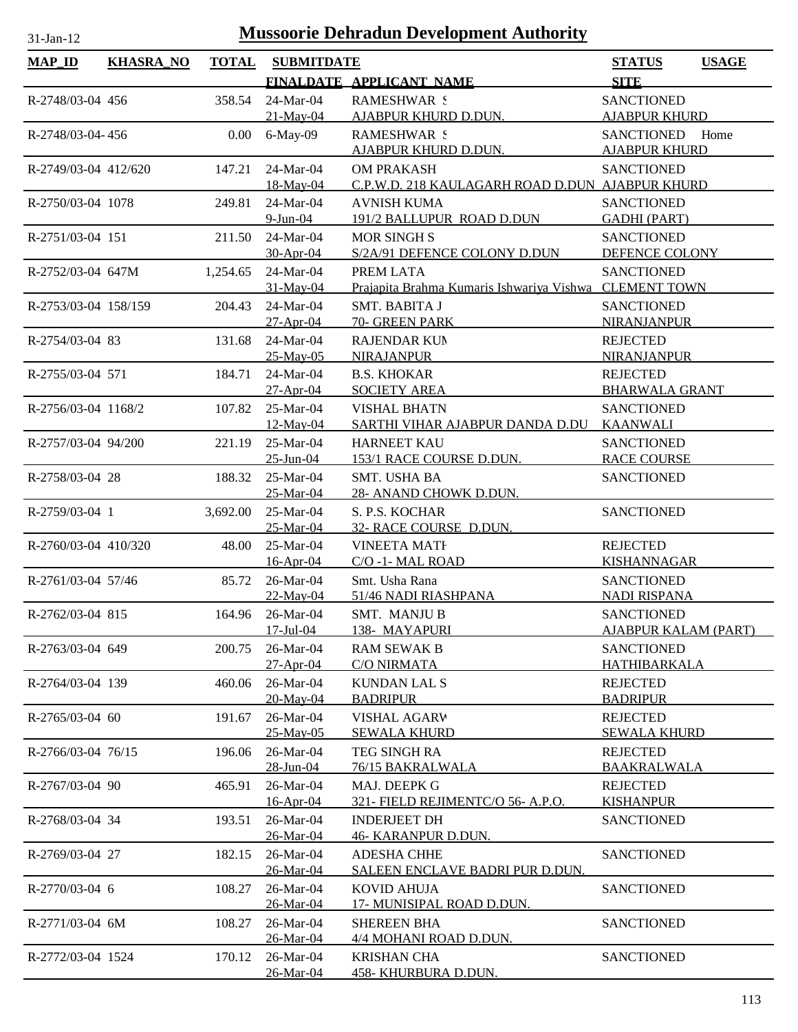# Mussoorie Dehradun Development Authority

31-Jan-12

| MAP_ID | KHASRA_NO | TOTAL | SUBMITDATE / FINALDATE | APPLICANT_NAME | STATUS / SITE | USAGE |
|---|---|---|---|---|---|---|
| R-2748/03-04 | 456 | 358.54 | 24-Mar-04<br>21-May-04 | RAMESHWAR S<br>AJABPUR KHURD D.DUN. | SANCTIONED<br>AJABPUR KHURD | |
| R-2748/03-04- | 456 | 0.00 | 6-May-09 | RAMESHWAR S<br>AJABPUR KHURD D.DUN. | SANCTIONED<br>AJABPUR KHURD | Home |
| R-2749/03-04 | 412/620 | 147.21 | 24-Mar-04<br>18-May-04 | OM PRAKASH<br>C.P.W.D. 218 KAULAGARH ROAD D.DUN | SANCTIONED<br>AJABPUR KHURD | |
| R-2750/03-04 | 1078 | 249.81 | 24-Mar-04<br>9-Jun-04 | AVNISH KUMA<br>191/2 BALLUPUR ROAD D.DUN | SANCTIONED<br>GADHI (PART) | |
| R-2751/03-04 | 151 | 211.50 | 24-Mar-04<br>30-Apr-04 | MOR SINGH S<br>S/2A/91 DEFENCE COLONY D.DUN | SANCTIONED<br>DEFENCE COLONY | |
| R-2752/03-04 | 647M | 1,254.65 | 24-Mar-04<br>31-May-04 | PREM LATA<br>Prajapita Brahma Kumaris Ishwariya Vishwa | SANCTIONED<br>CLEMENT TOWN | |
| R-2753/03-04 | 158/159 | 204.43 | 24-Mar-04<br>27-Apr-04 | SMT. BABITA J<br>70- GREEN PARK | SANCTIONED<br>NIRANJANPUR | |
| R-2754/03-04 | 83 | 131.68 | 24-Mar-04<br>25-May-05 | RAJENDAR KUM<br>NIRAJANPUR | REJECTED<br>NIRANJANPUR | |
| R-2755/03-04 | 571 | 184.71 | 24-Mar-04<br>27-Apr-04 | B.S. KHOKAR<br>SOCIETY AREA | REJECTED<br>BHARWALA GRANT | |
| R-2756/03-04 | 1168/2 | 107.82 | 25-Mar-04<br>12-May-04 | VISHAL BHATN<br>SARTHI VIHAR AJABPUR DANDA D.DU | SANCTIONED<br>KAANWALI | |
| R-2757/03-04 | 94/200 | 221.19 | 25-Mar-04<br>25-Jun-04 | HARNEET KAU<br>153/1 RACE COURSE D.DUN. | SANCTIONED<br>RACE COURSE | |
| R-2758/03-04 | 28 | 188.32 | 25-Mar-04<br>25-Mar-04 | SMT. USHA BA<br>28- ANAND CHOWK D.DUN. | SANCTIONED | |
| R-2759/03-04 | 1 | 3,692.00 | 25-Mar-04<br>25-Mar-04 | S. P.S. KOCHAR<br>32- RACE COURSE D.DUN. | SANCTIONED | |
| R-2760/03-04 | 410/320 | 48.00 | 25-Mar-04<br>16-Apr-04 | VINEETA MATH<br>C/O -1- MAL ROAD | REJECTED<br>KISHANNAGAR | |
| R-2761/03-04 | 57/46 | 85.72 | 26-Mar-04<br>22-May-04 | Smt. Usha Rana<br>51/46 NADI RIASHPANA | SANCTIONED<br>NADI RISPANA | |
| R-2762/03-04 | 815 | 164.96 | 26-Mar-04<br>17-Jul-04 | SMT. MANJU B<br>138- MAYAPURI | SANCTIONED<br>AJABPUR KALAM (PART) | |
| R-2763/03-04 | 649 | 200.75 | 26-Mar-04<br>27-Apr-04 | RAM SEWAK B<br>C/O NIRMATA | SANCTIONED<br>HATHIBARKALA | |
| R-2764/03-04 | 139 | 460.06 | 26-Mar-04<br>20-May-04 | KUNDAN LAL S<br>BADRIPUR | REJECTED<br>BADRIPUR | |
| R-2765/03-04 | 60 | 191.67 | 26-Mar-04<br>25-May-05 | VISHAL AGARW<br>SEWALA KHURD | REJECTED<br>SEWALA KHURD | |
| R-2766/03-04 | 76/15 | 196.06 | 26-Mar-04<br>28-Jun-04 | TEG SINGH RA<br>76/15 BAKRALWALA | REJECTED<br>BAAKRALWALA | |
| R-2767/03-04 | 90 | 465.91 | 26-Mar-04<br>16-Apr-04 | MAJ. DEEPK G<br>321- FIELD REJIMENTC/O 56- A.P.O. | REJECTED<br>KISHANPUR | |
| R-2768/03-04 | 34 | 193.51 | 26-Mar-04<br>26-Mar-04 | INDERJEET DH<br>46- KARANPUR D.DUN. | SANCTIONED | |
| R-2769/03-04 | 27 | 182.15 | 26-Mar-04<br>26-Mar-04 | ADESHA CHHE<br>SALEEN ENCLAVE BADRI PUR D.DUN. | SANCTIONED | |
| R-2770/03-04 | 6 | 108.27 | 26-Mar-04<br>26-Mar-04 | KOVID AHUJA<br>17- MUNISIPAL ROAD D.DUN. | SANCTIONED | |
| R-2771/03-04 | 6M | 108.27 | 26-Mar-04<br>26-Mar-04 | SHEREEN BHA<br>4/4 MOHANI ROAD D.DUN. | SANCTIONED | |
| R-2772/03-04 | 1524 | 170.12 | 26-Mar-04<br>26-Mar-04 | KRISHAN CHA<br>458- KHURBURA D.DUN. | SANCTIONED | |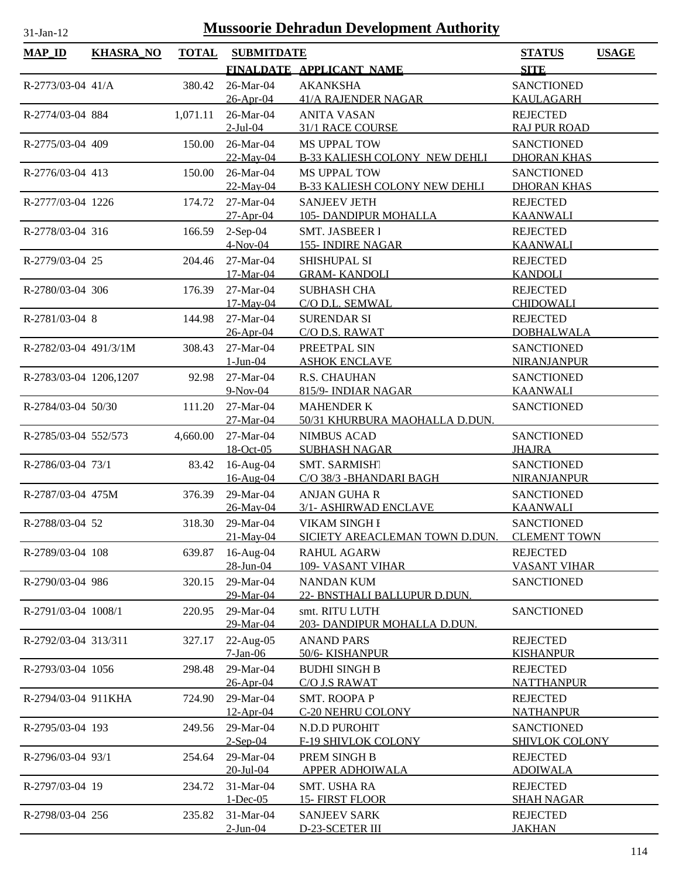# Mussoorie Dehradun Development Authority

31-Jan-12

| MAP_ID | KHASRA_NO | TOTAL | SUBMITDATE | | STATUS | USAGE |
|---|---|---|---|---|---|---|
| | | | FINALDATE | APPLICANT_NAME | SITE | |
| R-2773/03-04 | 41/A | 380.42 | 26-Mar-04 | AKANKSHA | SANCTIONED | |
| | | | 26-Apr-04 | 41/A RAJENDER NAGAR | KAULAGARH | |
| R-2774/03-04 | 884 | 1,071.11 | 26-Mar-04 | ANITA VASAN | REJECTED | |
| | | | 2-Jul-04 | 31/1 RACE COURSE | RAJ PUR ROAD | |
| R-2775/03-04 | 409 | 150.00 | 26-Mar-04 | MS UPPAL TOW | SANCTIONED | |
| | | | 22-May-04 | B-33 KALIESH COLONY NEW DEHLI | DHORAN KHAS | |
| R-2776/03-04 | 413 | 150.00 | 26-Mar-04 | MS UPPAL TOW | SANCTIONED | |
| | | | 22-May-04 | B-33 KALIESH COLONY NEW DEHLI | DHORAN KHAS | |
| R-2777/03-04 | 1226 | 174.72 | 27-Mar-04 | SANJEEV JETH | REJECTED | |
| | | | 27-Apr-04 | 105- DANDIPUR MOHALLA | KAANWALI | |
| R-2778/03-04 | 316 | 166.59 | 2-Sep-04 | SMT. JASBEER I | REJECTED | |
| | | | 4-Nov-04 | 155- INDIRE NAGAR | KAANWALI | |
| R-2779/03-04 | 25 | 204.46 | 27-Mar-04 | SHISHUPAL SI | REJECTED | |
| | | | 17-Mar-04 | GRAM- KANDOLI | KANDOLI | |
| R-2780/03-04 | 306 | 176.39 | 27-Mar-04 | SUBHASH CHA | REJECTED | |
| | | | 17-May-04 | C/O D.L. SEMWAL | CHIDOWALI | |
| R-2781/03-04 | 8 | 144.98 | 27-Mar-04 | SURENDAR SI | REJECTED | |
| | | | 26-Apr-04 | C/O D.S. RAWAT | DOBHALWALA | |
| R-2782/03-04 | 491/3/1M | 308.43 | 27-Mar-04 | PREETPAL SIN | SANCTIONED | |
| | | | 1-Jun-04 | ASHOK ENCLAVE | NIRANJANPUR | |
| R-2783/03-04 | 1206,1207 | 92.98 | 27-Mar-04 | R.S. CHAUHAN | SANCTIONED | |
| | | | 9-Nov-04 | 815/9- INDIAR NAGAR | KAANWALI | |
| R-2784/03-04 | 50/30 | 111.20 | 27-Mar-04 | MAHENDER K | SANCTIONED | |
| | | | 27-Mar-04 | 50/31 KHURBURA MAOHALLA D.DUN. | | |
| R-2785/03-04 | 552/573 | 4,660.00 | 27-Mar-04 | NIMBUS ACAD | SANCTIONED | |
| | | | 18-Oct-05 | SUBHASH NAGAR | JHAJRA | |
| R-2786/03-04 | 73/1 | 83.42 | 16-Aug-04 | SMT. SARMISHT | SANCTIONED | |
| | | | 16-Aug-04 | C/O 38/3 -BHANDARI BAGH | NIRANJANPUR | |
| R-2787/03-04 | 475M | 376.39 | 29-Mar-04 | ANJAN GUHA R | SANCTIONED | |
| | | | 26-May-04 | 3/1- ASHIRWAD ENCLAVE | KAANWALI | |
| R-2788/03-04 | 52 | 318.30 | 29-Mar-04 | VIKAM SINGH I | SANCTIONED | |
| | | | 21-May-04 | SICIETY AREACLEMAN TOWN D.DUN. | CLEMENT TOWN | |
| R-2789/03-04 | 108 | 639.87 | 16-Aug-04 | RAHUL AGARW | REJECTED | |
| | | | 28-Jun-04 | 109- VASANT VIHAR | VASANT VIHAR | |
| R-2790/03-04 | 986 | 320.15 | 29-Mar-04 | NANDAN KUM | SANCTIONED | |
| | | | 29-Mar-04 | 22- BNSTHALI BALLUPUR D.DUN. | | |
| R-2791/03-04 | 1008/1 | 220.95 | 29-Mar-04 | smt. RITU LUTH | SANCTIONED | |
| | | | 29-Mar-04 | 203- DANDIPUR MOHALLA D.DUN. | | |
| R-2792/03-04 | 313/311 | 327.17 | 22-Aug-05 | ANAND PARS | REJECTED | |
| | | | 7-Jan-06 | 50/6- KISHANPUR | KISHANPUR | |
| R-2793/03-04 | 1056 | 298.48 | 29-Mar-04 | BUDHI SINGH B | REJECTED | |
| | | | 26-Apr-04 | C/O J.S RAWAT | NATTHANPUR | |
| R-2794/03-04 | 911KHA | 724.90 | 29-Mar-04 | SMT. ROOPA P | REJECTED | |
| | | | 12-Apr-04 | C-20 NEHRU COLONY | NATHANPUR | |
| R-2795/03-04 | 193 | 249.56 | 29-Mar-04 | N.D.D PUROHIT | SANCTIONED | |
| | | | 2-Sep-04 | F-19 SHIVLOK COLONY | SHIVLOK COLONY | |
| R-2796/03-04 | 93/1 | 254.64 | 29-Mar-04 | PREM SINGH B | REJECTED | |
| | | | 20-Jul-04 | APPER ADHOIWALA | ADOIWALA | |
| R-2797/03-04 | 19 | 234.72 | 31-Mar-04 | SMT. USHA RA | REJECTED | |
| | | | 1-Dec-05 | 15- FIRST FLOOR | SHAH NAGAR | |
| R-2798/03-04 | 256 | 235.82 | 31-Mar-04 | SANJEEV SARK | REJECTED | |
| | | | 2-Jun-04 | D-23-SCETER III | JAKHAN | |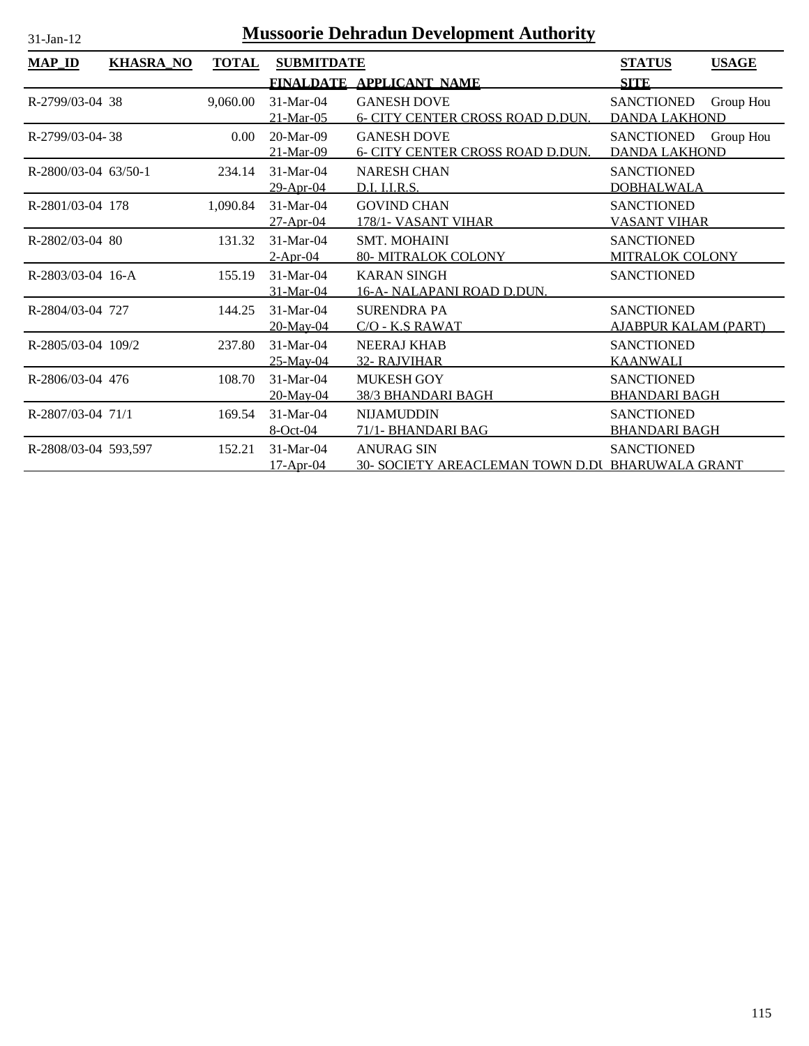31-Jan-12

# Mussoorie Dehradun Development Authority

| MAP_ID | KHASRA_NO | TOTAL | SUBMITDATE / FINALDATE | APPLICANT_NAME | STATUS / SITE | USAGE |
|---|---|---|---|---|---|---|
| R-2799/03-04 | 38 | 9,060.00 | 31-Mar-04 / 21-Mar-05 | GANESH DOVE / 6- CITY CENTER CROSS ROAD D.DUN. | SANCTIONED / DANDA LAKHOND | Group Hou |
| R-2799/03-04- | 38 | 0.00 | 20-Mar-09 / 21-Mar-09 | GANESH DOVE / 6- CITY CENTER CROSS ROAD D.DUN. | SANCTIONED / DANDA LAKHOND | Group Hou |
| R-2800/03-04 | 63/50-1 | 234.14 | 31-Mar-04 / 29-Apr-04 | NARESH CHAN / D.I. I.I.R.S. | SANCTIONED / DOBHALWALA | |
| R-2801/03-04 | 178 | 1,090.84 | 31-Mar-04 / 27-Apr-04 | GOVIND CHAN / 178/1- VASANT VIHAR | SANCTIONED / VASANT VIHAR | |
| R-2802/03-04 | 80 | 131.32 | 31-Mar-04 / 2-Apr-04 | SMT. MOHAINI / 80- MITRALOK COLONY | SANCTIONED / MITRALOK COLONY | |
| R-2803/03-04 | 16-A | 155.19 | 31-Mar-04 / 31-Mar-04 | KARAN SINGH / 16-A- NALAPANI ROAD D.DUN. | SANCTIONED | |
| R-2804/03-04 | 727 | 144.25 | 31-Mar-04 / 20-May-04 | SURENDRA PA / C/O - K.S RAWAT | SANCTIONED / AJABPUR KALAM (PART) | |
| R-2805/03-04 | 109/2 | 237.80 | 31-Mar-04 / 25-May-04 | NEERAJ KHAB / 32- RAJVIHAR | SANCTIONED / KAANWALI | |
| R-2806/03-04 | 476 | 108.70 | 31-Mar-04 / 20-May-04 | MUKESH GOY / 38/3 BHANDARI BAGH | SANCTIONED / BHANDARI BAGH | |
| R-2807/03-04 | 71/1 | 169.54 | 31-Mar-04 / 8-Oct-04 | NIJAMUDDIN / 71/1- BHANDARI BAG | SANCTIONED / BHANDARI BAGH | |
| R-2808/03-04 | 593,597 | 152.21 | 31-Mar-04 / 17-Apr-04 | ANURAG SIN / 30- SOCIETY AREACLEMAN TOWN D.DU | SANCTIONED / BHARUWALA GRANT | |